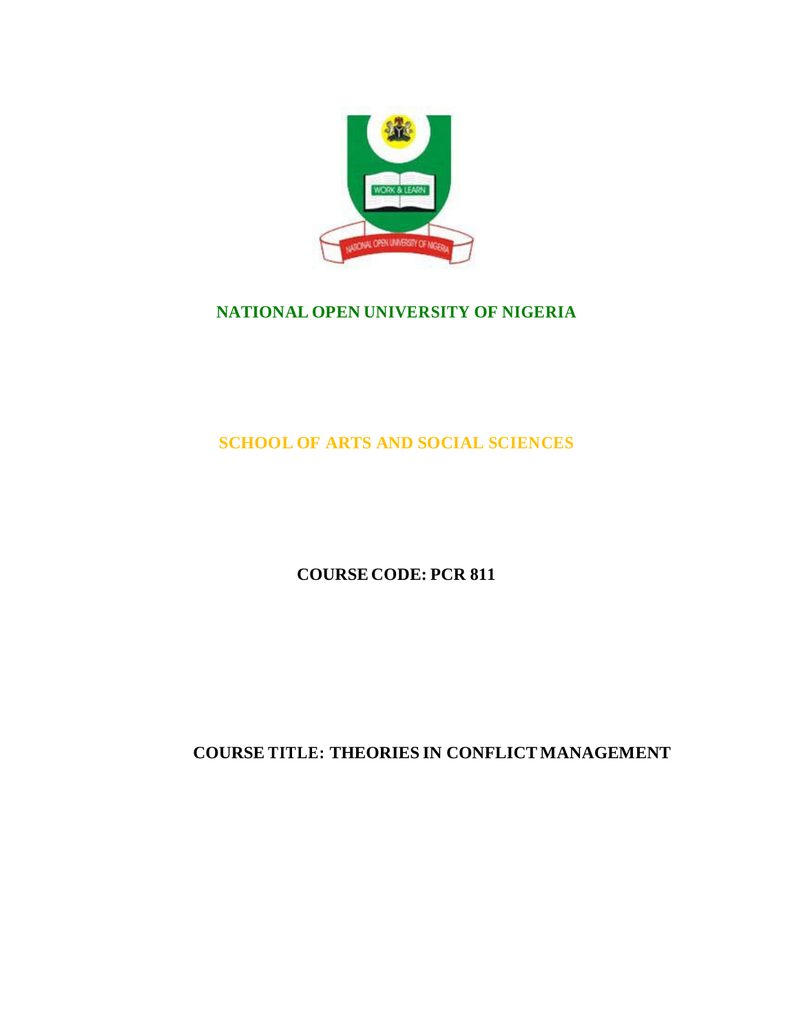# NATIONAL OPEN UNIVERSITY OF NIGERIA

## SCHOOL OF ARTS AND SOCIAL SCIENCES

**COURSE CODE: PCR 811**

**COURSE TITLE: THEORIES IN CONFLICT MANAGEMENT**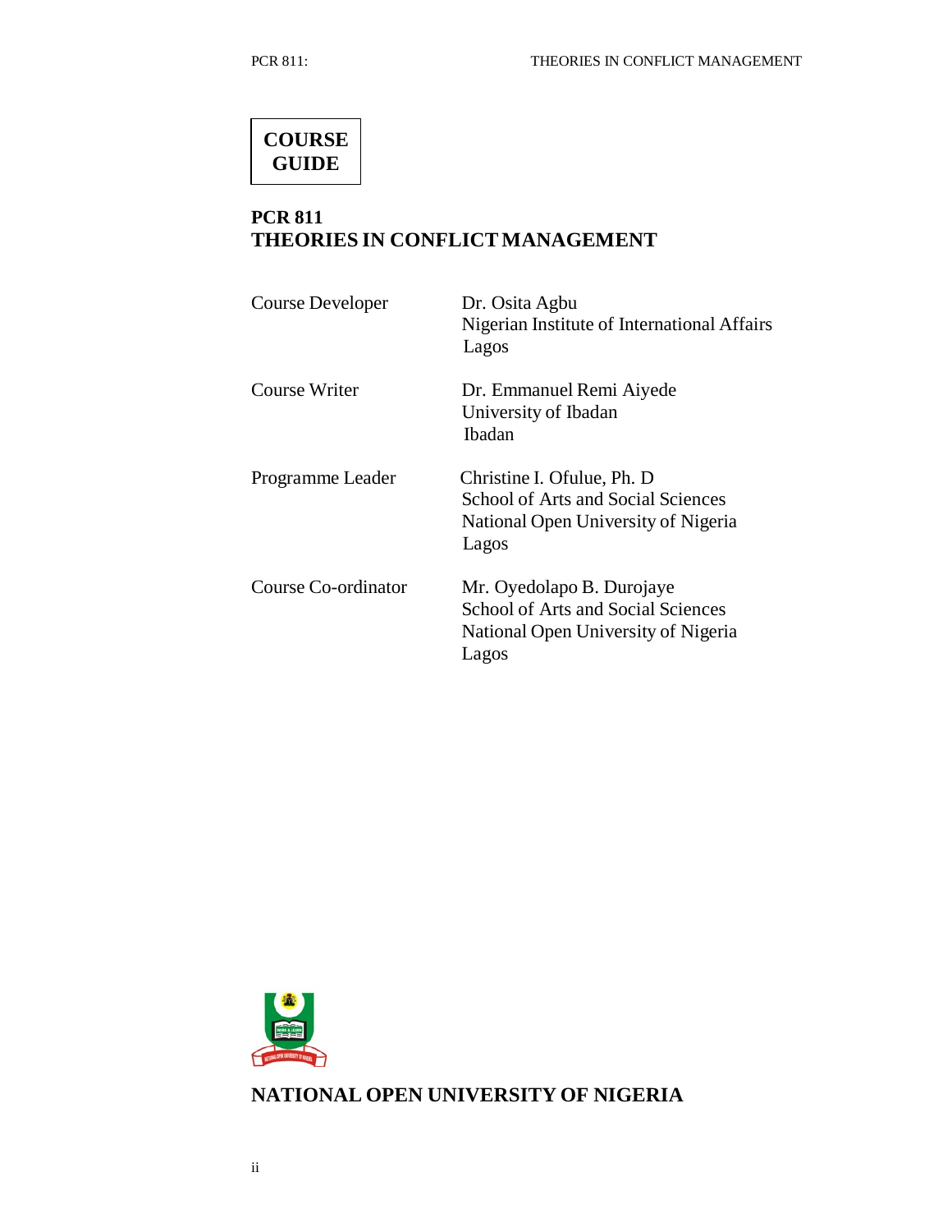# COURSE GUIDE

## PCR 811
## THEORIES IN CONFLICT MANAGEMENT

| | |
|---|---|
| Course Developer | Dr. Osita Agbu<br>Nigerian Institute of International Affairs<br>Lagos |
| Course Writer | Dr. Emmanuel Remi Aiyede<br>University of Ibadan<br>Ibadan |
| Programme Leader | Christine I. Ofulue, Ph. D<br>School of Arts and Social Sciences<br>National Open University of Nigeria<br>Lagos |
| Course Co-ordinator | Mr. Oyedolapo B. Durojaye<br>School of Arts and Social Sciences<br>National Open University of Nigeria<br>Lagos |

**NATIONAL OPEN UNIVERSITY OF NIGERIA**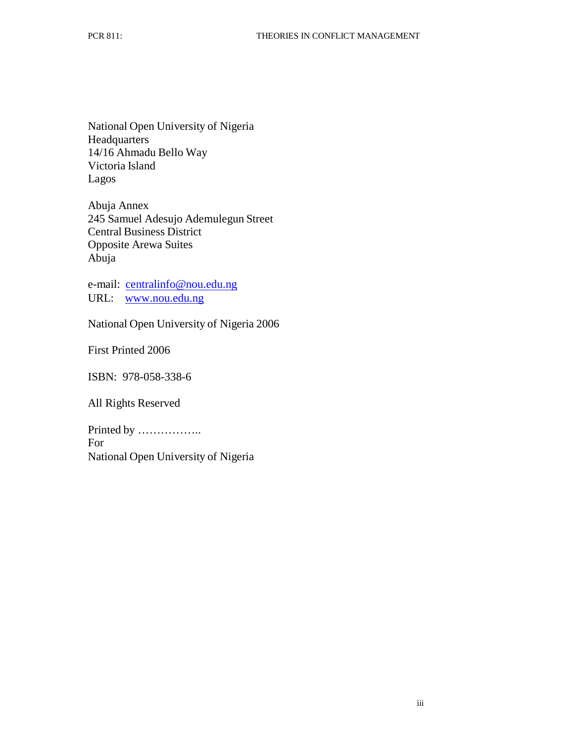National Open University of Nigeria
Headquarters
14/16 Ahmadu Bello Way
Victoria Island
Lagos

Abuja Annex
245 Samuel Adesujo Ademulegun Street
Central Business District
Opposite Arewa Suites
Abuja

e-mail: centralinfo@nou.edu.ng
URL: www.nou.edu.ng

National Open University of Nigeria 2006

First Printed 2006

ISBN: 978-058-338-6

All Rights Reserved

Printed by ……………..
For
National Open University of Nigeria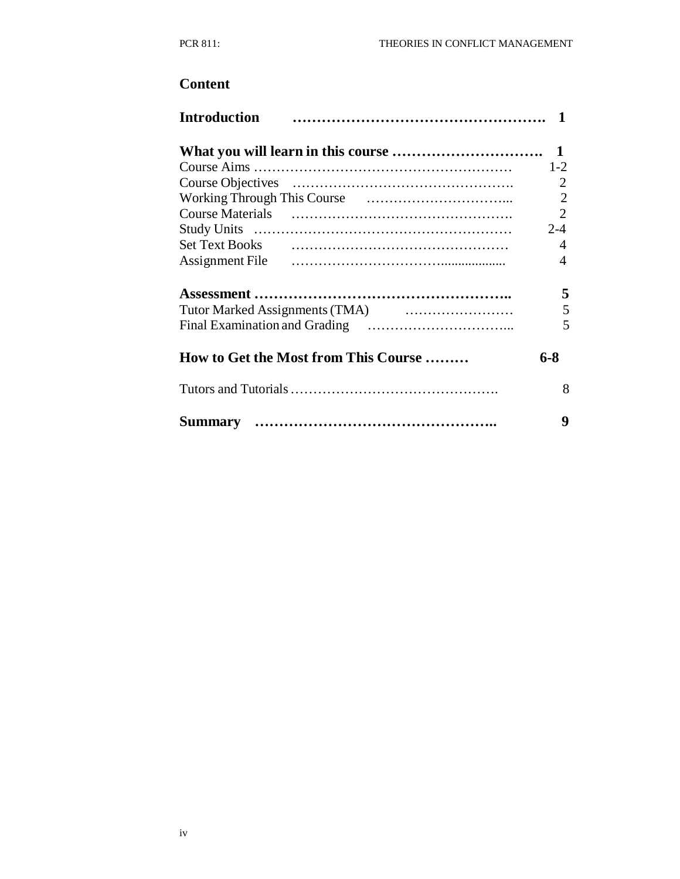## Content

| | |
|---|---|
| **Introduction** | **1** |
| **What you will learn in this course** | **1** |
| Course Aims | 1-2 |
| Course Objectives | 2 |
| Working Through This Course | 2 |
| Course Materials | 2 |
| Study Units | 2-4 |
| Set Text Books | 4 |
| Assignment File | 4 |
| **Assessment** | **5** |
| Tutor Marked Assignments (TMA) | 5 |
| Final Examination and Grading | 5 |
| **How to Get the Most from This Course** | **6-8** |
| Tutors and Tutorials | 8 |
| **Summary** | **9** |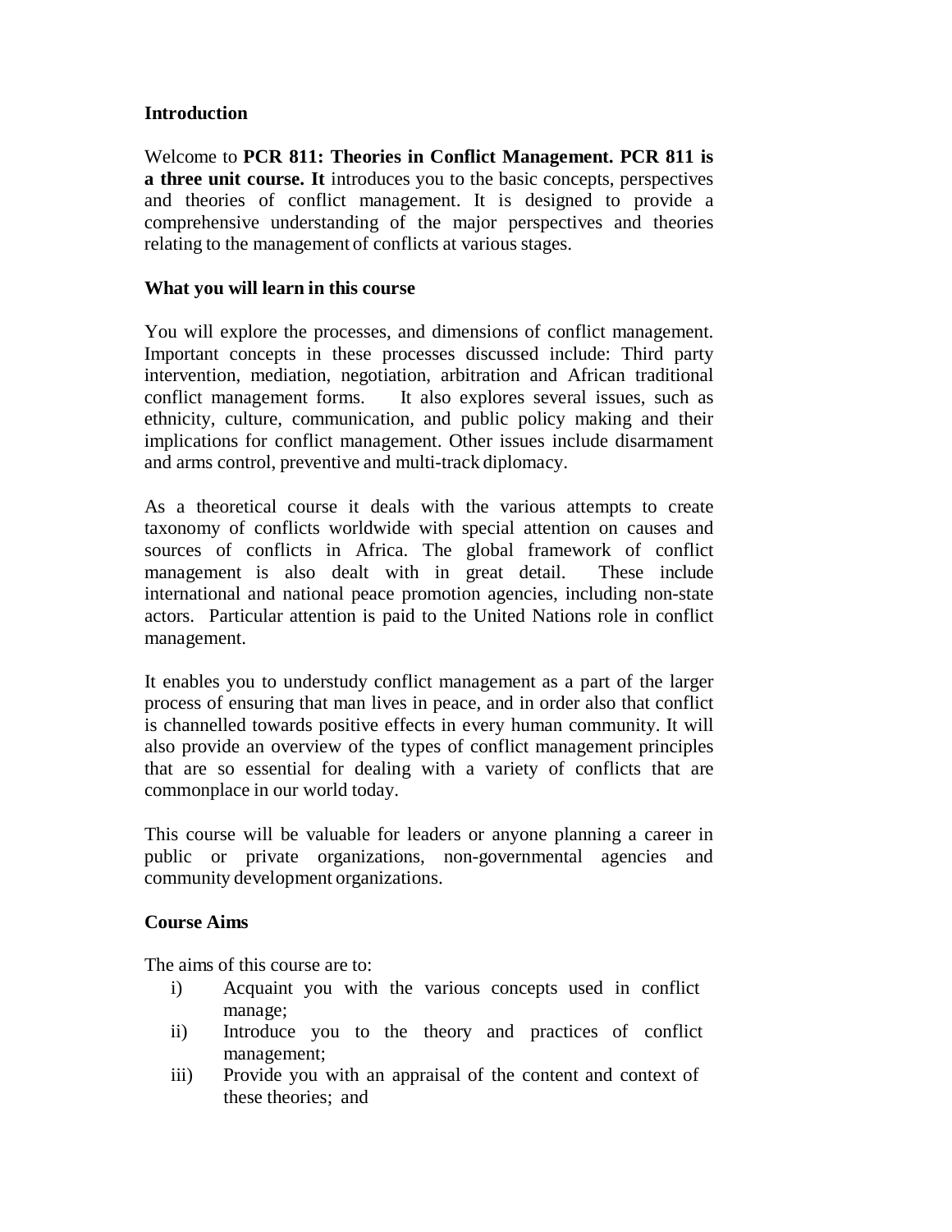## Introduction

Welcome to **PCR 811: Theories in Conflict Management. PCR 811 is a three unit course. It** introduces you to the basic concepts, perspectives and theories of conflict management. It is designed to provide a comprehensive understanding of the major perspectives and theories relating to the management of conflicts at various stages.

## What you will learn in this course

You will explore the processes, and dimensions of conflict management. Important concepts in these processes discussed include: Third party intervention, mediation, negotiation, arbitration and African traditional conflict management forms. It also explores several issues, such as ethnicity, culture, communication, and public policy making and their implications for conflict management. Other issues include disarmament and arms control, preventive and multi-track diplomacy.

As a theoretical course it deals with the various attempts to create taxonomy of conflicts worldwide with special attention on causes and sources of conflicts in Africa. The global framework of conflict management is also dealt with in great detail. These include international and national peace promotion agencies, including non-state actors. Particular attention is paid to the United Nations role in conflict management.

It enables you to understudy conflict management as a part of the larger process of ensuring that man lives in peace, and in order also that conflict is channelled towards positive effects in every human community. It will also provide an overview of the types of conflict management principles that are so essential for dealing with a variety of conflicts that are commonplace in our world today.

This course will be valuable for leaders or anyone planning a career in public or private organizations, non-governmental agencies and community development organizations.

## Course Aims

The aims of this course are to:

i) Acquaint you with the various concepts used in conflict manage;
ii) Introduce you to the theory and practices of conflict management;
iii) Provide you with an appraisal of the content and context of these theories; and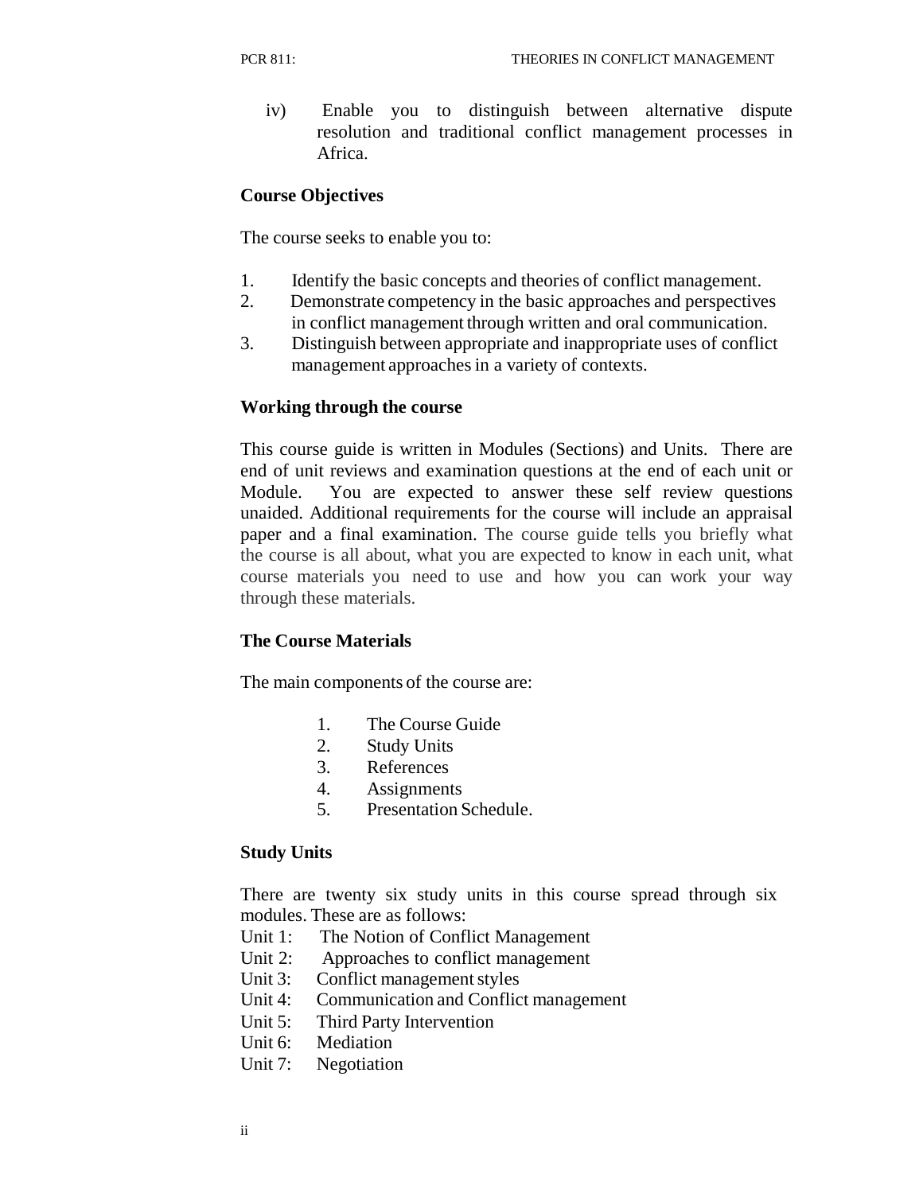iv) Enable you to distinguish between alternative dispute resolution and traditional conflict management processes in Africa.

**Course Objectives**

The course seeks to enable you to:

1. Identify the basic concepts and theories of conflict management.
2. Demonstrate competency in the basic approaches and perspectives in conflict management through written and oral communication.
3. Distinguish between appropriate and inappropriate uses of conflict management approaches in a variety of contexts.

**Working through the course**

This course guide is written in Modules (Sections) and Units. There are end of unit reviews and examination questions at the end of each unit or Module. You are expected to answer these self review questions unaided. Additional requirements for the course will include an appraisal paper and a final examination. The course guide tells you briefly what the course is all about, what you are expected to know in each unit, what course materials you need to use and how you can work your way through these materials.

**The Course Materials**

The main components of the course are:

1. The Course Guide
2. Study Units
3. References
4. Assignments
5. Presentation Schedule.

**Study Units**

There are twenty six study units in this course spread through six modules. These are as follows:

Unit 1: The Notion of Conflict Management
Unit 2: Approaches to conflict management
Unit 3: Conflict management styles
Unit 4: Communication and Conflict management
Unit 5: Third Party Intervention
Unit 6: Mediation
Unit 7: Negotiation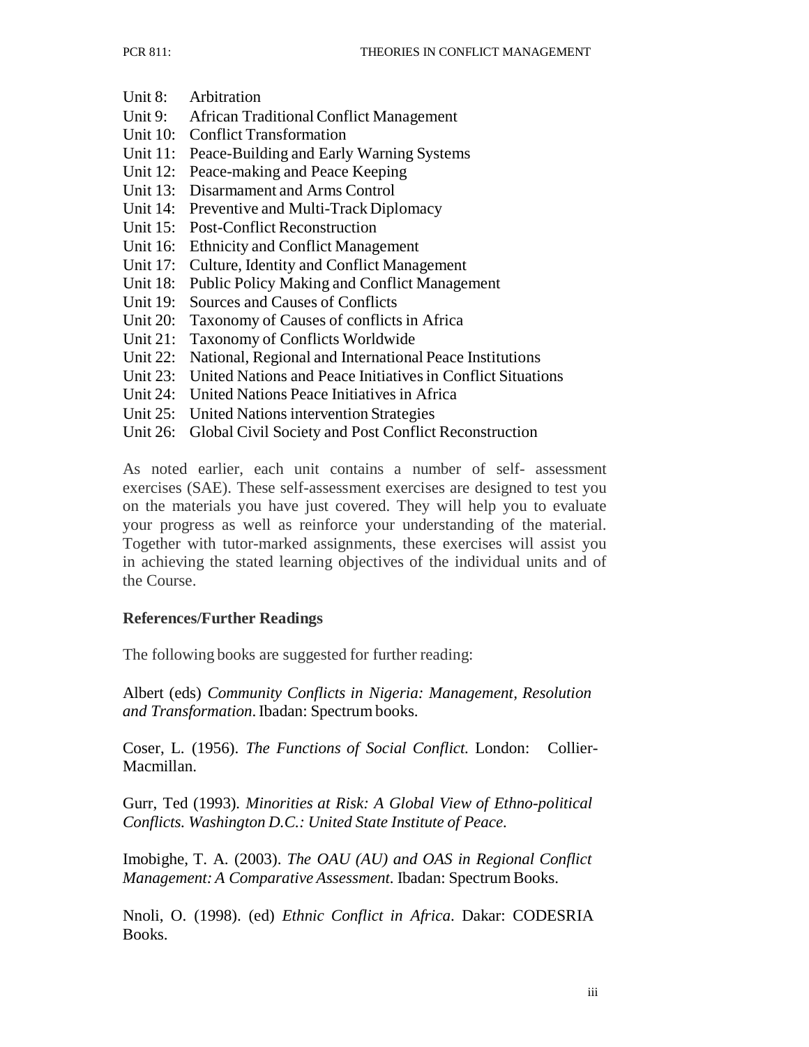- Unit 8: Arbitration
- Unit 9: African Traditional Conflict Management
- Unit 10: Conflict Transformation
- Unit 11: Peace-Building and Early Warning Systems
- Unit 12: Peace-making and Peace Keeping
- Unit 13: Disarmament and Arms Control
- Unit 14: Preventive and Multi-Track Diplomacy
- Unit 15: Post-Conflict Reconstruction
- Unit 16: Ethnicity and Conflict Management
- Unit 17: Culture, Identity and Conflict Management
- Unit 18: Public Policy Making and Conflict Management
- Unit 19: Sources and Causes of Conflicts
- Unit 20: Taxonomy of Causes of conflicts in Africa
- Unit 21: Taxonomy of Conflicts Worldwide
- Unit 22: National, Regional and International Peace Institutions
- Unit 23: United Nations and Peace Initiatives in Conflict Situations
- Unit 24: United Nations Peace Initiatives in Africa
- Unit 25: United Nations intervention Strategies
- Unit 26: Global Civil Society and Post Conflict Reconstruction

As noted earlier, each unit contains a number of self- assessment exercises (SAE). These self-assessment exercises are designed to test you on the materials you have just covered. They will help you to evaluate your progress as well as reinforce your understanding of the material. Together with tutor-marked assignments, these exercises will assist you in achieving the stated learning objectives of the individual units and of the Course.

**References/Further Readings**

The following books are suggested for further reading:

Albert (eds) *Community Conflicts in Nigeria: Management, Resolution and Transformation*. Ibadan: Spectrum books.

Coser, L. (1956). *The Functions of Social Conflict.* London: Collier-Macmillan.

Gurr, Ted (1993). *Minorities at Risk: A Global View of Ethno-political Conflicts. Washington D.C.: United State Institute of Peace.*

Imobighe, T. A. (2003). *The OAU (AU) and OAS in Regional Conflict Management: A Comparative Assessment*. Ibadan: Spectrum Books.

Nnoli, O. (1998). (ed) *Ethnic Conflict in Africa*. Dakar: CODESRIA Books.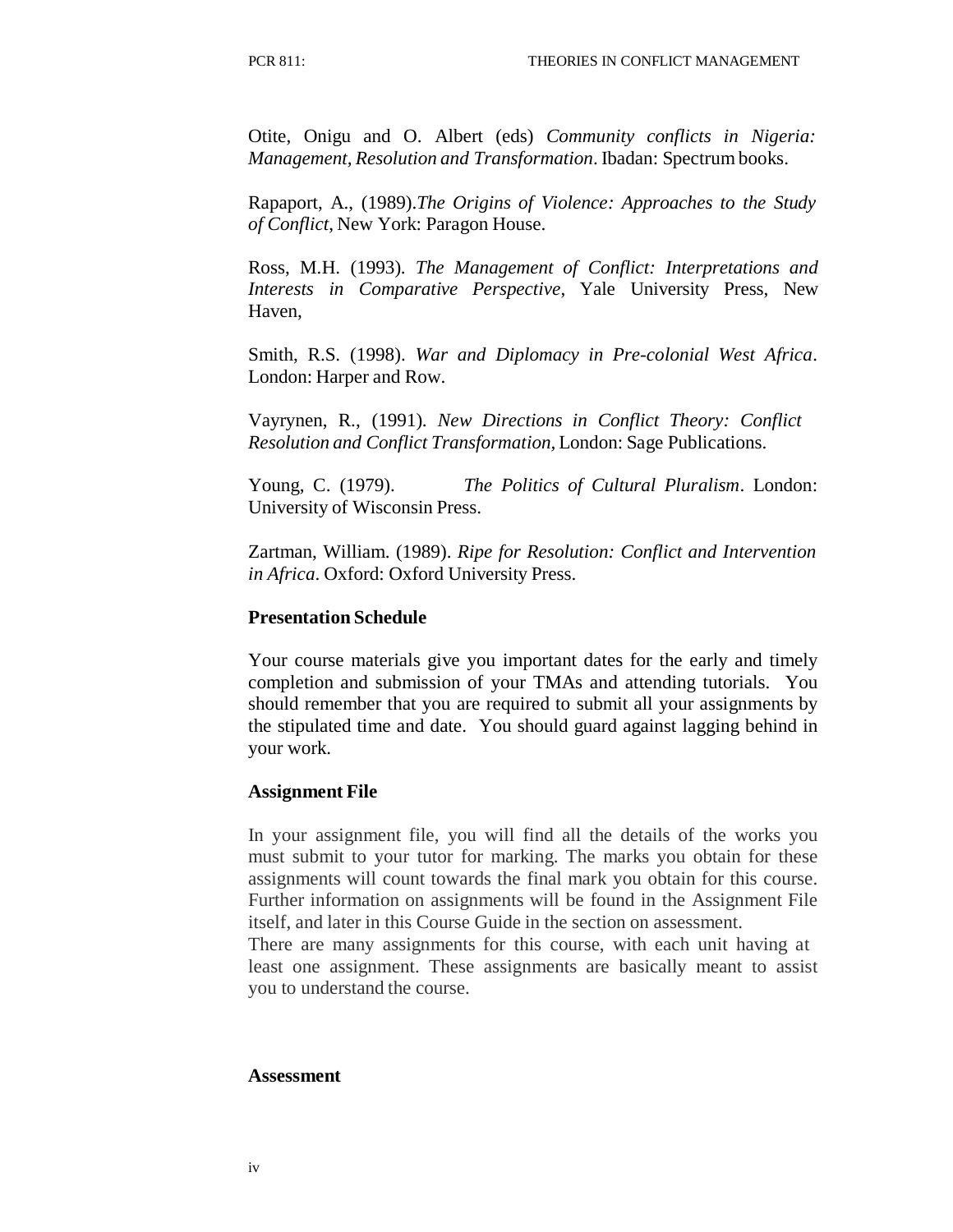Otite, Onigu and O. Albert (eds) *Community conflicts in Nigeria: Management, Resolution and Transformation*. Ibadan: Spectrum books.

Rapaport, A., (1989).*The Origins of Violence: Approaches to the Study of Conflict*, New York: Paragon House.

Ross, M.H. (1993). *The Management of Conflict: Interpretations and Interests in Comparative Perspective*, Yale University Press, New Haven,

Smith, R.S. (1998). *War and Diplomacy in Pre-colonial West Africa*. London: Harper and Row.

Vayrynen, R., (1991). *New Directions in Conflict Theory: Conflict Resolution and Conflict Transformation*, London: Sage Publications.

Young, C. (1979). *The Politics of Cultural Pluralism*. London: University of Wisconsin Press.

Zartman, William. (1989). *Ripe for Resolution: Conflict and Intervention in Africa*. Oxford: Oxford University Press.

**Presentation Schedule**

Your course materials give you important dates for the early and timely completion and submission of your TMAs and attending tutorials. You should remember that you are required to submit all your assignments by the stipulated time and date. You should guard against lagging behind in your work.

**Assignment File**

In your assignment file, you will find all the details of the works you must submit to your tutor for marking. The marks you obtain for these assignments will count towards the final mark you obtain for this course. Further information on assignments will be found in the Assignment File itself, and later in this Course Guide in the section on assessment.
There are many assignments for this course, with each unit having at least one assignment. These assignments are basically meant to assist you to understand the course.

**Assessment**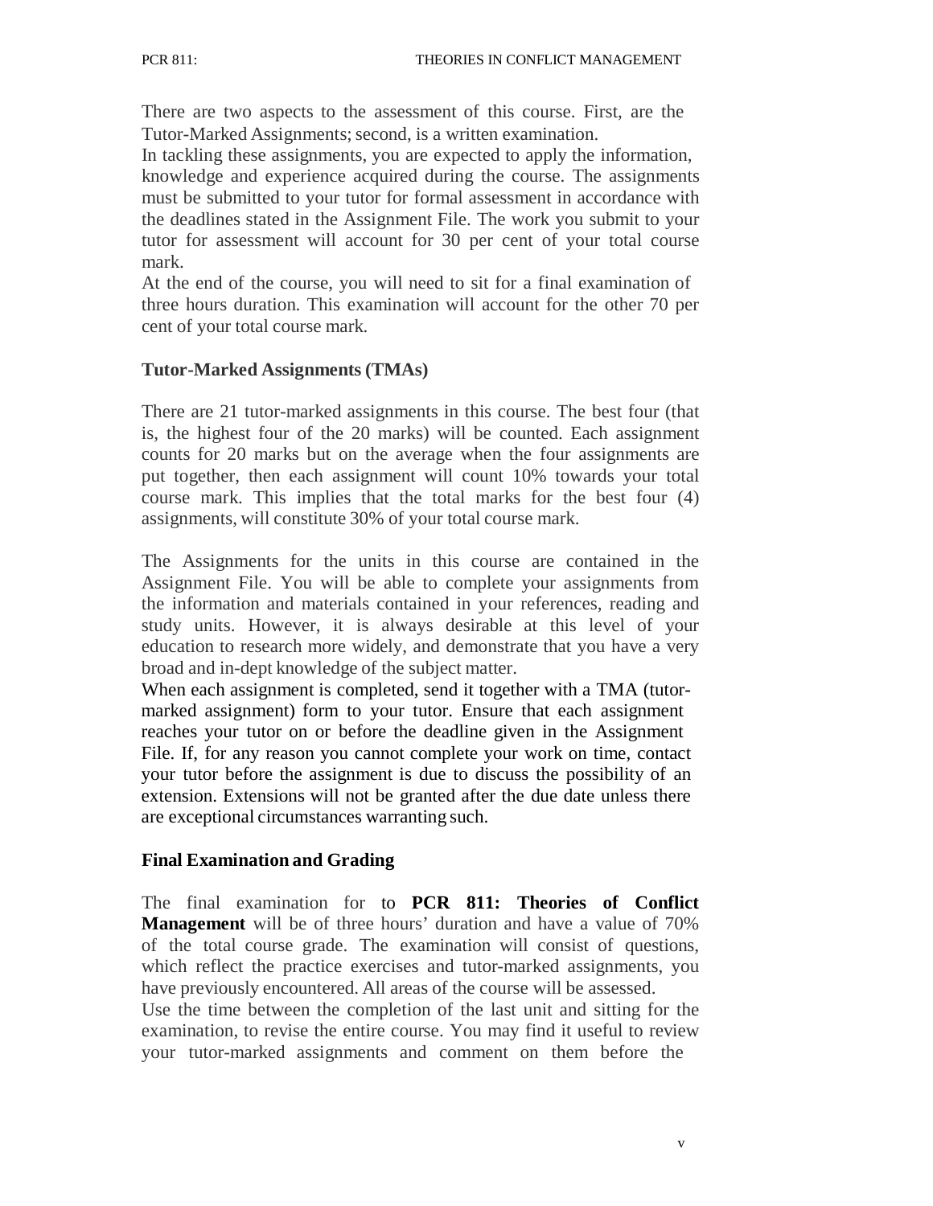There are two aspects to the assessment of this course. First, are the Tutor-Marked Assignments; second, is a written examination.

In tackling these assignments, you are expected to apply the information, knowledge and experience acquired during the course. The assignments must be submitted to your tutor for formal assessment in accordance with the deadlines stated in the Assignment File. The work you submit to your tutor for assessment will account for 30 per cent of your total course mark.

At the end of the course, you will need to sit for a final examination of three hours duration. This examination will account for the other 70 per cent of your total course mark.

### Tutor-Marked Assignments (TMAs)

There are 21 tutor-marked assignments in this course. The best four (that is, the highest four of the 20 marks) will be counted. Each assignment counts for 20 marks but on the average when the four assignments are put together, then each assignment will count 10% towards your total course mark. This implies that the total marks for the best four (4) assignments, will constitute 30% of your total course mark.

The Assignments for the units in this course are contained in the Assignment File. You will be able to complete your assignments from the information and materials contained in your references, reading and study units. However, it is always desirable at this level of your education to research more widely, and demonstrate that you have a very broad and in-dept knowledge of the subject matter.

When each assignment is completed, send it together with a TMA (tutor-marked assignment) form to your tutor. Ensure that each assignment reaches your tutor on or before the deadline given in the Assignment File. If, for any reason you cannot complete your work on time, contact your tutor before the assignment is due to discuss the possibility of an extension. Extensions will not be granted after the due date unless there are exceptional circumstances warranting such.

### Final Examination and Grading

The final examination for to **PCR 811: Theories of Conflict Management** will be of three hours' duration and have a value of 70% of the total course grade. The examination will consist of questions, which reflect the practice exercises and tutor-marked assignments, you have previously encountered. All areas of the course will be assessed.

Use the time between the completion of the last unit and sitting for the examination, to revise the entire course. You may find it useful to review your tutor-marked assignments and comment on them before the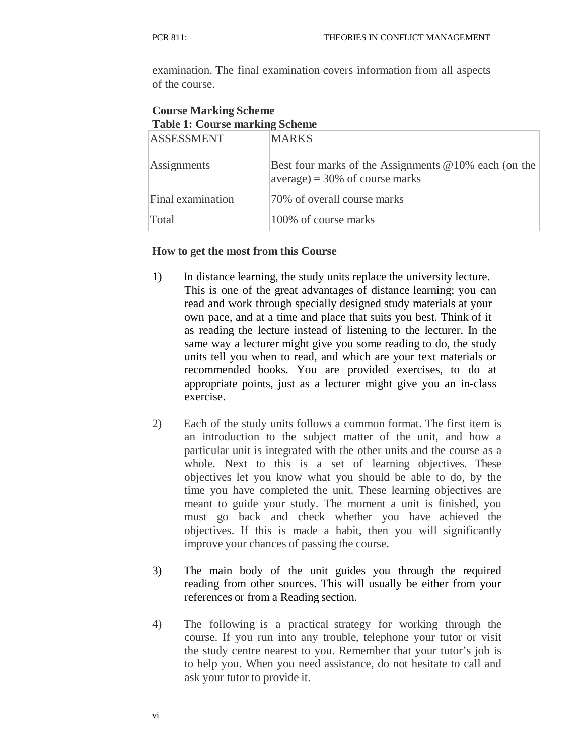examination. The final examination covers information from all aspects of the course.

**Course Marking Scheme**

**Table 1: Course marking Scheme**

| ASSESSMENT | MARKS |
|---|---|
| Assignments | Best four marks of the Assignments @10% each (on the average) = 30% of course marks |
| Final examination | 70% of overall course marks |
| Total | 100% of course marks |

**How to get the most from this Course**

1) In distance learning, the study units replace the university lecture. This is one of the great advantages of distance learning; you can read and work through specially designed study materials at your own pace, and at a time and place that suits you best. Think of it as reading the lecture instead of listening to the lecturer. In the same way a lecturer might give you some reading to do, the study units tell you when to read, and which are your text materials or recommended books. You are provided exercises, to do at appropriate points, just as a lecturer might give you an in-class exercise.

2) Each of the study units follows a common format. The first item is an introduction to the subject matter of the unit, and how a particular unit is integrated with the other units and the course as a whole. Next to this is a set of learning objectives. These objectives let you know what you should be able to do, by the time you have completed the unit. These learning objectives are meant to guide your study. The moment a unit is finished, you must go back and check whether you have achieved the objectives. If this is made a habit, then you will significantly improve your chances of passing the course.

3) The main body of the unit guides you through the required reading from other sources. This will usually be either from your references or from a Reading section.

4) The following is a practical strategy for working through the course. If you run into any trouble, telephone your tutor or visit the study centre nearest to you. Remember that your tutor's job is to help you. When you need assistance, do not hesitate to call and ask your tutor to provide it.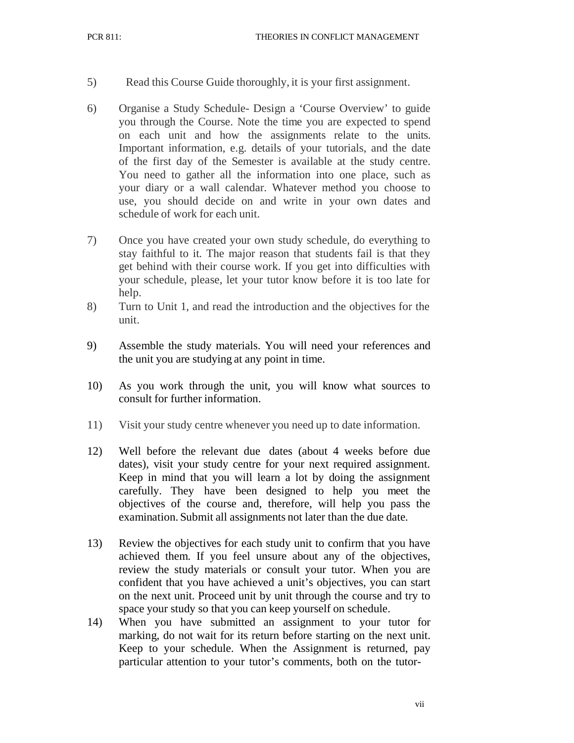5) Read this Course Guide thoroughly, it is your first assignment.

6) Organise a Study Schedule- Design a 'Course Overview' to guide you through the Course. Note the time you are expected to spend on each unit and how the assignments relate to the units. Important information, e.g. details of your tutorials, and the date of the first day of the Semester is available at the study centre. You need to gather all the information into one place, such as your diary or a wall calendar. Whatever method you choose to use, you should decide on and write in your own dates and schedule of work for each unit.

7) Once you have created your own study schedule, do everything to stay faithful to it. The major reason that students fail is that they get behind with their course work. If you get into difficulties with your schedule, please, let your tutor know before it is too late for help.

8) Turn to Unit 1, and read the introduction and the objectives for the unit.

9) Assemble the study materials. You will need your references and the unit you are studying at any point in time.

10) As you work through the unit, you will know what sources to consult for further information.

11) Visit your study centre whenever you need up to date information.

12) Well before the relevant due dates (about 4 weeks before due dates), visit your study centre for your next required assignment. Keep in mind that you will learn a lot by doing the assignment carefully. They have been designed to help you meet the objectives of the course and, therefore, will help you pass the examination. Submit all assignments not later than the due date.

13) Review the objectives for each study unit to confirm that you have achieved them. If you feel unsure about any of the objectives, review the study materials or consult your tutor. When you are confident that you have achieved a unit's objectives, you can start on the next unit. Proceed unit by unit through the course and try to space your study so that you can keep yourself on schedule.

14) When you have submitted an assignment to your tutor for marking, do not wait for its return before starting on the next unit. Keep to your schedule. When the Assignment is returned, pay particular attention to your tutor's comments, both on the tutor-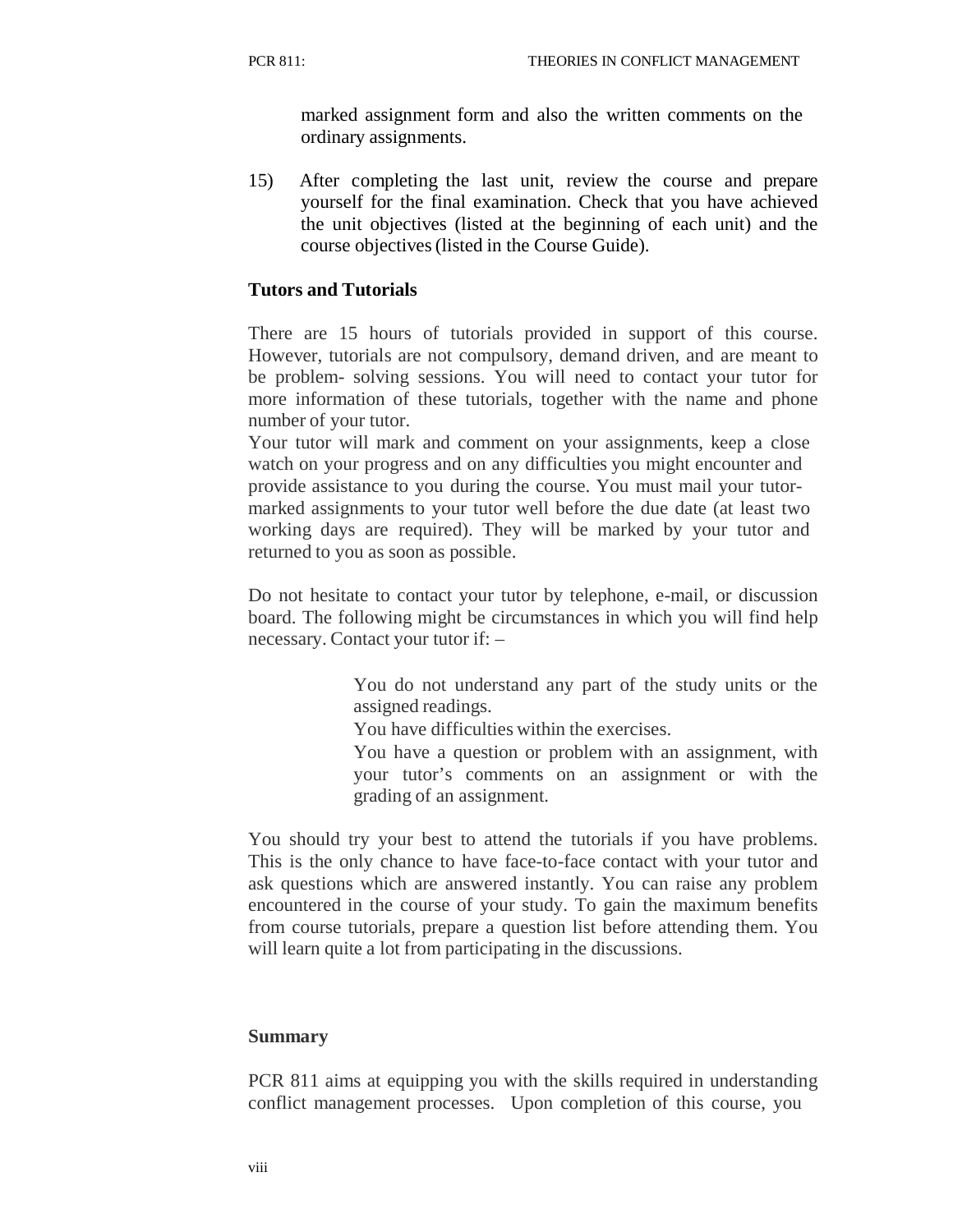marked assignment form and also the written comments on the ordinary assignments.

15) After completing the last unit, review the course and prepare yourself for the final examination. Check that you have achieved the unit objectives (listed at the beginning of each unit) and the course objectives (listed in the Course Guide).

**Tutors and Tutorials**

There are 15 hours of tutorials provided in support of this course. However, tutorials are not compulsory, demand driven, and are meant to be problem- solving sessions. You will need to contact your tutor for more information of these tutorials, together with the name and phone number of your tutor.
Your tutor will mark and comment on your assignments, keep a close watch on your progress and on any difficulties you might encounter and provide assistance to you during the course. You must mail your tutor-marked assignments to your tutor well before the due date (at least two working days are required). They will be marked by your tutor and returned to you as soon as possible.

Do not hesitate to contact your tutor by telephone, e-mail, or discussion board. The following might be circumstances in which you will find help necessary. Contact your tutor if: –

You do not understand any part of the study units or the assigned readings.
You have difficulties within the exercises.
You have a question or problem with an assignment, with your tutor's comments on an assignment or with the grading of an assignment.

You should try your best to attend the tutorials if you have problems. This is the only chance to have face-to-face contact with your tutor and ask questions which are answered instantly. You can raise any problem encountered in the course of your study. To gain the maximum benefits from course tutorials, prepare a question list before attending them. You will learn quite a lot from participating in the discussions.

**Summary**

PCR 811 aims at equipping you with the skills required in understanding conflict management processes. Upon completion of this course, you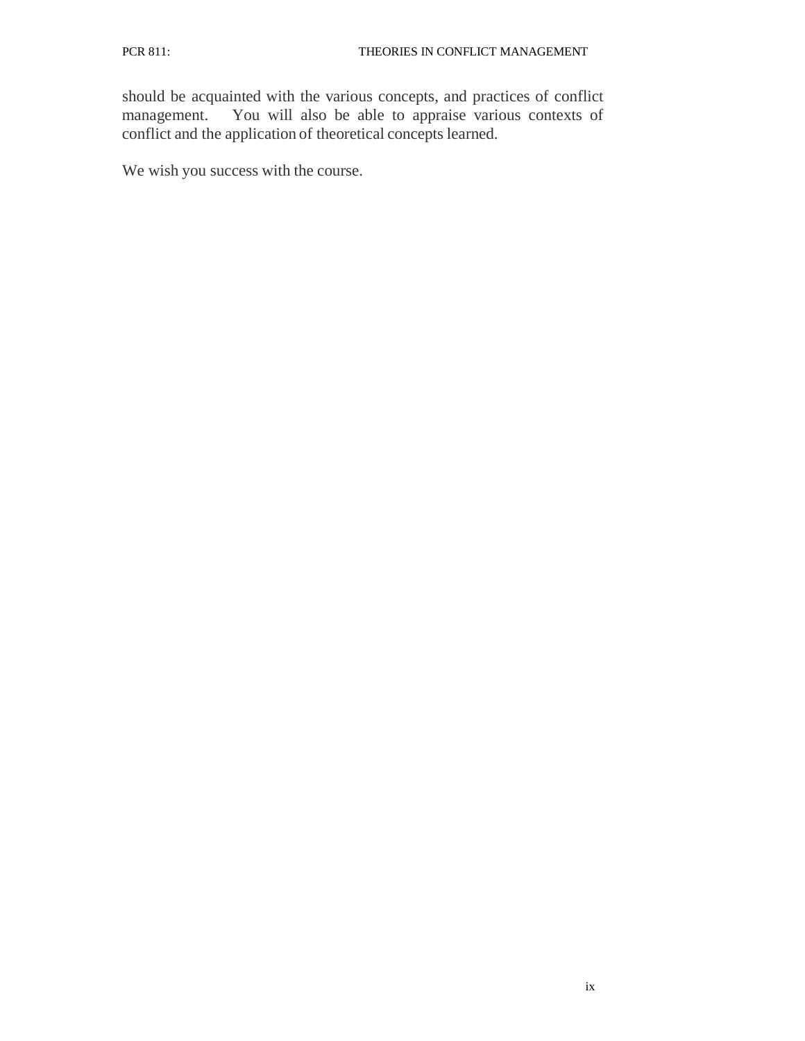should be acquainted with the various concepts, and practices of conflict management. You will also be able to appraise various contexts of conflict and the application of theoretical concepts learned.

We wish you success with the course.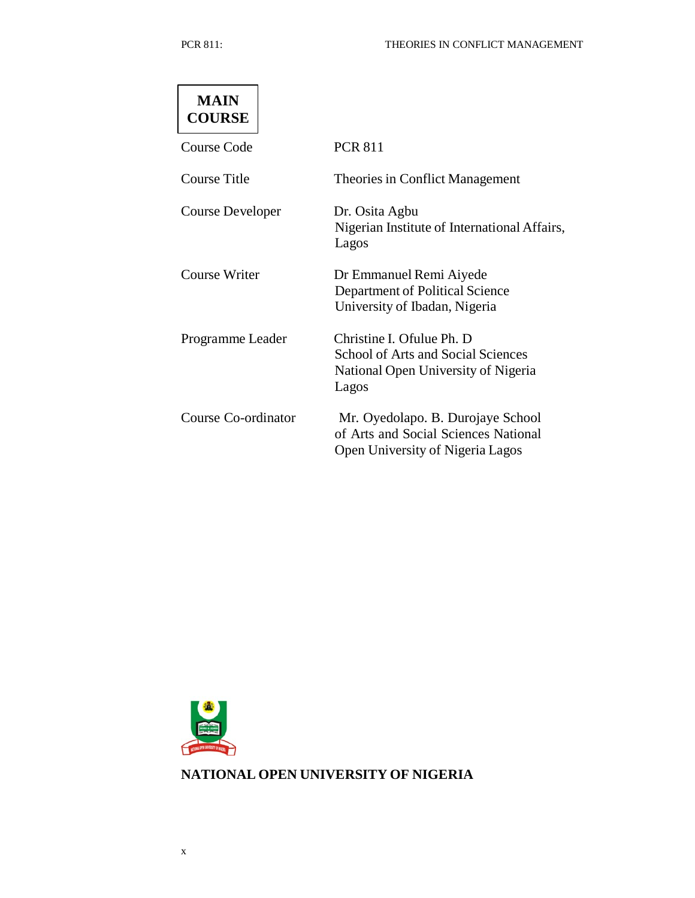**MAIN COURSE**

| | |
|---|---|
| Course Code | PCR 811 |
| Course Title | Theories in Conflict Management |
| Course Developer | Dr. Osita Agbu<br>Nigerian Institute of International Affairs, Lagos |
| Course Writer | Dr Emmanuel Remi Aiyede<br>Department of Political Science<br>University of Ibadan, Nigeria |
| Programme Leader | Christine I. Ofulue Ph. D<br>School of Arts and Social Sciences<br>National Open University of Nigeria<br>Lagos |
| Course Co-ordinator | Mr. Oyedolapo. B. Durojaye School of Arts and Social Sciences National Open University of Nigeria Lagos |

**NATIONAL OPEN UNIVERSITY OF NIGERIA**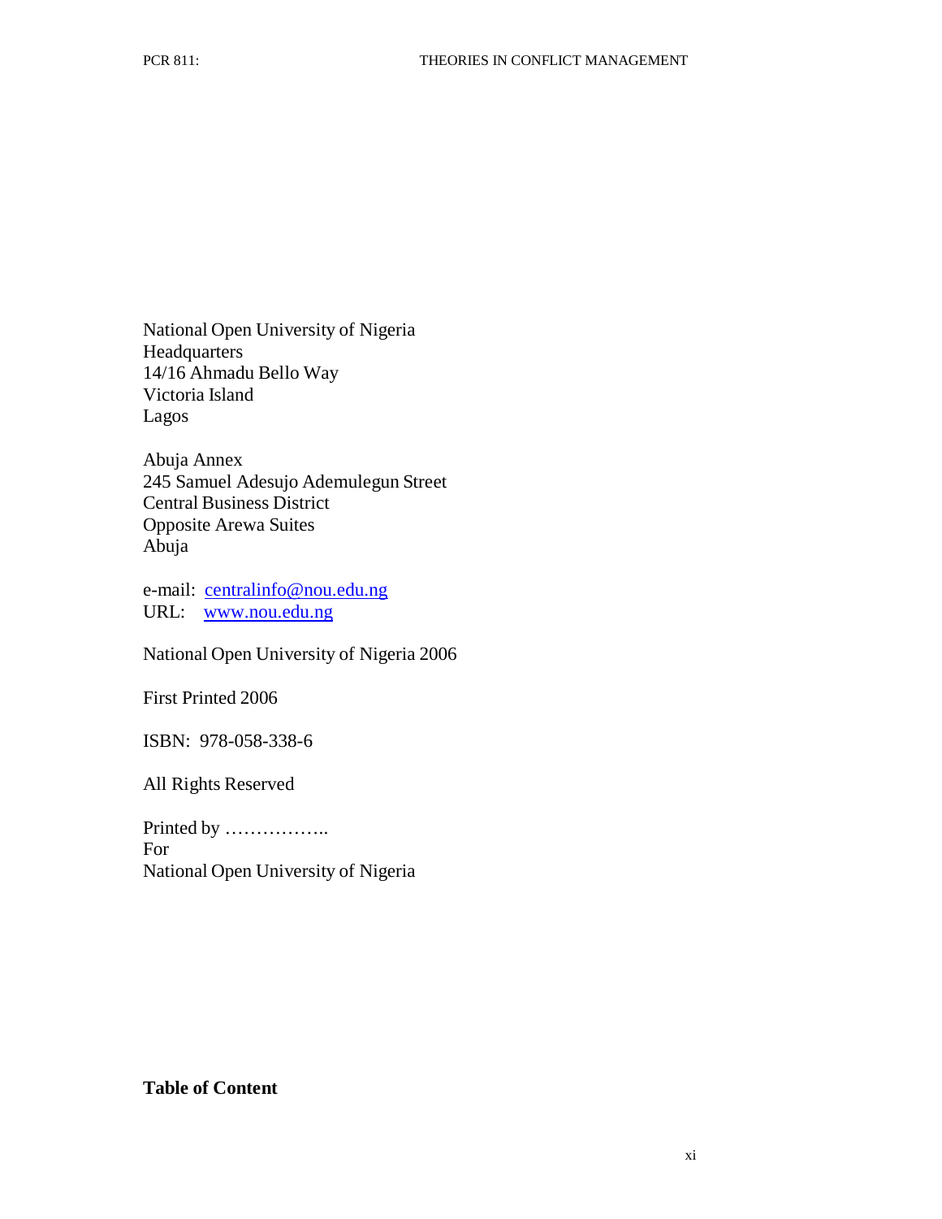National Open University of Nigeria
Headquarters
14/16 Ahmadu Bello Way
Victoria Island
Lagos

Abuja Annex
245 Samuel Adesujo Ademulegun Street
Central Business District
Opposite Arewa Suites
Abuja

e-mail: centralinfo@nou.edu.ng
URL: www.nou.edu.ng

National Open University of Nigeria 2006

First Printed 2006

ISBN: 978-058-338-6

All Rights Reserved

Printed by ……………..
For
National Open University of Nigeria

**Table of Content**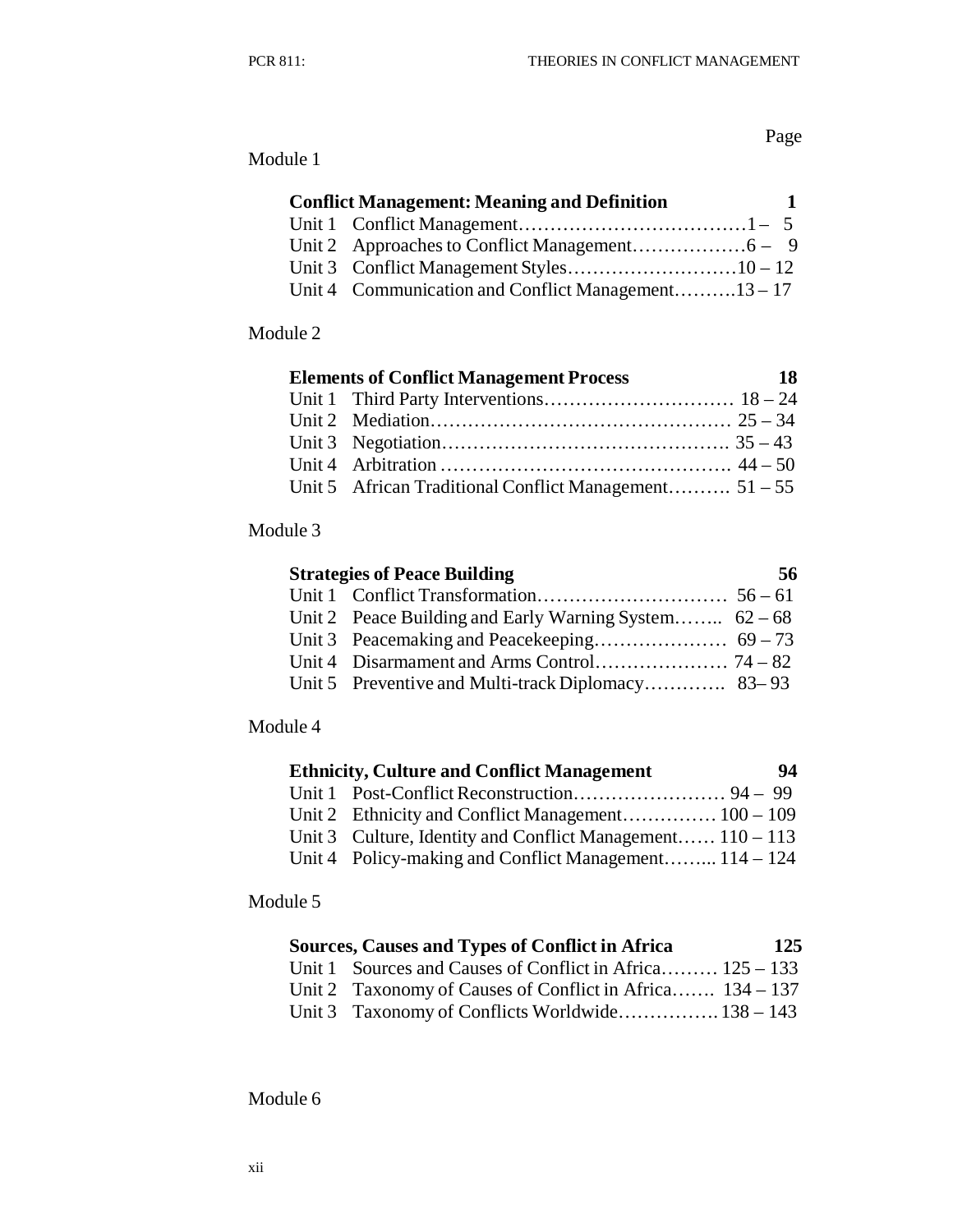Page

Module 1

**Conflict Management: Meaning and Definition** **1**

Unit 1 Conflict Management……………………………1 – 5
Unit 2 Approaches to Conflict Management……………6 – 9
Unit 3 Conflict Management Styles………………………10 – 12
Unit 4 Communication and Conflict Management……….13 – 17

Module 2

**Elements of Conflict Management Process** **18**

Unit 1 Third Party Interventions………………………… 18 – 24
Unit 2 Mediation………………………………………… 25 – 34
Unit 3 Negotiation………………………………………. 35 – 43
Unit 4 Arbitration ………………………………………. 44 – 50
Unit 5 African Traditional Conflict Management………. 51 – 55

Module 3

**Strategies of Peace Building** **56**

Unit 1 Conflict Transformation………………………… 56 – 61
Unit 2 Peace Building and Early Warning System…….. 62 – 68
Unit 3 Peacemaking and Peacekeeping………………… 69 – 73
Unit 4 Disarmament and Arms Control………………… 74 – 82
Unit 5 Preventive and Multi-track Diplomacy…………. 83– 93

Module 4

**Ethnicity, Culture and Conflict Management** **94**

Unit 1 Post-Conflict Reconstruction…………………… 94 – 99
Unit 2 Ethnicity and Conflict Management…………… 100 – 109
Unit 3 Culture, Identity and Conflict Management…… 110 – 113
Unit 4 Policy-making and Conflict Management……... 114 – 124

Module 5

**Sources, Causes and Types of Conflict in Africa** **125**

Unit 1 Sources and Causes of Conflict in Africa……… 125 – 133
Unit 2 Taxonomy of Causes of Conflict in Africa……. 134 – 137
Unit 3 Taxonomy of Conflicts Worldwide……………. 138 – 143

Module 6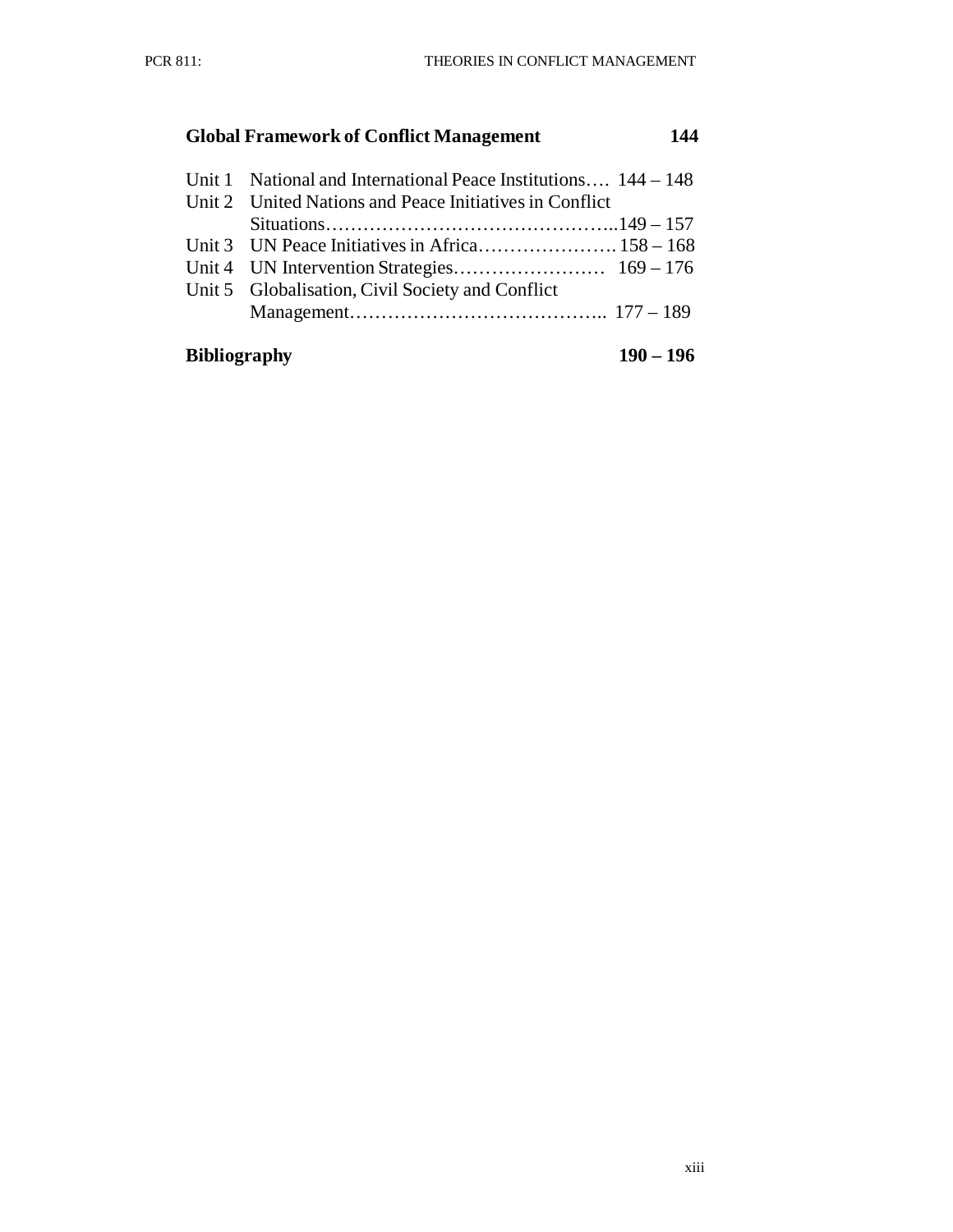**Global Framework of Conflict Management** **144**

Unit 1 National and International Peace Institutions…. 144 – 148
Unit 2 United Nations and Peace Initiatives in Conflict Situations………………………………………..149 – 157
Unit 3 UN Peace Initiatives in Africa…………………. 158 – 168
Unit 4 UN Intervention Strategies…………………… 169 – 176
Unit 5 Globalisation, Civil Society and Conflict Management………………………………….. 177 – 189

**Bibliography** **190 – 196**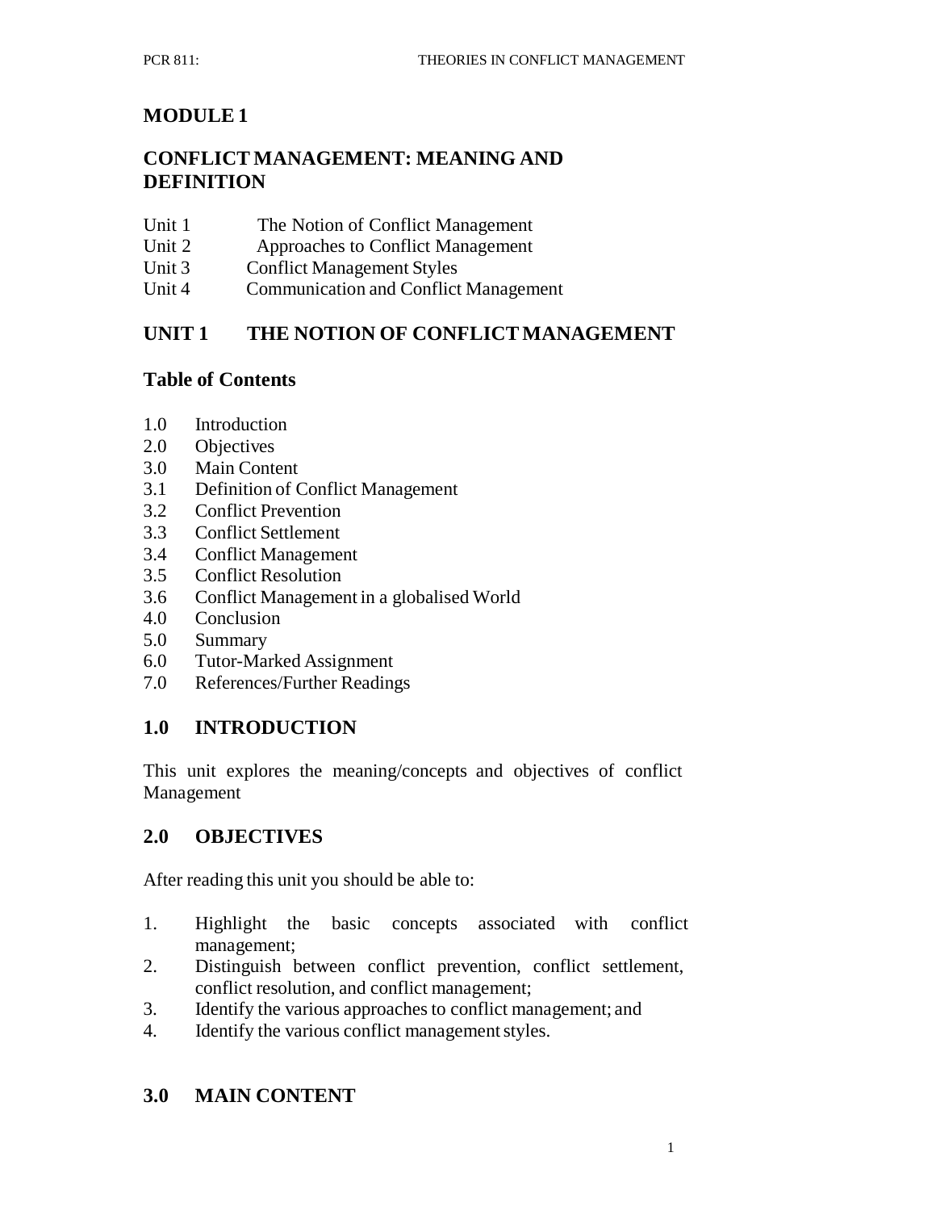# MODULE 1

# CONFLICT MANAGEMENT: MEANING AND DEFINITION

Unit 1 The Notion of Conflict Management
Unit 2 Approaches to Conflict Management
Unit 3 Conflict Management Styles
Unit 4 Communication and Conflict Management

## UNIT 1 THE NOTION OF CONFLICT MANAGEMENT

### Table of Contents

1.0 Introduction
2.0 Objectives
3.0 Main Content
3.1 Definition of Conflict Management
3.2 Conflict Prevention
3.3 Conflict Settlement
3.4 Conflict Management
3.5 Conflict Resolution
3.6 Conflict Management in a globalised World
4.0 Conclusion
5.0 Summary
6.0 Tutor-Marked Assignment
7.0 References/Further Readings

## 1.0 INTRODUCTION

This unit explores the meaning/concepts and objectives of conflict Management

## 2.0 OBJECTIVES

After reading this unit you should be able to:

1. Highlight the basic concepts associated with conflict management;
2. Distinguish between conflict prevention, conflict settlement, conflict resolution, and conflict management;
3. Identify the various approaches to conflict management; and
4. Identify the various conflict management styles.

## 3.0 MAIN CONTENT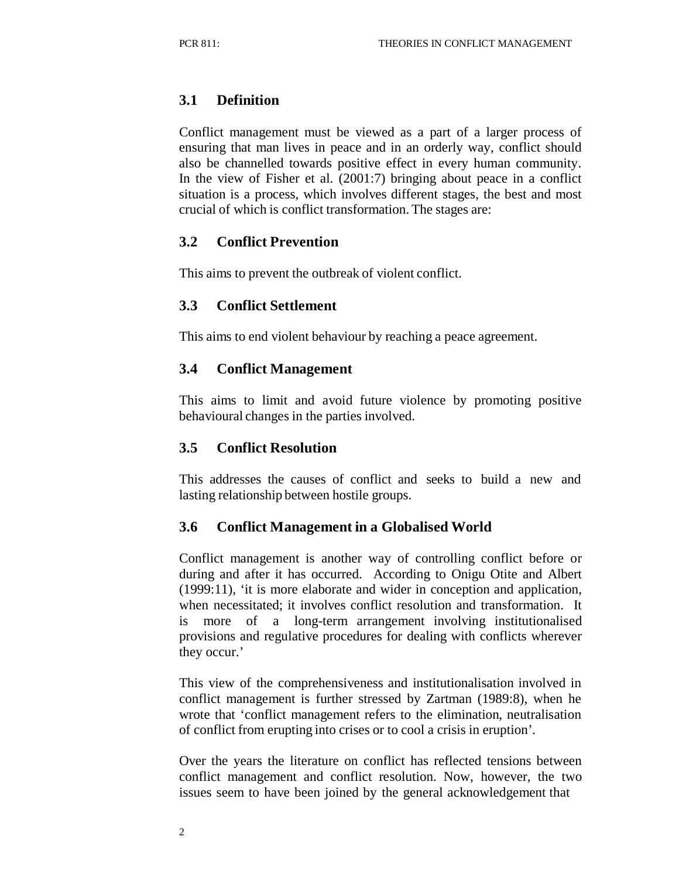### 3.1 Definition

Conflict management must be viewed as a part of a larger process of ensuring that man lives in peace and in an orderly way, conflict should also be channelled towards positive effect in every human community. In the view of Fisher et al. (2001:7) bringing about peace in a conflict situation is a process, which involves different stages, the best and most crucial of which is conflict transformation. The stages are:

### 3.2 Conflict Prevention

This aims to prevent the outbreak of violent conflict.

### 3.3 Conflict Settlement

This aims to end violent behaviour by reaching a peace agreement.

### 3.4 Conflict Management

This aims to limit and avoid future violence by promoting positive behavioural changes in the parties involved.

### 3.5 Conflict Resolution

This addresses the causes of conflict and seeks to build a new and lasting relationship between hostile groups.

### 3.6 Conflict Management in a Globalised World

Conflict management is another way of controlling conflict before or during and after it has occurred. According to Onigu Otite and Albert (1999:11), 'it is more elaborate and wider in conception and application, when necessitated; it involves conflict resolution and transformation. It is more of a long-term arrangement involving institutionalised provisions and regulative procedures for dealing with conflicts wherever they occur.'

This view of the comprehensiveness and institutionalisation involved in conflict management is further stressed by Zartman (1989:8), when he wrote that 'conflict management refers to the elimination, neutralisation of conflict from erupting into crises or to cool a crisis in eruption'.

Over the years the literature on conflict has reflected tensions between conflict management and conflict resolution. Now, however, the two issues seem to have been joined by the general acknowledgement that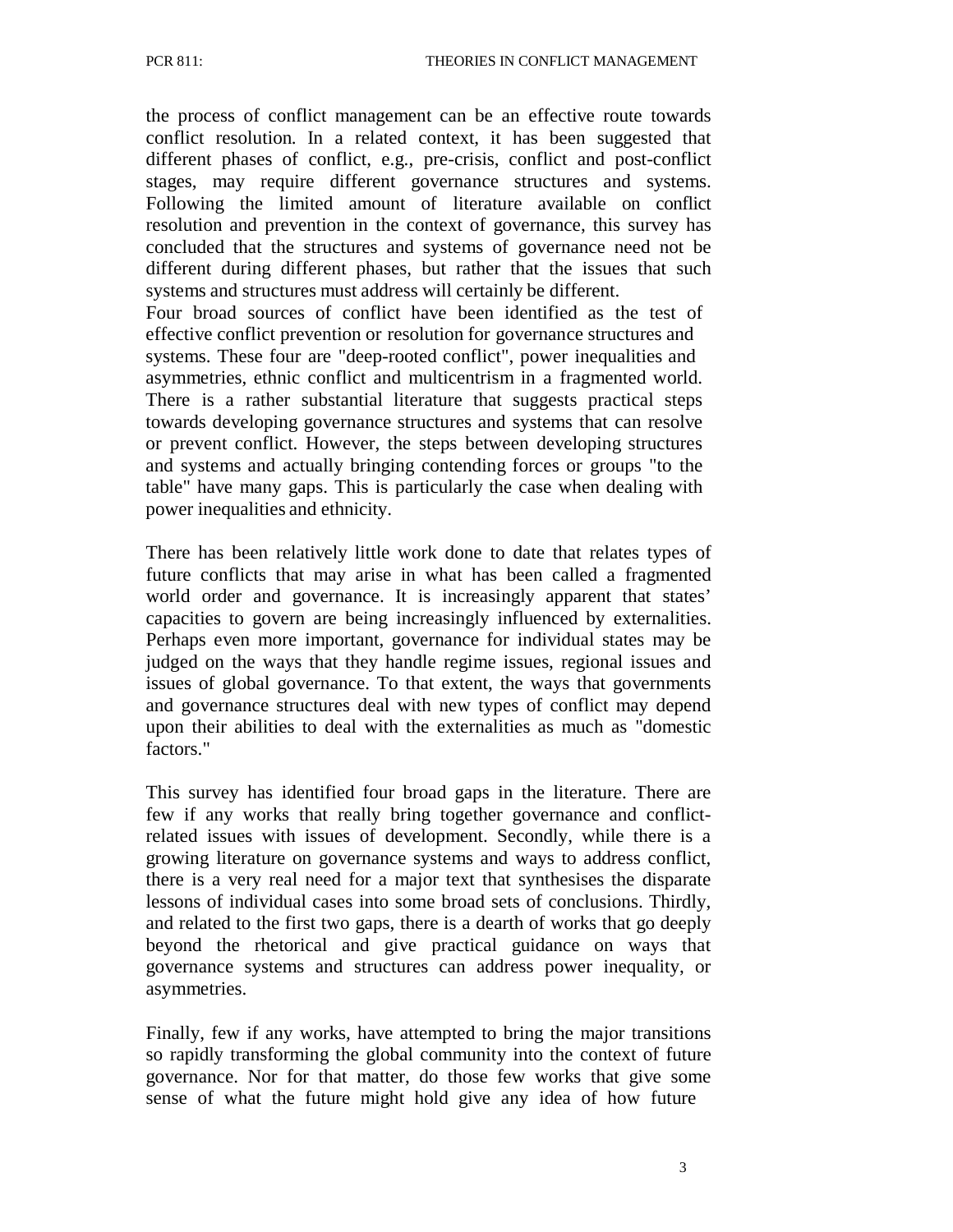the process of conflict management can be an effective route towards conflict resolution. In a related context, it has been suggested that different phases of conflict, e.g., pre-crisis, conflict and post-conflict stages, may require different governance structures and systems. Following the limited amount of literature available on conflict resolution and prevention in the context of governance, this survey has concluded that the structures and systems of governance need not be different during different phases, but rather that the issues that such systems and structures must address will certainly be different.

Four broad sources of conflict have been identified as the test of effective conflict prevention or resolution for governance structures and systems. These four are "deep-rooted conflict", power inequalities and asymmetries, ethnic conflict and multicentrism in a fragmented world. There is a rather substantial literature that suggests practical steps towards developing governance structures and systems that can resolve or prevent conflict. However, the steps between developing structures and systems and actually bringing contending forces or groups "to the table" have many gaps. This is particularly the case when dealing with power inequalities and ethnicity.

There has been relatively little work done to date that relates types of future conflicts that may arise in what has been called a fragmented world order and governance. It is increasingly apparent that states' capacities to govern are being increasingly influenced by externalities. Perhaps even more important, governance for individual states may be judged on the ways that they handle regime issues, regional issues and issues of global governance. To that extent, the ways that governments and governance structures deal with new types of conflict may depend upon their abilities to deal with the externalities as much as "domestic factors."

This survey has identified four broad gaps in the literature. There are few if any works that really bring together governance and conflict-related issues with issues of development. Secondly, while there is a growing literature on governance systems and ways to address conflict, there is a very real need for a major text that synthesises the disparate lessons of individual cases into some broad sets of conclusions. Thirdly, and related to the first two gaps, there is a dearth of works that go deeply beyond the rhetorical and give practical guidance on ways that governance systems and structures can address power inequality, or asymmetries.

Finally, few if any works, have attempted to bring the major transitions so rapidly transforming the global community into the context of future governance. Nor for that matter, do those few works that give some sense of what the future might hold give any idea of how future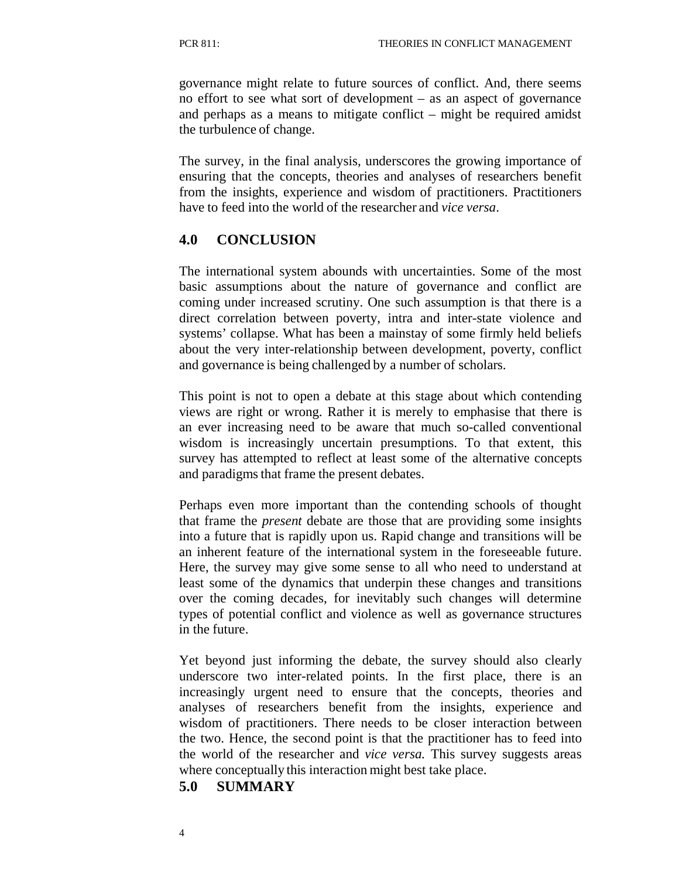governance might relate to future sources of conflict. And, there seems no effort to see what sort of development – as an aspect of governance and perhaps as a means to mitigate conflict – might be required amidst the turbulence of change.

The survey, in the final analysis, underscores the growing importance of ensuring that the concepts, theories and analyses of researchers benefit from the insights, experience and wisdom of practitioners. Practitioners have to feed into the world of the researcher and *vice versa*.

## 4.0 CONCLUSION

The international system abounds with uncertainties. Some of the most basic assumptions about the nature of governance and conflict are coming under increased scrutiny. One such assumption is that there is a direct correlation between poverty, intra and inter-state violence and systems' collapse. What has been a mainstay of some firmly held beliefs about the very inter-relationship between development, poverty, conflict and governance is being challenged by a number of scholars.

This point is not to open a debate at this stage about which contending views are right or wrong. Rather it is merely to emphasise that there is an ever increasing need to be aware that much so-called conventional wisdom is increasingly uncertain presumptions. To that extent, this survey has attempted to reflect at least some of the alternative concepts and paradigms that frame the present debates.

Perhaps even more important than the contending schools of thought that frame the *present* debate are those that are providing some insights into a future that is rapidly upon us. Rapid change and transitions will be an inherent feature of the international system in the foreseeable future. Here, the survey may give some sense to all who need to understand at least some of the dynamics that underpin these changes and transitions over the coming decades, for inevitably such changes will determine types of potential conflict and violence as well as governance structures in the future.

Yet beyond just informing the debate, the survey should also clearly underscore two inter-related points. In the first place, there is an increasingly urgent need to ensure that the concepts, theories and analyses of researchers benefit from the insights, experience and wisdom of practitioners. There needs to be closer interaction between the two. Hence, the second point is that the practitioner has to feed into the world of the researcher and *vice versa.* This survey suggests areas where conceptually this interaction might best take place.

## 5.0 SUMMARY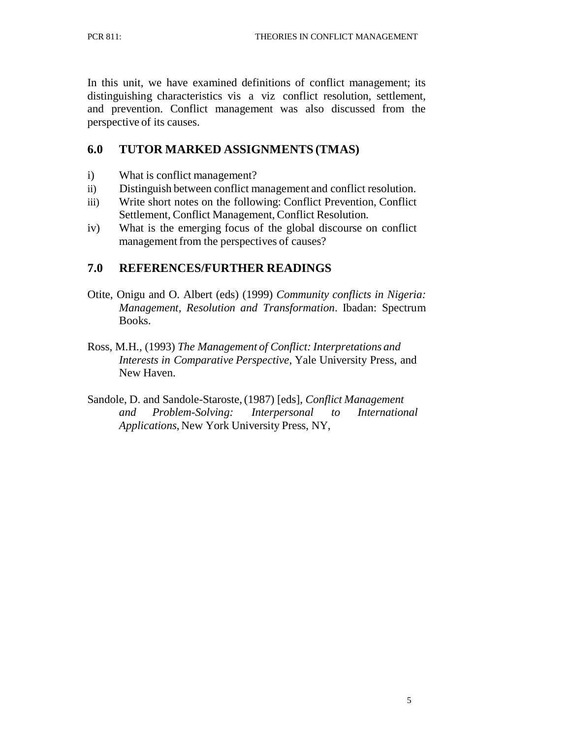In this unit, we have examined definitions of conflict management; its distinguishing characteristics vis a viz conflict resolution, settlement, and prevention. Conflict management was also discussed from the perspective of its causes.

## 6.0 TUTOR MARKED ASSIGNMENTS (TMAS)

i) What is conflict management?
ii) Distinguish between conflict management and conflict resolution.
iii) Write short notes on the following: Conflict Prevention, Conflict Settlement, Conflict Management, Conflict Resolution.
iv) What is the emerging focus of the global discourse on conflict management from the perspectives of causes?

## 7.0 REFERENCES/FURTHER READINGS

Otite, Onigu and O. Albert (eds) (1999) *Community conflicts in Nigeria: Management, Resolution and Transformation*. Ibadan: Spectrum Books.

Ross, M.H., (1993) *The Management of Conflict: Interpretations and Interests in Comparative Perspective*, Yale University Press, and New Haven.

Sandole, D. and Sandole-Staroste, (1987) [eds], *Conflict Management and Problem-Solving: Interpersonal to International Applications*, New York University Press, NY,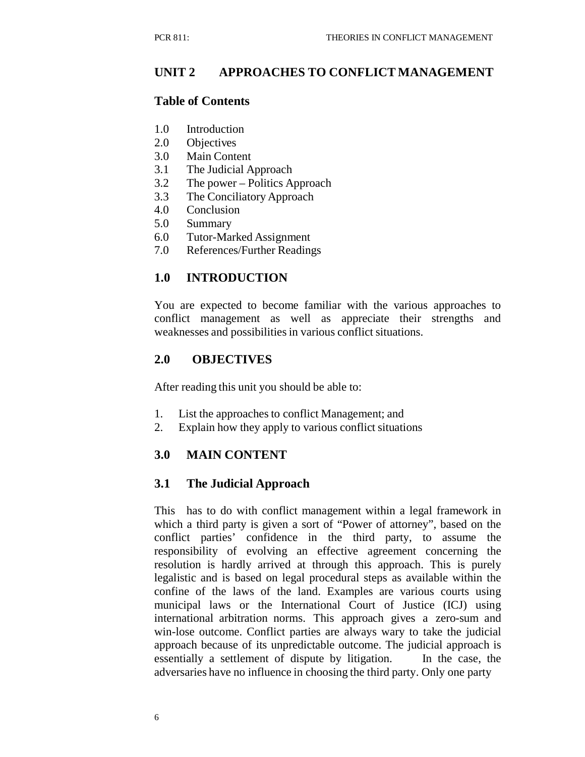## UNIT 2 APPROACHES TO CONFLICT MANAGEMENT

### Table of Contents

1.0 Introduction
2.0 Objectives
3.0 Main Content
3.1 The Judicial Approach
3.2 The power – Politics Approach
3.3 The Conciliatory Approach
4.0 Conclusion
5.0 Summary
6.0 Tutor-Marked Assignment
7.0 References/Further Readings

### 1.0 INTRODUCTION

You are expected to become familiar with the various approaches to conflict management as well as appreciate their strengths and weaknesses and possibilities in various conflict situations.

### 2.0 OBJECTIVES

After reading this unit you should be able to:

1. List the approaches to conflict Management; and
2. Explain how they apply to various conflict situations

### 3.0 MAIN CONTENT

### 3.1 The Judicial Approach

This has to do with conflict management within a legal framework in which a third party is given a sort of "Power of attorney", based on the conflict parties' confidence in the third party, to assume the responsibility of evolving an effective agreement concerning the resolution is hardly arrived at through this approach. This is purely legalistic and is based on legal procedural steps as available within the confine of the laws of the land. Examples are various courts using municipal laws or the International Court of Justice (ICJ) using international arbitration norms. This approach gives a zero-sum and win-lose outcome. Conflict parties are always wary to take the judicial approach because of its unpredictable outcome. The judicial approach is essentially a settlement of dispute by litigation. In the case, the adversaries have no influence in choosing the third party. Only one party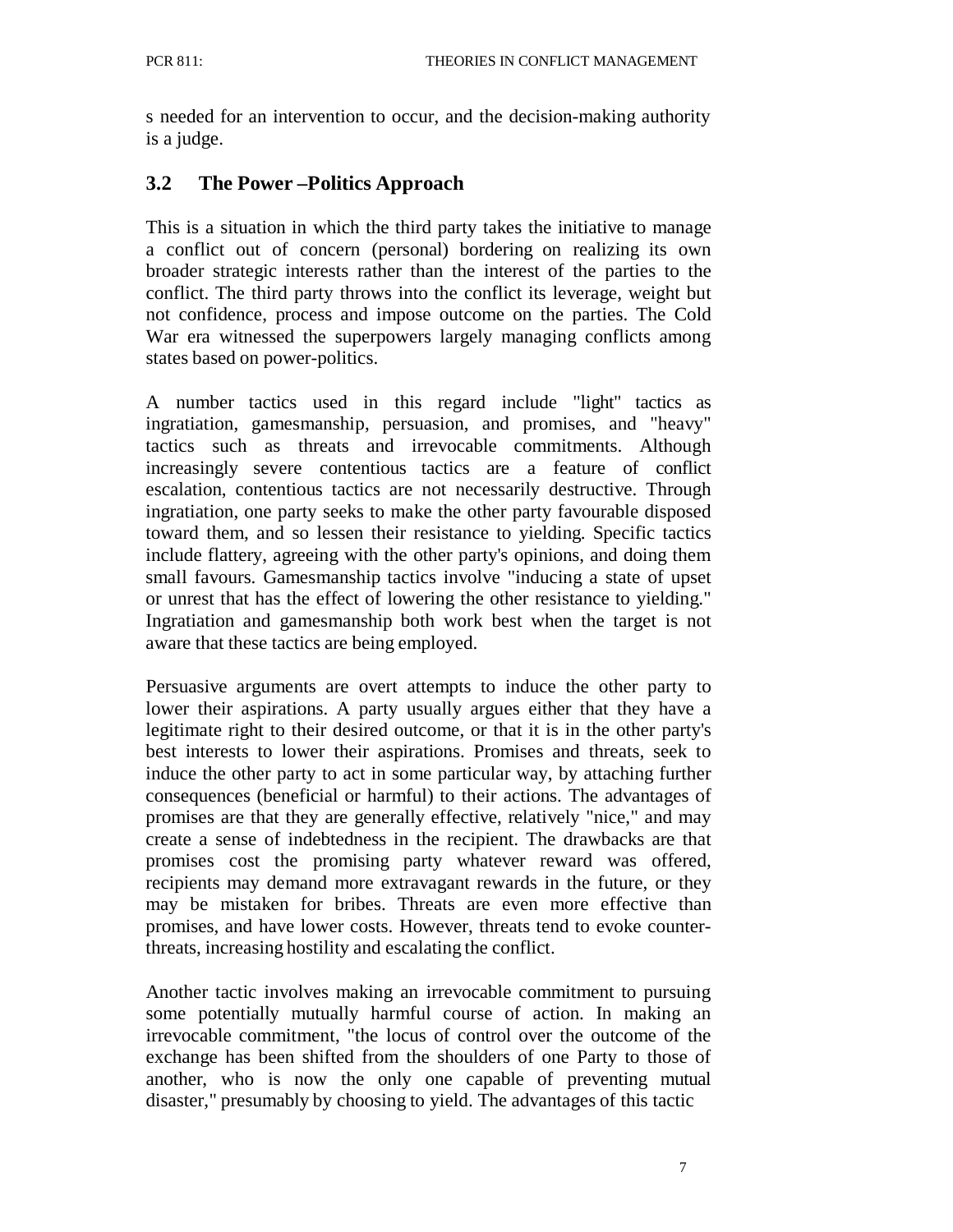s needed for an intervention to occur, and the decision-making authority is a judge.

## 3.2 The Power –Politics Approach

This is a situation in which the third party takes the initiative to manage a conflict out of concern (personal) bordering on realizing its own broader strategic interests rather than the interest of the parties to the conflict. The third party throws into the conflict its leverage, weight but not confidence, process and impose outcome on the parties. The Cold War era witnessed the superpowers largely managing conflicts among states based on power-politics.

A number tactics used in this regard include "light" tactics as ingratiation, gamesmanship, persuasion, and promises, and "heavy" tactics such as threats and irrevocable commitments. Although increasingly severe contentious tactics are a feature of conflict escalation, contentious tactics are not necessarily destructive. Through ingratiation, one party seeks to make the other party favourable disposed toward them, and so lessen their resistance to yielding. Specific tactics include flattery, agreeing with the other party's opinions, and doing them small favours. Gamesmanship tactics involve "inducing a state of upset or unrest that has the effect of lowering the other resistance to yielding." Ingratiation and gamesmanship both work best when the target is not aware that these tactics are being employed.

Persuasive arguments are overt attempts to induce the other party to lower their aspirations. A party usually argues either that they have a legitimate right to their desired outcome, or that it is in the other party's best interests to lower their aspirations. Promises and threats, seek to induce the other party to act in some particular way, by attaching further consequences (beneficial or harmful) to their actions. The advantages of promises are that they are generally effective, relatively "nice," and may create a sense of indebtedness in the recipient. The drawbacks are that promises cost the promising party whatever reward was offered, recipients may demand more extravagant rewards in the future, or they may be mistaken for bribes. Threats are even more effective than promises, and have lower costs. However, threats tend to evoke counter-threats, increasing hostility and escalating the conflict.

Another tactic involves making an irrevocable commitment to pursuing some potentially mutually harmful course of action. In making an irrevocable commitment, "the locus of control over the outcome of the exchange has been shifted from the shoulders of one Party to those of another, who is now the only one capable of preventing mutual disaster," presumably by choosing to yield. The advantages of this tactic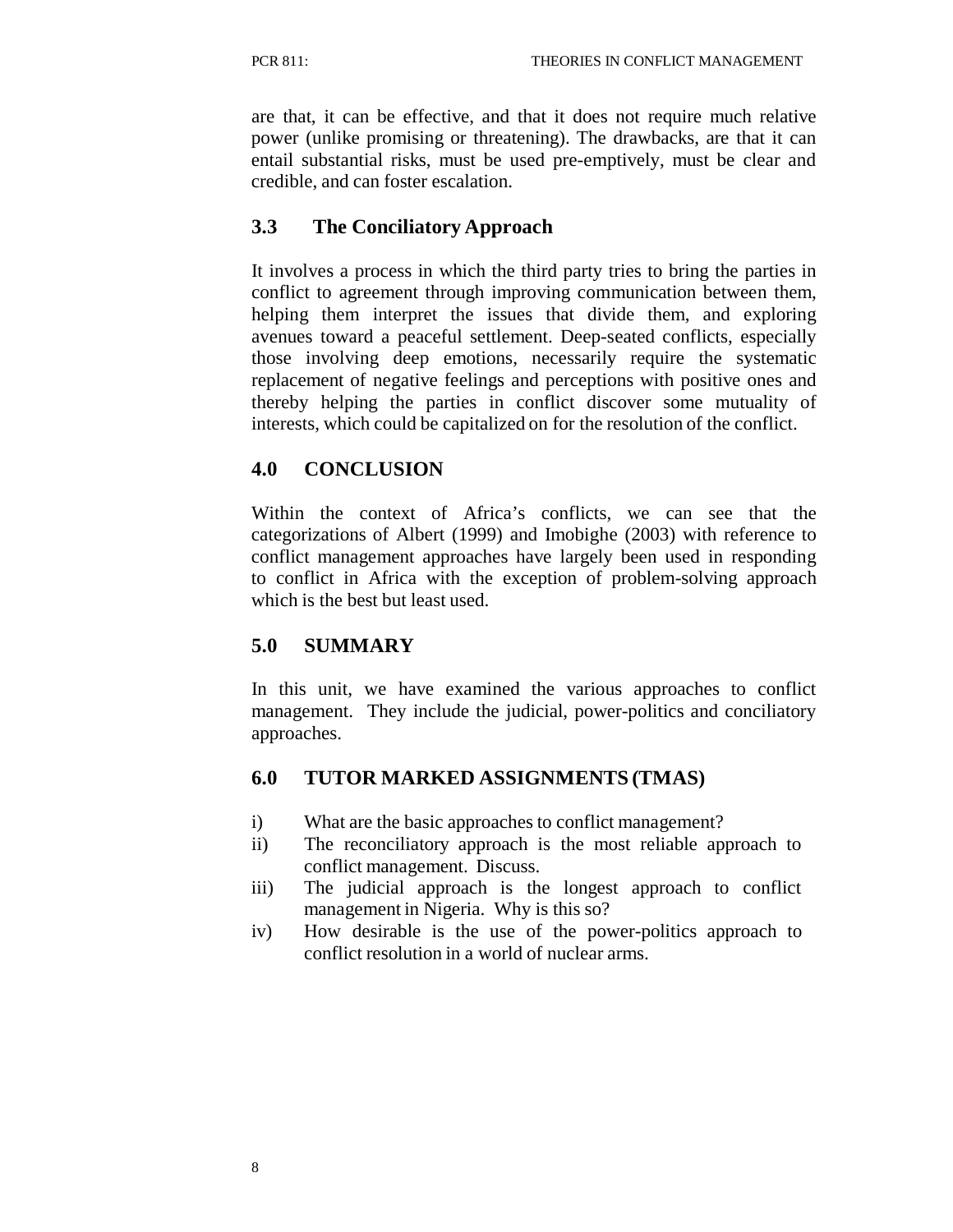are that, it can be effective, and that it does not require much relative power (unlike promising or threatening). The drawbacks, are that it can entail substantial risks, must be used pre-emptively, must be clear and credible, and can foster escalation.

### 3.3 The Conciliatory Approach

It involves a process in which the third party tries to bring the parties in conflict to agreement through improving communication between them, helping them interpret the issues that divide them, and exploring avenues toward a peaceful settlement. Deep-seated conflicts, especially those involving deep emotions, necessarily require the systematic replacement of negative feelings and perceptions with positive ones and thereby helping the parties in conflict discover some mutuality of interests, which could be capitalized on for the resolution of the conflict.

## 4.0 CONCLUSION

Within the context of Africa's conflicts, we can see that the categorizations of Albert (1999) and Imobighe (2003) with reference to conflict management approaches have largely been used in responding to conflict in Africa with the exception of problem-solving approach which is the best but least used.

## 5.0 SUMMARY

In this unit, we have examined the various approaches to conflict management. They include the judicial, power-politics and conciliatory approaches.

## 6.0 TUTOR MARKED ASSIGNMENTS (TMAS)

i) What are the basic approaches to conflict management?

ii) The reconciliatory approach is the most reliable approach to conflict management. Discuss.

iii) The judicial approach is the longest approach to conflict management in Nigeria. Why is this so?

iv) How desirable is the use of the power-politics approach to conflict resolution in a world of nuclear arms.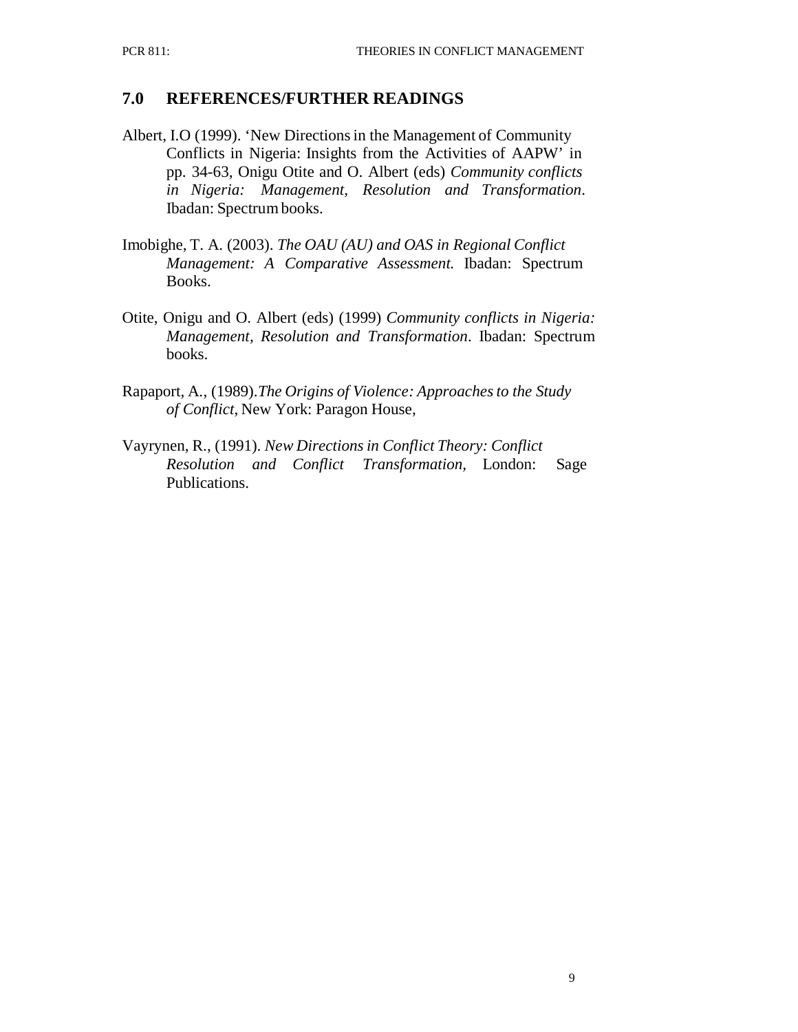## 7.0 REFERENCES/FURTHER READINGS

Albert, I.O (1999). 'New Directions in the Management of Community Conflicts in Nigeria: Insights from the Activities of AAPW' in pp. 34-63, Onigu Otite and O. Albert (eds) *Community conflicts in Nigeria: Management, Resolution and Transformation*. Ibadan: Spectrum books.

Imobighe, T. A. (2003). *The OAU (AU) and OAS in Regional Conflict Management: A Comparative Assessment.* Ibadan: Spectrum Books.

Otite, Onigu and O. Albert (eds) (1999) *Community conflicts in Nigeria: Management, Resolution and Transformation*. Ibadan: Spectrum books.

Rapaport, A., (1989).*The Origins of Violence: Approaches to the Study of Conflict*, New York: Paragon House,

Vayrynen, R., (1991). *New Directions in Conflict Theory: Conflict Resolution and Conflict Transformation*, London: Sage Publications.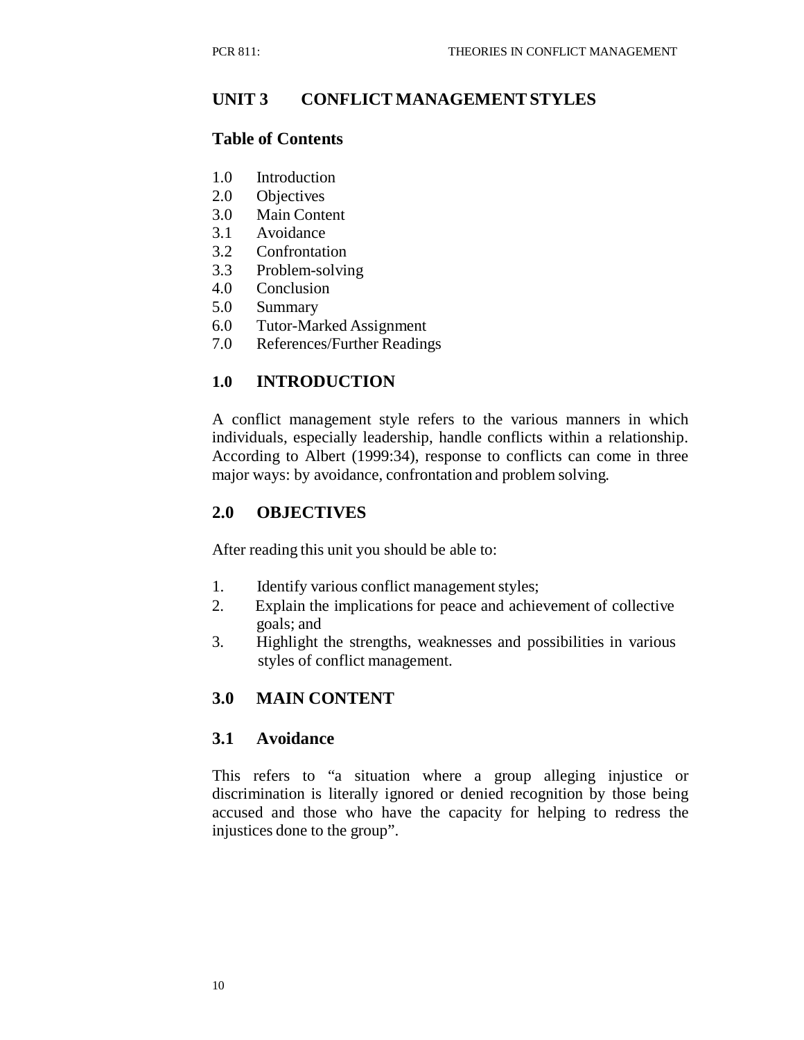## UNIT 3 CONFLICT MANAGEMENT STYLES

### Table of Contents

1.0 Introduction
2.0 Objectives
3.0 Main Content
3.1 Avoidance
3.2 Confrontation
3.3 Problem-solving
4.0 Conclusion
5.0 Summary
6.0 Tutor-Marked Assignment
7.0 References/Further Readings

### 1.0 INTRODUCTION

A conflict management style refers to the various manners in which individuals, especially leadership, handle conflicts within a relationship. According to Albert (1999:34), response to conflicts can come in three major ways: by avoidance, confrontation and problem solving.

### 2.0 OBJECTIVES

After reading this unit you should be able to:

1. Identify various conflict management styles;
2. Explain the implications for peace and achievement of collective goals; and
3. Highlight the strengths, weaknesses and possibilities in various styles of conflict management.

### 3.0 MAIN CONTENT

### 3.1 Avoidance

This refers to "a situation where a group alleging injustice or discrimination is literally ignored or denied recognition by those being accused and those who have the capacity for helping to redress the injustices done to the group".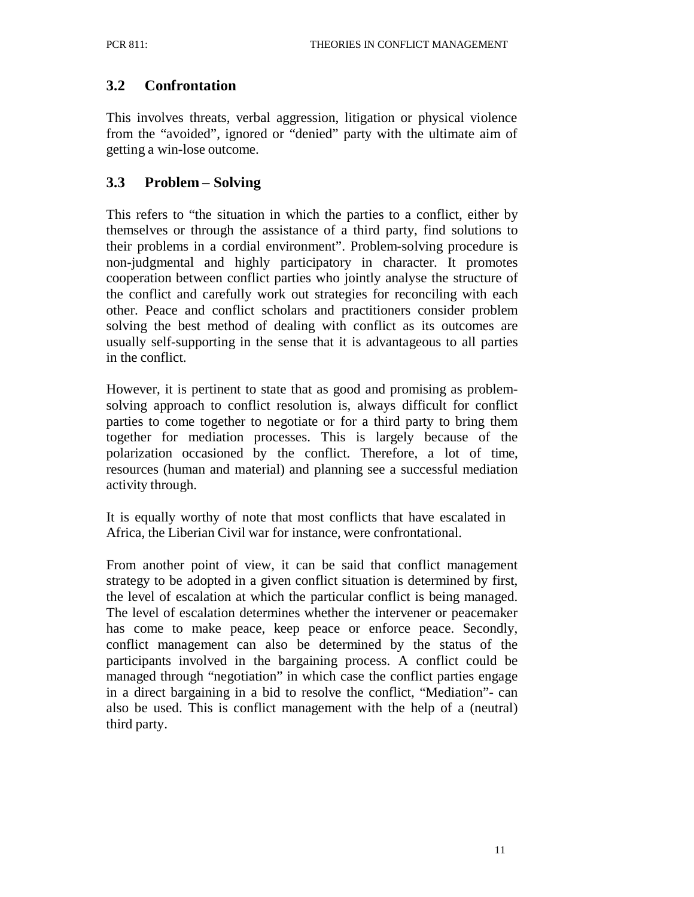### 3.2 Confrontation

This involves threats, verbal aggression, litigation or physical violence from the "avoided", ignored or "denied" party with the ultimate aim of getting a win-lose outcome.

### 3.3 Problem – Solving

This refers to "the situation in which the parties to a conflict, either by themselves or through the assistance of a third party, find solutions to their problems in a cordial environment". Problem-solving procedure is non-judgmental and highly participatory in character. It promotes cooperation between conflict parties who jointly analyse the structure of the conflict and carefully work out strategies for reconciling with each other. Peace and conflict scholars and practitioners consider problem solving the best method of dealing with conflict as its outcomes are usually self-supporting in the sense that it is advantageous to all parties in the conflict.

However, it is pertinent to state that as good and promising as problem-solving approach to conflict resolution is, always difficult for conflict parties to come together to negotiate or for a third party to bring them together for mediation processes. This is largely because of the polarization occasioned by the conflict. Therefore, a lot of time, resources (human and material) and planning see a successful mediation activity through.

It is equally worthy of note that most conflicts that have escalated in Africa, the Liberian Civil war for instance, were confrontational.

From another point of view, it can be said that conflict management strategy to be adopted in a given conflict situation is determined by first, the level of escalation at which the particular conflict is being managed. The level of escalation determines whether the intervener or peacemaker has come to make peace, keep peace or enforce peace. Secondly, conflict management can also be determined by the status of the participants involved in the bargaining process. A conflict could be managed through "negotiation" in which case the conflict parties engage in a direct bargaining in a bid to resolve the conflict, "Mediation"- can also be used. This is conflict management with the help of a (neutral) third party.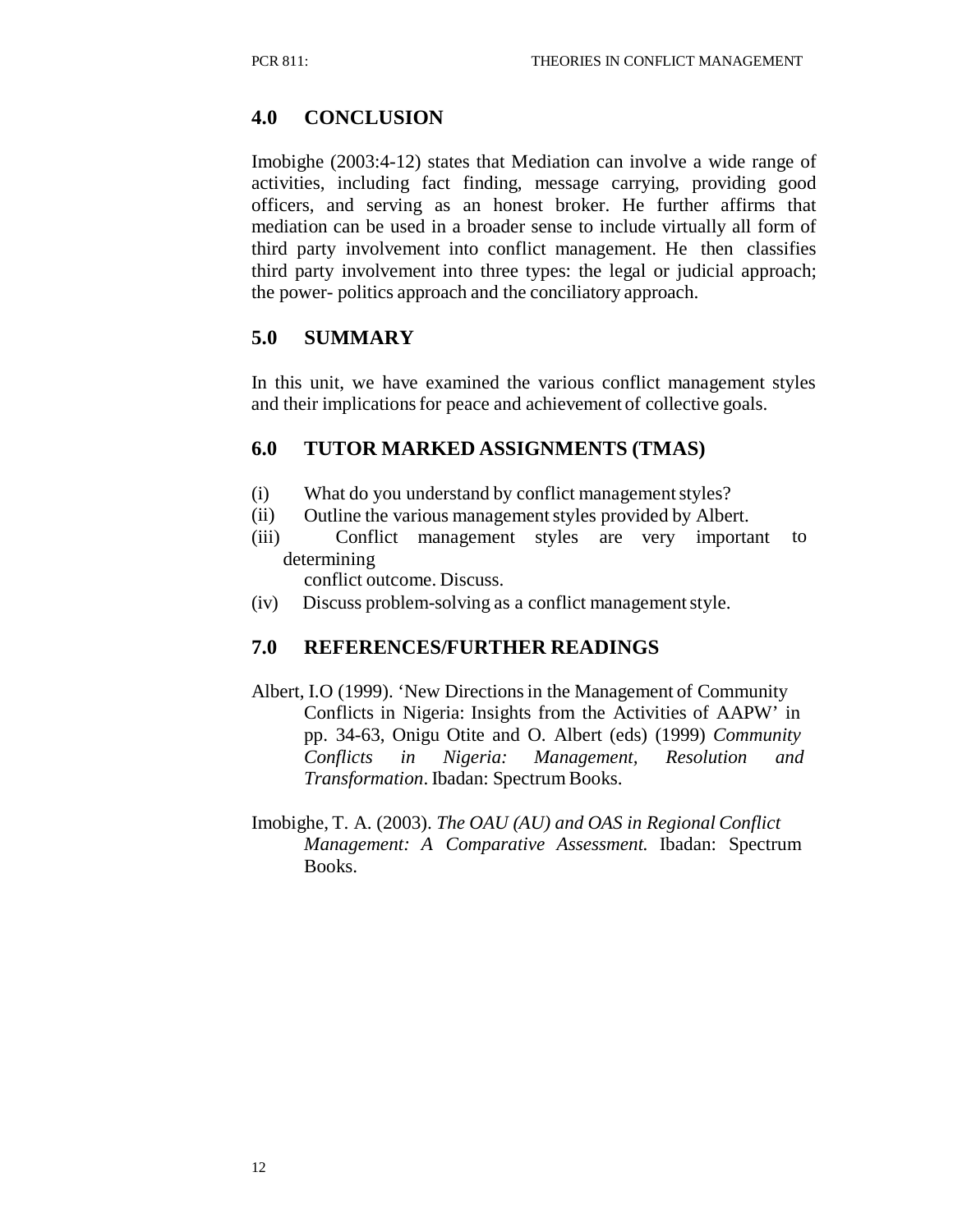## 4.0 CONCLUSION

Imobighe (2003:4-12) states that Mediation can involve a wide range of activities, including fact finding, message carrying, providing good officers, and serving as an honest broker. He further affirms that mediation can be used in a broader sense to include virtually all form of third party involvement into conflict management. He then classifies third party involvement into three types: the legal or judicial approach; the power- politics approach and the conciliatory approach.

## 5.0 SUMMARY

In this unit, we have examined the various conflict management styles and their implications for peace and achievement of collective goals.

## 6.0 TUTOR MARKED ASSIGNMENTS (TMAS)

(i) What do you understand by conflict management styles?
(ii) Outline the various management styles provided by Albert.
(iii) Conflict management styles are very important to determining conflict outcome. Discuss.
(iv) Discuss problem-solving as a conflict management style.

## 7.0 REFERENCES/FURTHER READINGS

Albert, I.O (1999). 'New Directions in the Management of Community Conflicts in Nigeria: Insights from the Activities of AAPW' in pp. 34-63, Onigu Otite and O. Albert (eds) (1999) *Community Conflicts in Nigeria: Management, Resolution and Transformation*. Ibadan: Spectrum Books.

Imobighe, T. A. (2003). *The OAU (AU) and OAS in Regional Conflict Management: A Comparative Assessment.* Ibadan: Spectrum Books.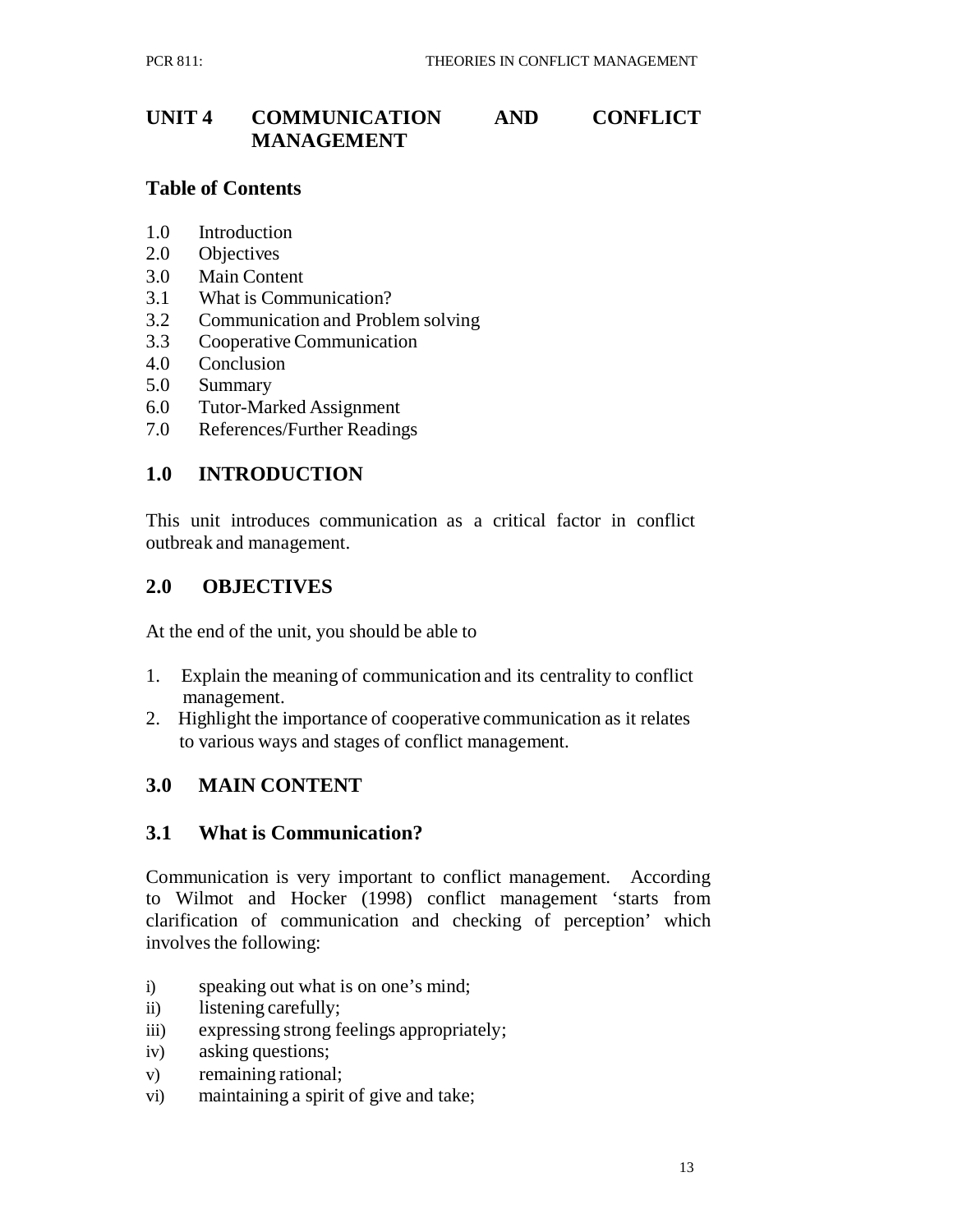# UNIT 4 COMMUNICATION AND CONFLICT MANAGEMENT

## Table of Contents

1.0 Introduction
2.0 Objectives
3.0 Main Content
3.1 What is Communication?
3.2 Communication and Problem solving
3.3 Cooperative Communication
4.0 Conclusion
5.0 Summary
6.0 Tutor-Marked Assignment
7.0 References/Further Readings

## 1.0 INTRODUCTION

This unit introduces communication as a critical factor in conflict outbreak and management.

## 2.0 OBJECTIVES

At the end of the unit, you should be able to

1. Explain the meaning of communication and its centrality to conflict management.
2. Highlight the importance of cooperative communication as it relates to various ways and stages of conflict management.

## 3.0 MAIN CONTENT

### 3.1 What is Communication?

Communication is very important to conflict management. According to Wilmot and Hocker (1998) conflict management 'starts from clarification of communication and checking of perception' which involves the following:

i) speaking out what is on one's mind;
ii) listening carefully;
iii) expressing strong feelings appropriately;
iv) asking questions;
v) remaining rational;
vi) maintaining a spirit of give and take;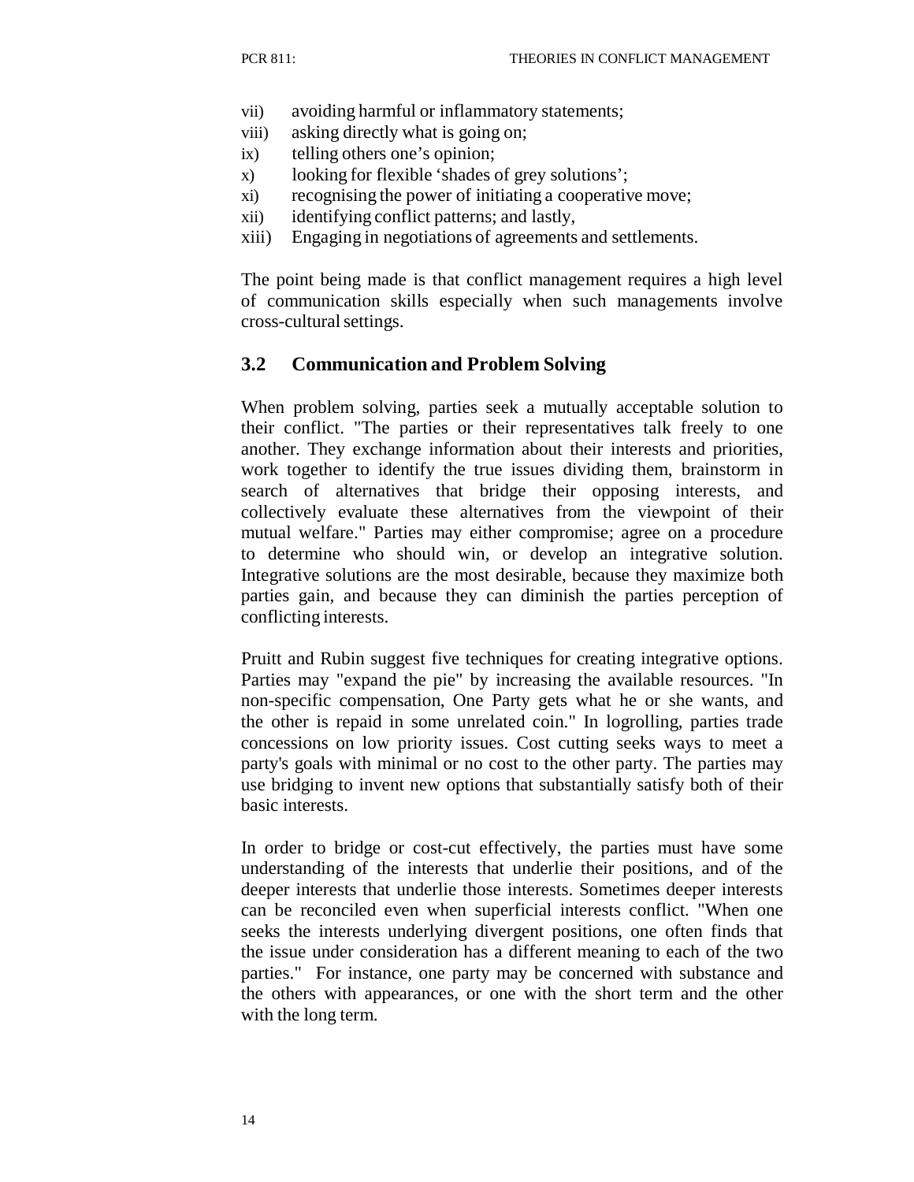vii) avoiding harmful or inflammatory statements;
viii) asking directly what is going on;
ix) telling others one's opinion;
x) looking for flexible 'shades of grey solutions';
xi) recognising the power of initiating a cooperative move;
xii) identifying conflict patterns; and lastly,
xiii) Engaging in negotiations of agreements and settlements.

The point being made is that conflict management requires a high level of communication skills especially when such managements involve cross-cultural settings.

## 3.2 Communication and Problem Solving

When problem solving, parties seek a mutually acceptable solution to their conflict. "The parties or their representatives talk freely to one another. They exchange information about their interests and priorities, work together to identify the true issues dividing them, brainstorm in search of alternatives that bridge their opposing interests, and collectively evaluate these alternatives from the viewpoint of their mutual welfare." Parties may either compromise; agree on a procedure to determine who should win, or develop an integrative solution. Integrative solutions are the most desirable, because they maximize both parties gain, and because they can diminish the parties perception of conflicting interests.

Pruitt and Rubin suggest five techniques for creating integrative options. Parties may "expand the pie" by increasing the available resources. "In non-specific compensation, One Party gets what he or she wants, and the other is repaid in some unrelated coin." In logrolling, parties trade concessions on low priority issues. Cost cutting seeks ways to meet a party's goals with minimal or no cost to the other party. The parties may use bridging to invent new options that substantially satisfy both of their basic interests.

In order to bridge or cost-cut effectively, the parties must have some understanding of the interests that underlie their positions, and of the deeper interests that underlie those interests. Sometimes deeper interests can be reconciled even when superficial interests conflict. "When one seeks the interests underlying divergent positions, one often finds that the issue under consideration has a different meaning to each of the two parties." For instance, one party may be concerned with substance and the others with appearances, or one with the short term and the other with the long term.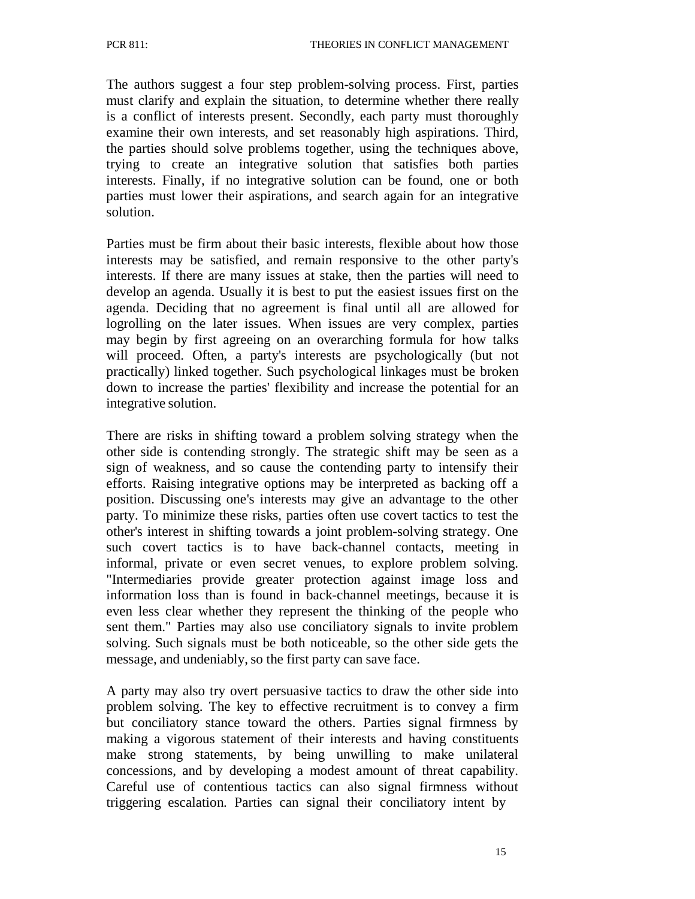The authors suggest a four step problem-solving process. First, parties must clarify and explain the situation, to determine whether there really is a conflict of interests present. Secondly, each party must thoroughly examine their own interests, and set reasonably high aspirations. Third, the parties should solve problems together, using the techniques above, trying to create an integrative solution that satisfies both parties interests. Finally, if no integrative solution can be found, one or both parties must lower their aspirations, and search again for an integrative solution.

Parties must be firm about their basic interests, flexible about how those interests may be satisfied, and remain responsive to the other party's interests. If there are many issues at stake, then the parties will need to develop an agenda. Usually it is best to put the easiest issues first on the agenda. Deciding that no agreement is final until all are allowed for logrolling on the later issues. When issues are very complex, parties may begin by first agreeing on an overarching formula for how talks will proceed. Often, a party's interests are psychologically (but not practically) linked together. Such psychological linkages must be broken down to increase the parties' flexibility and increase the potential for an integrative solution.

There are risks in shifting toward a problem solving strategy when the other side is contending strongly. The strategic shift may be seen as a sign of weakness, and so cause the contending party to intensify their efforts. Raising integrative options may be interpreted as backing off a position. Discussing one's interests may give an advantage to the other party. To minimize these risks, parties often use covert tactics to test the other's interest in shifting towards a joint problem-solving strategy. One such covert tactics is to have back-channel contacts, meeting in informal, private or even secret venues, to explore problem solving. "Intermediaries provide greater protection against image loss and information loss than is found in back-channel meetings, because it is even less clear whether they represent the thinking of the people who sent them." Parties may also use conciliatory signals to invite problem solving. Such signals must be both noticeable, so the other side gets the message, and undeniably, so the first party can save face.

A party may also try overt persuasive tactics to draw the other side into problem solving. The key to effective recruitment is to convey a firm but conciliatory stance toward the others. Parties signal firmness by making a vigorous statement of their interests and having constituents make strong statements, by being unwilling to make unilateral concessions, and by developing a modest amount of threat capability. Careful use of contentious tactics can also signal firmness without triggering escalation. Parties can signal their conciliatory intent by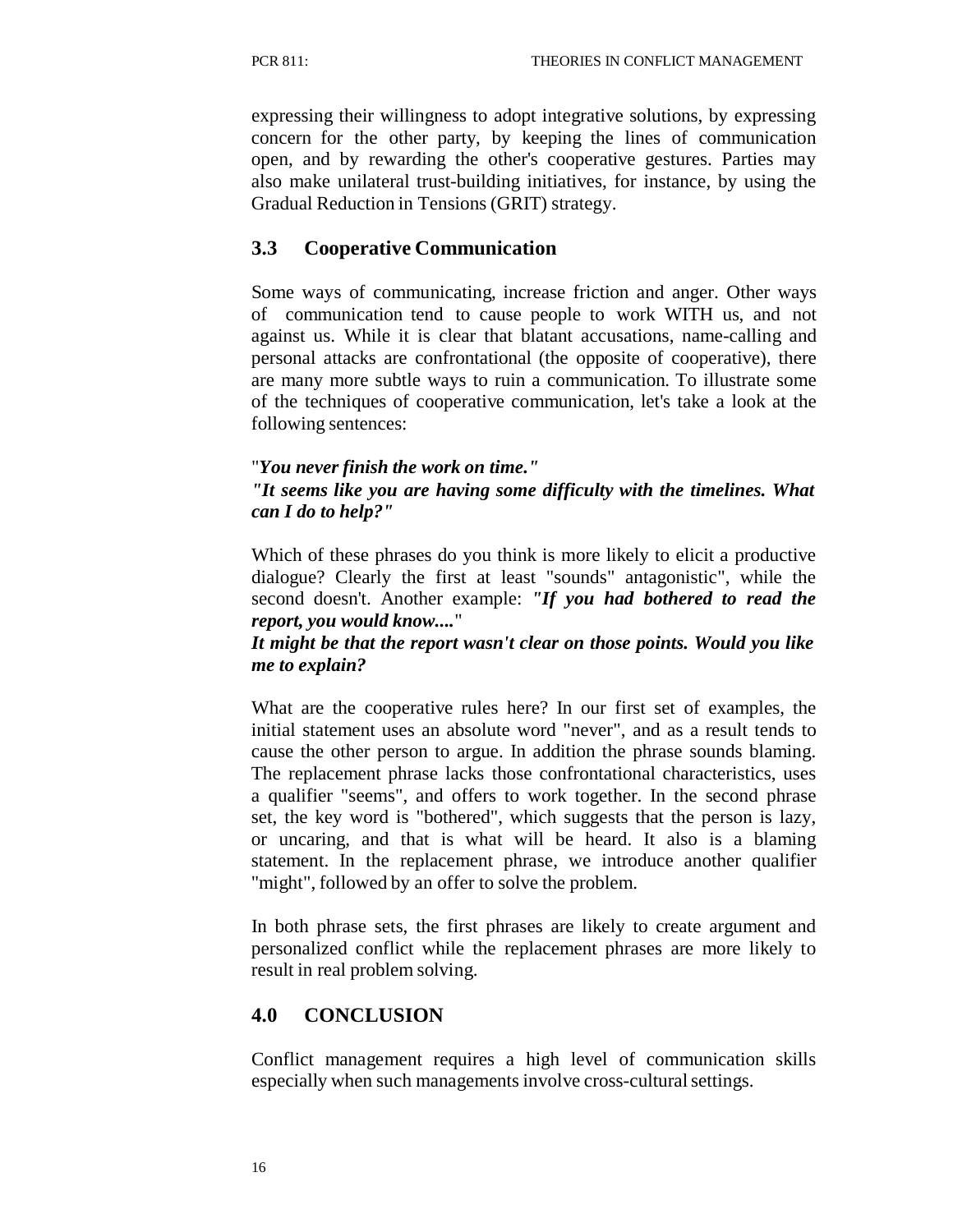expressing their willingness to adopt integrative solutions, by expressing concern for the other party, by keeping the lines of communication open, and by rewarding the other's cooperative gestures. Parties may also make unilateral trust-building initiatives, for instance, by using the Gradual Reduction in Tensions (GRIT) strategy.

### 3.3 Cooperative Communication

Some ways of communicating, increase friction and anger. Other ways of communication tend to cause people to work WITH us, and not against us. While it is clear that blatant accusations, name-calling and personal attacks are confrontational (the opposite of cooperative), there are many more subtle ways to ruin a communication. To illustrate some of the techniques of cooperative communication, let's take a look at the following sentences:

"***You never finish the work on time."***
***"It seems like you are having some difficulty with the timelines. What can I do to help?"***

Which of these phrases do you think is more likely to elicit a productive dialogue? Clearly the first at least "sounds" antagonistic", while the second doesn't. Another example: ***"If you had bothered to read the report, you would know....***"
***It might be that the report wasn't clear on those points. Would you like me to explain?***

What are the cooperative rules here? In our first set of examples, the initial statement uses an absolute word "never", and as a result tends to cause the other person to argue. In addition the phrase sounds blaming. The replacement phrase lacks those confrontational characteristics, uses a qualifier "seems", and offers to work together. In the second phrase set, the key word is "bothered", which suggests that the person is lazy, or uncaring, and that is what will be heard. It also is a blaming statement. In the replacement phrase, we introduce another qualifier "might", followed by an offer to solve the problem.

In both phrase sets, the first phrases are likely to create argument and personalized conflict while the replacement phrases are more likely to result in real problem solving.

## 4.0 CONCLUSION

Conflict management requires a high level of communication skills especially when such managements involve cross-cultural settings.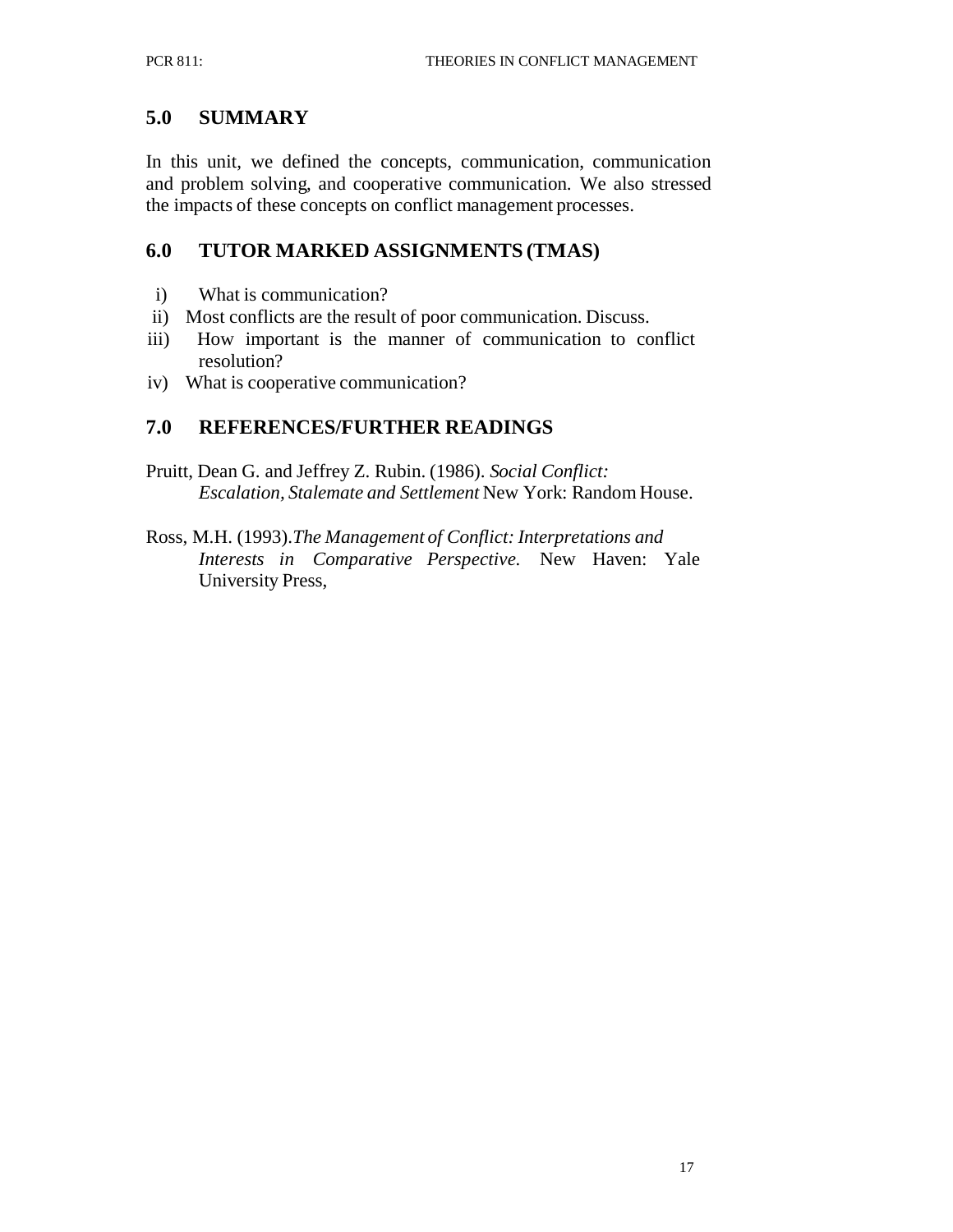## 5.0 SUMMARY

In this unit, we defined the concepts, communication, communication and problem solving, and cooperative communication. We also stressed the impacts of these concepts on conflict management processes.

## 6.0 TUTOR MARKED ASSIGNMENTS (TMAS)

i) What is communication?
ii) Most conflicts are the result of poor communication. Discuss.
iii) How important is the manner of communication to conflict resolution?
iv) What is cooperative communication?

## 7.0 REFERENCES/FURTHER READINGS

Pruitt, Dean G. and Jeffrey Z. Rubin. (1986). *Social Conflict: Escalation, Stalemate and Settlement* New York: Random House.

Ross, M.H. (1993).*The Management of Conflict: Interpretations and Interests in Comparative Perspective.* New Haven: Yale University Press,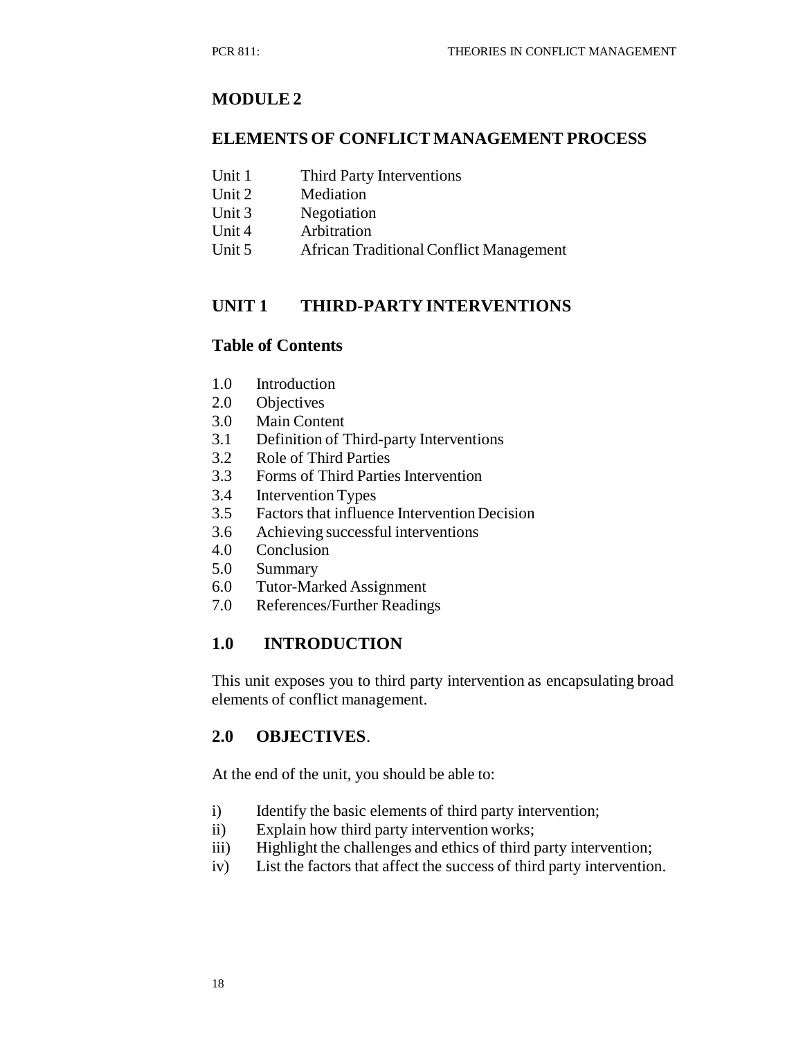# MODULE 2

## ELEMENTS OF CONFLICT MANAGEMENT PROCESS

Unit 1 Third Party Interventions
Unit 2 Mediation
Unit 3 Negotiation
Unit 4 Arbitration
Unit 5 African Traditional Conflict Management

## UNIT 1 THIRD-PARTY INTERVENTIONS

### Table of Contents

1.0 Introduction
2.0 Objectives
3.0 Main Content
3.1 Definition of Third-party Interventions
3.2 Role of Third Parties
3.3 Forms of Third Parties Intervention
3.4 Intervention Types
3.5 Factors that influence Intervention Decision
3.6 Achieving successful interventions
4.0 Conclusion
5.0 Summary
6.0 Tutor-Marked Assignment
7.0 References/Further Readings

### 1.0 INTRODUCTION

This unit exposes you to third party intervention as encapsulating broad elements of conflict management.

### 2.0 OBJECTIVES.

At the end of the unit, you should be able to:

i) Identify the basic elements of third party intervention;
ii) Explain how third party intervention works;
iii) Highlight the challenges and ethics of third party intervention;
iv) List the factors that affect the success of third party intervention.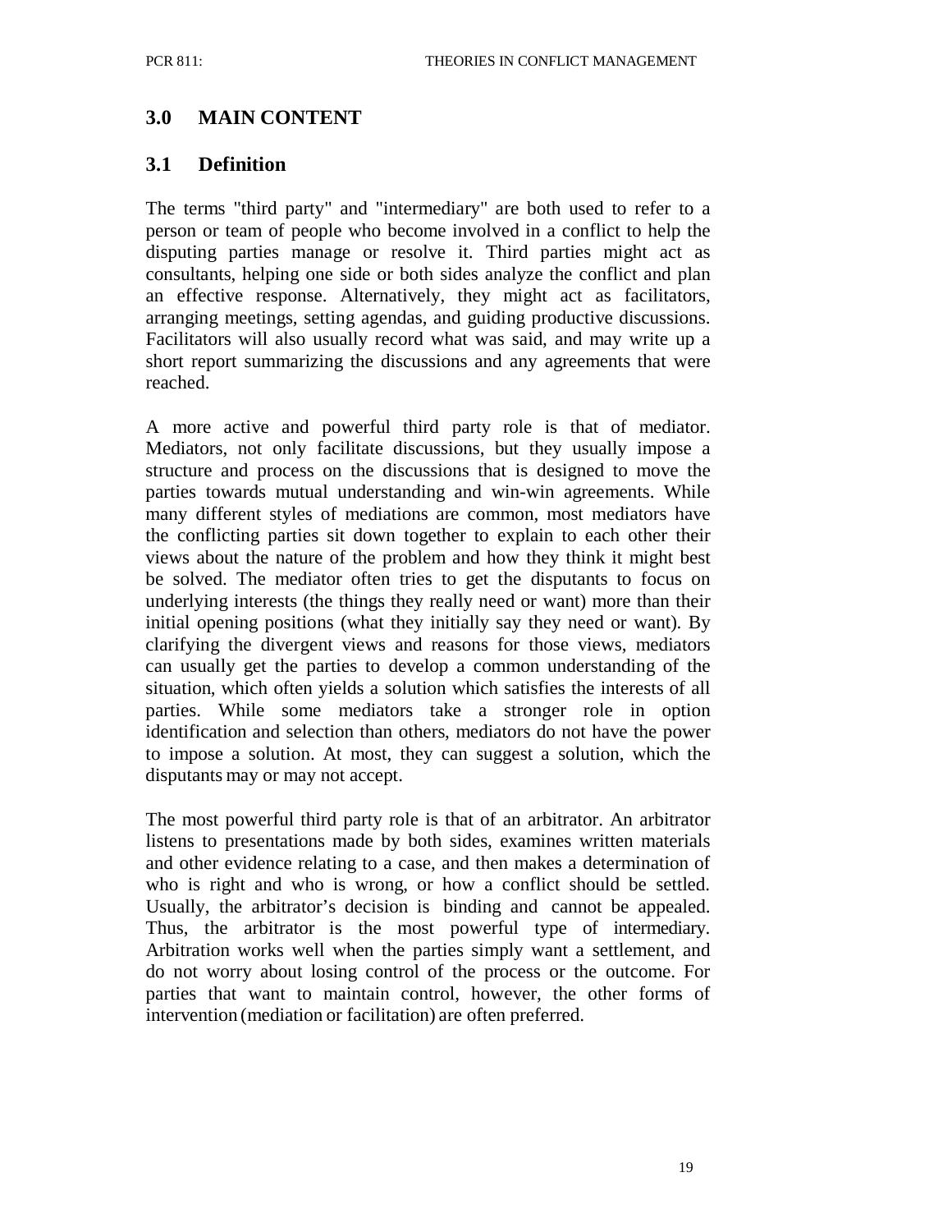## 3.0 MAIN CONTENT

### 3.1 Definition

The terms "third party" and "intermediary" are both used to refer to a person or team of people who become involved in a conflict to help the disputing parties manage or resolve it. Third parties might act as consultants, helping one side or both sides analyze the conflict and plan an effective response. Alternatively, they might act as facilitators, arranging meetings, setting agendas, and guiding productive discussions. Facilitators will also usually record what was said, and may write up a short report summarizing the discussions and any agreements that were reached.

A more active and powerful third party role is that of mediator. Mediators, not only facilitate discussions, but they usually impose a structure and process on the discussions that is designed to move the parties towards mutual understanding and win-win agreements. While many different styles of mediations are common, most mediators have the conflicting parties sit down together to explain to each other their views about the nature of the problem and how they think it might best be solved. The mediator often tries to get the disputants to focus on underlying interests (the things they really need or want) more than their initial opening positions (what they initially say they need or want). By clarifying the divergent views and reasons for those views, mediators can usually get the parties to develop a common understanding of the situation, which often yields a solution which satisfies the interests of all parties. While some mediators take a stronger role in option identification and selection than others, mediators do not have the power to impose a solution. At most, they can suggest a solution, which the disputants may or may not accept.

The most powerful third party role is that of an arbitrator. An arbitrator listens to presentations made by both sides, examines written materials and other evidence relating to a case, and then makes a determination of who is right and who is wrong, or how a conflict should be settled. Usually, the arbitrator's decision is binding and cannot be appealed. Thus, the arbitrator is the most powerful type of intermediary. Arbitration works well when the parties simply want a settlement, and do not worry about losing control of the process or the outcome. For parties that want to maintain control, however, the other forms of intervention (mediation or facilitation) are often preferred.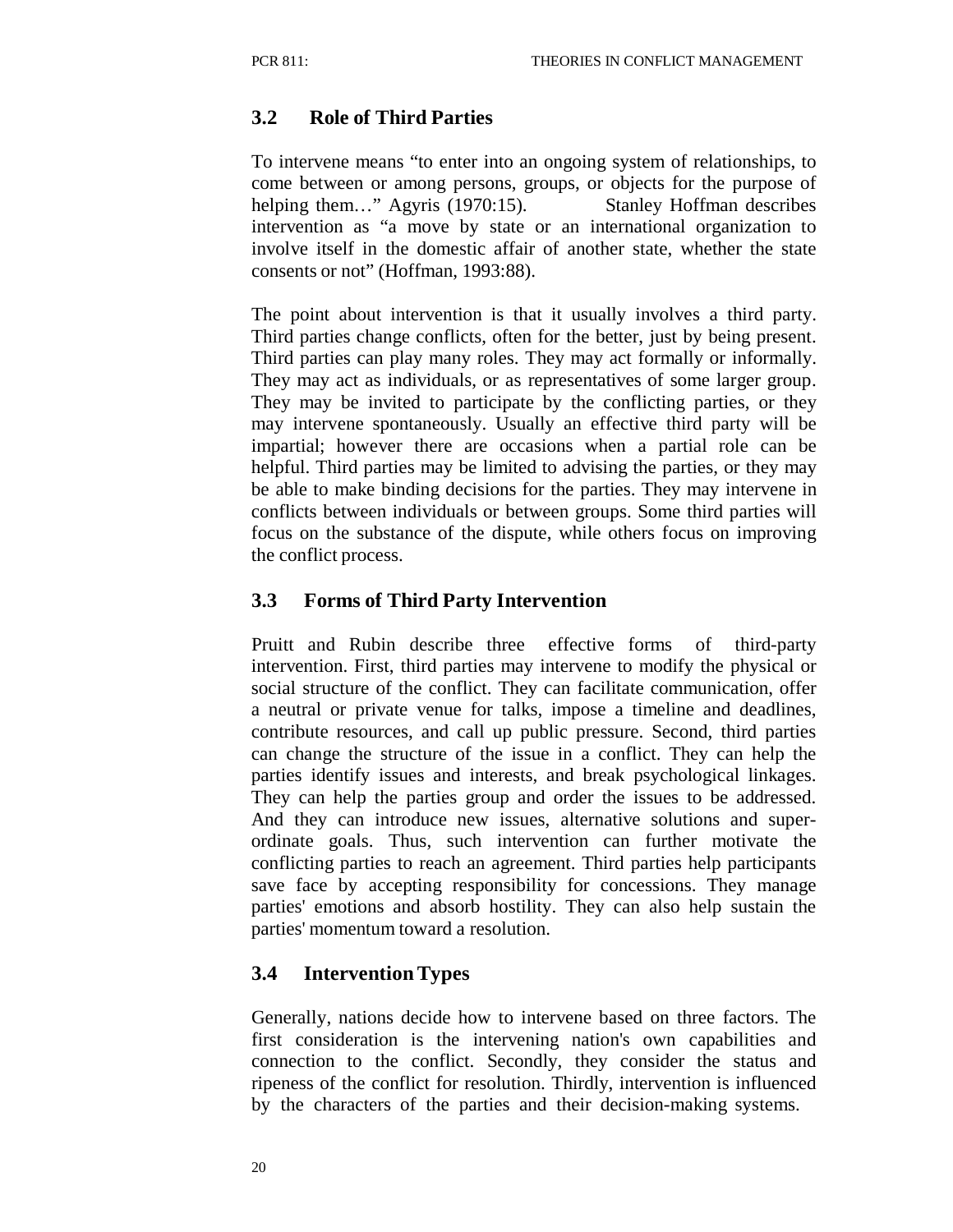## 3.2 Role of Third Parties

To intervene means "to enter into an ongoing system of relationships, to come between or among persons, groups, or objects for the purpose of helping them…" Agyris (1970:15). Stanley Hoffman describes intervention as "a move by state or an international organization to involve itself in the domestic affair of another state, whether the state consents or not" (Hoffman, 1993:88).

The point about intervention is that it usually involves a third party. Third parties change conflicts, often for the better, just by being present. Third parties can play many roles. They may act formally or informally. They may act as individuals, or as representatives of some larger group. They may be invited to participate by the conflicting parties, or they may intervene spontaneously. Usually an effective third party will be impartial; however there are occasions when a partial role can be helpful. Third parties may be limited to advising the parties, or they may be able to make binding decisions for the parties. They may intervene in conflicts between individuals or between groups. Some third parties will focus on the substance of the dispute, while others focus on improving the conflict process.

## 3.3 Forms of Third Party Intervention

Pruitt and Rubin describe three effective forms of third-party intervention. First, third parties may intervene to modify the physical or social structure of the conflict. They can facilitate communication, offer a neutral or private venue for talks, impose a timeline and deadlines, contribute resources, and call up public pressure. Second, third parties can change the structure of the issue in a conflict. They can help the parties identify issues and interests, and break psychological linkages. They can help the parties group and order the issues to be addressed. And they can introduce new issues, alternative solutions and super-ordinate goals. Thus, such intervention can further motivate the conflicting parties to reach an agreement. Third parties help participants save face by accepting responsibility for concessions. They manage parties' emotions and absorb hostility. They can also help sustain the parties' momentum toward a resolution.

## 3.4 Intervention Types

Generally, nations decide how to intervene based on three factors. The first consideration is the intervening nation's own capabilities and connection to the conflict. Secondly, they consider the status and ripeness of the conflict for resolution. Thirdly, intervention is influenced by the characters of the parties and their decision-making systems.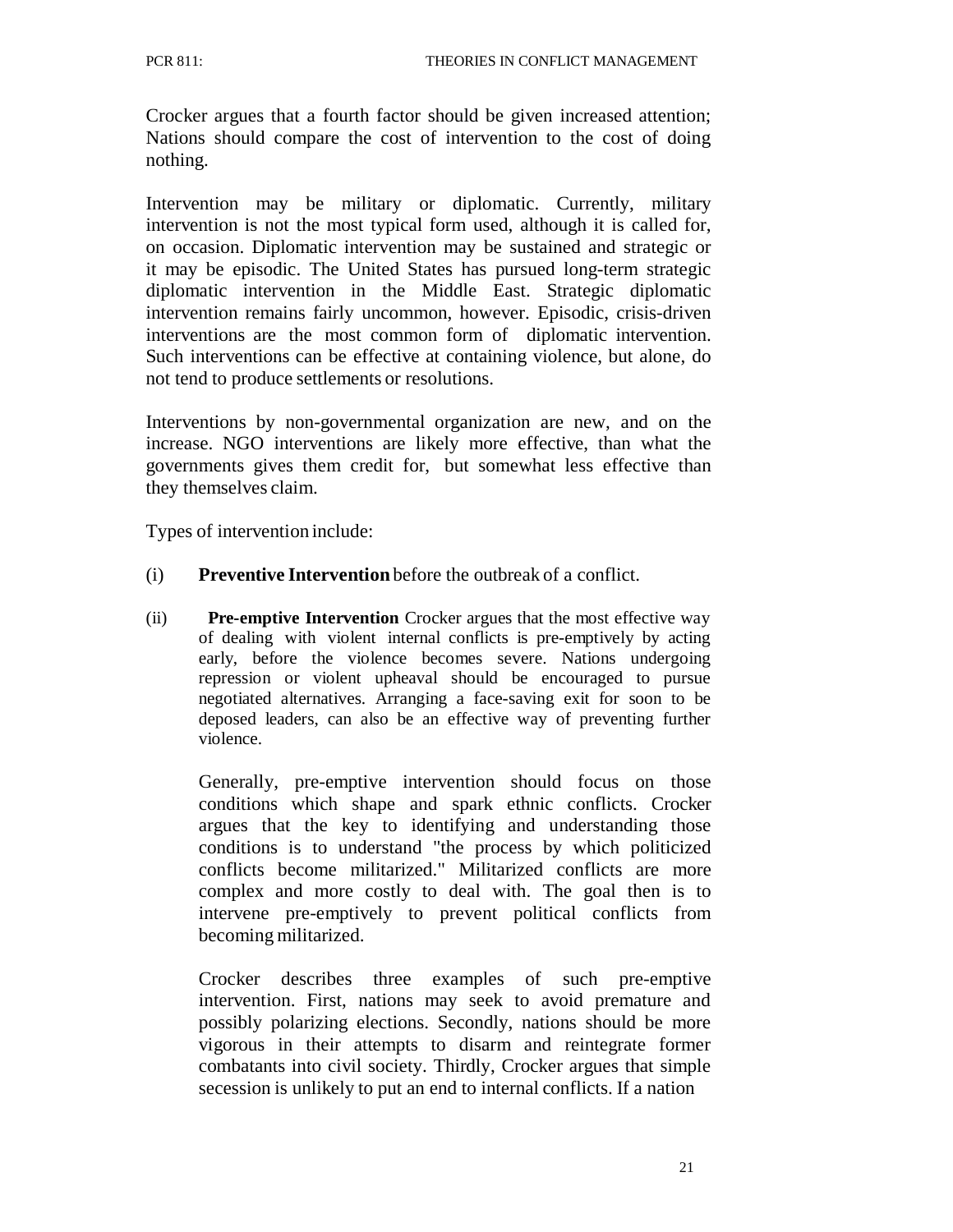Crocker argues that a fourth factor should be given increased attention; Nations should compare the cost of intervention to the cost of doing nothing.

Intervention may be military or diplomatic. Currently, military intervention is not the most typical form used, although it is called for, on occasion. Diplomatic intervention may be sustained and strategic or it may be episodic. The United States has pursued long-term strategic diplomatic intervention in the Middle East. Strategic diplomatic intervention remains fairly uncommon, however. Episodic, crisis-driven interventions are the most common form of diplomatic intervention. Such interventions can be effective at containing violence, but alone, do not tend to produce settlements or resolutions.

Interventions by non-governmental organization are new, and on the increase. NGO interventions are likely more effective, than what the governments gives them credit for, but somewhat less effective than they themselves claim.

Types of intervention include:

(i) **Preventive Intervention** before the outbreak of a conflict.

(ii) **Pre-emptive Intervention** Crocker argues that the most effective way of dealing with violent internal conflicts is pre-emptively by acting early, before the violence becomes severe. Nations undergoing repression or violent upheaval should be encouraged to pursue negotiated alternatives. Arranging a face-saving exit for soon to be deposed leaders, can also be an effective way of preventing further violence.

    Generally, pre-emptive intervention should focus on those conditions which shape and spark ethnic conflicts. Crocker argues that the key to identifying and understanding those conditions is to understand "the process by which politicized conflicts become militarized." Militarized conflicts are more complex and more costly to deal with. The goal then is to intervene pre-emptively to prevent political conflicts from becoming militarized.

    Crocker describes three examples of such pre-emptive intervention. First, nations may seek to avoid premature and possibly polarizing elections. Secondly, nations should be more vigorous in their attempts to disarm and reintegrate former combatants into civil society. Thirdly, Crocker argues that simple secession is unlikely to put an end to internal conflicts. If a nation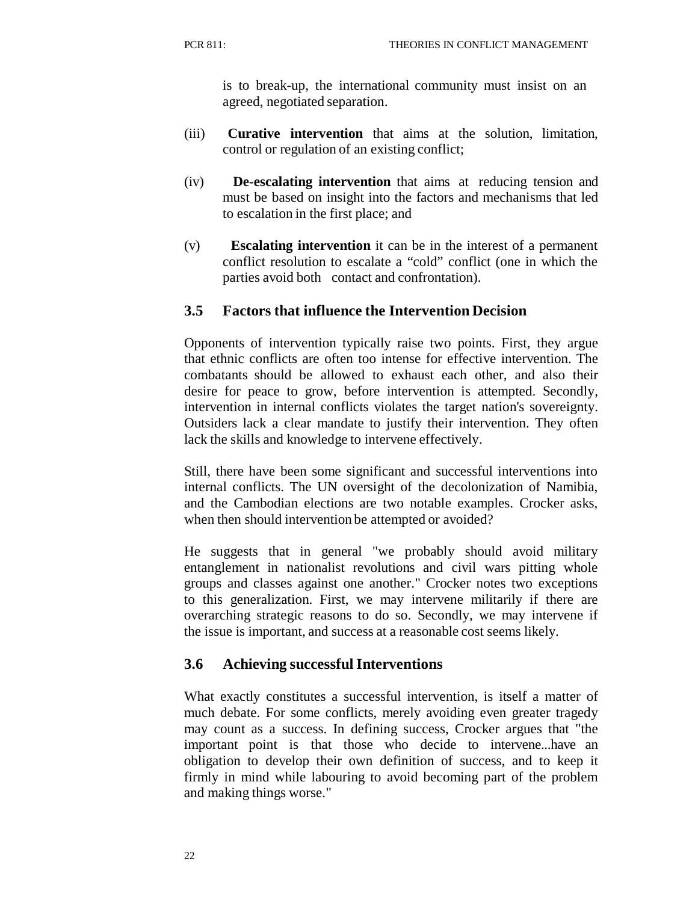is to break-up, the international community must insist on an agreed, negotiated separation.

(iii) **Curative intervention** that aims at the solution, limitation, control or regulation of an existing conflict;

(iv) **De-escalating intervention** that aims at reducing tension and must be based on insight into the factors and mechanisms that led to escalation in the first place; and

(v) **Escalating intervention** it can be in the interest of a permanent conflict resolution to escalate a "cold" conflict (one in which the parties avoid both contact and confrontation).

## 3.5 Factors that influence the Intervention Decision

Opponents of intervention typically raise two points. First, they argue that ethnic conflicts are often too intense for effective intervention. The combatants should be allowed to exhaust each other, and also their desire for peace to grow, before intervention is attempted. Secondly, intervention in internal conflicts violates the target nation's sovereignty. Outsiders lack a clear mandate to justify their intervention. They often lack the skills and knowledge to intervene effectively.

Still, there have been some significant and successful interventions into internal conflicts. The UN oversight of the decolonization of Namibia, and the Cambodian elections are two notable examples. Crocker asks, when then should intervention be attempted or avoided?

He suggests that in general "we probably should avoid military entanglement in nationalist revolutions and civil wars pitting whole groups and classes against one another." Crocker notes two exceptions to this generalization. First, we may intervene militarily if there are overarching strategic reasons to do so. Secondly, we may intervene if the issue is important, and success at a reasonable cost seems likely.

## 3.6 Achieving successful Interventions

What exactly constitutes a successful intervention, is itself a matter of much debate. For some conflicts, merely avoiding even greater tragedy may count as a success. In defining success, Crocker argues that "the important point is that those who decide to intervene...have an obligation to develop their own definition of success, and to keep it firmly in mind while labouring to avoid becoming part of the problem and making things worse."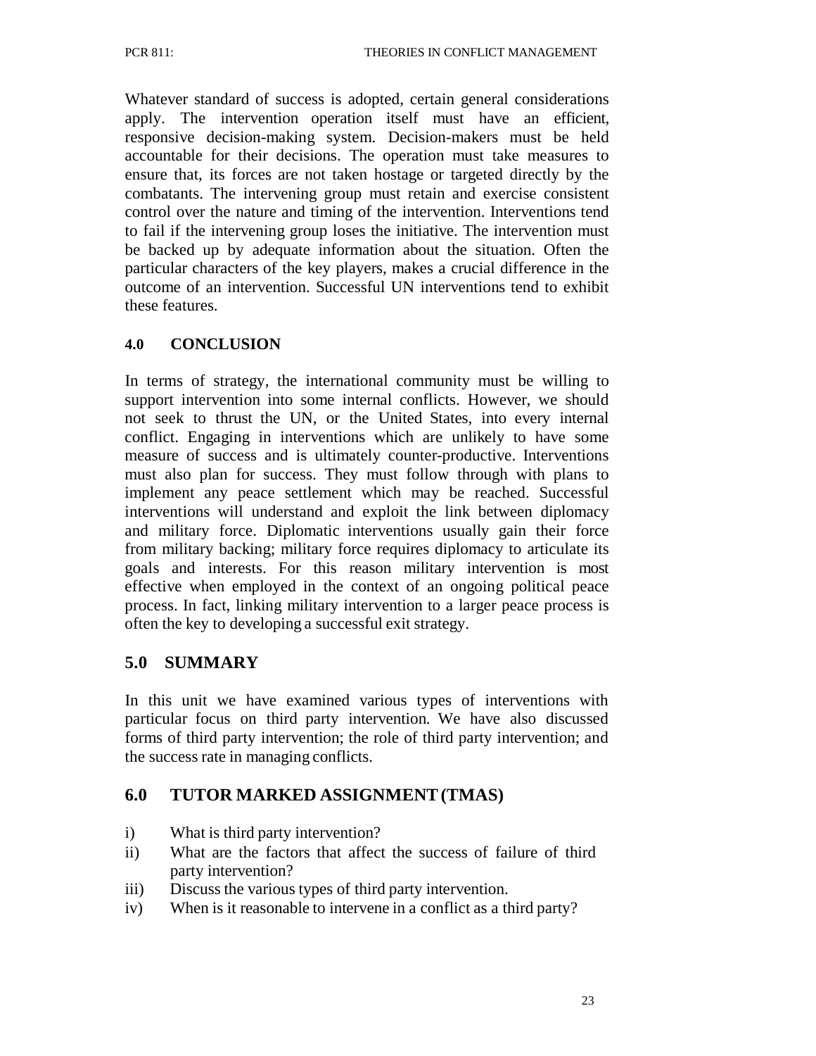Whatever standard of success is adopted, certain general considerations apply. The intervention operation itself must have an efficient, responsive decision-making system. Decision-makers must be held accountable for their decisions. The operation must take measures to ensure that, its forces are not taken hostage or targeted directly by the combatants. The intervening group must retain and exercise consistent control over the nature and timing of the intervention. Interventions tend to fail if the intervening group loses the initiative. The intervention must be backed up by adequate information about the situation. Often the particular characters of the key players, makes a crucial difference in the outcome of an intervention. Successful UN interventions tend to exhibit these features.

## 4.0 CONCLUSION

In terms of strategy, the international community must be willing to support intervention into some internal conflicts. However, we should not seek to thrust the UN, or the United States, into every internal conflict. Engaging in interventions which are unlikely to have some measure of success and is ultimately counter-productive. Interventions must also plan for success. They must follow through with plans to implement any peace settlement which may be reached. Successful interventions will understand and exploit the link between diplomacy and military force. Diplomatic interventions usually gain their force from military backing; military force requires diplomacy to articulate its goals and interests. For this reason military intervention is most effective when employed in the context of an ongoing political peace process. In fact, linking military intervention to a larger peace process is often the key to developing a successful exit strategy.

## 5.0 SUMMARY

In this unit we have examined various types of interventions with particular focus on third party intervention. We have also discussed forms of third party intervention; the role of third party intervention; and the success rate in managing conflicts.

## 6.0 TUTOR MARKED ASSIGNMENT (TMAS)

i) What is third party intervention?

ii) What are the factors that affect the success of failure of third party intervention?

iii) Discuss the various types of third party intervention.

iv) When is it reasonable to intervene in a conflict as a third party?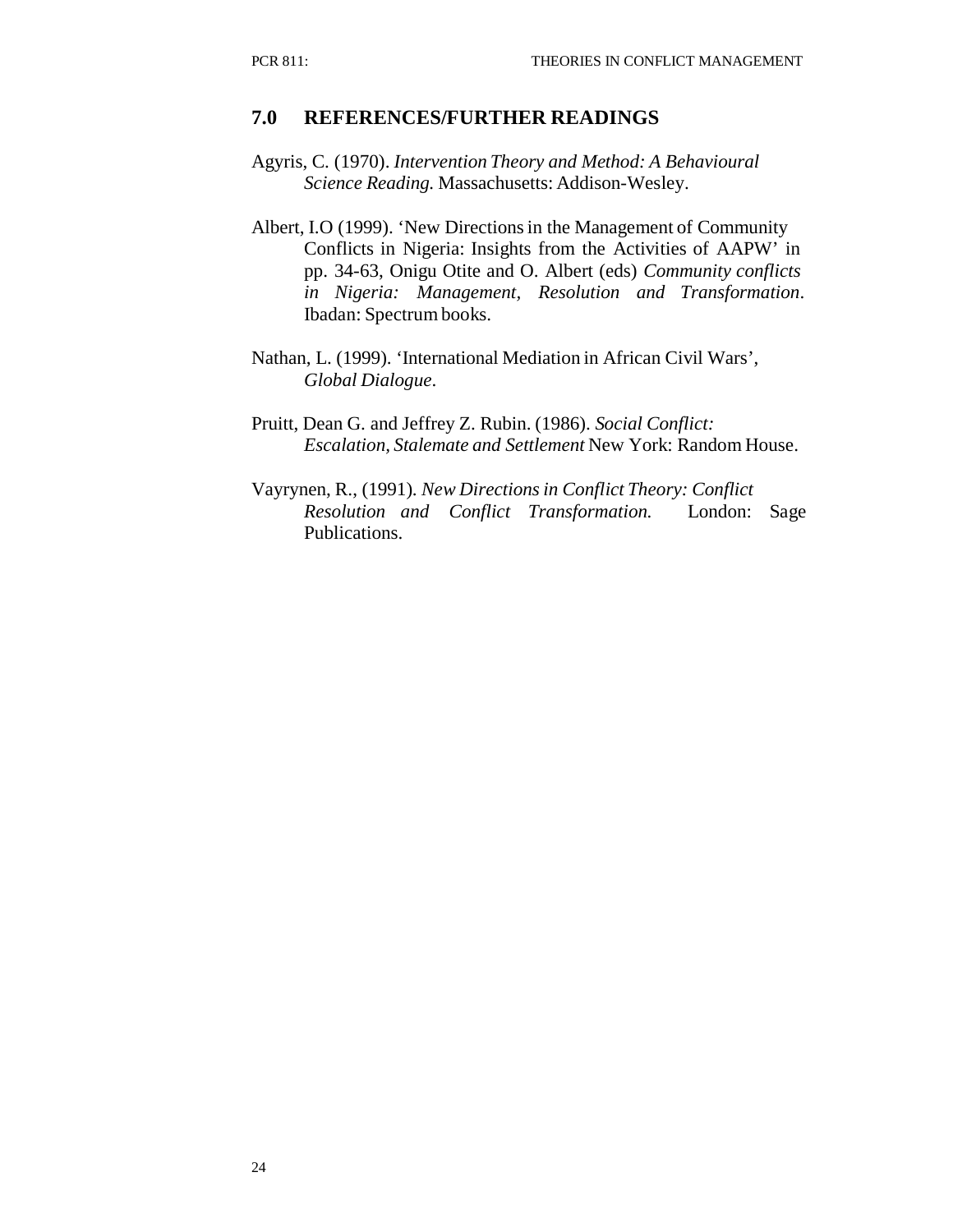## 7.0 REFERENCES/FURTHER READINGS

Agyris, C. (1970). *Intervention Theory and Method: A Behavioural Science Reading.* Massachusetts: Addison-Wesley.

Albert, I.O (1999). 'New Directions in the Management of Community Conflicts in Nigeria: Insights from the Activities of AAPW' in pp. 34-63, Onigu Otite and O. Albert (eds) *Community conflicts in Nigeria: Management, Resolution and Transformation*. Ibadan: Spectrum books.

Nathan, L. (1999). 'International Mediation in African Civil Wars', *Global Dialogue*.

Pruitt, Dean G. and Jeffrey Z. Rubin. (1986). *Social Conflict: Escalation, Stalemate and Settlement* New York: Random House.

Vayrynen, R., (1991). *New Directions in Conflict Theory: Conflict Resolution and Conflict Transformation.* London: Sage Publications.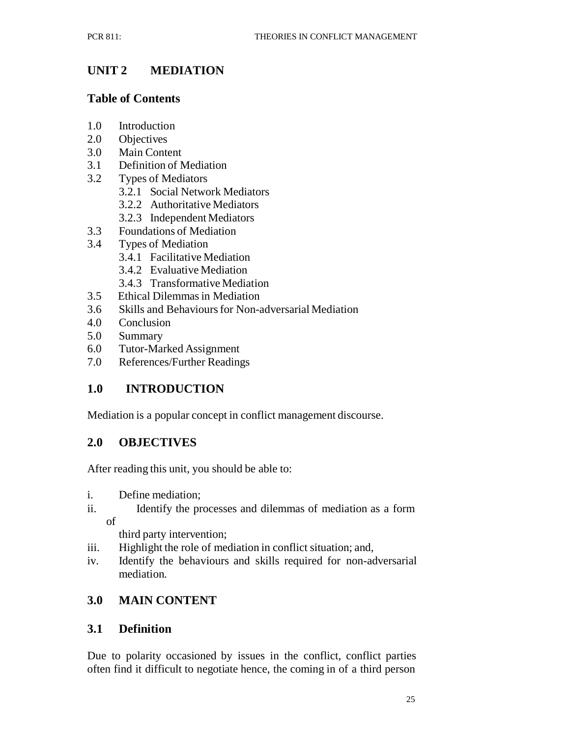# UNIT 2 MEDIATION

## Table of Contents

1.0 Introduction
2.0 Objectives
3.0 Main Content
3.1 Definition of Mediation
3.2 Types of Mediators
  3.2.1 Social Network Mediators
  3.2.2 Authoritative Mediators
  3.2.3 Independent Mediators
3.3 Foundations of Mediation
3.4 Types of Mediation
  3.4.1 Facilitative Mediation
  3.4.2 Evaluative Mediation
  3.4.3 Transformative Mediation
3.5 Ethical Dilemmas in Mediation
3.6 Skills and Behaviours for Non-adversarial Mediation
4.0 Conclusion
5.0 Summary
6.0 Tutor-Marked Assignment
7.0 References/Further Readings

## 1.0 INTRODUCTION

Mediation is a popular concept in conflict management discourse.

## 2.0 OBJECTIVES

After reading this unit, you should be able to:

i. Define mediation;
ii. Identify the processes and dilemmas of mediation as a form of third party intervention;
iii. Highlight the role of mediation in conflict situation; and,
iv. Identify the behaviours and skills required for non-adversarial mediation.

## 3.0 MAIN CONTENT

### 3.1 Definition

Due to polarity occasioned by issues in the conflict, conflict parties often find it difficult to negotiate hence, the coming in of a third person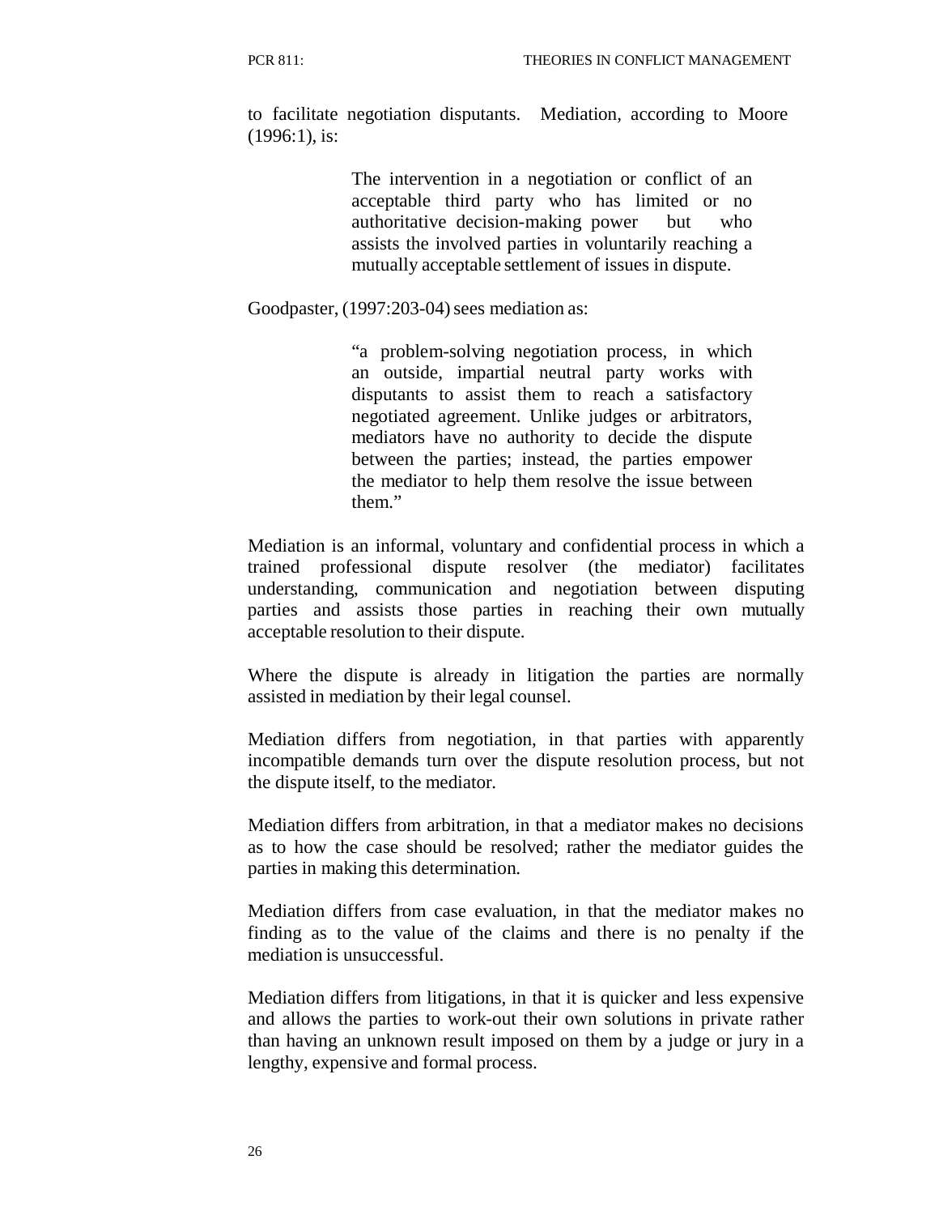to facilitate negotiation disputants. Mediation, according to Moore (1996:1), is:

> The intervention in a negotiation or conflict of an acceptable third party who has limited or no authoritative decision-making power but who assists the involved parties in voluntarily reaching a mutually acceptable settlement of issues in dispute.

Goodpaster, (1997:203-04) sees mediation as:

> "a problem-solving negotiation process, in which an outside, impartial neutral party works with disputants to assist them to reach a satisfactory negotiated agreement. Unlike judges or arbitrators, mediators have no authority to decide the dispute between the parties; instead, the parties empower the mediator to help them resolve the issue between them."

Mediation is an informal, voluntary and confidential process in which a trained professional dispute resolver (the mediator) facilitates understanding, communication and negotiation between disputing parties and assists those parties in reaching their own mutually acceptable resolution to their dispute.

Where the dispute is already in litigation the parties are normally assisted in mediation by their legal counsel.

Mediation differs from negotiation, in that parties with apparently incompatible demands turn over the dispute resolution process, but not the dispute itself, to the mediator.

Mediation differs from arbitration, in that a mediator makes no decisions as to how the case should be resolved; rather the mediator guides the parties in making this determination.

Mediation differs from case evaluation, in that the mediator makes no finding as to the value of the claims and there is no penalty if the mediation is unsuccessful.

Mediation differs from litigations, in that it is quicker and less expensive and allows the parties to work-out their own solutions in private rather than having an unknown result imposed on them by a judge or jury in a lengthy, expensive and formal process.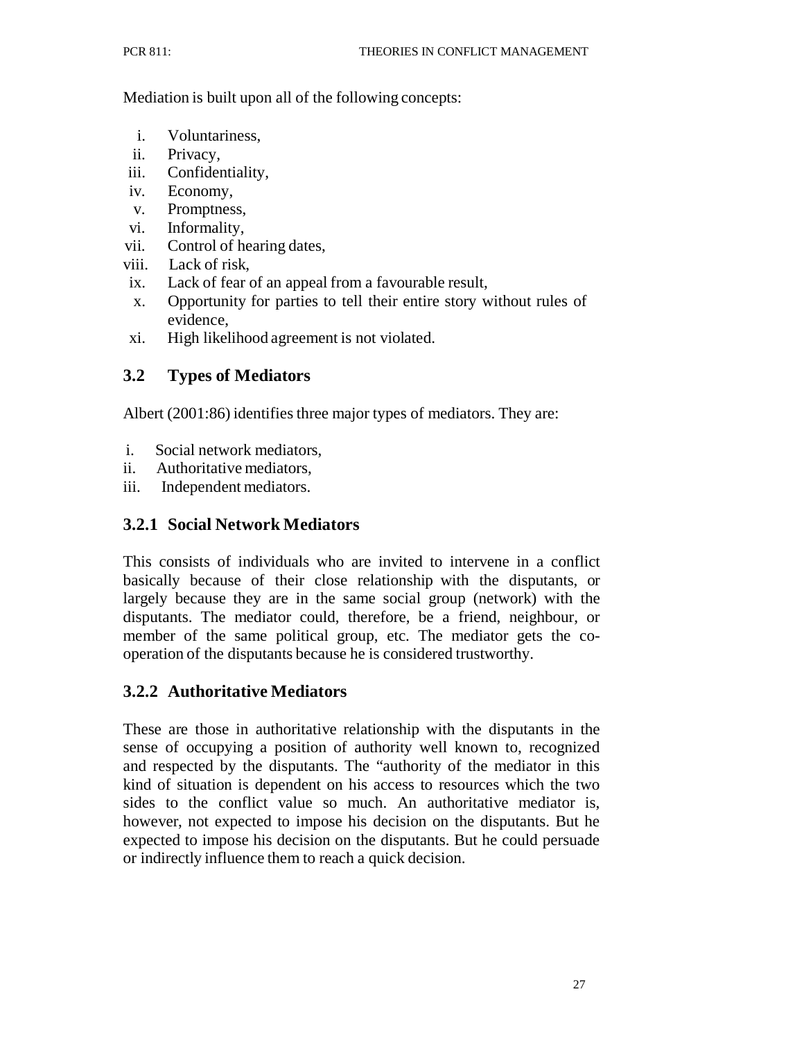Mediation is built upon all of the following concepts:

i. Voluntariness,
ii. Privacy,
iii. Confidentiality,
iv. Economy,
v. Promptness,
vi. Informality,
vii. Control of hearing dates,
viii. Lack of risk,
ix. Lack of fear of an appeal from a favourable result,
x. Opportunity for parties to tell their entire story without rules of evidence,
xi. High likelihood agreement is not violated.

## 3.2 Types of Mediators

Albert (2001:86) identifies three major types of mediators. They are:

i. Social network mediators,
ii. Authoritative mediators,
iii. Independent mediators.

### 3.2.1 Social Network Mediators

This consists of individuals who are invited to intervene in a conflict basically because of their close relationship with the disputants, or largely because they are in the same social group (network) with the disputants. The mediator could, therefore, be a friend, neighbour, or member of the same political group, etc. The mediator gets the co-operation of the disputants because he is considered trustworthy.

### 3.2.2 Authoritative Mediators

These are those in authoritative relationship with the disputants in the sense of occupying a position of authority well known to, recognized and respected by the disputants. The "authority of the mediator in this kind of situation is dependent on his access to resources which the two sides to the conflict value so much. An authoritative mediator is, however, not expected to impose his decision on the disputants. But he expected to impose his decision on the disputants. But he could persuade or indirectly influence them to reach a quick decision.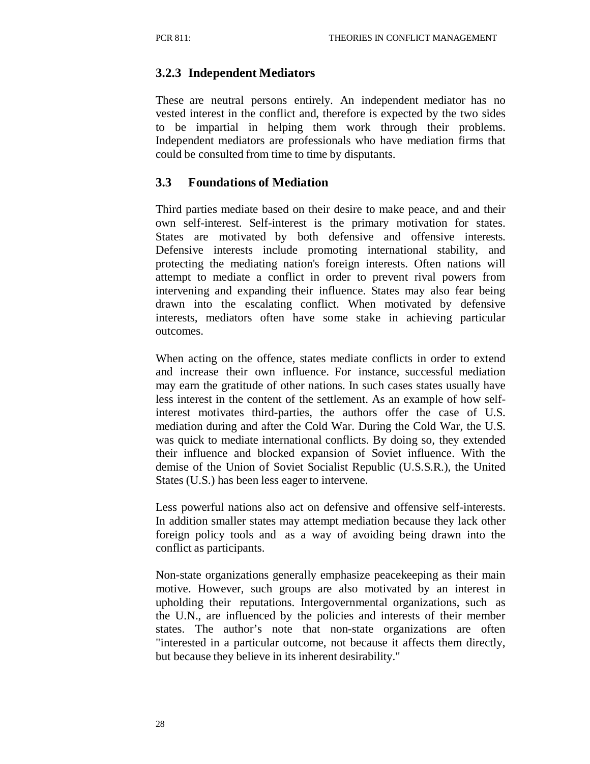### 3.2.3 Independent Mediators

These are neutral persons entirely. An independent mediator has no vested interest in the conflict and, therefore is expected by the two sides to be impartial in helping them work through their problems. Independent mediators are professionals who have mediation firms that could be consulted from time to time by disputants.

## 3.3 Foundations of Mediation

Third parties mediate based on their desire to make peace, and and their own self-interest. Self-interest is the primary motivation for states. States are motivated by both defensive and offensive interests. Defensive interests include promoting international stability, and protecting the mediating nation's foreign interests. Often nations will attempt to mediate a conflict in order to prevent rival powers from intervening and expanding their influence. States may also fear being drawn into the escalating conflict. When motivated by defensive interests, mediators often have some stake in achieving particular outcomes.

When acting on the offence, states mediate conflicts in order to extend and increase their own influence. For instance, successful mediation may earn the gratitude of other nations. In such cases states usually have less interest in the content of the settlement. As an example of how self-interest motivates third-parties, the authors offer the case of U.S. mediation during and after the Cold War. During the Cold War, the U.S. was quick to mediate international conflicts. By doing so, they extended their influence and blocked expansion of Soviet influence. With the demise of the Union of Soviet Socialist Republic (U.S.S.R.), the United States (U.S.) has been less eager to intervene.

Less powerful nations also act on defensive and offensive self-interests. In addition smaller states may attempt mediation because they lack other foreign policy tools and as a way of avoiding being drawn into the conflict as participants.

Non-state organizations generally emphasize peacekeeping as their main motive. However, such groups are also motivated by an interest in upholding their reputations. Intergovernmental organizations, such as the U.N., are influenced by the policies and interests of their member states. The author's note that non-state organizations are often "interested in a particular outcome, not because it affects them directly, but because they believe in its inherent desirability."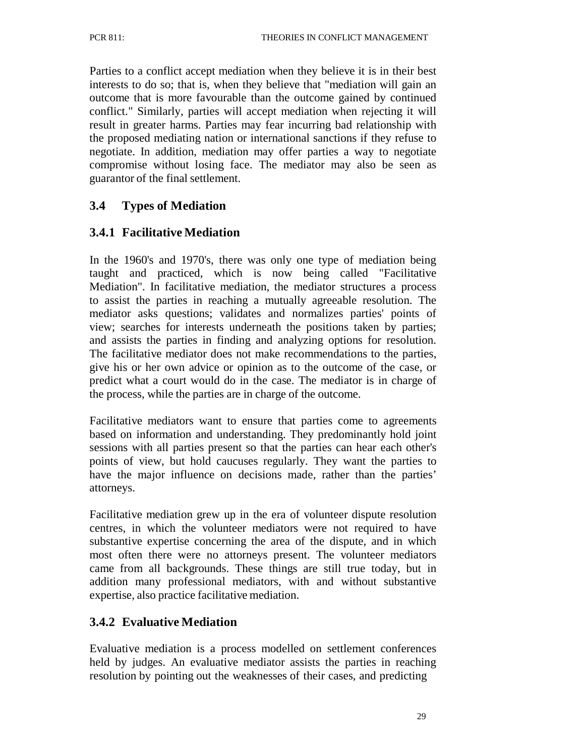Parties to a conflict accept mediation when they believe it is in their best interests to do so; that is, when they believe that "mediation will gain an outcome that is more favourable than the outcome gained by continued conflict." Similarly, parties will accept mediation when rejecting it will result in greater harms. Parties may fear incurring bad relationship with the proposed mediating nation or international sanctions if they refuse to negotiate. In addition, mediation may offer parties a way to negotiate compromise without losing face. The mediator may also be seen as guarantor of the final settlement.

## 3.4 Types of Mediation

### 3.4.1 Facilitative Mediation

In the 1960's and 1970's, there was only one type of mediation being taught and practiced, which is now being called "Facilitative Mediation". In facilitative mediation, the mediator structures a process to assist the parties in reaching a mutually agreeable resolution. The mediator asks questions; validates and normalizes parties' points of view; searches for interests underneath the positions taken by parties; and assists the parties in finding and analyzing options for resolution. The facilitative mediator does not make recommendations to the parties, give his or her own advice or opinion as to the outcome of the case, or predict what a court would do in the case. The mediator is in charge of the process, while the parties are in charge of the outcome.

Facilitative mediators want to ensure that parties come to agreements based on information and understanding. They predominantly hold joint sessions with all parties present so that the parties can hear each other's points of view, but hold caucuses regularly. They want the parties to have the major influence on decisions made, rather than the parties' attorneys.

Facilitative mediation grew up in the era of volunteer dispute resolution centres, in which the volunteer mediators were not required to have substantive expertise concerning the area of the dispute, and in which most often there were no attorneys present. The volunteer mediators came from all backgrounds. These things are still true today, but in addition many professional mediators, with and without substantive expertise, also practice facilitative mediation.

### 3.4.2 Evaluative Mediation

Evaluative mediation is a process modelled on settlement conferences held by judges. An evaluative mediator assists the parties in reaching resolution by pointing out the weaknesses of their cases, and predicting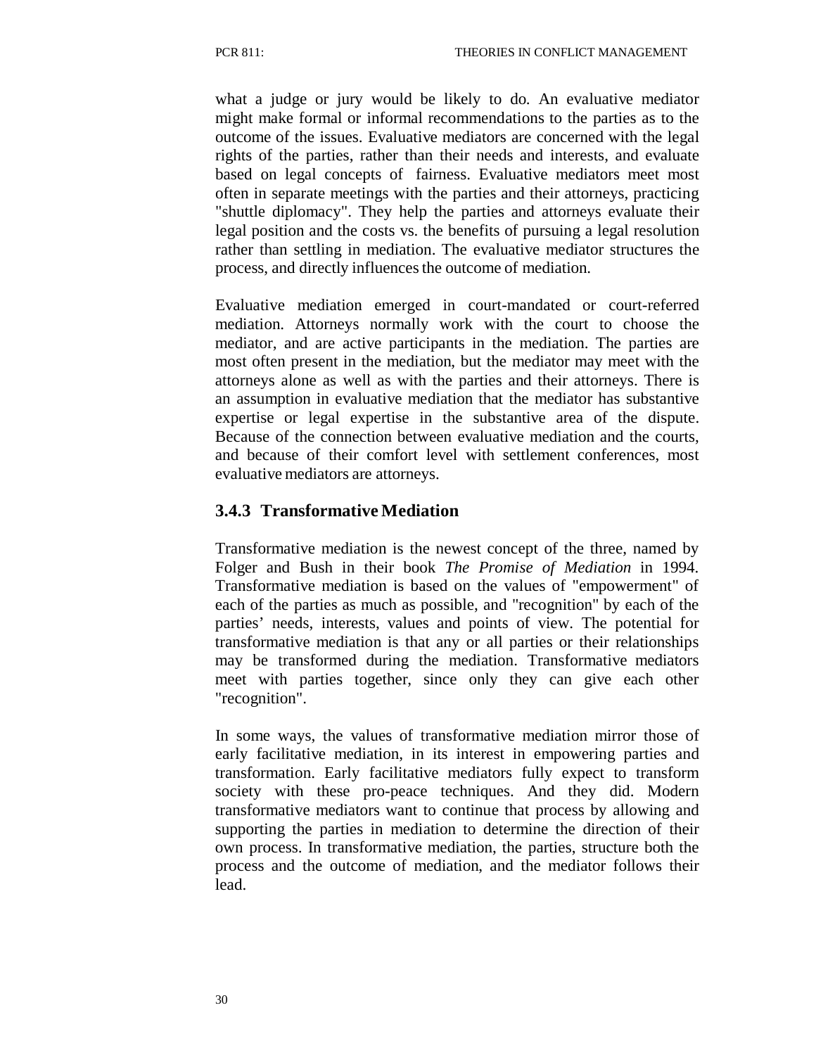what a judge or jury would be likely to do. An evaluative mediator might make formal or informal recommendations to the parties as to the outcome of the issues. Evaluative mediators are concerned with the legal rights of the parties, rather than their needs and interests, and evaluate based on legal concepts of fairness. Evaluative mediators meet most often in separate meetings with the parties and their attorneys, practicing "shuttle diplomacy". They help the parties and attorneys evaluate their legal position and the costs vs. the benefits of pursuing a legal resolution rather than settling in mediation. The evaluative mediator structures the process, and directly influences the outcome of mediation.

Evaluative mediation emerged in court-mandated or court-referred mediation. Attorneys normally work with the court to choose the mediator, and are active participants in the mediation. The parties are most often present in the mediation, but the mediator may meet with the attorneys alone as well as with the parties and their attorneys. There is an assumption in evaluative mediation that the mediator has substantive expertise or legal expertise in the substantive area of the dispute. Because of the connection between evaluative mediation and the courts, and because of their comfort level with settlement conferences, most evaluative mediators are attorneys.

### 3.4.3 Transformative Mediation

Transformative mediation is the newest concept of the three, named by Folger and Bush in their book *The Promise of Mediation* in 1994. Transformative mediation is based on the values of "empowerment" of each of the parties as much as possible, and "recognition" by each of the parties' needs, interests, values and points of view. The potential for transformative mediation is that any or all parties or their relationships may be transformed during the mediation. Transformative mediators meet with parties together, since only they can give each other "recognition".

In some ways, the values of transformative mediation mirror those of early facilitative mediation, in its interest in empowering parties and transformation. Early facilitative mediators fully expect to transform society with these pro-peace techniques. And they did. Modern transformative mediators want to continue that process by allowing and supporting the parties in mediation to determine the direction of their own process. In transformative mediation, the parties, structure both the process and the outcome of mediation, and the mediator follows their lead.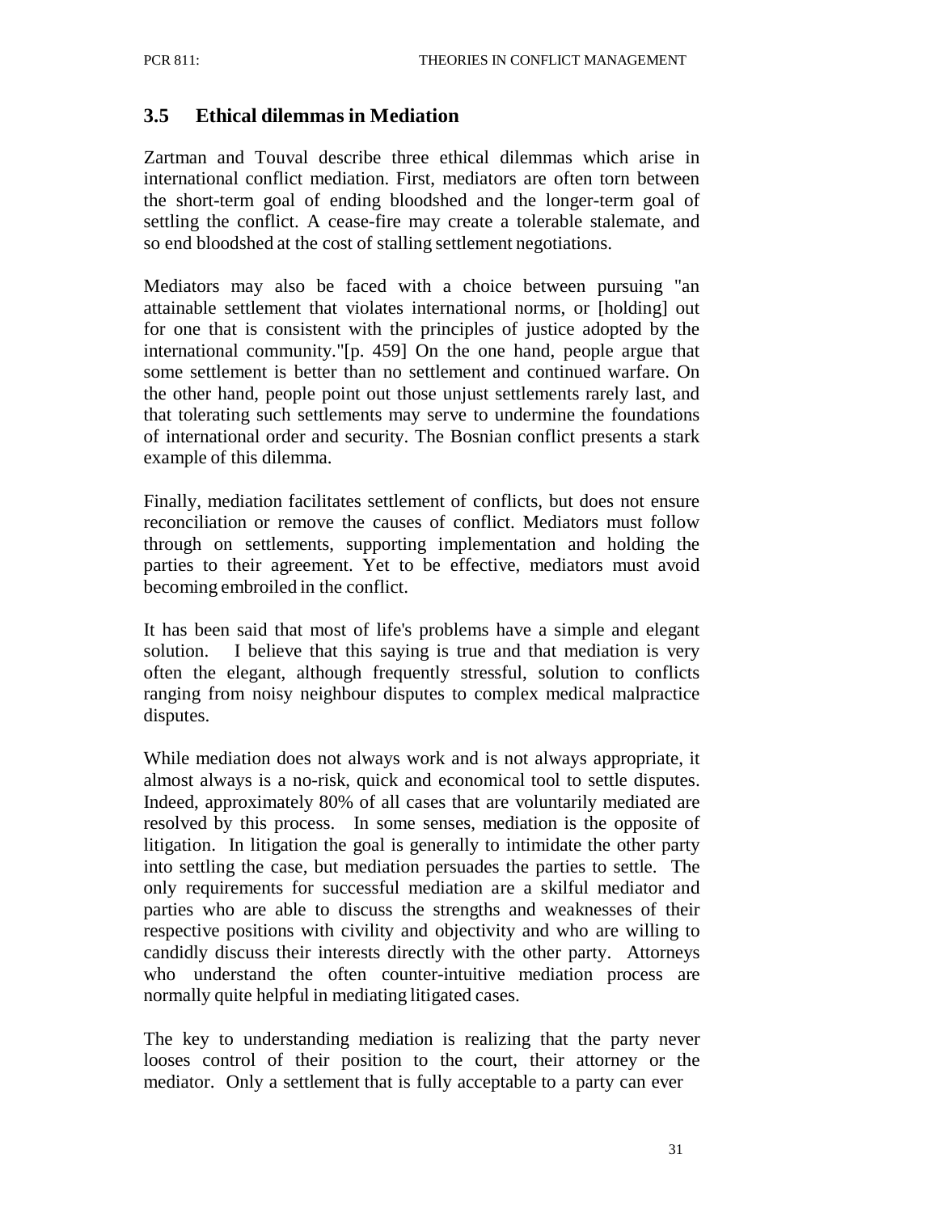### 3.5 Ethical dilemmas in Mediation

Zartman and Touval describe three ethical dilemmas which arise in international conflict mediation. First, mediators are often torn between the short-term goal of ending bloodshed and the longer-term goal of settling the conflict. A cease-fire may create a tolerable stalemate, and so end bloodshed at the cost of stalling settlement negotiations.

Mediators may also be faced with a choice between pursuing "an attainable settlement that violates international norms, or [holding] out for one that is consistent with the principles of justice adopted by the international community."[p. 459] On the one hand, people argue that some settlement is better than no settlement and continued warfare. On the other hand, people point out those unjust settlements rarely last, and that tolerating such settlements may serve to undermine the foundations of international order and security. The Bosnian conflict presents a stark example of this dilemma.

Finally, mediation facilitates settlement of conflicts, but does not ensure reconciliation or remove the causes of conflict. Mediators must follow through on settlements, supporting implementation and holding the parties to their agreement. Yet to be effective, mediators must avoid becoming embroiled in the conflict.

It has been said that most of life's problems have a simple and elegant solution. I believe that this saying is true and that mediation is very often the elegant, although frequently stressful, solution to conflicts ranging from noisy neighbour disputes to complex medical malpractice disputes.

While mediation does not always work and is not always appropriate, it almost always is a no-risk, quick and economical tool to settle disputes. Indeed, approximately 80% of all cases that are voluntarily mediated are resolved by this process. In some senses, mediation is the opposite of litigation. In litigation the goal is generally to intimidate the other party into settling the case, but mediation persuades the parties to settle. The only requirements for successful mediation are a skilful mediator and parties who are able to discuss the strengths and weaknesses of their respective positions with civility and objectivity and who are willing to candidly discuss their interests directly with the other party. Attorneys who understand the often counter-intuitive mediation process are normally quite helpful in mediating litigated cases.

The key to understanding mediation is realizing that the party never looses control of their position to the court, their attorney or the mediator. Only a settlement that is fully acceptable to a party can ever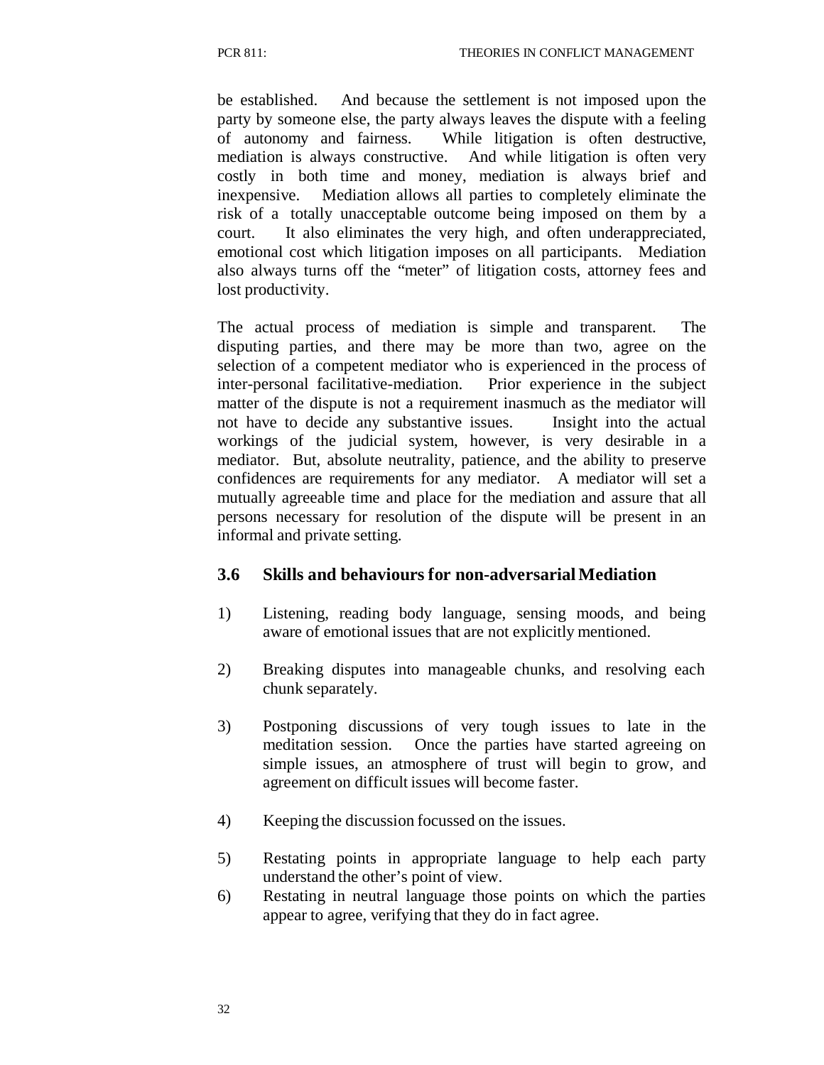be established. And because the settlement is not imposed upon the party by someone else, the party always leaves the dispute with a feeling of autonomy and fairness. While litigation is often destructive, mediation is always constructive. And while litigation is often very costly in both time and money, mediation is always brief and inexpensive. Mediation allows all parties to completely eliminate the risk of a totally unacceptable outcome being imposed on them by a court. It also eliminates the very high, and often underappreciated, emotional cost which litigation imposes on all participants. Mediation also always turns off the "meter" of litigation costs, attorney fees and lost productivity.

The actual process of mediation is simple and transparent. The disputing parties, and there may be more than two, agree on the selection of a competent mediator who is experienced in the process of inter-personal facilitative-mediation. Prior experience in the subject matter of the dispute is not a requirement inasmuch as the mediator will not have to decide any substantive issues. Insight into the actual workings of the judicial system, however, is very desirable in a mediator. But, absolute neutrality, patience, and the ability to preserve confidences are requirements for any mediator. A mediator will set a mutually agreeable time and place for the mediation and assure that all persons necessary for resolution of the dispute will be present in an informal and private setting.

### 3.6 Skills and behaviours for non-adversarial Mediation

1) Listening, reading body language, sensing moods, and being aware of emotional issues that are not explicitly mentioned.

2) Breaking disputes into manageable chunks, and resolving each chunk separately.

3) Postponing discussions of very tough issues to late in the meditation session. Once the parties have started agreeing on simple issues, an atmosphere of trust will begin to grow, and agreement on difficult issues will become faster.

4) Keeping the discussion focussed on the issues.

5) Restating points in appropriate language to help each party understand the other's point of view.

6) Restating in neutral language those points on which the parties appear to agree, verifying that they do in fact agree.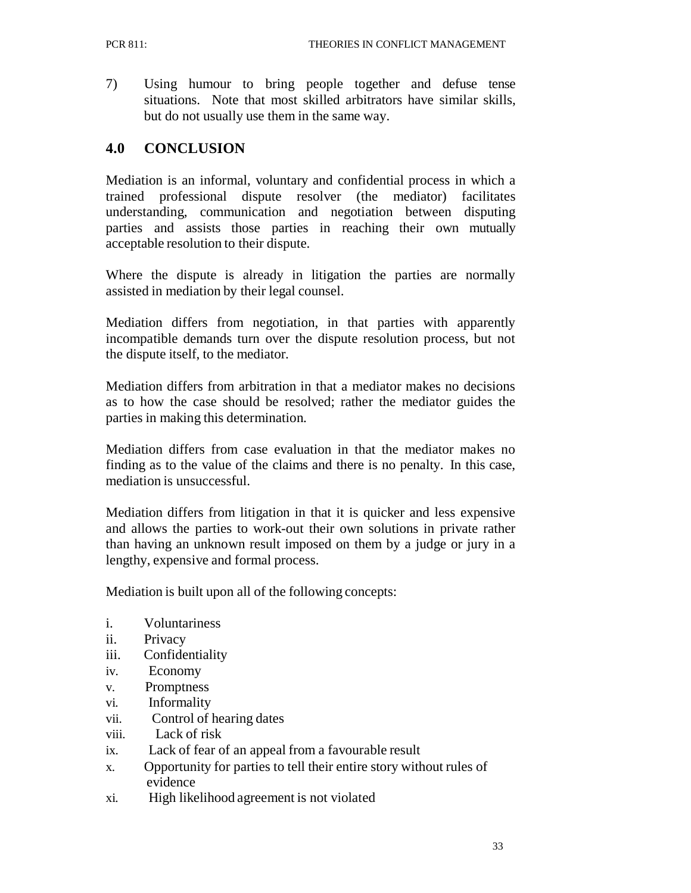7) Using humour to bring people together and defuse tense situations. Note that most skilled arbitrators have similar skills, but do not usually use them in the same way.

## 4.0 CONCLUSION

Mediation is an informal, voluntary and confidential process in which a trained professional dispute resolver (the mediator) facilitates understanding, communication and negotiation between disputing parties and assists those parties in reaching their own mutually acceptable resolution to their dispute.

Where the dispute is already in litigation the parties are normally assisted in mediation by their legal counsel.

Mediation differs from negotiation, in that parties with apparently incompatible demands turn over the dispute resolution process, but not the dispute itself, to the mediator.

Mediation differs from arbitration in that a mediator makes no decisions as to how the case should be resolved; rather the mediator guides the parties in making this determination.

Mediation differs from case evaluation in that the mediator makes no finding as to the value of the claims and there is no penalty. In this case, mediation is unsuccessful.

Mediation differs from litigation in that it is quicker and less expensive and allows the parties to work-out their own solutions in private rather than having an unknown result imposed on them by a judge or jury in a lengthy, expensive and formal process.

Mediation is built upon all of the following concepts:

i. Voluntariness
ii. Privacy
iii. Confidentiality
iv. Economy
v. Promptness
vi. Informality
vii. Control of hearing dates
viii. Lack of risk
ix. Lack of fear of an appeal from a favourable result
x. Opportunity for parties to tell their entire story without rules of evidence
xi. High likelihood agreement is not violated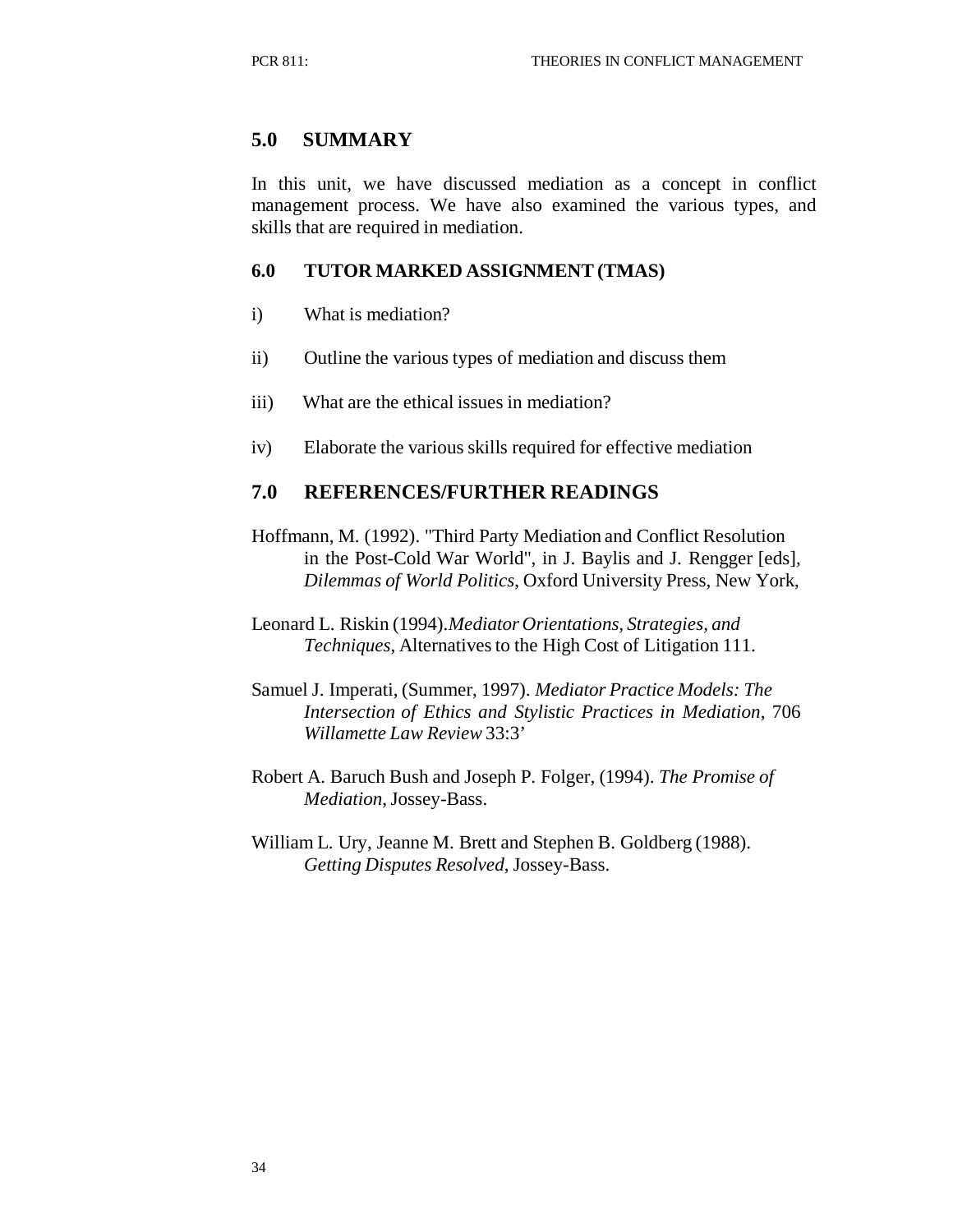## 5.0 SUMMARY

In this unit, we have discussed mediation as a concept in conflict management process. We have also examined the various types, and skills that are required in mediation.

### 6.0 TUTOR MARKED ASSIGNMENT (TMAS)

i) What is mediation?

ii) Outline the various types of mediation and discuss them

iii) What are the ethical issues in mediation?

iv) Elaborate the various skills required for effective mediation

## 7.0 REFERENCES/FURTHER READINGS

Hoffmann, M. (1992). "Third Party Mediation and Conflict Resolution in the Post-Cold War World", in J. Baylis and J. Rengger [eds], *Dilemmas of World Politics*, Oxford University Press, New York,

Leonard L. Riskin (1994).*Mediator Orientations, Strategies, and Techniques*, Alternatives to the High Cost of Litigation 111.

Samuel J. Imperati, (Summer, 1997). *Mediator Practice Models: The Intersection of Ethics and Stylistic Practices in Mediation*, 706 *Willamette Law Review* 33:3'

Robert A. Baruch Bush and Joseph P. Folger, (1994). *The Promise of Mediation*, Jossey-Bass.

William L. Ury, Jeanne M. Brett and Stephen B. Goldberg (1988). *Getting Disputes Resolved*, Jossey-Bass.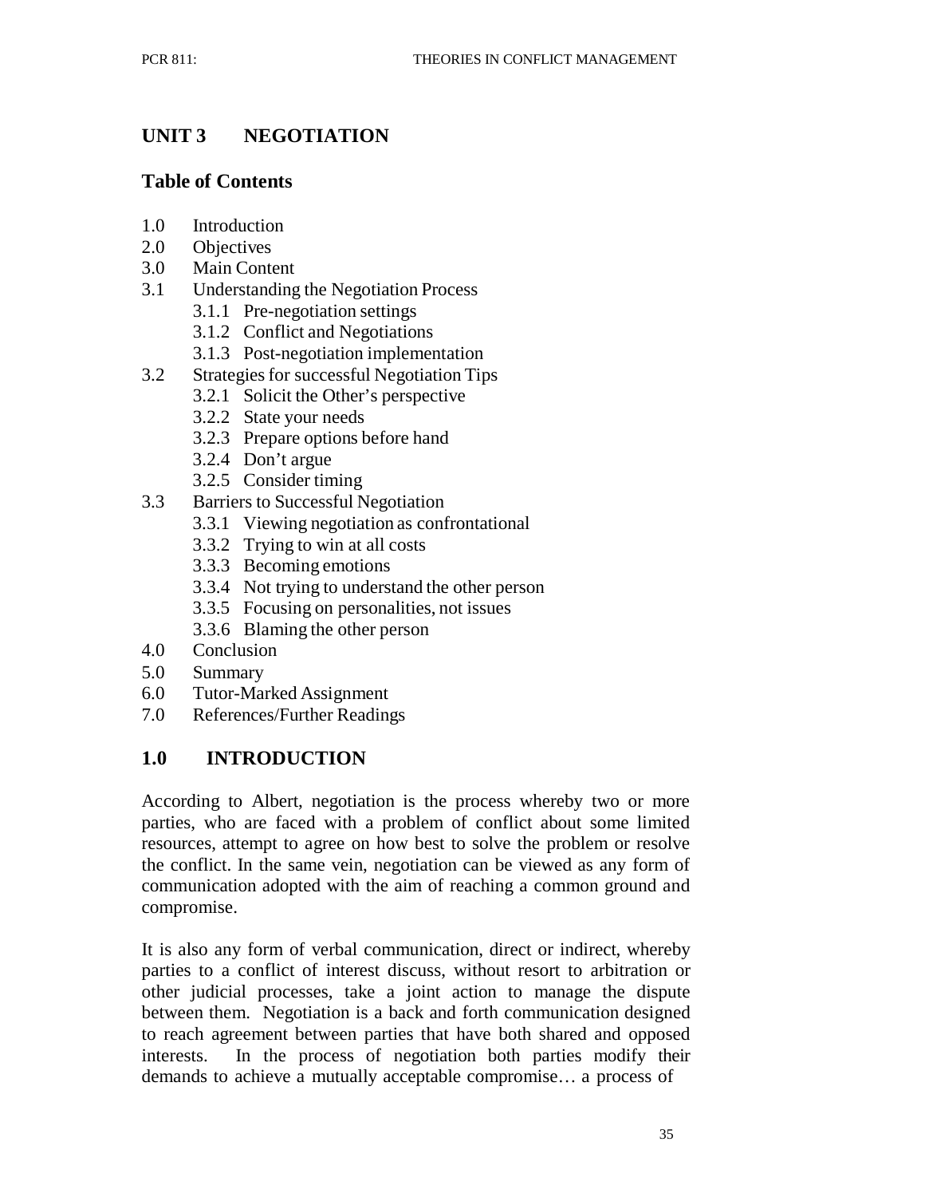# UNIT 3 NEGOTIATION

## Table of Contents

1.0 Introduction
2.0 Objectives
3.0 Main Content
3.1 Understanding the Negotiation Process
  3.1.1 Pre-negotiation settings
  3.1.2 Conflict and Negotiations
  3.1.3 Post-negotiation implementation
3.2 Strategies for successful Negotiation Tips
  3.2.1 Solicit the Other's perspective
  3.2.2 State your needs
  3.2.3 Prepare options before hand
  3.2.4 Don't argue
  3.2.5 Consider timing
3.3 Barriers to Successful Negotiation
  3.3.1 Viewing negotiation as confrontational
  3.3.2 Trying to win at all costs
  3.3.3 Becoming emotions
  3.3.4 Not trying to understand the other person
  3.3.5 Focusing on personalities, not issues
  3.3.6 Blaming the other person
4.0 Conclusion
5.0 Summary
6.0 Tutor-Marked Assignment
7.0 References/Further Readings

## 1.0 INTRODUCTION

According to Albert, negotiation is the process whereby two or more parties, who are faced with a problem of conflict about some limited resources, attempt to agree on how best to solve the problem or resolve the conflict. In the same vein, negotiation can be viewed as any form of communication adopted with the aim of reaching a common ground and compromise.

It is also any form of verbal communication, direct or indirect, whereby parties to a conflict of interest discuss, without resort to arbitration or other judicial processes, take a joint action to manage the dispute between them. Negotiation is a back and forth communication designed to reach agreement between parties that have both shared and opposed interests. In the process of negotiation both parties modify their demands to achieve a mutually acceptable compromise… a process of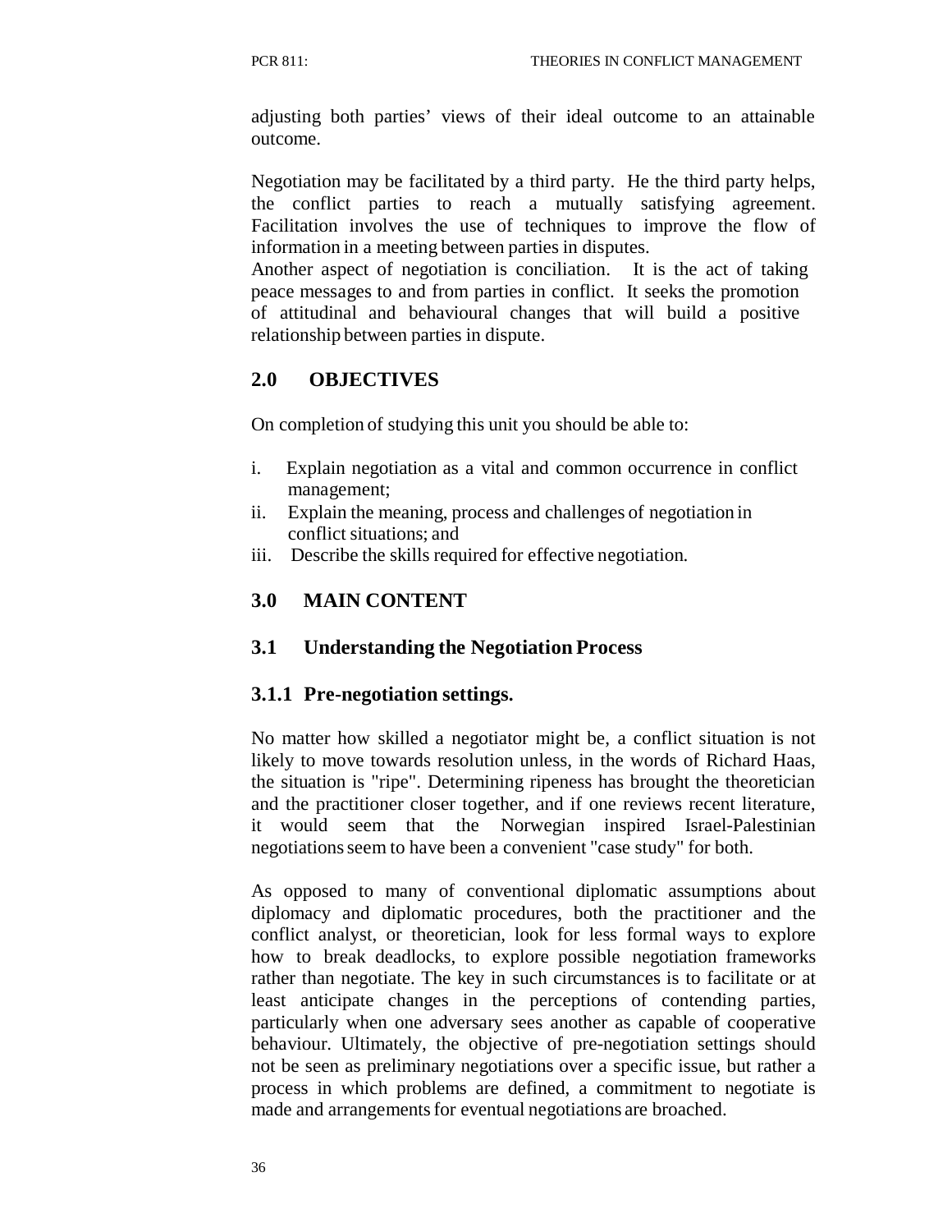adjusting both parties' views of their ideal outcome to an attainable outcome.

Negotiation may be facilitated by a third party. He the third party helps, the conflict parties to reach a mutually satisfying agreement. Facilitation involves the use of techniques to improve the flow of information in a meeting between parties in disputes.
Another aspect of negotiation is conciliation. It is the act of taking peace messages to and from parties in conflict. It seeks the promotion of attitudinal and behavioural changes that will build a positive relationship between parties in dispute.

## 2.0 OBJECTIVES

On completion of studying this unit you should be able to:

i. Explain negotiation as a vital and common occurrence in conflict management;
ii. Explain the meaning, process and challenges of negotiation in conflict situations; and
iii. Describe the skills required for effective negotiation.

## 3.0 MAIN CONTENT

### 3.1 Understanding the Negotiation Process

#### 3.1.1 Pre-negotiation settings.

No matter how skilled a negotiator might be, a conflict situation is not likely to move towards resolution unless, in the words of Richard Haas, the situation is "ripe". Determining ripeness has brought the theoretician and the practitioner closer together, and if one reviews recent literature, it would seem that the Norwegian inspired Israel-Palestinian negotiations seem to have been a convenient "case study" for both.

As opposed to many of conventional diplomatic assumptions about diplomacy and diplomatic procedures, both the practitioner and the conflict analyst, or theoretician, look for less formal ways to explore how to break deadlocks, to explore possible negotiation frameworks rather than negotiate. The key in such circumstances is to facilitate or at least anticipate changes in the perceptions of contending parties, particularly when one adversary sees another as capable of cooperative behaviour. Ultimately, the objective of pre-negotiation settings should not be seen as preliminary negotiations over a specific issue, but rather a process in which problems are defined, a commitment to negotiate is made and arrangements for eventual negotiations are broached.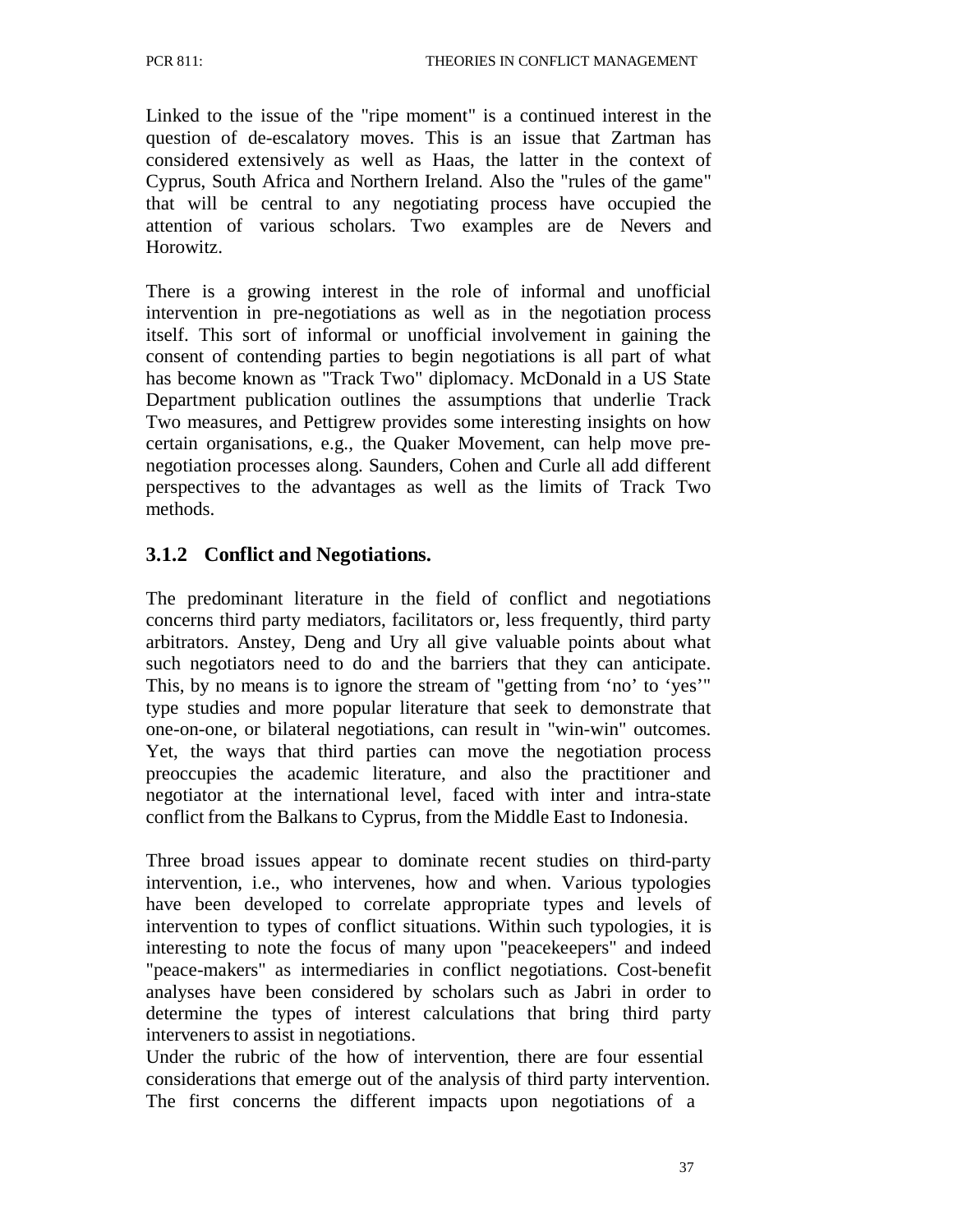Linked to the issue of the "ripe moment" is a continued interest in the question of de-escalatory moves. This is an issue that Zartman has considered extensively as well as Haas, the latter in the context of Cyprus, South Africa and Northern Ireland. Also the "rules of the game" that will be central to any negotiating process have occupied the attention of various scholars. Two examples are de Nevers and Horowitz.

There is a growing interest in the role of informal and unofficial intervention in pre-negotiations as well as in the negotiation process itself. This sort of informal or unofficial involvement in gaining the consent of contending parties to begin negotiations is all part of what has become known as "Track Two" diplomacy. McDonald in a US State Department publication outlines the assumptions that underlie Track Two measures, and Pettigrew provides some interesting insights on how certain organisations, e.g., the Quaker Movement, can help move pre-negotiation processes along. Saunders, Cohen and Curle all add different perspectives to the advantages as well as the limits of Track Two methods.

### 3.1.2 Conflict and Negotiations.

The predominant literature in the field of conflict and negotiations concerns third party mediators, facilitators or, less frequently, third party arbitrators. Anstey, Deng and Ury all give valuable points about what such negotiators need to do and the barriers that they can anticipate. This, by no means is to ignore the stream of "getting from 'no' to 'yes'" type studies and more popular literature that seek to demonstrate that one-on-one, or bilateral negotiations, can result in "win-win" outcomes. Yet, the ways that third parties can move the negotiation process preoccupies the academic literature, and also the practitioner and negotiator at the international level, faced with inter and intra-state conflict from the Balkans to Cyprus, from the Middle East to Indonesia.

Three broad issues appear to dominate recent studies on third-party intervention, i.e., who intervenes, how and when. Various typologies have been developed to correlate appropriate types and levels of intervention to types of conflict situations. Within such typologies, it is interesting to note the focus of many upon "peacekeepers" and indeed "peace-makers" as intermediaries in conflict negotiations. Cost-benefit analyses have been considered by scholars such as Jabri in order to determine the types of interest calculations that bring third party interveners to assist in negotiations.

Under the rubric of the how of intervention, there are four essential considerations that emerge out of the analysis of third party intervention. The first concerns the different impacts upon negotiations of a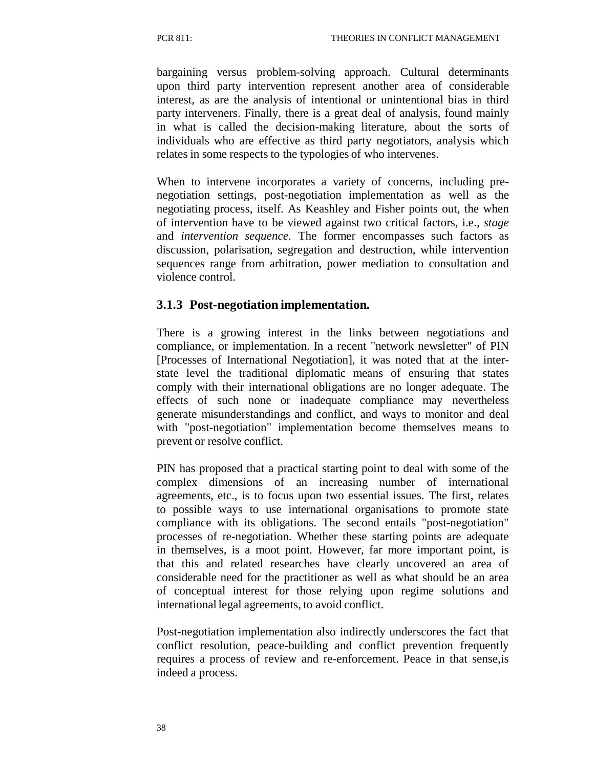bargaining versus problem-solving approach. Cultural determinants upon third party intervention represent another area of considerable interest, as are the analysis of intentional or unintentional bias in third party interveners. Finally, there is a great deal of analysis, found mainly in what is called the decision-making literature, about the sorts of individuals who are effective as third party negotiators, analysis which relates in some respects to the typologies of who intervenes.

When to intervene incorporates a variety of concerns, including pre-negotiation settings, post-negotiation implementation as well as the negotiating process, itself. As Keashley and Fisher points out, the when of intervention have to be viewed against two critical factors, i.e., *stage* and *intervention sequence*. The former encompasses such factors as discussion, polarisation, segregation and destruction, while intervention sequences range from arbitration, power mediation to consultation and violence control.

### 3.1.3 Post-negotiation implementation.

There is a growing interest in the links between negotiations and compliance, or implementation. In a recent "network newsletter" of PIN [Processes of International Negotiation], it was noted that at the inter-state level the traditional diplomatic means of ensuring that states comply with their international obligations are no longer adequate. The effects of such none or inadequate compliance may nevertheless generate misunderstandings and conflict, and ways to monitor and deal with "post-negotiation" implementation become themselves means to prevent or resolve conflict.

PIN has proposed that a practical starting point to deal with some of the complex dimensions of an increasing number of international agreements, etc., is to focus upon two essential issues. The first, relates to possible ways to use international organisations to promote state compliance with its obligations. The second entails "post-negotiation" processes of re-negotiation. Whether these starting points are adequate in themselves, is a moot point. However, far more important point, is that this and related researches have clearly uncovered an area of considerable need for the practitioner as well as what should be an area of conceptual interest for those relying upon regime solutions and international legal agreements, to avoid conflict.

Post-negotiation implementation also indirectly underscores the fact that conflict resolution, peace-building and conflict prevention frequently requires a process of review and re-enforcement. Peace in that sense,is indeed a process.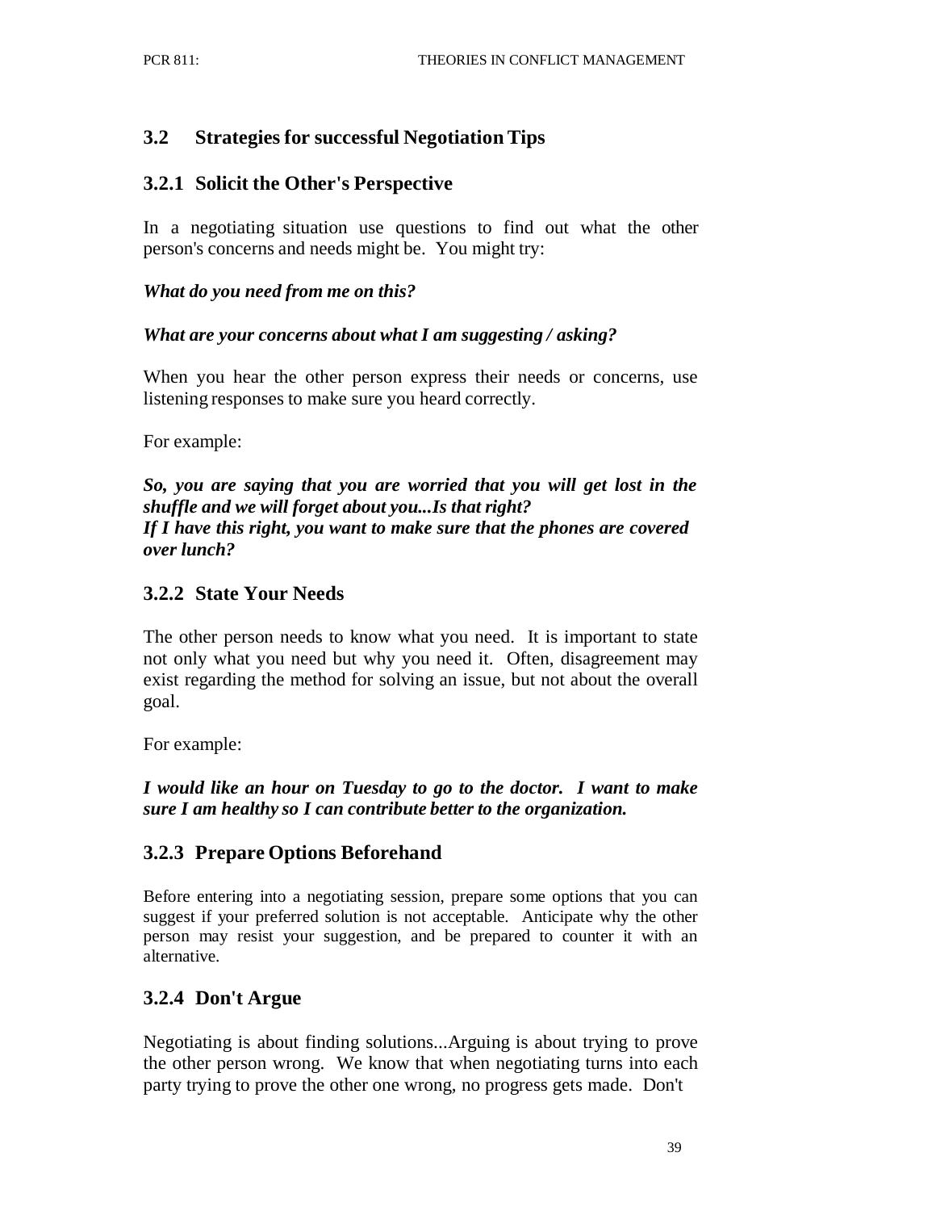## 3.2 Strategies for successful Negotiation Tips

### 3.2.1 Solicit the Other's Perspective

In a negotiating situation use questions to find out what the other person's concerns and needs might be. You might try:

***What do you need from me on this?***

***What are your concerns about what I am suggesting / asking?***

When you hear the other person express their needs or concerns, use listening responses to make sure you heard correctly.

For example:

***So, you are saying that you are worried that you will get lost in the shuffle and we will forget about you...Is that right?***
***If I have this right, you want to make sure that the phones are covered over lunch?***

### 3.2.2 State Your Needs

The other person needs to know what you need. It is important to state not only what you need but why you need it. Often, disagreement may exist regarding the method for solving an issue, but not about the overall goal.

For example:

***I would like an hour on Tuesday to go to the doctor. I want to make sure I am healthy so I can contribute better to the organization.***

### 3.2.3 Prepare Options Beforehand

Before entering into a negotiating session, prepare some options that you can suggest if your preferred solution is not acceptable. Anticipate why the other person may resist your suggestion, and be prepared to counter it with an alternative.

### 3.2.4 Don't Argue

Negotiating is about finding solutions...Arguing is about trying to prove the other person wrong. We know that when negotiating turns into each party trying to prove the other one wrong, no progress gets made. Don't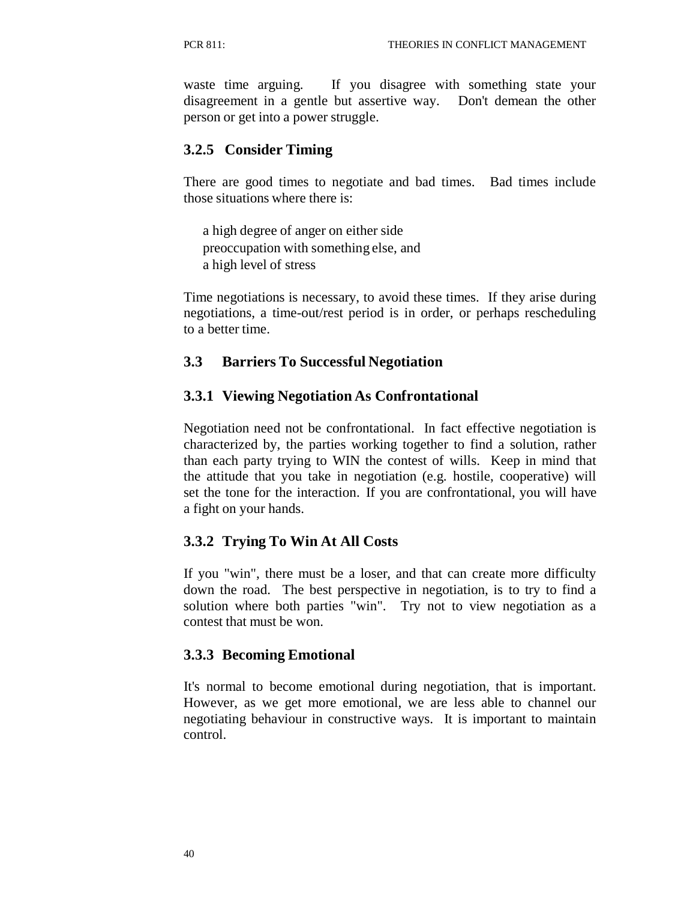waste time arguing. If you disagree with something state your disagreement in a gentle but assertive way. Don't demean the other person or get into a power struggle.

### 3.2.5 Consider Timing

There are good times to negotiate and bad times. Bad times include those situations where there is:

- a high degree of anger on either side
- preoccupation with something else, and
- a high level of stress

Time negotiations is necessary, to avoid these times. If they arise during negotiations, a time-out/rest period is in order, or perhaps rescheduling to a better time.

## 3.3 Barriers To Successful Negotiation

### 3.3.1 Viewing Negotiation As Confrontational

Negotiation need not be confrontational. In fact effective negotiation is characterized by, the parties working together to find a solution, rather than each party trying to WIN the contest of wills. Keep in mind that the attitude that you take in negotiation (e.g. hostile, cooperative) will set the tone for the interaction. If you are confrontational, you will have a fight on your hands.

### 3.3.2 Trying To Win At All Costs

If you "win", there must be a loser, and that can create more difficulty down the road. The best perspective in negotiation, is to try to find a solution where both parties "win". Try not to view negotiation as a contest that must be won.

### 3.3.3 Becoming Emotional

It's normal to become emotional during negotiation, that is important. However, as we get more emotional, we are less able to channel our negotiating behaviour in constructive ways. It is important to maintain control.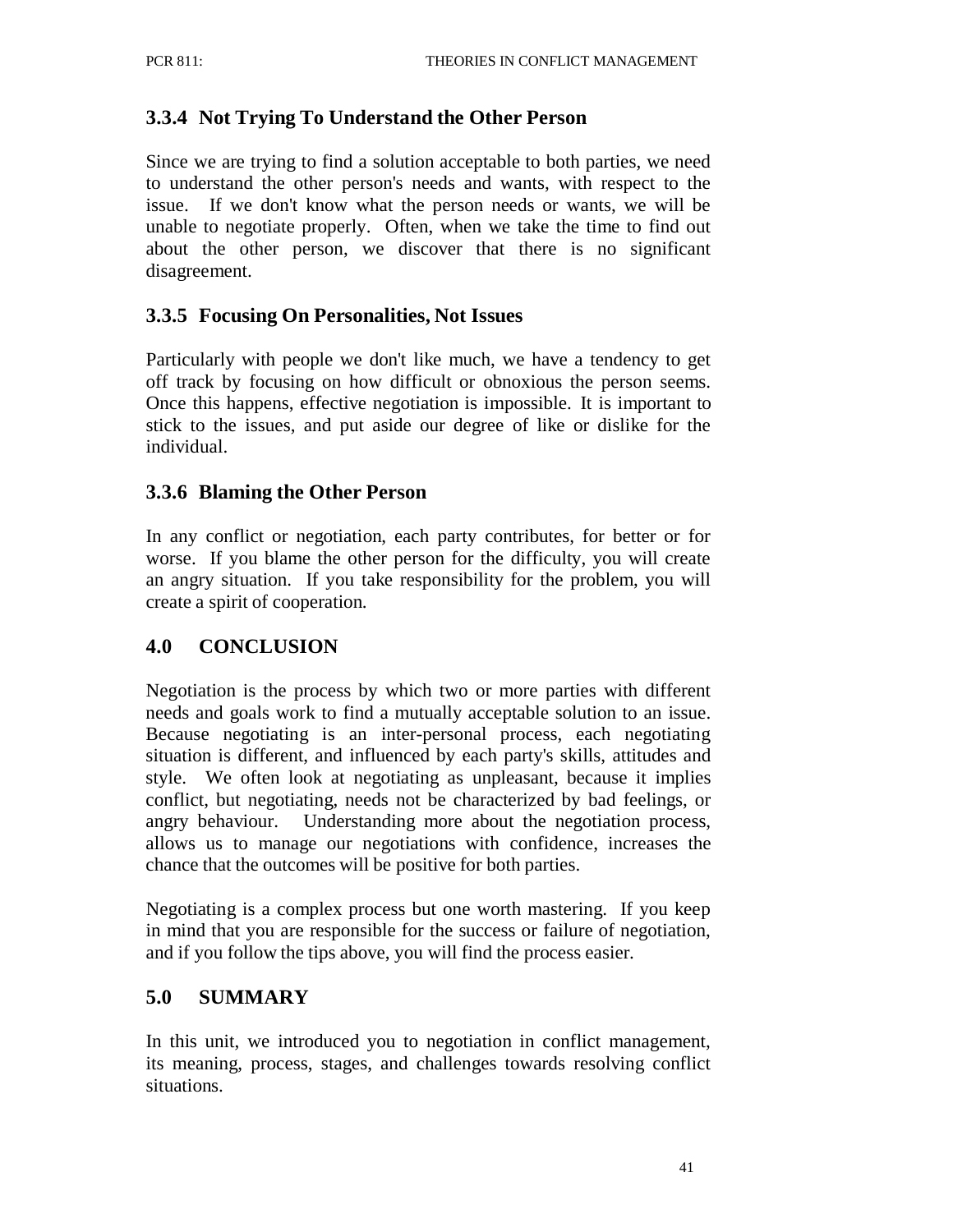### 3.3.4 Not Trying To Understand the Other Person

Since we are trying to find a solution acceptable to both parties, we need to understand the other person's needs and wants, with respect to the issue. If we don't know what the person needs or wants, we will be unable to negotiate properly. Often, when we take the time to find out about the other person, we discover that there is no significant disagreement.

### 3.3.5 Focusing On Personalities, Not Issues

Particularly with people we don't like much, we have a tendency to get off track by focusing on how difficult or obnoxious the person seems. Once this happens, effective negotiation is impossible. It is important to stick to the issues, and put aside our degree of like or dislike for the individual.

### 3.3.6 Blaming the Other Person

In any conflict or negotiation, each party contributes, for better or for worse. If you blame the other person for the difficulty, you will create an angry situation. If you take responsibility for the problem, you will create a spirit of cooperation.

## 4.0 CONCLUSION

Negotiation is the process by which two or more parties with different needs and goals work to find a mutually acceptable solution to an issue. Because negotiating is an inter-personal process, each negotiating situation is different, and influenced by each party's skills, attitudes and style. We often look at negotiating as unpleasant, because it implies conflict, but negotiating, needs not be characterized by bad feelings, or angry behaviour. Understanding more about the negotiation process, allows us to manage our negotiations with confidence, increases the chance that the outcomes will be positive for both parties.

Negotiating is a complex process but one worth mastering. If you keep in mind that you are responsible for the success or failure of negotiation, and if you follow the tips above, you will find the process easier.

## 5.0 SUMMARY

In this unit, we introduced you to negotiation in conflict management, its meaning, process, stages, and challenges towards resolving conflict situations.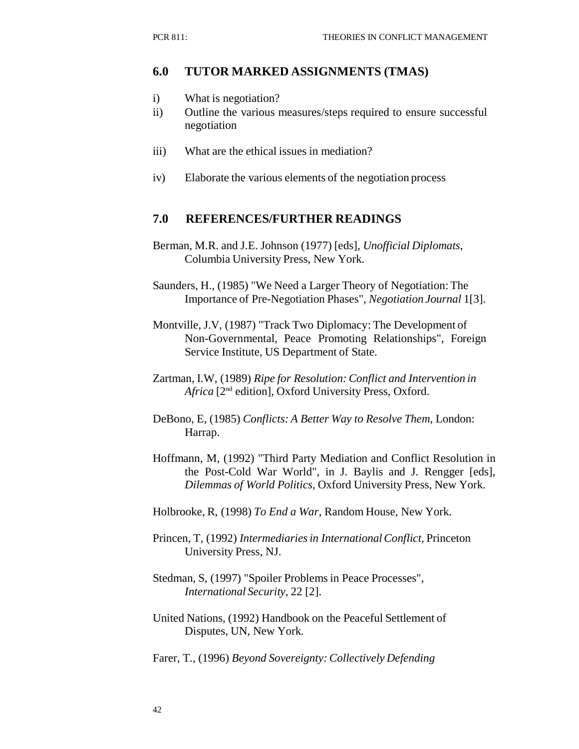## 6.0 TUTOR MARKED ASSIGNMENTS (TMAS)

i) What is negotiation?

ii) Outline the various measures/steps required to ensure successful negotiation

iii) What are the ethical issues in mediation?

iv) Elaborate the various elements of the negotiation process

## 7.0 REFERENCES/FURTHER READINGS

Berman, M.R. and J.E. Johnson (1977) [eds], *Unofficial Diplomats*, Columbia University Press, New York.

Saunders, H., (1985) "We Need a Larger Theory of Negotiation: The Importance of Pre-Negotiation Phases", *Negotiation Journal* 1[3].

Montville, J.V, (1987) "Track Two Diplomacy: The Development of Non-Governmental, Peace Promoting Relationships", Foreign Service Institute, US Department of State.

Zartman, I.W, (1989) *Ripe for Resolution: Conflict and Intervention in Africa* [2nd edition], Oxford University Press, Oxford.

DeBono, E, (1985) *Conflicts: A Better Way to Resolve Them*, London: Harrap.

Hoffmann, M, (1992) "Third Party Mediation and Conflict Resolution in the Post-Cold War World", in J. Baylis and J. Rengger [eds], *Dilemmas of World Politics*, Oxford University Press, New York.

Holbrooke, R, (1998) *To End a War*, Random House, New York.

Princen, T, (1992) *Intermediaries in International Conflict*, Princeton University Press, NJ.

Stedman, S, (1997) "Spoiler Problems in Peace Processes", *International Security*, 22 [2].

United Nations, (1992) Handbook on the Peaceful Settlement of Disputes, UN, New York.

Farer, T., (1996) *Beyond Sovereignty: Collectively Defending*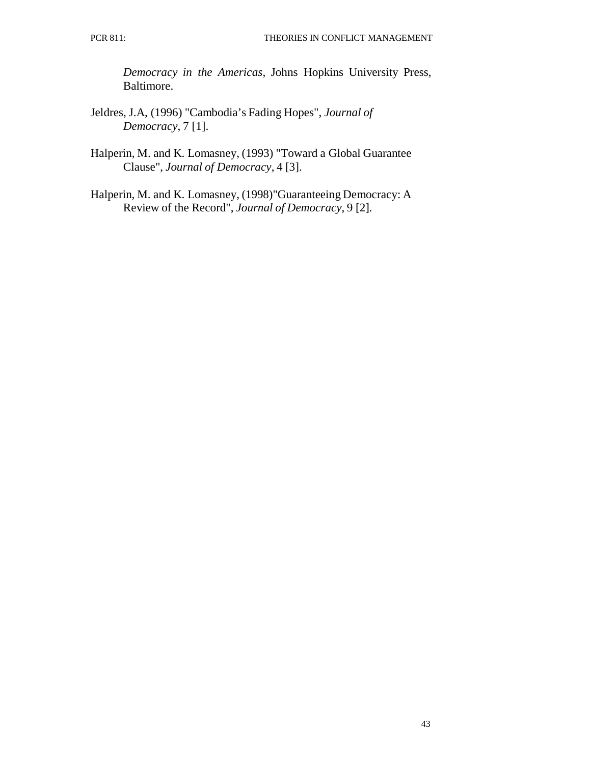*Democracy in the Americas*, Johns Hopkins University Press, Baltimore.

Jeldres, J.A, (1996) "Cambodia's Fading Hopes", *Journal of Democracy*, 7 [1].

Halperin, M. and K. Lomasney, (1993) "Toward a Global Guarantee Clause", *Journal of Democracy*, 4 [3].

Halperin, M. and K. Lomasney, (1998)"Guaranteeing Democracy: A Review of the Record", *Journal of Democracy*, 9 [2].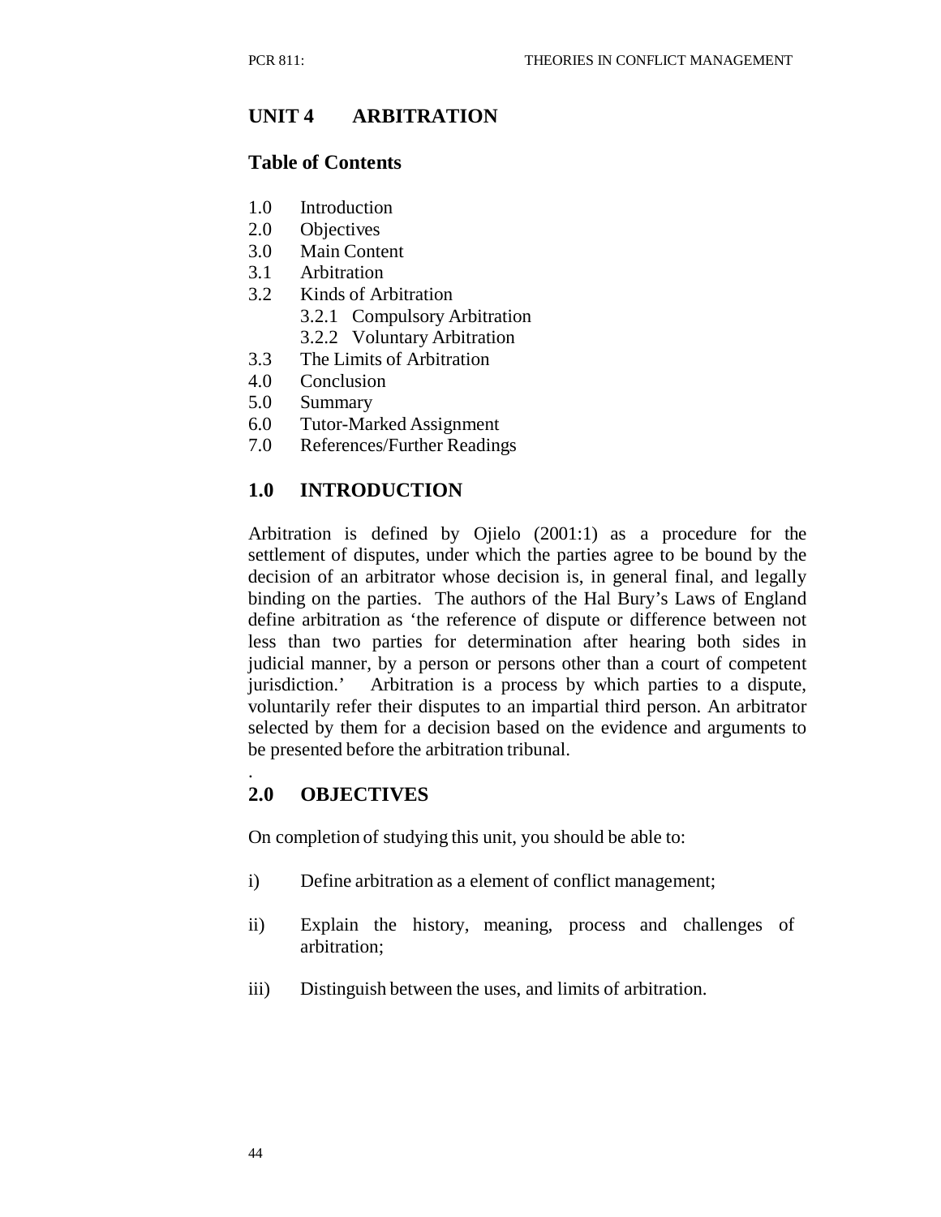## UNIT 4 ARBITRATION

### Table of Contents

1.0 Introduction
2.0 Objectives
3.0 Main Content
3.1 Arbitration
3.2 Kinds of Arbitration
  3.2.1 Compulsory Arbitration
  3.2.2 Voluntary Arbitration
3.3 The Limits of Arbitration
4.0 Conclusion
5.0 Summary
6.0 Tutor-Marked Assignment
7.0 References/Further Readings

### 1.0 INTRODUCTION

Arbitration is defined by Ojielo (2001:1) as a procedure for the settlement of disputes, under which the parties agree to be bound by the decision of an arbitrator whose decision is, in general final, and legally binding on the parties. The authors of the Hal Bury's Laws of England define arbitration as 'the reference of dispute or difference between not less than two parties for determination after hearing both sides in judicial manner, by a person or persons other than a court of competent jurisdiction.' Arbitration is a process by which parties to a dispute, voluntarily refer their disputes to an impartial third person. An arbitrator selected by them for a decision based on the evidence and arguments to be presented before the arbitration tribunal.

.

### 2.0 OBJECTIVES

On completion of studying this unit, you should be able to:

i) Define arbitration as a element of conflict management;

ii) Explain the history, meaning, process and challenges of arbitration;

iii) Distinguish between the uses, and limits of arbitration.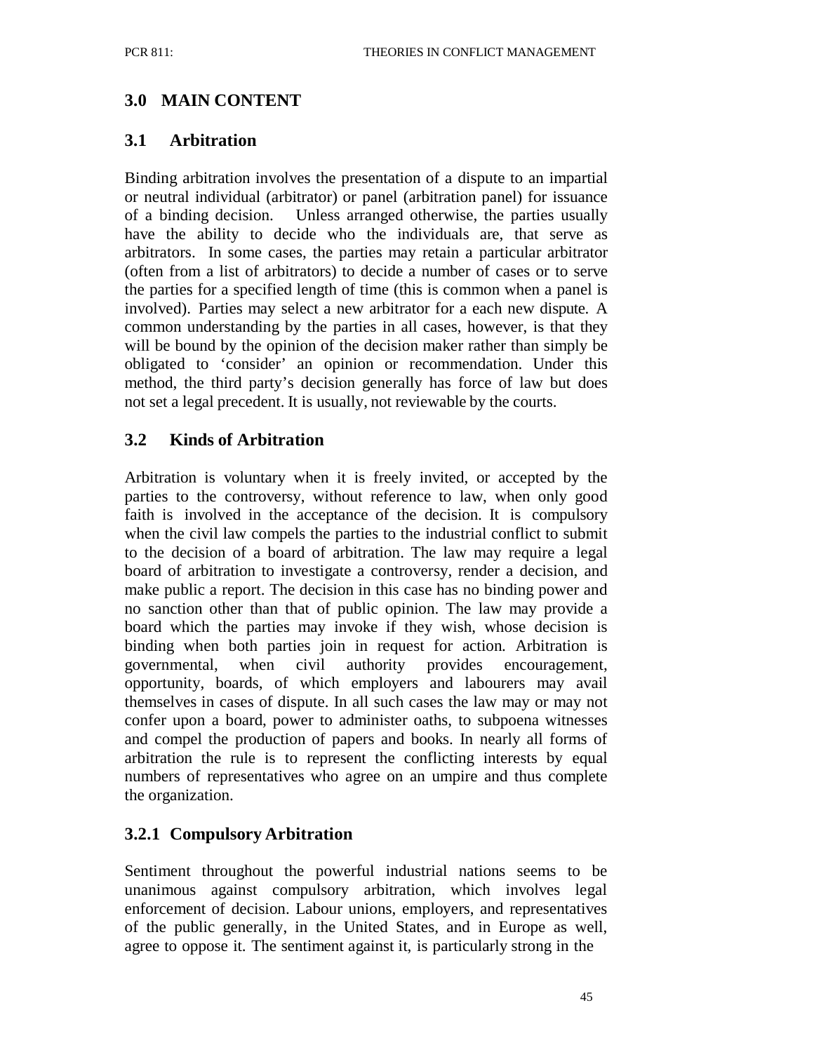## 3.0 MAIN CONTENT

### 3.1 Arbitration

Binding arbitration involves the presentation of a dispute to an impartial or neutral individual (arbitrator) or panel (arbitration panel) for issuance of a binding decision. Unless arranged otherwise, the parties usually have the ability to decide who the individuals are, that serve as arbitrators. In some cases, the parties may retain a particular arbitrator (often from a list of arbitrators) to decide a number of cases or to serve the parties for a specified length of time (this is common when a panel is involved). Parties may select a new arbitrator for a each new dispute. A common understanding by the parties in all cases, however, is that they will be bound by the opinion of the decision maker rather than simply be obligated to 'consider' an opinion or recommendation. Under this method, the third party's decision generally has force of law but does not set a legal precedent. It is usually, not reviewable by the courts.

### 3.2 Kinds of Arbitration

Arbitration is voluntary when it is freely invited, or accepted by the parties to the controversy, without reference to law, when only good faith is involved in the acceptance of the decision. It is compulsory when the civil law compels the parties to the industrial conflict to submit to the decision of a board of arbitration. The law may require a legal board of arbitration to investigate a controversy, render a decision, and make public a report. The decision in this case has no binding power and no sanction other than that of public opinion. The law may provide a board which the parties may invoke if they wish, whose decision is binding when both parties join in request for action. Arbitration is governmental, when civil authority provides encouragement, opportunity, boards, of which employers and labourers may avail themselves in cases of dispute. In all such cases the law may or may not confer upon a board, power to administer oaths, to subpoena witnesses and compel the production of papers and books. In nearly all forms of arbitration the rule is to represent the conflicting interests by equal numbers of representatives who agree on an umpire and thus complete the organization.

#### 3.2.1 Compulsory Arbitration

Sentiment throughout the powerful industrial nations seems to be unanimous against compulsory arbitration, which involves legal enforcement of decision. Labour unions, employers, and representatives of the public generally, in the United States, and in Europe as well, agree to oppose it. The sentiment against it, is particularly strong in the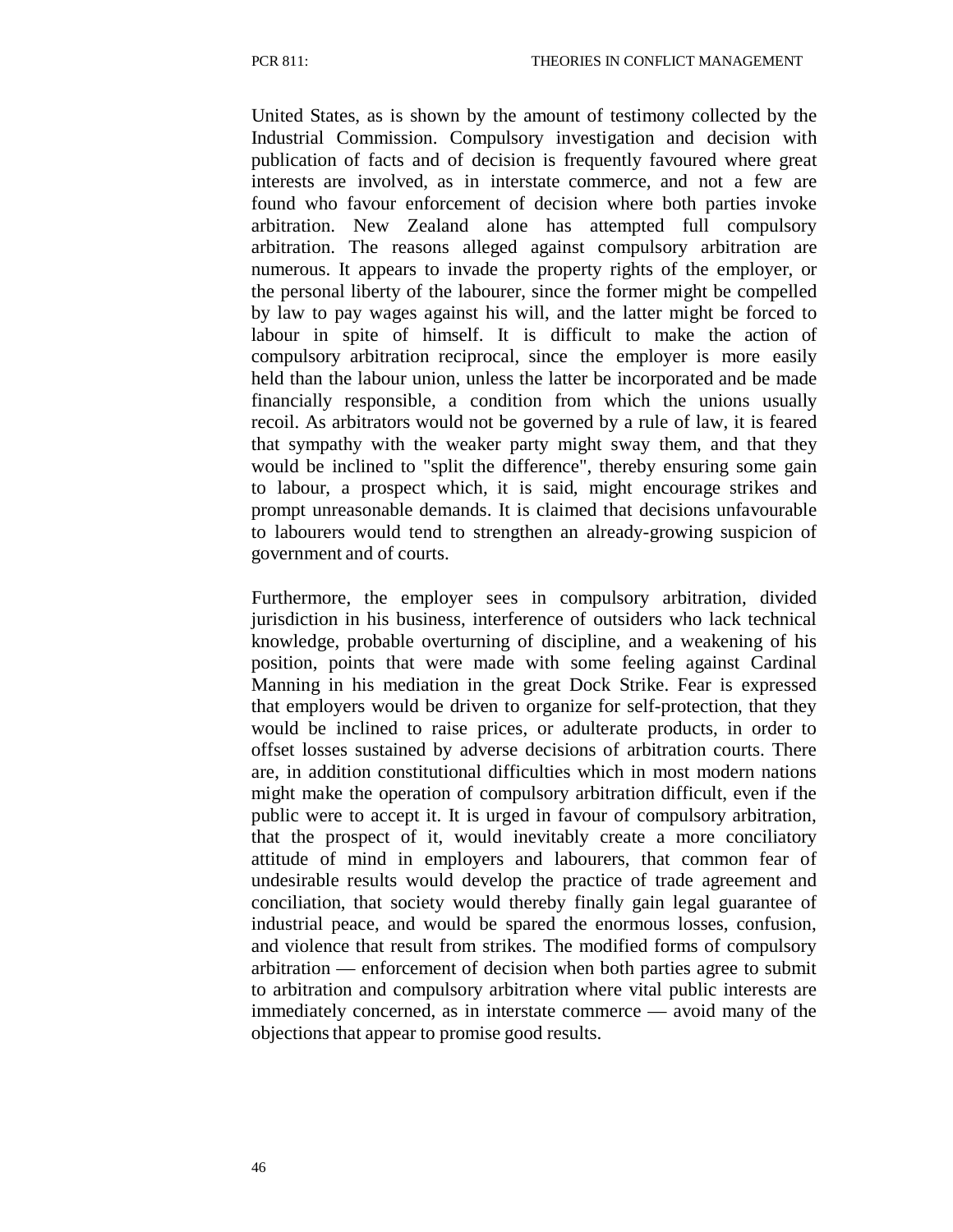United States, as is shown by the amount of testimony collected by the Industrial Commission. Compulsory investigation and decision with publication of facts and of decision is frequently favoured where great interests are involved, as in interstate commerce, and not a few are found who favour enforcement of decision where both parties invoke arbitration. New Zealand alone has attempted full compulsory arbitration. The reasons alleged against compulsory arbitration are numerous. It appears to invade the property rights of the employer, or the personal liberty of the labourer, since the former might be compelled by law to pay wages against his will, and the latter might be forced to labour in spite of himself. It is difficult to make the action of compulsory arbitration reciprocal, since the employer is more easily held than the labour union, unless the latter be incorporated and be made financially responsible, a condition from which the unions usually recoil. As arbitrators would not be governed by a rule of law, it is feared that sympathy with the weaker party might sway them, and that they would be inclined to "split the difference", thereby ensuring some gain to labour, a prospect which, it is said, might encourage strikes and prompt unreasonable demands. It is claimed that decisions unfavourable to labourers would tend to strengthen an already-growing suspicion of government and of courts.

Furthermore, the employer sees in compulsory arbitration, divided jurisdiction in his business, interference of outsiders who lack technical knowledge, probable overturning of discipline, and a weakening of his position, points that were made with some feeling against Cardinal Manning in his mediation in the great Dock Strike. Fear is expressed that employers would be driven to organize for self-protection, that they would be inclined to raise prices, or adulterate products, in order to offset losses sustained by adverse decisions of arbitration courts. There are, in addition constitutional difficulties which in most modern nations might make the operation of compulsory arbitration difficult, even if the public were to accept it. It is urged in favour of compulsory arbitration, that the prospect of it, would inevitably create a more conciliatory attitude of mind in employers and labourers, that common fear of undesirable results would develop the practice of trade agreement and conciliation, that society would thereby finally gain legal guarantee of industrial peace, and would be spared the enormous losses, confusion, and violence that result from strikes. The modified forms of compulsory arbitration — enforcement of decision when both parties agree to submit to arbitration and compulsory arbitration where vital public interests are immediately concerned, as in interstate commerce — avoid many of the objections that appear to promise good results.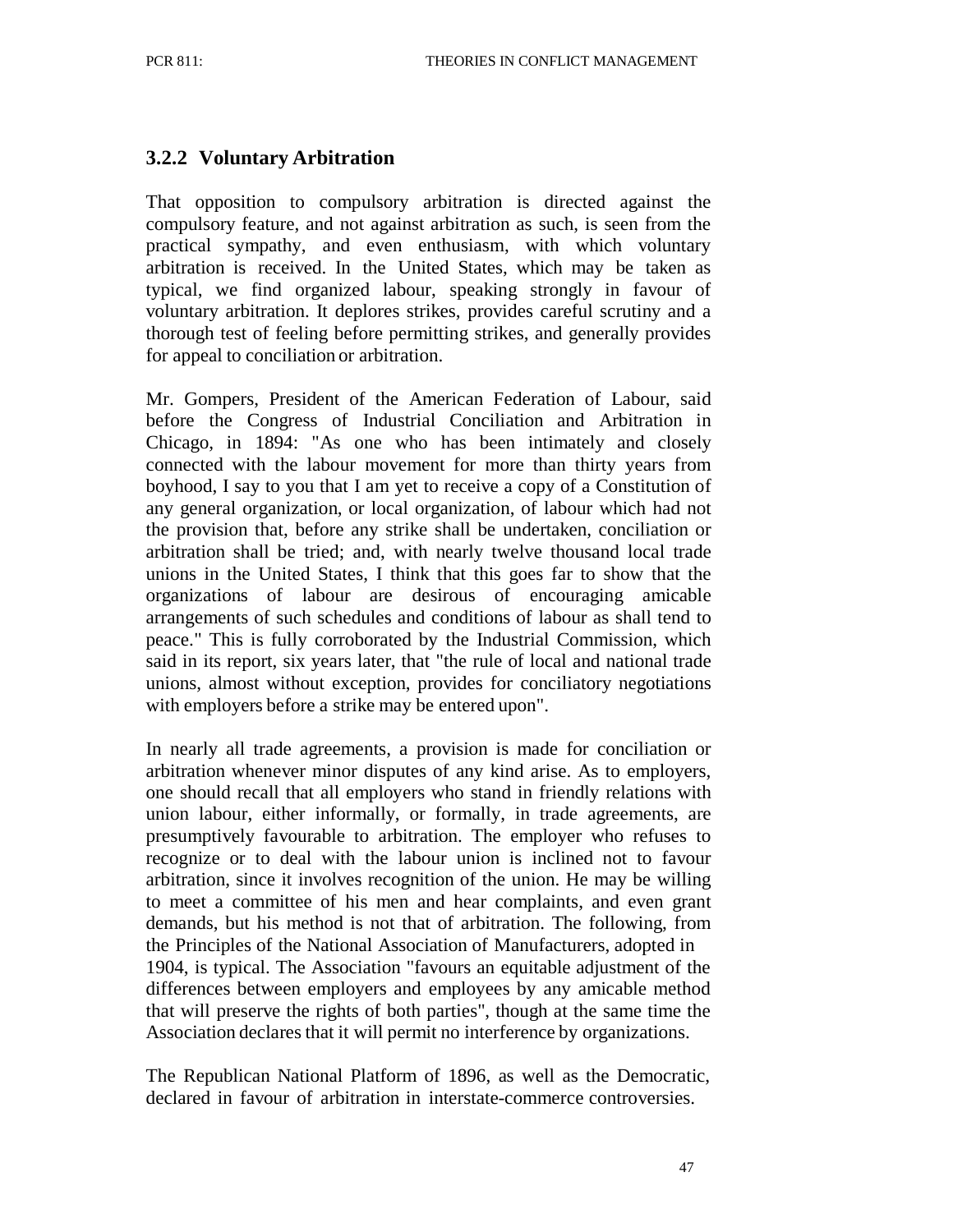### 3.2.2 Voluntary Arbitration

That opposition to compulsory arbitration is directed against the compulsory feature, and not against arbitration as such, is seen from the practical sympathy, and even enthusiasm, with which voluntary arbitration is received. In the United States, which may be taken as typical, we find organized labour, speaking strongly in favour of voluntary arbitration. It deplores strikes, provides careful scrutiny and a thorough test of feeling before permitting strikes, and generally provides for appeal to conciliation or arbitration.

Mr. Gompers, President of the American Federation of Labour, said before the Congress of Industrial Conciliation and Arbitration in Chicago, in 1894: "As one who has been intimately and closely connected with the labour movement for more than thirty years from boyhood, I say to you that I am yet to receive a copy of a Constitution of any general organization, or local organization, of labour which had not the provision that, before any strike shall be undertaken, conciliation or arbitration shall be tried; and, with nearly twelve thousand local trade unions in the United States, I think that this goes far to show that the organizations of labour are desirous of encouraging amicable arrangements of such schedules and conditions of labour as shall tend to peace." This is fully corroborated by the Industrial Commission, which said in its report, six years later, that "the rule of local and national trade unions, almost without exception, provides for conciliatory negotiations with employers before a strike may be entered upon".

In nearly all trade agreements, a provision is made for conciliation or arbitration whenever minor disputes of any kind arise. As to employers, one should recall that all employers who stand in friendly relations with union labour, either informally, or formally, in trade agreements, are presumptively favourable to arbitration. The employer who refuses to recognize or to deal with the labour union is inclined not to favour arbitration, since it involves recognition of the union. He may be willing to meet a committee of his men and hear complaints, and even grant demands, but his method is not that of arbitration. The following, from the Principles of the National Association of Manufacturers, adopted in 1904, is typical. The Association "favours an equitable adjustment of the differences between employers and employees by any amicable method that will preserve the rights of both parties", though at the same time the Association declares that it will permit no interference by organizations.

The Republican National Platform of 1896, as well as the Democratic, declared in favour of arbitration in interstate-commerce controversies.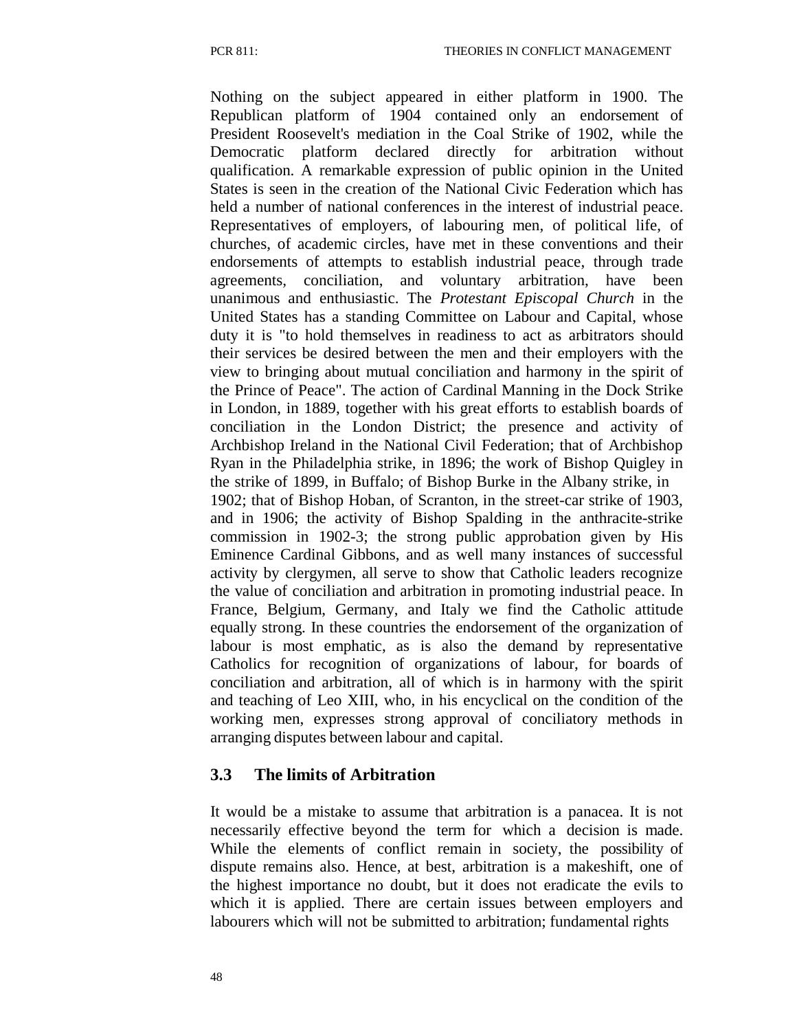Nothing on the subject appeared in either platform in 1900. The Republican platform of 1904 contained only an endorsement of President Roosevelt's mediation in the Coal Strike of 1902, while the Democratic platform declared directly for arbitration without qualification. A remarkable expression of public opinion in the United States is seen in the creation of the National Civic Federation which has held a number of national conferences in the interest of industrial peace. Representatives of employers, of labouring men, of political life, of churches, of academic circles, have met in these conventions and their endorsements of attempts to establish industrial peace, through trade agreements, conciliation, and voluntary arbitration, have been unanimous and enthusiastic. The *Protestant Episcopal Church* in the United States has a standing Committee on Labour and Capital, whose duty it is "to hold themselves in readiness to act as arbitrators should their services be desired between the men and their employers with the view to bringing about mutual conciliation and harmony in the spirit of the Prince of Peace". The action of Cardinal Manning in the Dock Strike in London, in 1889, together with his great efforts to establish boards of conciliation in the London District; the presence and activity of Archbishop Ireland in the National Civil Federation; that of Archbishop Ryan in the Philadelphia strike, in 1896; the work of Bishop Quigley in the strike of 1899, in Buffalo; of Bishop Burke in the Albany strike, in 1902; that of Bishop Hoban, of Scranton, in the street-car strike of 1903, and in 1906; the activity of Bishop Spalding in the anthracite-strike commission in 1902-3; the strong public approbation given by His Eminence Cardinal Gibbons, and as well many instances of successful activity by clergymen, all serve to show that Catholic leaders recognize the value of conciliation and arbitration in promoting industrial peace. In France, Belgium, Germany, and Italy we find the Catholic attitude equally strong. In these countries the endorsement of the organization of labour is most emphatic, as is also the demand by representative Catholics for recognition of organizations of labour, for boards of conciliation and arbitration, all of which is in harmony with the spirit and teaching of Leo XIII, who, in his encyclical on the condition of the working men, expresses strong approval of conciliatory methods in arranging disputes between labour and capital.

## 3.3 The limits of Arbitration

It would be a mistake to assume that arbitration is a panacea. It is not necessarily effective beyond the term for which a decision is made. While the elements of conflict remain in society, the possibility of dispute remains also. Hence, at best, arbitration is a makeshift, one of the highest importance no doubt, but it does not eradicate the evils to which it is applied. There are certain issues between employers and labourers which will not be submitted to arbitration; fundamental rights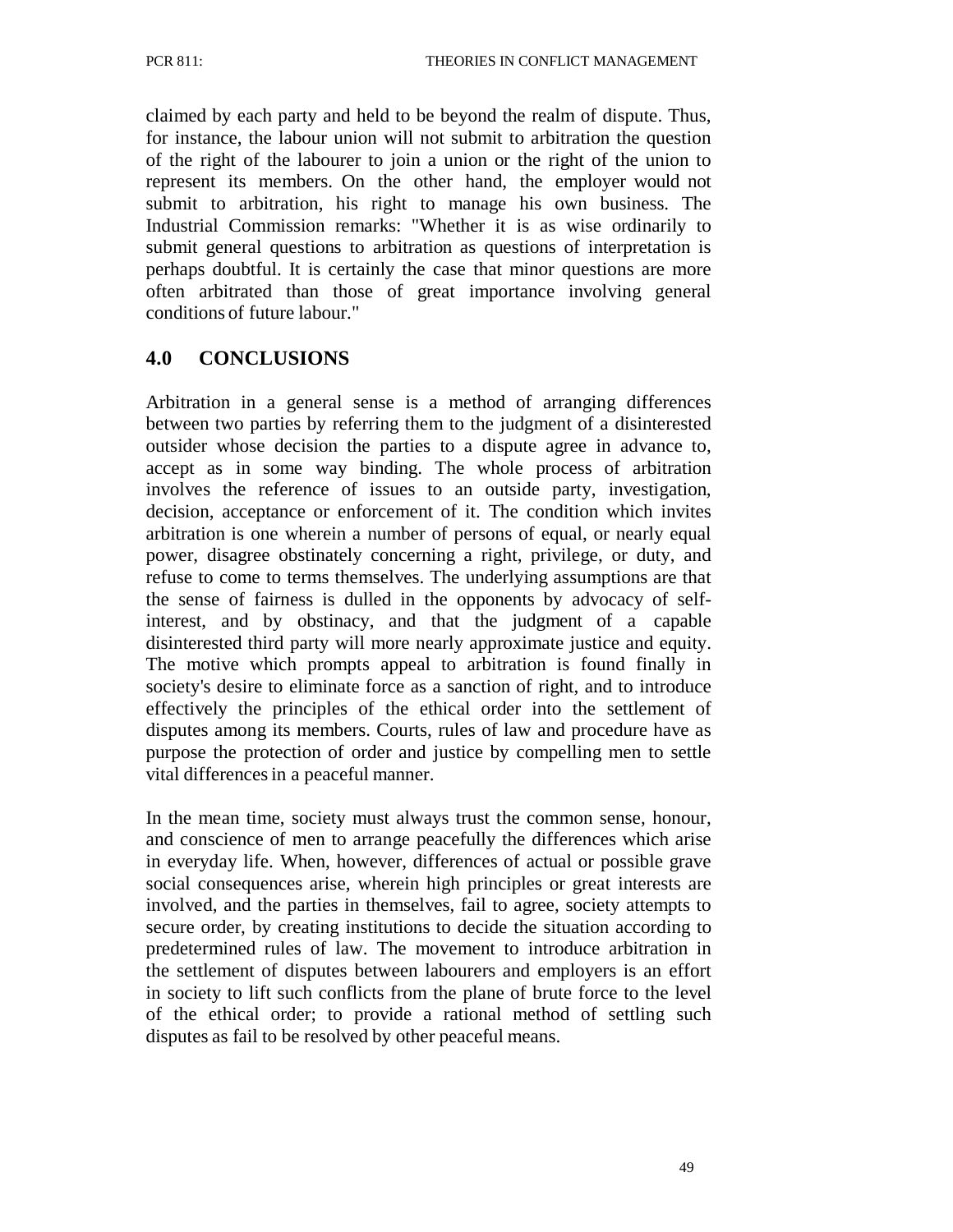claimed by each party and held to be beyond the realm of dispute. Thus, for instance, the labour union will not submit to arbitration the question of the right of the labourer to join a union or the right of the union to represent its members. On the other hand, the employer would not submit to arbitration, his right to manage his own business. The Industrial Commission remarks: "Whether it is as wise ordinarily to submit general questions to arbitration as questions of interpretation is perhaps doubtful. It is certainly the case that minor questions are more often arbitrated than those of great importance involving general conditions of future labour."

## 4.0 CONCLUSIONS

Arbitration in a general sense is a method of arranging differences between two parties by referring them to the judgment of a disinterested outsider whose decision the parties to a dispute agree in advance to, accept as in some way binding. The whole process of arbitration involves the reference of issues to an outside party, investigation, decision, acceptance or enforcement of it. The condition which invites arbitration is one wherein a number of persons of equal, or nearly equal power, disagree obstinately concerning a right, privilege, or duty, and refuse to come to terms themselves. The underlying assumptions are that the sense of fairness is dulled in the opponents by advocacy of self-interest, and by obstinacy, and that the judgment of a capable disinterested third party will more nearly approximate justice and equity. The motive which prompts appeal to arbitration is found finally in society's desire to eliminate force as a sanction of right, and to introduce effectively the principles of the ethical order into the settlement of disputes among its members. Courts, rules of law and procedure have as purpose the protection of order and justice by compelling men to settle vital differences in a peaceful manner.

In the mean time, society must always trust the common sense, honour, and conscience of men to arrange peacefully the differences which arise in everyday life. When, however, differences of actual or possible grave social consequences arise, wherein high principles or great interests are involved, and the parties in themselves, fail to agree, society attempts to secure order, by creating institutions to decide the situation according to predetermined rules of law. The movement to introduce arbitration in the settlement of disputes between labourers and employers is an effort in society to lift such conflicts from the plane of brute force to the level of the ethical order; to provide a rational method of settling such disputes as fail to be resolved by other peaceful means.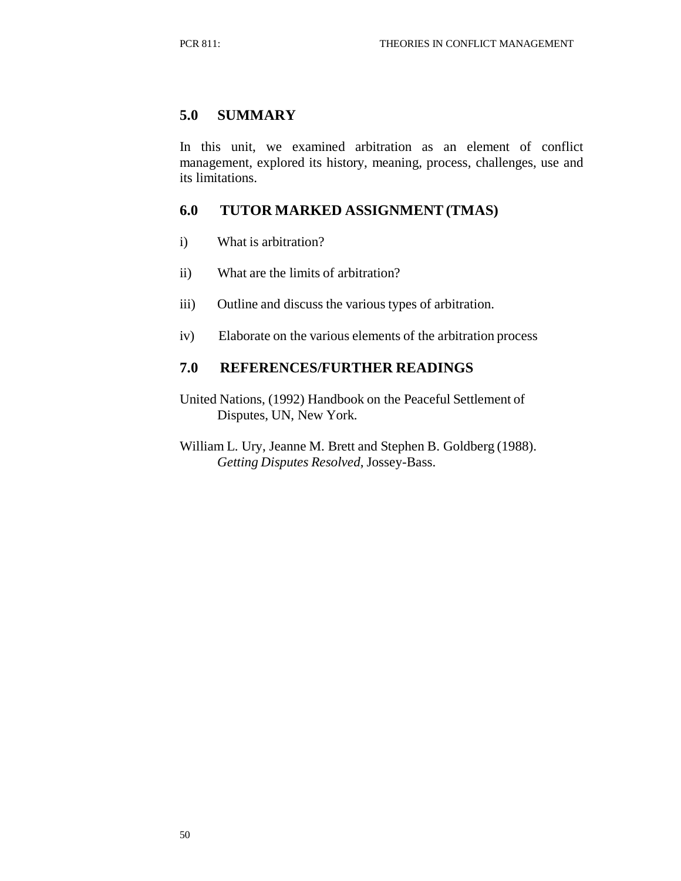## 5.0 SUMMARY

In this unit, we examined arbitration as an element of conflict management, explored its history, meaning, process, challenges, use and its limitations.

## 6.0 TUTOR MARKED ASSIGNMENT (TMAS)

i) What is arbitration?

ii) What are the limits of arbitration?

iii) Outline and discuss the various types of arbitration.

iv) Elaborate on the various elements of the arbitration process

## 7.0 REFERENCES/FURTHER READINGS

United Nations, (1992) Handbook on the Peaceful Settlement of Disputes, UN, New York.

William L. Ury, Jeanne M. Brett and Stephen B. Goldberg (1988). *Getting Disputes Resolved*, Jossey-Bass.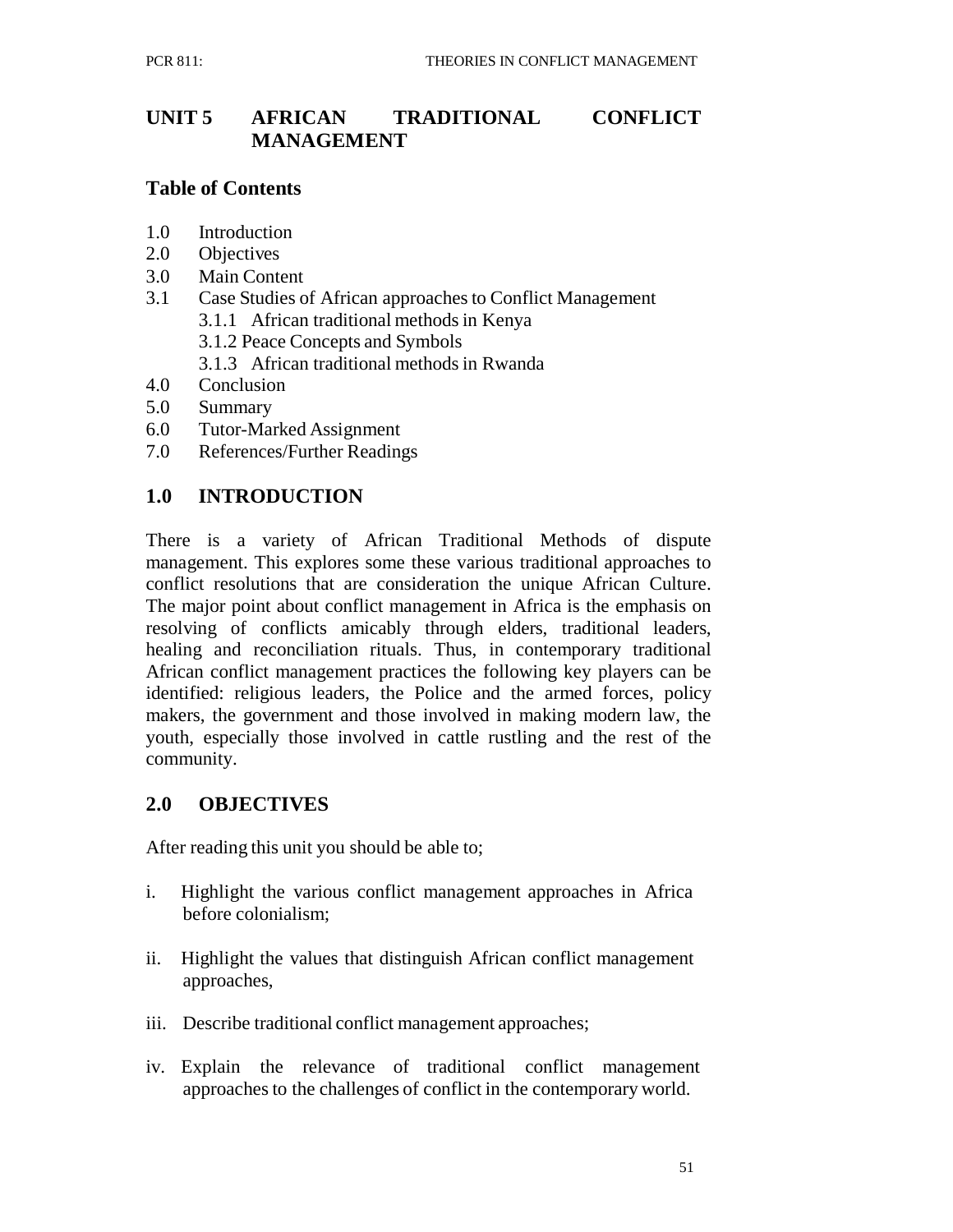## UNIT 5 AFRICAN TRADITIONAL CONFLICT MANAGEMENT

### Table of Contents

1.0 Introduction
2.0 Objectives
3.0 Main Content
3.1 Case Studies of African approaches to Conflict Management
 3.1.1 African traditional methods in Kenya
 3.1.2 Peace Concepts and Symbols
 3.1.3 African traditional methods in Rwanda
4.0 Conclusion
5.0 Summary
6.0 Tutor-Marked Assignment
7.0 References/Further Readings

## 1.0 INTRODUCTION

There is a variety of African Traditional Methods of dispute management. This explores some these various traditional approaches to conflict resolutions that are consideration the unique African Culture. The major point about conflict management in Africa is the emphasis on resolving of conflicts amicably through elders, traditional leaders, healing and reconciliation rituals. Thus, in contemporary traditional African conflict management practices the following key players can be identified: religious leaders, the Police and the armed forces, policy makers, the government and those involved in making modern law, the youth, especially those involved in cattle rustling and the rest of the community.

## 2.0 OBJECTIVES

After reading this unit you should be able to;

i. Highlight the various conflict management approaches in Africa before colonialism;

ii. Highlight the values that distinguish African conflict management approaches,

iii. Describe traditional conflict management approaches;

iv. Explain the relevance of traditional conflict management approaches to the challenges of conflict in the contemporary world.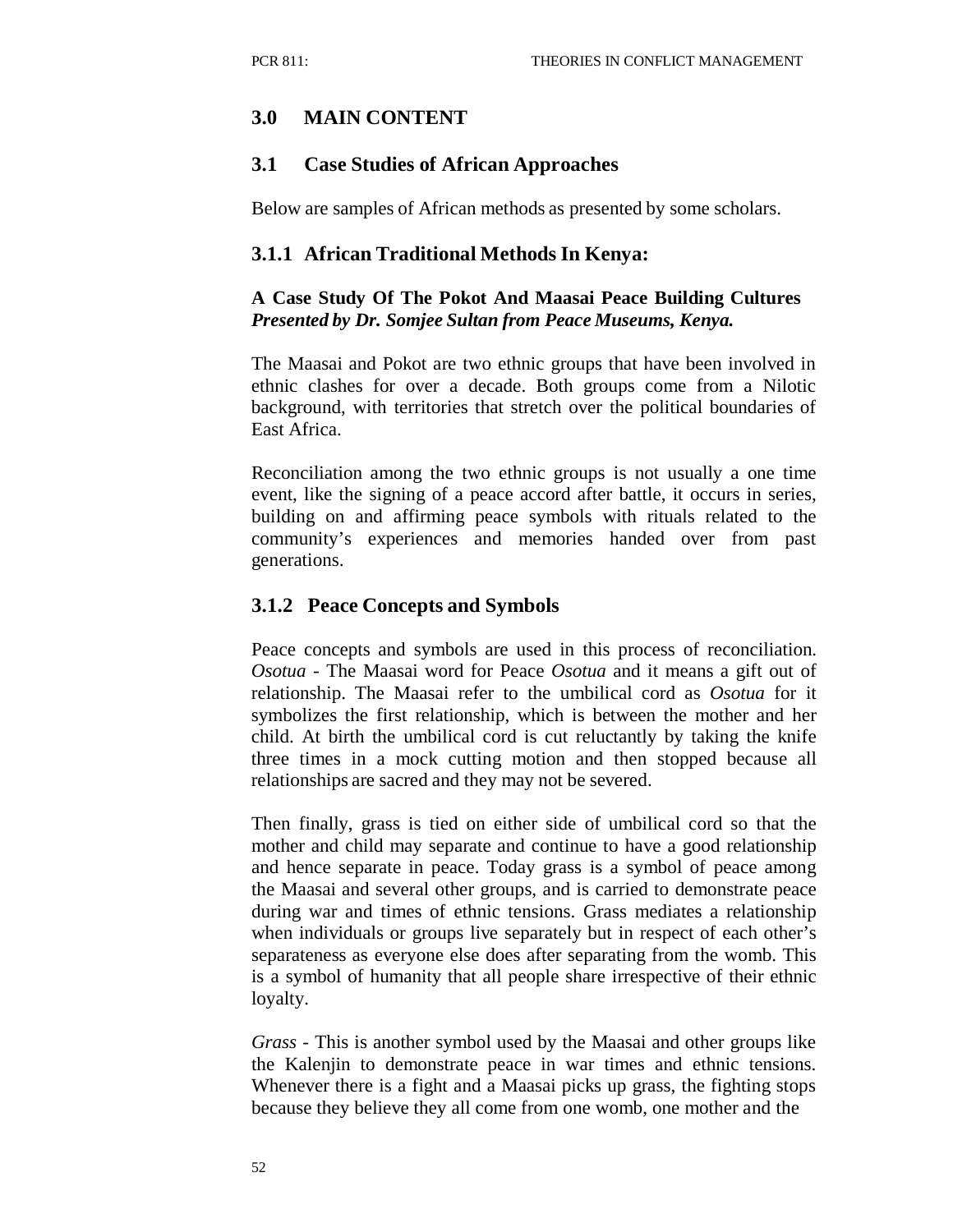## 3.0 MAIN CONTENT

### 3.1 Case Studies of African Approaches

Below are samples of African methods as presented by some scholars.

#### 3.1.1 African Traditional Methods In Kenya:

**A Case Study Of The Pokot And Maasai Peace Building Cultures**
***Presented by Dr. Somjee Sultan from Peace Museums, Kenya.***

The Maasai and Pokot are two ethnic groups that have been involved in ethnic clashes for over a decade. Both groups come from a Nilotic background, with territories that stretch over the political boundaries of East Africa.

Reconciliation among the two ethnic groups is not usually a one time event, like the signing of a peace accord after battle, it occurs in series, building on and affirming peace symbols with rituals related to the community's experiences and memories handed over from past generations.

#### 3.1.2 Peace Concepts and Symbols

Peace concepts and symbols are used in this process of reconciliation. *Osotua* - The Maasai word for Peace *Osotua* and it means a gift out of relationship. The Maasai refer to the umbilical cord as *Osotua* for it symbolizes the first relationship, which is between the mother and her child. At birth the umbilical cord is cut reluctantly by taking the knife three times in a mock cutting motion and then stopped because all relationships are sacred and they may not be severed.

Then finally, grass is tied on either side of umbilical cord so that the mother and child may separate and continue to have a good relationship and hence separate in peace. Today grass is a symbol of peace among the Maasai and several other groups, and is carried to demonstrate peace during war and times of ethnic tensions. Grass mediates a relationship when individuals or groups live separately but in respect of each other's separateness as everyone else does after separating from the womb. This is a symbol of humanity that all people share irrespective of their ethnic loyalty.

*Grass* - This is another symbol used by the Maasai and other groups like the Kalenjin to demonstrate peace in war times and ethnic tensions. Whenever there is a fight and a Maasai picks up grass, the fighting stops because they believe they all come from one womb, one mother and the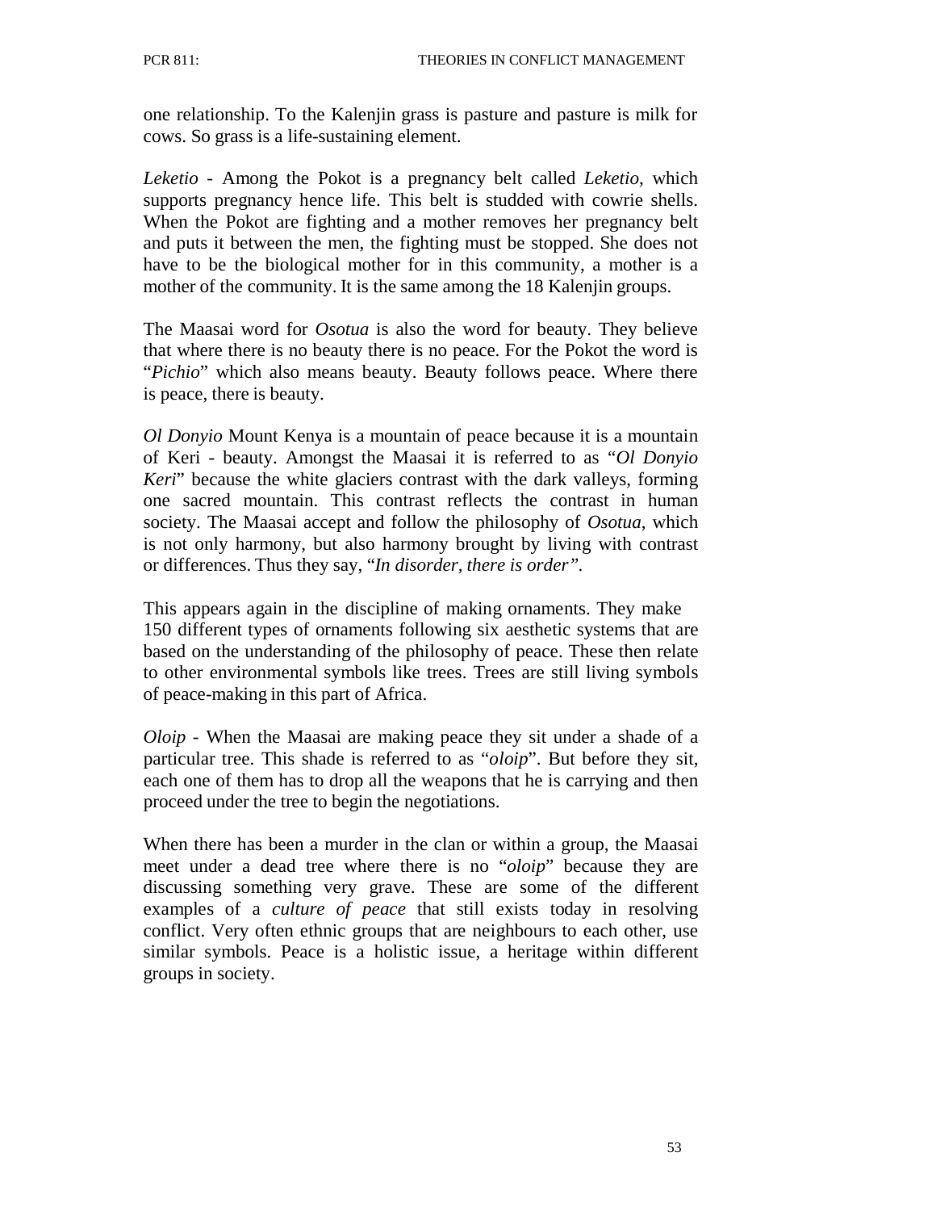one relationship. To the Kalenjin grass is pasture and pasture is milk for cows. So grass is a life-sustaining element.

*Leketio* - Among the Pokot is a pregnancy belt called *Leketio*, which supports pregnancy hence life. This belt is studded with cowrie shells. When the Pokot are fighting and a mother removes her pregnancy belt and puts it between the men, the fighting must be stopped. She does not have to be the biological mother for in this community, a mother is a mother of the community. It is the same among the 18 Kalenjin groups.

The Maasai word for *Osotua* is also the word for beauty. They believe that where there is no beauty there is no peace. For the Pokot the word is "*Pichio*" which also means beauty. Beauty follows peace. Where there is peace, there is beauty.

*Ol Donyio* Mount Kenya is a mountain of peace because it is a mountain of Keri - beauty. Amongst the Maasai it is referred to as "*Ol Donyio Keri*" because the white glaciers contrast with the dark valleys, forming one sacred mountain. This contrast reflects the contrast in human society. The Maasai accept and follow the philosophy of *Osotua*, which is not only harmony, but also harmony brought by living with contrast or differences. Thus they say, "*In disorder, there is order".*

This appears again in the discipline of making ornaments. They make 150 different types of ornaments following six aesthetic systems that are based on the understanding of the philosophy of peace. These then relate to other environmental symbols like trees. Trees are still living symbols of peace-making in this part of Africa.

*Oloip* - When the Maasai are making peace they sit under a shade of a particular tree. This shade is referred to as "*oloip*". But before they sit, each one of them has to drop all the weapons that he is carrying and then proceed under the tree to begin the negotiations.

When there has been a murder in the clan or within a group, the Maasai meet under a dead tree where there is no "*oloip*" because they are discussing something very grave. These are some of the different examples of a *culture of peace* that still exists today in resolving conflict. Very often ethnic groups that are neighbours to each other, use similar symbols. Peace is a holistic issue, a heritage within different groups in society.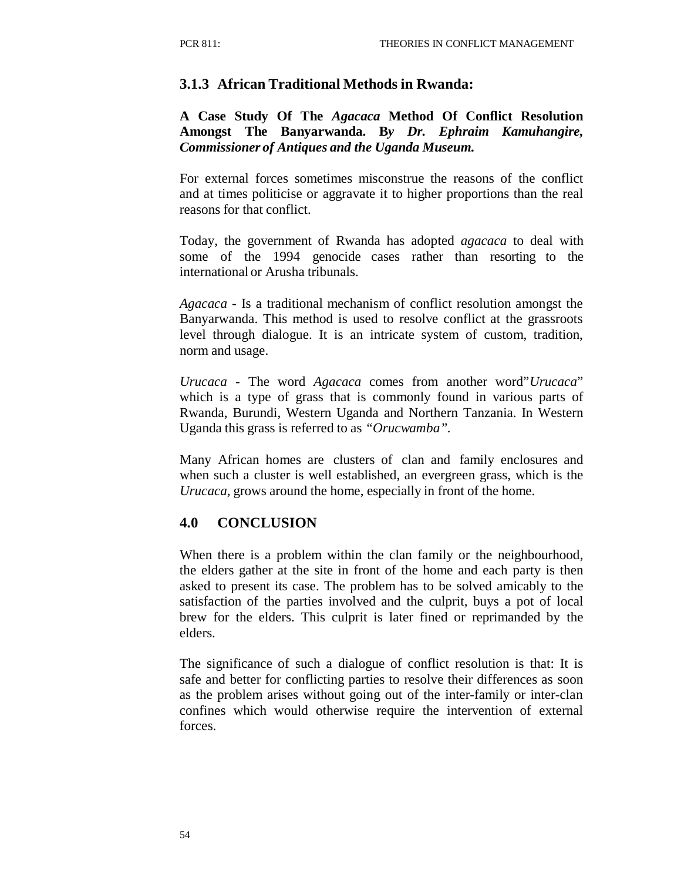### 3.1.3 African Traditional Methods in Rwanda:

**A Case Study Of The *Agacaca* Method Of Conflict Resolution Amongst The Banyarwanda. B*y Dr. Ephraim Kamuhangire, Commissioner of Antiques and the Uganda Museum.***

For external forces sometimes misconstrue the reasons of the conflict and at times politicise or aggravate it to higher proportions than the real reasons for that conflict.

Today, the government of Rwanda has adopted *agacaca* to deal with some of the 1994 genocide cases rather than resorting to the international or Arusha tribunals.

*Agacaca* - Is a traditional mechanism of conflict resolution amongst the Banyarwanda. This method is used to resolve conflict at the grassroots level through dialogue. It is an intricate system of custom, tradition, norm and usage.

*Urucaca* - The word *Agacaca* comes from another word"*Urucaca*" which is a type of grass that is commonly found in various parts of Rwanda, Burundi, Western Uganda and Northern Tanzania. In Western Uganda this grass is referred to as *"Orucwamba"*.

Many African homes are clusters of clan and family enclosures and when such a cluster is well established, an evergreen grass, which is the *Urucaca,* grows around the home, especially in front of the home.

## 4.0 CONCLUSION

When there is a problem within the clan family or the neighbourhood, the elders gather at the site in front of the home and each party is then asked to present its case. The problem has to be solved amicably to the satisfaction of the parties involved and the culprit, buys a pot of local brew for the elders. This culprit is later fined or reprimanded by the elders.

The significance of such a dialogue of conflict resolution is that: It is safe and better for conflicting parties to resolve their differences as soon as the problem arises without going out of the inter-family or inter-clan confines which would otherwise require the intervention of external forces.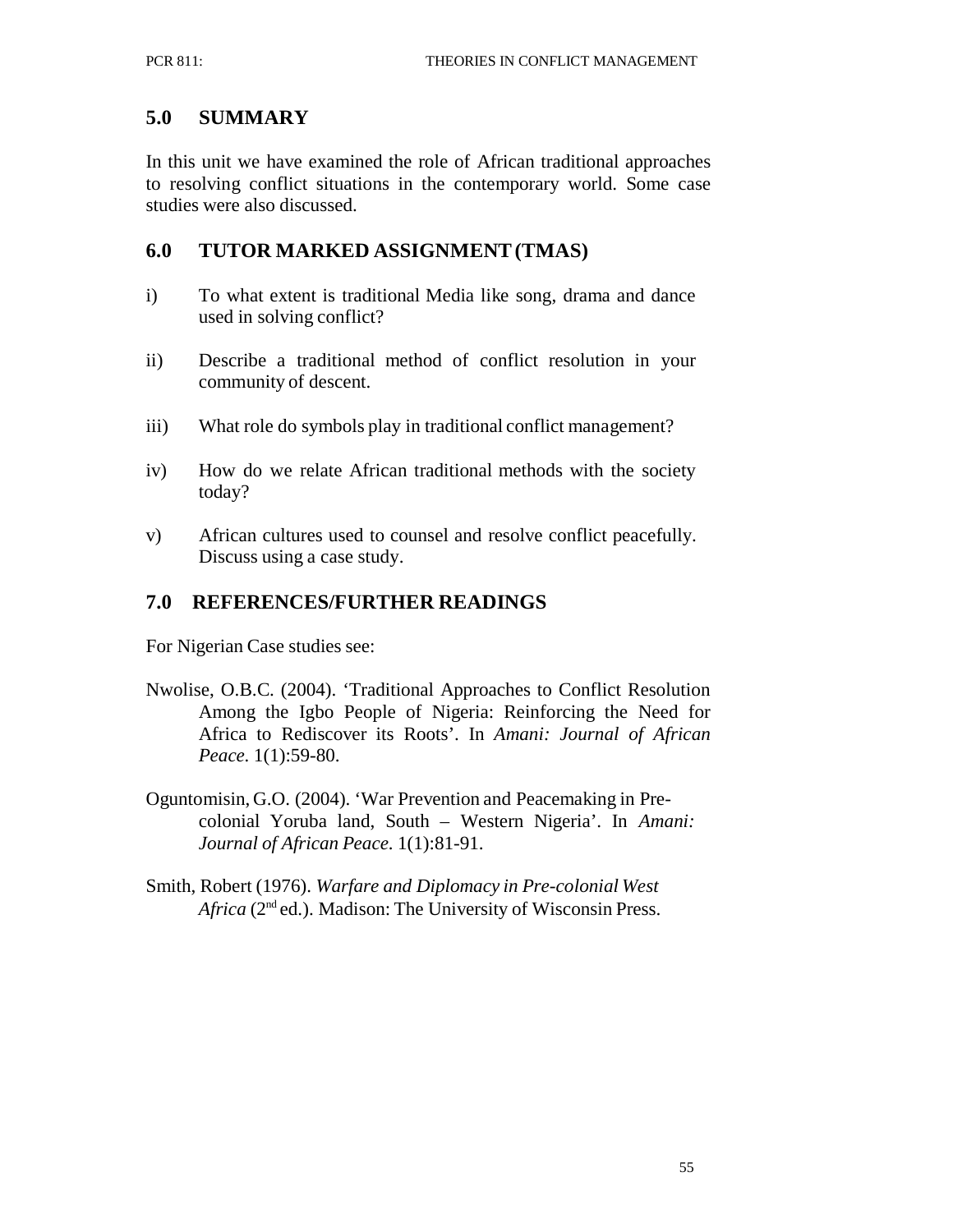## 5.0 SUMMARY

In this unit we have examined the role of African traditional approaches to resolving conflict situations in the contemporary world. Some case studies were also discussed.

## 6.0 TUTOR MARKED ASSIGNMENT (TMAS)

i) To what extent is traditional Media like song, drama and dance used in solving conflict?

ii) Describe a traditional method of conflict resolution in your community of descent.

iii) What role do symbols play in traditional conflict management?

iv) How do we relate African traditional methods with the society today?

v) African cultures used to counsel and resolve conflict peacefully. Discuss using a case study.

## 7.0 REFERENCES/FURTHER READINGS

For Nigerian Case studies see:

Nwolise, O.B.C. (2004). 'Traditional Approaches to Conflict Resolution Among the Igbo People of Nigeria: Reinforcing the Need for Africa to Rediscover its Roots'. In *Amani: Journal of African Peace*. 1(1):59-80.

Oguntomisin, G.O. (2004). 'War Prevention and Peacemaking in Pre-colonial Yoruba land, South – Western Nigeria'. In *Amani: Journal of African Peace*. 1(1):81-91.

Smith, Robert (1976). *Warfare and Diplomacy in Pre-colonial West Africa* (2nd ed.). Madison: The University of Wisconsin Press.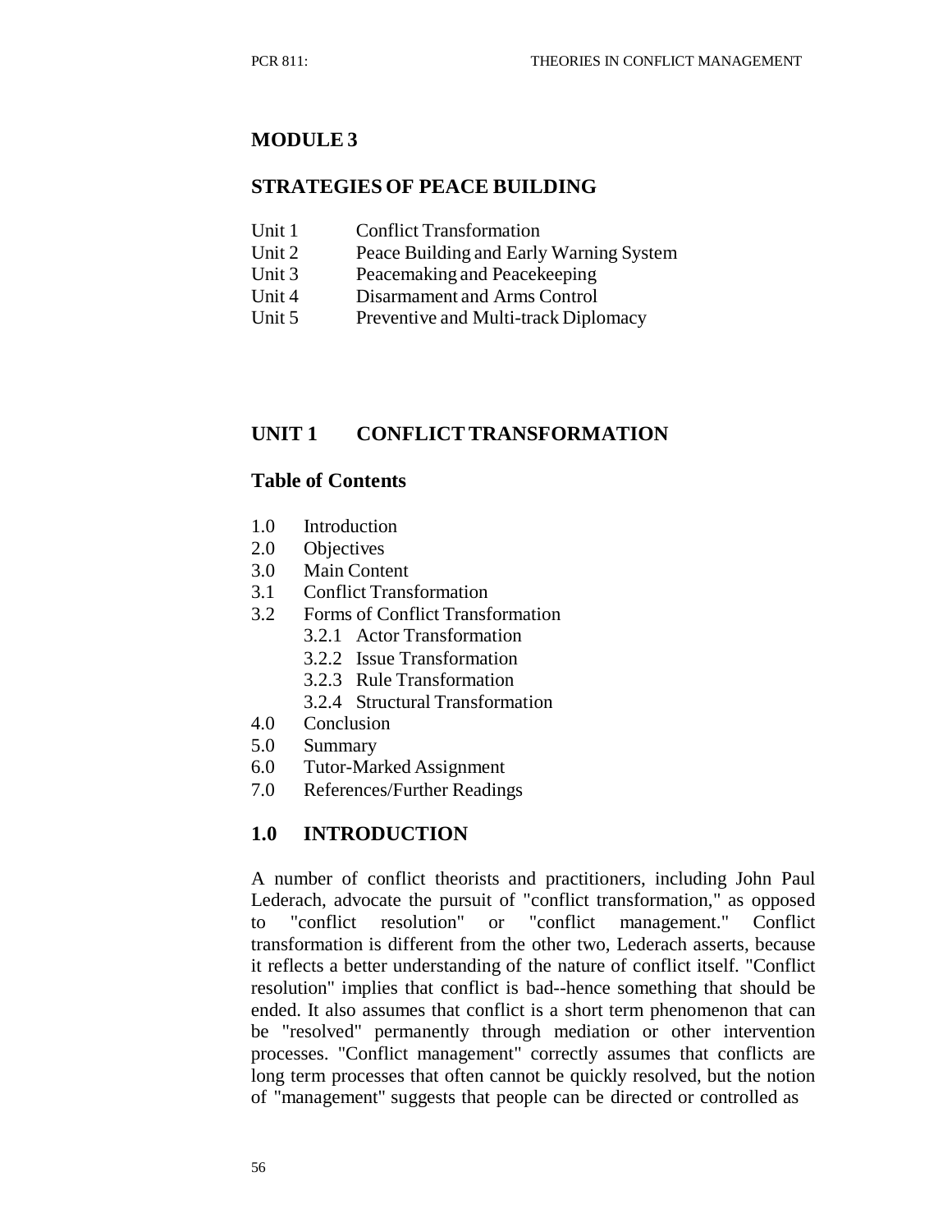# MODULE 3

## STRATEGIES OF PEACE BUILDING

| | |
|---|---|
| Unit 1 | Conflict Transformation |
| Unit 2 | Peace Building and Early Warning System |
| Unit 3 | Peacemaking and Peacekeeping |
| Unit 4 | Disarmament and Arms Control |
| Unit 5 | Preventive and Multi-track Diplomacy |

## UNIT 1 CONFLICT TRANSFORMATION

### Table of Contents

- 1.0 Introduction
- 2.0 Objectives
- 3.0 Main Content
- 3.1 Conflict Transformation
- 3.2 Forms of Conflict Transformation
    - 3.2.1 Actor Transformation
    - 3.2.2 Issue Transformation
    - 3.2.3 Rule Transformation
    - 3.2.4 Structural Transformation
- 4.0 Conclusion
- 5.0 Summary
- 6.0 Tutor-Marked Assignment
- 7.0 References/Further Readings

### 1.0 INTRODUCTION

A number of conflict theorists and practitioners, including John Paul Lederach, advocate the pursuit of "conflict transformation," as opposed to "conflict resolution" or "conflict management." Conflict transformation is different from the other two, Lederach asserts, because it reflects a better understanding of the nature of conflict itself. "Conflict resolution" implies that conflict is bad--hence something that should be ended. It also assumes that conflict is a short term phenomenon that can be "resolved" permanently through mediation or other intervention processes. "Conflict management" correctly assumes that conflicts are long term processes that often cannot be quickly resolved, but the notion of "management" suggests that people can be directed or controlled as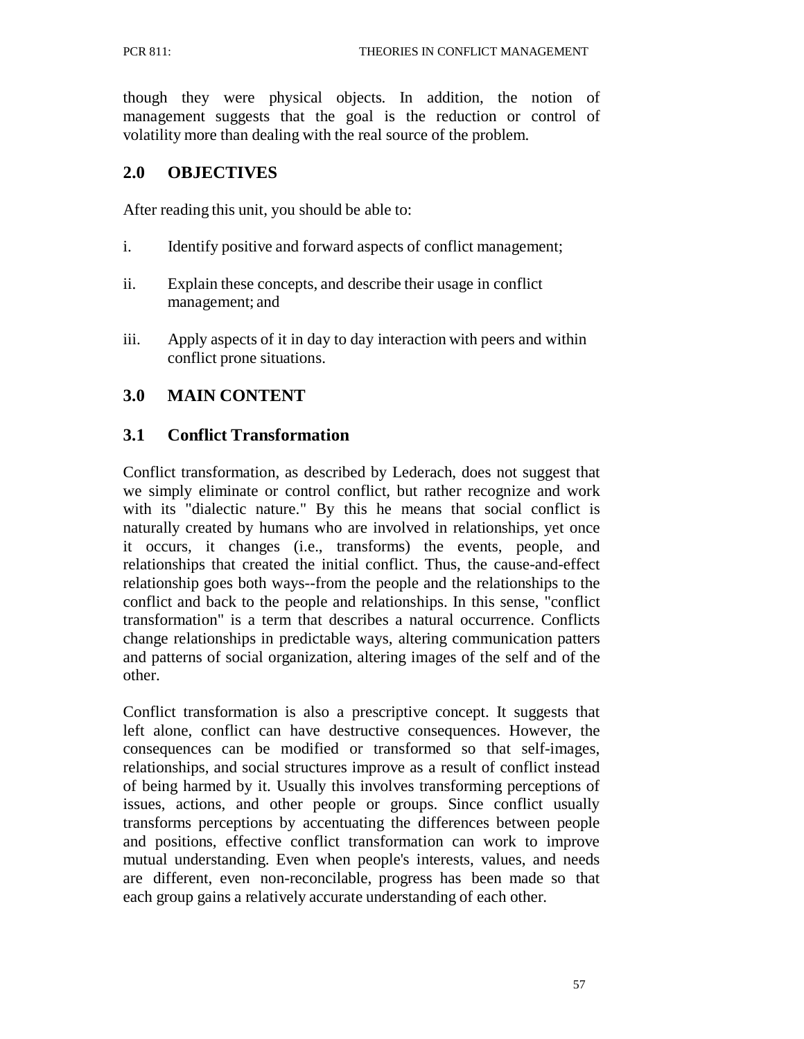though they were physical objects. In addition, the notion of management suggests that the goal is the reduction or control of volatility more than dealing with the real source of the problem.

## 2.0 OBJECTIVES

After reading this unit, you should be able to:

i. Identify positive and forward aspects of conflict management;

ii. Explain these concepts, and describe their usage in conflict management; and

iii. Apply aspects of it in day to day interaction with peers and within conflict prone situations.

## 3.0 MAIN CONTENT

### 3.1 Conflict Transformation

Conflict transformation, as described by Lederach, does not suggest that we simply eliminate or control conflict, but rather recognize and work with its "dialectic nature." By this he means that social conflict is naturally created by humans who are involved in relationships, yet once it occurs, it changes (i.e., transforms) the events, people, and relationships that created the initial conflict. Thus, the cause-and-effect relationship goes both ways--from the people and the relationships to the conflict and back to the people and relationships. In this sense, "conflict transformation" is a term that describes a natural occurrence. Conflicts change relationships in predictable ways, altering communication patters and patterns of social organization, altering images of the self and of the other.

Conflict transformation is also a prescriptive concept. It suggests that left alone, conflict can have destructive consequences. However, the consequences can be modified or transformed so that self-images, relationships, and social structures improve as a result of conflict instead of being harmed by it. Usually this involves transforming perceptions of issues, actions, and other people or groups. Since conflict usually transforms perceptions by accentuating the differences between people and positions, effective conflict transformation can work to improve mutual understanding. Even when people's interests, values, and needs are different, even non-reconcilable, progress has been made so that each group gains a relatively accurate understanding of each other.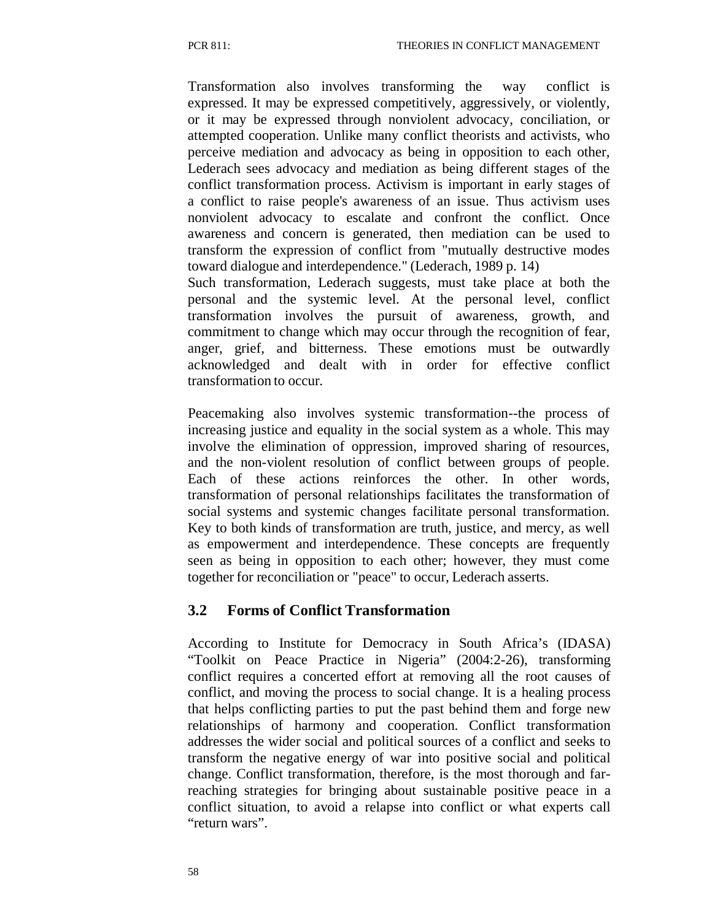Transformation also involves transforming the way conflict is expressed. It may be expressed competitively, aggressively, or violently, or it may be expressed through nonviolent advocacy, conciliation, or attempted cooperation. Unlike many conflict theorists and activists, who perceive mediation and advocacy as being in opposition to each other, Lederach sees advocacy and mediation as being different stages of the conflict transformation process. Activism is important in early stages of a conflict to raise people's awareness of an issue. Thus activism uses nonviolent advocacy to escalate and confront the conflict. Once awareness and concern is generated, then mediation can be used to transform the expression of conflict from "mutually destructive modes toward dialogue and interdependence." (Lederach, 1989 p. 14)

Such transformation, Lederach suggests, must take place at both the personal and the systemic level. At the personal level, conflict transformation involves the pursuit of awareness, growth, and commitment to change which may occur through the recognition of fear, anger, grief, and bitterness. These emotions must be outwardly acknowledged and dealt with in order for effective conflict transformation to occur.

Peacemaking also involves systemic transformation--the process of increasing justice and equality in the social system as a whole. This may involve the elimination of oppression, improved sharing of resources, and the non-violent resolution of conflict between groups of people. Each of these actions reinforces the other. In other words, transformation of personal relationships facilitates the transformation of social systems and systemic changes facilitate personal transformation. Key to both kinds of transformation are truth, justice, and mercy, as well as empowerment and interdependence. These concepts are frequently seen as being in opposition to each other; however, they must come together for reconciliation or "peace" to occur, Lederach asserts.

## 3.2 Forms of Conflict Transformation

According to Institute for Democracy in South Africa's (IDASA) "Toolkit on Peace Practice in Nigeria" (2004:2-26), transforming conflict requires a concerted effort at removing all the root causes of conflict, and moving the process to social change. It is a healing process that helps conflicting parties to put the past behind them and forge new relationships of harmony and cooperation. Conflict transformation addresses the wider social and political sources of a conflict and seeks to transform the negative energy of war into positive social and political change. Conflict transformation, therefore, is the most thorough and far-reaching strategies for bringing about sustainable positive peace in a conflict situation, to avoid a relapse into conflict or what experts call "return wars".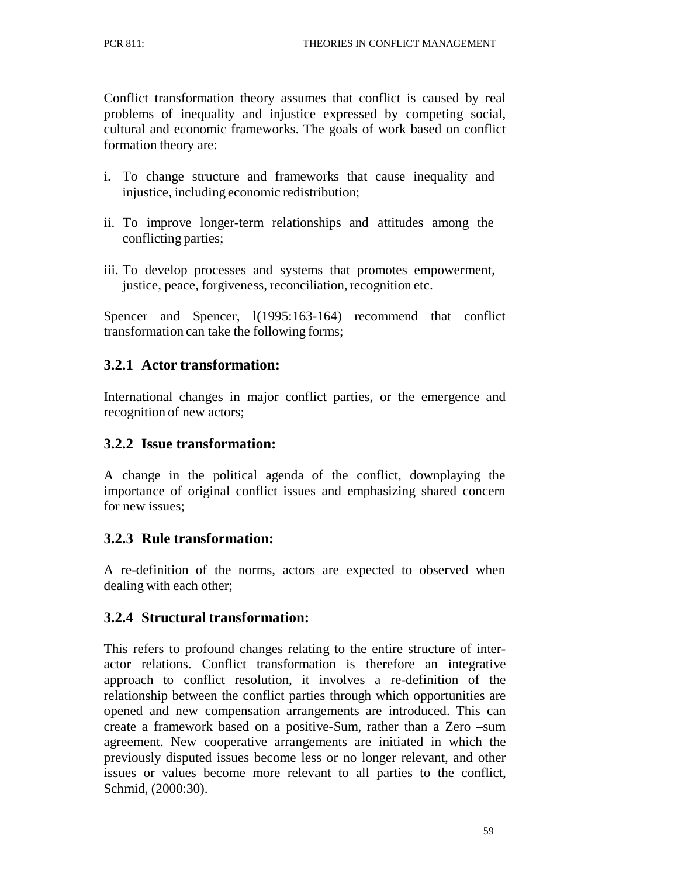Conflict transformation theory assumes that conflict is caused by real problems of inequality and injustice expressed by competing social, cultural and economic frameworks. The goals of work based on conflict formation theory are:

i. To change structure and frameworks that cause inequality and injustice, including economic redistribution;

ii. To improve longer-term relationships and attitudes among the conflicting parties;

iii. To develop processes and systems that promotes empowerment, justice, peace, forgiveness, reconciliation, recognition etc.

Spencer and Spencer, l(1995:163-164) recommend that conflict transformation can take the following forms;

### 3.2.1 Actor transformation:

International changes in major conflict parties, or the emergence and recognition of new actors;

### 3.2.2 Issue transformation:

A change in the political agenda of the conflict, downplaying the importance of original conflict issues and emphasizing shared concern for new issues;

### 3.2.3 Rule transformation:

A re-definition of the norms, actors are expected to observed when dealing with each other;

### 3.2.4 Structural transformation:

This refers to profound changes relating to the entire structure of inter-actor relations. Conflict transformation is therefore an integrative approach to conflict resolution, it involves a re-definition of the relationship between the conflict parties through which opportunities are opened and new compensation arrangements are introduced. This can create a framework based on a positive-Sum, rather than a Zero –sum agreement. New cooperative arrangements are initiated in which the previously disputed issues become less or no longer relevant, and other issues or values become more relevant to all parties to the conflict, Schmid, (2000:30).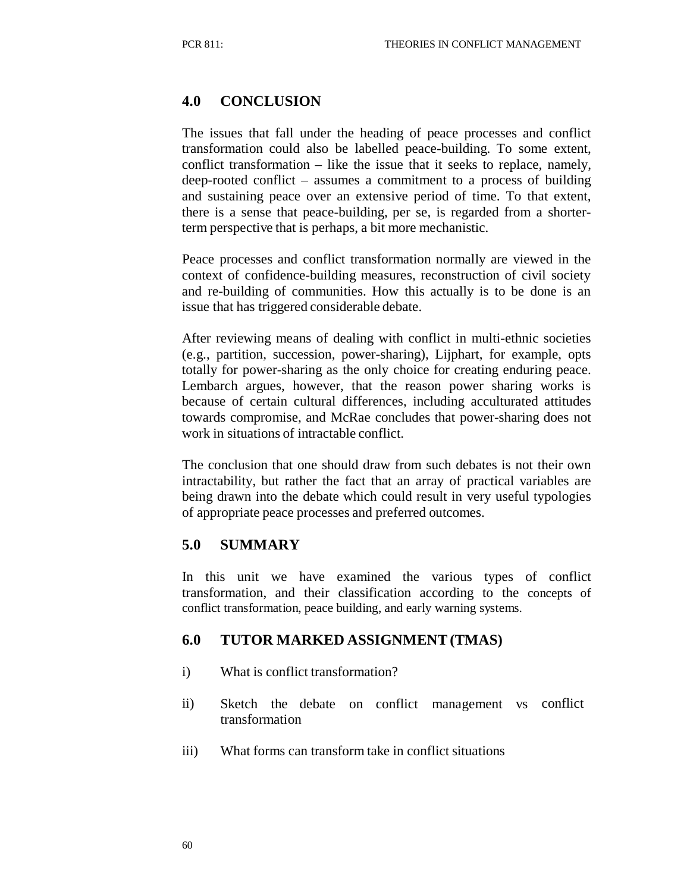## 4.0 CONCLUSION

The issues that fall under the heading of peace processes and conflict transformation could also be labelled peace-building. To some extent, conflict transformation – like the issue that it seeks to replace, namely, deep-rooted conflict – assumes a commitment to a process of building and sustaining peace over an extensive period of time. To that extent, there is a sense that peace-building, per se, is regarded from a shorter-term perspective that is perhaps, a bit more mechanistic.

Peace processes and conflict transformation normally are viewed in the context of confidence-building measures, reconstruction of civil society and re-building of communities. How this actually is to be done is an issue that has triggered considerable debate.

After reviewing means of dealing with conflict in multi-ethnic societies (e.g., partition, succession, power-sharing), Lijphart, for example, opts totally for power-sharing as the only choice for creating enduring peace. Lembarch argues, however, that the reason power sharing works is because of certain cultural differences, including acculturated attitudes towards compromise, and McRae concludes that power-sharing does not work in situations of intractable conflict.

The conclusion that one should draw from such debates is not their own intractability, but rather the fact that an array of practical variables are being drawn into the debate which could result in very useful typologies of appropriate peace processes and preferred outcomes.

## 5.0 SUMMARY

In this unit we have examined the various types of conflict transformation, and their classification according to the concepts of conflict transformation, peace building, and early warning systems.

## 6.0 TUTOR MARKED ASSIGNMENT (TMAS)

i) What is conflict transformation?

ii) Sketch the debate on conflict management vs conflict transformation

iii) What forms can transform take in conflict situations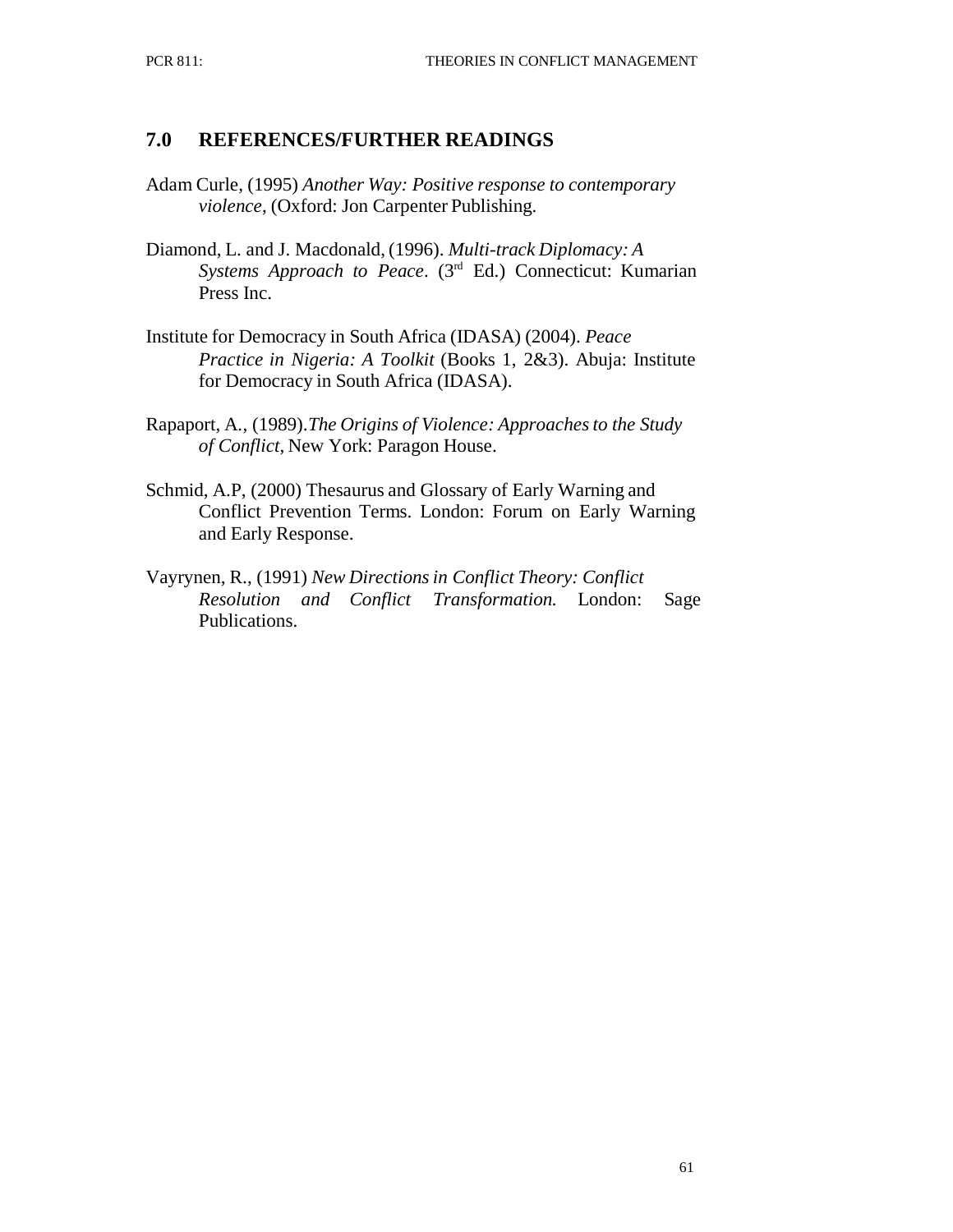## 7.0 REFERENCES/FURTHER READINGS

Adam Curle, (1995) *Another Way: Positive response to contemporary violence*, (Oxford: Jon Carpenter Publishing.

Diamond, L. and J. Macdonald, (1996). *Multi-track Diplomacy: A Systems Approach to Peace*. (3rd Ed.) Connecticut: Kumarian Press Inc.

Institute for Democracy in South Africa (IDASA) (2004). *Peace Practice in Nigeria: A Toolkit* (Books 1, 2&3). Abuja: Institute for Democracy in South Africa (IDASA).

Rapaport, A., (1989).*The Origins of Violence: Approaches to the Study of Conflict*, New York: Paragon House.

Schmid, A.P, (2000) Thesaurus and Glossary of Early Warning and Conflict Prevention Terms. London: Forum on Early Warning and Early Response.

Vayrynen, R., (1991) *New Directions in Conflict Theory: Conflict Resolution and Conflict Transformation.* London: Sage Publications.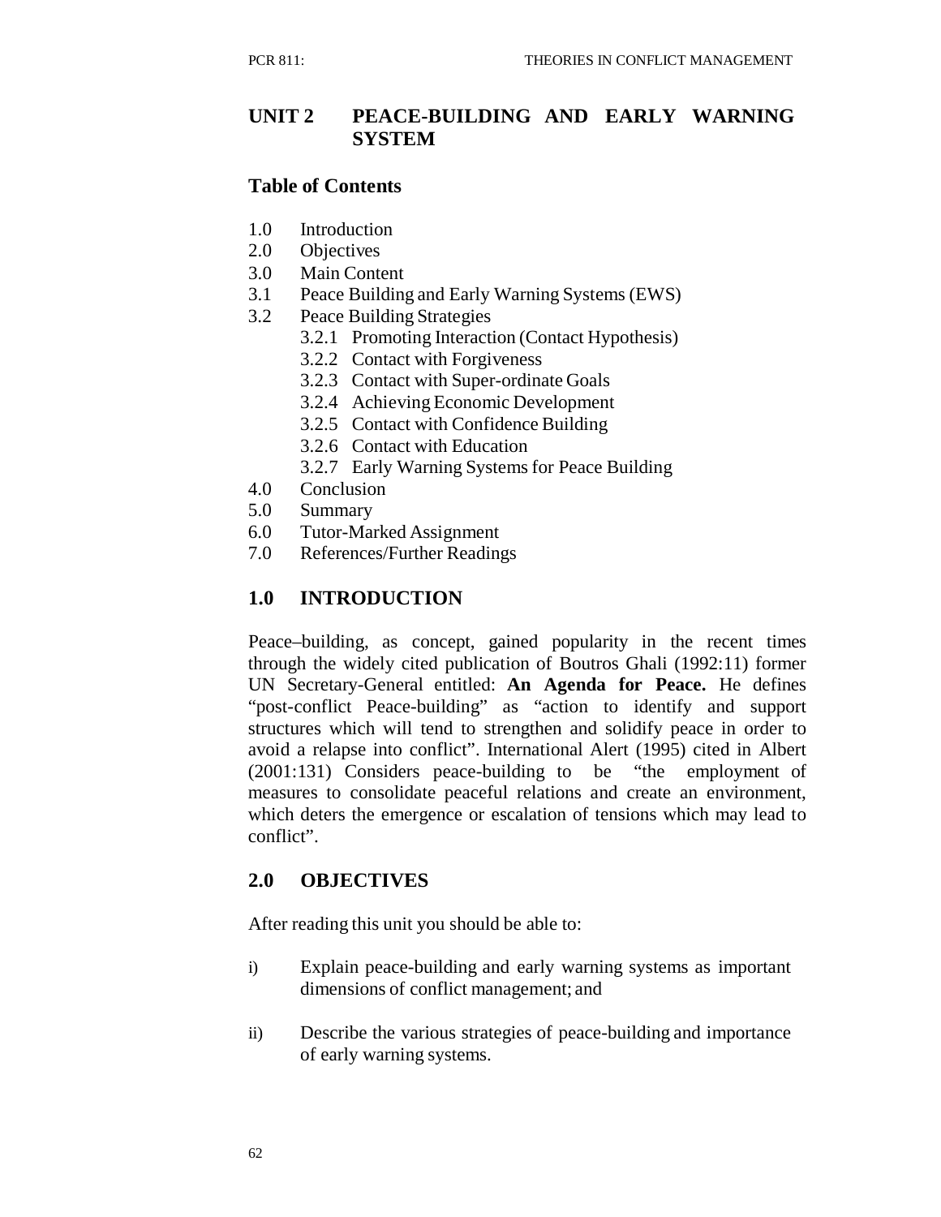## UNIT 2 PEACE-BUILDING AND EARLY WARNING SYSTEM

### Table of Contents

1.0 Introduction
2.0 Objectives
3.0 Main Content
3.1 Peace Building and Early Warning Systems (EWS)
3.2 Peace Building Strategies
  3.2.1 Promoting Interaction (Contact Hypothesis)
  3.2.2 Contact with Forgiveness
  3.2.3 Contact with Super-ordinate Goals
  3.2.4 Achieving Economic Development
  3.2.5 Contact with Confidence Building
  3.2.6 Contact with Education
  3.2.7 Early Warning Systems for Peace Building
4.0 Conclusion
5.0 Summary
6.0 Tutor-Marked Assignment
7.0 References/Further Readings

## 1.0 INTRODUCTION

Peace–building, as concept, gained popularity in the recent times through the widely cited publication of Boutros Ghali (1992:11) former UN Secretary-General entitled: **An Agenda for Peace.** He defines "post-conflict Peace-building" as "action to identify and support structures which will tend to strengthen and solidify peace in order to avoid a relapse into conflict". International Alert (1995) cited in Albert (2001:131) Considers peace-building to be "the employment of measures to consolidate peaceful relations and create an environment, which deters the emergence or escalation of tensions which may lead to conflict".

## 2.0 OBJECTIVES

After reading this unit you should be able to:

i) Explain peace-building and early warning systems as important dimensions of conflict management; and

ii) Describe the various strategies of peace-building and importance of early warning systems.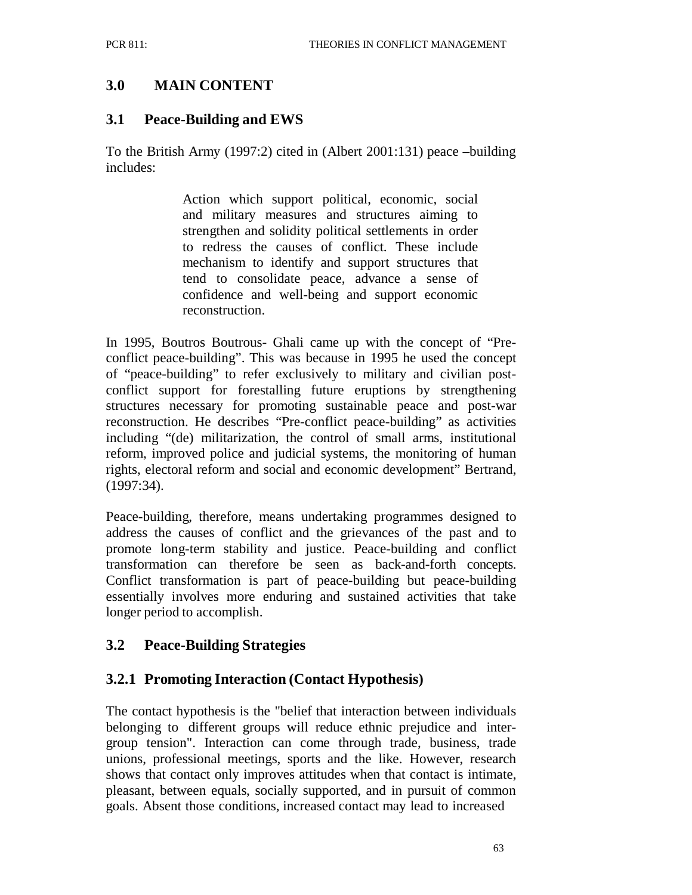## 3.0 MAIN CONTENT

### 3.1 Peace-Building and EWS

To the British Army (1997:2) cited in (Albert 2001:131) peace –building includes:

> Action which support political, economic, social and military measures and structures aiming to strengthen and solidity political settlements in order to redress the causes of conflict. These include mechanism to identify and support structures that tend to consolidate peace, advance a sense of confidence and well-being and support economic reconstruction.

In 1995, Boutros Boutrous- Ghali came up with the concept of "Pre-conflict peace-building". This was because in 1995 he used the concept of "peace-building" to refer exclusively to military and civilian post-conflict support for forestalling future eruptions by strengthening structures necessary for promoting sustainable peace and post-war reconstruction. He describes "Pre-conflict peace-building" as activities including "(de) militarization, the control of small arms, institutional reform, improved police and judicial systems, the monitoring of human rights, electoral reform and social and economic development" Bertrand, (1997:34).

Peace-building, therefore, means undertaking programmes designed to address the causes of conflict and the grievances of the past and to promote long-term stability and justice. Peace-building and conflict transformation can therefore be seen as back-and-forth concepts. Conflict transformation is part of peace-building but peace-building essentially involves more enduring and sustained activities that take longer period to accomplish.

### 3.2 Peace-Building Strategies

#### 3.2.1 Promoting Interaction (Contact Hypothesis)

The contact hypothesis is the "belief that interaction between individuals belonging to different groups will reduce ethnic prejudice and inter-group tension". Interaction can come through trade, business, trade unions, professional meetings, sports and the like. However, research shows that contact only improves attitudes when that contact is intimate, pleasant, between equals, socially supported, and in pursuit of common goals. Absent those conditions, increased contact may lead to increased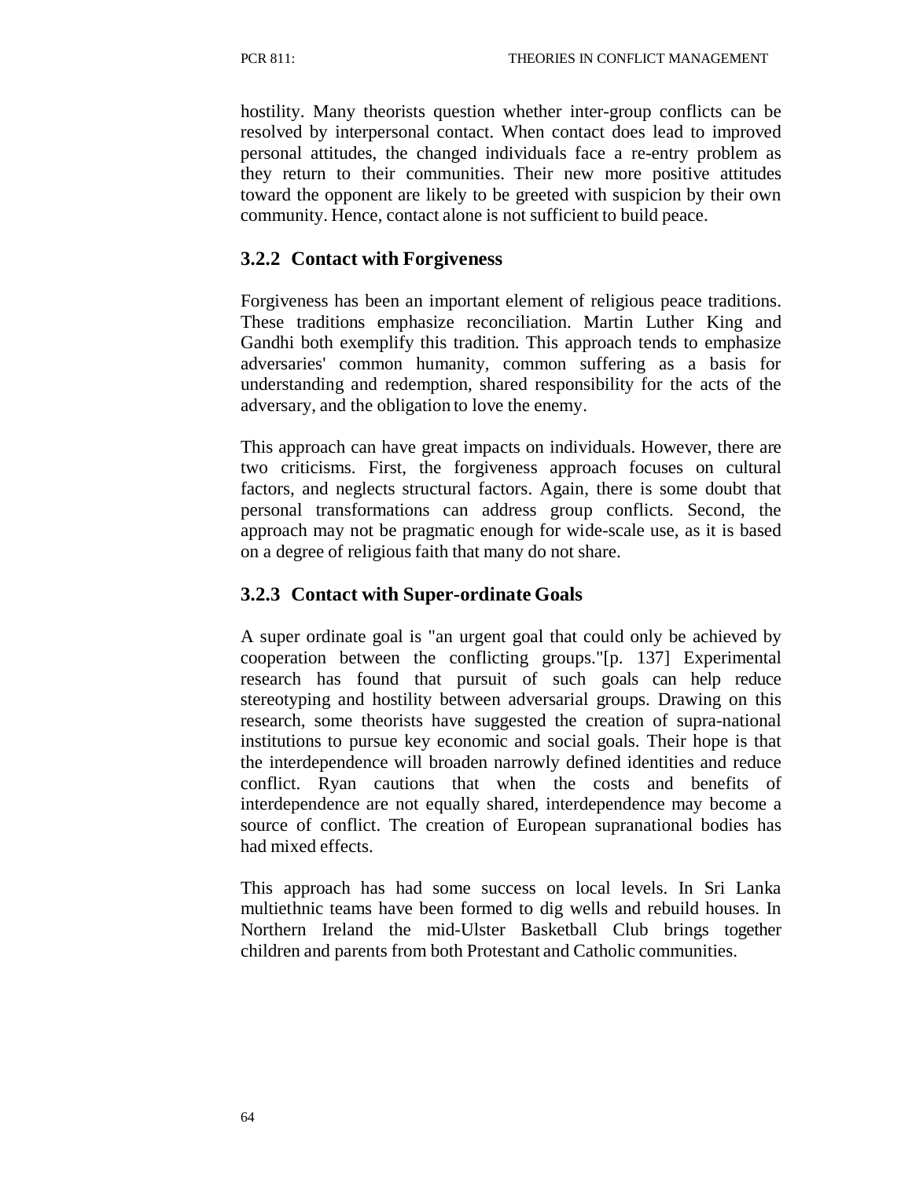hostility. Many theorists question whether inter-group conflicts can be resolved by interpersonal contact. When contact does lead to improved personal attitudes, the changed individuals face a re-entry problem as they return to their communities. Their new more positive attitudes toward the opponent are likely to be greeted with suspicion by their own community. Hence, contact alone is not sufficient to build peace.

### 3.2.2 Contact with Forgiveness

Forgiveness has been an important element of religious peace traditions. These traditions emphasize reconciliation. Martin Luther King and Gandhi both exemplify this tradition. This approach tends to emphasize adversaries' common humanity, common suffering as a basis for understanding and redemption, shared responsibility for the acts of the adversary, and the obligation to love the enemy.

This approach can have great impacts on individuals. However, there are two criticisms. First, the forgiveness approach focuses on cultural factors, and neglects structural factors. Again, there is some doubt that personal transformations can address group conflicts. Second, the approach may not be pragmatic enough for wide-scale use, as it is based on a degree of religious faith that many do not share.

### 3.2.3 Contact with Super-ordinate Goals

A super ordinate goal is "an urgent goal that could only be achieved by cooperation between the conflicting groups."[p. 137] Experimental research has found that pursuit of such goals can help reduce stereotyping and hostility between adversarial groups. Drawing on this research, some theorists have suggested the creation of supra-national institutions to pursue key economic and social goals. Their hope is that the interdependence will broaden narrowly defined identities and reduce conflict. Ryan cautions that when the costs and benefits of interdependence are not equally shared, interdependence may become a source of conflict. The creation of European supranational bodies has had mixed effects.

This approach has had some success on local levels. In Sri Lanka multiethnic teams have been formed to dig wells and rebuild houses. In Northern Ireland the mid-Ulster Basketball Club brings together children and parents from both Protestant and Catholic communities.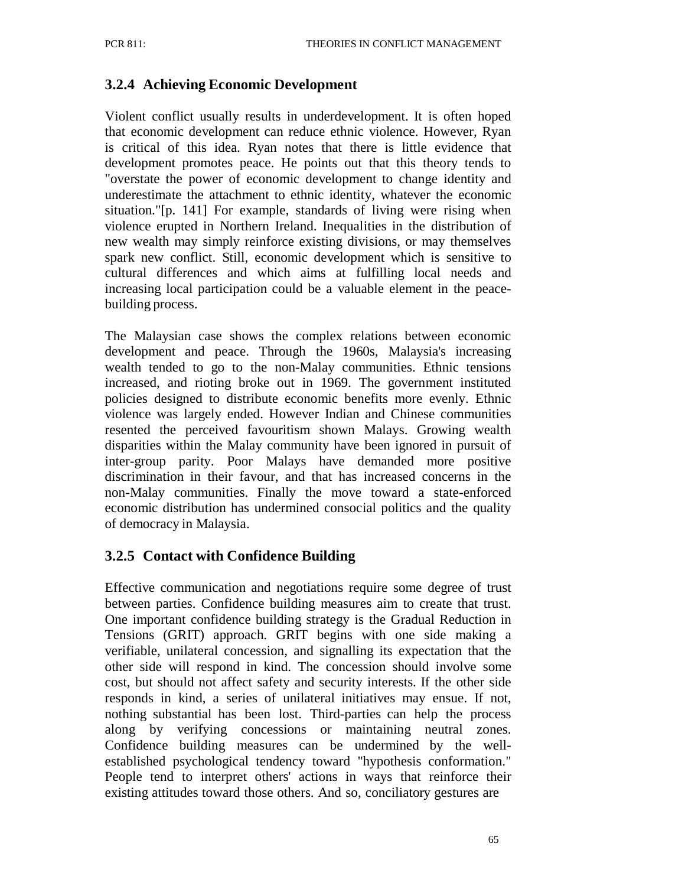### 3.2.4 Achieving Economic Development

Violent conflict usually results in underdevelopment. It is often hoped that economic development can reduce ethnic violence. However, Ryan is critical of this idea. Ryan notes that there is little evidence that development promotes peace. He points out that this theory tends to "overstate the power of economic development to change identity and underestimate the attachment to ethnic identity, whatever the economic situation."[p. 141] For example, standards of living were rising when violence erupted in Northern Ireland. Inequalities in the distribution of new wealth may simply reinforce existing divisions, or may themselves spark new conflict. Still, economic development which is sensitive to cultural differences and which aims at fulfilling local needs and increasing local participation could be a valuable element in the peace-building process.

The Malaysian case shows the complex relations between economic development and peace. Through the 1960s, Malaysia's increasing wealth tended to go to the non-Malay communities. Ethnic tensions increased, and rioting broke out in 1969. The government instituted policies designed to distribute economic benefits more evenly. Ethnic violence was largely ended. However Indian and Chinese communities resented the perceived favouritism shown Malays. Growing wealth disparities within the Malay community have been ignored in pursuit of inter-group parity. Poor Malays have demanded more positive discrimination in their favour, and that has increased concerns in the non-Malay communities. Finally the move toward a state-enforced economic distribution has undermined consocial politics and the quality of democracy in Malaysia.

### 3.2.5 Contact with Confidence Building

Effective communication and negotiations require some degree of trust between parties. Confidence building measures aim to create that trust. One important confidence building strategy is the Gradual Reduction in Tensions (GRIT) approach. GRIT begins with one side making a verifiable, unilateral concession, and signalling its expectation that the other side will respond in kind. The concession should involve some cost, but should not affect safety and security interests. If the other side responds in kind, a series of unilateral initiatives may ensue. If not, nothing substantial has been lost. Third-parties can help the process along by verifying concessions or maintaining neutral zones. Confidence building measures can be undermined by the well-established psychological tendency toward "hypothesis conformation." People tend to interpret others' actions in ways that reinforce their existing attitudes toward those others. And so, conciliatory gestures are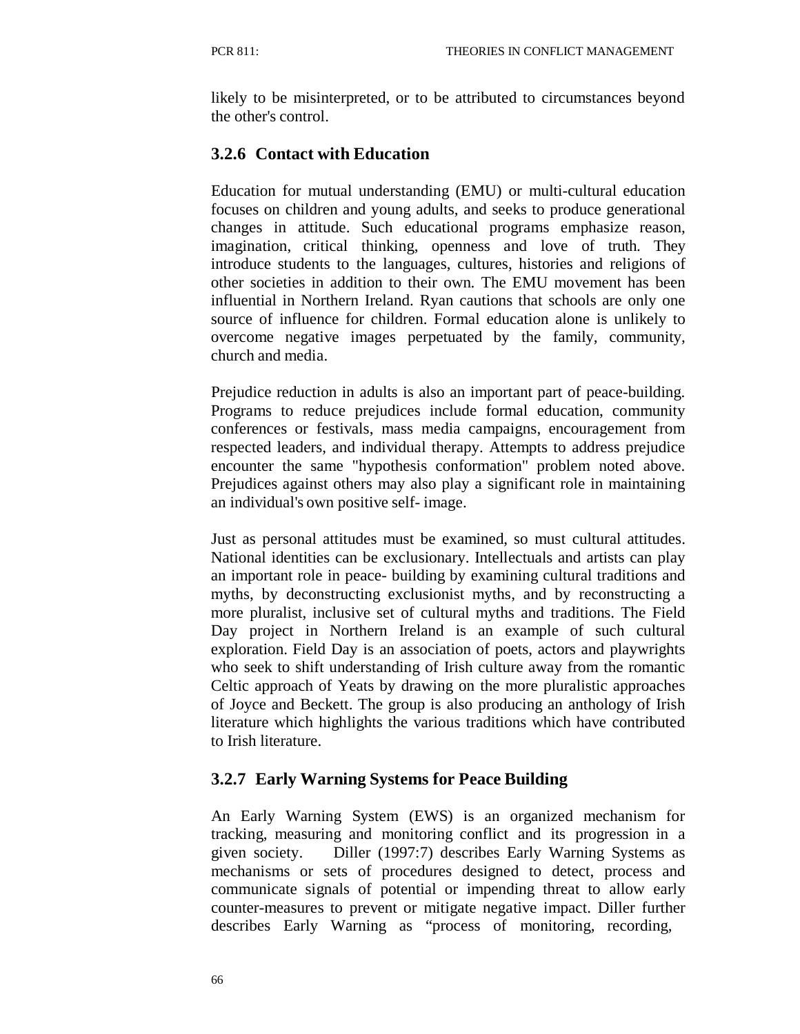likely to be misinterpreted, or to be attributed to circumstances beyond the other's control.

### 3.2.6 Contact with Education

Education for mutual understanding (EMU) or multi-cultural education focuses on children and young adults, and seeks to produce generational changes in attitude. Such educational programs emphasize reason, imagination, critical thinking, openness and love of truth. They introduce students to the languages, cultures, histories and religions of other societies in addition to their own. The EMU movement has been influential in Northern Ireland. Ryan cautions that schools are only one source of influence for children. Formal education alone is unlikely to overcome negative images perpetuated by the family, community, church and media.

Prejudice reduction in adults is also an important part of peace-building. Programs to reduce prejudices include formal education, community conferences or festivals, mass media campaigns, encouragement from respected leaders, and individual therapy. Attempts to address prejudice encounter the same "hypothesis conformation" problem noted above. Prejudices against others may also play a significant role in maintaining an individual's own positive self- image.

Just as personal attitudes must be examined, so must cultural attitudes. National identities can be exclusionary. Intellectuals and artists can play an important role in peace- building by examining cultural traditions and myths, by deconstructing exclusionist myths, and by reconstructing a more pluralist, inclusive set of cultural myths and traditions. The Field Day project in Northern Ireland is an example of such cultural exploration. Field Day is an association of poets, actors and playwrights who seek to shift understanding of Irish culture away from the romantic Celtic approach of Yeats by drawing on the more pluralistic approaches of Joyce and Beckett. The group is also producing an anthology of Irish literature which highlights the various traditions which have contributed to Irish literature.

### 3.2.7 Early Warning Systems for Peace Building

An Early Warning System (EWS) is an organized mechanism for tracking, measuring and monitoring conflict and its progression in a given society. Diller (1997:7) describes Early Warning Systems as mechanisms or sets of procedures designed to detect, process and communicate signals of potential or impending threat to allow early counter-measures to prevent or mitigate negative impact. Diller further describes Early Warning as "process of monitoring, recording,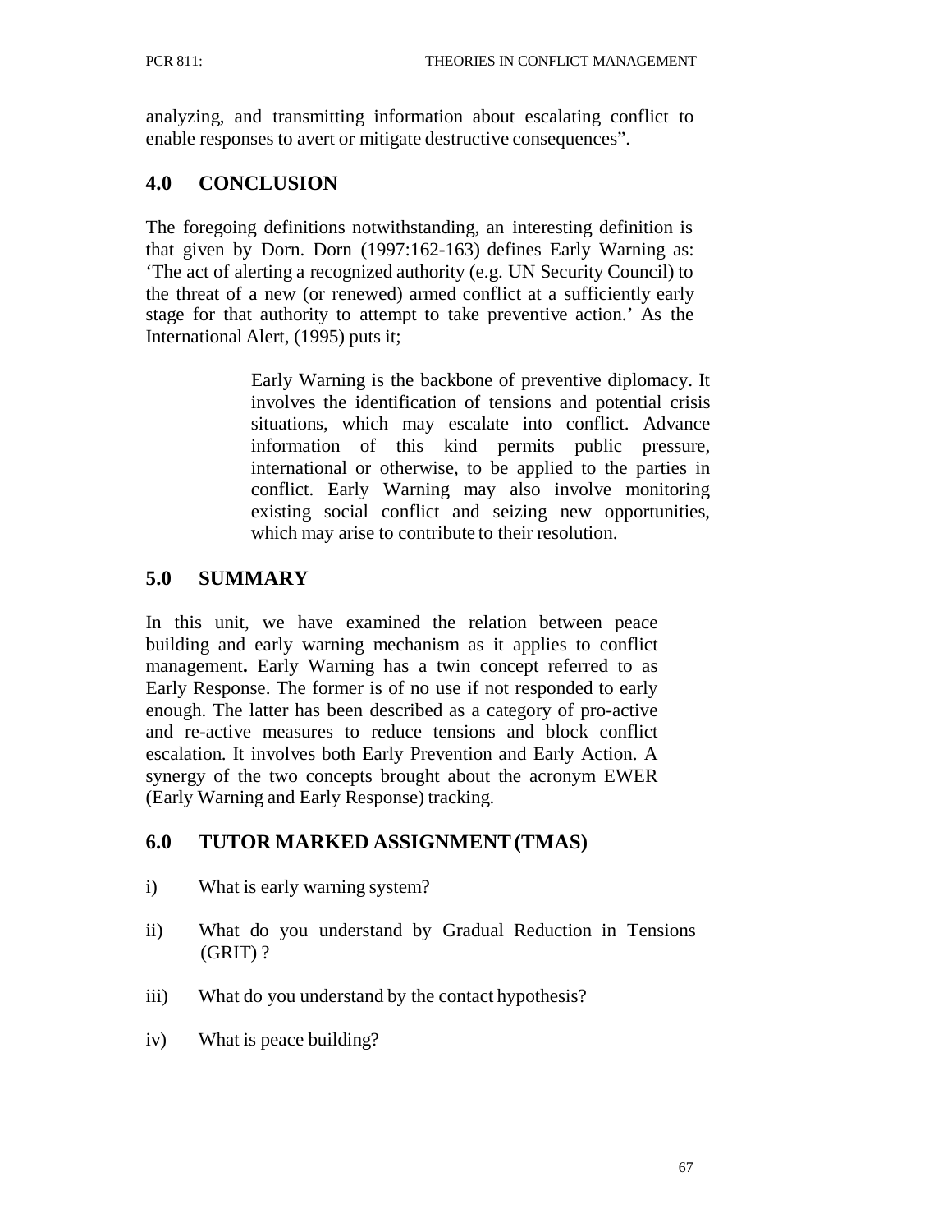analyzing, and transmitting information about escalating conflict to enable responses to avert or mitigate destructive consequences".

## 4.0 CONCLUSION

The foregoing definitions notwithstanding, an interesting definition is that given by Dorn. Dorn (1997:162-163) defines Early Warning as: 'The act of alerting a recognized authority (e.g. UN Security Council) to the threat of a new (or renewed) armed conflict at a sufficiently early stage for that authority to attempt to take preventive action.' As the International Alert, (1995) puts it;

> Early Warning is the backbone of preventive diplomacy. It involves the identification of tensions and potential crisis situations, which may escalate into conflict. Advance information of this kind permits public pressure, international or otherwise, to be applied to the parties in conflict. Early Warning may also involve monitoring existing social conflict and seizing new opportunities, which may arise to contribute to their resolution.

## 5.0 SUMMARY

In this unit, we have examined the relation between peace building and early warning mechanism as it applies to conflict management**.** Early Warning has a twin concept referred to as Early Response. The former is of no use if not responded to early enough. The latter has been described as a category of pro-active and re-active measures to reduce tensions and block conflict escalation. It involves both Early Prevention and Early Action. A synergy of the two concepts brought about the acronym EWER (Early Warning and Early Response) tracking.

## 6.0 TUTOR MARKED ASSIGNMENT (TMAS)

i) What is early warning system?

ii) What do you understand by Gradual Reduction in Tensions (GRIT) ?

iii) What do you understand by the contact hypothesis?

iv) What is peace building?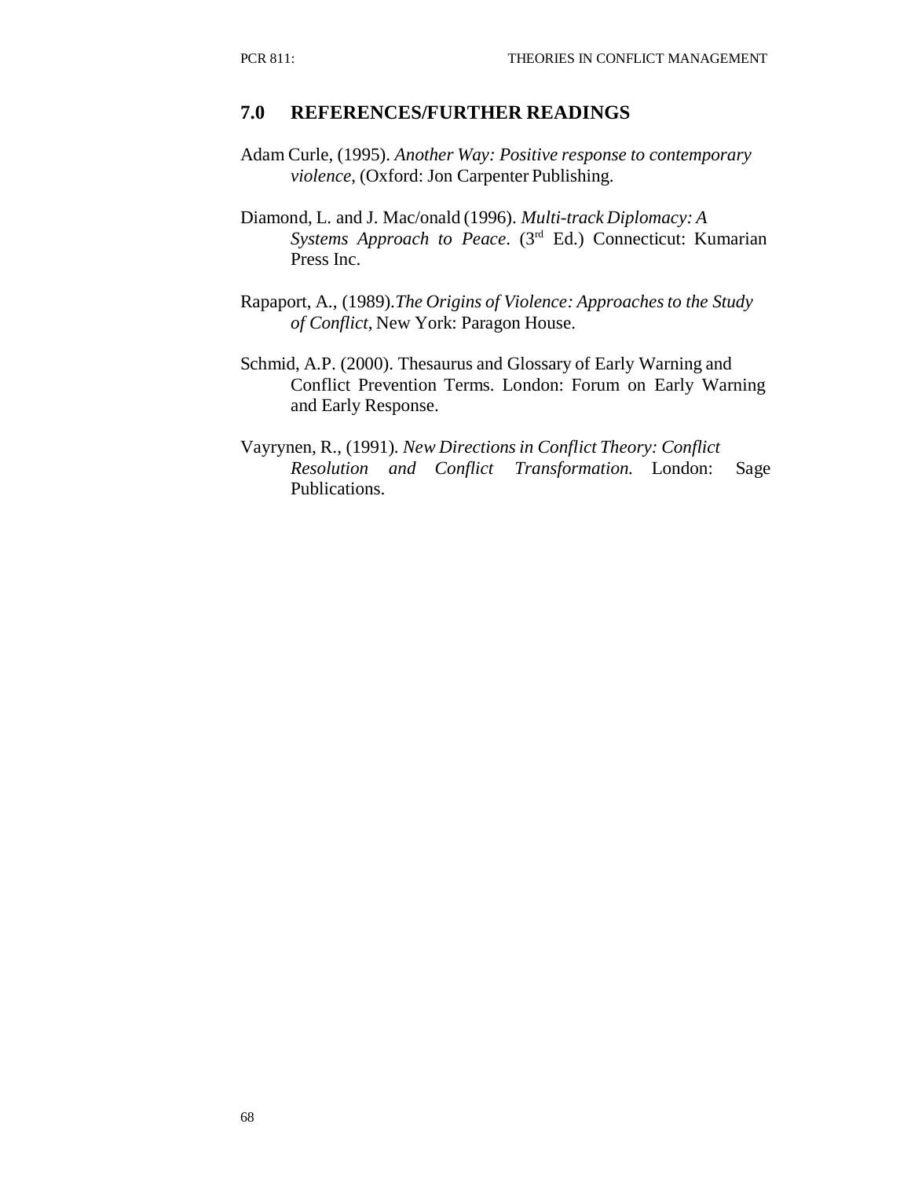## 7.0 REFERENCES/FURTHER READINGS

Adam Curle, (1995). *Another Way: Positive response to contemporary violence*, (Oxford: Jon Carpenter Publishing.

Diamond, L. and J. Mac/onald (1996). *Multi-track Diplomacy: A Systems Approach to Peace*. (3rd Ed.) Connecticut: Kumarian Press Inc.

Rapaport, A., (1989).*The Origins of Violence: Approaches to the Study of Conflict*, New York: Paragon House.

Schmid, A.P. (2000). Thesaurus and Glossary of Early Warning and Conflict Prevention Terms. London: Forum on Early Warning and Early Response.

Vayrynen, R., (1991). *New Directions in Conflict Theory: Conflict Resolution and Conflict Transformation.* London: Sage Publications.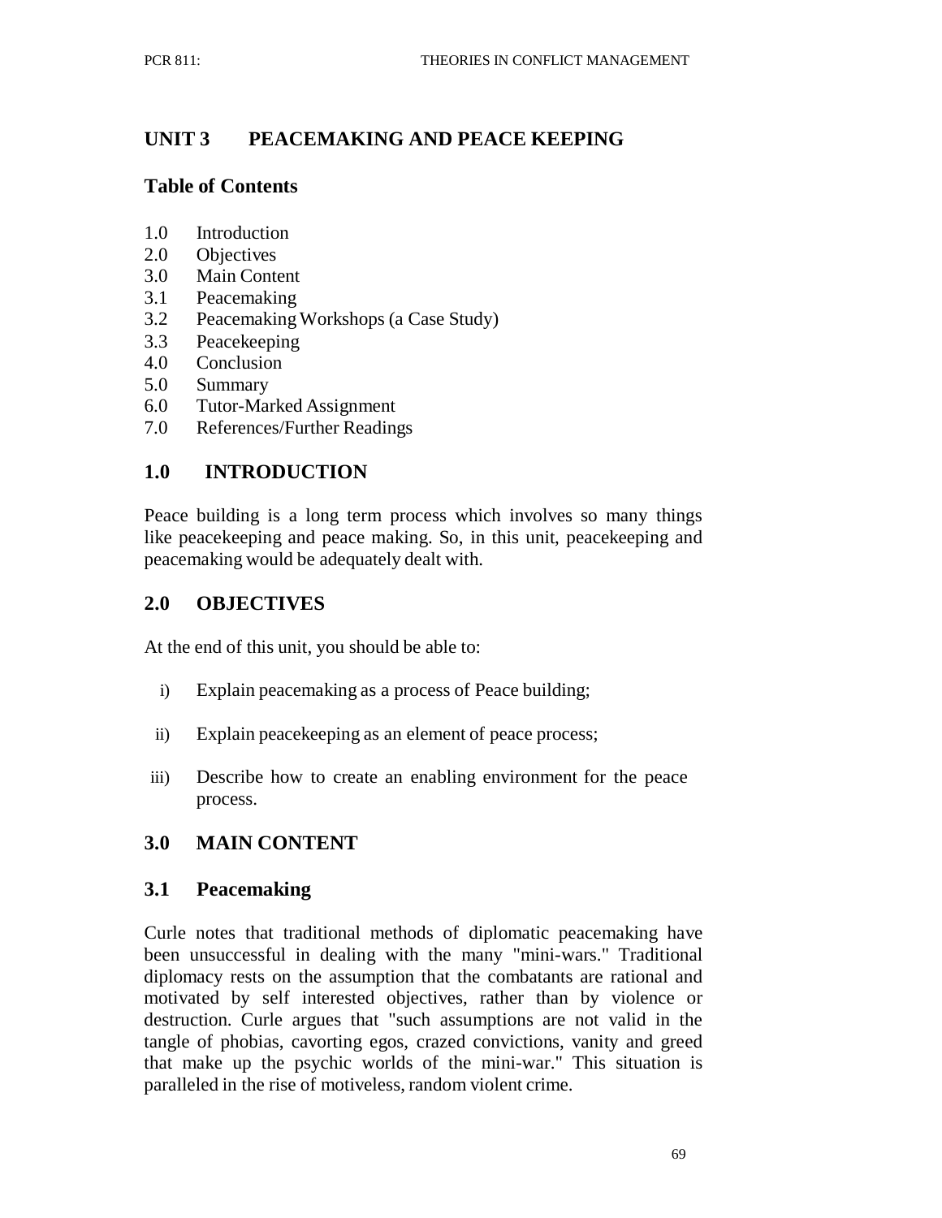## UNIT 3 PEACEMAKING AND PEACE KEEPING

### Table of Contents

1.0 Introduction
2.0 Objectives
3.0 Main Content
3.1 Peacemaking
3.2 Peacemaking Workshops (a Case Study)
3.3 Peacekeeping
4.0 Conclusion
5.0 Summary
6.0 Tutor-Marked Assignment
7.0 References/Further Readings

### 1.0 INTRODUCTION

Peace building is a long term process which involves so many things like peacekeeping and peace making. So, in this unit, peacekeeping and peacemaking would be adequately dealt with.

### 2.0 OBJECTIVES

At the end of this unit, you should be able to:

i) Explain peacemaking as a process of Peace building;

ii) Explain peacekeeping as an element of peace process;

iii) Describe how to create an enabling environment for the peace process.

### 3.0 MAIN CONTENT

### 3.1 Peacemaking

Curle notes that traditional methods of diplomatic peacemaking have been unsuccessful in dealing with the many "mini-wars." Traditional diplomacy rests on the assumption that the combatants are rational and motivated by self interested objectives, rather than by violence or destruction. Curle argues that "such assumptions are not valid in the tangle of phobias, cavorting egos, crazed convictions, vanity and greed that make up the psychic worlds of the mini-war." This situation is paralleled in the rise of motiveless, random violent crime.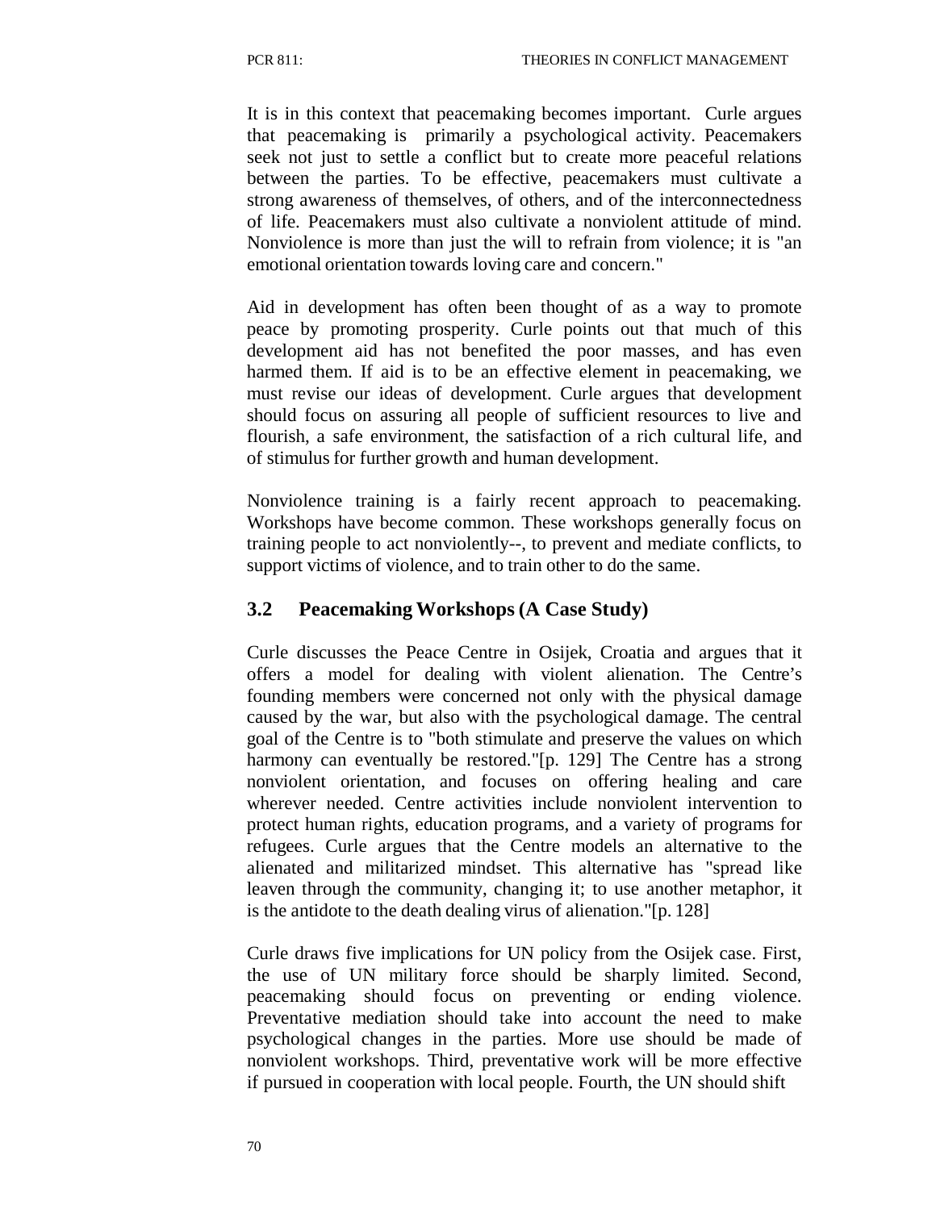It is in this context that peacemaking becomes important. Curle argues that peacemaking is primarily a psychological activity. Peacemakers seek not just to settle a conflict but to create more peaceful relations between the parties. To be effective, peacemakers must cultivate a strong awareness of themselves, of others, and of the interconnectedness of life. Peacemakers must also cultivate a nonviolent attitude of mind. Nonviolence is more than just the will to refrain from violence; it is "an emotional orientation towards loving care and concern."

Aid in development has often been thought of as a way to promote peace by promoting prosperity. Curle points out that much of this development aid has not benefited the poor masses, and has even harmed them. If aid is to be an effective element in peacemaking, we must revise our ideas of development. Curle argues that development should focus on assuring all people of sufficient resources to live and flourish, a safe environment, the satisfaction of a rich cultural life, and of stimulus for further growth and human development.

Nonviolence training is a fairly recent approach to peacemaking. Workshops have become common. These workshops generally focus on training people to act nonviolently--, to prevent and mediate conflicts, to support victims of violence, and to train other to do the same.

## 3.2 Peacemaking Workshops (A Case Study)

Curle discusses the Peace Centre in Osijek, Croatia and argues that it offers a model for dealing with violent alienation. The Centre's founding members were concerned not only with the physical damage caused by the war, but also with the psychological damage. The central goal of the Centre is to "both stimulate and preserve the values on which harmony can eventually be restored."[p. 129] The Centre has a strong nonviolent orientation, and focuses on offering healing and care wherever needed. Centre activities include nonviolent intervention to protect human rights, education programs, and a variety of programs for refugees. Curle argues that the Centre models an alternative to the alienated and militarized mindset. This alternative has "spread like leaven through the community, changing it; to use another metaphor, it is the antidote to the death dealing virus of alienation."[p. 128]

Curle draws five implications for UN policy from the Osijek case. First, the use of UN military force should be sharply limited. Second, peacemaking should focus on preventing or ending violence. Preventative mediation should take into account the need to make psychological changes in the parties. More use should be made of nonviolent workshops. Third, preventative work will be more effective if pursued in cooperation with local people. Fourth, the UN should shift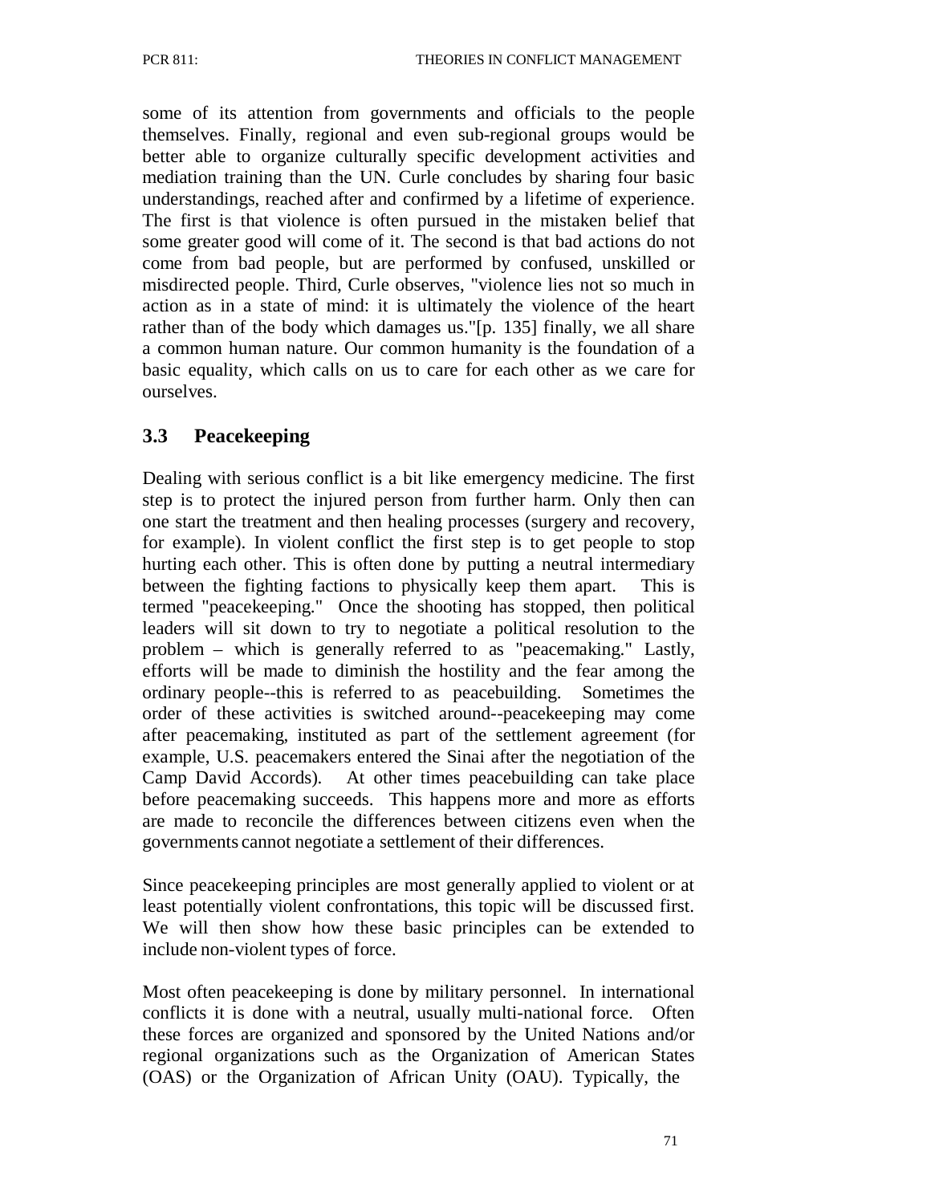some of its attention from governments and officials to the people themselves. Finally, regional and even sub-regional groups would be better able to organize culturally specific development activities and mediation training than the UN. Curle concludes by sharing four basic understandings, reached after and confirmed by a lifetime of experience. The first is that violence is often pursued in the mistaken belief that some greater good will come of it. The second is that bad actions do not come from bad people, but are performed by confused, unskilled or misdirected people. Third, Curle observes, "violence lies not so much in action as in a state of mind: it is ultimately the violence of the heart rather than of the body which damages us."[p. 135] finally, we all share a common human nature. Our common humanity is the foundation of a basic equality, which calls on us to care for each other as we care for ourselves.

## 3.3 Peacekeeping

Dealing with serious conflict is a bit like emergency medicine. The first step is to protect the injured person from further harm. Only then can one start the treatment and then healing processes (surgery and recovery, for example). In violent conflict the first step is to get people to stop hurting each other. This is often done by putting a neutral intermediary between the fighting factions to physically keep them apart. This is termed "peacekeeping." Once the shooting has stopped, then political leaders will sit down to try to negotiate a political resolution to the problem – which is generally referred to as "peacemaking." Lastly, efforts will be made to diminish the hostility and the fear among the ordinary people--this is referred to as peacebuilding. Sometimes the order of these activities is switched around--peacekeeping may come after peacemaking, instituted as part of the settlement agreement (for example, U.S. peacemakers entered the Sinai after the negotiation of the Camp David Accords). At other times peacebuilding can take place before peacemaking succeeds. This happens more and more as efforts are made to reconcile the differences between citizens even when the governments cannot negotiate a settlement of their differences.

Since peacekeeping principles are most generally applied to violent or at least potentially violent confrontations, this topic will be discussed first. We will then show how these basic principles can be extended to include non-violent types of force.

Most often peacekeeping is done by military personnel. In international conflicts it is done with a neutral, usually multi-national force. Often these forces are organized and sponsored by the United Nations and/or regional organizations such as the Organization of American States (OAS) or the Organization of African Unity (OAU). Typically, the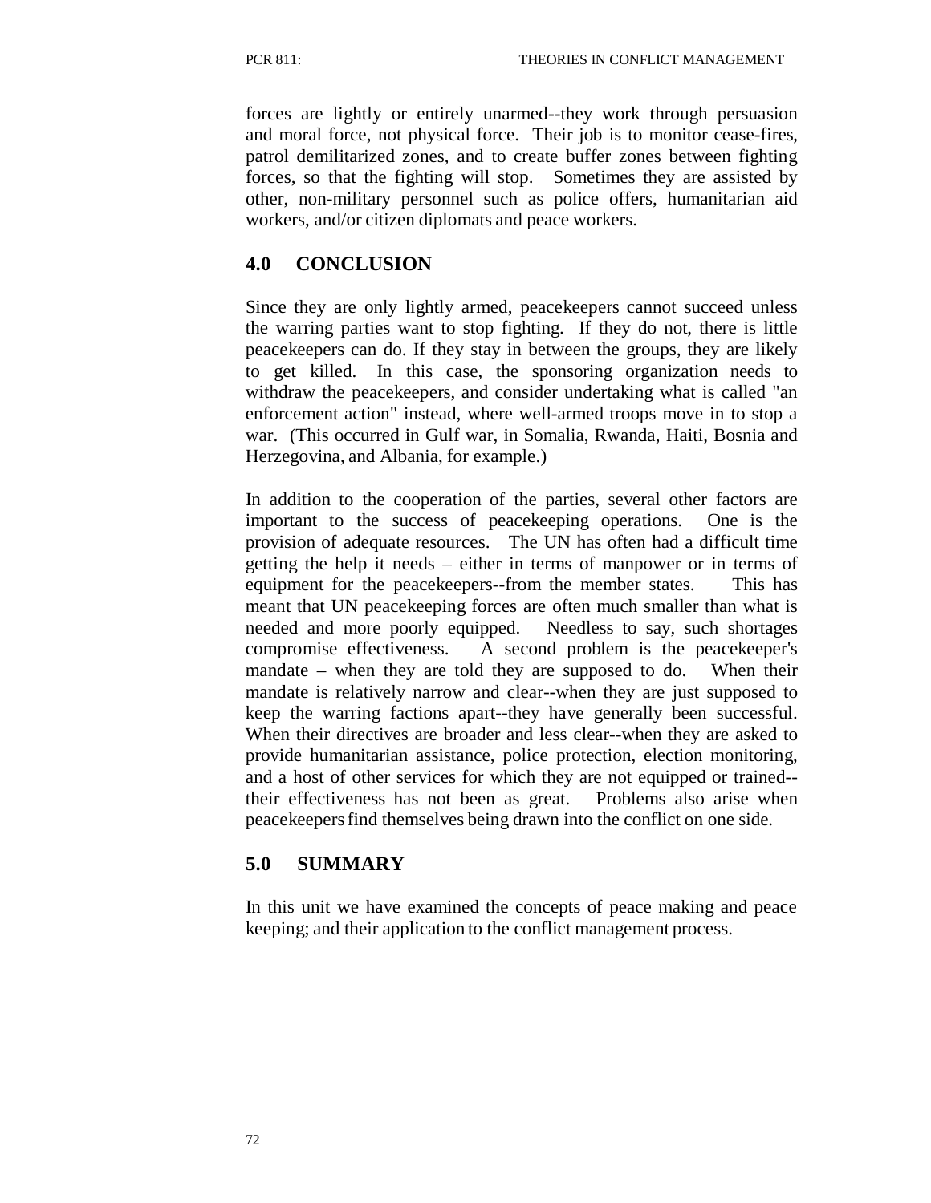forces are lightly or entirely unarmed--they work through persuasion and moral force, not physical force. Their job is to monitor cease-fires, patrol demilitarized zones, and to create buffer zones between fighting forces, so that the fighting will stop. Sometimes they are assisted by other, non-military personnel such as police offers, humanitarian aid workers, and/or citizen diplomats and peace workers.

## 4.0 CONCLUSION

Since they are only lightly armed, peacekeepers cannot succeed unless the warring parties want to stop fighting. If they do not, there is little peacekeepers can do. If they stay in between the groups, they are likely to get killed. In this case, the sponsoring organization needs to withdraw the peacekeepers, and consider undertaking what is called "an enforcement action" instead, where well-armed troops move in to stop a war. (This occurred in Gulf war, in Somalia, Rwanda, Haiti, Bosnia and Herzegovina, and Albania, for example.)

In addition to the cooperation of the parties, several other factors are important to the success of peacekeeping operations. One is the provision of adequate resources. The UN has often had a difficult time getting the help it needs – either in terms of manpower or in terms of equipment for the peacekeepers--from the member states. This has meant that UN peacekeeping forces are often much smaller than what is needed and more poorly equipped. Needless to say, such shortages compromise effectiveness. A second problem is the peacekeeper's mandate – when they are told they are supposed to do. When their mandate is relatively narrow and clear--when they are just supposed to keep the warring factions apart--they have generally been successful. When their directives are broader and less clear--when they are asked to provide humanitarian assistance, police protection, election monitoring, and a host of other services for which they are not equipped or trained--their effectiveness has not been as great. Problems also arise when peacekeepers find themselves being drawn into the conflict on one side.

## 5.0 SUMMARY

In this unit we have examined the concepts of peace making and peace keeping; and their application to the conflict management process.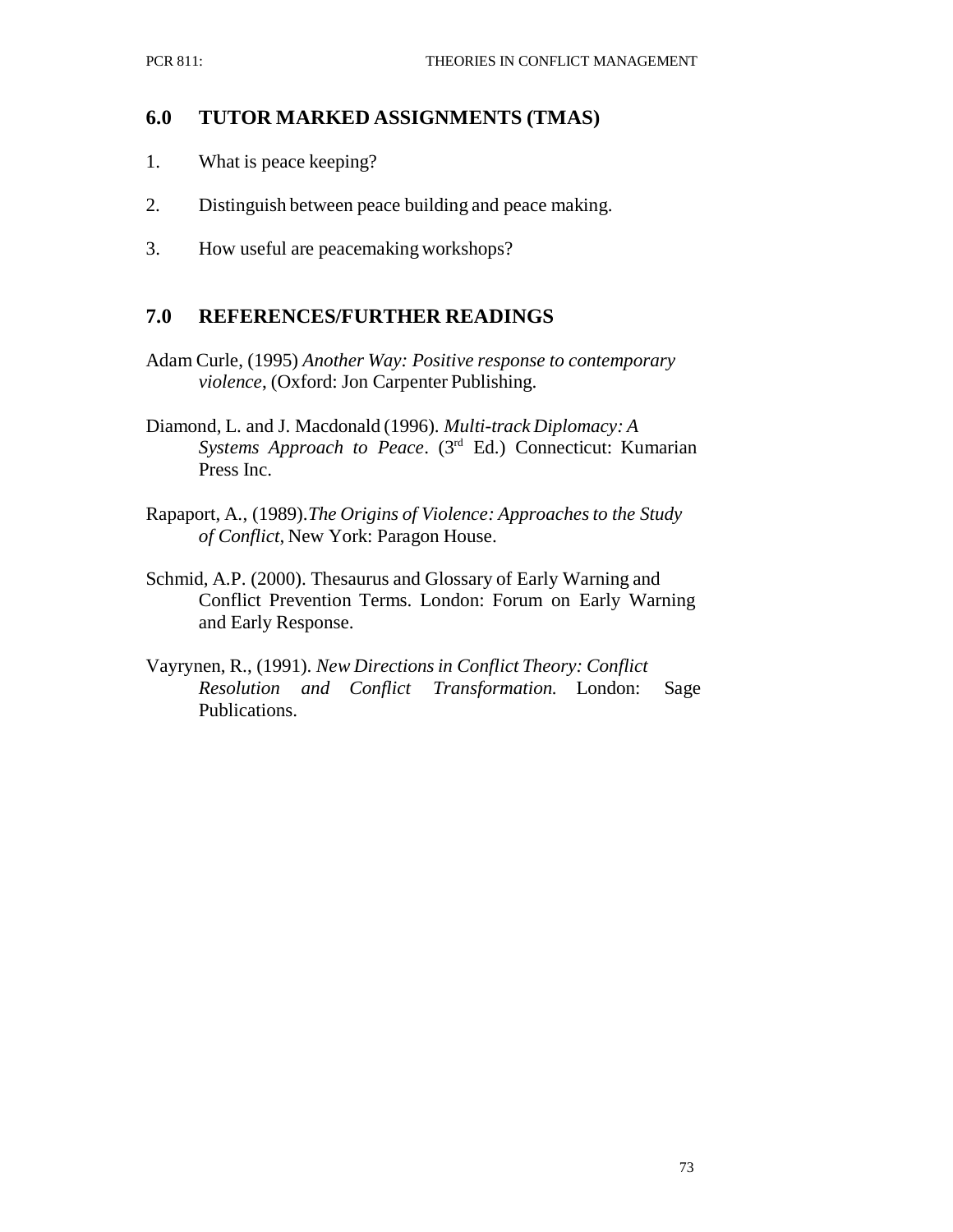## 6.0 TUTOR MARKED ASSIGNMENTS (TMAS)

1. What is peace keeping?
2. Distinguish between peace building and peace making.
3. How useful are peacemaking workshops?

## 7.0 REFERENCES/FURTHER READINGS

Adam Curle, (1995) *Another Way: Positive response to contemporary violence*, (Oxford: Jon Carpenter Publishing.

Diamond, L. and J. Macdonald (1996). *Multi-track Diplomacy: A Systems Approach to Peace*. (3rd Ed.) Connecticut: Kumarian Press Inc.

Rapaport, A., (1989).*The Origins of Violence: Approaches to the Study of Conflict*, New York: Paragon House.

Schmid, A.P. (2000). Thesaurus and Glossary of Early Warning and Conflict Prevention Terms. London: Forum on Early Warning and Early Response.

Vayrynen, R., (1991). *New Directions in Conflict Theory: Conflict Resolution and Conflict Transformation.* London: Sage Publications.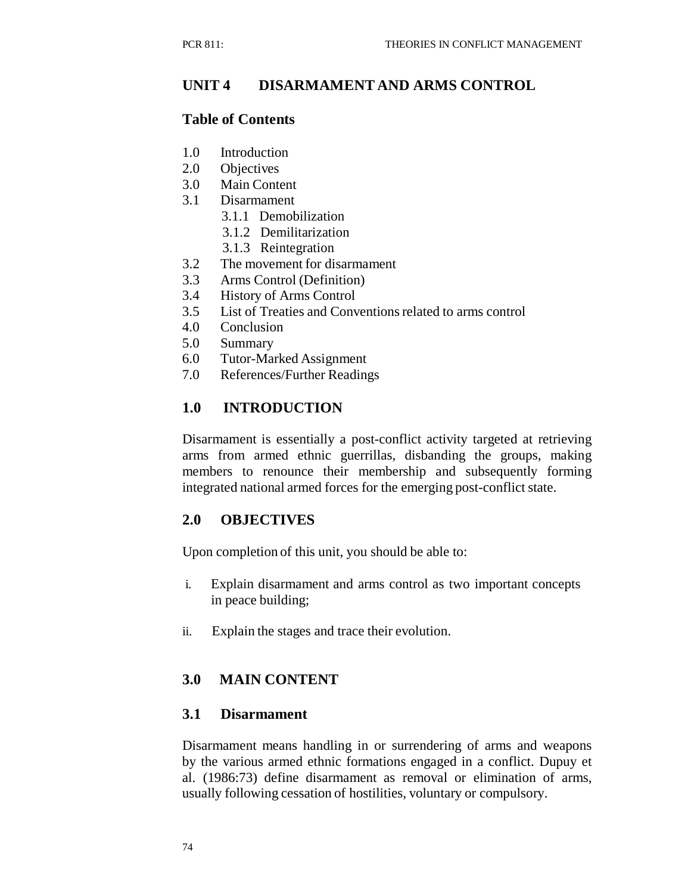## UNIT 4 DISARMAMENT AND ARMS CONTROL

### Table of Contents

1.0 Introduction
2.0 Objectives
3.0 Main Content
3.1 Disarmament
  3.1.1 Demobilization
  3.1.2 Demilitarization
  3.1.3 Reintegration
3.2 The movement for disarmament
3.3 Arms Control (Definition)
3.4 History of Arms Control
3.5 List of Treaties and Conventions related to arms control
4.0 Conclusion
5.0 Summary
6.0 Tutor-Marked Assignment
7.0 References/Further Readings

### 1.0 INTRODUCTION

Disarmament is essentially a post-conflict activity targeted at retrieving arms from armed ethnic guerrillas, disbanding the groups, making members to renounce their membership and subsequently forming integrated national armed forces for the emerging post-conflict state.

### 2.0 OBJECTIVES

Upon completion of this unit, you should be able to:

i. Explain disarmament and arms control as two important concepts in peace building;

ii. Explain the stages and trace their evolution.

### 3.0 MAIN CONTENT

### 3.1 Disarmament

Disarmament means handling in or surrendering of arms and weapons by the various armed ethnic formations engaged in a conflict. Dupuy et al. (1986:73) define disarmament as removal or elimination of arms, usually following cessation of hostilities, voluntary or compulsory.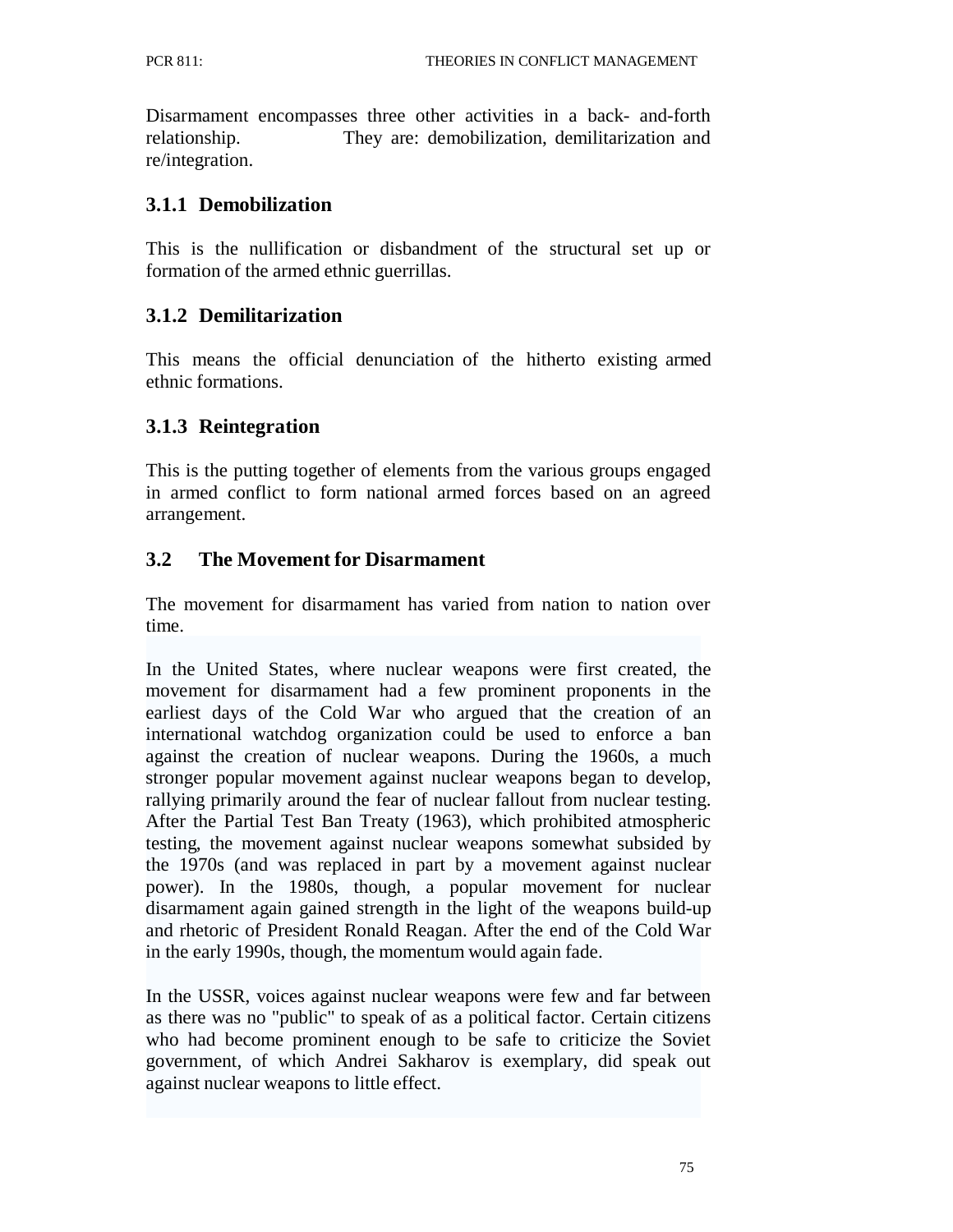Disarmament encompasses three other activities in a back- and-forth relationship. They are: demobilization, demilitarization and re/integration.

### 3.1.1 Demobilization

This is the nullification or disbandment of the structural set up or formation of the armed ethnic guerrillas.

### 3.1.2 Demilitarization

This means the official denunciation of the hitherto existing armed ethnic formations.

### 3.1.3 Reintegration

This is the putting together of elements from the various groups engaged in armed conflict to form national armed forces based on an agreed arrangement.

## 3.2 The Movement for Disarmament

The movement for disarmament has varied from nation to nation over time.

In the United States, where nuclear weapons were first created, the movement for disarmament had a few prominent proponents in the earliest days of the Cold War who argued that the creation of an international watchdog organization could be used to enforce a ban against the creation of nuclear weapons. During the 1960s, a much stronger popular movement against nuclear weapons began to develop, rallying primarily around the fear of nuclear fallout from nuclear testing. After the Partial Test Ban Treaty (1963), which prohibited atmospheric testing, the movement against nuclear weapons somewhat subsided by the 1970s (and was replaced in part by a movement against nuclear power). In the 1980s, though, a popular movement for nuclear disarmament again gained strength in the light of the weapons build-up and rhetoric of President Ronald Reagan. After the end of the Cold War in the early 1990s, though, the momentum would again fade.

In the USSR, voices against nuclear weapons were few and far between as there was no "public" to speak of as a political factor. Certain citizens who had become prominent enough to be safe to criticize the Soviet government, of which Andrei Sakharov is exemplary, did speak out against nuclear weapons to little effect.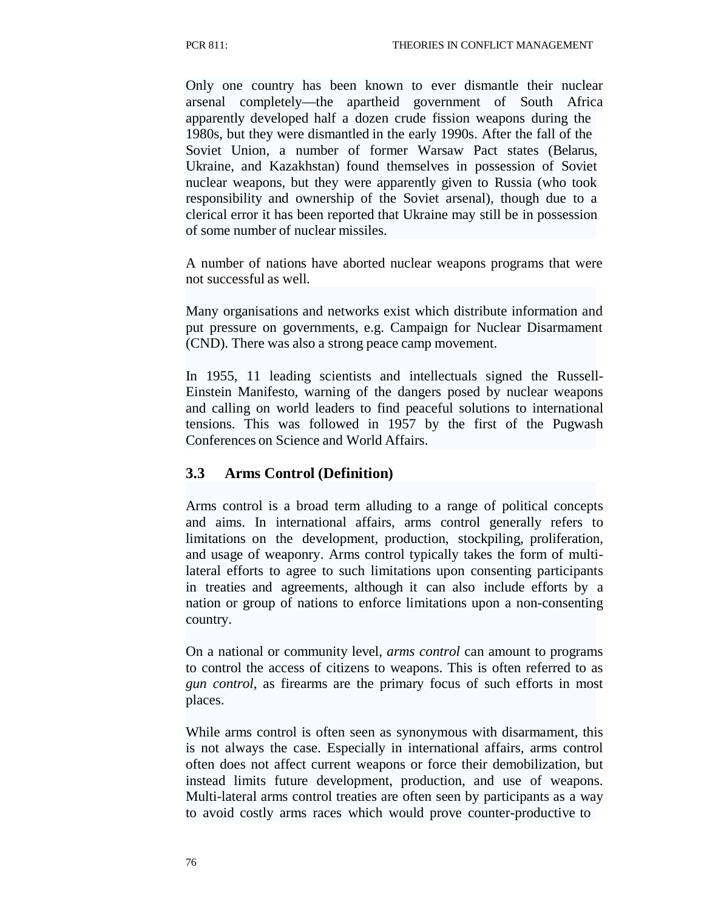Only one country has been known to ever dismantle their nuclear arsenal completely—the apartheid government of South Africa apparently developed half a dozen crude fission weapons during the 1980s, but they were dismantled in the early 1990s. After the fall of the Soviet Union, a number of former Warsaw Pact states (Belarus, Ukraine, and Kazakhstan) found themselves in possession of Soviet nuclear weapons, but they were apparently given to Russia (who took responsibility and ownership of the Soviet arsenal), though due to a clerical error it has been reported that Ukraine may still be in possession of some number of nuclear missiles.

A number of nations have aborted nuclear weapons programs that were not successful as well.

Many organisations and networks exist which distribute information and put pressure on governments, e.g. Campaign for Nuclear Disarmament (CND). There was also a strong peace camp movement.

In 1955, 11 leading scientists and intellectuals signed the Russell-Einstein Manifesto, warning of the dangers posed by nuclear weapons and calling on world leaders to find peaceful solutions to international tensions. This was followed in 1957 by the first of the Pugwash Conferences on Science and World Affairs.

### 3.3 Arms Control (Definition)

Arms control is a broad term alluding to a range of political concepts and aims. In international affairs, arms control generally refers to limitations on the development, production, stockpiling, proliferation, and usage of weaponry. Arms control typically takes the form of multi-lateral efforts to agree to such limitations upon consenting participants in treaties and agreements, although it can also include efforts by a nation or group of nations to enforce limitations upon a non-consenting country.

On a national or community level, *arms control* can amount to programs to control the access of citizens to weapons. This is often referred to as *gun control*, as firearms are the primary focus of such efforts in most places.

While arms control is often seen as synonymous with disarmament, this is not always the case. Especially in international affairs, arms control often does not affect current weapons or force their demobilization, but instead limits future development, production, and use of weapons. Multi-lateral arms control treaties are often seen by participants as a way to avoid costly arms races which would prove counter-productive to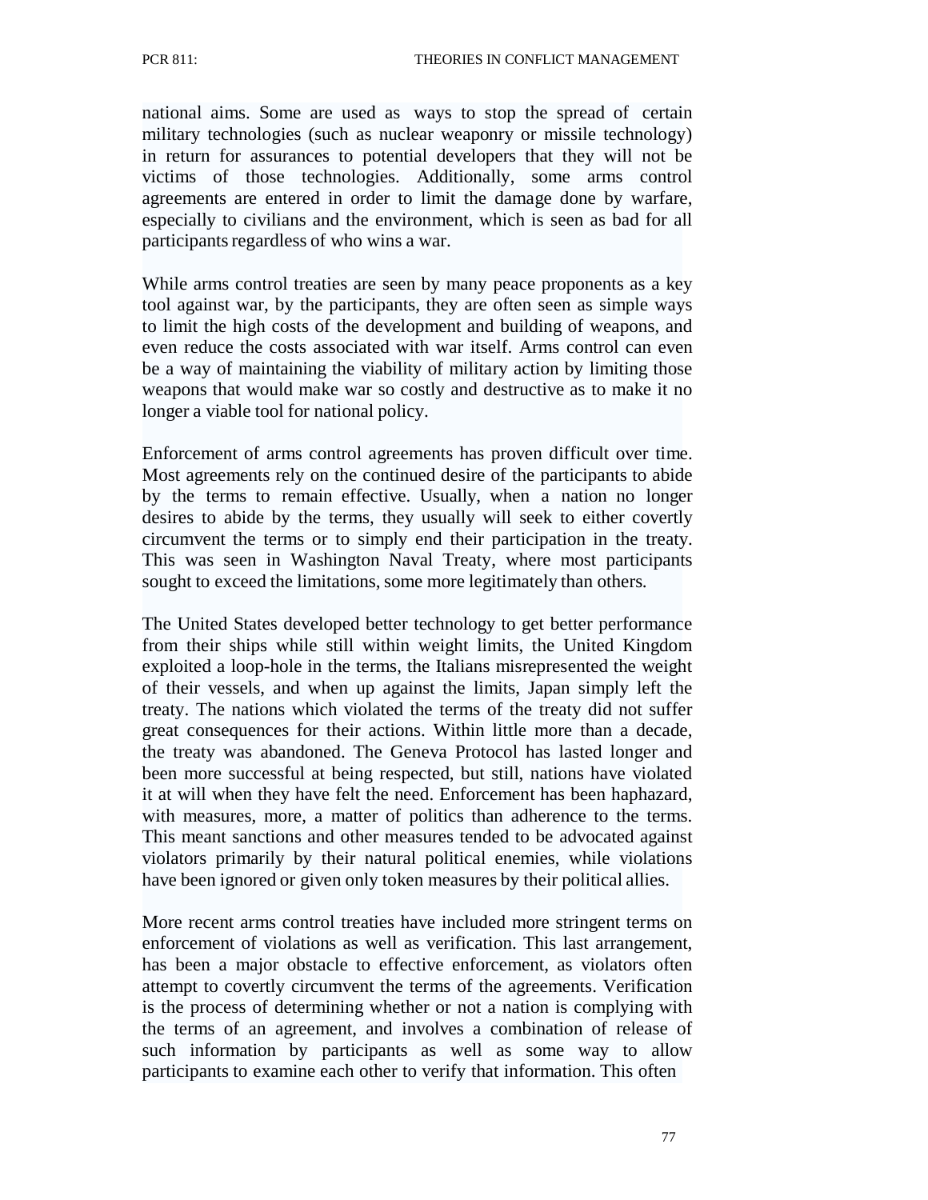national aims. Some are used as ways to stop the spread of certain military technologies (such as nuclear weaponry or missile technology) in return for assurances to potential developers that they will not be victims of those technologies. Additionally, some arms control agreements are entered in order to limit the damage done by warfare, especially to civilians and the environment, which is seen as bad for all participants regardless of who wins a war.

While arms control treaties are seen by many peace proponents as a key tool against war, by the participants, they are often seen as simple ways to limit the high costs of the development and building of weapons, and even reduce the costs associated with war itself. Arms control can even be a way of maintaining the viability of military action by limiting those weapons that would make war so costly and destructive as to make it no longer a viable tool for national policy.

Enforcement of arms control agreements has proven difficult over time. Most agreements rely on the continued desire of the participants to abide by the terms to remain effective. Usually, when a nation no longer desires to abide by the terms, they usually will seek to either covertly circumvent the terms or to simply end their participation in the treaty. This was seen in Washington Naval Treaty, where most participants sought to exceed the limitations, some more legitimately than others.

The United States developed better technology to get better performance from their ships while still within weight limits, the United Kingdom exploited a loop-hole in the terms, the Italians misrepresented the weight of their vessels, and when up against the limits, Japan simply left the treaty. The nations which violated the terms of the treaty did not suffer great consequences for their actions. Within little more than a decade, the treaty was abandoned. The Geneva Protocol has lasted longer and been more successful at being respected, but still, nations have violated it at will when they have felt the need. Enforcement has been haphazard, with measures, more, a matter of politics than adherence to the terms. This meant sanctions and other measures tended to be advocated against violators primarily by their natural political enemies, while violations have been ignored or given only token measures by their political allies.

More recent arms control treaties have included more stringent terms on enforcement of violations as well as verification. This last arrangement, has been a major obstacle to effective enforcement, as violators often attempt to covertly circumvent the terms of the agreements. Verification is the process of determining whether or not a nation is complying with the terms of an agreement, and involves a combination of release of such information by participants as well as some way to allow participants to examine each other to verify that information. This often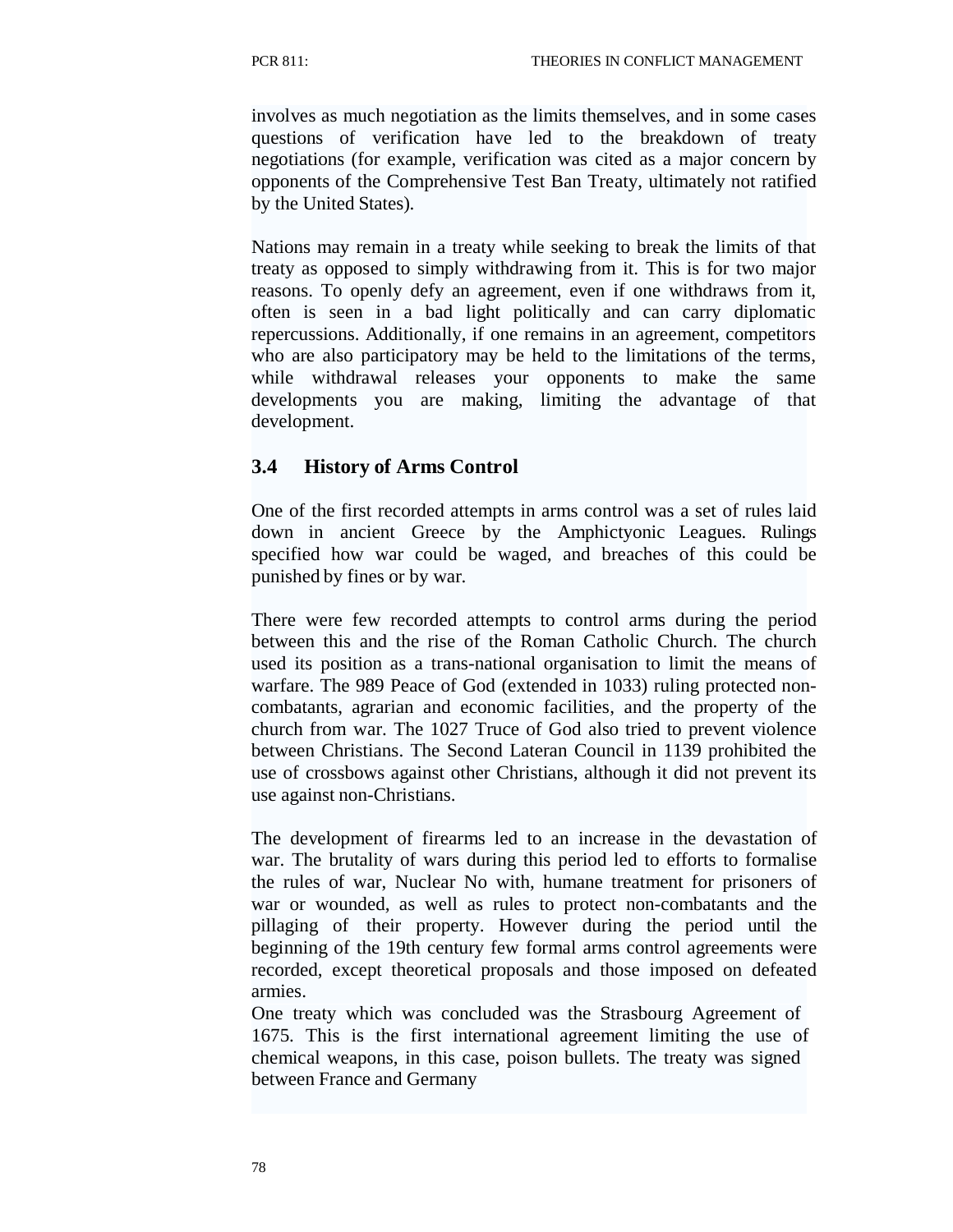involves as much negotiation as the limits themselves, and in some cases questions of verification have led to the breakdown of treaty negotiations (for example, verification was cited as a major concern by opponents of the Comprehensive Test Ban Treaty, ultimately not ratified by the United States).

Nations may remain in a treaty while seeking to break the limits of that treaty as opposed to simply withdrawing from it. This is for two major reasons. To openly defy an agreement, even if one withdraws from it, often is seen in a bad light politically and can carry diplomatic repercussions. Additionally, if one remains in an agreement, competitors who are also participatory may be held to the limitations of the terms, while withdrawal releases your opponents to make the same developments you are making, limiting the advantage of that development.

### 3.4 History of Arms Control

One of the first recorded attempts in arms control was a set of rules laid down in ancient Greece by the Amphictyonic Leagues. Rulings specified how war could be waged, and breaches of this could be punished by fines or by war.

There were few recorded attempts to control arms during the period between this and the rise of the Roman Catholic Church. The church used its position as a trans-national organisation to limit the means of warfare. The 989 Peace of God (extended in 1033) ruling protected non-combatants, agrarian and economic facilities, and the property of the church from war. The 1027 Truce of God also tried to prevent violence between Christians. The Second Lateran Council in 1139 prohibited the use of crossbows against other Christians, although it did not prevent its use against non-Christians.

The development of firearms led to an increase in the devastation of war. The brutality of wars during this period led to efforts to formalise the rules of war, Nuclear No with, humane treatment for prisoners of war or wounded, as well as rules to protect non-combatants and the pillaging of their property. However during the period until the beginning of the 19th century few formal arms control agreements were recorded, except theoretical proposals and those imposed on defeated armies.

One treaty which was concluded was the Strasbourg Agreement of 1675. This is the first international agreement limiting the use of chemical weapons, in this case, poison bullets. The treaty was signed between France and Germany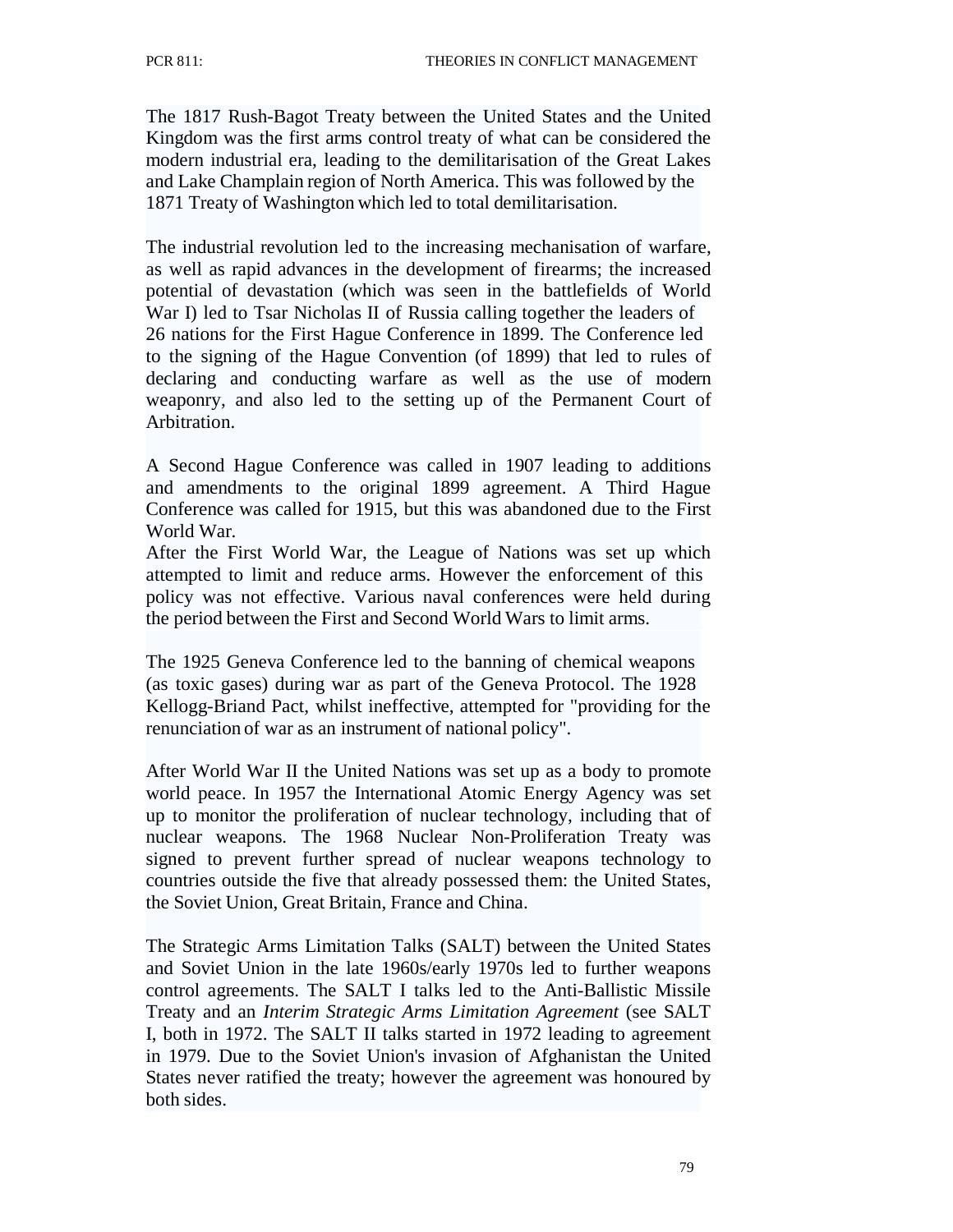The 1817 Rush-Bagot Treaty between the United States and the United Kingdom was the first arms control treaty of what can be considered the modern industrial era, leading to the demilitarisation of the Great Lakes and Lake Champlain region of North America. This was followed by the 1871 Treaty of Washington which led to total demilitarisation.

The industrial revolution led to the increasing mechanisation of warfare, as well as rapid advances in the development of firearms; the increased potential of devastation (which was seen in the battlefields of World War I) led to Tsar Nicholas II of Russia calling together the leaders of 26 nations for the First Hague Conference in 1899. The Conference led to the signing of the Hague Convention (of 1899) that led to rules of declaring and conducting warfare as well as the use of modern weaponry, and also led to the setting up of the Permanent Court of Arbitration.

A Second Hague Conference was called in 1907 leading to additions and amendments to the original 1899 agreement. A Third Hague Conference was called for 1915, but this was abandoned due to the First World War.

After the First World War, the League of Nations was set up which attempted to limit and reduce arms. However the enforcement of this policy was not effective. Various naval conferences were held during the period between the First and Second World Wars to limit arms.

The 1925 Geneva Conference led to the banning of chemical weapons (as toxic gases) during war as part of the Geneva Protocol. The 1928 Kellogg-Briand Pact, whilst ineffective, attempted for "providing for the renunciation of war as an instrument of national policy".

After World War II the United Nations was set up as a body to promote world peace. In 1957 the International Atomic Energy Agency was set up to monitor the proliferation of nuclear technology, including that of nuclear weapons. The 1968 Nuclear Non-Proliferation Treaty was signed to prevent further spread of nuclear weapons technology to countries outside the five that already possessed them: the United States, the Soviet Union, Great Britain, France and China.

The Strategic Arms Limitation Talks (SALT) between the United States and Soviet Union in the late 1960s/early 1970s led to further weapons control agreements. The SALT I talks led to the Anti-Ballistic Missile Treaty and an *Interim Strategic Arms Limitation Agreement* (see SALT I, both in 1972. The SALT II talks started in 1972 leading to agreement in 1979. Due to the Soviet Union's invasion of Afghanistan the United States never ratified the treaty; however the agreement was honoured by both sides.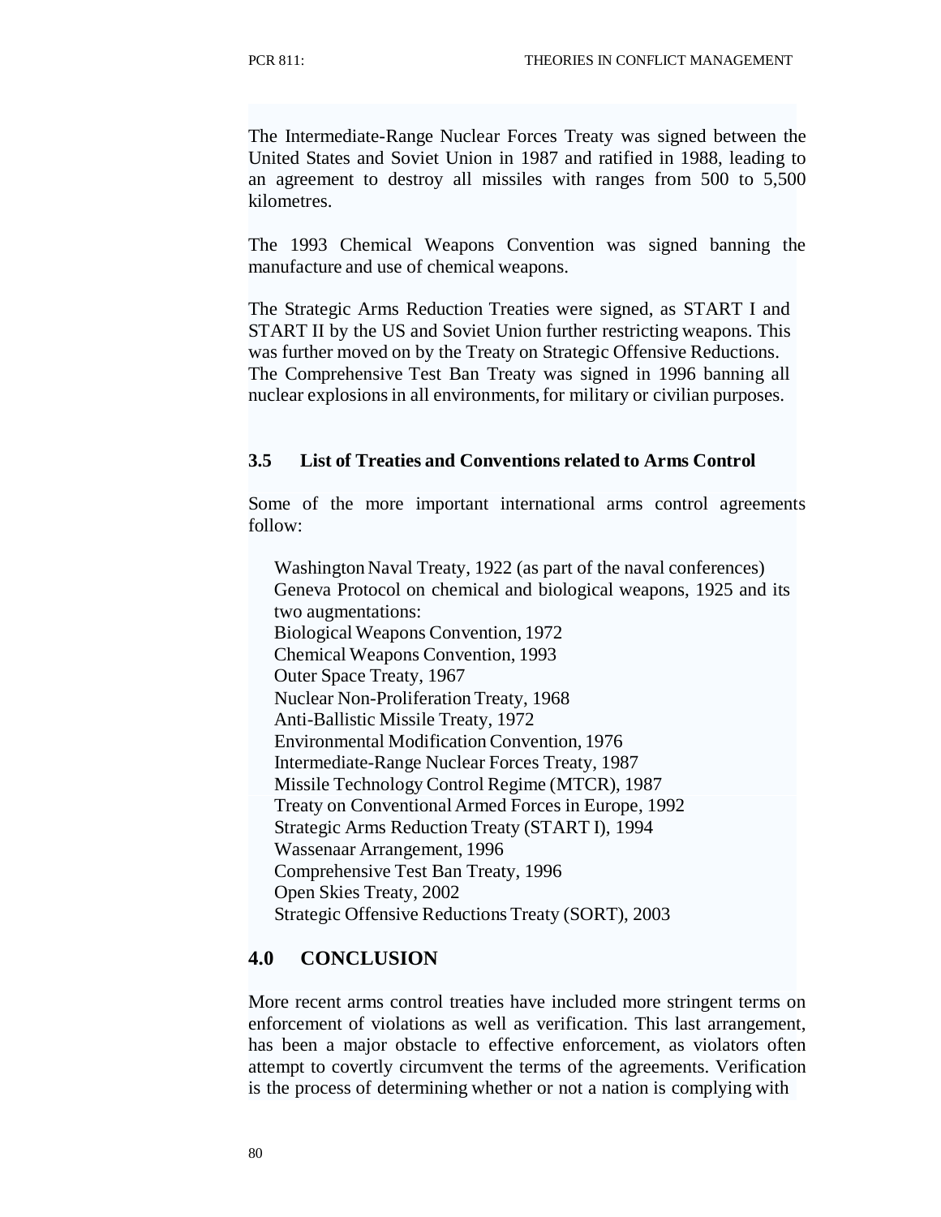The Intermediate-Range Nuclear Forces Treaty was signed between the United States and Soviet Union in 1987 and ratified in 1988, leading to an agreement to destroy all missiles with ranges from 500 to 5,500 kilometres.

The 1993 Chemical Weapons Convention was signed banning the manufacture and use of chemical weapons.

The Strategic Arms Reduction Treaties were signed, as START I and START II by the US and Soviet Union further restricting weapons. This was further moved on by the Treaty on Strategic Offensive Reductions. The Comprehensive Test Ban Treaty was signed in 1996 banning all nuclear explosions in all environments, for military or civilian purposes.

### 3.5 List of Treaties and Conventions related to Arms Control

Some of the more important international arms control agreements follow:

- Washington Naval Treaty, 1922 (as part of the naval conferences)
- Geneva Protocol on chemical and biological weapons, 1925 and its two augmentations:
- Biological Weapons Convention, 1972
- Chemical Weapons Convention, 1993
- Outer Space Treaty, 1967
- Nuclear Non-Proliferation Treaty, 1968
- Anti-Ballistic Missile Treaty, 1972
- Environmental Modification Convention, 1976
- Intermediate-Range Nuclear Forces Treaty, 1987
- Missile Technology Control Regime (MTCR), 1987
- Treaty on Conventional Armed Forces in Europe, 1992
- Strategic Arms Reduction Treaty (START I), 1994
- Wassenaar Arrangement, 1996
- Comprehensive Test Ban Treaty, 1996
- Open Skies Treaty, 2002
- Strategic Offensive Reductions Treaty (SORT), 2003

## 4.0 CONCLUSION

More recent arms control treaties have included more stringent terms on enforcement of violations as well as verification. This last arrangement, has been a major obstacle to effective enforcement, as violators often attempt to covertly circumvent the terms of the agreements. Verification is the process of determining whether or not a nation is complying with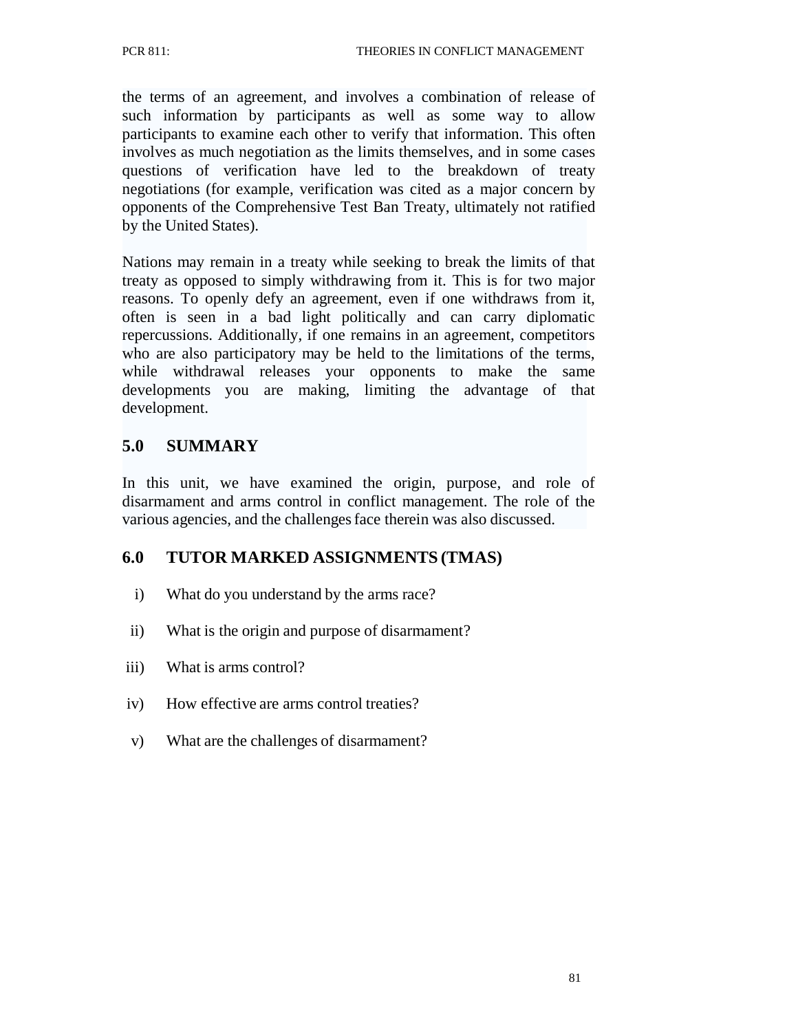the terms of an agreement, and involves a combination of release of such information by participants as well as some way to allow participants to examine each other to verify that information. This often involves as much negotiation as the limits themselves, and in some cases questions of verification have led to the breakdown of treaty negotiations (for example, verification was cited as a major concern by opponents of the Comprehensive Test Ban Treaty, ultimately not ratified by the United States).

Nations may remain in a treaty while seeking to break the limits of that treaty as opposed to simply withdrawing from it. This is for two major reasons. To openly defy an agreement, even if one withdraws from it, often is seen in a bad light politically and can carry diplomatic repercussions. Additionally, if one remains in an agreement, competitors who are also participatory may be held to the limitations of the terms, while withdrawal releases your opponents to make the same developments you are making, limiting the advantage of that development.

## 5.0 SUMMARY

In this unit, we have examined the origin, purpose, and role of disarmament and arms control in conflict management. The role of the various agencies, and the challenges face therein was also discussed.

## 6.0 TUTOR MARKED ASSIGNMENTS (TMAS)

i) What do you understand by the arms race?

ii) What is the origin and purpose of disarmament?

iii) What is arms control?

iv) How effective are arms control treaties?

v) What are the challenges of disarmament?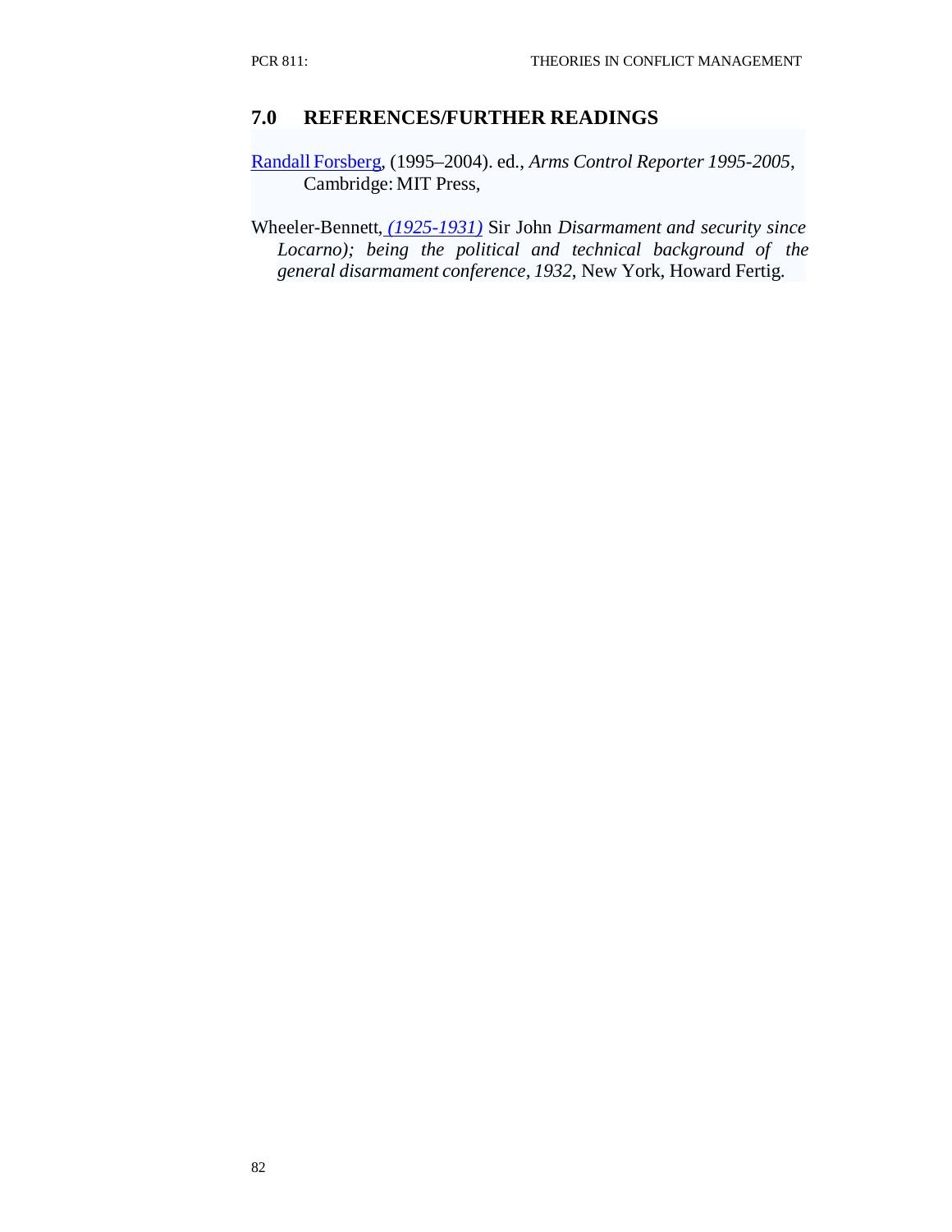## 7.0 REFERENCES/FURTHER READINGS

Randall Forsberg, (1995–2004). ed., *Arms Control Reporter 1995-2005*, Cambridge: MIT Press,

Wheeler-Bennett, *(1925-1931)* Sir John *Disarmament and security since Locarno); being the political and technical background of the general disarmament conference, 1932*, New York, Howard Fertig.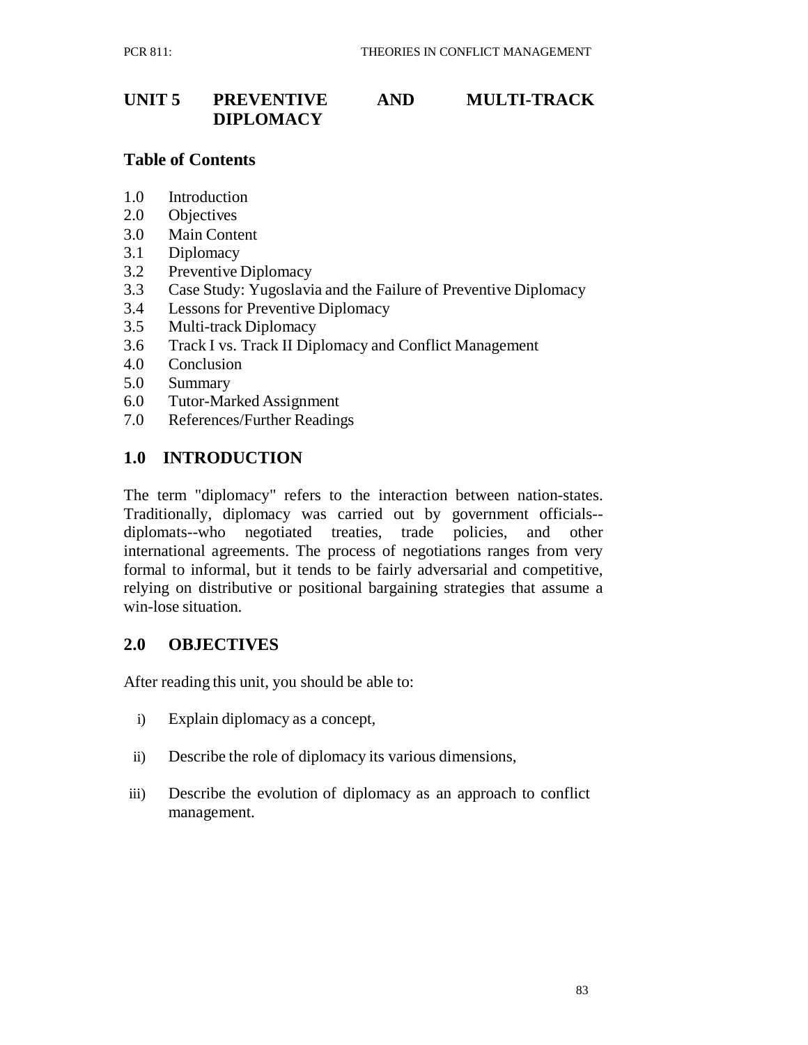# UNIT 5 PREVENTIVE AND MULTI-TRACK DIPLOMACY

## Table of Contents

1.0 Introduction
2.0 Objectives
3.0 Main Content
3.1 Diplomacy
3.2 Preventive Diplomacy
3.3 Case Study: Yugoslavia and the Failure of Preventive Diplomacy
3.4 Lessons for Preventive Diplomacy
3.5 Multi-track Diplomacy
3.6 Track I vs. Track II Diplomacy and Conflict Management
4.0 Conclusion
5.0 Summary
6.0 Tutor-Marked Assignment
7.0 References/Further Readings

## 1.0 INTRODUCTION

The term "diplomacy" refers to the interaction between nation-states. Traditionally, diplomacy was carried out by government officials--diplomats--who negotiated treaties, trade policies, and other international agreements. The process of negotiations ranges from very formal to informal, but it tends to be fairly adversarial and competitive, relying on distributive or positional bargaining strategies that assume a win-lose situation.

## 2.0 OBJECTIVES

After reading this unit, you should be able to:

i) Explain diplomacy as a concept,

ii) Describe the role of diplomacy its various dimensions,

iii) Describe the evolution of diplomacy as an approach to conflict management.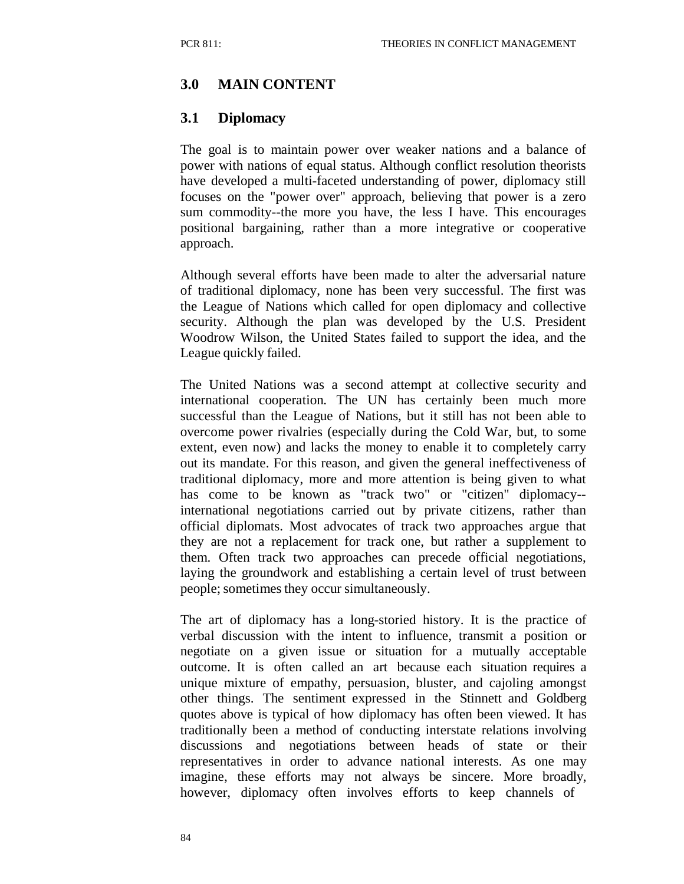## 3.0 MAIN CONTENT

### 3.1 Diplomacy

The goal is to maintain power over weaker nations and a balance of power with nations of equal status. Although conflict resolution theorists have developed a multi-faceted understanding of power, diplomacy still focuses on the "power over" approach, believing that power is a zero sum commodity--the more you have, the less I have. This encourages positional bargaining, rather than a more integrative or cooperative approach.

Although several efforts have been made to alter the adversarial nature of traditional diplomacy, none has been very successful. The first was the League of Nations which called for open diplomacy and collective security. Although the plan was developed by the U.S. President Woodrow Wilson, the United States failed to support the idea, and the League quickly failed.

The United Nations was a second attempt at collective security and international cooperation. The UN has certainly been much more successful than the League of Nations, but it still has not been able to overcome power rivalries (especially during the Cold War, but, to some extent, even now) and lacks the money to enable it to completely carry out its mandate. For this reason, and given the general ineffectiveness of traditional diplomacy, more and more attention is being given to what has come to be known as "track two" or "citizen" diplomacy--international negotiations carried out by private citizens, rather than official diplomats. Most advocates of track two approaches argue that they are not a replacement for track one, but rather a supplement to them. Often track two approaches can precede official negotiations, laying the groundwork and establishing a certain level of trust between people; sometimes they occur simultaneously.

The art of diplomacy has a long-storied history. It is the practice of verbal discussion with the intent to influence, transmit a position or negotiate on a given issue or situation for a mutually acceptable outcome. It is often called an art because each situation requires a unique mixture of empathy, persuasion, bluster, and cajoling amongst other things. The sentiment expressed in the Stinnett and Goldberg quotes above is typical of how diplomacy has often been viewed. It has traditionally been a method of conducting interstate relations involving discussions and negotiations between heads of state or their representatives in order to advance national interests. As one may imagine, these efforts may not always be sincere. More broadly, however, diplomacy often involves efforts to keep channels of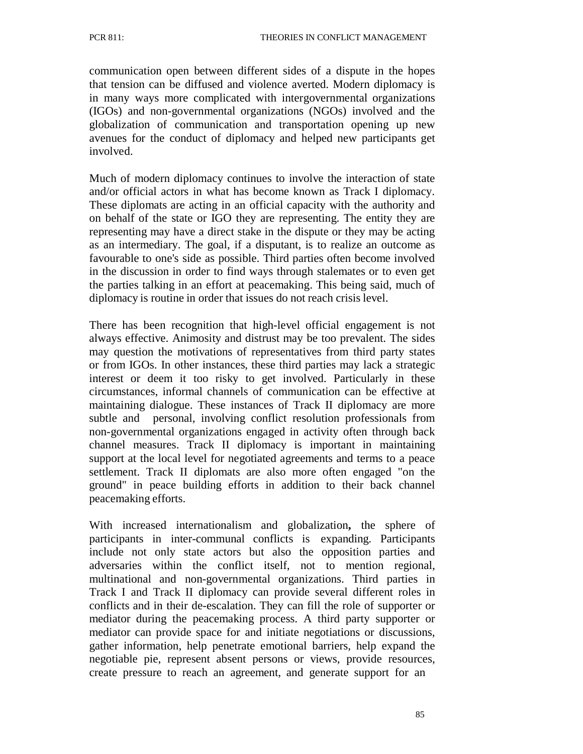communication open between different sides of a dispute in the hopes that tension can be diffused and violence averted. Modern diplomacy is in many ways more complicated with intergovernmental organizations (IGOs) and non-governmental organizations (NGOs) involved and the globalization of communication and transportation opening up new avenues for the conduct of diplomacy and helped new participants get involved.

Much of modern diplomacy continues to involve the interaction of state and/or official actors in what has become known as Track I diplomacy. These diplomats are acting in an official capacity with the authority and on behalf of the state or IGO they are representing. The entity they are representing may have a direct stake in the dispute or they may be acting as an intermediary. The goal, if a disputant, is to realize an outcome as favourable to one's side as possible. Third parties often become involved in the discussion in order to find ways through stalemates or to even get the parties talking in an effort at peacemaking. This being said, much of diplomacy is routine in order that issues do not reach crisis level.

There has been recognition that high-level official engagement is not always effective. Animosity and distrust may be too prevalent. The sides may question the motivations of representatives from third party states or from IGOs. In other instances, these third parties may lack a strategic interest or deem it too risky to get involved. Particularly in these circumstances, informal channels of communication can be effective at maintaining dialogue. These instances of Track II diplomacy are more subtle and personal, involving conflict resolution professionals from non-governmental organizations engaged in activity often through back channel measures. Track II diplomacy is important in maintaining support at the local level for negotiated agreements and terms to a peace settlement. Track II diplomats are also more often engaged "on the ground" in peace building efforts in addition to their back channel peacemaking efforts.

With increased internationalism and globalization**,** the sphere of participants in inter-communal conflicts is expanding. Participants include not only state actors but also the opposition parties and adversaries within the conflict itself, not to mention regional, multinational and non-governmental organizations. Third parties in Track I and Track II diplomacy can provide several different roles in conflicts and in their de-escalation. They can fill the role of supporter or mediator during the peacemaking process. A third party supporter or mediator can provide space for and initiate negotiations or discussions, gather information, help penetrate emotional barriers, help expand the negotiable pie, represent absent persons or views, provide resources, create pressure to reach an agreement, and generate support for an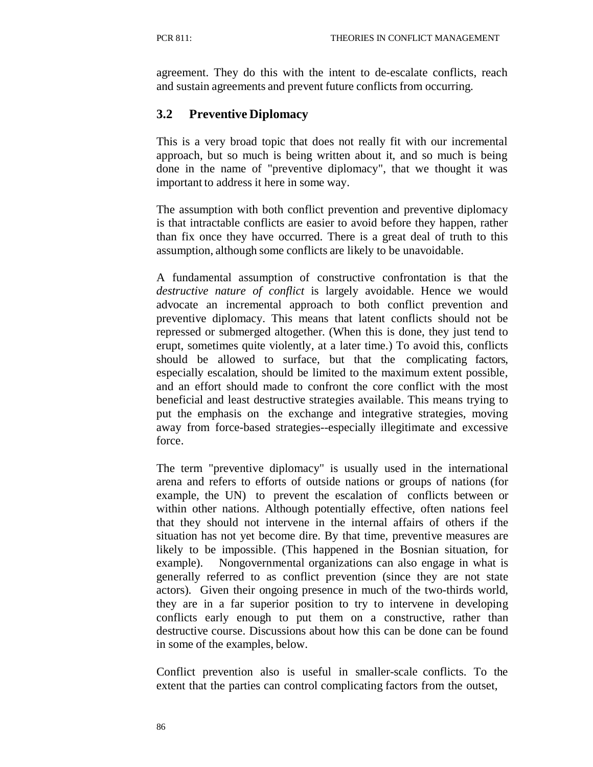agreement. They do this with the intent to de-escalate conflicts, reach and sustain agreements and prevent future conflicts from occurring.

### 3.2 Preventive Diplomacy

This is a very broad topic that does not really fit with our incremental approach, but so much is being written about it, and so much is being done in the name of "preventive diplomacy", that we thought it was important to address it here in some way.

The assumption with both conflict prevention and preventive diplomacy is that intractable conflicts are easier to avoid before they happen, rather than fix once they have occurred. There is a great deal of truth to this assumption, although some conflicts are likely to be unavoidable.

A fundamental assumption of constructive confrontation is that the *destructive nature of conflict* is largely avoidable. Hence we would advocate an incremental approach to both conflict prevention and preventive diplomacy. This means that latent conflicts should not be repressed or submerged altogether. (When this is done, they just tend to erupt, sometimes quite violently, at a later time.) To avoid this, conflicts should be allowed to surface, but that the complicating factors, especially escalation, should be limited to the maximum extent possible, and an effort should made to confront the core conflict with the most beneficial and least destructive strategies available. This means trying to put the emphasis on the exchange and integrative strategies, moving away from force-based strategies--especially illegitimate and excessive force.

The term "preventive diplomacy" is usually used in the international arena and refers to efforts of outside nations or groups of nations (for example, the UN) to prevent the escalation of conflicts between or within other nations. Although potentially effective, often nations feel that they should not intervene in the internal affairs of others if the situation has not yet become dire. By that time, preventive measures are likely to be impossible. (This happened in the Bosnian situation, for example). Nongovernmental organizations can also engage in what is generally referred to as conflict prevention (since they are not state actors). Given their ongoing presence in much of the two-thirds world, they are in a far superior position to try to intervene in developing conflicts early enough to put them on a constructive, rather than destructive course. Discussions about how this can be done can be found in some of the examples, below.

Conflict prevention also is useful in smaller-scale conflicts. To the extent that the parties can control complicating factors from the outset,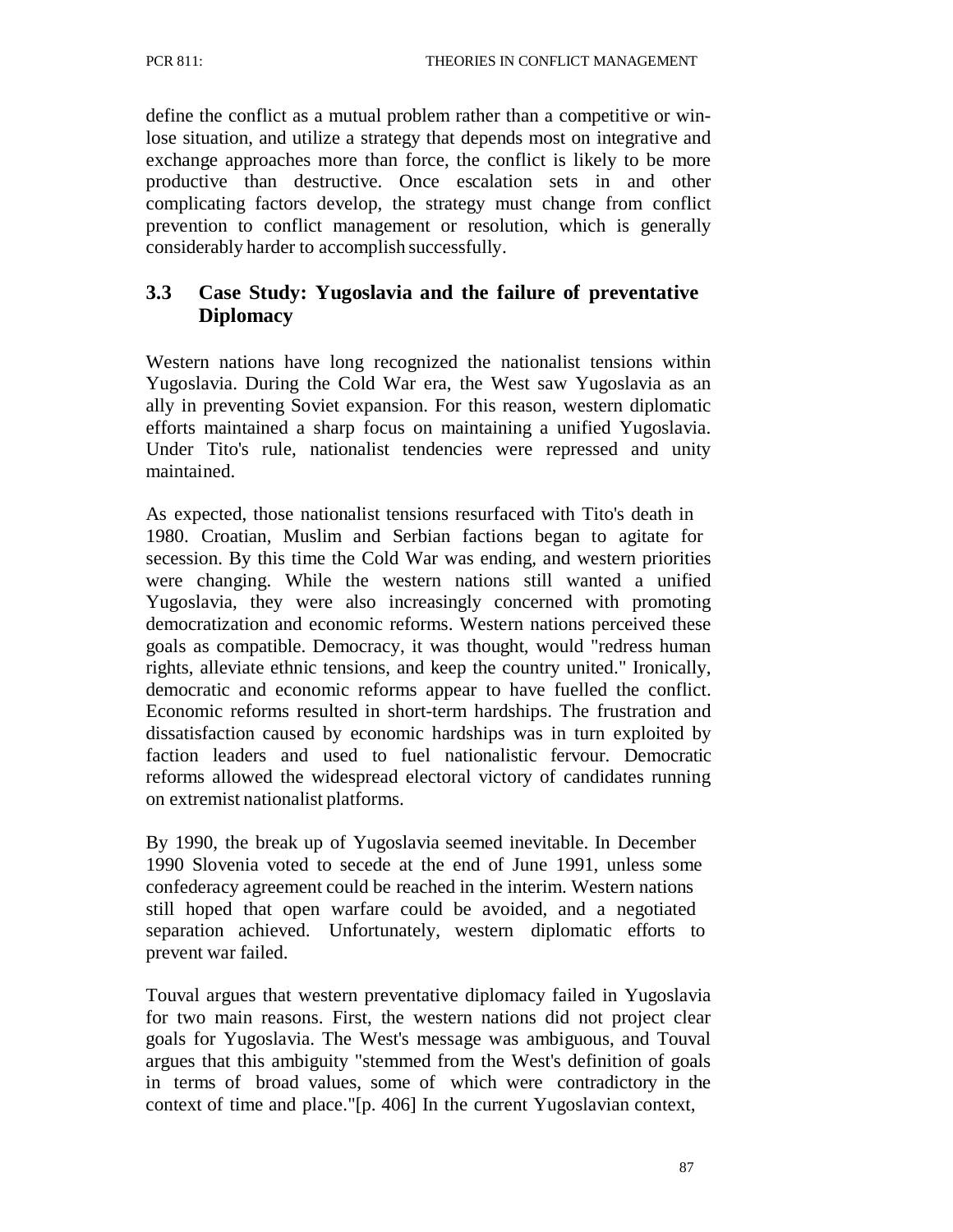define the conflict as a mutual problem rather than a competitive or win-lose situation, and utilize a strategy that depends most on integrative and exchange approaches more than force, the conflict is likely to be more productive than destructive. Once escalation sets in and other complicating factors develop, the strategy must change from conflict prevention to conflict management or resolution, which is generally considerably harder to accomplish successfully.

### 3.3 Case Study: Yugoslavia and the failure of preventative Diplomacy

Western nations have long recognized the nationalist tensions within Yugoslavia. During the Cold War era, the West saw Yugoslavia as an ally in preventing Soviet expansion. For this reason, western diplomatic efforts maintained a sharp focus on maintaining a unified Yugoslavia. Under Tito's rule, nationalist tendencies were repressed and unity maintained.

As expected, those nationalist tensions resurfaced with Tito's death in 1980. Croatian, Muslim and Serbian factions began to agitate for secession. By this time the Cold War was ending, and western priorities were changing. While the western nations still wanted a unified Yugoslavia, they were also increasingly concerned with promoting democratization and economic reforms. Western nations perceived these goals as compatible. Democracy, it was thought, would "redress human rights, alleviate ethnic tensions, and keep the country united." Ironically, democratic and economic reforms appear to have fuelled the conflict. Economic reforms resulted in short-term hardships. The frustration and dissatisfaction caused by economic hardships was in turn exploited by faction leaders and used to fuel nationalistic fervour. Democratic reforms allowed the widespread electoral victory of candidates running on extremist nationalist platforms.

By 1990, the break up of Yugoslavia seemed inevitable. In December 1990 Slovenia voted to secede at the end of June 1991, unless some confederacy agreement could be reached in the interim. Western nations still hoped that open warfare could be avoided, and a negotiated separation achieved. Unfortunately, western diplomatic efforts to prevent war failed.

Touval argues that western preventative diplomacy failed in Yugoslavia for two main reasons. First, the western nations did not project clear goals for Yugoslavia. The West's message was ambiguous, and Touval argues that this ambiguity "stemmed from the West's definition of goals in terms of broad values, some of which were contradictory in the context of time and place."[p. 406] In the current Yugoslavian context,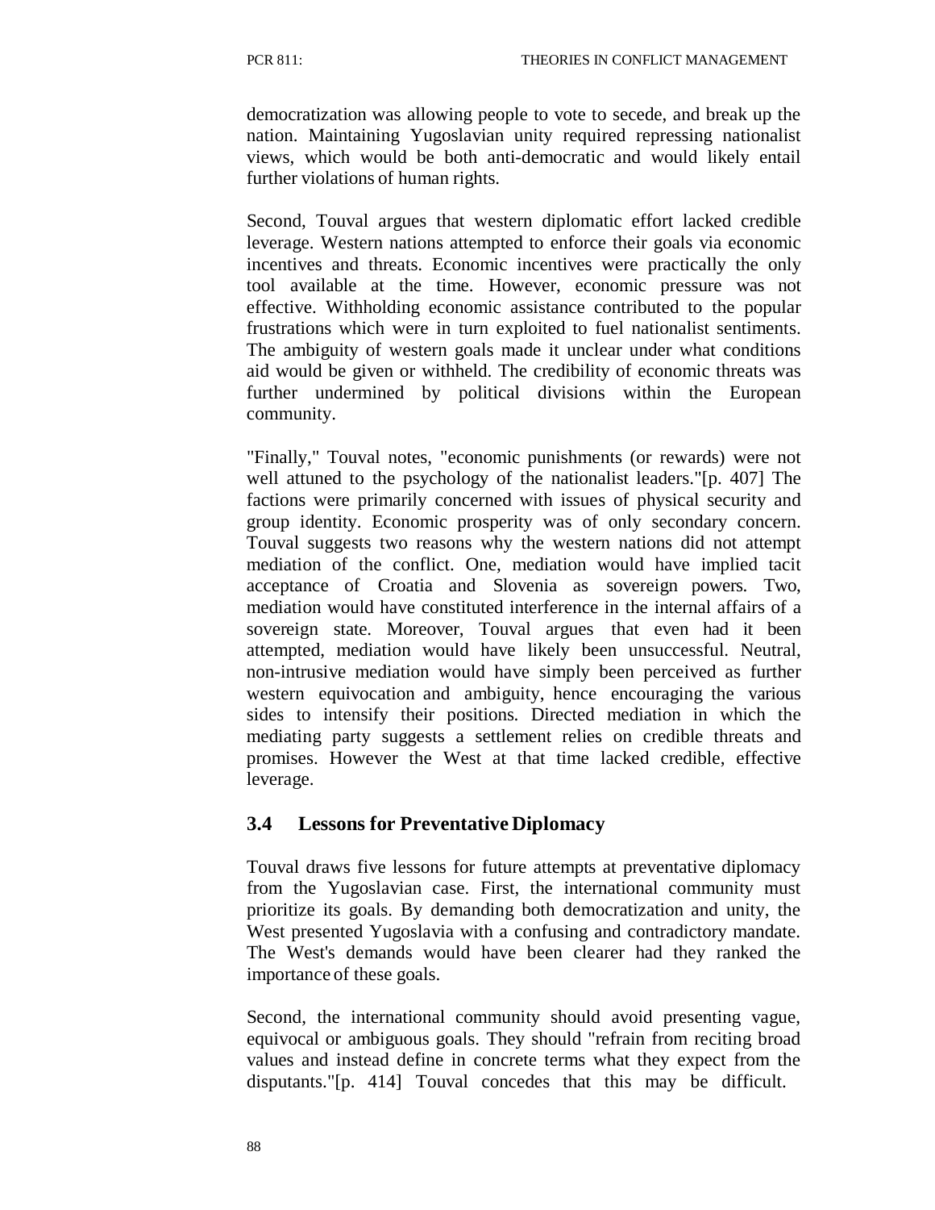democratization was allowing people to vote to secede, and break up the nation. Maintaining Yugoslavian unity required repressing nationalist views, which would be both anti-democratic and would likely entail further violations of human rights.

Second, Touval argues that western diplomatic effort lacked credible leverage. Western nations attempted to enforce their goals via economic incentives and threats. Economic incentives were practically the only tool available at the time. However, economic pressure was not effective. Withholding economic assistance contributed to the popular frustrations which were in turn exploited to fuel nationalist sentiments. The ambiguity of western goals made it unclear under what conditions aid would be given or withheld. The credibility of economic threats was further undermined by political divisions within the European community.

"Finally," Touval notes, "economic punishments (or rewards) were not well attuned to the psychology of the nationalist leaders."[p. 407] The factions were primarily concerned with issues of physical security and group identity. Economic prosperity was of only secondary concern. Touval suggests two reasons why the western nations did not attempt mediation of the conflict. One, mediation would have implied tacit acceptance of Croatia and Slovenia as sovereign powers. Two, mediation would have constituted interference in the internal affairs of a sovereign state. Moreover, Touval argues that even had it been attempted, mediation would have likely been unsuccessful. Neutral, non-intrusive mediation would have simply been perceived as further western equivocation and ambiguity, hence encouraging the various sides to intensify their positions. Directed mediation in which the mediating party suggests a settlement relies on credible threats and promises. However the West at that time lacked credible, effective leverage.

### 3.4 Lessons for Preventative Diplomacy

Touval draws five lessons for future attempts at preventative diplomacy from the Yugoslavian case. First, the international community must prioritize its goals. By demanding both democratization and unity, the West presented Yugoslavia with a confusing and contradictory mandate. The West's demands would have been clearer had they ranked the importance of these goals.

Second, the international community should avoid presenting vague, equivocal or ambiguous goals. They should "refrain from reciting broad values and instead define in concrete terms what they expect from the disputants."[p. 414] Touval concedes that this may be difficult.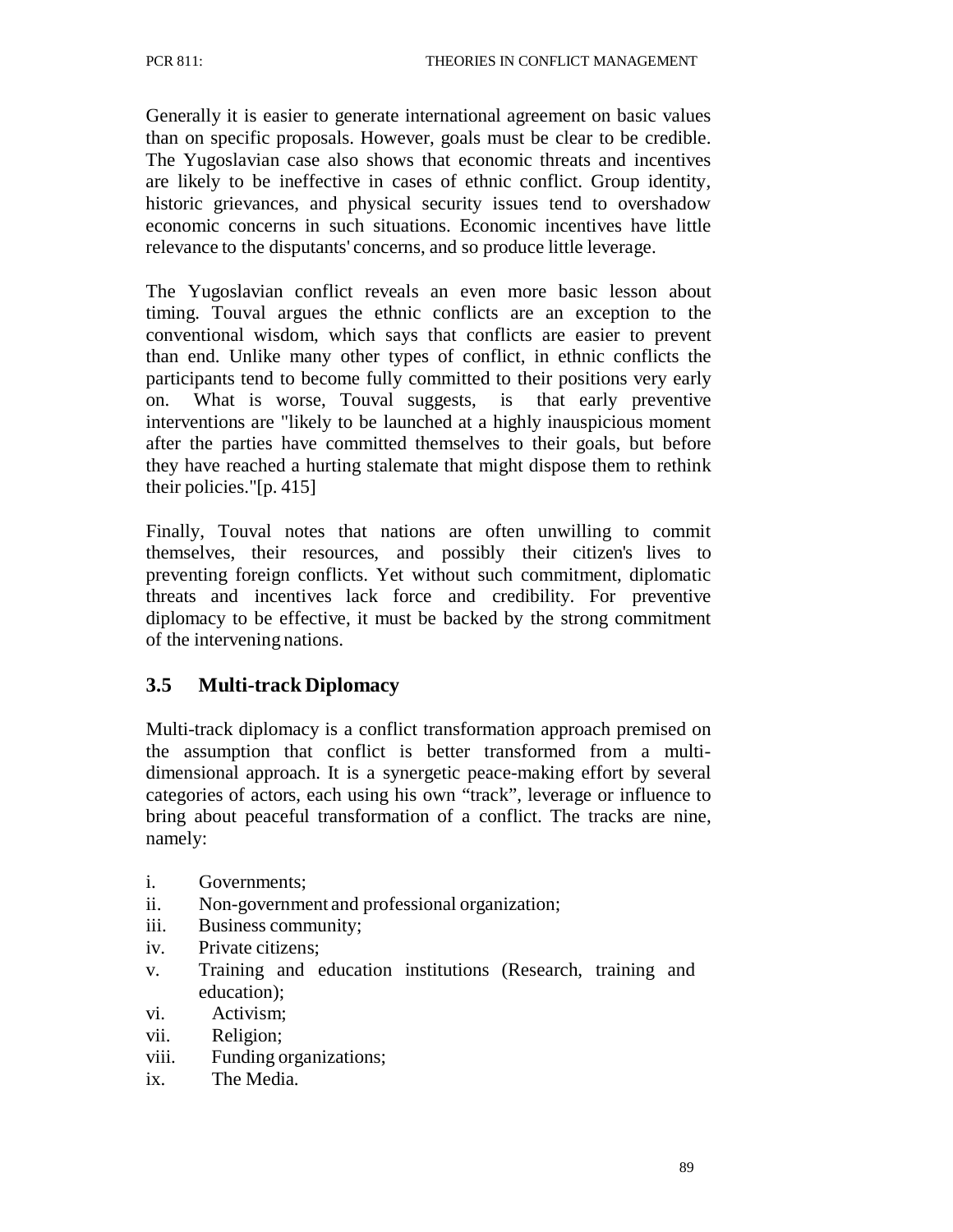Generally it is easier to generate international agreement on basic values than on specific proposals. However, goals must be clear to be credible. The Yugoslavian case also shows that economic threats and incentives are likely to be ineffective in cases of ethnic conflict. Group identity, historic grievances, and physical security issues tend to overshadow economic concerns in such situations. Economic incentives have little relevance to the disputants' concerns, and so produce little leverage.

The Yugoslavian conflict reveals an even more basic lesson about timing. Touval argues the ethnic conflicts are an exception to the conventional wisdom, which says that conflicts are easier to prevent than end. Unlike many other types of conflict, in ethnic conflicts the participants tend to become fully committed to their positions very early on. What is worse, Touval suggests, is that early preventive interventions are "likely to be launched at a highly inauspicious moment after the parties have committed themselves to their goals, but before they have reached a hurting stalemate that might dispose them to rethink their policies."[p. 415]

Finally, Touval notes that nations are often unwilling to commit themselves, their resources, and possibly their citizen's lives to preventing foreign conflicts. Yet without such commitment, diplomatic threats and incentives lack force and credibility. For preventive diplomacy to be effective, it must be backed by the strong commitment of the intervening nations.

## 3.5 Multi-track Diplomacy

Multi-track diplomacy is a conflict transformation approach premised on the assumption that conflict is better transformed from a multi-dimensional approach. It is a synergetic peace-making effort by several categories of actors, each using his own "track", leverage or influence to bring about peaceful transformation of a conflict. The tracks are nine, namely:

i. Governments;
ii. Non-government and professional organization;
iii. Business community;
iv. Private citizens;
v. Training and education institutions (Research, training and education);
vi. Activism;
vii. Religion;
viii. Funding organizations;
ix. The Media.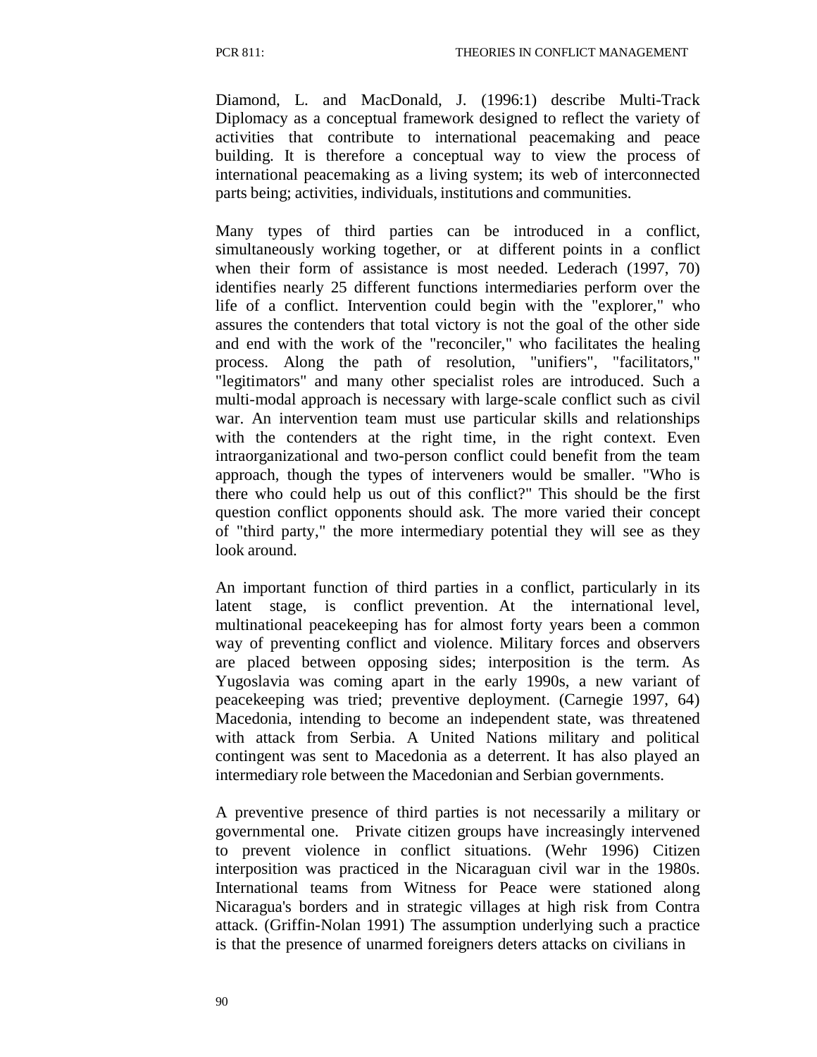Diamond, L. and MacDonald, J. (1996:1) describe Multi-Track Diplomacy as a conceptual framework designed to reflect the variety of activities that contribute to international peacemaking and peace building. It is therefore a conceptual way to view the process of international peacemaking as a living system; its web of interconnected parts being; activities, individuals, institutions and communities.

Many types of third parties can be introduced in a conflict, simultaneously working together, or at different points in a conflict when their form of assistance is most needed. Lederach (1997, 70) identifies nearly 25 different functions intermediaries perform over the life of a conflict. Intervention could begin with the "explorer," who assures the contenders that total victory is not the goal of the other side and end with the work of the "reconciler," who facilitates the healing process. Along the path of resolution, "unifiers", "facilitators," "legitimators" and many other specialist roles are introduced. Such a multi-modal approach is necessary with large-scale conflict such as civil war. An intervention team must use particular skills and relationships with the contenders at the right time, in the right context. Even intraorganizational and two-person conflict could benefit from the team approach, though the types of interveners would be smaller. "Who is there who could help us out of this conflict?" This should be the first question conflict opponents should ask. The more varied their concept of "third party," the more intermediary potential they will see as they look around.

An important function of third parties in a conflict, particularly in its latent stage, is conflict prevention. At the international level, multinational peacekeeping has for almost forty years been a common way of preventing conflict and violence. Military forces and observers are placed between opposing sides; interposition is the term. As Yugoslavia was coming apart in the early 1990s, a new variant of peacekeeping was tried; preventive deployment. (Carnegie 1997, 64) Macedonia, intending to become an independent state, was threatened with attack from Serbia. A United Nations military and political contingent was sent to Macedonia as a deterrent. It has also played an intermediary role between the Macedonian and Serbian governments.

A preventive presence of third parties is not necessarily a military or governmental one. Private citizen groups have increasingly intervened to prevent violence in conflict situations. (Wehr 1996) Citizen interposition was practiced in the Nicaraguan civil war in the 1980s. International teams from Witness for Peace were stationed along Nicaragua's borders and in strategic villages at high risk from Contra attack. (Griffin-Nolan 1991) The assumption underlying such a practice is that the presence of unarmed foreigners deters attacks on civilians in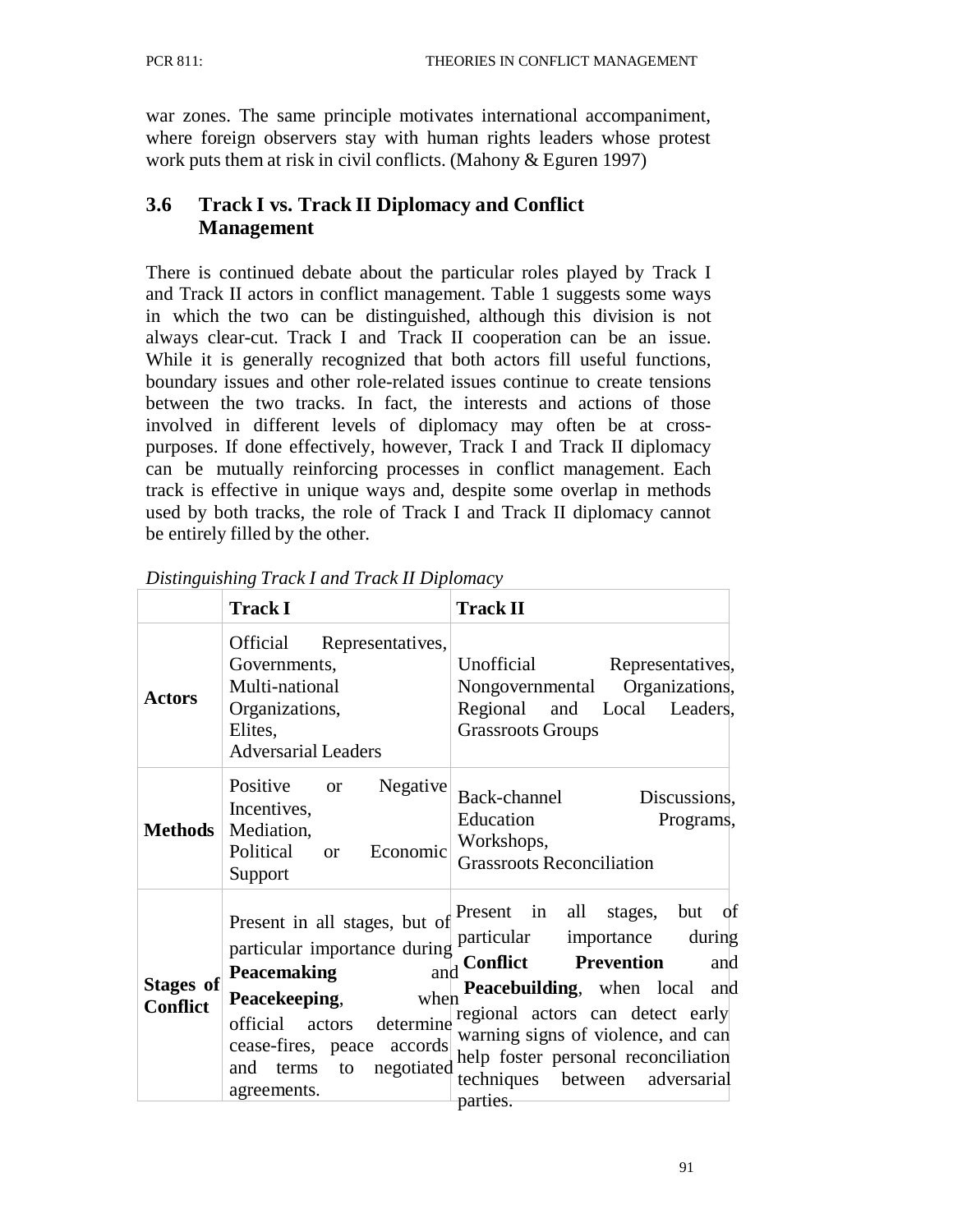war zones. The same principle motivates international accompaniment, where foreign observers stay with human rights leaders whose protest work puts them at risk in civil conflicts. (Mahony & Eguren 1997)

## 3.6 Track I vs. Track II Diplomacy and Conflict Management

There is continued debate about the particular roles played by Track I and Track II actors in conflict management. Table 1 suggests some ways in which the two can be distinguished, although this division is not always clear-cut. Track I and Track II cooperation can be an issue. While it is generally recognized that both actors fill useful functions, boundary issues and other role-related issues continue to create tensions between the two tracks. In fact, the interests and actions of those involved in different levels of diplomacy may often be at cross-purposes. If done effectively, however, Track I and Track II diplomacy can be mutually reinforcing processes in conflict management. Each track is effective in unique ways and, despite some overlap in methods used by both tracks, the role of Track I and Track II diplomacy cannot be entirely filled by the other.

*Distinguishing Track I and Track II Diplomacy*

| | **Track I** | **Track II** |
|---|---|---|
| **Actors** | Official Representatives, Governments, Multi-national Organizations, Elites, Adversarial Leaders | Unofficial Representatives, Nongovernmental Organizations, Regional and Local Leaders, Grassroots Groups |
| **Methods** | Positive or Negative Incentives, Mediation, Political or Economic Support | Back-channel Discussions, Education Programs, Workshops, Grassroots Reconciliation |
| **Stages of Conflict** | Present in all stages, but of particular importance during **Peacemaking** and **Peacekeeping**, when official actors determine cease-fires, peace accords and terms to negotiated agreements. | Present in all stages, but of particular importance during **Conflict Prevention** and **Peacebuilding**, when local and regional actors can detect early warning signs of violence, and can help foster personal reconciliation techniques between adversarial parties. |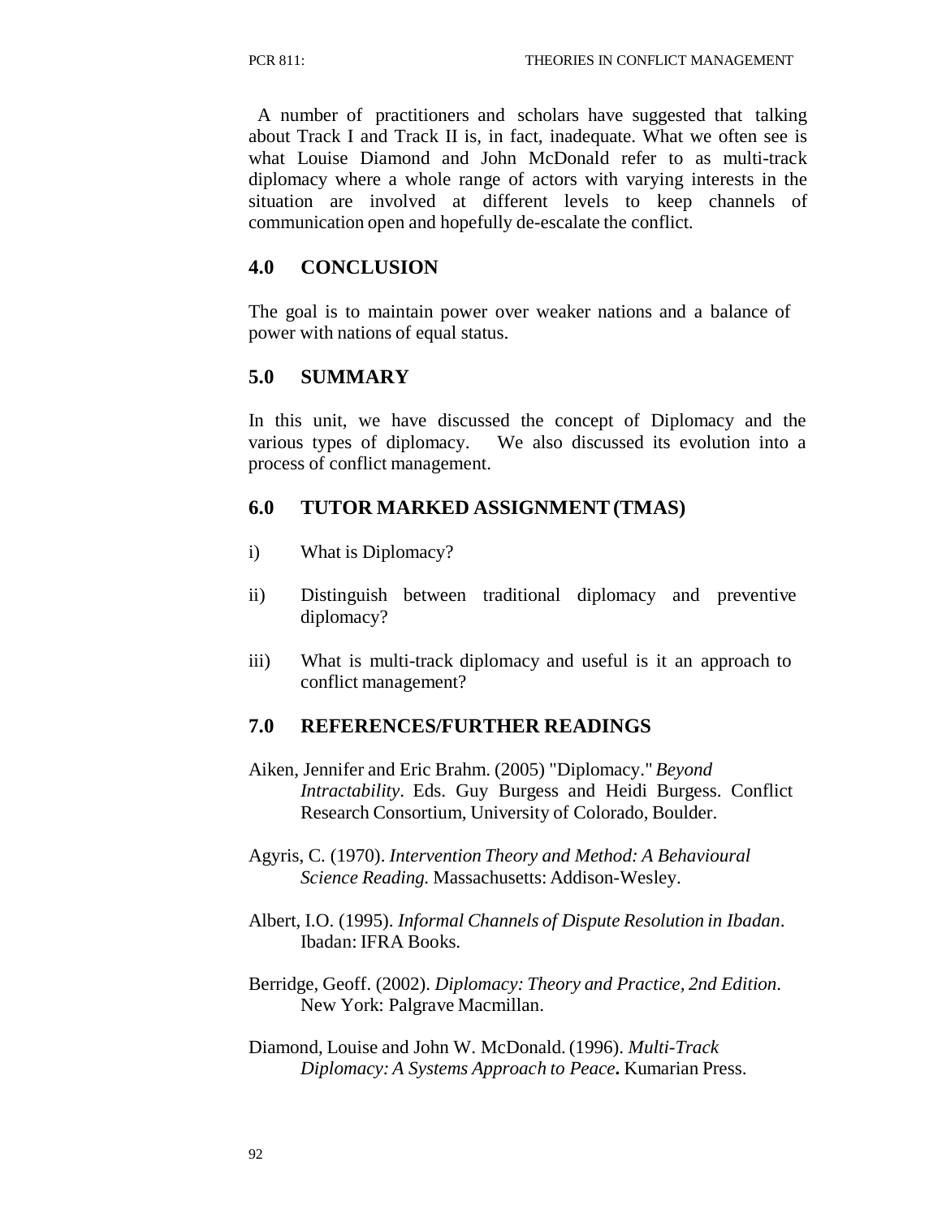A number of practitioners and scholars have suggested that talking about Track I and Track II is, in fact, inadequate. What we often see is what Louise Diamond and John McDonald refer to as multi-track diplomacy where a whole range of actors with varying interests in the situation are involved at different levels to keep channels of communication open and hopefully de-escalate the conflict.

## 4.0 CONCLUSION

The goal is to maintain power over weaker nations and a balance of power with nations of equal status.

## 5.0 SUMMARY

In this unit, we have discussed the concept of Diplomacy and the various types of diplomacy. We also discussed its evolution into a process of conflict management.

## 6.0 TUTOR MARKED ASSIGNMENT (TMAS)

i) What is Diplomacy?

ii) Distinguish between traditional diplomacy and preventive diplomacy?

iii) What is multi-track diplomacy and useful is it an approach to conflict management?

## 7.0 REFERENCES/FURTHER READINGS

Aiken, Jennifer and Eric Brahm. (2005) "Diplomacy." *Beyond Intractability*. Eds. Guy Burgess and Heidi Burgess. Conflict Research Consortium, University of Colorado, Boulder.

Agyris, C. (1970). *Intervention Theory and Method: A Behavioural Science Reading.* Massachusetts: Addison-Wesley.

Albert, I.O. (1995). *Informal Channels of Dispute Resolution in Ibadan*. Ibadan: IFRA Books.

Berridge, Geoff. (2002). *Diplomacy: Theory and Practice, 2nd Edition*. New York: Palgrave Macmillan.

Diamond, Louise and John W. McDonald. (1996). *Multi-Track Diplomacy: A Systems Approach to Peace***.** Kumarian Press.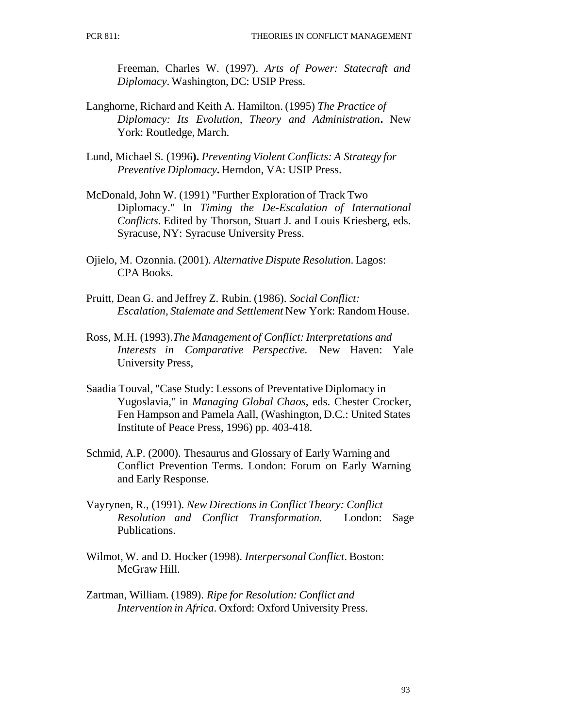Freeman, Charles W. (1997). *Arts of Power: Statecraft and Diplomacy*. Washington, DC: USIP Press.

Langhorne, Richard and Keith A. Hamilton. (1995) *The Practice of Diplomacy: Its Evolution, Theory and Administration***.** New York: Routledge, March.

Lund, Michael S. (1996**).** *Preventing Violent Conflicts: A Strategy for Preventive Diplomacy***.** Herndon, VA: USIP Press.

McDonald, John W. (1991) "Further Exploration of Track Two Diplomacy." In *Timing the De-Escalation of International Conflicts*. Edited by Thorson, Stuart J. and Louis Kriesberg, eds. Syracuse, NY: Syracuse University Press.

Ojielo, M. Ozonnia. (2001). *Alternative Dispute Resolution*. Lagos: CPA Books.

Pruitt, Dean G. and Jeffrey Z. Rubin. (1986). *Social Conflict: Escalation, Stalemate and Settlement* New York: Random House.

Ross, M.H. (1993).*The Management of Conflict: Interpretations and Interests in Comparative Perspective.* New Haven: Yale University Press,

Saadia Touval, "Case Study: Lessons of Preventative Diplomacy in Yugoslavia," in *Managing Global Chaos*, eds. Chester Crocker, Fen Hampson and Pamela Aall, (Washington, D.C.: United States Institute of Peace Press, 1996) pp. 403-418.

Schmid, A.P. (2000). Thesaurus and Glossary of Early Warning and Conflict Prevention Terms. London: Forum on Early Warning and Early Response.

Vayrynen, R., (1991). *New Directions in Conflict Theory: Conflict Resolution and Conflict Transformation.* London: Sage Publications.

Wilmot, W. and D. Hocker (1998). *Interpersonal Conflict*. Boston: McGraw Hill.

Zartman, William. (1989). *Ripe for Resolution: Conflict and Intervention in Africa*. Oxford: Oxford University Press.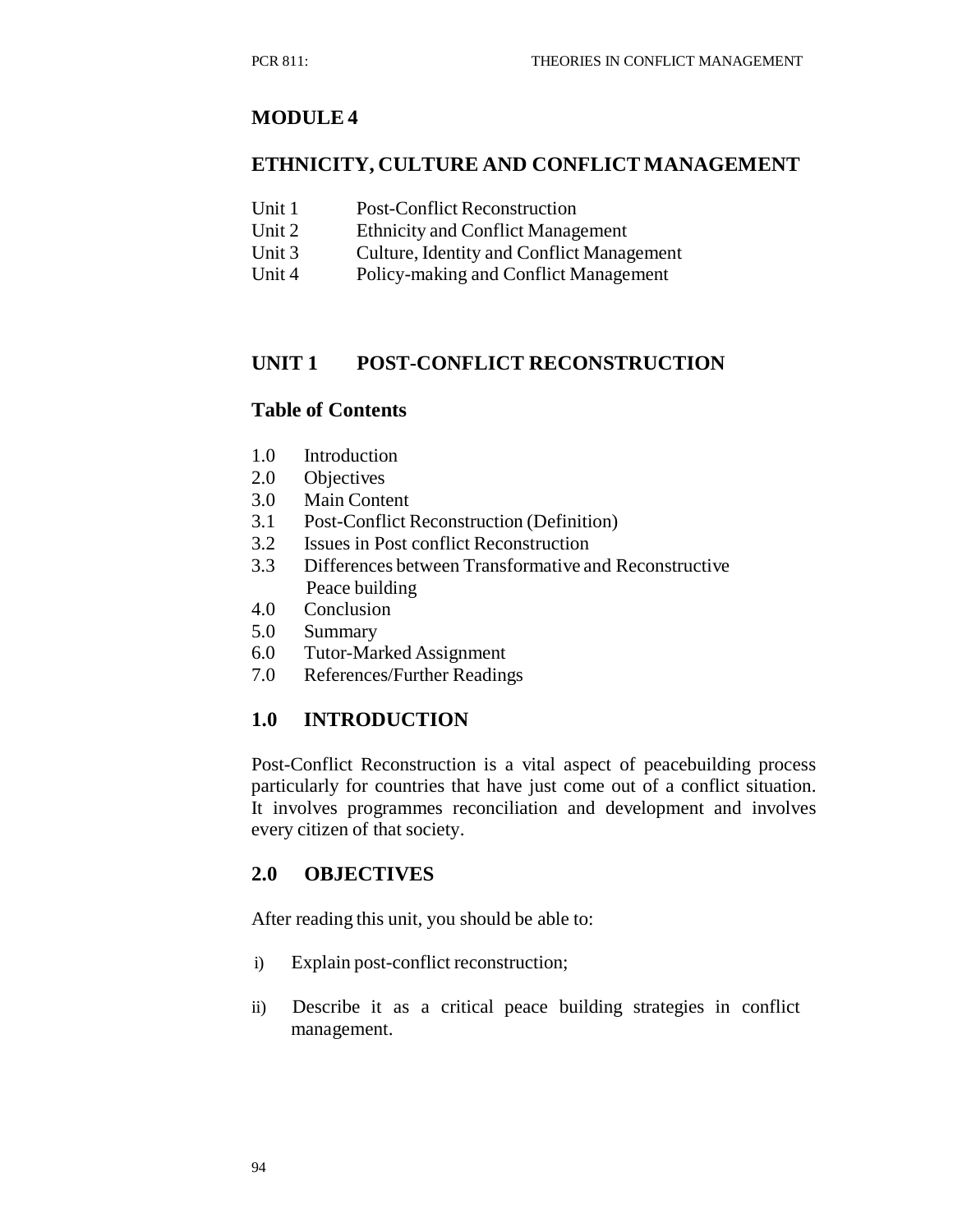# MODULE 4

## ETHNICITY, CULTURE AND CONFLICT MANAGEMENT

Unit 1 Post-Conflict Reconstruction
Unit 2 Ethnicity and Conflict Management
Unit 3 Culture, Identity and Conflict Management
Unit 4 Policy-making and Conflict Management

## UNIT 1 POST-CONFLICT RECONSTRUCTION

### Table of Contents

1.0 Introduction
2.0 Objectives
3.0 Main Content
3.1 Post-Conflict Reconstruction (Definition)
3.2 Issues in Post conflict Reconstruction
3.3 Differences between Transformative and Reconstructive Peace building
4.0 Conclusion
5.0 Summary
6.0 Tutor-Marked Assignment
7.0 References/Further Readings

### 1.0 INTRODUCTION

Post-Conflict Reconstruction is a vital aspect of peacebuilding process particularly for countries that have just come out of a conflict situation. It involves programmes reconciliation and development and involves every citizen of that society.

### 2.0 OBJECTIVES

After reading this unit, you should be able to:

i) Explain post-conflict reconstruction;

ii) Describe it as a critical peace building strategies in conflict management.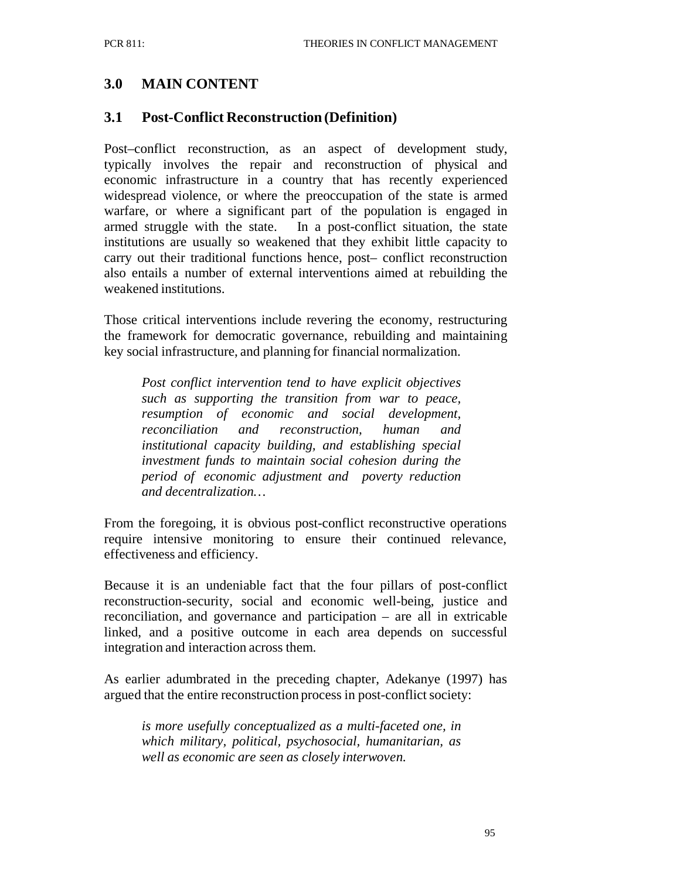## 3.0 MAIN CONTENT

### 3.1 Post-Conflict Reconstruction (Definition)

Post–conflict reconstruction, as an aspect of development study, typically involves the repair and reconstruction of physical and economic infrastructure in a country that has recently experienced widespread violence, or where the preoccupation of the state is armed warfare, or where a significant part of the population is engaged in armed struggle with the state. In a post-conflict situation, the state institutions are usually so weakened that they exhibit little capacity to carry out their traditional functions hence, post– conflict reconstruction also entails a number of external interventions aimed at rebuilding the weakened institutions.

Those critical interventions include revering the economy, restructuring the framework for democratic governance, rebuilding and maintaining key social infrastructure, and planning for financial normalization.

> *Post conflict intervention tend to have explicit objectives such as supporting the transition from war to peace, resumption of economic and social development, reconciliation and reconstruction, human and institutional capacity building, and establishing special investment funds to maintain social cohesion during the period of economic adjustment and poverty reduction and decentralization…*

From the foregoing, it is obvious post-conflict reconstructive operations require intensive monitoring to ensure their continued relevance, effectiveness and efficiency.

Because it is an undeniable fact that the four pillars of post-conflict reconstruction-security, social and economic well-being, justice and reconciliation, and governance and participation – are all in extricable linked, and a positive outcome in each area depends on successful integration and interaction across them.

As earlier adumbrated in the preceding chapter, Adekanye (1997) has argued that the entire reconstruction process in post-conflict society:

> *is more usefully conceptualized as a multi-faceted one, in which military, political, psychosocial, humanitarian, as well as economic are seen as closely interwoven.*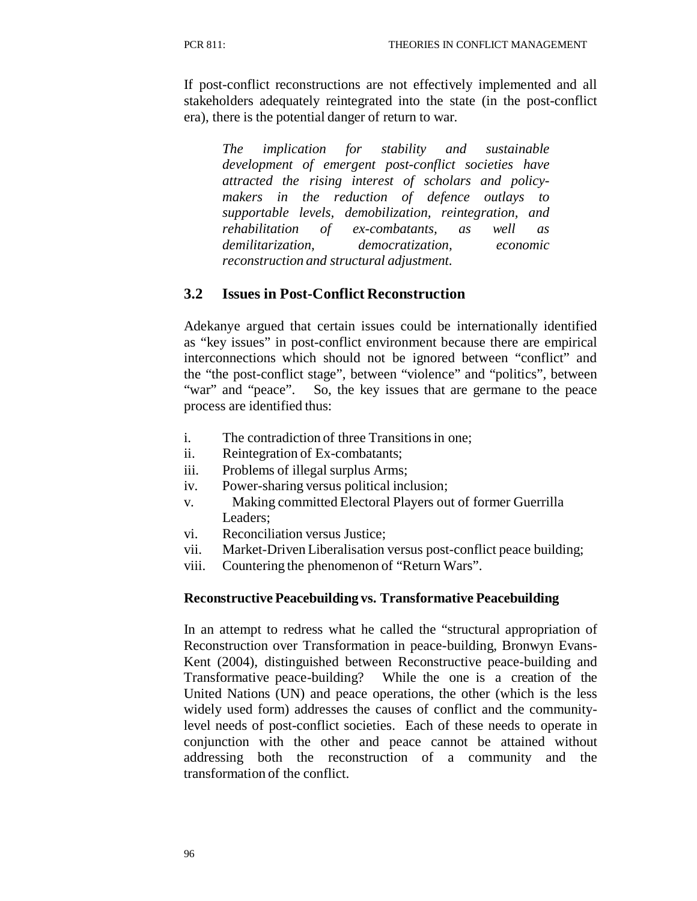If post-conflict reconstructions are not effectively implemented and all stakeholders adequately reintegrated into the state (in the post-conflict era), there is the potential danger of return to war.

> *The implication for stability and sustainable development of emergent post-conflict societies have attracted the rising interest of scholars and policy-makers in the reduction of defence outlays to supportable levels, demobilization, reintegration, and rehabilitation of ex-combatants, as well as demilitarization, democratization, economic reconstruction and structural adjustment.*

## 3.2 Issues in Post-Conflict Reconstruction

Adekanye argued that certain issues could be internationally identified as "key issues" in post-conflict environment because there are empirical interconnections which should not be ignored between "conflict" and the "the post-conflict stage", between "violence" and "politics", between "war" and "peace". So, the key issues that are germane to the peace process are identified thus:

i. The contradiction of three Transitions in one;
ii. Reintegration of Ex-combatants;
iii. Problems of illegal surplus Arms;
iv. Power-sharing versus political inclusion;
v. Making committed Electoral Players out of former Guerrilla Leaders;
vi. Reconciliation versus Justice;
vii. Market-Driven Liberalisation versus post-conflict peace building;
viii. Countering the phenomenon of "Return Wars".

**Reconstructive Peacebuilding vs. Transformative Peacebuilding**

In an attempt to redress what he called the "structural appropriation of Reconstruction over Transformation in peace-building, Bronwyn Evans-Kent (2004), distinguished between Reconstructive peace-building and Transformative peace-building? While the one is a creation of the United Nations (UN) and peace operations, the other (which is the less widely used form) addresses the causes of conflict and the community-level needs of post-conflict societies. Each of these needs to operate in conjunction with the other and peace cannot be attained without addressing both the reconstruction of a community and the transformation of the conflict.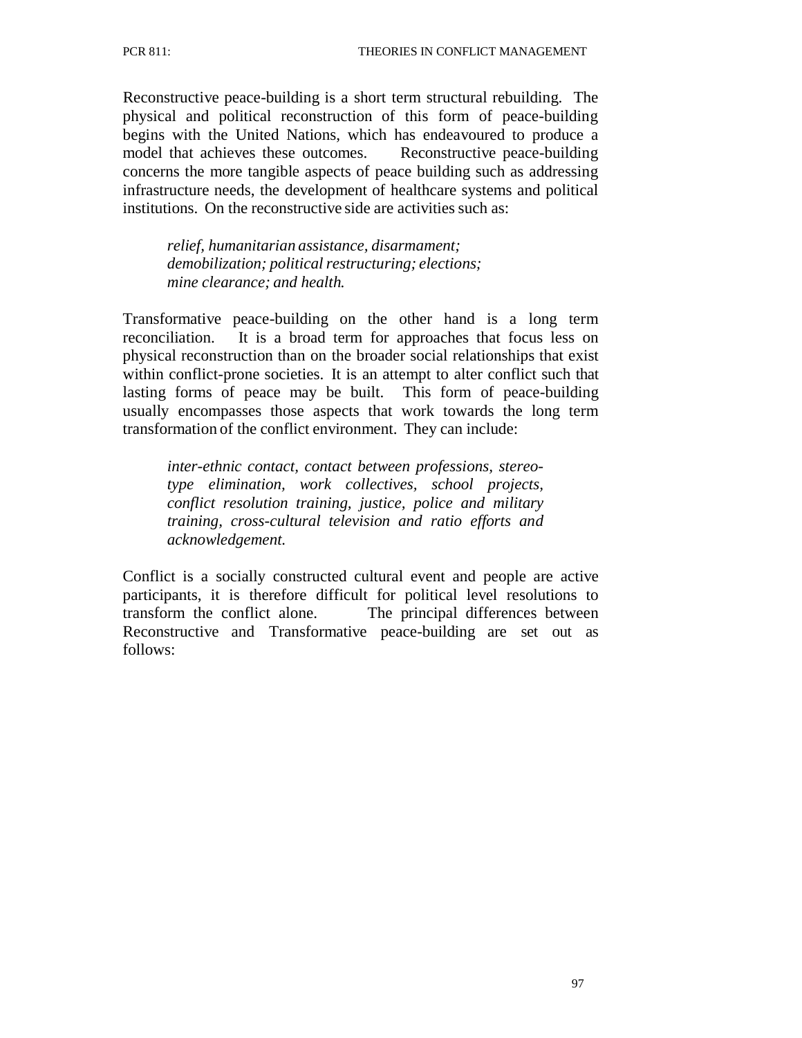Reconstructive peace-building is a short term structural rebuilding. The physical and political reconstruction of this form of peace-building begins with the United Nations, which has endeavoured to produce a model that achieves these outcomes. Reconstructive peace-building concerns the more tangible aspects of peace building such as addressing infrastructure needs, the development of healthcare systems and political institutions. On the reconstructive side are activities such as:

> *relief, humanitarian assistance, disarmament; demobilization; political restructuring; elections; mine clearance; and health.*

Transformative peace-building on the other hand is a long term reconciliation. It is a broad term for approaches that focus less on physical reconstruction than on the broader social relationships that exist within conflict-prone societies. It is an attempt to alter conflict such that lasting forms of peace may be built. This form of peace-building usually encompasses those aspects that work towards the long term transformation of the conflict environment. They can include:

> *inter-ethnic contact, contact between professions, stereo-type elimination, work collectives, school projects, conflict resolution training, justice, police and military training, cross-cultural television and ratio efforts and acknowledgement.*

Conflict is a socially constructed cultural event and people are active participants, it is therefore difficult for political level resolutions to transform the conflict alone. The principal differences between Reconstructive and Transformative peace-building are set out as follows: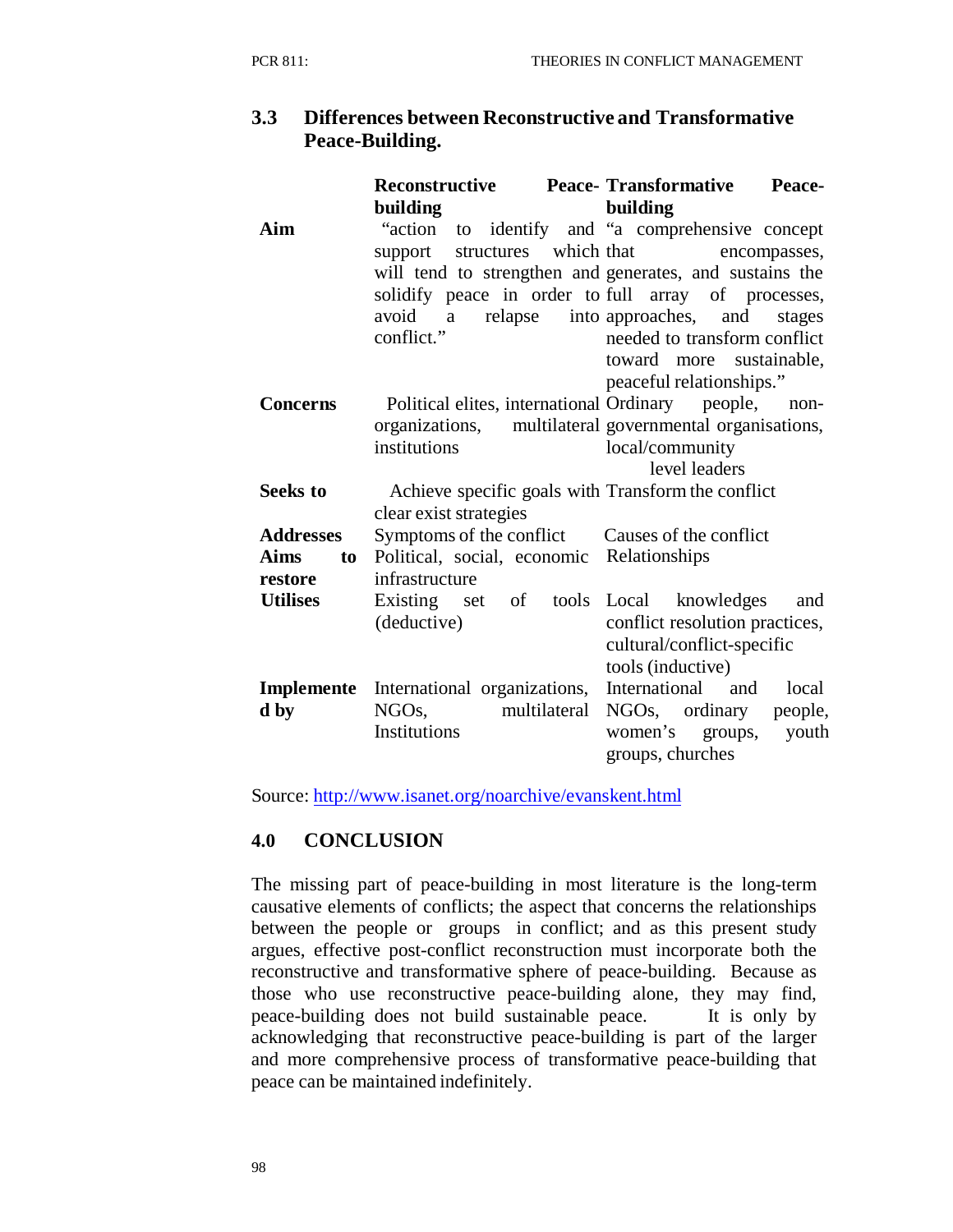### 3.3 Differences between Reconstructive and Transformative Peace-Building.

| | Reconstructive Peace-building | Transformative Peace-building |
|---|---|---|
| **Aim** | "action to identify and support structures which will tend to strengthen and solidify peace in order to avoid a relapse into conflict." | "a comprehensive concept that encompasses, generates, and sustains the full array of processes, approaches, and stages needed to transform conflict toward more sustainable, peaceful relationships." |
| **Concerns** | Political elites, international organizations, multilateral institutions | Ordinary people, non-governmental organisations, local/community level leaders |
| **Seeks to** | Achieve specific goals with clear exist strategies | Transform the conflict |
| **Addresses** | Symptoms of the conflict | Causes of the conflict |
| **Aims to restore** | Political, social, economic infrastructure | Relationships |
| **Utilises** | Existing set of tools (deductive) | Local knowledges and conflict resolution practices, cultural/conflict-specific tools (inductive) |
| **Implemented by** | International organizations, NGOs, multilateral Institutions | International and local NGOs, ordinary people, women's groups, youth groups, churches |

Source: http://www.isanet.org/noarchive/evanskent.html

## 4.0 CONCLUSION

The missing part of peace-building in most literature is the long-term causative elements of conflicts; the aspect that concerns the relationships between the people or groups in conflict; and as this present study argues, effective post-conflict reconstruction must incorporate both the reconstructive and transformative sphere of peace-building. Because as those who use reconstructive peace-building alone, they may find, peace-building does not build sustainable peace. It is only by acknowledging that reconstructive peace-building is part of the larger and more comprehensive process of transformative peace-building that peace can be maintained indefinitely.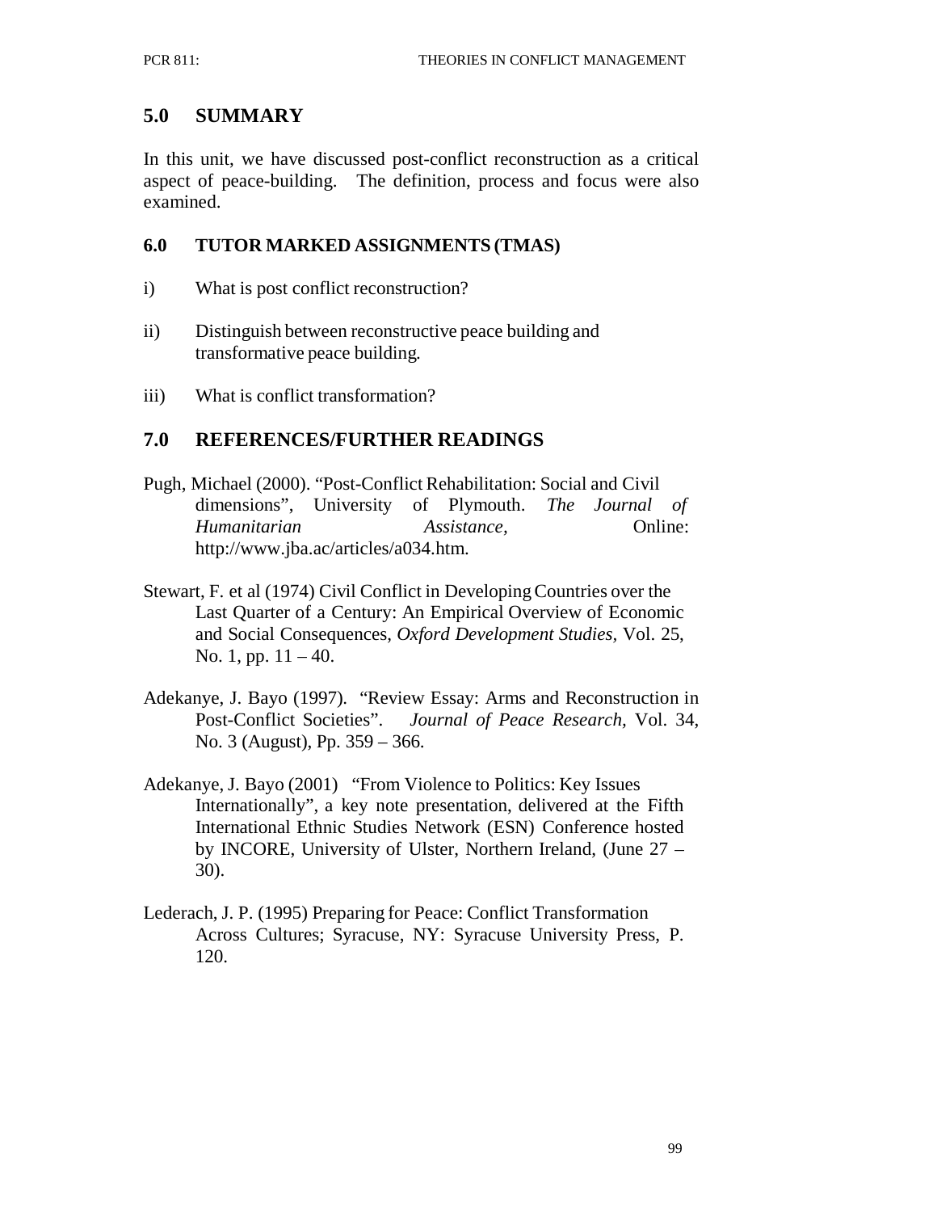## 5.0 SUMMARY

In this unit, we have discussed post-conflict reconstruction as a critical aspect of peace-building. The definition, process and focus were also examined.

### 6.0 TUTOR MARKED ASSIGNMENTS (TMAS)

i) What is post conflict reconstruction?

ii) Distinguish between reconstructive peace building and transformative peace building.

iii) What is conflict transformation?

## 7.0 REFERENCES/FURTHER READINGS

Pugh, Michael (2000). "Post-Conflict Rehabilitation: Social and Civil dimensions", University of Plymouth. *The Journal of Humanitarian Assistance,* Online: http://www.jba.ac/articles/a034.htm.

Stewart, F. et al (1974) Civil Conflict in Developing Countries over the Last Quarter of a Century: An Empirical Overview of Economic and Social Consequences, *Oxford Development Studies*, Vol. 25, No. 1, pp. 11 – 40.

Adekanye, J. Bayo (1997). "Review Essay: Arms and Reconstruction in Post-Conflict Societies". *Journal of Peace Research*, Vol. 34, No. 3 (August), Pp. 359 – 366.

Adekanye, J. Bayo (2001) "From Violence to Politics: Key Issues Internationally", a key note presentation, delivered at the Fifth International Ethnic Studies Network (ESN) Conference hosted by INCORE, University of Ulster, Northern Ireland, (June 27 – 30).

Lederach, J. P. (1995) Preparing for Peace: Conflict Transformation Across Cultures; Syracuse, NY: Syracuse University Press, P. 120.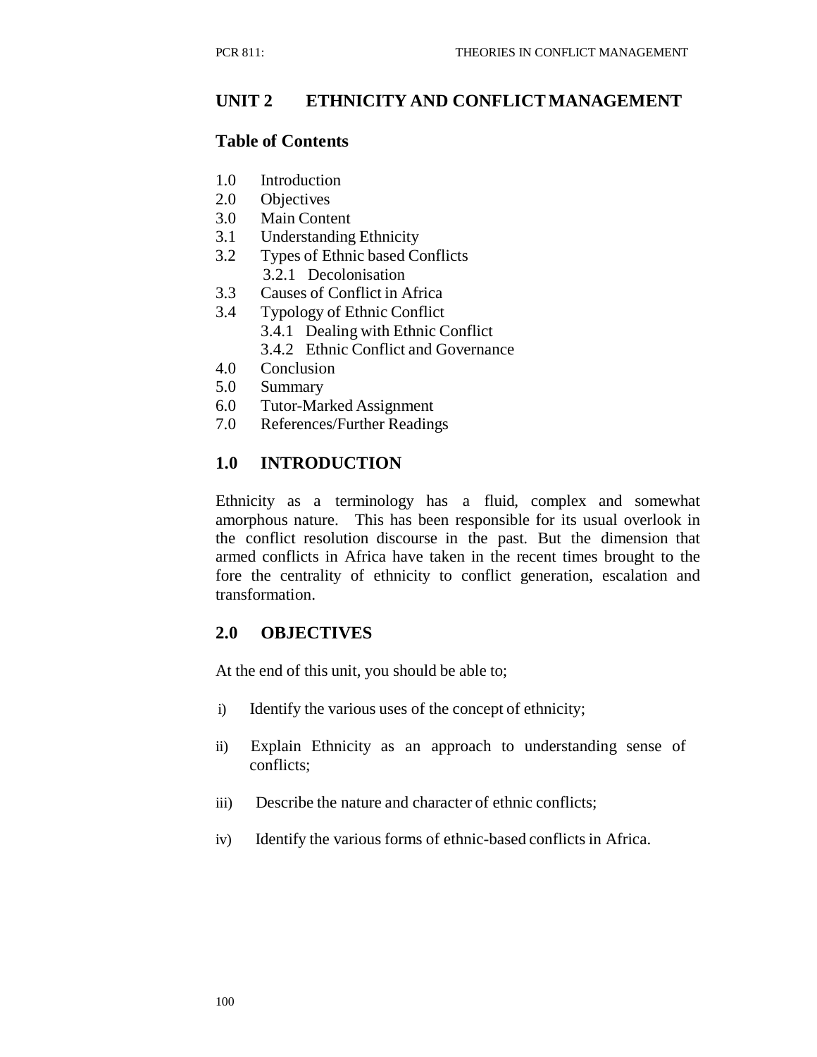## UNIT 2 ETHNICITY AND CONFLICT MANAGEMENT

### Table of Contents

1.0 Introduction
2.0 Objectives
3.0 Main Content
3.1 Understanding Ethnicity
3.2 Types of Ethnic based Conflicts
  3.2.1 Decolonisation
3.3 Causes of Conflict in Africa
3.4 Typology of Ethnic Conflict
  3.4.1 Dealing with Ethnic Conflict
  3.4.2 Ethnic Conflict and Governance
4.0 Conclusion
5.0 Summary
6.0 Tutor-Marked Assignment
7.0 References/Further Readings

### 1.0 INTRODUCTION

Ethnicity as a terminology has a fluid, complex and somewhat amorphous nature. This has been responsible for its usual overlook in the conflict resolution discourse in the past. But the dimension that armed conflicts in Africa have taken in the recent times brought to the fore the centrality of ethnicity to conflict generation, escalation and transformation.

### 2.0 OBJECTIVES

At the end of this unit, you should be able to;

i) Identify the various uses of the concept of ethnicity;

ii) Explain Ethnicity as an approach to understanding sense of conflicts;

iii) Describe the nature and character of ethnic conflicts;

iv) Identify the various forms of ethnic-based conflicts in Africa.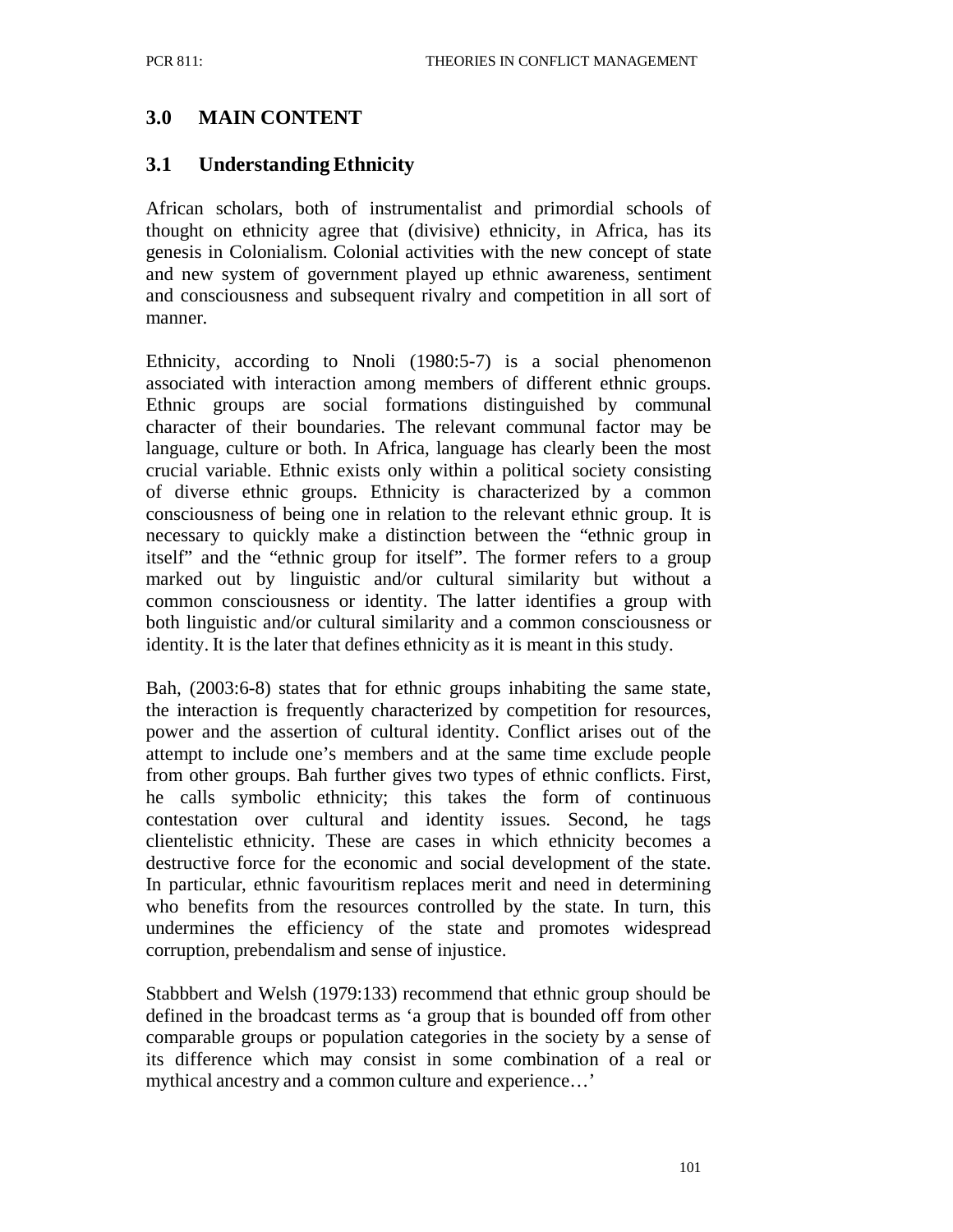## 3.0 MAIN CONTENT

### 3.1 Understanding Ethnicity

African scholars, both of instrumentalist and primordial schools of thought on ethnicity agree that (divisive) ethnicity, in Africa, has its genesis in Colonialism. Colonial activities with the new concept of state and new system of government played up ethnic awareness, sentiment and consciousness and subsequent rivalry and competition in all sort of manner.

Ethnicity, according to Nnoli (1980:5-7) is a social phenomenon associated with interaction among members of different ethnic groups. Ethnic groups are social formations distinguished by communal character of their boundaries. The relevant communal factor may be language, culture or both. In Africa, language has clearly been the most crucial variable. Ethnic exists only within a political society consisting of diverse ethnic groups. Ethnicity is characterized by a common consciousness of being one in relation to the relevant ethnic group. It is necessary to quickly make a distinction between the "ethnic group in itself" and the "ethnic group for itself". The former refers to a group marked out by linguistic and/or cultural similarity but without a common consciousness or identity. The latter identifies a group with both linguistic and/or cultural similarity and a common consciousness or identity. It is the later that defines ethnicity as it is meant in this study.

Bah, (2003:6-8) states that for ethnic groups inhabiting the same state, the interaction is frequently characterized by competition for resources, power and the assertion of cultural identity. Conflict arises out of the attempt to include one's members and at the same time exclude people from other groups. Bah further gives two types of ethnic conflicts. First, he calls symbolic ethnicity; this takes the form of continuous contestation over cultural and identity issues. Second, he tags clientelistic ethnicity. These are cases in which ethnicity becomes a destructive force for the economic and social development of the state. In particular, ethnic favouritism replaces merit and need in determining who benefits from the resources controlled by the state. In turn, this undermines the efficiency of the state and promotes widespread corruption, prebendalism and sense of injustice.

Stabbbert and Welsh (1979:133) recommend that ethnic group should be defined in the broadcast terms as 'a group that is bounded off from other comparable groups or population categories in the society by a sense of its difference which may consist in some combination of a real or mythical ancestry and a common culture and experience…'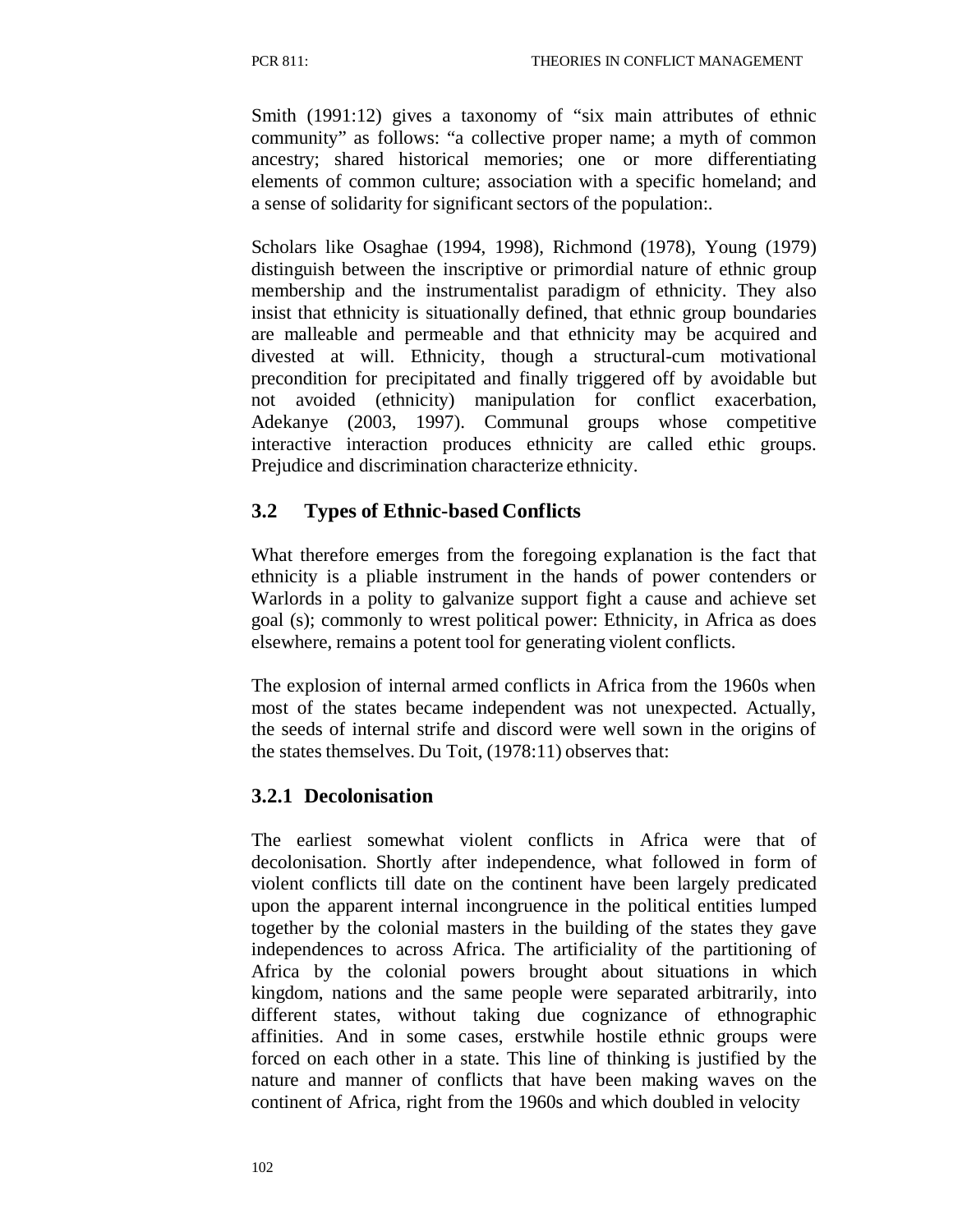Smith (1991:12) gives a taxonomy of "six main attributes of ethnic community" as follows: "a collective proper name; a myth of common ancestry; shared historical memories; one or more differentiating elements of common culture; association with a specific homeland; and a sense of solidarity for significant sectors of the population:.

Scholars like Osaghae (1994, 1998), Richmond (1978), Young (1979) distinguish between the inscriptive or primordial nature of ethnic group membership and the instrumentalist paradigm of ethnicity. They also insist that ethnicity is situationally defined, that ethnic group boundaries are malleable and permeable and that ethnicity may be acquired and divested at will. Ethnicity, though a structural-cum motivational precondition for precipitated and finally triggered off by avoidable but not avoided (ethnicity) manipulation for conflict exacerbation, Adekanye (2003, 1997). Communal groups whose competitive interactive interaction produces ethnicity are called ethic groups. Prejudice and discrimination characterize ethnicity.

## 3.2 Types of Ethnic-based Conflicts

What therefore emerges from the foregoing explanation is the fact that ethnicity is a pliable instrument in the hands of power contenders or Warlords in a polity to galvanize support fight a cause and achieve set goal (s); commonly to wrest political power: Ethnicity, in Africa as does elsewhere, remains a potent tool for generating violent conflicts.

The explosion of internal armed conflicts in Africa from the 1960s when most of the states became independent was not unexpected. Actually, the seeds of internal strife and discord were well sown in the origins of the states themselves. Du Toit, (1978:11) observes that:

### 3.2.1 Decolonisation

The earliest somewhat violent conflicts in Africa were that of decolonisation. Shortly after independence, what followed in form of violent conflicts till date on the continent have been largely predicated upon the apparent internal incongruence in the political entities lumped together by the colonial masters in the building of the states they gave independences to across Africa. The artificiality of the partitioning of Africa by the colonial powers brought about situations in which kingdom, nations and the same people were separated arbitrarily, into different states, without taking due cognizance of ethnographic affinities. And in some cases, erstwhile hostile ethnic groups were forced on each other in a state. This line of thinking is justified by the nature and manner of conflicts that have been making waves on the continent of Africa, right from the 1960s and which doubled in velocity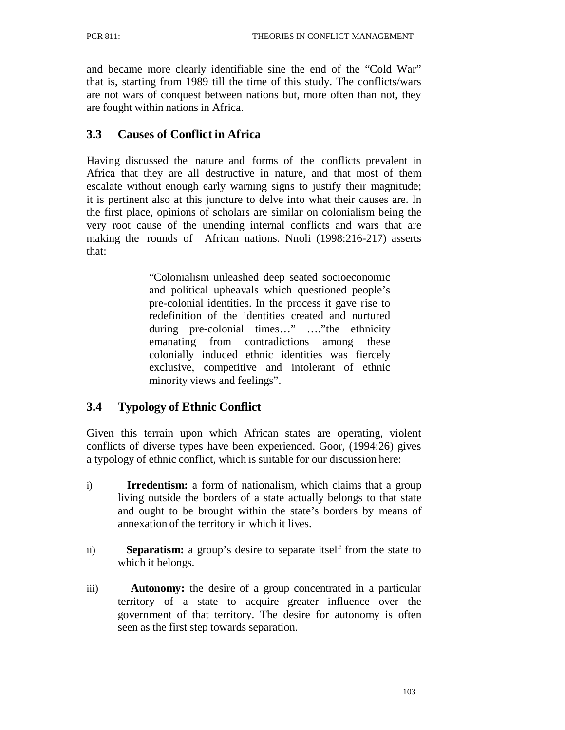and became more clearly identifiable sine the end of the "Cold War" that is, starting from 1989 till the time of this study. The conflicts/wars are not wars of conquest between nations but, more often than not, they are fought within nations in Africa.

## 3.3 Causes of Conflict in Africa

Having discussed the nature and forms of the conflicts prevalent in Africa that they are all destructive in nature, and that most of them escalate without enough early warning signs to justify their magnitude; it is pertinent also at this juncture to delve into what their causes are. In the first place, opinions of scholars are similar on colonialism being the very root cause of the unending internal conflicts and wars that are making the rounds of African nations. Nnoli (1998:216-217) asserts that:

> "Colonialism unleashed deep seated socioeconomic and political upheavals which questioned people's pre-colonial identities. In the process it gave rise to redefinition of the identities created and nurtured during pre-colonial times…" …."the ethnicity emanating from contradictions among these colonially induced ethnic identities was fiercely exclusive, competitive and intolerant of ethnic minority views and feelings".

## 3.4 Typology of Ethnic Conflict

Given this terrain upon which African states are operating, violent conflicts of diverse types have been experienced. Goor, (1994:26) gives a typology of ethnic conflict, which is suitable for our discussion here:

i) **Irredentism:** a form of nationalism, which claims that a group living outside the borders of a state actually belongs to that state and ought to be brought within the state's borders by means of annexation of the territory in which it lives.

ii) **Separatism:** a group's desire to separate itself from the state to which it belongs.

iii) **Autonomy:** the desire of a group concentrated in a particular territory of a state to acquire greater influence over the government of that territory. The desire for autonomy is often seen as the first step towards separation.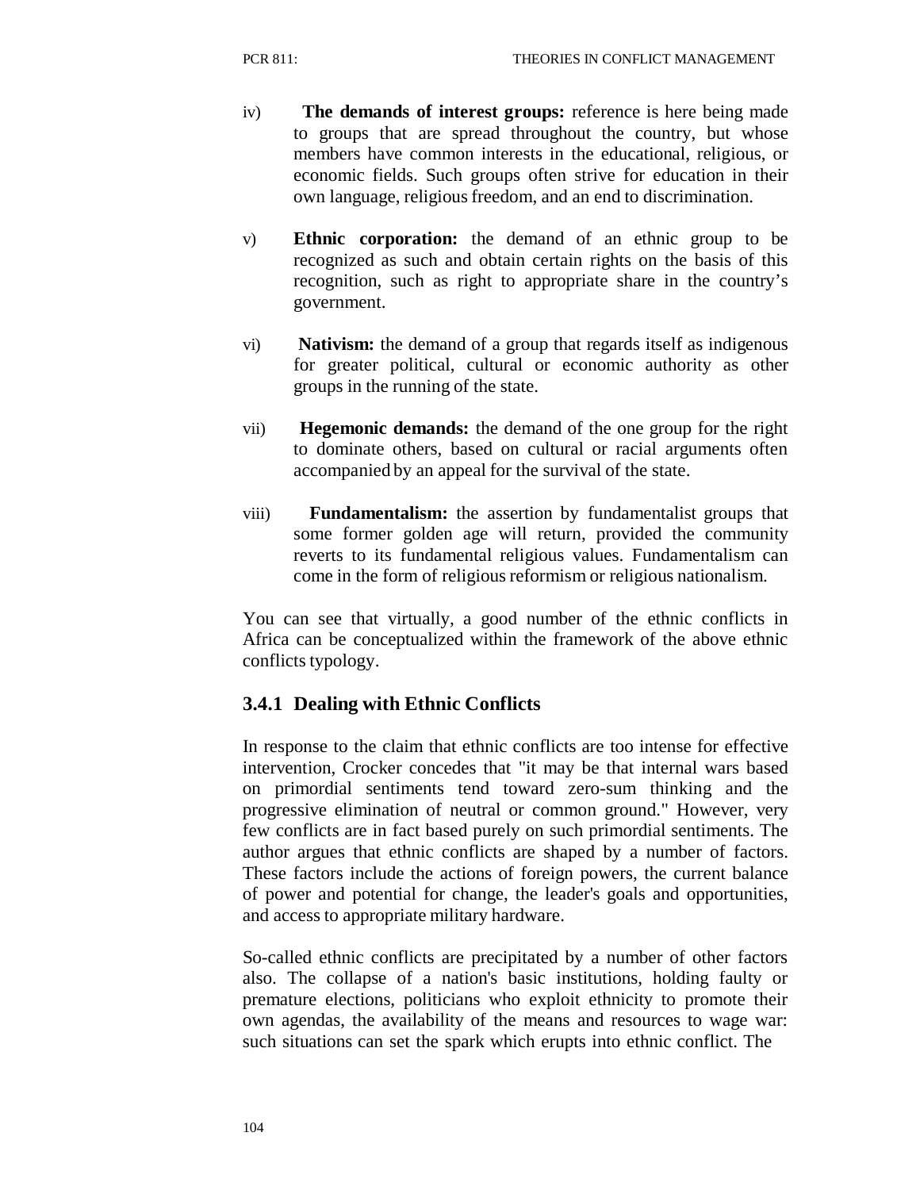iv) **The demands of interest groups:** reference is here being made to groups that are spread throughout the country, but whose members have common interests in the educational, religious, or economic fields. Such groups often strive for education in their own language, religious freedom, and an end to discrimination.

v) **Ethnic corporation:** the demand of an ethnic group to be recognized as such and obtain certain rights on the basis of this recognition, such as right to appropriate share in the country's government.

vi) **Nativism:** the demand of a group that regards itself as indigenous for greater political, cultural or economic authority as other groups in the running of the state.

vii) **Hegemonic demands:** the demand of the one group for the right to dominate others, based on cultural or racial arguments often accompanied by an appeal for the survival of the state.

viii) **Fundamentalism:** the assertion by fundamentalist groups that some former golden age will return, provided the community reverts to its fundamental religious values. Fundamentalism can come in the form of religious reformism or religious nationalism.

You can see that virtually, a good number of the ethnic conflicts in Africa can be conceptualized within the framework of the above ethnic conflicts typology.

### 3.4.1 Dealing with Ethnic Conflicts

In response to the claim that ethnic conflicts are too intense for effective intervention, Crocker concedes that "it may be that internal wars based on primordial sentiments tend toward zero-sum thinking and the progressive elimination of neutral or common ground." However, very few conflicts are in fact based purely on such primordial sentiments. The author argues that ethnic conflicts are shaped by a number of factors. These factors include the actions of foreign powers, the current balance of power and potential for change, the leader's goals and opportunities, and access to appropriate military hardware.

So-called ethnic conflicts are precipitated by a number of other factors also. The collapse of a nation's basic institutions, holding faulty or premature elections, politicians who exploit ethnicity to promote their own agendas, the availability of the means and resources to wage war: such situations can set the spark which erupts into ethnic conflict. The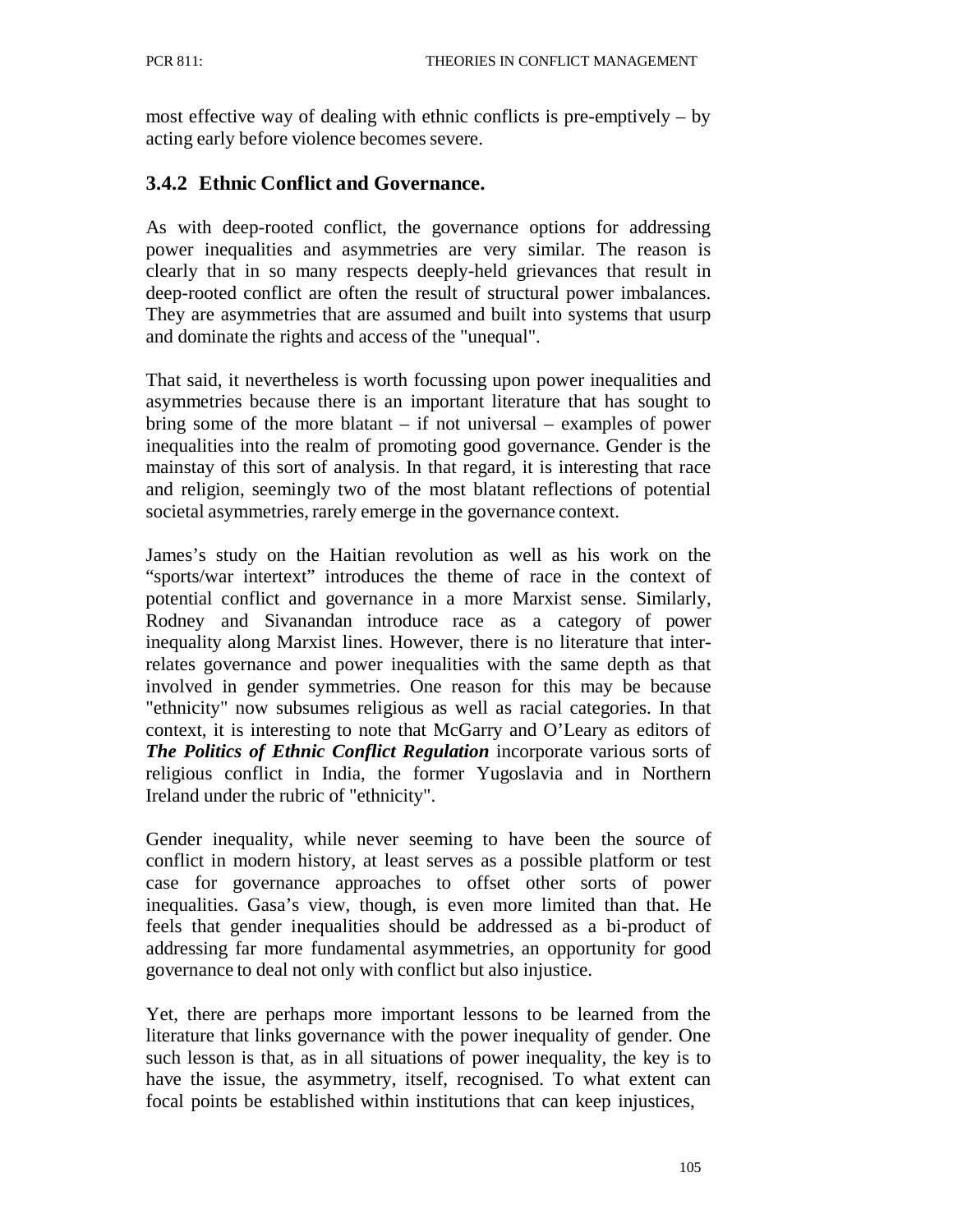most effective way of dealing with ethnic conflicts is pre-emptively – by acting early before violence becomes severe.

### 3.4.2 Ethnic Conflict and Governance.

As with deep-rooted conflict, the governance options for addressing power inequalities and asymmetries are very similar. The reason is clearly that in so many respects deeply-held grievances that result in deep-rooted conflict are often the result of structural power imbalances. They are asymmetries that are assumed and built into systems that usurp and dominate the rights and access of the "unequal".

That said, it nevertheless is worth focussing upon power inequalities and asymmetries because there is an important literature that has sought to bring some of the more blatant – if not universal – examples of power inequalities into the realm of promoting good governance. Gender is the mainstay of this sort of analysis. In that regard, it is interesting that race and religion, seemingly two of the most blatant reflections of potential societal asymmetries, rarely emerge in the governance context.

James's study on the Haitian revolution as well as his work on the "sports/war intertext" introduces the theme of race in the context of potential conflict and governance in a more Marxist sense. Similarly, Rodney and Sivanandan introduce race as a category of power inequality along Marxist lines. However, there is no literature that inter-relates governance and power inequalities with the same depth as that involved in gender symmetries. One reason for this may be because "ethnicity" now subsumes religious as well as racial categories. In that context, it is interesting to note that McGarry and O'Leary as editors of ***The Politics of Ethnic Conflict Regulation*** incorporate various sorts of religious conflict in India, the former Yugoslavia and in Northern Ireland under the rubric of "ethnicity".

Gender inequality, while never seeming to have been the source of conflict in modern history, at least serves as a possible platform or test case for governance approaches to offset other sorts of power inequalities. Gasa's view, though, is even more limited than that. He feels that gender inequalities should be addressed as a bi-product of addressing far more fundamental asymmetries, an opportunity for good governance to deal not only with conflict but also injustice.

Yet, there are perhaps more important lessons to be learned from the literature that links governance with the power inequality of gender. One such lesson is that, as in all situations of power inequality, the key is to have the issue, the asymmetry, itself, recognised. To what extent can focal points be established within institutions that can keep injustices,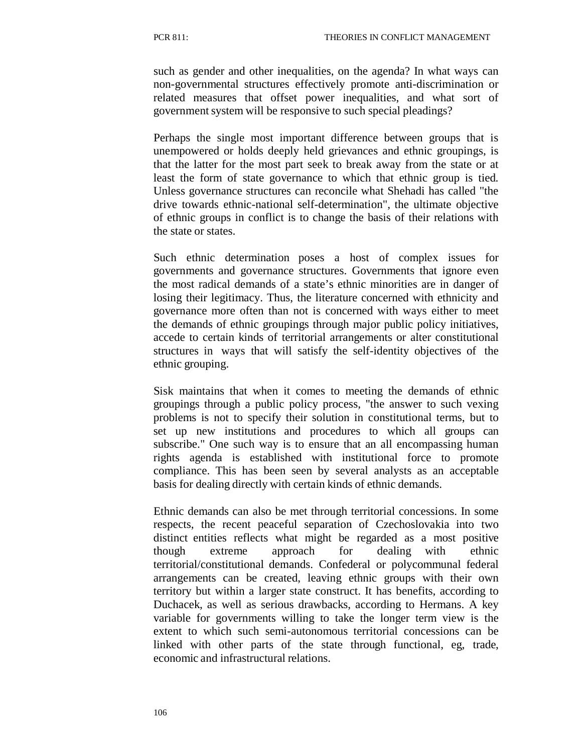such as gender and other inequalities, on the agenda? In what ways can non-governmental structures effectively promote anti-discrimination or related measures that offset power inequalities, and what sort of government system will be responsive to such special pleadings?

Perhaps the single most important difference between groups that is unempowered or holds deeply held grievances and ethnic groupings, is that the latter for the most part seek to break away from the state or at least the form of state governance to which that ethnic group is tied. Unless governance structures can reconcile what Shehadi has called "the drive towards ethnic-national self-determination", the ultimate objective of ethnic groups in conflict is to change the basis of their relations with the state or states.

Such ethnic determination poses a host of complex issues for governments and governance structures. Governments that ignore even the most radical demands of a state's ethnic minorities are in danger of losing their legitimacy. Thus, the literature concerned with ethnicity and governance more often than not is concerned with ways either to meet the demands of ethnic groupings through major public policy initiatives, accede to certain kinds of territorial arrangements or alter constitutional structures in ways that will satisfy the self-identity objectives of the ethnic grouping.

Sisk maintains that when it comes to meeting the demands of ethnic groupings through a public policy process, "the answer to such vexing problems is not to specify their solution in constitutional terms, but to set up new institutions and procedures to which all groups can subscribe." One such way is to ensure that an all encompassing human rights agenda is established with institutional force to promote compliance. This has been seen by several analysts as an acceptable basis for dealing directly with certain kinds of ethnic demands.

Ethnic demands can also be met through territorial concessions. In some respects, the recent peaceful separation of Czechoslovakia into two distinct entities reflects what might be regarded as a most positive though extreme approach for dealing with ethnic territorial/constitutional demands. Confederal or polycommunal federal arrangements can be created, leaving ethnic groups with their own territory but within a larger state construct. It has benefits, according to Duchacek, as well as serious drawbacks, according to Hermans. A key variable for governments willing to take the longer term view is the extent to which such semi-autonomous territorial concessions can be linked with other parts of the state through functional, eg, trade, economic and infrastructural relations.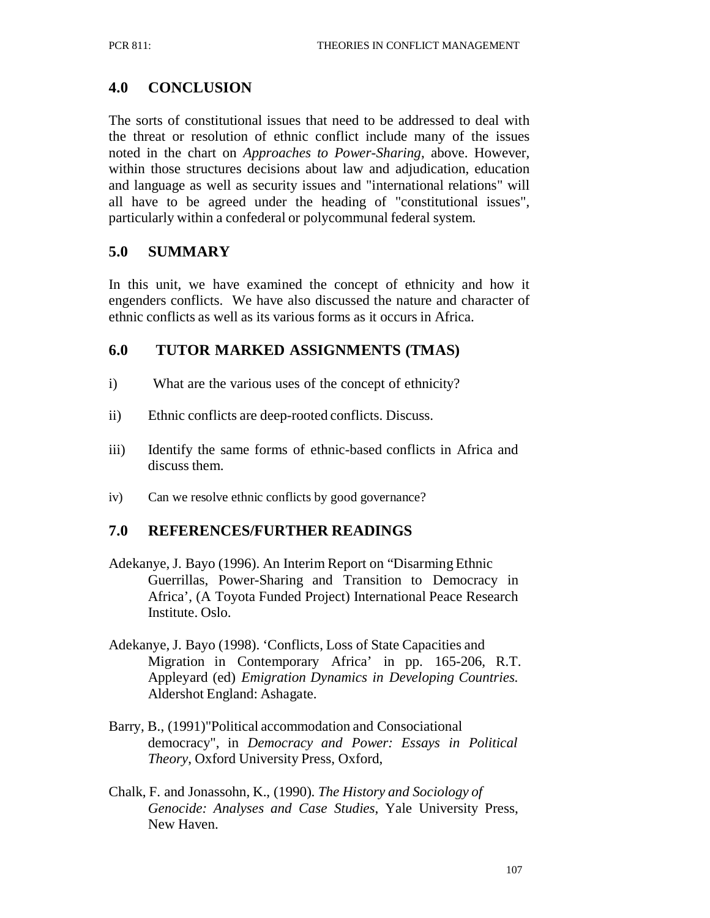## 4.0 CONCLUSION

The sorts of constitutional issues that need to be addressed to deal with the threat or resolution of ethnic conflict include many of the issues noted in the chart on *Approaches to Power-Sharing*, above. However, within those structures decisions about law and adjudication, education and language as well as security issues and "international relations" will all have to be agreed under the heading of "constitutional issues", particularly within a confederal or polycommunal federal system.

## 5.0 SUMMARY

In this unit, we have examined the concept of ethnicity and how it engenders conflicts. We have also discussed the nature and character of ethnic conflicts as well as its various forms as it occurs in Africa.

## 6.0 TUTOR MARKED ASSIGNMENTS (TMAS)

i) What are the various uses of the concept of ethnicity?

ii) Ethnic conflicts are deep-rooted conflicts. Discuss.

iii) Identify the same forms of ethnic-based conflicts in Africa and discuss them.

iv) Can we resolve ethnic conflicts by good governance?

## 7.0 REFERENCES/FURTHER READINGS

Adekanye, J. Bayo (1996). An Interim Report on "Disarming Ethnic Guerrillas, Power-Sharing and Transition to Democracy in Africa', (A Toyota Funded Project) International Peace Research Institute. Oslo.

Adekanye, J. Bayo (1998). 'Conflicts, Loss of State Capacities and Migration in Contemporary Africa' in pp. 165-206, R.T. Appleyard (ed) *Emigration Dynamics in Developing Countries.* Aldershot England: Ashagate.

Barry, B., (1991)"Political accommodation and Consociational democracy", in *Democracy and Power: Essays in Political Theory*, Oxford University Press, Oxford,

Chalk, F. and Jonassohn, K., (1990). *The History and Sociology of Genocide: Analyses and Case Studies*, Yale University Press, New Haven.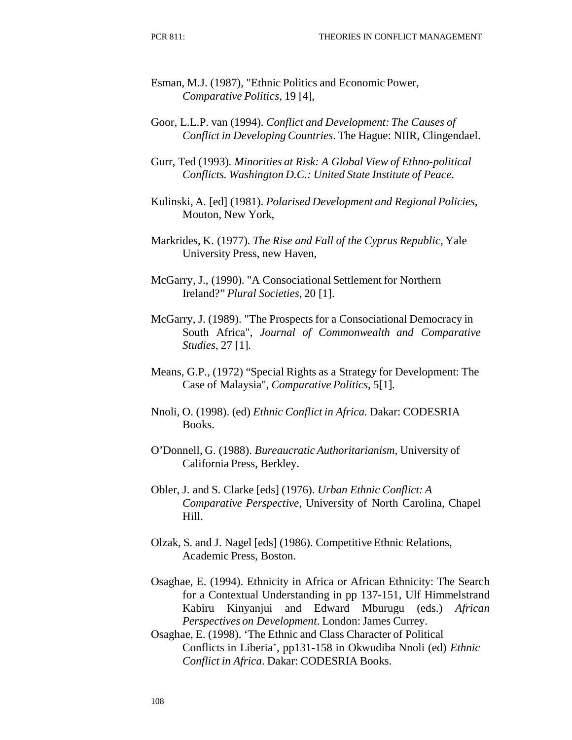Esman, M.J. (1987), "Ethnic Politics and Economic Power, *Comparative Politics*, 19 [4],

Goor, L.L.P. van (1994). *Conflict and Development: The Causes of Conflict in Developing Countries*. The Hague: NIIR, Clingendael.

Gurr, Ted (1993). *Minorities at Risk: A Global View of Ethno-political Conflicts. Washington D.C.: United State Institute of Peace*.

Kulinski, A. [ed] (1981). *Polarised Development and Regional Policies*, Mouton, New York,

Markrides, K. (1977). *The Rise and Fall of the Cyprus Republic*, Yale University Press, new Haven,

McGarry, J., (1990). "A Consociational Settlement for Northern Ireland?" *Plural Societies*, 20 [1].

McGarry, J. (1989). "The Prospects for a Consociational Democracy in South Africa", *Journal of Commonwealth and Comparative Studies*, 27 [1].

Means, G.P., (1972) "Special Rights as a Strategy for Development: The Case of Malaysia", *Comparative Politics*, 5[1].

Nnoli, O. (1998). (ed) *Ethnic Conflict in Africa*. Dakar: CODESRIA Books.

O'Donnell, G. (1988). *Bureaucratic Authoritarianism*, University of California Press, Berkley.

Obler, J. and S. Clarke [eds] (1976). *Urban Ethnic Conflict: A Comparative Perspective*, University of North Carolina, Chapel Hill.

Olzak, S. and J. Nagel [eds] (1986). Competitive Ethnic Relations, Academic Press, Boston.

Osaghae, E. (1994). Ethnicity in Africa or African Ethnicity: The Search for a Contextual Understanding in pp 137-151, Ulf Himmelstrand Kabiru Kinyanjui and Edward Mburugu (eds.) *African Perspectives on Development*. London: James Currey.

Osaghae, E. (1998). 'The Ethnic and Class Character of Political Conflicts in Liberia', pp131-158 in Okwudiba Nnoli (ed) *Ethnic Conflict in Africa*. Dakar: CODESRIA Books.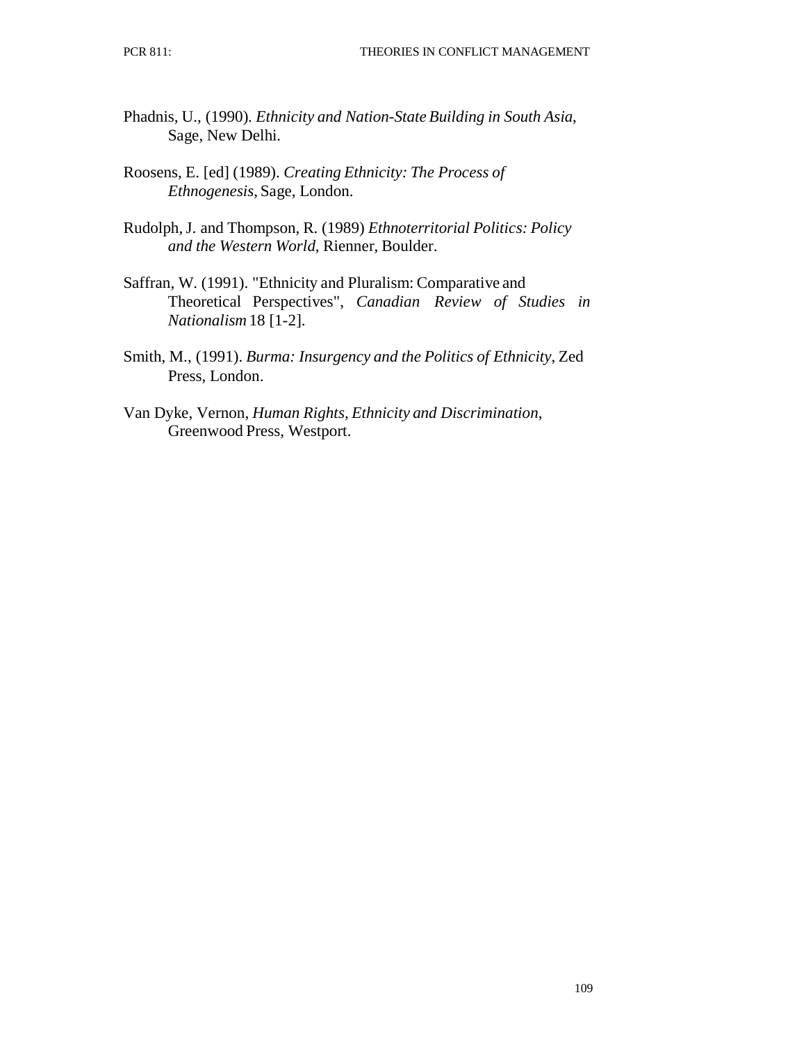Phadnis, U., (1990). *Ethnicity and Nation-State Building in South Asia*, Sage, New Delhi.

Roosens, E. [ed] (1989). *Creating Ethnicity: The Process of Ethnogenesis*, Sage, London.

Rudolph, J. and Thompson, R. (1989) *Ethnoterritorial Politics: Policy and the Western World*, Rienner, Boulder.

Saffran, W. (1991). "Ethnicity and Pluralism: Comparative and Theoretical Perspectives", *Canadian Review of Studies in Nationalism* 18 [1-2].

Smith, M., (1991). *Burma: Insurgency and the Politics of Ethnicity*, Zed Press, London.

Van Dyke, Vernon, *Human Rights, Ethnicity and Discrimination*, Greenwood Press, Westport.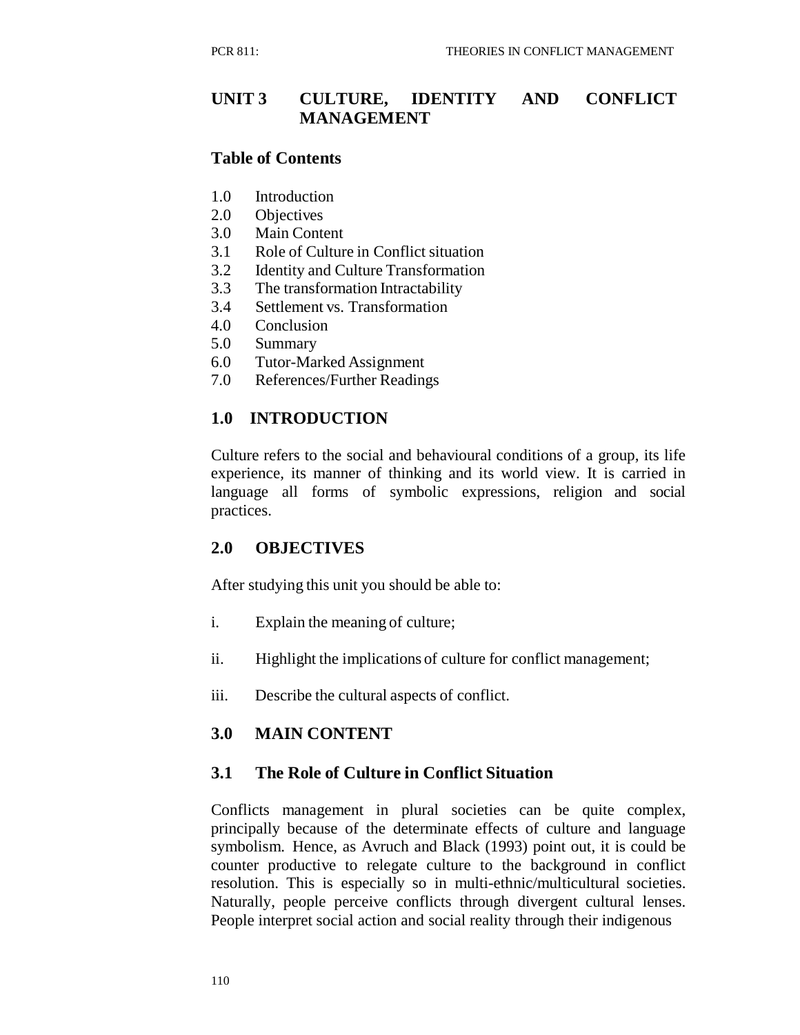## UNIT 3 CULTURE, IDENTITY AND CONFLICT MANAGEMENT

### Table of Contents

1.0 Introduction
2.0 Objectives
3.0 Main Content
3.1 Role of Culture in Conflict situation
3.2 Identity and Culture Transformation
3.3 The transformation Intractability
3.4 Settlement vs. Transformation
4.0 Conclusion
5.0 Summary
6.0 Tutor-Marked Assignment
7.0 References/Further Readings

### 1.0 INTRODUCTION

Culture refers to the social and behavioural conditions of a group, its life experience, its manner of thinking and its world view. It is carried in language all forms of symbolic expressions, religion and social practices.

### 2.0 OBJECTIVES

After studying this unit you should be able to:

i. Explain the meaning of culture;

ii. Highlight the implications of culture for conflict management;

iii. Describe the cultural aspects of conflict.

### 3.0 MAIN CONTENT

### 3.1 The Role of Culture in Conflict Situation

Conflicts management in plural societies can be quite complex, principally because of the determinate effects of culture and language symbolism. Hence, as Avruch and Black (1993) point out, it is could be counter productive to relegate culture to the background in conflict resolution. This is especially so in multi-ethnic/multicultural societies. Naturally, people perceive conflicts through divergent cultural lenses. People interpret social action and social reality through their indigenous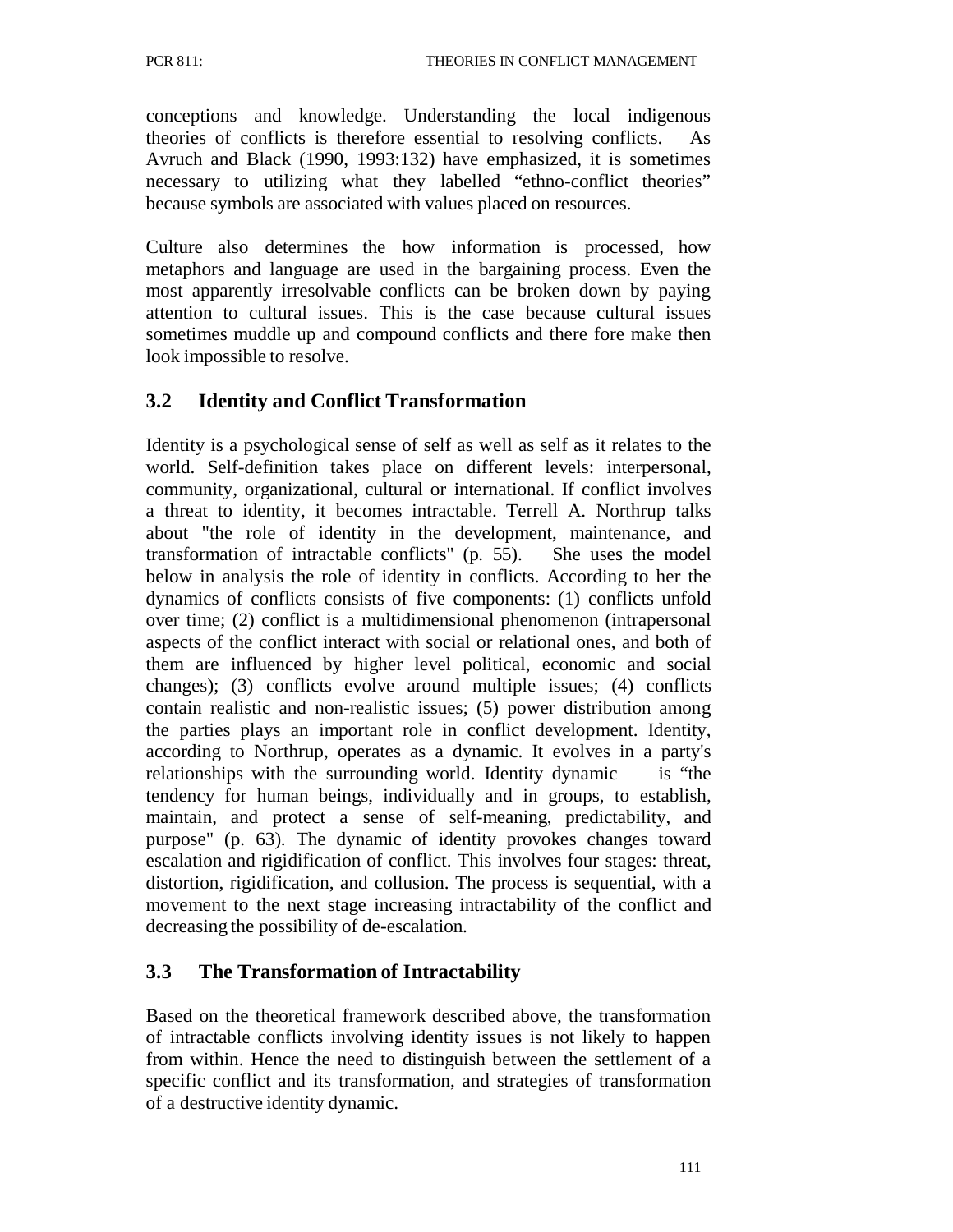conceptions and knowledge. Understanding the local indigenous theories of conflicts is therefore essential to resolving conflicts. As Avruch and Black (1990, 1993:132) have emphasized, it is sometimes necessary to utilizing what they labelled "ethno-conflict theories" because symbols are associated with values placed on resources.

Culture also determines the how information is processed, how metaphors and language are used in the bargaining process. Even the most apparently irresolvable conflicts can be broken down by paying attention to cultural issues. This is the case because cultural issues sometimes muddle up and compound conflicts and there fore make then look impossible to resolve.

## 3.2 Identity and Conflict Transformation

Identity is a psychological sense of self as well as self as it relates to the world. Self-definition takes place on different levels: interpersonal, community, organizational, cultural or international. If conflict involves a threat to identity, it becomes intractable. Terrell A. Northrup talks about "the role of identity in the development, maintenance, and transformation of intractable conflicts" (p. 55). She uses the model below in analysis the role of identity in conflicts. According to her the dynamics of conflicts consists of five components: (1) conflicts unfold over time; (2) conflict is a multidimensional phenomenon (intrapersonal aspects of the conflict interact with social or relational ones, and both of them are influenced by higher level political, economic and social changes); (3) conflicts evolve around multiple issues; (4) conflicts contain realistic and non-realistic issues; (5) power distribution among the parties plays an important role in conflict development. Identity, according to Northrup, operates as a dynamic. It evolves in a party's relationships with the surrounding world. Identity dynamic is "the tendency for human beings, individually and in groups, to establish, maintain, and protect a sense of self-meaning, predictability, and purpose" (p. 63). The dynamic of identity provokes changes toward escalation and rigidification of conflict. This involves four stages: threat, distortion, rigidification, and collusion. The process is sequential, with a movement to the next stage increasing intractability of the conflict and decreasing the possibility of de-escalation.

## 3.3 The Transformation of Intractability

Based on the theoretical framework described above, the transformation of intractable conflicts involving identity issues is not likely to happen from within. Hence the need to distinguish between the settlement of a specific conflict and its transformation, and strategies of transformation of a destructive identity dynamic.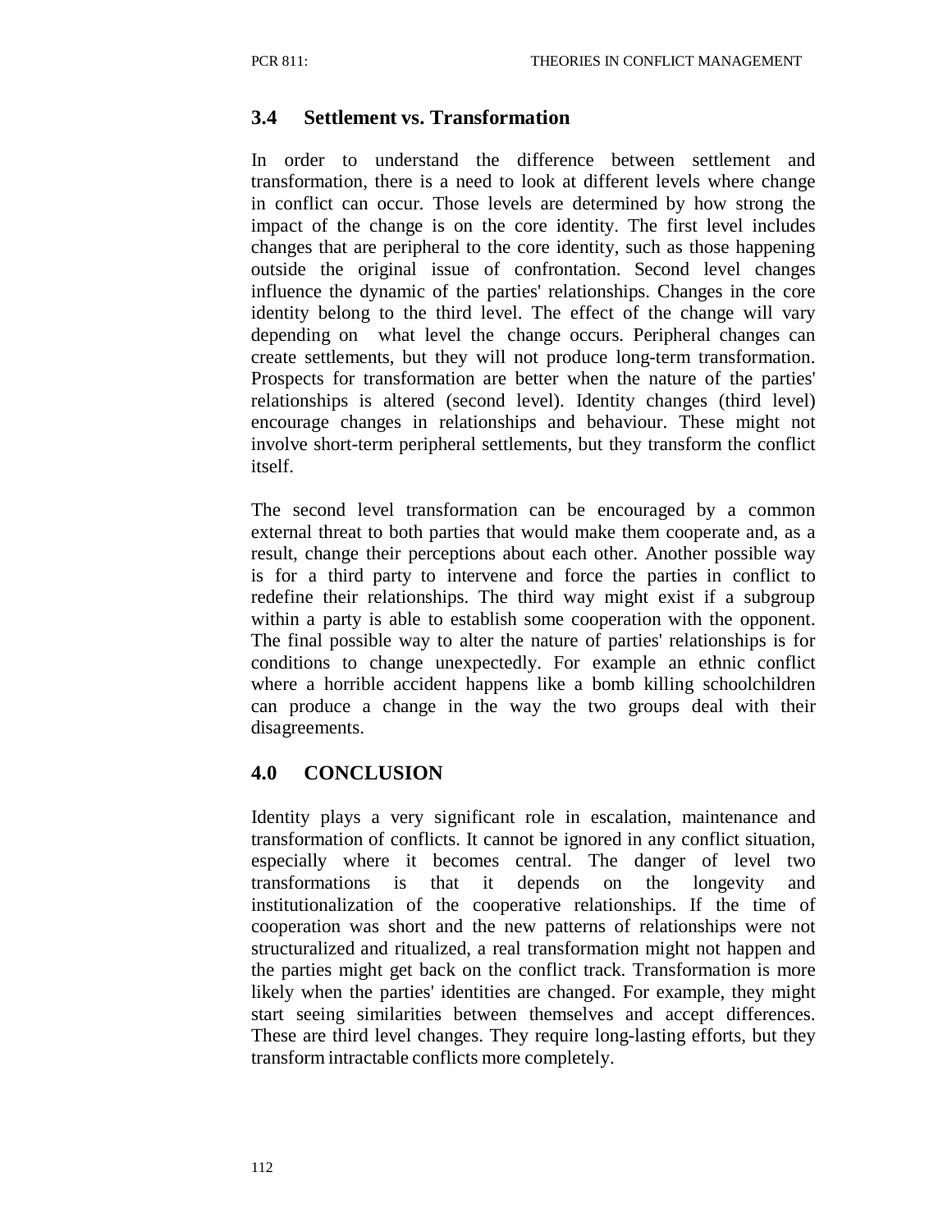### 3.4 Settlement vs. Transformation

In order to understand the difference between settlement and transformation, there is a need to look at different levels where change in conflict can occur. Those levels are determined by how strong the impact of the change is on the core identity. The first level includes changes that are peripheral to the core identity, such as those happening outside the original issue of confrontation. Second level changes influence the dynamic of the parties' relationships. Changes in the core identity belong to the third level. The effect of the change will vary depending on what level the change occurs. Peripheral changes can create settlements, but they will not produce long-term transformation. Prospects for transformation are better when the nature of the parties' relationships is altered (second level). Identity changes (third level) encourage changes in relationships and behaviour. These might not involve short-term peripheral settlements, but they transform the conflict itself.

The second level transformation can be encouraged by a common external threat to both parties that would make them cooperate and, as a result, change their perceptions about each other. Another possible way is for a third party to intervene and force the parties in conflict to redefine their relationships. The third way might exist if a subgroup within a party is able to establish some cooperation with the opponent. The final possible way to alter the nature of parties' relationships is for conditions to change unexpectedly. For example an ethnic conflict where a horrible accident happens like a bomb killing schoolchildren can produce a change in the way the two groups deal with their disagreements.

## 4.0 CONCLUSION

Identity plays a very significant role in escalation, maintenance and transformation of conflicts. It cannot be ignored in any conflict situation, especially where it becomes central. The danger of level two transformations is that it depends on the longevity and institutionalization of the cooperative relationships. If the time of cooperation was short and the new patterns of relationships were not structuralized and ritualized, a real transformation might not happen and the parties might get back on the conflict track. Transformation is more likely when the parties' identities are changed. For example, they might start seeing similarities between themselves and accept differences. These are third level changes. They require long-lasting efforts, but they transform intractable conflicts more completely.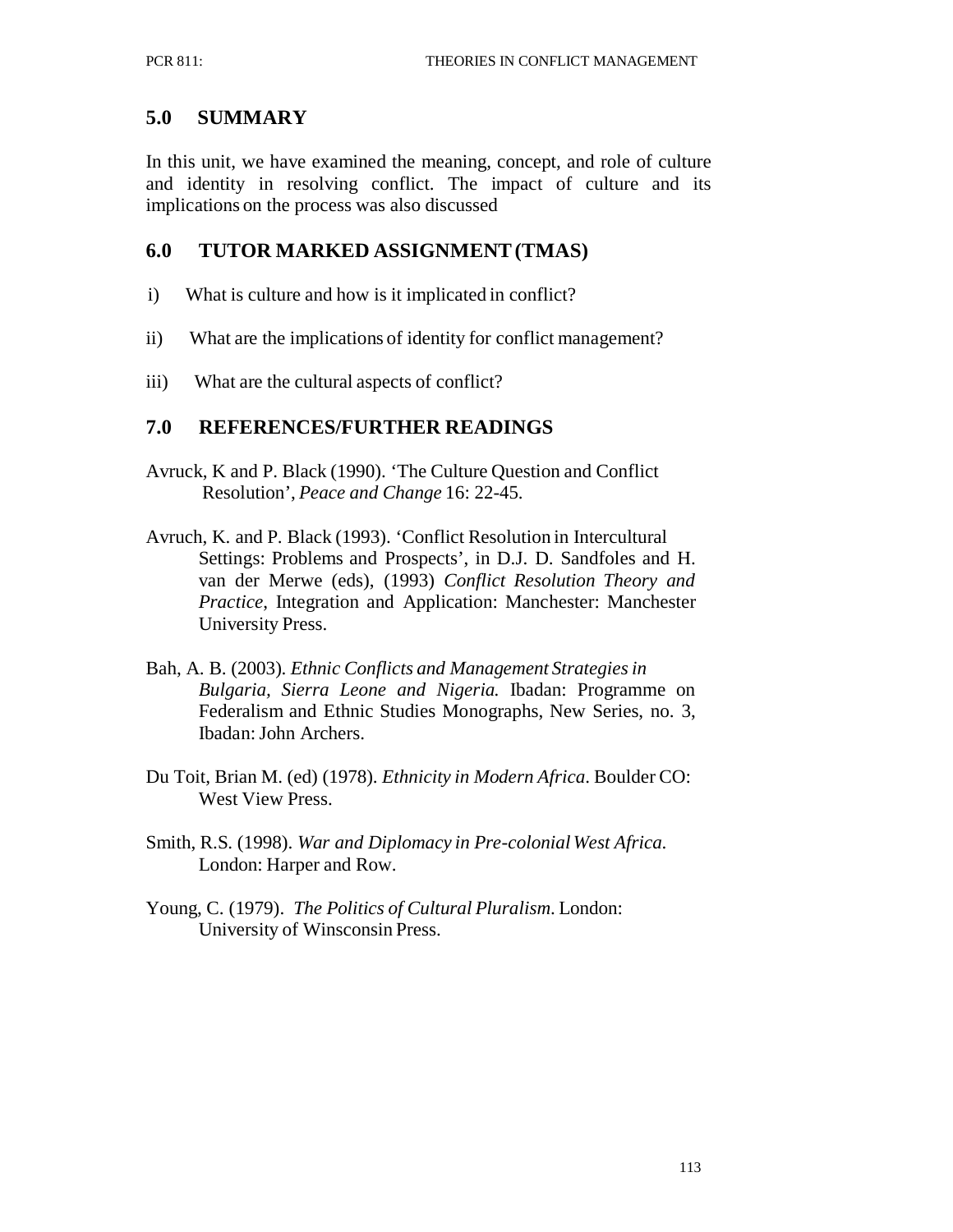## 5.0 SUMMARY

In this unit, we have examined the meaning, concept, and role of culture and identity in resolving conflict. The impact of culture and its implications on the process was also discussed

## 6.0 TUTOR MARKED ASSIGNMENT (TMAS)

i) What is culture and how is it implicated in conflict?

ii) What are the implications of identity for conflict management?

iii) What are the cultural aspects of conflict?

## 7.0 REFERENCES/FURTHER READINGS

Avruck, K and P. Black (1990). 'The Culture Question and Conflict Resolution', *Peace and Change* 16: 22-45.

Avruch, K. and P. Black (1993). 'Conflict Resolution in Intercultural Settings: Problems and Prospects', in D.J. D. Sandfoles and H. van der Merwe (eds), (1993) *Conflict Resolution Theory and Practice*, Integration and Application: Manchester: Manchester University Press.

Bah, A. B. (2003). *Ethnic Conflicts and Management Strategies in Bulgaria, Sierra Leone and Nigeria.* Ibadan: Programme on Federalism and Ethnic Studies Monographs, New Series, no. 3, Ibadan: John Archers.

Du Toit, Brian M. (ed) (1978). *Ethnicity in Modern Africa*. Boulder CO: West View Press.

Smith, R.S. (1998). *War and Diplomacy in Pre-colonial West Africa.* London: Harper and Row.

Young, C. (1979). *The Politics of Cultural Pluralism*. London: University of Winsconsin Press.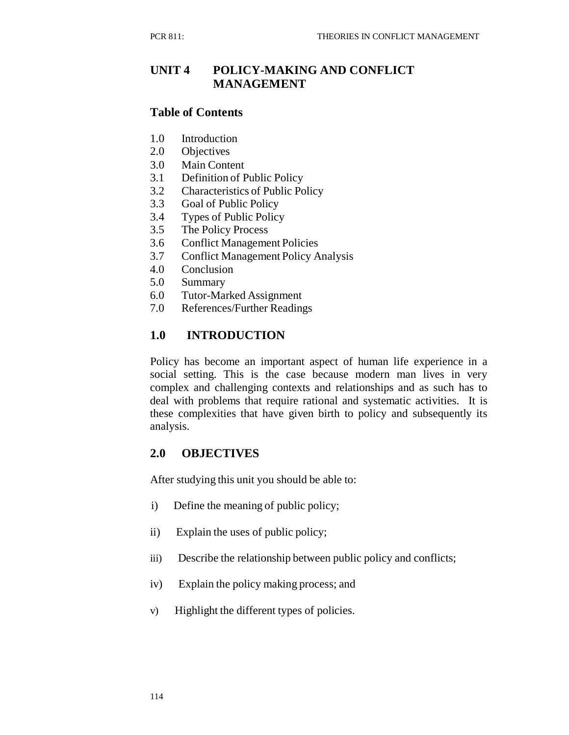# UNIT 4 POLICY-MAKING AND CONFLICT MANAGEMENT

## Table of Contents

1.0 Introduction
2.0 Objectives
3.0 Main Content
3.1 Definition of Public Policy
3.2 Characteristics of Public Policy
3.3 Goal of Public Policy
3.4 Types of Public Policy
3.5 The Policy Process
3.6 Conflict Management Policies
3.7 Conflict Management Policy Analysis
4.0 Conclusion
5.0 Summary
6.0 Tutor-Marked Assignment
7.0 References/Further Readings

## 1.0 INTRODUCTION

Policy has become an important aspect of human life experience in a social setting. This is the case because modern man lives in very complex and challenging contexts and relationships and as such has to deal with problems that require rational and systematic activities. It is these complexities that have given birth to policy and subsequently its analysis.

## 2.0 OBJECTIVES

After studying this unit you should be able to:

i) Define the meaning of public policy;

ii) Explain the uses of public policy;

iii) Describe the relationship between public policy and conflicts;

iv) Explain the policy making process; and

v) Highlight the different types of policies.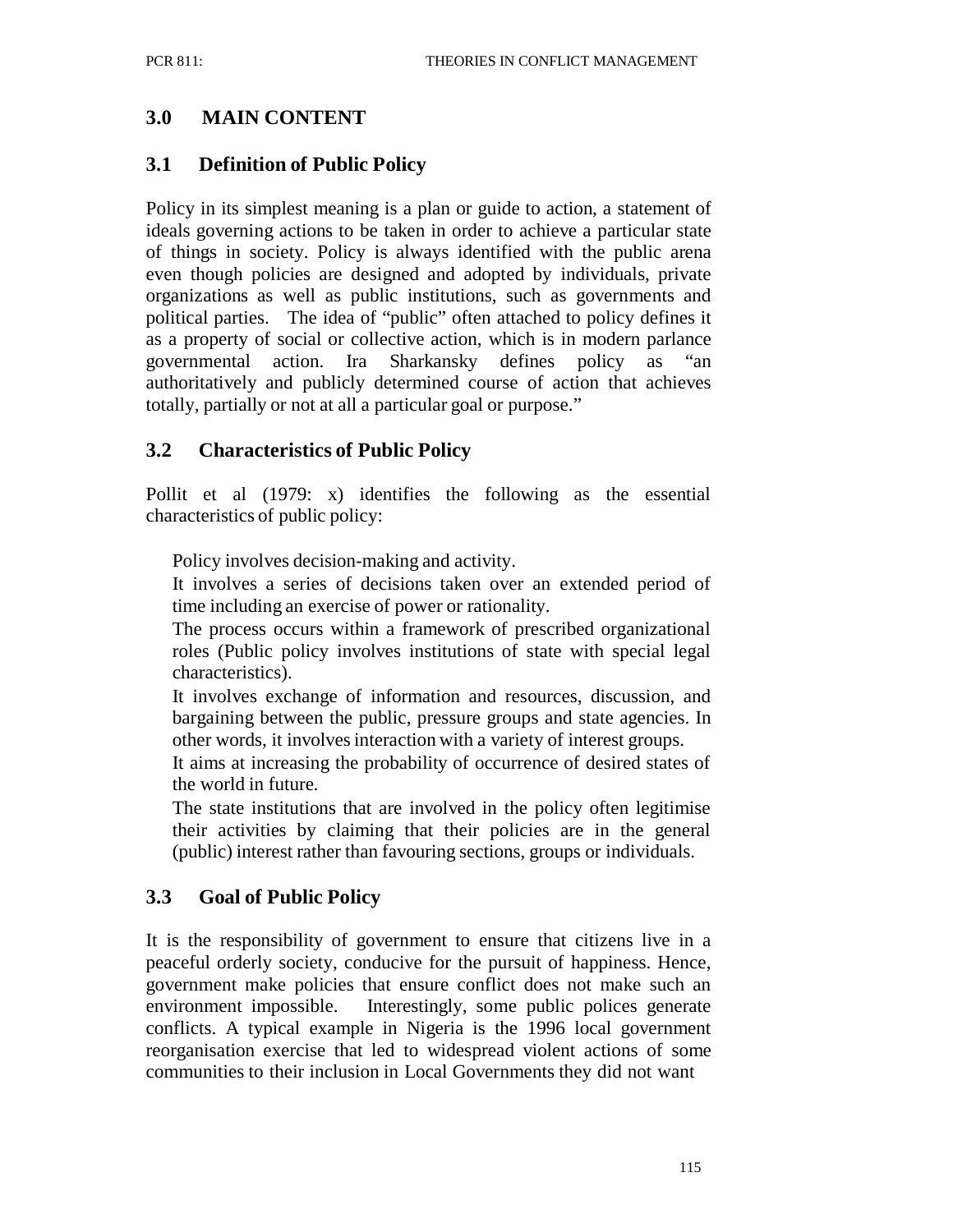## 3.0 MAIN CONTENT

### 3.1 Definition of Public Policy

Policy in its simplest meaning is a plan or guide to action, a statement of ideals governing actions to be taken in order to achieve a particular state of things in society. Policy is always identified with the public arena even though policies are designed and adopted by individuals, private organizations as well as public institutions, such as governments and political parties. The idea of "public" often attached to policy defines it as a property of social or collective action, which is in modern parlance governmental action. Ira Sharkansky defines policy as "an authoritatively and publicly determined course of action that achieves totally, partially or not at all a particular goal or purpose."

### 3.2 Characteristics of Public Policy

Pollit et al (1979: x) identifies the following as the essential characteristics of public policy:

- Policy involves decision-making and activity.
- It involves a series of decisions taken over an extended period of time including an exercise of power or rationality.
- The process occurs within a framework of prescribed organizational roles (Public policy involves institutions of state with special legal characteristics).
- It involves exchange of information and resources, discussion, and bargaining between the public, pressure groups and state agencies. In other words, it involves interaction with a variety of interest groups.
- It aims at increasing the probability of occurrence of desired states of the world in future.
- The state institutions that are involved in the policy often legitimise their activities by claiming that their policies are in the general (public) interest rather than favouring sections, groups or individuals.

### 3.3 Goal of Public Policy

It is the responsibility of government to ensure that citizens live in a peaceful orderly society, conducive for the pursuit of happiness. Hence, government make policies that ensure conflict does not make such an environment impossible. Interestingly, some public polices generate conflicts. A typical example in Nigeria is the 1996 local government reorganisation exercise that led to widespread violent actions of some communities to their inclusion in Local Governments they did not want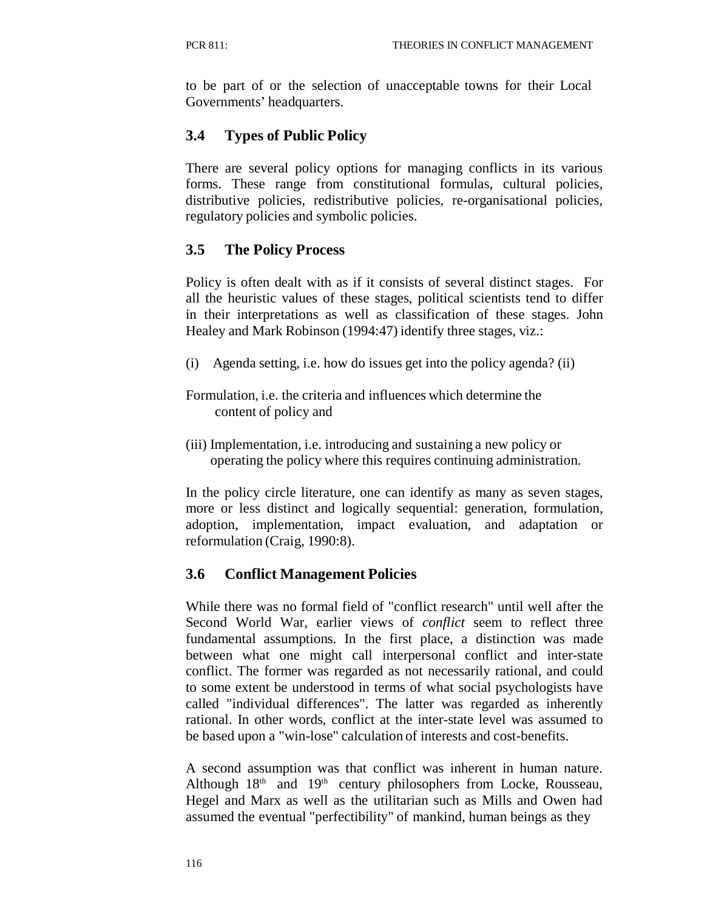to be part of or the selection of unacceptable towns for their Local Governments' headquarters.

## 3.4 Types of Public Policy

There are several policy options for managing conflicts in its various forms. These range from constitutional formulas, cultural policies, distributive policies, redistributive policies, re-organisational policies, regulatory policies and symbolic policies.

## 3.5 The Policy Process

Policy is often dealt with as if it consists of several distinct stages. For all the heuristic values of these stages, political scientists tend to differ in their interpretations as well as classification of these stages. John Healey and Mark Robinson (1994:47) identify three stages, viz.:

(i) Agenda setting, i.e. how do issues get into the policy agenda? (ii)

Formulation, i.e. the criteria and influences which determine the content of policy and

(iii) Implementation, i.e. introducing and sustaining a new policy or operating the policy where this requires continuing administration.

In the policy circle literature, one can identify as many as seven stages, more or less distinct and logically sequential: generation, formulation, adoption, implementation, impact evaluation, and adaptation or reformulation (Craig, 1990:8).

## 3.6 Conflict Management Policies

While there was no formal field of "conflict research" until well after the Second World War, earlier views of *conflict* seem to reflect three fundamental assumptions. In the first place, a distinction was made between what one might call interpersonal conflict and inter-state conflict. The former was regarded as not necessarily rational, and could to some extent be understood in terms of what social psychologists have called "individual differences". The latter was regarded as inherently rational. In other words, conflict at the inter-state level was assumed to be based upon a "win-lose" calculation of interests and cost-benefits.

A second assumption was that conflict was inherent in human nature. Although 18th and 19th century philosophers from Locke, Rousseau, Hegel and Marx as well as the utilitarian such as Mills and Owen had assumed the eventual "perfectibility" of mankind, human beings as they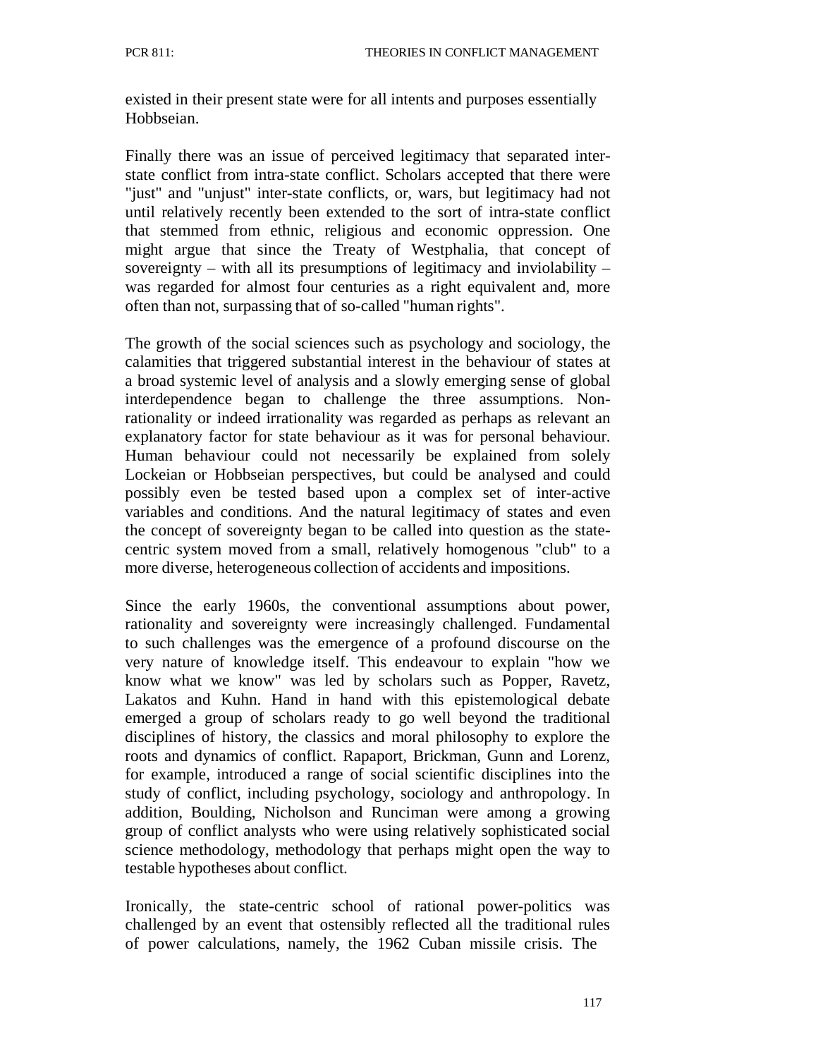existed in their present state were for all intents and purposes essentially Hobbseian.

Finally there was an issue of perceived legitimacy that separated inter-state conflict from intra-state conflict. Scholars accepted that there were "just" and "unjust" inter-state conflicts, or, wars, but legitimacy had not until relatively recently been extended to the sort of intra-state conflict that stemmed from ethnic, religious and economic oppression. One might argue that since the Treaty of Westphalia, that concept of sovereignty – with all its presumptions of legitimacy and inviolability – was regarded for almost four centuries as a right equivalent and, more often than not, surpassing that of so-called "human rights".

The growth of the social sciences such as psychology and sociology, the calamities that triggered substantial interest in the behaviour of states at a broad systemic level of analysis and a slowly emerging sense of global interdependence began to challenge the three assumptions. Non-rationality or indeed irrationality was regarded as perhaps as relevant an explanatory factor for state behaviour as it was for personal behaviour. Human behaviour could not necessarily be explained from solely Lockeian or Hobbseian perspectives, but could be analysed and could possibly even be tested based upon a complex set of inter-active variables and conditions. And the natural legitimacy of states and even the concept of sovereignty began to be called into question as the state-centric system moved from a small, relatively homogenous "club" to a more diverse, heterogeneous collection of accidents and impositions.

Since the early 1960s, the conventional assumptions about power, rationality and sovereignty were increasingly challenged. Fundamental to such challenges was the emergence of a profound discourse on the very nature of knowledge itself. This endeavour to explain "how we know what we know" was led by scholars such as Popper, Ravetz, Lakatos and Kuhn. Hand in hand with this epistemological debate emerged a group of scholars ready to go well beyond the traditional disciplines of history, the classics and moral philosophy to explore the roots and dynamics of conflict. Rapaport, Brickman, Gunn and Lorenz, for example, introduced a range of social scientific disciplines into the study of conflict, including psychology, sociology and anthropology. In addition, Boulding, Nicholson and Runciman were among a growing group of conflict analysts who were using relatively sophisticated social science methodology, methodology that perhaps might open the way to testable hypotheses about conflict.

Ironically, the state-centric school of rational power-politics was challenged by an event that ostensibly reflected all the traditional rules of power calculations, namely, the 1962 Cuban missile crisis. The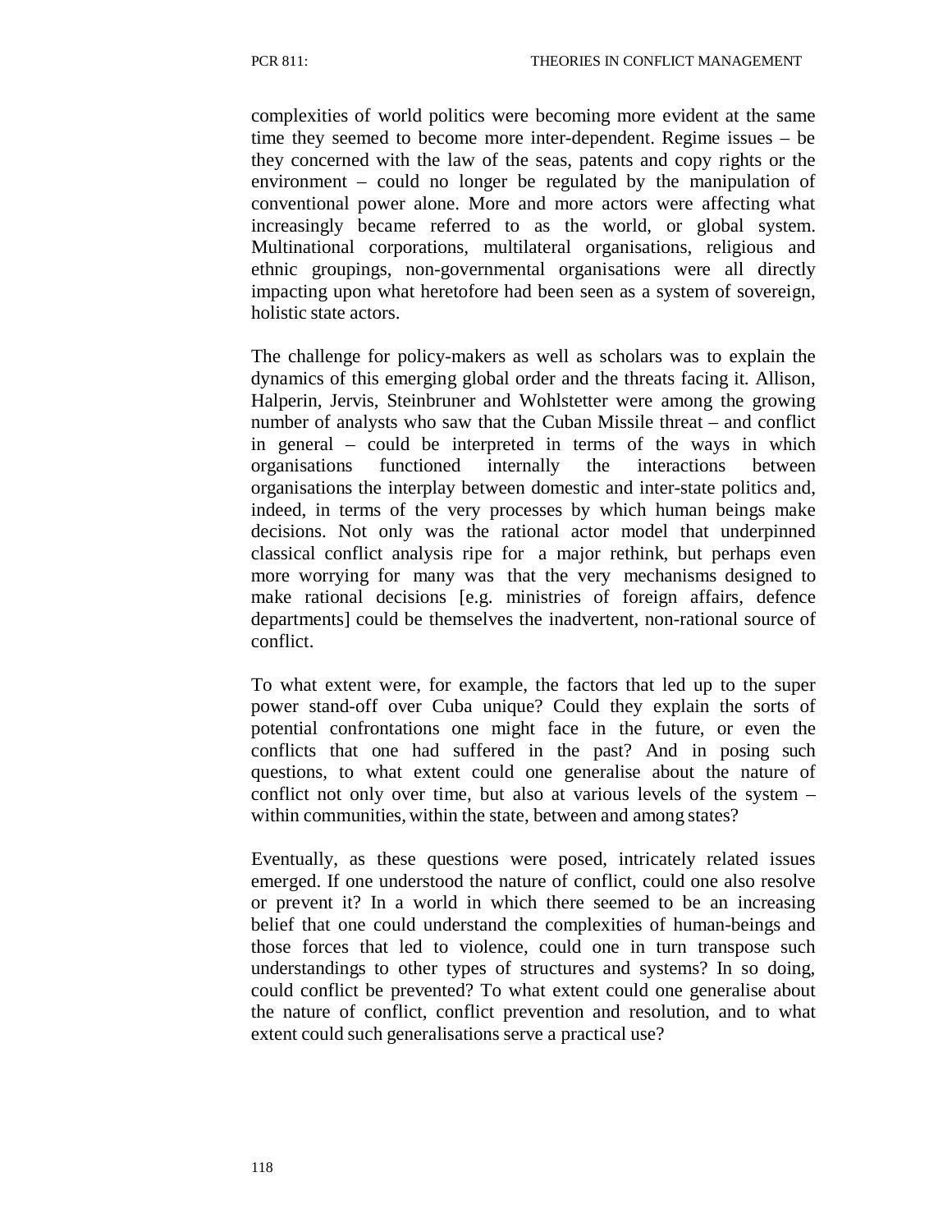complexities of world politics were becoming more evident at the same time they seemed to become more inter-dependent. Regime issues – be they concerned with the law of the seas, patents and copy rights or the environment – could no longer be regulated by the manipulation of conventional power alone. More and more actors were affecting what increasingly became referred to as the world, or global system. Multinational corporations, multilateral organisations, religious and ethnic groupings, non-governmental organisations were all directly impacting upon what heretofore had been seen as a system of sovereign, holistic state actors.

The challenge for policy-makers as well as scholars was to explain the dynamics of this emerging global order and the threats facing it. Allison, Halperin, Jervis, Steinbruner and Wohlstetter were among the growing number of analysts who saw that the Cuban Missile threat – and conflict in general – could be interpreted in terms of the ways in which organisations functioned internally the interactions between organisations the interplay between domestic and inter-state politics and, indeed, in terms of the very processes by which human beings make decisions. Not only was the rational actor model that underpinned classical conflict analysis ripe for a major rethink, but perhaps even more worrying for many was that the very mechanisms designed to make rational decisions [e.g. ministries of foreign affairs, defence departments] could be themselves the inadvertent, non-rational source of conflict.

To what extent were, for example, the factors that led up to the super power stand-off over Cuba unique? Could they explain the sorts of potential confrontations one might face in the future, or even the conflicts that one had suffered in the past? And in posing such questions, to what extent could one generalise about the nature of conflict not only over time, but also at various levels of the system – within communities, within the state, between and among states?

Eventually, as these questions were posed, intricately related issues emerged. If one understood the nature of conflict, could one also resolve or prevent it? In a world in which there seemed to be an increasing belief that one could understand the complexities of human-beings and those forces that led to violence, could one in turn transpose such understandings to other types of structures and systems? In so doing, could conflict be prevented? To what extent could one generalise about the nature of conflict, conflict prevention and resolution, and to what extent could such generalisations serve a practical use?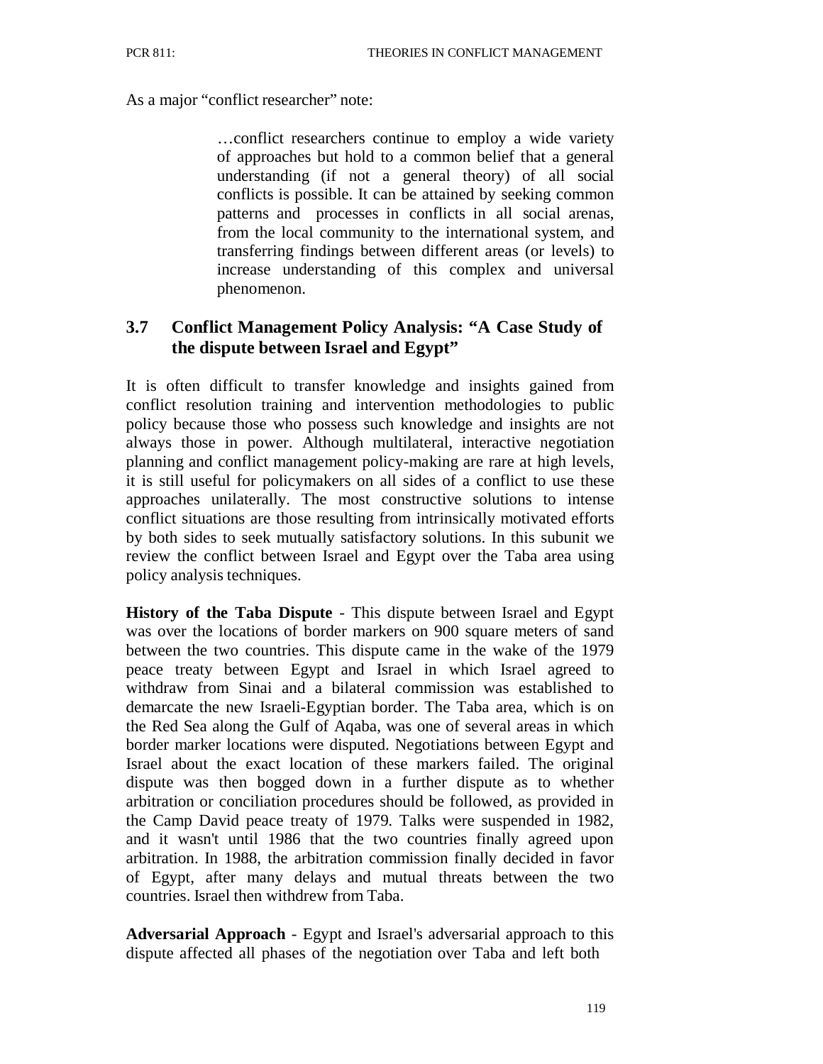As a major "conflict researcher" note:

> …conflict researchers continue to employ a wide variety of approaches but hold to a common belief that a general understanding (if not a general theory) of all social conflicts is possible. It can be attained by seeking common patterns and processes in conflicts in all social arenas, from the local community to the international system, and transferring findings between different areas (or levels) to increase understanding of this complex and universal phenomenon.

### 3.7 Conflict Management Policy Analysis: "A Case Study of the dispute between Israel and Egypt"

It is often difficult to transfer knowledge and insights gained from conflict resolution training and intervention methodologies to public policy because those who possess such knowledge and insights are not always those in power. Although multilateral, interactive negotiation planning and conflict management policy-making are rare at high levels, it is still useful for policymakers on all sides of a conflict to use these approaches unilaterally. The most constructive solutions to intense conflict situations are those resulting from intrinsically motivated efforts by both sides to seek mutually satisfactory solutions. In this subunit we review the conflict between Israel and Egypt over the Taba area using policy analysis techniques.

**History of the Taba Dispute** - This dispute between Israel and Egypt was over the locations of border markers on 900 square meters of sand between the two countries. This dispute came in the wake of the 1979 peace treaty between Egypt and Israel in which Israel agreed to withdraw from Sinai and a bilateral commission was established to demarcate the new Israeli-Egyptian border. The Taba area, which is on the Red Sea along the Gulf of Aqaba, was one of several areas in which border marker locations were disputed. Negotiations between Egypt and Israel about the exact location of these markers failed. The original dispute was then bogged down in a further dispute as to whether arbitration or conciliation procedures should be followed, as provided in the Camp David peace treaty of 1979. Talks were suspended in 1982, and it wasn't until 1986 that the two countries finally agreed upon arbitration. In 1988, the arbitration commission finally decided in favor of Egypt, after many delays and mutual threats between the two countries. Israel then withdrew from Taba.

**Adversarial Approach** - Egypt and Israel's adversarial approach to this dispute affected all phases of the negotiation over Taba and left both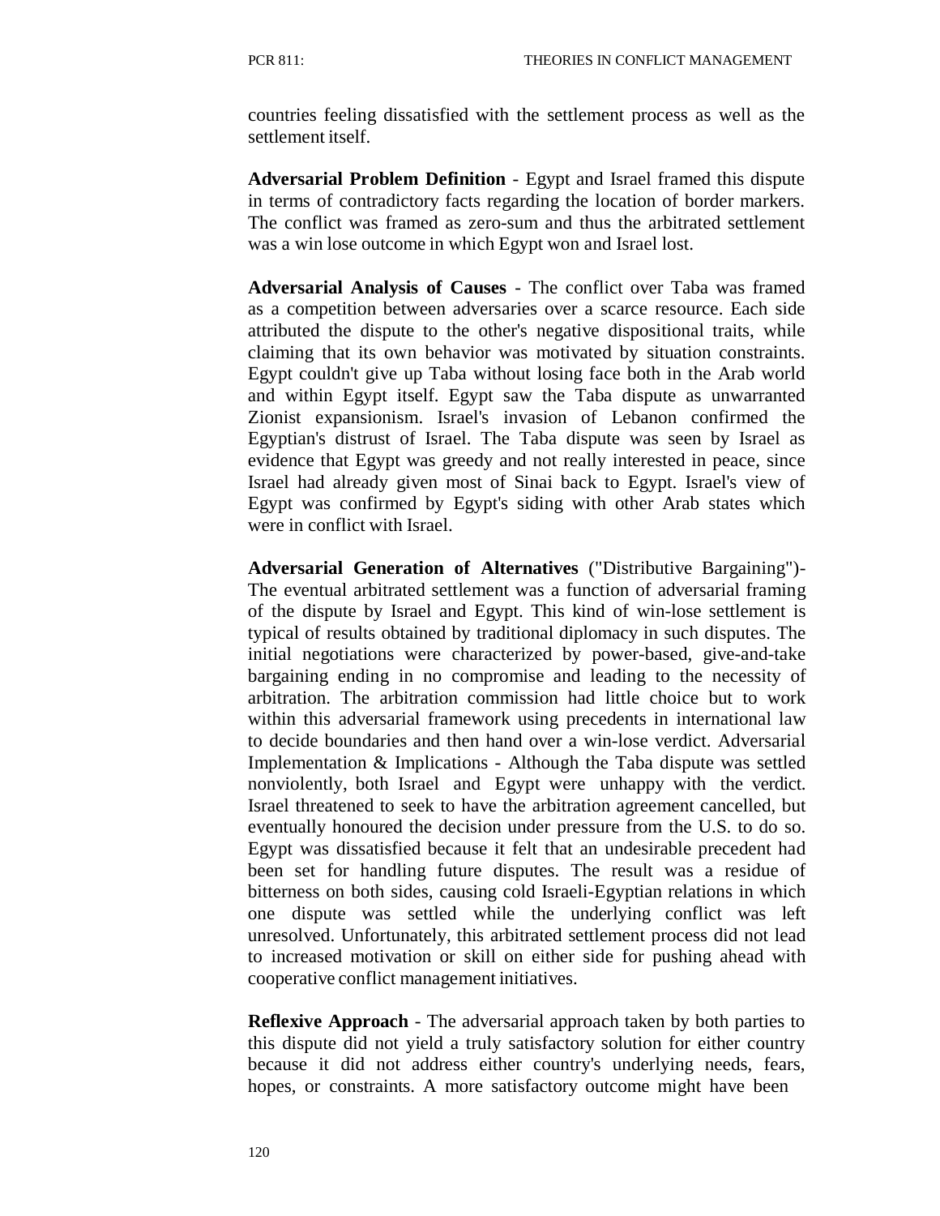countries feeling dissatisfied with the settlement process as well as the settlement itself.

**Adversarial Problem Definition** - Egypt and Israel framed this dispute in terms of contradictory facts regarding the location of border markers. The conflict was framed as zero-sum and thus the arbitrated settlement was a win lose outcome in which Egypt won and Israel lost.

**Adversarial Analysis of Causes** - The conflict over Taba was framed as a competition between adversaries over a scarce resource. Each side attributed the dispute to the other's negative dispositional traits, while claiming that its own behavior was motivated by situation constraints. Egypt couldn't give up Taba without losing face both in the Arab world and within Egypt itself. Egypt saw the Taba dispute as unwarranted Zionist expansionism. Israel's invasion of Lebanon confirmed the Egyptian's distrust of Israel. The Taba dispute was seen by Israel as evidence that Egypt was greedy and not really interested in peace, since Israel had already given most of Sinai back to Egypt. Israel's view of Egypt was confirmed by Egypt's siding with other Arab states which were in conflict with Israel.

**Adversarial Generation of Alternatives** ("Distributive Bargaining")- The eventual arbitrated settlement was a function of adversarial framing of the dispute by Israel and Egypt. This kind of win-lose settlement is typical of results obtained by traditional diplomacy in such disputes. The initial negotiations were characterized by power-based, give-and-take bargaining ending in no compromise and leading to the necessity of arbitration. The arbitration commission had little choice but to work within this adversarial framework using precedents in international law to decide boundaries and then hand over a win-lose verdict. Adversarial Implementation & Implications - Although the Taba dispute was settled nonviolently, both Israel and Egypt were unhappy with the verdict. Israel threatened to seek to have the arbitration agreement cancelled, but eventually honoured the decision under pressure from the U.S. to do so. Egypt was dissatisfied because it felt that an undesirable precedent had been set for handling future disputes. The result was a residue of bitterness on both sides, causing cold Israeli-Egyptian relations in which one dispute was settled while the underlying conflict was left unresolved. Unfortunately, this arbitrated settlement process did not lead to increased motivation or skill on either side for pushing ahead with cooperative conflict management initiatives.

**Reflexive Approach** - The adversarial approach taken by both parties to this dispute did not yield a truly satisfactory solution for either country because it did not address either country's underlying needs, fears, hopes, or constraints. A more satisfactory outcome might have been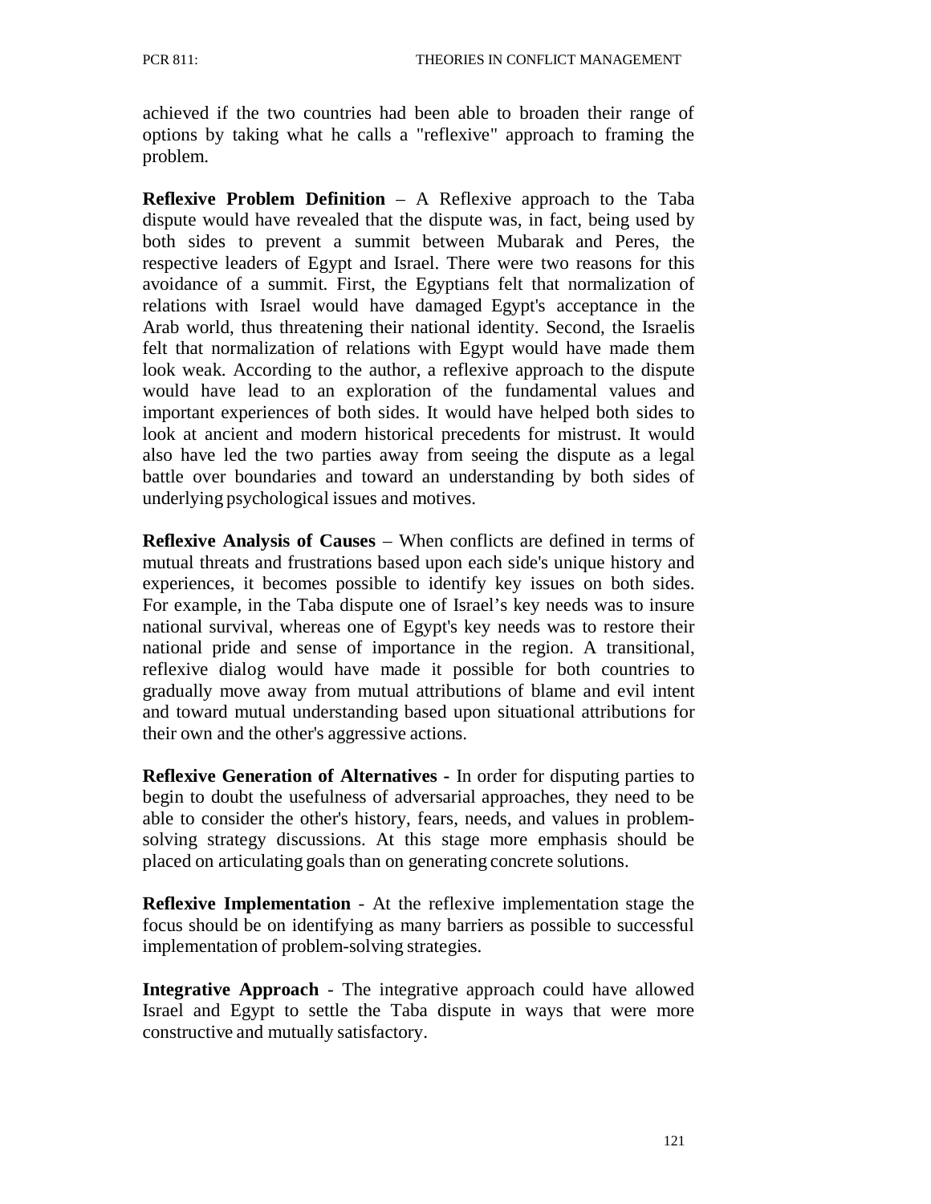achieved if the two countries had been able to broaden their range of options by taking what he calls a "reflexive" approach to framing the problem.

**Reflexive Problem Definition** – A Reflexive approach to the Taba dispute would have revealed that the dispute was, in fact, being used by both sides to prevent a summit between Mubarak and Peres, the respective leaders of Egypt and Israel. There were two reasons for this avoidance of a summit. First, the Egyptians felt that normalization of relations with Israel would have damaged Egypt's acceptance in the Arab world, thus threatening their national identity. Second, the Israelis felt that normalization of relations with Egypt would have made them look weak. According to the author, a reflexive approach to the dispute would have lead to an exploration of the fundamental values and important experiences of both sides. It would have helped both sides to look at ancient and modern historical precedents for mistrust. It would also have led the two parties away from seeing the dispute as a legal battle over boundaries and toward an understanding by both sides of underlying psychological issues and motives.

**Reflexive Analysis of Causes** – When conflicts are defined in terms of mutual threats and frustrations based upon each side's unique history and experiences, it becomes possible to identify key issues on both sides. For example, in the Taba dispute one of Israel's key needs was to insure national survival, whereas one of Egypt's key needs was to restore their national pride and sense of importance in the region. A transitional, reflexive dialog would have made it possible for both countries to gradually move away from mutual attributions of blame and evil intent and toward mutual understanding based upon situational attributions for their own and the other's aggressive actions.

**Reflexive Generation of Alternatives -** In order for disputing parties to begin to doubt the usefulness of adversarial approaches, they need to be able to consider the other's history, fears, needs, and values in problem-solving strategy discussions. At this stage more emphasis should be placed on articulating goals than on generating concrete solutions.

**Reflexive Implementation** - At the reflexive implementation stage the focus should be on identifying as many barriers as possible to successful implementation of problem-solving strategies.

**Integrative Approach** - The integrative approach could have allowed Israel and Egypt to settle the Taba dispute in ways that were more constructive and mutually satisfactory.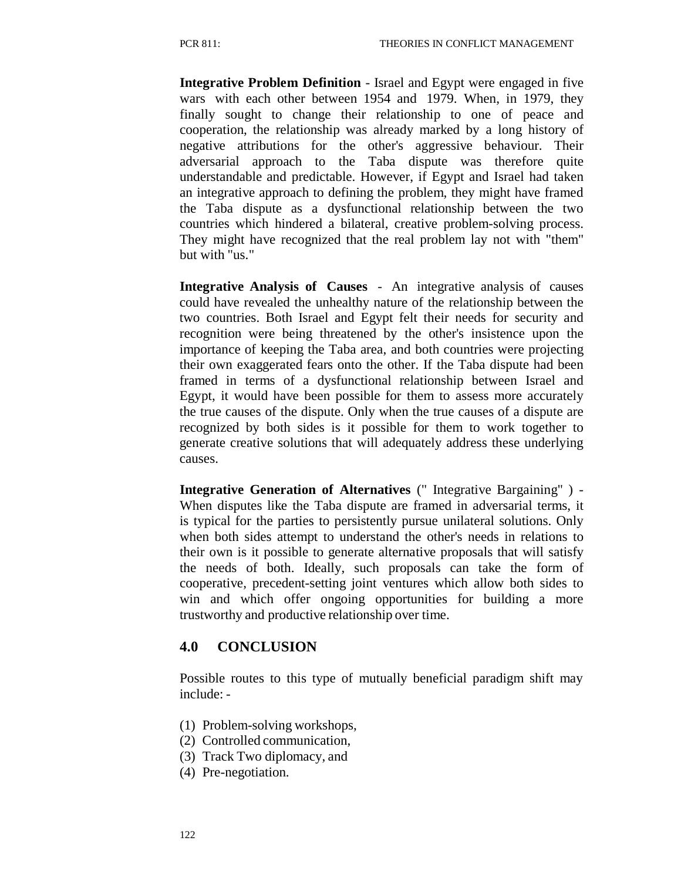**Integrative Problem Definition** - Israel and Egypt were engaged in five wars with each other between 1954 and 1979. When, in 1979, they finally sought to change their relationship to one of peace and cooperation, the relationship was already marked by a long history of negative attributions for the other's aggressive behaviour. Their adversarial approach to the Taba dispute was therefore quite understandable and predictable. However, if Egypt and Israel had taken an integrative approach to defining the problem, they might have framed the Taba dispute as a dysfunctional relationship between the two countries which hindered a bilateral, creative problem-solving process. They might have recognized that the real problem lay not with "them" but with "us."

**Integrative Analysis of Causes** - An integrative analysis of causes could have revealed the unhealthy nature of the relationship between the two countries. Both Israel and Egypt felt their needs for security and recognition were being threatened by the other's insistence upon the importance of keeping the Taba area, and both countries were projecting their own exaggerated fears onto the other. If the Taba dispute had been framed in terms of a dysfunctional relationship between Israel and Egypt, it would have been possible for them to assess more accurately the true causes of the dispute. Only when the true causes of a dispute are recognized by both sides is it possible for them to work together to generate creative solutions that will adequately address these underlying causes.

**Integrative Generation of Alternatives** (" Integrative Bargaining" ) - When disputes like the Taba dispute are framed in adversarial terms, it is typical for the parties to persistently pursue unilateral solutions. Only when both sides attempt to understand the other's needs in relations to their own is it possible to generate alternative proposals that will satisfy the needs of both. Ideally, such proposals can take the form of cooperative, precedent-setting joint ventures which allow both sides to win and which offer ongoing opportunities for building a more trustworthy and productive relationship over time.

## 4.0 CONCLUSION

Possible routes to this type of mutually beneficial paradigm shift may include: -

(1) Problem-solving workshops,
(2) Controlled communication,
(3) Track Two diplomacy, and
(4) Pre-negotiation.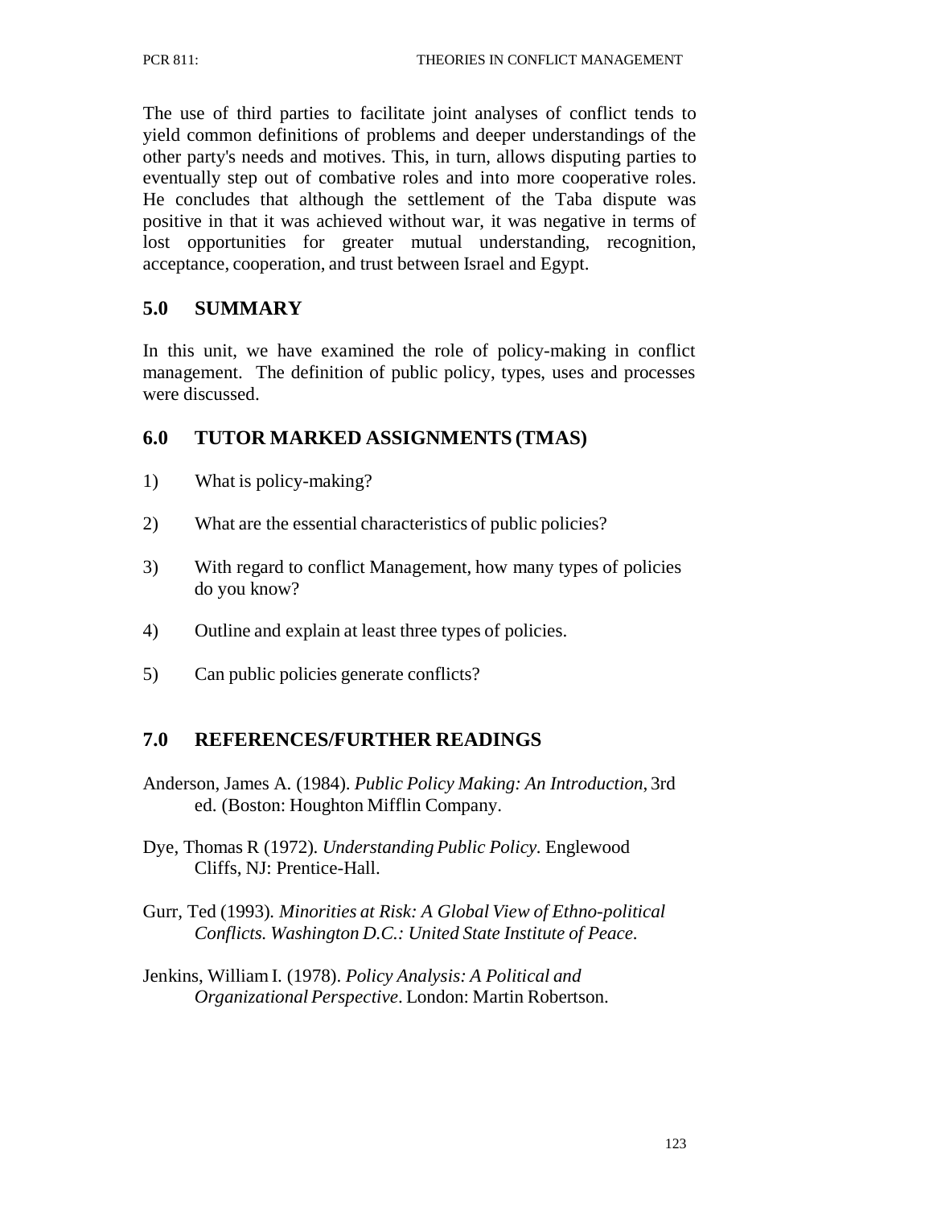The use of third parties to facilitate joint analyses of conflict tends to yield common definitions of problems and deeper understandings of the other party's needs and motives. This, in turn, allows disputing parties to eventually step out of combative roles and into more cooperative roles. He concludes that although the settlement of the Taba dispute was positive in that it was achieved without war, it was negative in terms of lost opportunities for greater mutual understanding, recognition, acceptance, cooperation, and trust between Israel and Egypt.

## 5.0 SUMMARY

In this unit, we have examined the role of policy-making in conflict management. The definition of public policy, types, uses and processes were discussed.

## 6.0 TUTOR MARKED ASSIGNMENTS (TMAS)

1) What is policy-making?

2) What are the essential characteristics of public policies?

3) With regard to conflict Management, how many types of policies do you know?

4) Outline and explain at least three types of policies.

5) Can public policies generate conflicts?

## 7.0 REFERENCES/FURTHER READINGS

Anderson, James A. (1984). *Public Policy Making: An Introduction*, 3rd ed. (Boston: Houghton Mifflin Company.

Dye, Thomas R (1972). *Understanding Public Policy*. Englewood Cliffs, NJ: Prentice-Hall.

Gurr, Ted (1993). *Minorities at Risk: A Global View of Ethno-political Conflicts. Washington D.C.: United State Institute of Peace*.

Jenkins, William I. (1978). *Policy Analysis: A Political and Organizational Perspective*. London: Martin Robertson.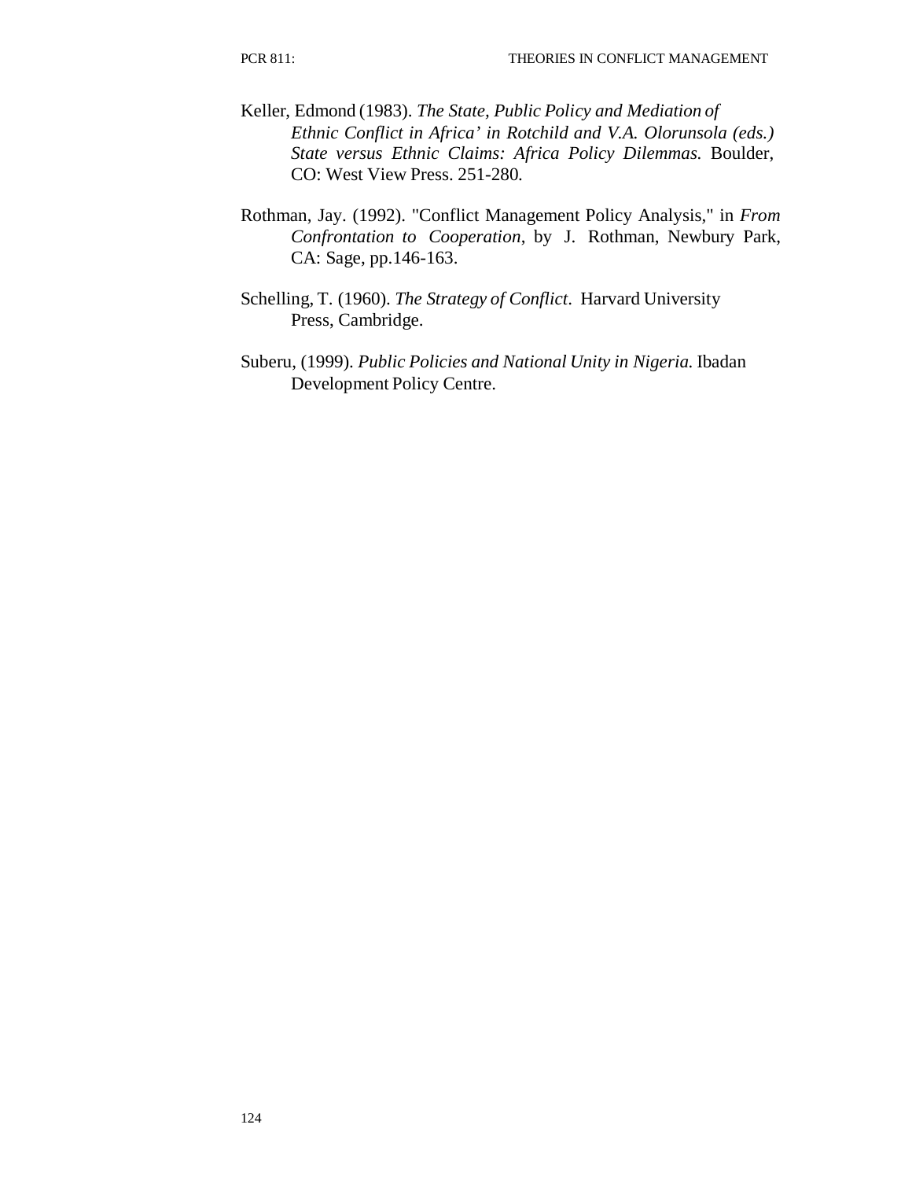Keller, Edmond (1983). *The State, Public Policy and Mediation of Ethnic Conflict in Africa' in Rotchild and V.A. Olorunsola (eds.) State versus Ethnic Claims: Africa Policy Dilemmas.* Boulder, CO: West View Press. 251-280.

Rothman, Jay. (1992). "Conflict Management Policy Analysis," in *From Confrontation to Cooperation*, by J. Rothman, Newbury Park, CA: Sage, pp.146-163.

Schelling, T. (1960). *The Strategy of Conflict*. Harvard University Press, Cambridge.

Suberu, (1999). *Public Policies and National Unity in Nigeria.* Ibadan Development Policy Centre.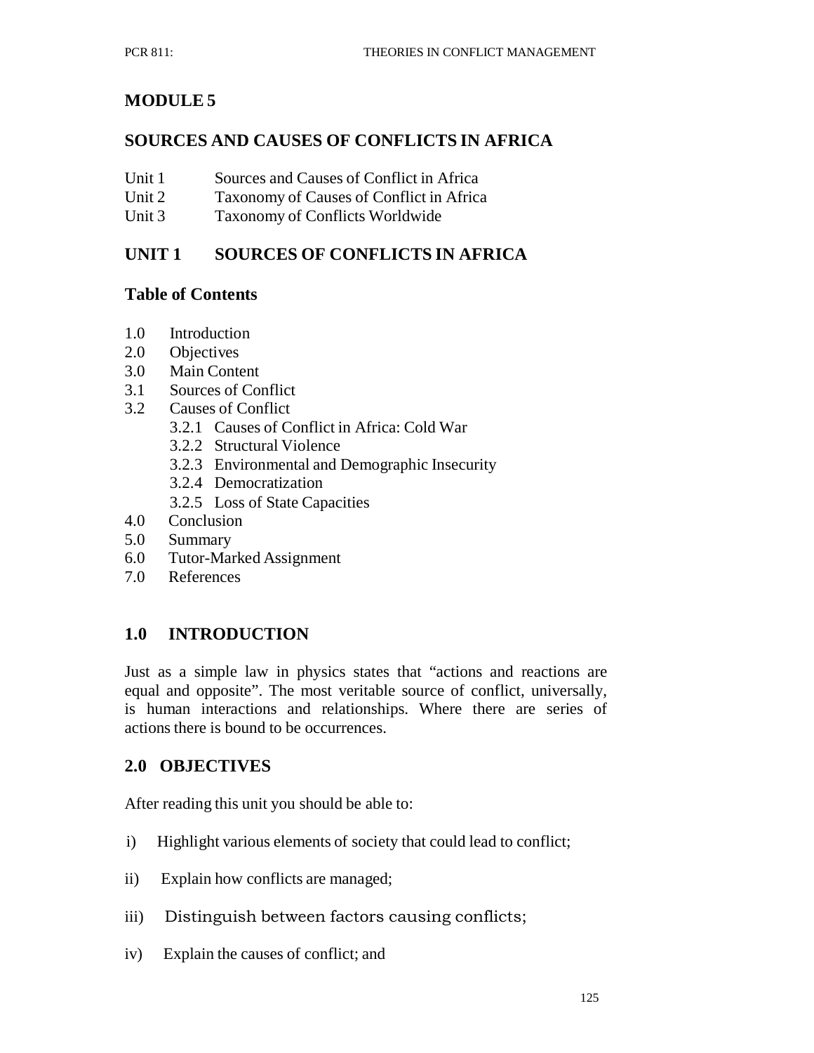# MODULE 5

## SOURCES AND CAUSES OF CONFLICTS IN AFRICA

Unit 1 Sources and Causes of Conflict in Africa
Unit 2 Taxonomy of Causes of Conflict in Africa
Unit 3 Taxonomy of Conflicts Worldwide

## UNIT 1 SOURCES OF CONFLICTS IN AFRICA

### Table of Contents

- 1.0 Introduction
- 2.0 Objectives
- 3.0 Main Content
- 3.1 Sources of Conflict
- 3.2 Causes of Conflict
  - 3.2.1 Causes of Conflict in Africa: Cold War
  - 3.2.2 Structural Violence
  - 3.2.3 Environmental and Demographic Insecurity
  - 3.2.4 Democratization
  - 3.2.5 Loss of State Capacities
- 4.0 Conclusion
- 5.0 Summary
- 6.0 Tutor-Marked Assignment
- 7.0 References

## 1.0 INTRODUCTION

Just as a simple law in physics states that "actions and reactions are equal and opposite". The most veritable source of conflict, universally, is human interactions and relationships. Where there are series of actions there is bound to be occurrences.

## 2.0 OBJECTIVES

After reading this unit you should be able to:

i) Highlight various elements of society that could lead to conflict;

ii) Explain how conflicts are managed;

iii) Distinguish between factors causing conflicts;

iv) Explain the causes of conflict; and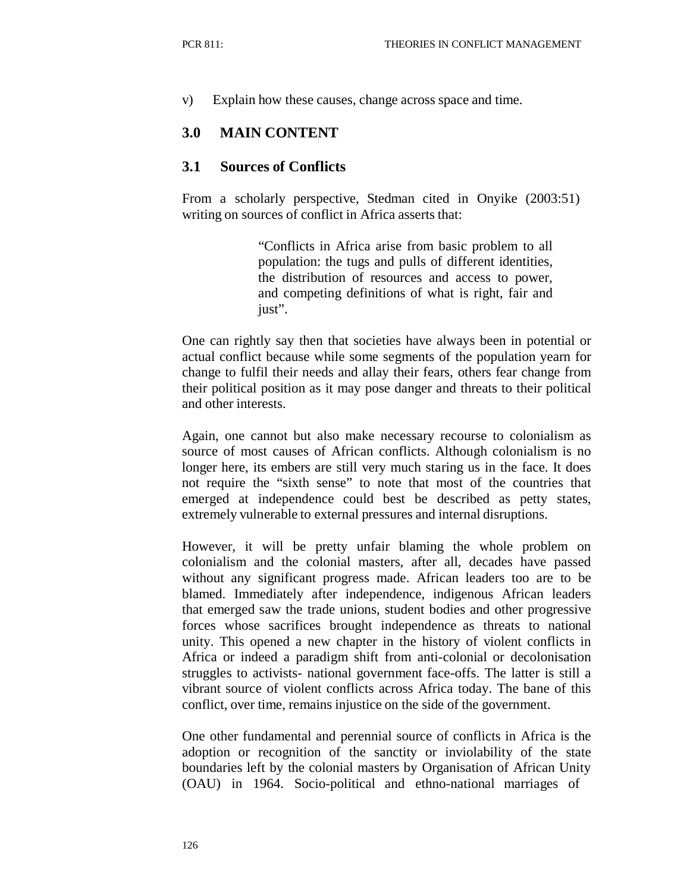v) Explain how these causes, change across space and time.

## 3.0 MAIN CONTENT

### 3.1 Sources of Conflicts

From a scholarly perspective, Stedman cited in Onyike (2003:51) writing on sources of conflict in Africa asserts that:

> "Conflicts in Africa arise from basic problem to all population: the tugs and pulls of different identities, the distribution of resources and access to power, and competing definitions of what is right, fair and just".

One can rightly say then that societies have always been in potential or actual conflict because while some segments of the population yearn for change to fulfil their needs and allay their fears, others fear change from their political position as it may pose danger and threats to their political and other interests.

Again, one cannot but also make necessary recourse to colonialism as source of most causes of African conflicts. Although colonialism is no longer here, its embers are still very much staring us in the face. It does not require the "sixth sense" to note that most of the countries that emerged at independence could best be described as petty states, extremely vulnerable to external pressures and internal disruptions.

However, it will be pretty unfair blaming the whole problem on colonialism and the colonial masters, after all, decades have passed without any significant progress made. African leaders too are to be blamed. Immediately after independence, indigenous African leaders that emerged saw the trade unions, student bodies and other progressive forces whose sacrifices brought independence as threats to national unity. This opened a new chapter in the history of violent conflicts in Africa or indeed a paradigm shift from anti-colonial or decolonisation struggles to activists- national government face-offs. The latter is still a vibrant source of violent conflicts across Africa today. The bane of this conflict, over time, remains injustice on the side of the government.

One other fundamental and perennial source of conflicts in Africa is the adoption or recognition of the sanctity or inviolability of the state boundaries left by the colonial masters by Organisation of African Unity (OAU) in 1964. Socio-political and ethno-national marriages of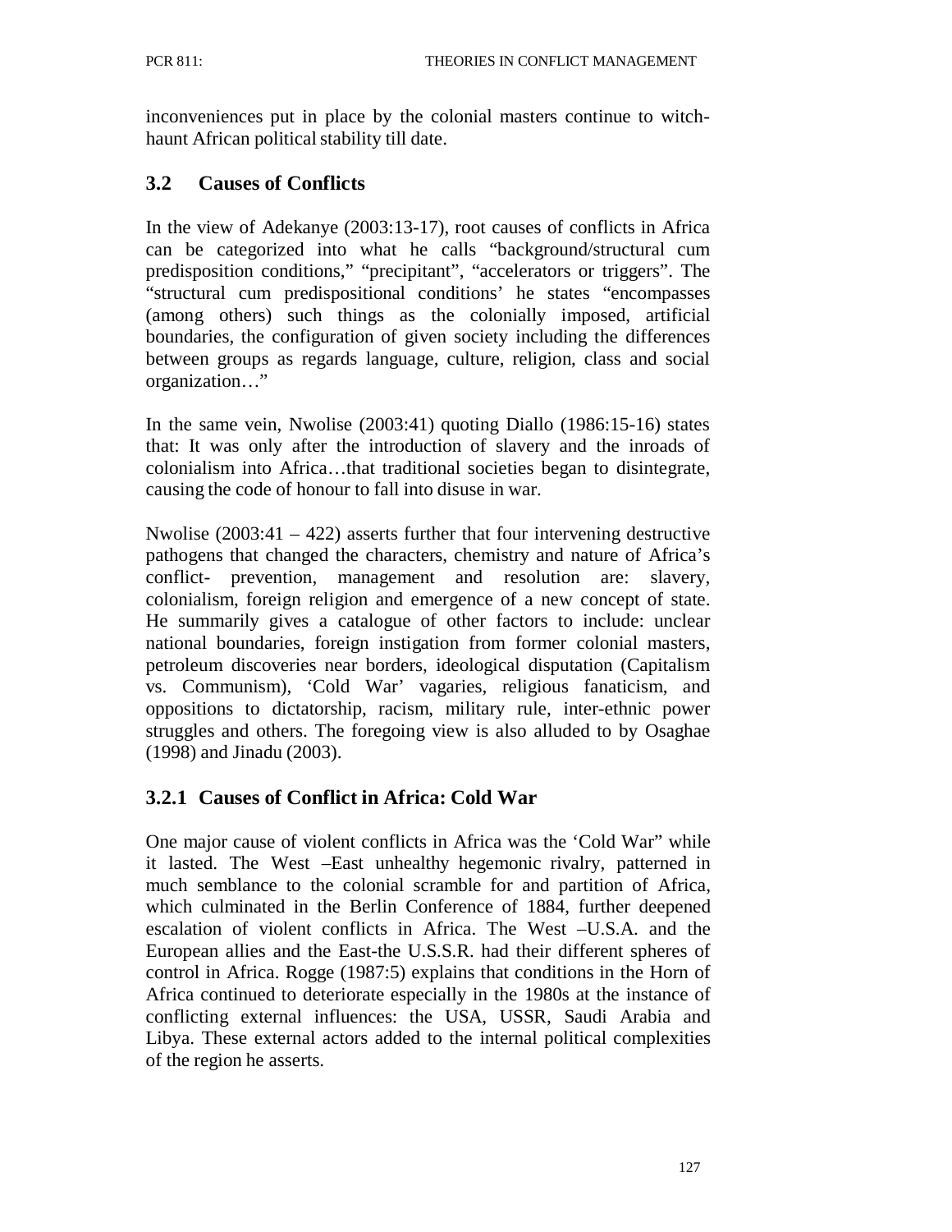inconveniences put in place by the colonial masters continue to witch-haunt African political stability till date.

## 3.2 Causes of Conflicts

In the view of Adekanye (2003:13-17), root causes of conflicts in Africa can be categorized into what he calls "background/structural cum predisposition conditions," "precipitant", "accelerators or triggers". The "structural cum predispositional conditions' he states "encompasses (among others) such things as the colonially imposed, artificial boundaries, the configuration of given society including the differences between groups as regards language, culture, religion, class and social organization…"

In the same vein, Nwolise (2003:41) quoting Diallo (1986:15-16) states that: It was only after the introduction of slavery and the inroads of colonialism into Africa…that traditional societies began to disintegrate, causing the code of honour to fall into disuse in war.

Nwolise (2003:41 – 422) asserts further that four intervening destructive pathogens that changed the characters, chemistry and nature of Africa's conflict- prevention, management and resolution are: slavery, colonialism, foreign religion and emergence of a new concept of state. He summarily gives a catalogue of other factors to include: unclear national boundaries, foreign instigation from former colonial masters, petroleum discoveries near borders, ideological disputation (Capitalism vs. Communism), 'Cold War' vagaries, religious fanaticism, and oppositions to dictatorship, racism, military rule, inter-ethnic power struggles and others. The foregoing view is also alluded to by Osaghae (1998) and Jinadu (2003).

### 3.2.1 Causes of Conflict in Africa: Cold War

One major cause of violent conflicts in Africa was the 'Cold War" while it lasted. The West –East unhealthy hegemonic rivalry, patterned in much semblance to the colonial scramble for and partition of Africa, which culminated in the Berlin Conference of 1884, further deepened escalation of violent conflicts in Africa. The West –U.S.A. and the European allies and the East-the U.S.S.R. had their different spheres of control in Africa. Rogge (1987:5) explains that conditions in the Horn of Africa continued to deteriorate especially in the 1980s at the instance of conflicting external influences: the USA, USSR, Saudi Arabia and Libya. These external actors added to the internal political complexities of the region he asserts.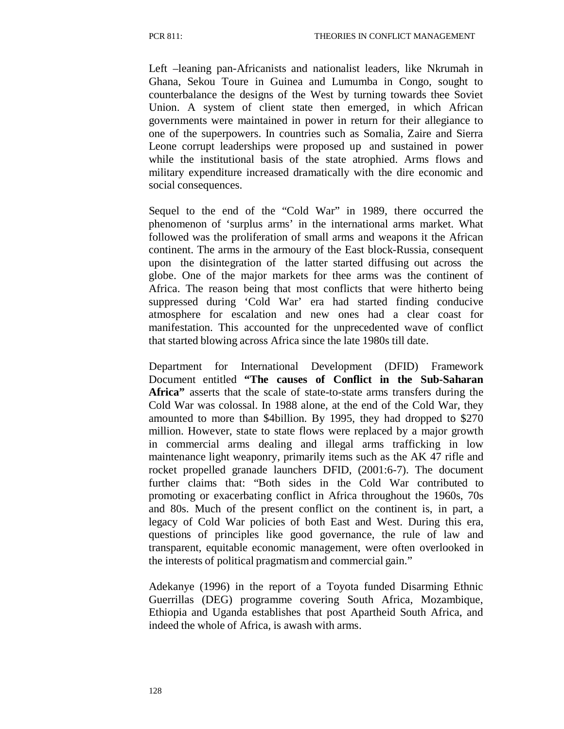Left –leaning pan-Africanists and nationalist leaders, like Nkrumah in Ghana, Sekou Toure in Guinea and Lumumba in Congo, sought to counterbalance the designs of the West by turning towards thee Soviet Union. A system of client state then emerged, in which African governments were maintained in power in return for their allegiance to one of the superpowers. In countries such as Somalia, Zaire and Sierra Leone corrupt leaderships were proposed up and sustained in power while the institutional basis of the state atrophied. Arms flows and military expenditure increased dramatically with the dire economic and social consequences.

Sequel to the end of the "Cold War" in 1989, there occurred the phenomenon of 'surplus arms' in the international arms market. What followed was the proliferation of small arms and weapons it the African continent. The arms in the armoury of the East block-Russia, consequent upon the disintegration of the latter started diffusing out across the globe. One of the major markets for thee arms was the continent of Africa. The reason being that most conflicts that were hitherto being suppressed during 'Cold War' era had started finding conducive atmosphere for escalation and new ones had a clear coast for manifestation. This accounted for the unprecedented wave of conflict that started blowing across Africa since the late 1980s till date.

Department for International Development (DFID) Framework Document entitled **"The causes of Conflict in the Sub-Saharan Africa"** asserts that the scale of state-to-state arms transfers during the Cold War was colossal. In 1988 alone, at the end of the Cold War, they amounted to more than $4billion. By 1995, they had dropped to $270 million. However, state to state flows were replaced by a major growth in commercial arms dealing and illegal arms trafficking in low maintenance light weaponry, primarily items such as the AK 47 rifle and rocket propelled granade launchers DFID, (2001:6-7). The document further claims that: "Both sides in the Cold War contributed to promoting or exacerbating conflict in Africa throughout the 1960s, 70s and 80s. Much of the present conflict on the continent is, in part, a legacy of Cold War policies of both East and West. During this era, questions of principles like good governance, the rule of law and transparent, equitable economic management, were often overlooked in the interests of political pragmatism and commercial gain."

Adekanye (1996) in the report of a Toyota funded Disarming Ethnic Guerrillas (DEG) programme covering South Africa, Mozambique, Ethiopia and Uganda establishes that post Apartheid South Africa, and indeed the whole of Africa, is awash with arms.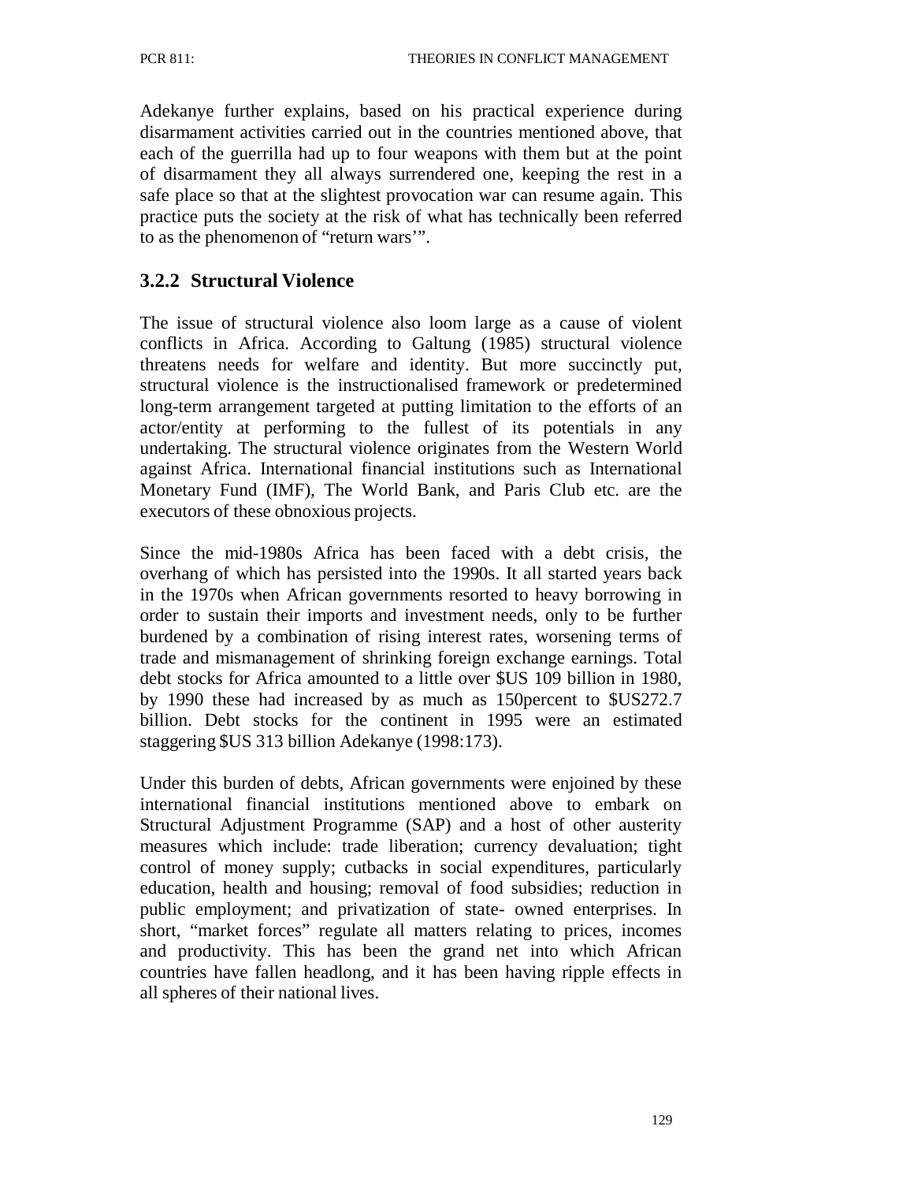Adekanye further explains, based on his practical experience during disarmament activities carried out in the countries mentioned above, that each of the guerrilla had up to four weapons with them but at the point of disarmament they all always surrendered one, keeping the rest in a safe place so that at the slightest provocation war can resume again. This practice puts the society at the risk of what has technically been referred to as the phenomenon of "return wars'".

### 3.2.2 Structural Violence

The issue of structural violence also loom large as a cause of violent conflicts in Africa. According to Galtung (1985) structural violence threatens needs for welfare and identity. But more succinctly put, structural violence is the instructionalised framework or predetermined long-term arrangement targeted at putting limitation to the efforts of an actor/entity at performing to the fullest of its potentials in any undertaking. The structural violence originates from the Western World against Africa. International financial institutions such as International Monetary Fund (IMF), The World Bank, and Paris Club etc. are the executors of these obnoxious projects.

Since the mid-1980s Africa has been faced with a debt crisis, the overhang of which has persisted into the 1990s. It all started years back in the 1970s when African governments resorted to heavy borrowing in order to sustain their imports and investment needs, only to be further burdened by a combination of rising interest rates, worsening terms of trade and mismanagement of shrinking foreign exchange earnings. Total debt stocks for Africa amounted to a little over $US 109 billion in 1980, by 1990 these had increased by as much as 150percent to $US272.7 billion. Debt stocks for the continent in 1995 were an estimated staggering $US 313 billion Adekanye (1998:173).

Under this burden of debts, African governments were enjoined by these international financial institutions mentioned above to embark on Structural Adjustment Programme (SAP) and a host of other austerity measures which include: trade liberation; currency devaluation; tight control of money supply; cutbacks in social expenditures, particularly education, health and housing; removal of food subsidies; reduction in public employment; and privatization of state- owned enterprises. In short, "market forces" regulate all matters relating to prices, incomes and productivity. This has been the grand net into which African countries have fallen headlong, and it has been having ripple effects in all spheres of their national lives.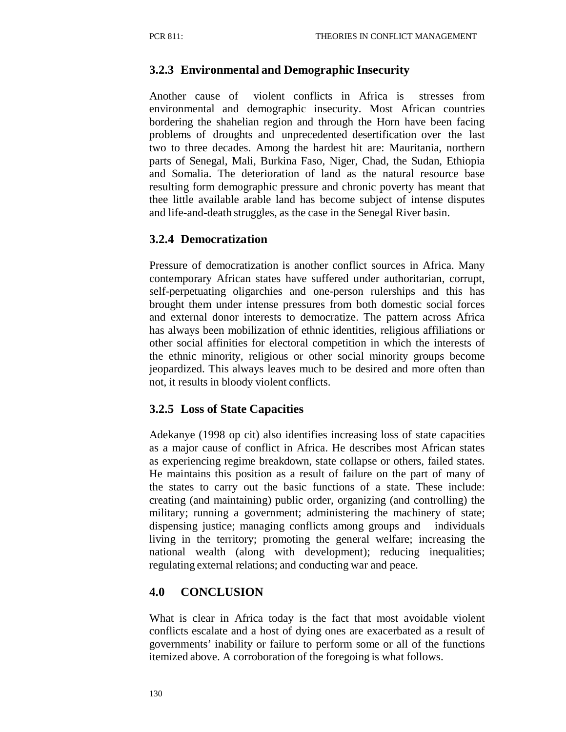### 3.2.3 Environmental and Demographic Insecurity

Another cause of violent conflicts in Africa is stresses from environmental and demographic insecurity. Most African countries bordering the shahelian region and through the Horn have been facing problems of droughts and unprecedented desertification over the last two to three decades. Among the hardest hit are: Mauritania, northern parts of Senegal, Mali, Burkina Faso, Niger, Chad, the Sudan, Ethiopia and Somalia. The deterioration of land as the natural resource base resulting form demographic pressure and chronic poverty has meant that thee little available arable land has become subject of intense disputes and life-and-death struggles, as the case in the Senegal River basin.

### 3.2.4 Democratization

Pressure of democratization is another conflict sources in Africa. Many contemporary African states have suffered under authoritarian, corrupt, self-perpetuating oligarchies and one-person rulerships and this has brought them under intense pressures from both domestic social forces and external donor interests to democratize. The pattern across Africa has always been mobilization of ethnic identities, religious affiliations or other social affinities for electoral competition in which the interests of the ethnic minority, religious or other social minority groups become jeopardized. This always leaves much to be desired and more often than not, it results in bloody violent conflicts.

### 3.2.5 Loss of State Capacities

Adekanye (1998 op cit) also identifies increasing loss of state capacities as a major cause of conflict in Africa. He describes most African states as experiencing regime breakdown, state collapse or others, failed states. He maintains this position as a result of failure on the part of many of the states to carry out the basic functions of a state. These include: creating (and maintaining) public order, organizing (and controlling) the military; running a government; administering the machinery of state; dispensing justice; managing conflicts among groups and individuals living in the territory; promoting the general welfare; increasing the national wealth (along with development); reducing inequalities; regulating external relations; and conducting war and peace.

## 4.0 CONCLUSION

What is clear in Africa today is the fact that most avoidable violent conflicts escalate and a host of dying ones are exacerbated as a result of governments' inability or failure to perform some or all of the functions itemized above. A corroboration of the foregoing is what follows.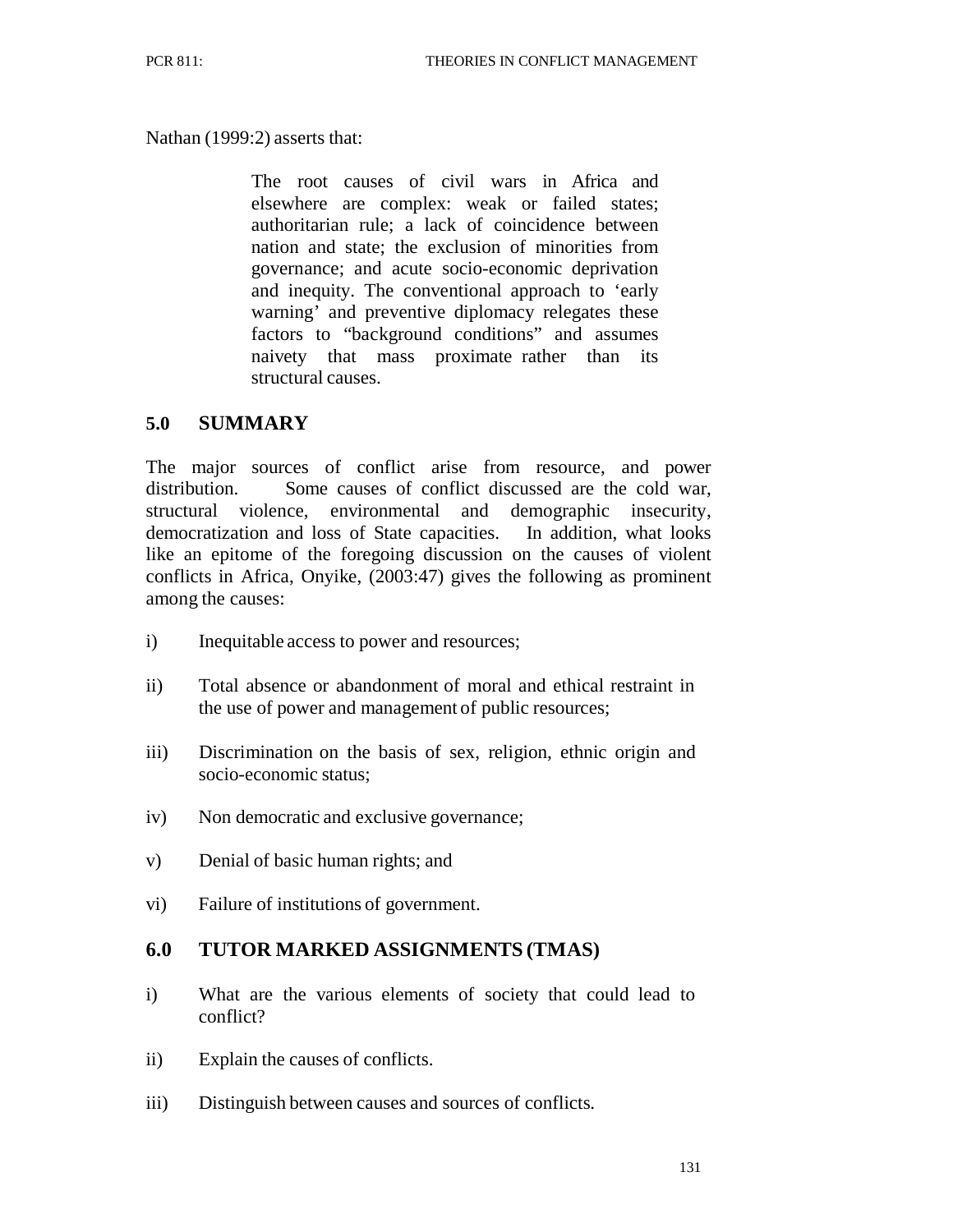Nathan (1999:2) asserts that:

> The root causes of civil wars in Africa and elsewhere are complex: weak or failed states; authoritarian rule; a lack of coincidence between nation and state; the exclusion of minorities from governance; and acute socio-economic deprivation and inequity. The conventional approach to 'early warning' and preventive diplomacy relegates these factors to "background conditions" and assumes naivety that mass proximate rather than its structural causes.

## 5.0 SUMMARY

The major sources of conflict arise from resource, and power distribution. Some causes of conflict discussed are the cold war, structural violence, environmental and demographic insecurity, democratization and loss of State capacities. In addition, what looks like an epitome of the foregoing discussion on the causes of violent conflicts in Africa, Onyike, (2003:47) gives the following as prominent among the causes:

i) Inequitable access to power and resources;

ii) Total absence or abandonment of moral and ethical restraint in the use of power and management of public resources;

iii) Discrimination on the basis of sex, religion, ethnic origin and socio-economic status;

iv) Non democratic and exclusive governance;

v) Denial of basic human rights; and

vi) Failure of institutions of government.

## 6.0 TUTOR MARKED ASSIGNMENTS (TMAS)

i) What are the various elements of society that could lead to conflict?

ii) Explain the causes of conflicts.

iii) Distinguish between causes and sources of conflicts.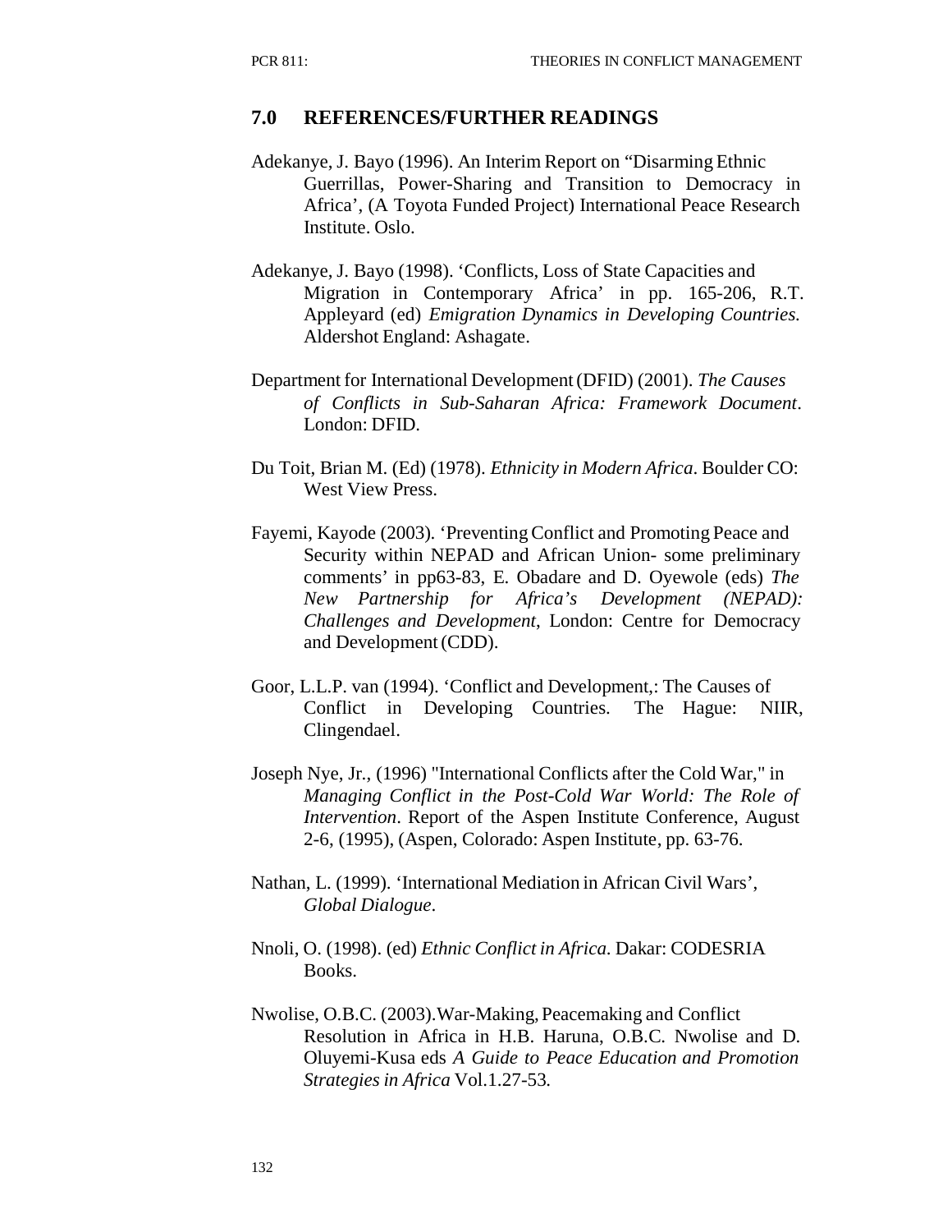## 7.0 REFERENCES/FURTHER READINGS

Adekanye, J. Bayo (1996). An Interim Report on "Disarming Ethnic Guerrillas, Power-Sharing and Transition to Democracy in Africa', (A Toyota Funded Project) International Peace Research Institute. Oslo.

Adekanye, J. Bayo (1998). 'Conflicts, Loss of State Capacities and Migration in Contemporary Africa' in pp. 165-206, R.T. Appleyard (ed) *Emigration Dynamics in Developing Countries.* Aldershot England: Ashagate.

Department for International Development (DFID) (2001). *The Causes of Conflicts in Sub-Saharan Africa: Framework Document*. London: DFID.

Du Toit, Brian M. (Ed) (1978). *Ethnicity in Modern Africa*. Boulder CO: West View Press.

Fayemi, Kayode (2003). 'Preventing Conflict and Promoting Peace and Security within NEPAD and African Union- some preliminary comments' in pp63-83, E. Obadare and D. Oyewole (eds) *The New Partnership for Africa's Development (NEPAD): Challenges and Development*, London: Centre for Democracy and Development (CDD).

Goor, L.L.P. van (1994). 'Conflict and Development,: The Causes of Conflict in Developing Countries. The Hague: NIIR, Clingendael.

Joseph Nye, Jr., (1996) "International Conflicts after the Cold War," in *Managing Conflict in the Post-Cold War World: The Role of Intervention*. Report of the Aspen Institute Conference, August 2-6, (1995), (Aspen, Colorado: Aspen Institute, pp. 63-76.

Nathan, L. (1999). 'International Mediation in African Civil Wars', *Global Dialogue*.

Nnoli, O. (1998). (ed) *Ethnic Conflict in Africa*. Dakar: CODESRIA Books.

Nwolise, O.B.C. (2003).War-Making, Peacemaking and Conflict Resolution in Africa in H.B. Haruna, O.B.C. Nwolise and D. Oluyemi-Kusa eds *A Guide to Peace Education and Promotion Strategies in Africa* Vol.1.27-53.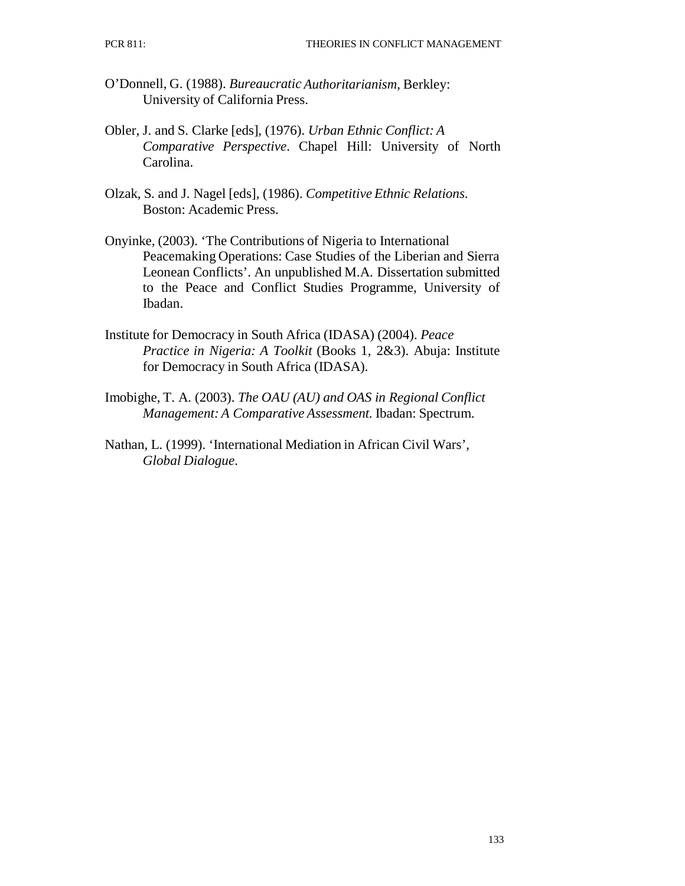O'Donnell, G. (1988). *Bureaucratic Authoritarianism*, Berkley: University of California Press.

Obler, J. and S. Clarke [eds], (1976). *Urban Ethnic Conflict: A Comparative Perspective*. Chapel Hill: University of North Carolina.

Olzak, S. and J. Nagel [eds], (1986). *Competitive Ethnic Relations*. Boston: Academic Press.

Onyinke, (2003). 'The Contributions of Nigeria to International Peacemaking Operations: Case Studies of the Liberian and Sierra Leonean Conflicts'. An unpublished M.A. Dissertation submitted to the Peace and Conflict Studies Programme, University of Ibadan.

Institute for Democracy in South Africa (IDASA) (2004). *Peace Practice in Nigeria: A Toolkit* (Books 1, 2&3). Abuja: Institute for Democracy in South Africa (IDASA).

Imobighe, T. A. (2003). *The OAU (AU) and OAS in Regional Conflict Management: A Comparative Assessment.* Ibadan: Spectrum.

Nathan, L. (1999). 'International Mediation in African Civil Wars', *Global Dialogue*.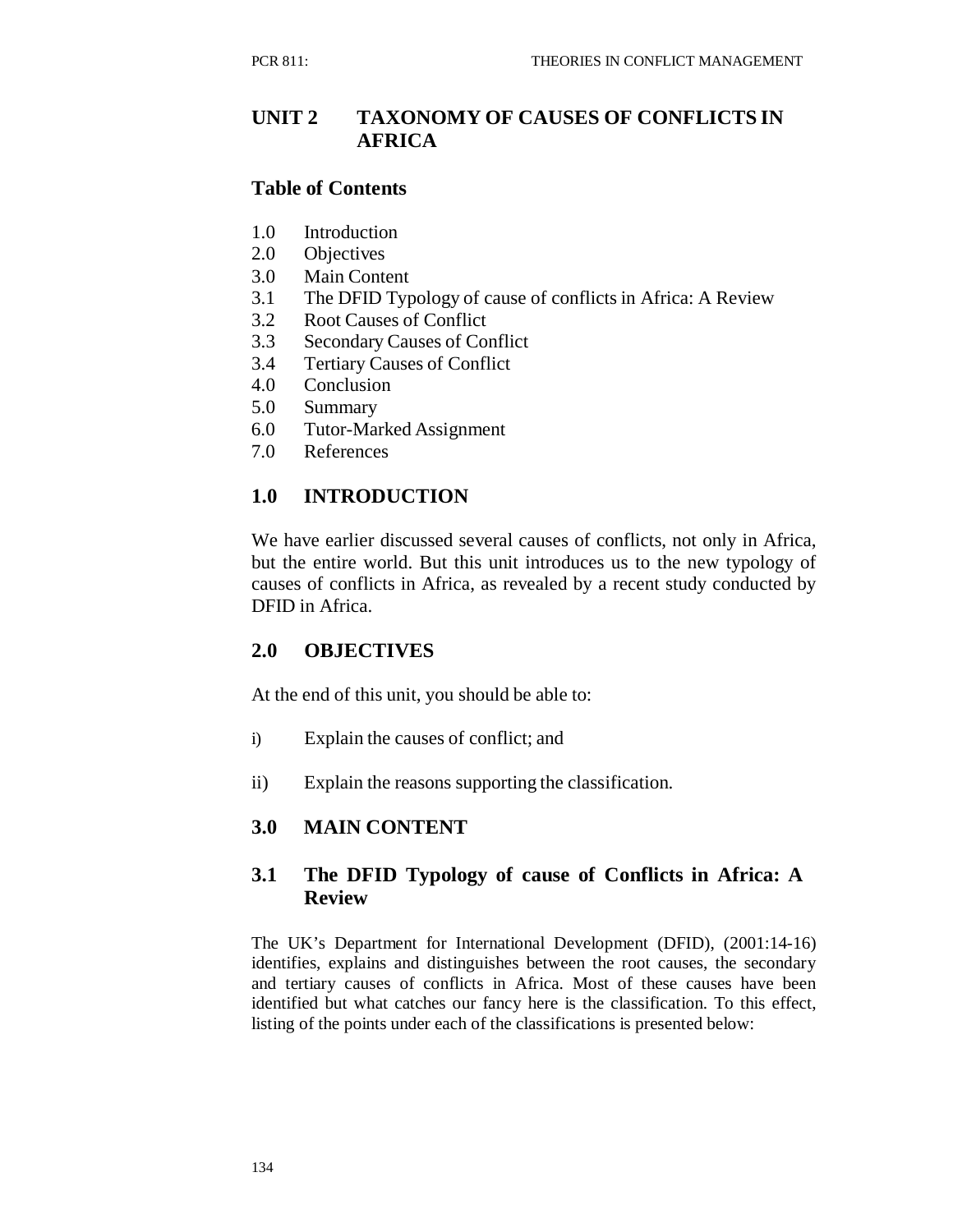## UNIT 2 TAXONOMY OF CAUSES OF CONFLICTS IN AFRICA

### Table of Contents

1.0 Introduction
2.0 Objectives
3.0 Main Content
3.1 The DFID Typology of cause of conflicts in Africa: A Review
3.2 Root Causes of Conflict
3.3 Secondary Causes of Conflict
3.4 Tertiary Causes of Conflict
4.0 Conclusion
5.0 Summary
6.0 Tutor-Marked Assignment
7.0 References

### 1.0 INTRODUCTION

We have earlier discussed several causes of conflicts, not only in Africa, but the entire world. But this unit introduces us to the new typology of causes of conflicts in Africa, as revealed by a recent study conducted by DFID in Africa.

### 2.0 OBJECTIVES

At the end of this unit, you should be able to:

i) Explain the causes of conflict; and

ii) Explain the reasons supporting the classification.

### 3.0 MAIN CONTENT

### 3.1 The DFID Typology of cause of Conflicts in Africa: A Review

The UK's Department for International Development (DFID), (2001:14-16) identifies, explains and distinguishes between the root causes, the secondary and tertiary causes of conflicts in Africa. Most of these causes have been identified but what catches our fancy here is the classification. To this effect, listing of the points under each of the classifications is presented below: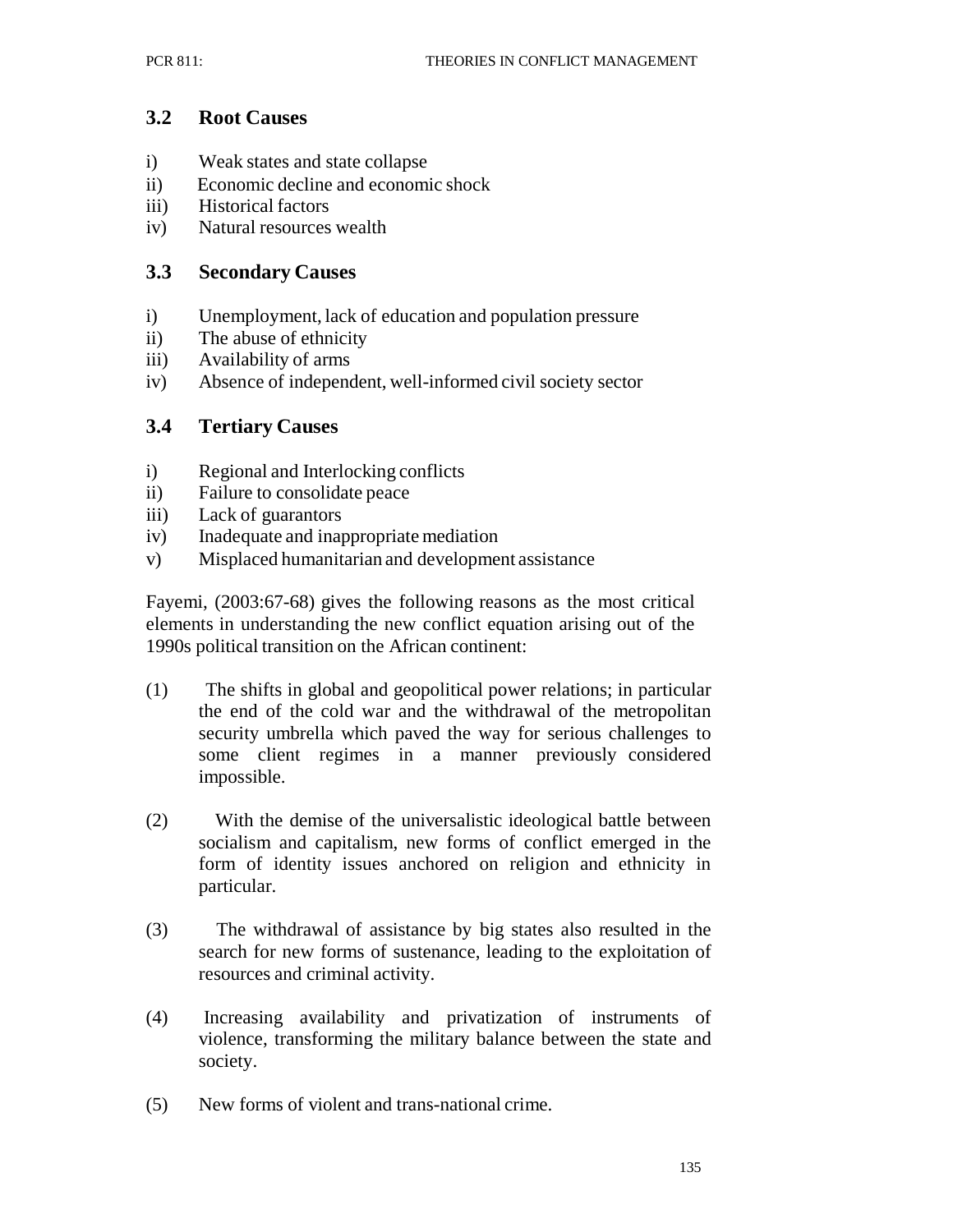### 3.2 Root Causes

i) Weak states and state collapse
ii) Economic decline and economic shock
iii) Historical factors
iv) Natural resources wealth

### 3.3 Secondary Causes

i) Unemployment, lack of education and population pressure
ii) The abuse of ethnicity
iii) Availability of arms
iv) Absence of independent, well-informed civil society sector

### 3.4 Tertiary Causes

i) Regional and Interlocking conflicts
ii) Failure to consolidate peace
iii) Lack of guarantors
iv) Inadequate and inappropriate mediation
v) Misplaced humanitarian and development assistance

Fayemi, (2003:67-68) gives the following reasons as the most critical elements in understanding the new conflict equation arising out of the 1990s political transition on the African continent:

(1) The shifts in global and geopolitical power relations; in particular the end of the cold war and the withdrawal of the metropolitan security umbrella which paved the way for serious challenges to some client regimes in a manner previously considered impossible.

(2) With the demise of the universalistic ideological battle between socialism and capitalism, new forms of conflict emerged in the form of identity issues anchored on religion and ethnicity in particular.

(3) The withdrawal of assistance by big states also resulted in the search for new forms of sustenance, leading to the exploitation of resources and criminal activity.

(4) Increasing availability and privatization of instruments of violence, transforming the military balance between the state and society.

(5) New forms of violent and trans-national crime.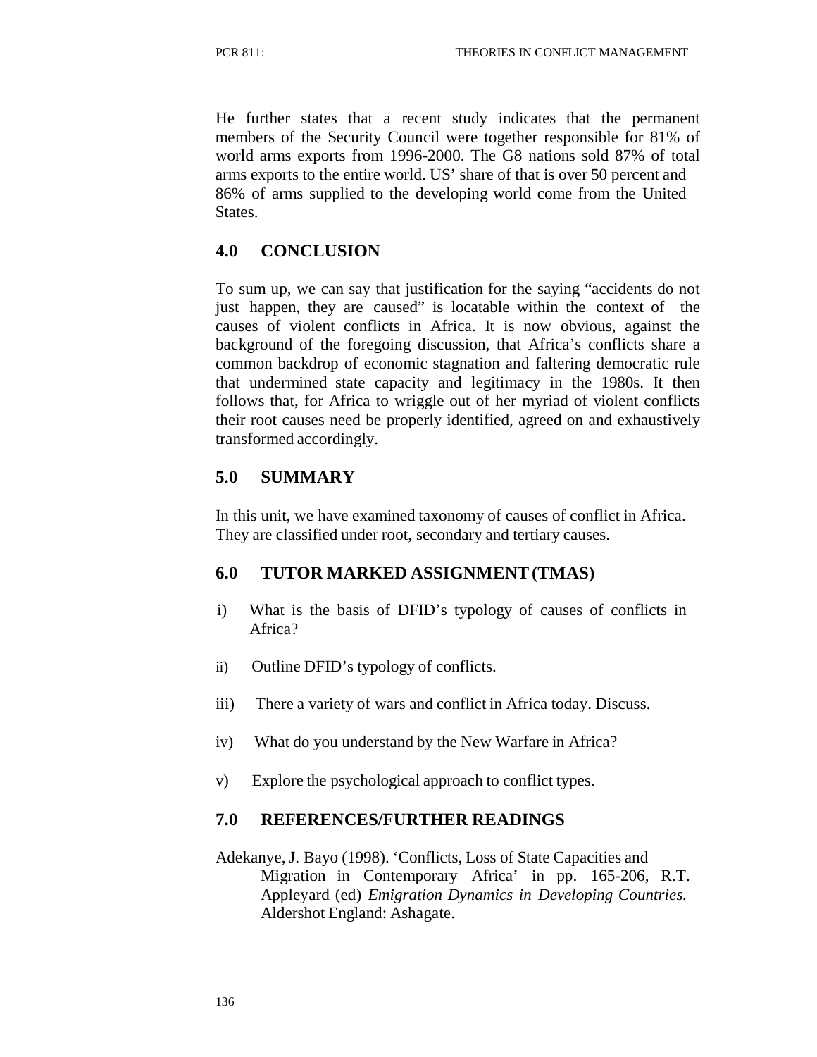He further states that a recent study indicates that the permanent members of the Security Council were together responsible for 81% of world arms exports from 1996-2000. The G8 nations sold 87% of total arms exports to the entire world. US' share of that is over 50 percent and 86% of arms supplied to the developing world come from the United States.

## 4.0 CONCLUSION

To sum up, we can say that justification for the saying "accidents do not just happen, they are caused" is locatable within the context of the causes of violent conflicts in Africa. It is now obvious, against the background of the foregoing discussion, that Africa's conflicts share a common backdrop of economic stagnation and faltering democratic rule that undermined state capacity and legitimacy in the 1980s. It then follows that, for Africa to wriggle out of her myriad of violent conflicts their root causes need be properly identified, agreed on and exhaustively transformed accordingly.

## 5.0 SUMMARY

In this unit, we have examined taxonomy of causes of conflict in Africa. They are classified under root, secondary and tertiary causes.

## 6.0 TUTOR MARKED ASSIGNMENT (TMAS)

i) What is the basis of DFID's typology of causes of conflicts in Africa?

ii) Outline DFID's typology of conflicts.

iii) There a variety of wars and conflict in Africa today. Discuss.

iv) What do you understand by the New Warfare in Africa?

v) Explore the psychological approach to conflict types.

## 7.0 REFERENCES/FURTHER READINGS

Adekanye, J. Bayo (1998). 'Conflicts, Loss of State Capacities and Migration in Contemporary Africa' in pp. 165-206, R.T. Appleyard (ed) *Emigration Dynamics in Developing Countries.* Aldershot England: Ashagate.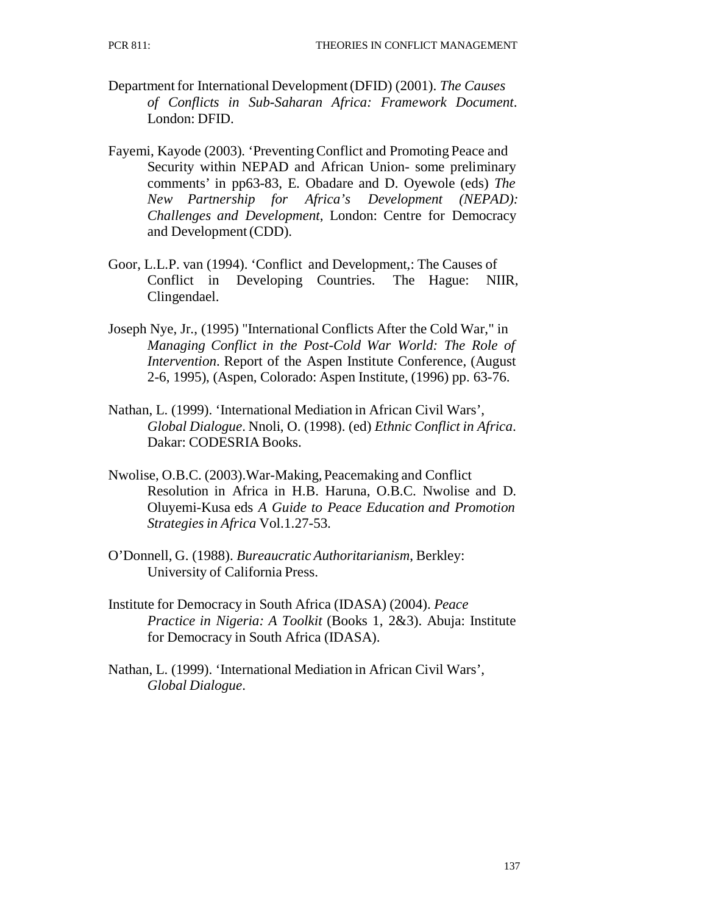Department for International Development (DFID) (2001). *The Causes of Conflicts in Sub-Saharan Africa: Framework Document*. London: DFID.

Fayemi, Kayode (2003). 'Preventing Conflict and Promoting Peace and Security within NEPAD and African Union- some preliminary comments' in pp63-83, E. Obadare and D. Oyewole (eds) *The New Partnership for Africa's Development (NEPAD): Challenges and Development,* London: Centre for Democracy and Development (CDD).

Goor, L.L.P. van (1994). 'Conflict and Development,: The Causes of Conflict in Developing Countries. The Hague: NIIR, Clingendael.

Joseph Nye, Jr., (1995) "International Conflicts After the Cold War," in *Managing Conflict in the Post-Cold War World: The Role of Intervention*. Report of the Aspen Institute Conference, (August 2-6, 1995), (Aspen, Colorado: Aspen Institute, (1996) pp. 63-76.

Nathan, L. (1999). 'International Mediation in African Civil Wars', *Global Dialogue*. Nnoli, O. (1998). (ed) *Ethnic Conflict in Africa*. Dakar: CODESRIA Books.

Nwolise, O.B.C. (2003).War-Making, Peacemaking and Conflict Resolution in Africa in H.B. Haruna, O.B.C. Nwolise and D. Oluyemi-Kusa eds *A Guide to Peace Education and Promotion Strategies in Africa* Vol.1.27-53.

O'Donnell, G. (1988). *Bureaucratic Authoritarianism*, Berkley: University of California Press.

Institute for Democracy in South Africa (IDASA) (2004). *Peace Practice in Nigeria: A Toolkit* (Books 1, 2&3). Abuja: Institute for Democracy in South Africa (IDASA).

Nathan, L. (1999). 'International Mediation in African Civil Wars', *Global Dialogue*.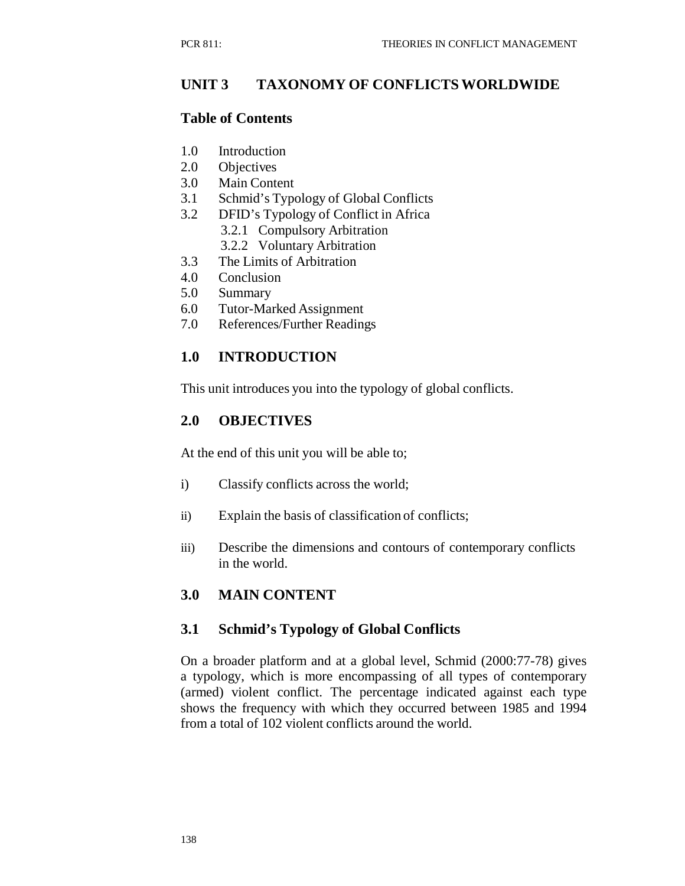## UNIT 3 TAXONOMY OF CONFLICTS WORLDWIDE

### Table of Contents

1.0 Introduction
2.0 Objectives
3.0 Main Content
3.1 Schmid's Typology of Global Conflicts
3.2 DFID's Typology of Conflict in Africa
  3.2.1 Compulsory Arbitration
  3.2.2 Voluntary Arbitration
3.3 The Limits of Arbitration
4.0 Conclusion
5.0 Summary
6.0 Tutor-Marked Assignment
7.0 References/Further Readings

## 1.0 INTRODUCTION

This unit introduces you into the typology of global conflicts.

## 2.0 OBJECTIVES

At the end of this unit you will be able to;

i) Classify conflicts across the world;

ii) Explain the basis of classification of conflicts;

iii) Describe the dimensions and contours of contemporary conflicts in the world.

## 3.0 MAIN CONTENT

### 3.1 Schmid's Typology of Global Conflicts

On a broader platform and at a global level, Schmid (2000:77-78) gives a typology, which is more encompassing of all types of contemporary (armed) violent conflict. The percentage indicated against each type shows the frequency with which they occurred between 1985 and 1994 from a total of 102 violent conflicts around the world.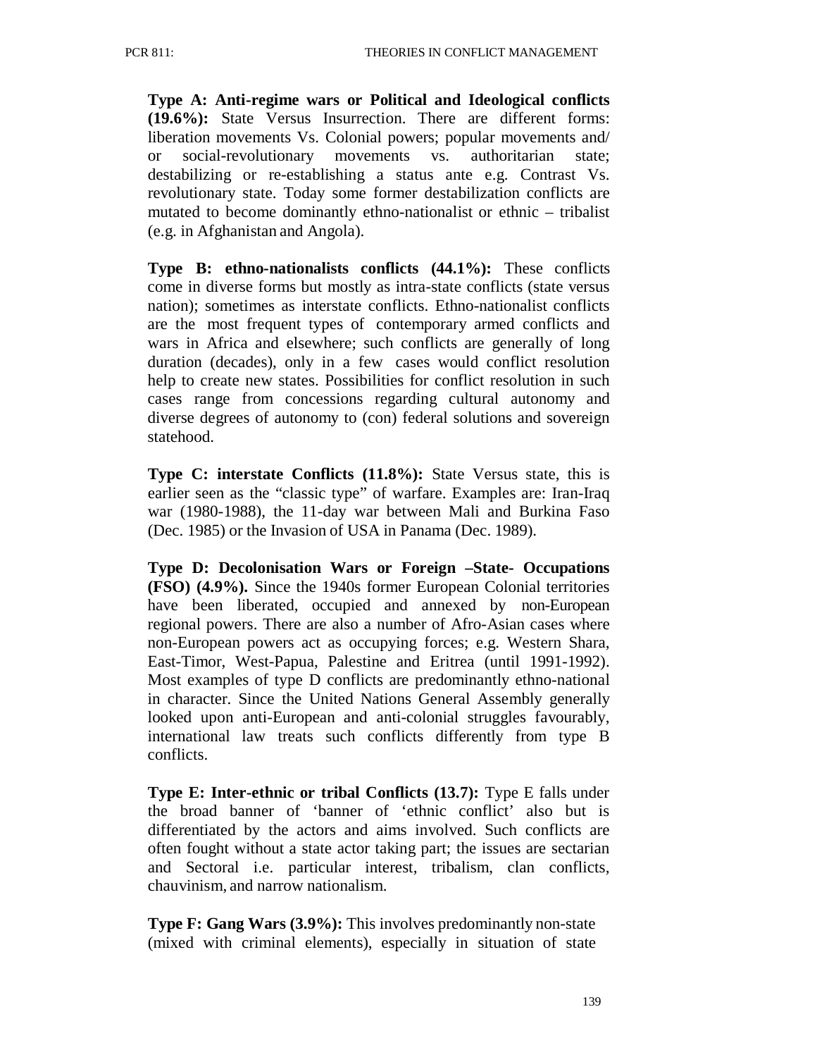**Type A: Anti-regime wars or Political and Ideological conflicts (19.6%):** State Versus Insurrection. There are different forms: liberation movements Vs. Colonial powers; popular movements and/ or social-revolutionary movements vs. authoritarian state; destabilizing or re-establishing a status ante e.g. Contrast Vs. revolutionary state. Today some former destabilization conflicts are mutated to become dominantly ethno-nationalist or ethnic – tribalist (e.g. in Afghanistan and Angola).

**Type B: ethno-nationalists conflicts (44.1%):** These conflicts come in diverse forms but mostly as intra-state conflicts (state versus nation); sometimes as interstate conflicts. Ethno-nationalist conflicts are the most frequent types of contemporary armed conflicts and wars in Africa and elsewhere; such conflicts are generally of long duration (decades), only in a few cases would conflict resolution help to create new states. Possibilities for conflict resolution in such cases range from concessions regarding cultural autonomy and diverse degrees of autonomy to (con) federal solutions and sovereign statehood.

**Type C: interstate Conflicts (11.8%):** State Versus state, this is earlier seen as the "classic type" of warfare. Examples are: Iran-Iraq war (1980-1988), the 11-day war between Mali and Burkina Faso (Dec. 1985) or the Invasion of USA in Panama (Dec. 1989).

**Type D: Decolonisation Wars or Foreign –State- Occupations (FSO) (4.9%).** Since the 1940s former European Colonial territories have been liberated, occupied and annexed by non-European regional powers. There are also a number of Afro-Asian cases where non-European powers act as occupying forces; e.g. Western Shara, East-Timor, West-Papua, Palestine and Eritrea (until 1991-1992). Most examples of type D conflicts are predominantly ethno-national in character. Since the United Nations General Assembly generally looked upon anti-European and anti-colonial struggles favourably, international law treats such conflicts differently from type B conflicts.

**Type E: Inter-ethnic or tribal Conflicts (13.7):** Type E falls under the broad banner of 'banner of 'ethnic conflict' also but is differentiated by the actors and aims involved. Such conflicts are often fought without a state actor taking part; the issues are sectarian and Sectoral i.e. particular interest, tribalism, clan conflicts, chauvinism, and narrow nationalism.

**Type F: Gang Wars (3.9%):** This involves predominantly non-state (mixed with criminal elements), especially in situation of state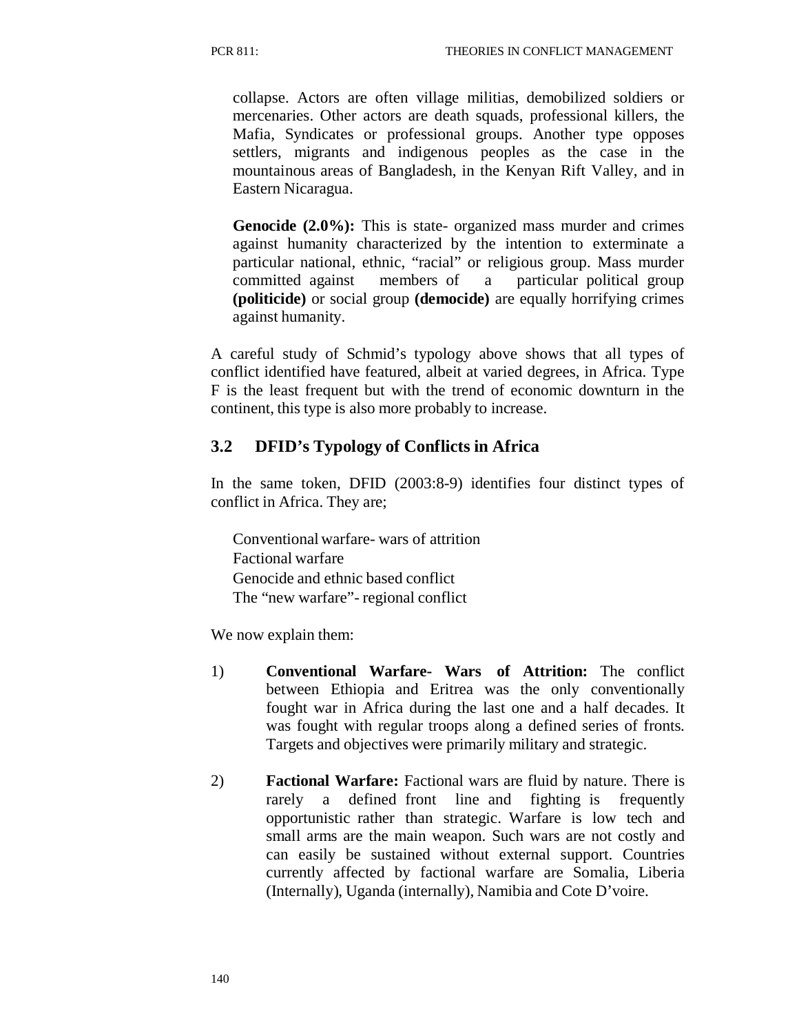collapse. Actors are often village militias, demobilized soldiers or mercenaries. Other actors are death squads, professional killers, the Mafia, Syndicates or professional groups. Another type opposes settlers, migrants and indigenous peoples as the case in the mountainous areas of Bangladesh, in the Kenyan Rift Valley, and in Eastern Nicaragua.

**Genocide (2.0%):** This is state- organized mass murder and crimes against humanity characterized by the intention to exterminate a particular national, ethnic, "racial" or religious group. Mass murder committed against members of a particular political group **(politicide)** or social group **(democide)** are equally horrifying crimes against humanity.

A careful study of Schmid's typology above shows that all types of conflict identified have featured, albeit at varied degrees, in Africa. Type F is the least frequent but with the trend of economic downturn in the continent, this type is also more probably to increase.

## 3.2 DFID's Typology of Conflicts in Africa

In the same token, DFID (2003:8-9) identifies four distinct types of conflict in Africa. They are;

Conventional warfare- wars of attrition
Factional warfare
Genocide and ethnic based conflict
The "new warfare"- regional conflict

We now explain them:

1) **Conventional Warfare- Wars of Attrition:** The conflict between Ethiopia and Eritrea was the only conventionally fought war in Africa during the last one and a half decades. It was fought with regular troops along a defined series of fronts. Targets and objectives were primarily military and strategic.

2) **Factional Warfare:** Factional wars are fluid by nature. There is rarely a defined front line and fighting is frequently opportunistic rather than strategic. Warfare is low tech and small arms are the main weapon. Such wars are not costly and can easily be sustained without external support. Countries currently affected by factional warfare are Somalia, Liberia (Internally), Uganda (internally), Namibia and Cote D'voire.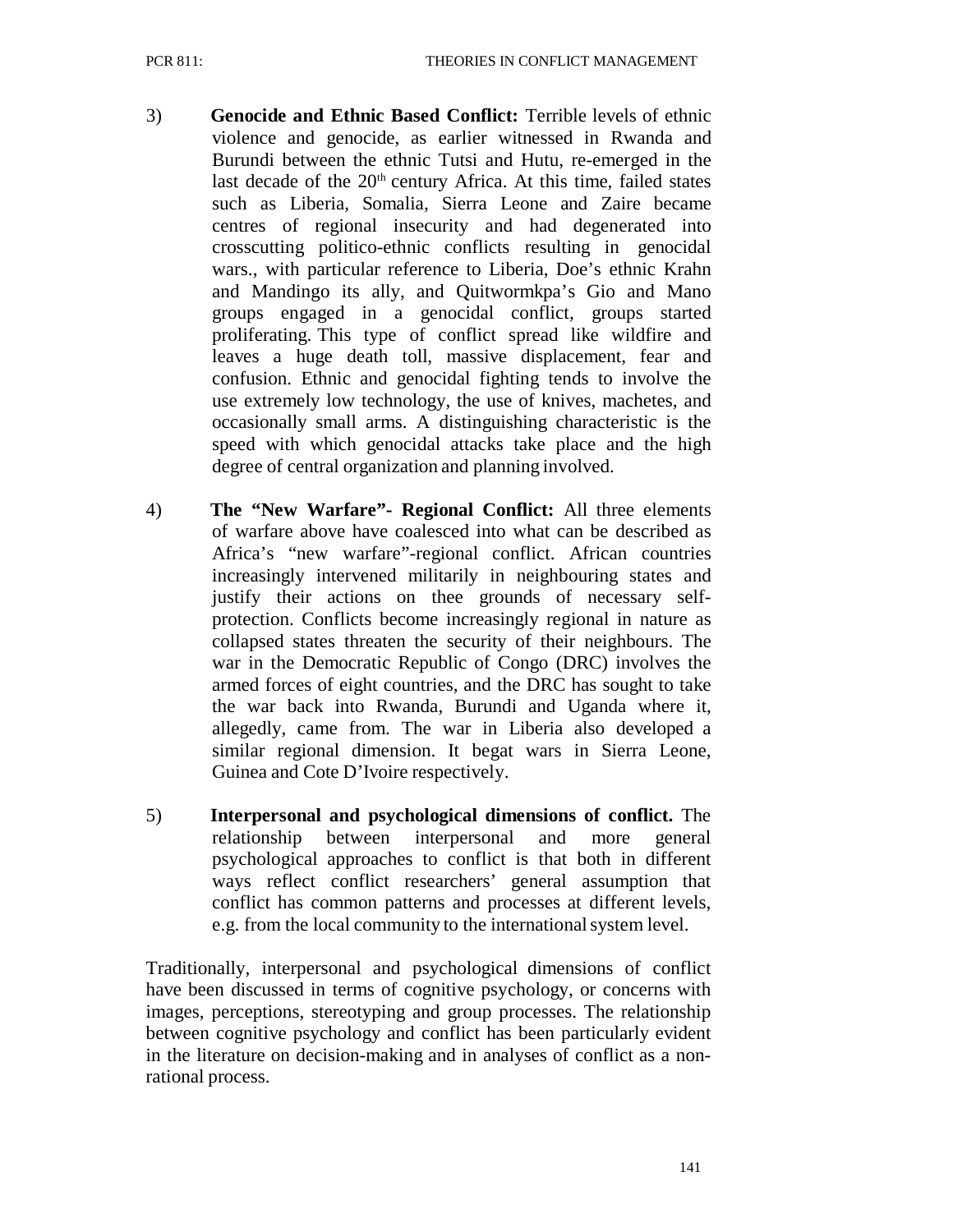3) **Genocide and Ethnic Based Conflict:** Terrible levels of ethnic violence and genocide, as earlier witnessed in Rwanda and Burundi between the ethnic Tutsi and Hutu, re-emerged in the last decade of the 20th century Africa. At this time, failed states such as Liberia, Somalia, Sierra Leone and Zaire became centres of regional insecurity and had degenerated into crosscutting politico-ethnic conflicts resulting in genocidal wars., with particular reference to Liberia, Doe's ethnic Krahn and Mandingo its ally, and Quitwormkpa's Gio and Mano groups engaged in a genocidal conflict, groups started proliferating. This type of conflict spread like wildfire and leaves a huge death toll, massive displacement, fear and confusion. Ethnic and genocidal fighting tends to involve the use extremely low technology, the use of knives, machetes, and occasionally small arms. A distinguishing characteristic is the speed with which genocidal attacks take place and the high degree of central organization and planning involved.

4) **The "New Warfare"- Regional Conflict:** All three elements of warfare above have coalesced into what can be described as Africa's "new warfare"-regional conflict. African countries increasingly intervened militarily in neighbouring states and justify their actions on thee grounds of necessary self-protection. Conflicts become increasingly regional in nature as collapsed states threaten the security of their neighbours. The war in the Democratic Republic of Congo (DRC) involves the armed forces of eight countries, and the DRC has sought to take the war back into Rwanda, Burundi and Uganda where it, allegedly, came from. The war in Liberia also developed a similar regional dimension. It begat wars in Sierra Leone, Guinea and Cote D'Ivoire respectively.

5) **Interpersonal and psychological dimensions of conflict.** The relationship between interpersonal and more general psychological approaches to conflict is that both in different ways reflect conflict researchers' general assumption that conflict has common patterns and processes at different levels, e.g. from the local community to the international system level.

Traditionally, interpersonal and psychological dimensions of conflict have been discussed in terms of cognitive psychology, or concerns with images, perceptions, stereotyping and group processes. The relationship between cognitive psychology and conflict has been particularly evident in the literature on decision-making and in analyses of conflict as a non-rational process.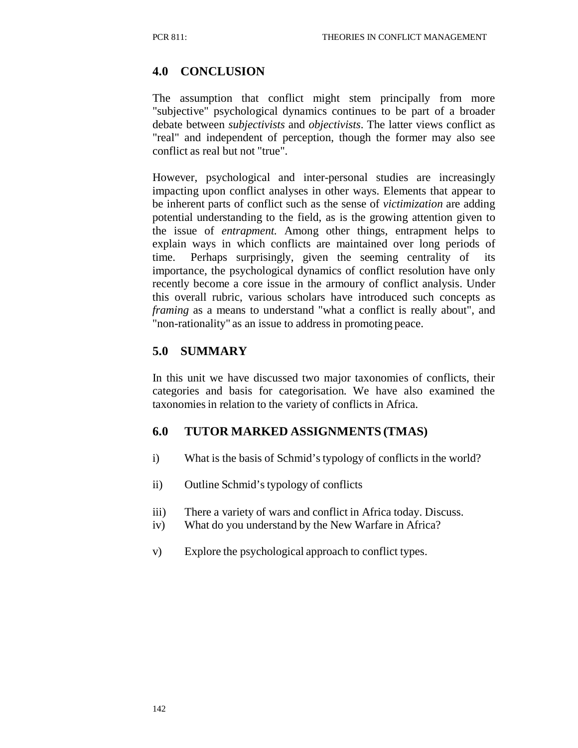## 4.0 CONCLUSION

The assumption that conflict might stem principally from more "subjective" psychological dynamics continues to be part of a broader debate between *subjectivists* and *objectivists*. The latter views conflict as "real" and independent of perception, though the former may also see conflict as real but not "true".

However, psychological and inter-personal studies are increasingly impacting upon conflict analyses in other ways. Elements that appear to be inherent parts of conflict such as the sense of *victimization* are adding potential understanding to the field, as is the growing attention given to the issue of *entrapment.* Among other things, entrapment helps to explain ways in which conflicts are maintained over long periods of time. Perhaps surprisingly, given the seeming centrality of its importance, the psychological dynamics of conflict resolution have only recently become a core issue in the armoury of conflict analysis. Under this overall rubric, various scholars have introduced such concepts as *framing* as a means to understand "what a conflict is really about", and "non-rationality" as an issue to address in promoting peace.

## 5.0 SUMMARY

In this unit we have discussed two major taxonomies of conflicts, their categories and basis for categorisation. We have also examined the taxonomies in relation to the variety of conflicts in Africa.

## 6.0 TUTOR MARKED ASSIGNMENTS (TMAS)

i) What is the basis of Schmid's typology of conflicts in the world?

ii) Outline Schmid's typology of conflicts

iii) There a variety of wars and conflict in Africa today. Discuss.

iv) What do you understand by the New Warfare in Africa?

v) Explore the psychological approach to conflict types.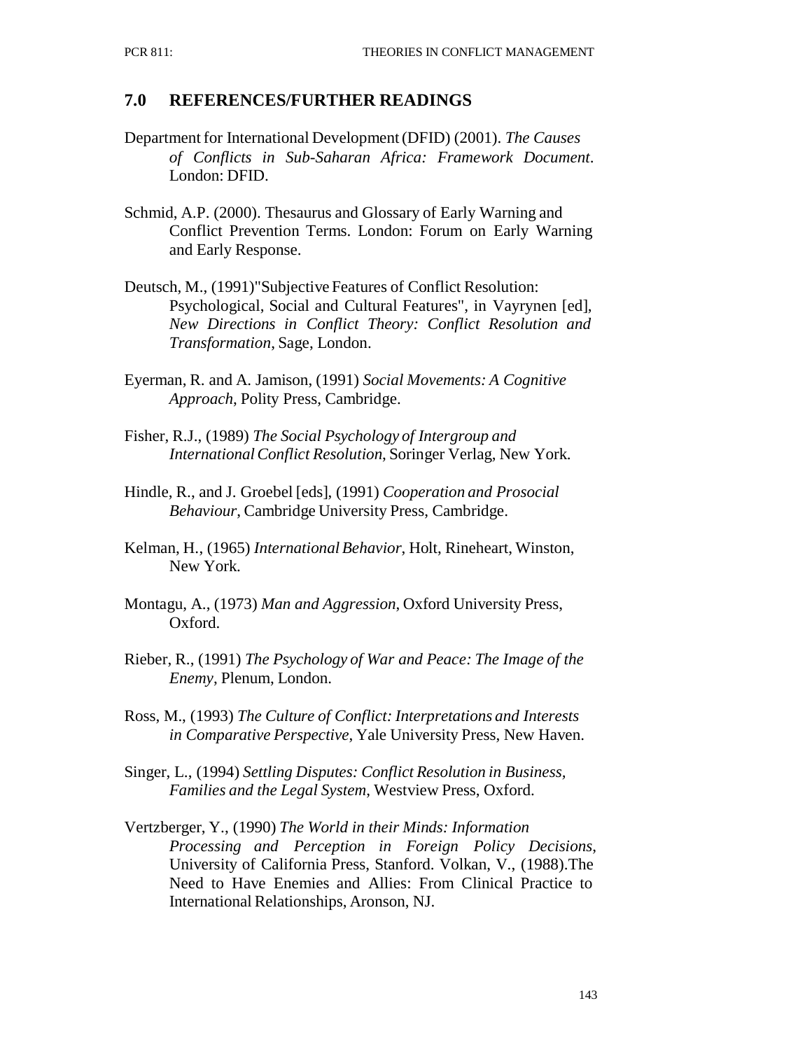## 7.0 REFERENCES/FURTHER READINGS

Department for International Development (DFID) (2001). *The Causes of Conflicts in Sub-Saharan Africa: Framework Document*. London: DFID.

Schmid, A.P. (2000). Thesaurus and Glossary of Early Warning and Conflict Prevention Terms. London: Forum on Early Warning and Early Response.

Deutsch, M., (1991)"Subjective Features of Conflict Resolution: Psychological, Social and Cultural Features", in Vayrynen [ed], *New Directions in Conflict Theory: Conflict Resolution and Transformation*, Sage, London.

Eyerman, R. and A. Jamison, (1991) *Social Movements: A Cognitive Approach*, Polity Press, Cambridge.

Fisher, R.J., (1989) *The Social Psychology of Intergroup and International Conflict Resolution*, Soringer Verlag, New York.

Hindle, R., and J. Groebel [eds], (1991) *Cooperation and Prosocial Behaviour*, Cambridge University Press, Cambridge.

Kelman, H., (1965) *International Behavior*, Holt, Rineheart, Winston, New York.

Montagu, A., (1973) *Man and Aggression*, Oxford University Press, Oxford.

Rieber, R., (1991) *The Psychology of War and Peace: The Image of the Enemy*, Plenum, London.

Ross, M., (1993) *The Culture of Conflict: Interpretations and Interests in Comparative Perspective*, Yale University Press, New Haven.

Singer, L., (1994) *Settling Disputes: Conflict Resolution in Business, Families and the Legal System*, Westview Press, Oxford.

Vertzberger, Y., (1990) *The World in their Minds: Information Processing and Perception in Foreign Policy Decisions*, University of California Press, Stanford. Volkan, V., (1988).The Need to Have Enemies and Allies: From Clinical Practice to International Relationships, Aronson, NJ.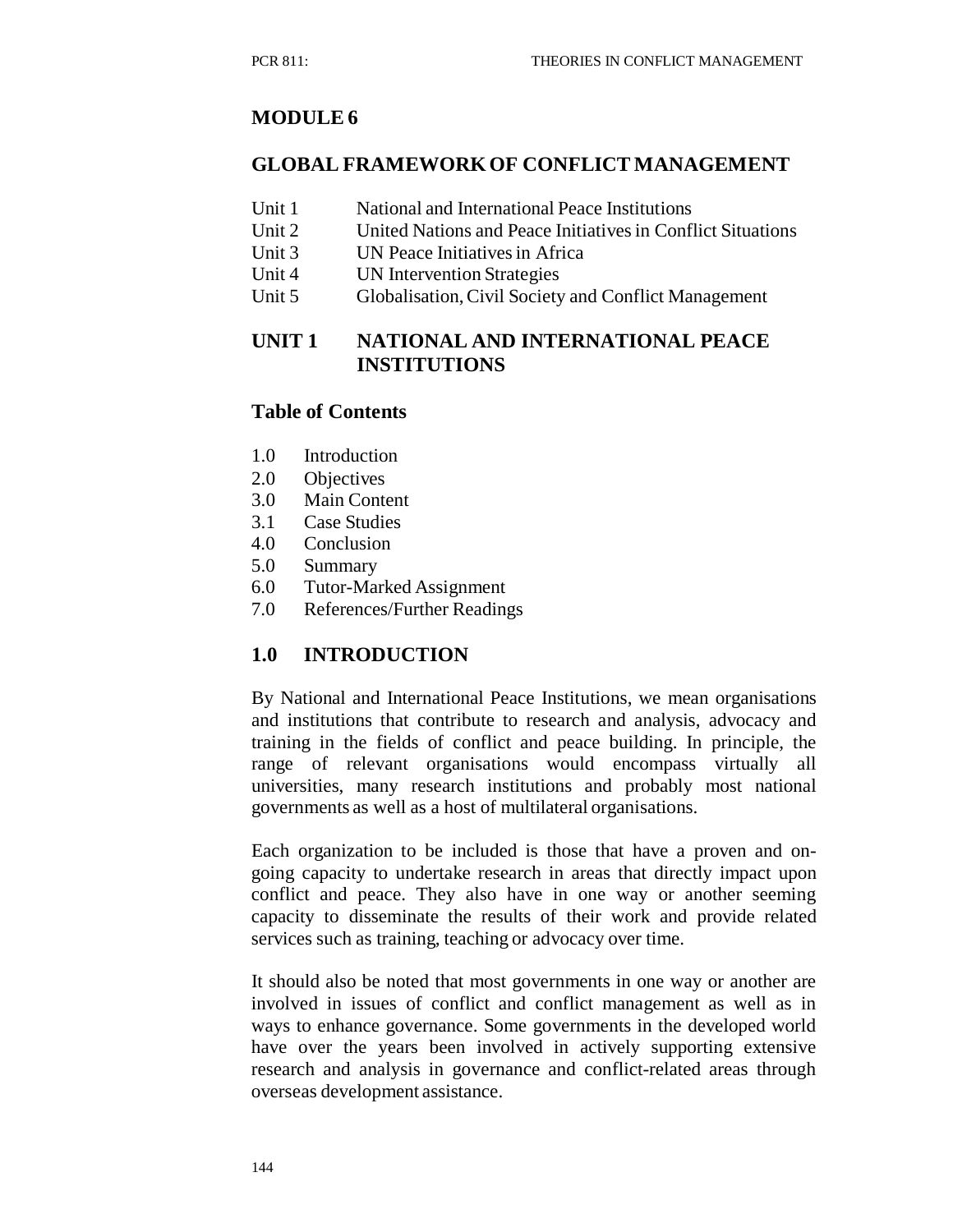# MODULE 6

## GLOBAL FRAMEWORK OF CONFLICT MANAGEMENT

| | |
|---|---|
| Unit 1 | National and International Peace Institutions |
| Unit 2 | United Nations and Peace Initiatives in Conflict Situations |
| Unit 3 | UN Peace Initiatives in Africa |
| Unit 4 | UN Intervention Strategies |
| Unit 5 | Globalisation, Civil Society and Conflict Management |

## UNIT 1 NATIONAL AND INTERNATIONAL PEACE INSTITUTIONS

### Table of Contents

1.0 Introduction
2.0 Objectives
3.0 Main Content
3.1 Case Studies
4.0 Conclusion
5.0 Summary
6.0 Tutor-Marked Assignment
7.0 References/Further Readings

## 1.0 INTRODUCTION

By National and International Peace Institutions, we mean organisations and institutions that contribute to research and analysis, advocacy and training in the fields of conflict and peace building. In principle, the range of relevant organisations would encompass virtually all universities, many research institutions and probably most national governments as well as a host of multilateral organisations.

Each organization to be included is those that have a proven and on-going capacity to undertake research in areas that directly impact upon conflict and peace. They also have in one way or another seeming capacity to disseminate the results of their work and provide related services such as training, teaching or advocacy over time.

It should also be noted that most governments in one way or another are involved in issues of conflict and conflict management as well as in ways to enhance governance. Some governments in the developed world have over the years been involved in actively supporting extensive research and analysis in governance and conflict-related areas through overseas development assistance.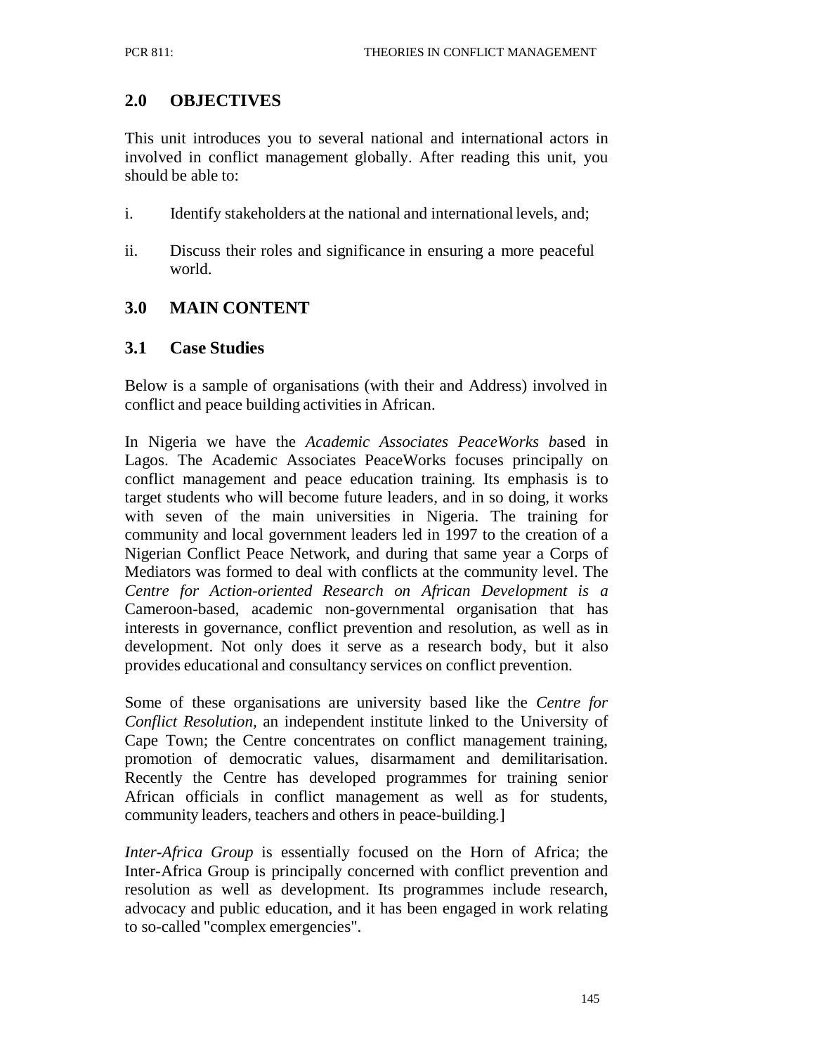## 2.0 OBJECTIVES

This unit introduces you to several national and international actors in involved in conflict management globally. After reading this unit, you should be able to:

i. Identify stakeholders at the national and international levels, and;

ii. Discuss their roles and significance in ensuring a more peaceful world.

## 3.0 MAIN CONTENT

### 3.1 Case Studies

Below is a sample of organisations (with their and Address) involved in conflict and peace building activities in African.

In Nigeria we have the *Academic Associates PeaceWorks b*ased in Lagos. The Academic Associates PeaceWorks focuses principally on conflict management and peace education training. Its emphasis is to target students who will become future leaders, and in so doing, it works with seven of the main universities in Nigeria. The training for community and local government leaders led in 1997 to the creation of a Nigerian Conflict Peace Network, and during that same year a Corps of Mediators was formed to deal with conflicts at the community level. The *Centre for Action-oriented Research on African Development is a* Cameroon-based, academic non-governmental organisation that has interests in governance, conflict prevention and resolution, as well as in development. Not only does it serve as a research body, but it also provides educational and consultancy services on conflict prevention.

Some of these organisations are university based like the *Centre for Conflict Resolution*, an independent institute linked to the University of Cape Town; the Centre concentrates on conflict management training, promotion of democratic values, disarmament and demilitarisation. Recently the Centre has developed programmes for training senior African officials in conflict management as well as for students, community leaders, teachers and others in peace-building.]

*Inter-Africa Group* is essentially focused on the Horn of Africa; the Inter-Africa Group is principally concerned with conflict prevention and resolution as well as development. Its programmes include research, advocacy and public education, and it has been engaged in work relating to so-called "complex emergencies".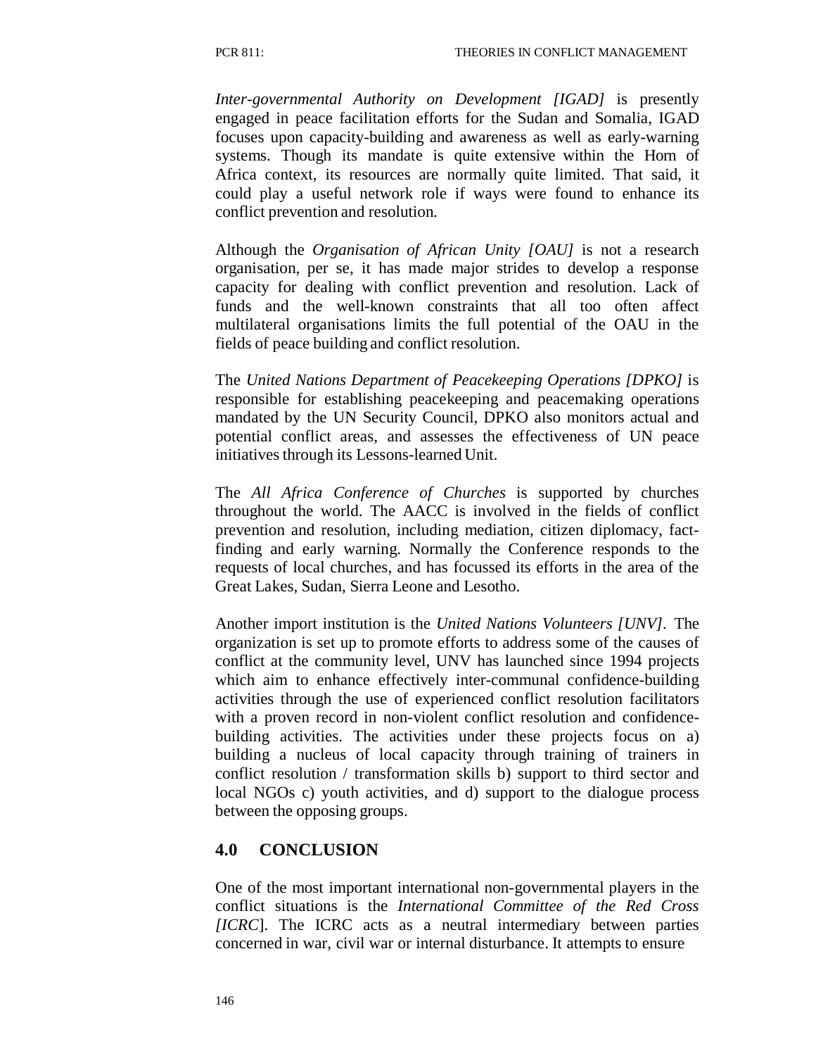*Inter-governmental Authority on Development [IGAD]* is presently engaged in peace facilitation efforts for the Sudan and Somalia, IGAD focuses upon capacity-building and awareness as well as early-warning systems. Though its mandate is quite extensive within the Horn of Africa context, its resources are normally quite limited. That said, it could play a useful network role if ways were found to enhance its conflict prevention and resolution.

Although the *Organisation of African Unity [OAU]* is not a research organisation, per se, it has made major strides to develop a response capacity for dealing with conflict prevention and resolution. Lack of funds and the well-known constraints that all too often affect multilateral organisations limits the full potential of the OAU in the fields of peace building and conflict resolution.

The *United Nations Department of Peacekeeping Operations [DPKO]* is responsible for establishing peacekeeping and peacemaking operations mandated by the UN Security Council, DPKO also monitors actual and potential conflict areas, and assesses the effectiveness of UN peace initiatives through its Lessons-learned Unit.

The *All Africa Conference of Churches* is supported by churches throughout the world. The AACC is involved in the fields of conflict prevention and resolution, including mediation, citizen diplomacy, fact-finding and early warning. Normally the Conference responds to the requests of local churches, and has focussed its efforts in the area of the Great Lakes, Sudan, Sierra Leone and Lesotho.

Another import institution is the *United Nations Volunteers [UNV]*. The organization is set up to promote efforts to address some of the causes of conflict at the community level, UNV has launched since 1994 projects which aim to enhance effectively inter-communal confidence-building activities through the use of experienced conflict resolution facilitators with a proven record in non-violent conflict resolution and confidence-building activities. The activities under these projects focus on a) building a nucleus of local capacity through training of trainers in conflict resolution / transformation skills b) support to third sector and local NGOs c) youth activities, and d) support to the dialogue process between the opposing groups.

## 4.0 CONCLUSION

One of the most important international non-governmental players in the conflict situations is the *International Committee of the Red Cross [ICRC*]. The ICRC acts as a neutral intermediary between parties concerned in war, civil war or internal disturbance. It attempts to ensure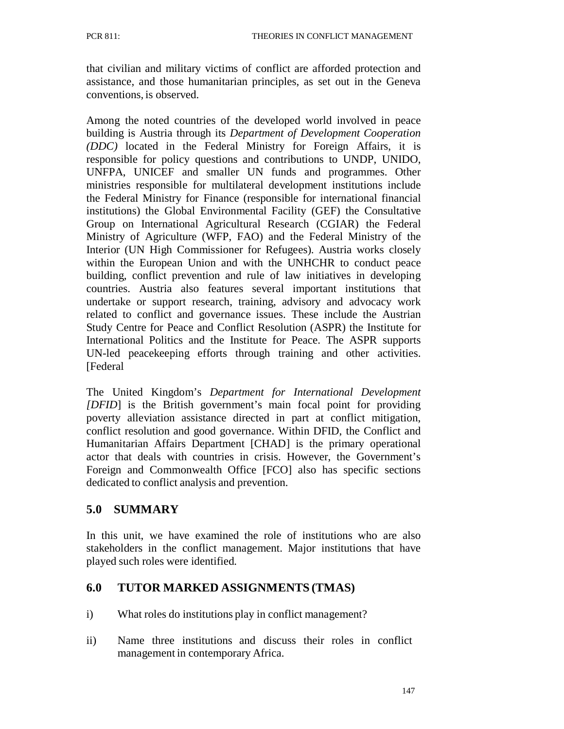that civilian and military victims of conflict are afforded protection and assistance, and those humanitarian principles, as set out in the Geneva conventions, is observed.

Among the noted countries of the developed world involved in peace building is Austria through its *Department of Development Cooperation (DDC)* located in the Federal Ministry for Foreign Affairs, it is responsible for policy questions and contributions to UNDP, UNIDO, UNFPA, UNICEF and smaller UN funds and programmes. Other ministries responsible for multilateral development institutions include the Federal Ministry for Finance (responsible for international financial institutions) the Global Environmental Facility (GEF) the Consultative Group on International Agricultural Research (CGIAR) the Federal Ministry of Agriculture (WFP, FAO) and the Federal Ministry of the Interior (UN High Commissioner for Refugees). Austria works closely within the European Union and with the UNHCHR to conduct peace building, conflict prevention and rule of law initiatives in developing countries. Austria also features several important institutions that undertake or support research, training, advisory and advocacy work related to conflict and governance issues. These include the Austrian Study Centre for Peace and Conflict Resolution (ASPR) the Institute for International Politics and the Institute for Peace. The ASPR supports UN-led peacekeeping efforts through training and other activities. [Federal

The United Kingdom's *Department for International Development [DFID*] is the British government's main focal point for providing poverty alleviation assistance directed in part at conflict mitigation, conflict resolution and good governance. Within DFID, the Conflict and Humanitarian Affairs Department [CHAD] is the primary operational actor that deals with countries in crisis. However, the Government's Foreign and Commonwealth Office [FCO] also has specific sections dedicated to conflict analysis and prevention.

## 5.0 SUMMARY

In this unit, we have examined the role of institutions who are also stakeholders in the conflict management. Major institutions that have played such roles were identified.

## 6.0 TUTOR MARKED ASSIGNMENTS (TMAS)

i) What roles do institutions play in conflict management?

ii) Name three institutions and discuss their roles in conflict management in contemporary Africa.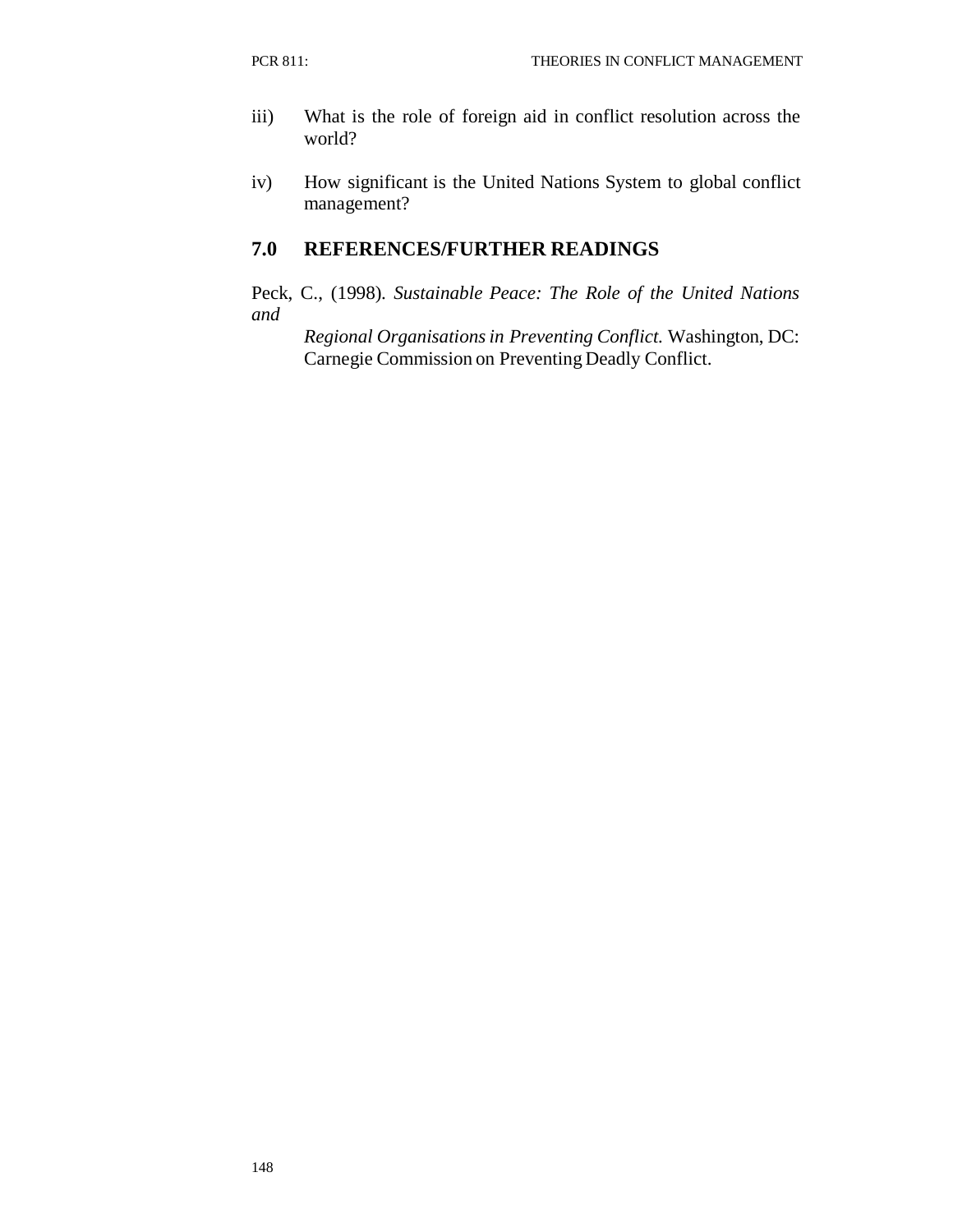iii) What is the role of foreign aid in conflict resolution across the world?

iv) How significant is the United Nations System to global conflict management?

## 7.0 REFERENCES/FURTHER READINGS

Peck, C., (1998). *Sustainable Peace: The Role of the United Nations and Regional Organisations in Preventing Conflict.* Washington, DC: Carnegie Commission on Preventing Deadly Conflict.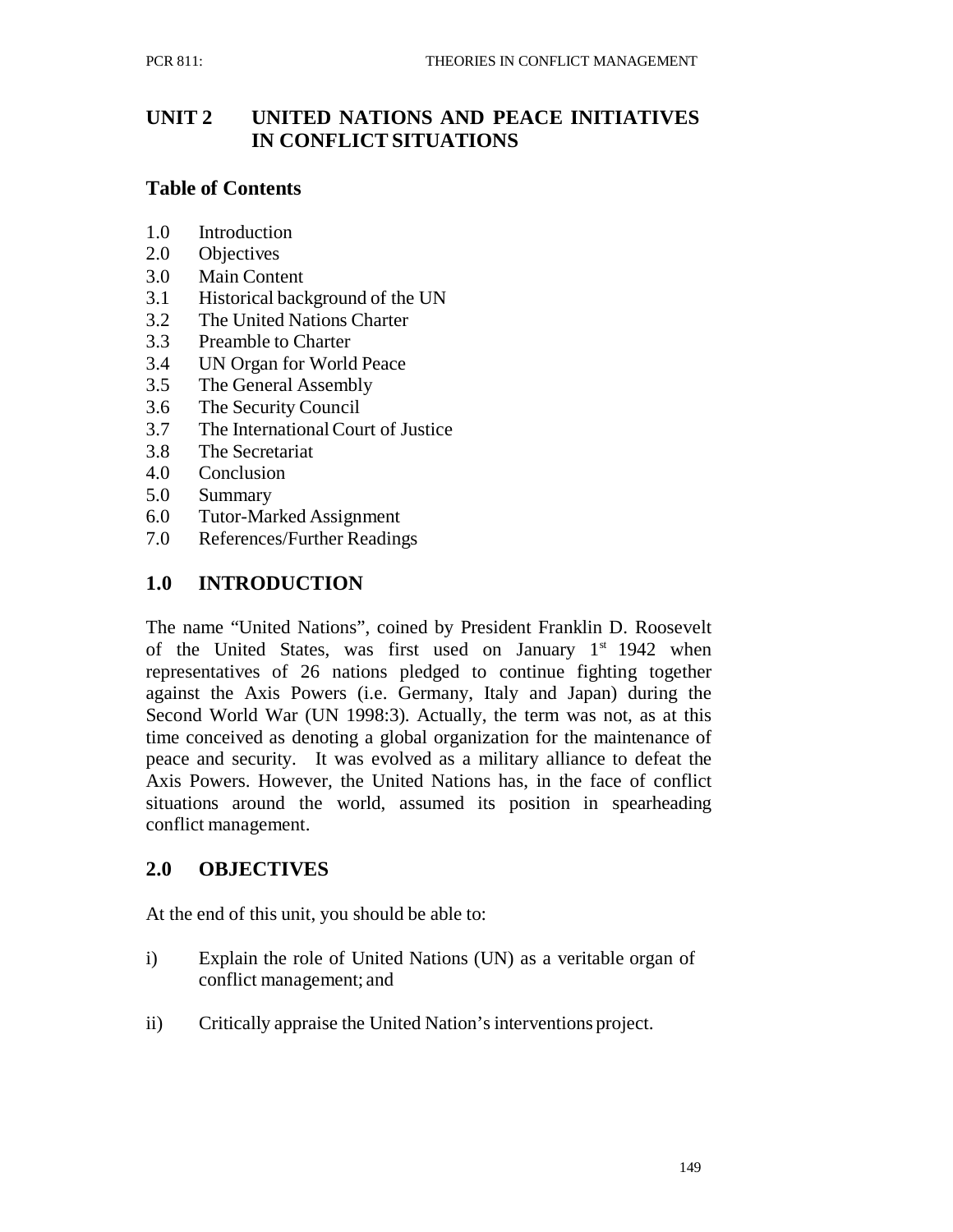## UNIT 2 UNITED NATIONS AND PEACE INITIATIVES IN CONFLICT SITUATIONS

### Table of Contents

1.0 Introduction
2.0 Objectives
3.0 Main Content
3.1 Historical background of the UN
3.2 The United Nations Charter
3.3 Preamble to Charter
3.4 UN Organ for World Peace
3.5 The General Assembly
3.6 The Security Council
3.7 The International Court of Justice
3.8 The Secretariat
4.0 Conclusion
5.0 Summary
6.0 Tutor-Marked Assignment
7.0 References/Further Readings

## 1.0 INTRODUCTION

The name "United Nations", coined by President Franklin D. Roosevelt of the United States, was first used on January 1st 1942 when representatives of 26 nations pledged to continue fighting together against the Axis Powers (i.e. Germany, Italy and Japan) during the Second World War (UN 1998:3). Actually, the term was not, as at this time conceived as denoting a global organization for the maintenance of peace and security. It was evolved as a military alliance to defeat the Axis Powers. However, the United Nations has, in the face of conflict situations around the world, assumed its position in spearheading conflict management.

## 2.0 OBJECTIVES

At the end of this unit, you should be able to:

i) Explain the role of United Nations (UN) as a veritable organ of conflict management; and

ii) Critically appraise the United Nation's interventions project.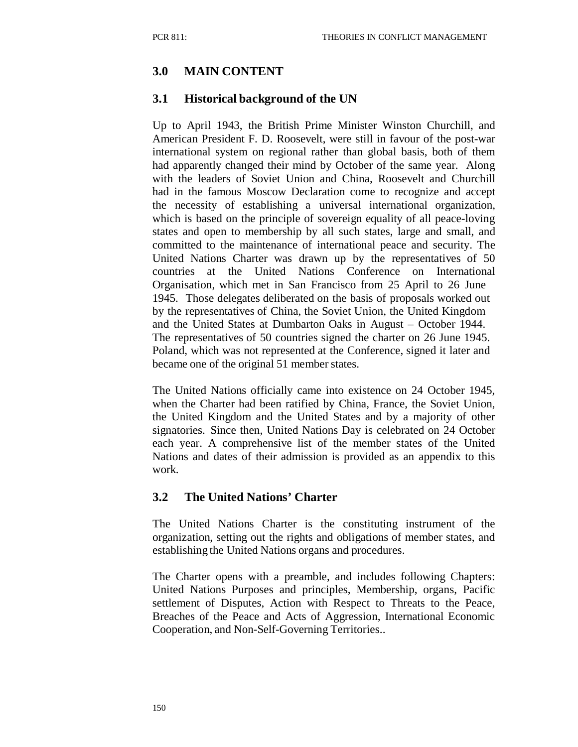## 3.0 MAIN CONTENT

### 3.1 Historical background of the UN

Up to April 1943, the British Prime Minister Winston Churchill, and American President F. D. Roosevelt, were still in favour of the post-war international system on regional rather than global basis, both of them had apparently changed their mind by October of the same year. Along with the leaders of Soviet Union and China, Roosevelt and Churchill had in the famous Moscow Declaration come to recognize and accept the necessity of establishing a universal international organization, which is based on the principle of sovereign equality of all peace-loving states and open to membership by all such states, large and small, and committed to the maintenance of international peace and security. The United Nations Charter was drawn up by the representatives of 50 countries at the United Nations Conference on International Organisation, which met in San Francisco from 25 April to 26 June 1945. Those delegates deliberated on the basis of proposals worked out by the representatives of China, the Soviet Union, the United Kingdom and the United States at Dumbarton Oaks in August – October 1944. The representatives of 50 countries signed the charter on 26 June 1945. Poland, which was not represented at the Conference, signed it later and became one of the original 51 member states.

The United Nations officially came into existence on 24 October 1945, when the Charter had been ratified by China, France, the Soviet Union, the United Kingdom and the United States and by a majority of other signatories. Since then, United Nations Day is celebrated on 24 October each year. A comprehensive list of the member states of the United Nations and dates of their admission is provided as an appendix to this work.

### 3.2 The United Nations' Charter

The United Nations Charter is the constituting instrument of the organization, setting out the rights and obligations of member states, and establishing the United Nations organs and procedures.

The Charter opens with a preamble, and includes following Chapters: United Nations Purposes and principles, Membership, organs, Pacific settlement of Disputes, Action with Respect to Threats to the Peace, Breaches of the Peace and Acts of Aggression, International Economic Cooperation, and Non-Self-Governing Territories..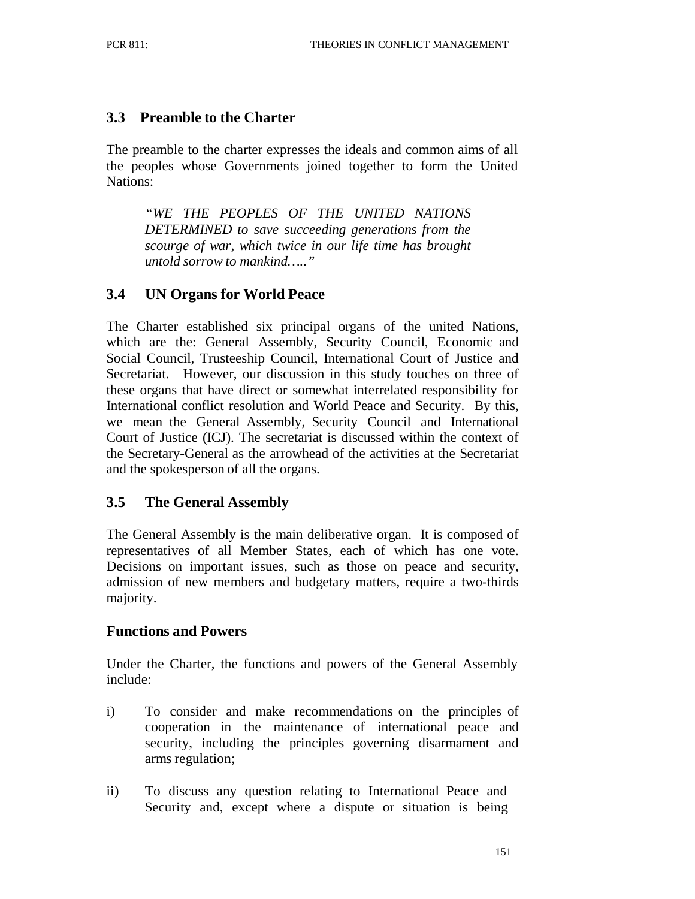## 3.3 Preamble to the Charter

The preamble to the charter expresses the ideals and common aims of all the peoples whose Governments joined together to form the United Nations:

> *"WE THE PEOPLES OF THE UNITED NATIONS DETERMINED to save succeeding generations from the scourge of war, which twice in our life time has brought untold sorrow to mankind….."*

## 3.4 UN Organs for World Peace

The Charter established six principal organs of the united Nations, which are the: General Assembly, Security Council, Economic and Social Council, Trusteeship Council, International Court of Justice and Secretariat. However, our discussion in this study touches on three of these organs that have direct or somewhat interrelated responsibility for International conflict resolution and World Peace and Security. By this, we mean the General Assembly, Security Council and International Court of Justice (ICJ). The secretariat is discussed within the context of the Secretary-General as the arrowhead of the activities at the Secretariat and the spokesperson of all the organs.

## 3.5 The General Assembly

The General Assembly is the main deliberative organ. It is composed of representatives of all Member States, each of which has one vote. Decisions on important issues, such as those on peace and security, admission of new members and budgetary matters, require a two-thirds majority.

### Functions and Powers

Under the Charter, the functions and powers of the General Assembly include:

i) To consider and make recommendations on the principles of cooperation in the maintenance of international peace and security, including the principles governing disarmament and arms regulation;

ii) To discuss any question relating to International Peace and Security and, except where a dispute or situation is being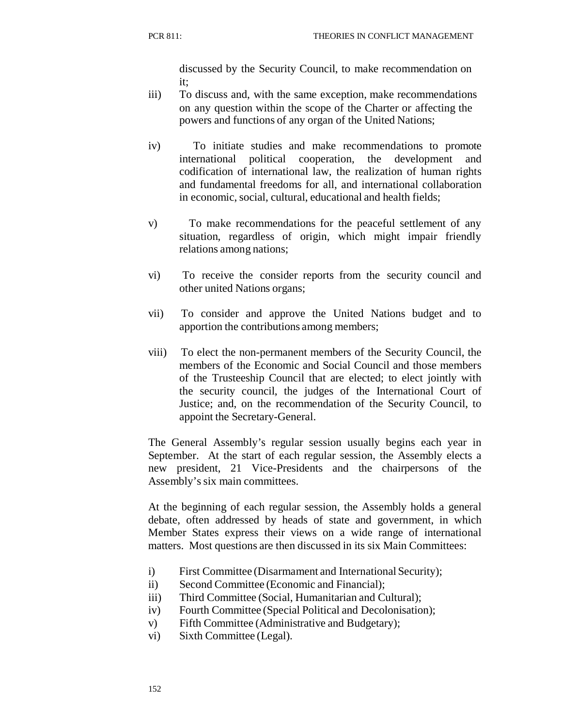discussed by the Security Council, to make recommendation on it;

iii) To discuss and, with the same exception, make recommendations on any question within the scope of the Charter or affecting the powers and functions of any organ of the United Nations;

iv) To initiate studies and make recommendations to promote international political cooperation, the development and codification of international law, the realization of human rights and fundamental freedoms for all, and international collaboration in economic, social, cultural, educational and health fields;

v) To make recommendations for the peaceful settlement of any situation, regardless of origin, which might impair friendly relations among nations;

vi) To receive the consider reports from the security council and other united Nations organs;

vii) To consider and approve the United Nations budget and to apportion the contributions among members;

viii) To elect the non-permanent members of the Security Council, the members of the Economic and Social Council and those members of the Trusteeship Council that are elected; to elect jointly with the security council, the judges of the International Court of Justice; and, on the recommendation of the Security Council, to appoint the Secretary-General.

The General Assembly's regular session usually begins each year in September. At the start of each regular session, the Assembly elects a new president, 21 Vice-Presidents and the chairpersons of the Assembly's six main committees.

At the beginning of each regular session, the Assembly holds a general debate, often addressed by heads of state and government, in which Member States express their views on a wide range of international matters. Most questions are then discussed in its six Main Committees:

i) First Committee (Disarmament and International Security);
ii) Second Committee (Economic and Financial);
iii) Third Committee (Social, Humanitarian and Cultural);
iv) Fourth Committee (Special Political and Decolonisation);
v) Fifth Committee (Administrative and Budgetary);
vi) Sixth Committee (Legal).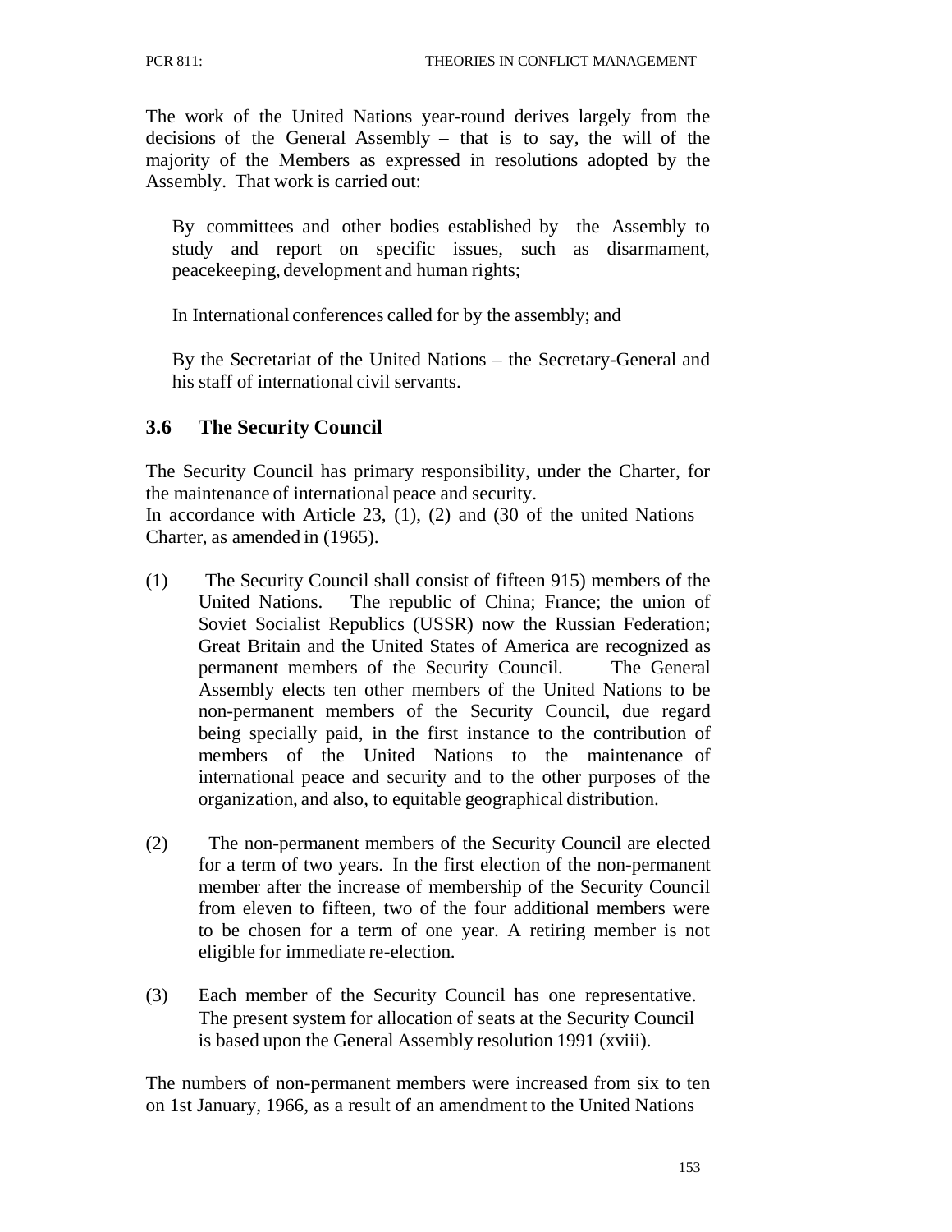The work of the United Nations year-round derives largely from the decisions of the General Assembly – that is to say, the will of the majority of the Members as expressed in resolutions adopted by the Assembly. That work is carried out:

By committees and other bodies established by the Assembly to study and report on specific issues, such as disarmament, peacekeeping, development and human rights;

In International conferences called for by the assembly; and

By the Secretariat of the United Nations – the Secretary-General and his staff of international civil servants.

## 3.6 The Security Council

The Security Council has primary responsibility, under the Charter, for the maintenance of international peace and security.
In accordance with Article 23, (1), (2) and (30 of the united Nations Charter, as amended in (1965).

(1) The Security Council shall consist of fifteen 915) members of the United Nations. The republic of China; France; the union of Soviet Socialist Republics (USSR) now the Russian Federation; Great Britain and the United States of America are recognized as permanent members of the Security Council. The General Assembly elects ten other members of the United Nations to be non-permanent members of the Security Council, due regard being specially paid, in the first instance to the contribution of members of the United Nations to the maintenance of international peace and security and to the other purposes of the organization, and also, to equitable geographical distribution.

(2) The non-permanent members of the Security Council are elected for a term of two years. In the first election of the non-permanent member after the increase of membership of the Security Council from eleven to fifteen, two of the four additional members were to be chosen for a term of one year. A retiring member is not eligible for immediate re-election.

(3) Each member of the Security Council has one representative. The present system for allocation of seats at the Security Council is based upon the General Assembly resolution 1991 (xviii).

The numbers of non-permanent members were increased from six to ten on 1st January, 1966, as a result of an amendment to the United Nations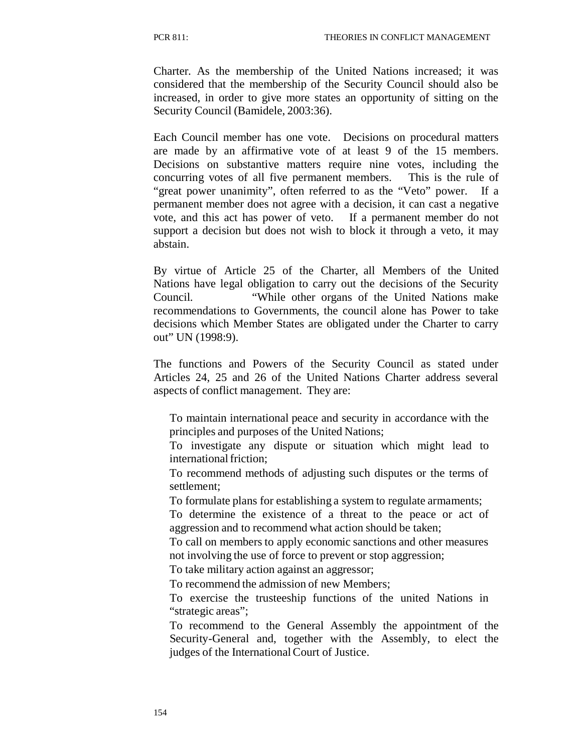Charter. As the membership of the United Nations increased; it was considered that the membership of the Security Council should also be increased, in order to give more states an opportunity of sitting on the Security Council (Bamidele, 2003:36).

Each Council member has one vote. Decisions on procedural matters are made by an affirmative vote of at least 9 of the 15 members. Decisions on substantive matters require nine votes, including the concurring votes of all five permanent members. This is the rule of "great power unanimity", often referred to as the "Veto" power. If a permanent member does not agree with a decision, it can cast a negative vote, and this act has power of veto. If a permanent member do not support a decision but does not wish to block it through a veto, it may abstain.

By virtue of Article 25 of the Charter, all Members of the United Nations have legal obligation to carry out the decisions of the Security Council. "While other organs of the United Nations make recommendations to Governments, the council alone has Power to take decisions which Member States are obligated under the Charter to carry out" UN (1998:9).

The functions and Powers of the Security Council as stated under Articles 24, 25 and 26 of the United Nations Charter address several aspects of conflict management. They are:

- To maintain international peace and security in accordance with the principles and purposes of the United Nations;
- To investigate any dispute or situation which might lead to international friction;
- To recommend methods of adjusting such disputes or the terms of settlement;
- To formulate plans for establishing a system to regulate armaments;
- To determine the existence of a threat to the peace or act of aggression and to recommend what action should be taken;
- To call on members to apply economic sanctions and other measures not involving the use of force to prevent or stop aggression;
- To take military action against an aggressor;
- To recommend the admission of new Members;
- To exercise the trusteeship functions of the united Nations in "strategic areas";
- To recommend to the General Assembly the appointment of the Security-General and, together with the Assembly, to elect the judges of the International Court of Justice.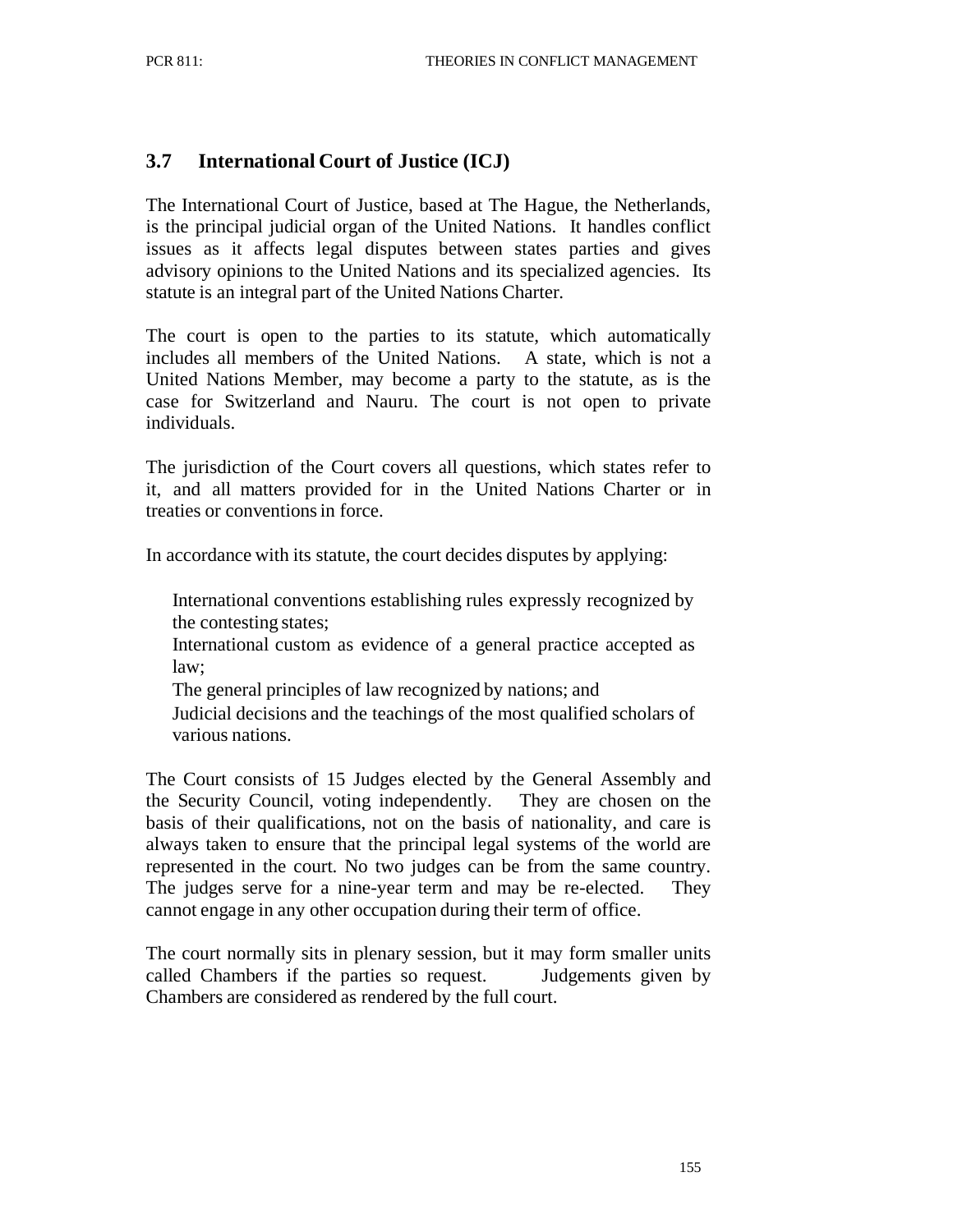## 3.7 International Court of Justice (ICJ)

The International Court of Justice, based at The Hague, the Netherlands, is the principal judicial organ of the United Nations. It handles conflict issues as it affects legal disputes between states parties and gives advisory opinions to the United Nations and its specialized agencies. Its statute is an integral part of the United Nations Charter.

The court is open to the parties to its statute, which automatically includes all members of the United Nations. A state, which is not a United Nations Member, may become a party to the statute, as is the case for Switzerland and Nauru. The court is not open to private individuals.

The jurisdiction of the Court covers all questions, which states refer to it, and all matters provided for in the United Nations Charter or in treaties or conventions in force.

In accordance with its statute, the court decides disputes by applying:

- International conventions establishing rules expressly recognized by the contesting states;
- International custom as evidence of a general practice accepted as law;
- The general principles of law recognized by nations; and
- Judicial decisions and the teachings of the most qualified scholars of various nations.

The Court consists of 15 Judges elected by the General Assembly and the Security Council, voting independently. They are chosen on the basis of their qualifications, not on the basis of nationality, and care is always taken to ensure that the principal legal systems of the world are represented in the court. No two judges can be from the same country. The judges serve for a nine-year term and may be re-elected. They cannot engage in any other occupation during their term of office.

The court normally sits in plenary session, but it may form smaller units called Chambers if the parties so request. Judgements given by Chambers are considered as rendered by the full court.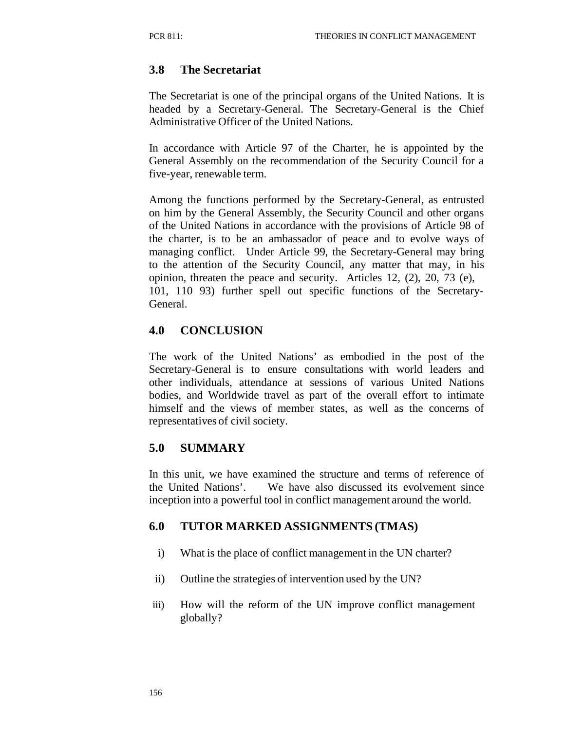## 3.8 The Secretariat

The Secretariat is one of the principal organs of the United Nations. It is headed by a Secretary-General. The Secretary-General is the Chief Administrative Officer of the United Nations.

In accordance with Article 97 of the Charter, he is appointed by the General Assembly on the recommendation of the Security Council for a five-year, renewable term.

Among the functions performed by the Secretary-General, as entrusted on him by the General Assembly, the Security Council and other organs of the United Nations in accordance with the provisions of Article 98 of the charter, is to be an ambassador of peace and to evolve ways of managing conflict. Under Article 99, the Secretary-General may bring to the attention of the Security Council, any matter that may, in his opinion, threaten the peace and security. Articles 12, (2), 20, 73 (e), 101, 110 93) further spell out specific functions of the Secretary-General.

## 4.0 CONCLUSION

The work of the United Nations' as embodied in the post of the Secretary-General is to ensure consultations with world leaders and other individuals, attendance at sessions of various United Nations bodies, and Worldwide travel as part of the overall effort to intimate himself and the views of member states, as well as the concerns of representatives of civil society.

## 5.0 SUMMARY

In this unit, we have examined the structure and terms of reference of the United Nations'. We have also discussed its evolvement since inception into a powerful tool in conflict management around the world.

## 6.0 TUTOR MARKED ASSIGNMENTS (TMAS)

i) What is the place of conflict management in the UN charter?

ii) Outline the strategies of intervention used by the UN?

iii) How will the reform of the UN improve conflict management globally?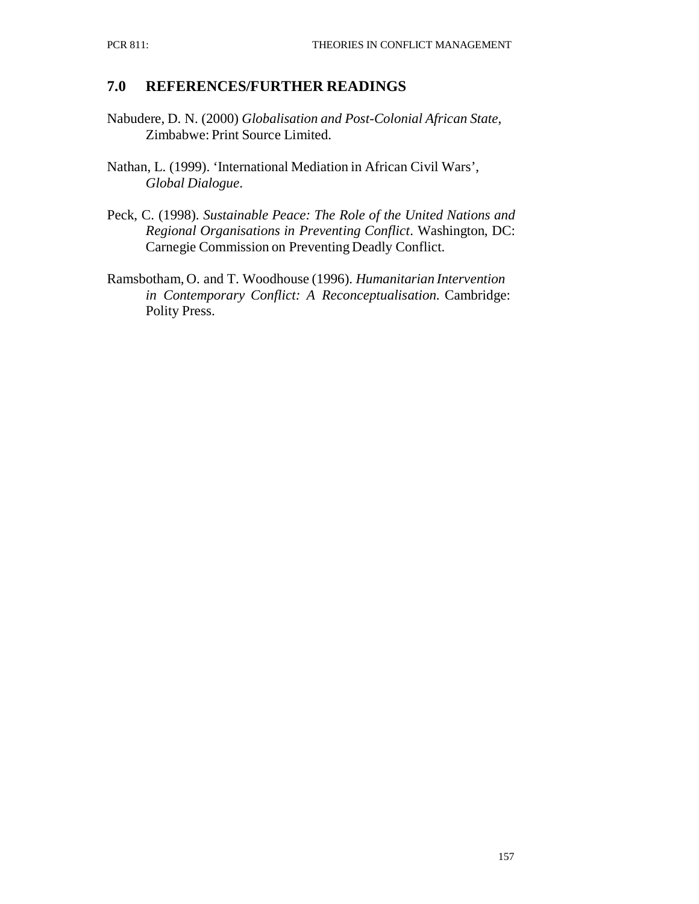## 7.0 REFERENCES/FURTHER READINGS

Nabudere, D. N. (2000) *Globalisation and Post-Colonial African State*, Zimbabwe: Print Source Limited.

Nathan, L. (1999). 'International Mediation in African Civil Wars', *Global Dialogue*.

Peck, C. (1998). *Sustainable Peace: The Role of the United Nations and Regional Organisations in Preventing Conflict*. Washington, DC: Carnegie Commission on Preventing Deadly Conflict.

Ramsbotham, O. and T. Woodhouse (1996). *Humanitarian Intervention in Contemporary Conflict: A Reconceptualisation*. Cambridge: Polity Press.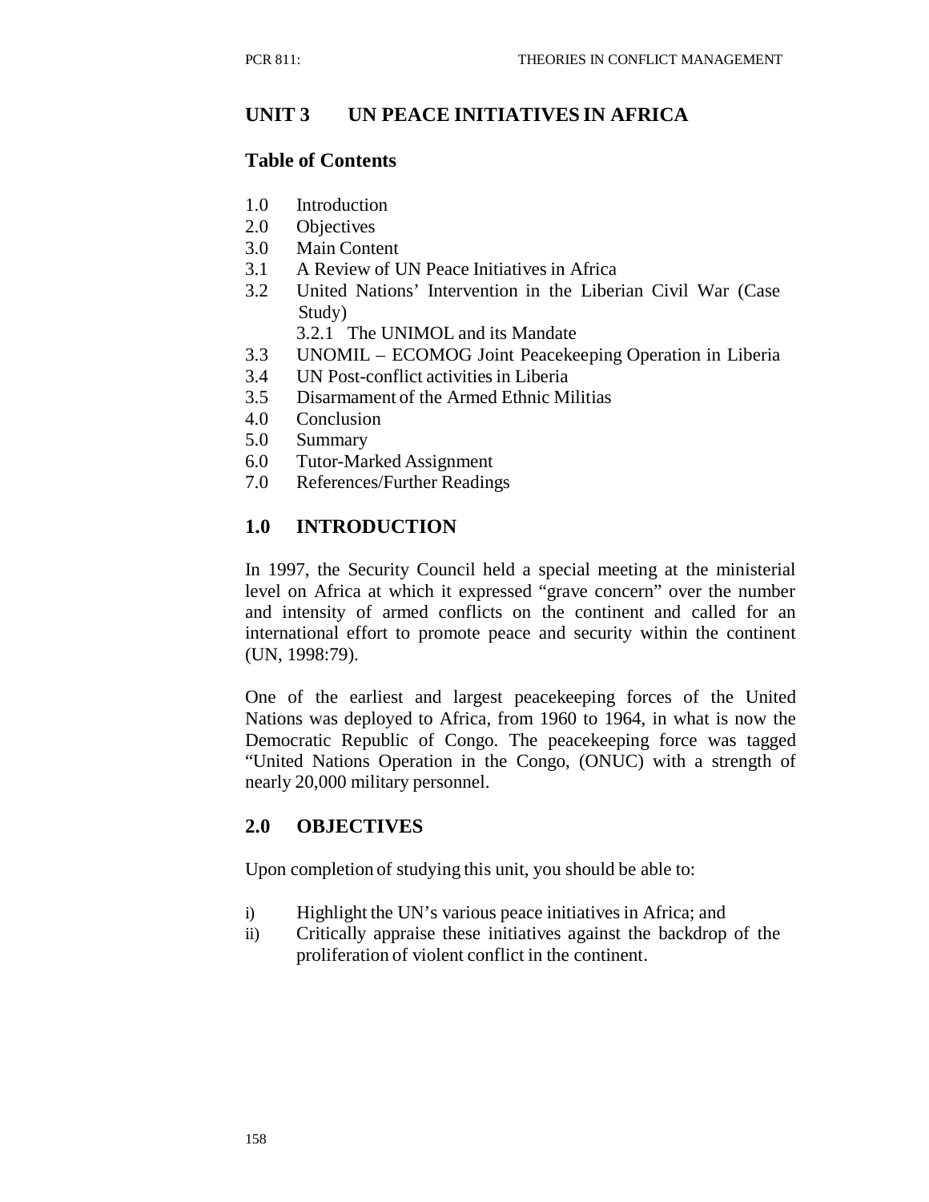## UNIT 3 UN PEACE INITIATIVES IN AFRICA

### Table of Contents

1.0 Introduction
2.0 Objectives
3.0 Main Content
3.1 A Review of UN Peace Initiatives in Africa
3.2 United Nations' Intervention in the Liberian Civil War (Case Study)
    3.2.1 The UNIMOL and its Mandate
3.3 UNOMIL – ECOMOG Joint Peacekeeping Operation in Liberia
3.4 UN Post-conflict activities in Liberia
3.5 Disarmament of the Armed Ethnic Militias
4.0 Conclusion
5.0 Summary
6.0 Tutor-Marked Assignment
7.0 References/Further Readings

### 1.0 INTRODUCTION

In 1997, the Security Council held a special meeting at the ministerial level on Africa at which it expressed "grave concern" over the number and intensity of armed conflicts on the continent and called for an international effort to promote peace and security within the continent (UN, 1998:79).

One of the earliest and largest peacekeeping forces of the United Nations was deployed to Africa, from 1960 to 1964, in what is now the Democratic Republic of Congo. The peacekeeping force was tagged "United Nations Operation in the Congo, (ONUC) with a strength of nearly 20,000 military personnel.

### 2.0 OBJECTIVES

Upon completion of studying this unit, you should be able to:

i) Highlight the UN's various peace initiatives in Africa; and
ii) Critically appraise these initiatives against the backdrop of the proliferation of violent conflict in the continent.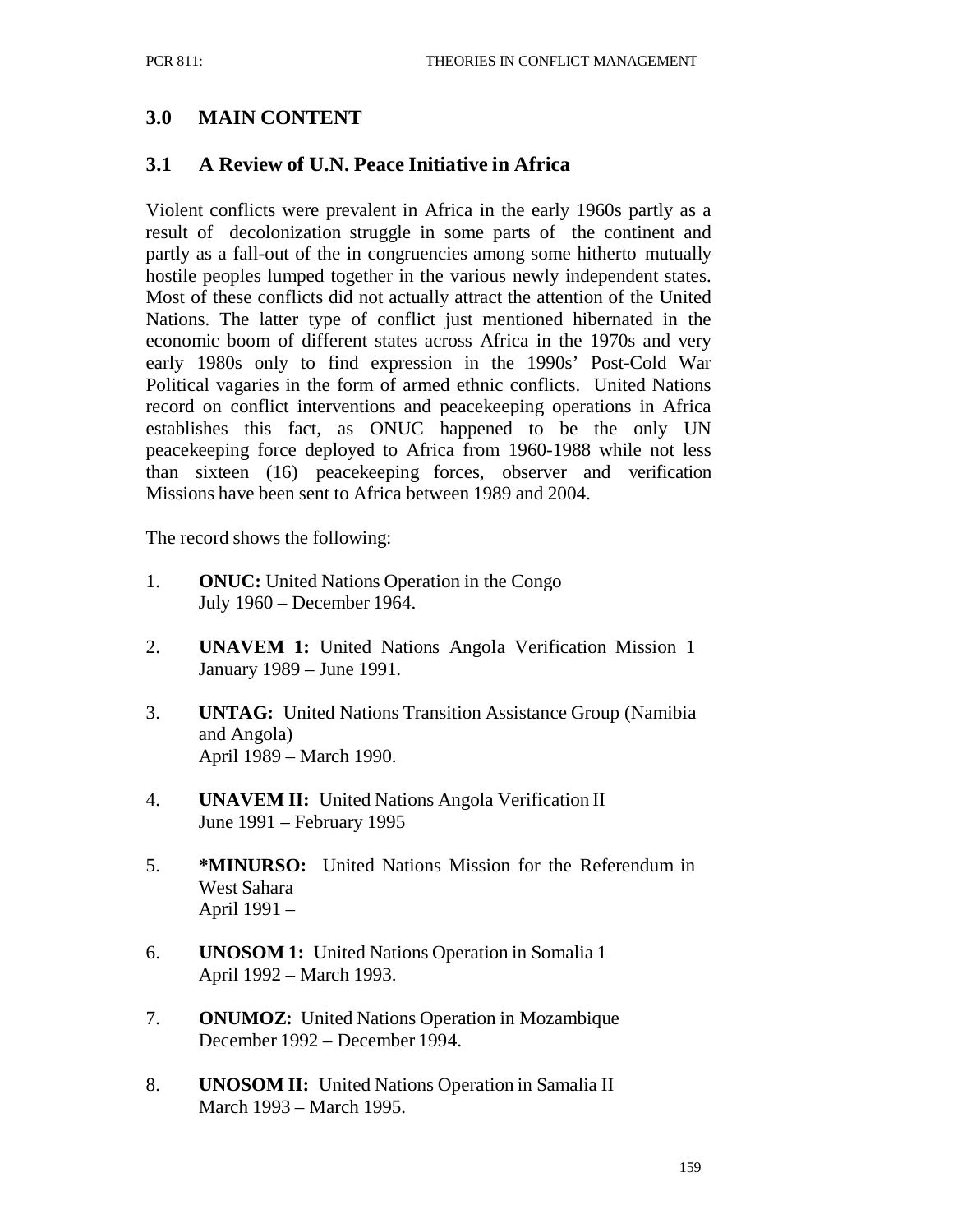## 3.0 MAIN CONTENT

### 3.1 A Review of U.N. Peace Initiative in Africa

Violent conflicts were prevalent in Africa in the early 1960s partly as a result of decolonization struggle in some parts of the continent and partly as a fall-out of the in congruencies among some hitherto mutually hostile peoples lumped together in the various newly independent states. Most of these conflicts did not actually attract the attention of the United Nations. The latter type of conflict just mentioned hibernated in the economic boom of different states across Africa in the 1970s and very early 1980s only to find expression in the 1990s' Post-Cold War Political vagaries in the form of armed ethnic conflicts. United Nations record on conflict interventions and peacekeeping operations in Africa establishes this fact, as ONUC happened to be the only UN peacekeeping force deployed to Africa from 1960-1988 while not less than sixteen (16) peacekeeping forces, observer and verification Missions have been sent to Africa between 1989 and 2004.

The record shows the following:

1. **ONUC:** United Nations Operation in the Congo
   July 1960 – December 1964.

2. **UNAVEM 1:** United Nations Angola Verification Mission 1
   January 1989 – June 1991.

3. **UNTAG:** United Nations Transition Assistance Group (Namibia and Angola)
   April 1989 – March 1990.

4. **UNAVEM II:** United Nations Angola Verification II
   June 1991 – February 1995

5. ***MINURSO:** United Nations Mission for the Referendum in West Sahara
   April 1991 –

6. **UNOSOM 1:** United Nations Operation in Somalia 1
   April 1992 – March 1993.

7. **ONUMOZ:** United Nations Operation in Mozambique
   December 1992 – December 1994.

8. **UNOSOM II:** United Nations Operation in Samalia II
   March 1993 – March 1995.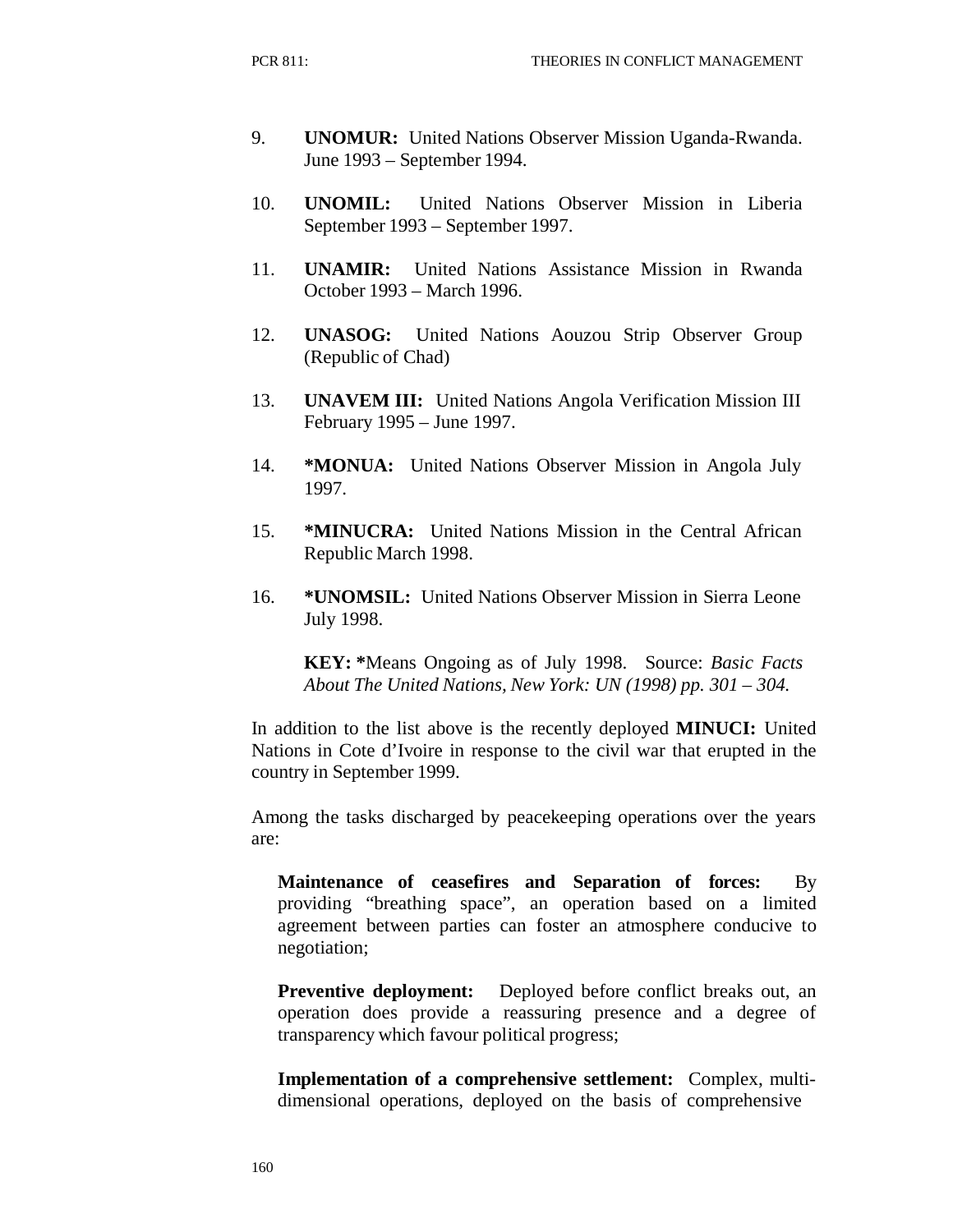9. **UNOMUR:** United Nations Observer Mission Uganda-Rwanda. June 1993 – September 1994.

10. **UNOMIL:** United Nations Observer Mission in Liberia September 1993 – September 1997.

11. **UNAMIR:** United Nations Assistance Mission in Rwanda October 1993 – March 1996.

12. **UNASOG:** United Nations Aouzou Strip Observer Group (Republic of Chad)

13. **UNAVEM III:** United Nations Angola Verification Mission III February 1995 – June 1997.

14. ***MONUA:** United Nations Observer Mission in Angola July 1997.

15. ***MINUCRA:** United Nations Mission in the Central African Republic March 1998.

16. ***UNOMSIL:** United Nations Observer Mission in Sierra Leone July 1998.

**KEY: ***Means Ongoing as of July 1998. Source: *Basic Facts About The United Nations, New York: UN (1998) pp. 301 – 304.*

In addition to the list above is the recently deployed **MINUCI:** United Nations in Cote d'Ivoire in response to the civil war that erupted in the country in September 1999.

Among the tasks discharged by peacekeeping operations over the years are:

**Maintenance of ceasefires and Separation of forces:** By providing "breathing space", an operation based on a limited agreement between parties can foster an atmosphere conducive to negotiation;

**Preventive deployment:** Deployed before conflict breaks out, an operation does provide a reassuring presence and a degree of transparency which favour political progress;

**Implementation of a comprehensive settlement:** Complex, multi-dimensional operations, deployed on the basis of comprehensive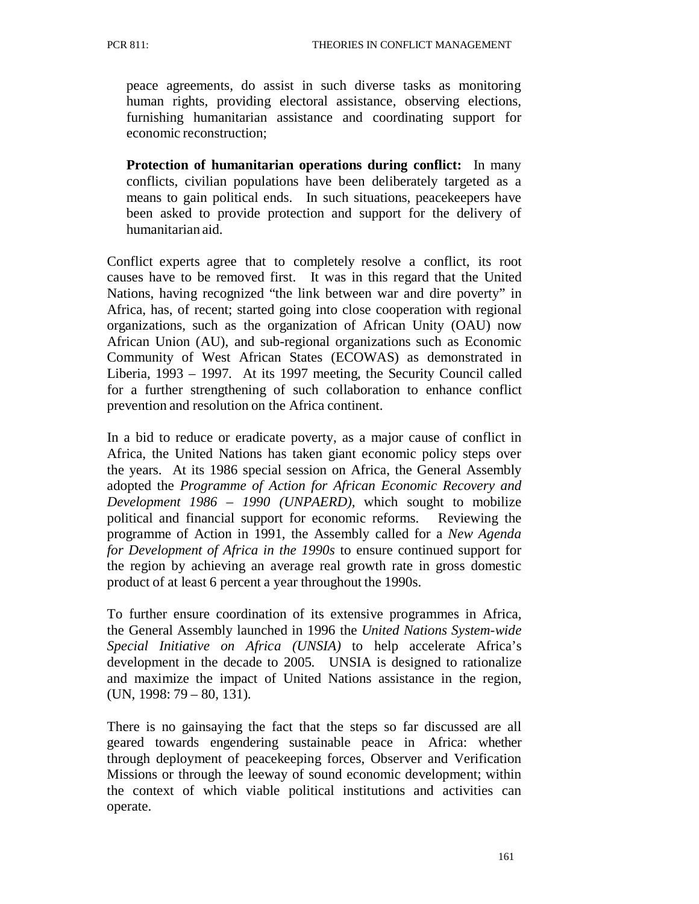peace agreements, do assist in such diverse tasks as monitoring human rights, providing electoral assistance, observing elections, furnishing humanitarian assistance and coordinating support for economic reconstruction;

**Protection of humanitarian operations during conflict:** In many conflicts, civilian populations have been deliberately targeted as a means to gain political ends. In such situations, peacekeepers have been asked to provide protection and support for the delivery of humanitarian aid.

Conflict experts agree that to completely resolve a conflict, its root causes have to be removed first. It was in this regard that the United Nations, having recognized "the link between war and dire poverty" in Africa, has, of recent; started going into close cooperation with regional organizations, such as the organization of African Unity (OAU) now African Union (AU), and sub-regional organizations such as Economic Community of West African States (ECOWAS) as demonstrated in Liberia, 1993 – 1997. At its 1997 meeting, the Security Council called for a further strengthening of such collaboration to enhance conflict prevention and resolution on the Africa continent.

In a bid to reduce or eradicate poverty, as a major cause of conflict in Africa, the United Nations has taken giant economic policy steps over the years. At its 1986 special session on Africa, the General Assembly adopted the *Programme of Action for African Economic Recovery and Development 1986 – 1990 (UNPAERD),* which sought to mobilize political and financial support for economic reforms. Reviewing the programme of Action in 1991, the Assembly called for a *New Agenda for Development of Africa in the 1990s* to ensure continued support for the region by achieving an average real growth rate in gross domestic product of at least 6 percent a year throughout the 1990s.

To further ensure coordination of its extensive programmes in Africa, the General Assembly launched in 1996 the *United Nations System-wide Special Initiative on Africa (UNSIA)* to help accelerate Africa's development in the decade to 2005. UNSIA is designed to rationalize and maximize the impact of United Nations assistance in the region, (UN, 1998: 79 – 80, 131).

There is no gainsaying the fact that the steps so far discussed are all geared towards engendering sustainable peace in Africa: whether through deployment of peacekeeping forces, Observer and Verification Missions or through the leeway of sound economic development; within the context of which viable political institutions and activities can operate.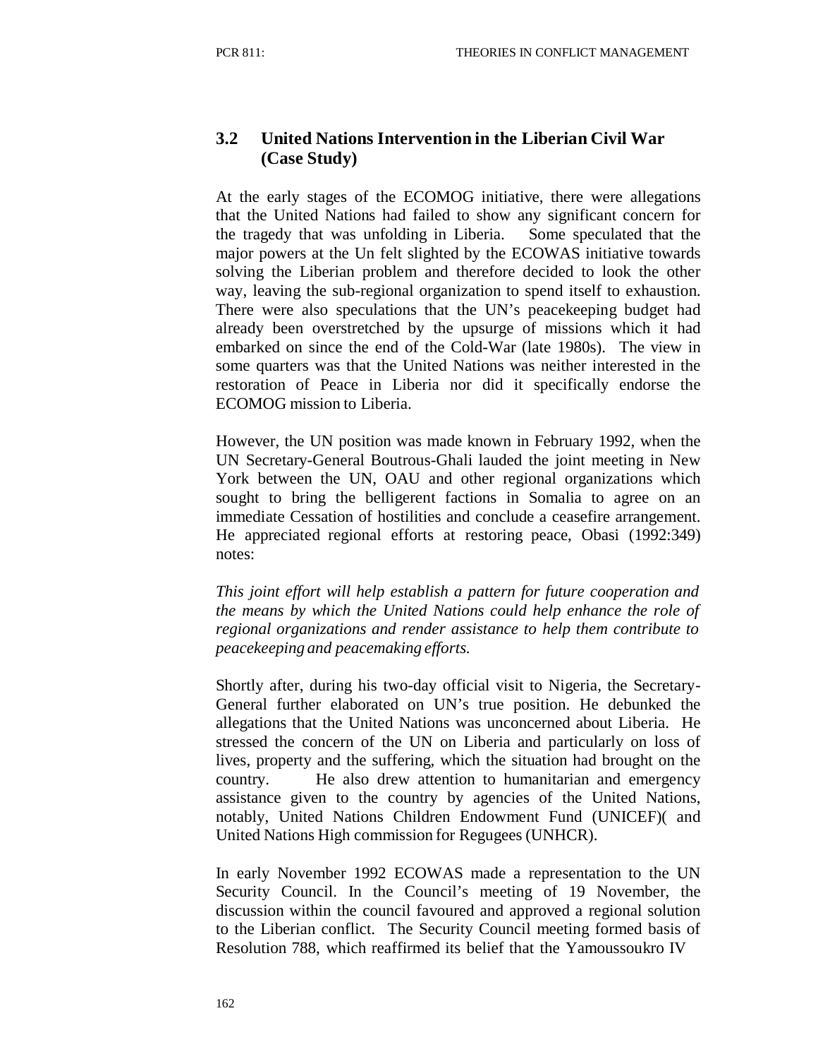### 3.2 United Nations Intervention in the Liberian Civil War (Case Study)

At the early stages of the ECOMOG initiative, there were allegations that the United Nations had failed to show any significant concern for the tragedy that was unfolding in Liberia. Some speculated that the major powers at the Un felt slighted by the ECOWAS initiative towards solving the Liberian problem and therefore decided to look the other way, leaving the sub-regional organization to spend itself to exhaustion. There were also speculations that the UN's peacekeeping budget had already been overstretched by the upsurge of missions which it had embarked on since the end of the Cold-War (late 1980s). The view in some quarters was that the United Nations was neither interested in the restoration of Peace in Liberia nor did it specifically endorse the ECOMOG mission to Liberia.

However, the UN position was made known in February 1992, when the UN Secretary-General Boutrous-Ghali lauded the joint meeting in New York between the UN, OAU and other regional organizations which sought to bring the belligerent factions in Somalia to agree on an immediate Cessation of hostilities and conclude a ceasefire arrangement. He appreciated regional efforts at restoring peace, Obasi (1992:349) notes:

*This joint effort will help establish a pattern for future cooperation and the means by which the United Nations could help enhance the role of regional organizations and render assistance to help them contribute to peacekeeping and peacemaking efforts.*

Shortly after, during his two-day official visit to Nigeria, the Secretary-General further elaborated on UN's true position. He debunked the allegations that the United Nations was unconcerned about Liberia. He stressed the concern of the UN on Liberia and particularly on loss of lives, property and the suffering, which the situation had brought on the country. He also drew attention to humanitarian and emergency assistance given to the country by agencies of the United Nations, notably, United Nations Children Endowment Fund (UNICEF)( and United Nations High commission for Regugees (UNHCR).

In early November 1992 ECOWAS made a representation to the UN Security Council. In the Council's meeting of 19 November, the discussion within the council favoured and approved a regional solution to the Liberian conflict. The Security Council meeting formed basis of Resolution 788, which reaffirmed its belief that the Yamoussoukro IV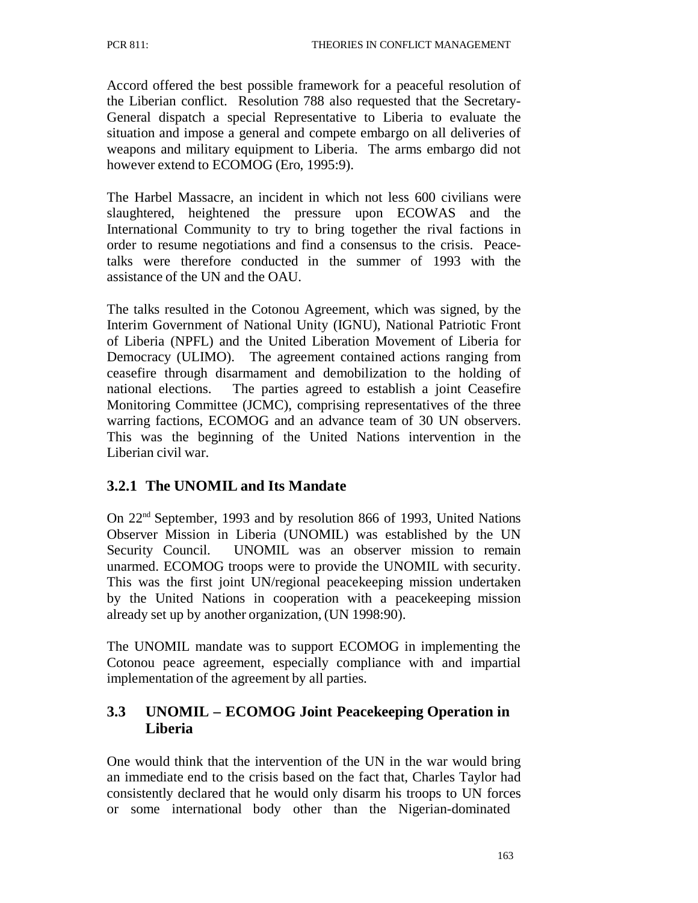Accord offered the best possible framework for a peaceful resolution of the Liberian conflict. Resolution 788 also requested that the Secretary-General dispatch a special Representative to Liberia to evaluate the situation and impose a general and compete embargo on all deliveries of weapons and military equipment to Liberia. The arms embargo did not however extend to ECOMOG (Ero, 1995:9).

The Harbel Massacre, an incident in which not less 600 civilians were slaughtered, heightened the pressure upon ECOWAS and the International Community to try to bring together the rival factions in order to resume negotiations and find a consensus to the crisis. Peace-talks were therefore conducted in the summer of 1993 with the assistance of the UN and the OAU.

The talks resulted in the Cotonou Agreement, which was signed, by the Interim Government of National Unity (IGNU), National Patriotic Front of Liberia (NPFL) and the United Liberation Movement of Liberia for Democracy (ULIMO). The agreement contained actions ranging from ceasefire through disarmament and demobilization to the holding of national elections. The parties agreed to establish a joint Ceasefire Monitoring Committee (JCMC), comprising representatives of the three warring factions, ECOMOG and an advance team of 30 UN observers. This was the beginning of the United Nations intervention in the Liberian civil war.

### 3.2.1 The UNOMIL and Its Mandate

On 22nd September, 1993 and by resolution 866 of 1993, United Nations Observer Mission in Liberia (UNOMIL) was established by the UN Security Council. UNOMIL was an observer mission to remain unarmed. ECOMOG troops were to provide the UNOMIL with security. This was the first joint UN/regional peacekeeping mission undertaken by the United Nations in cooperation with a peacekeeping mission already set up by another organization, (UN 1998:90).

The UNOMIL mandate was to support ECOMOG in implementing the Cotonou peace agreement, especially compliance with and impartial implementation of the agreement by all parties.

## 3.3 UNOMIL – ECOMOG Joint Peacekeeping Operation in Liberia

One would think that the intervention of the UN in the war would bring an immediate end to the crisis based on the fact that, Charles Taylor had consistently declared that he would only disarm his troops to UN forces or some international body other than the Nigerian-dominated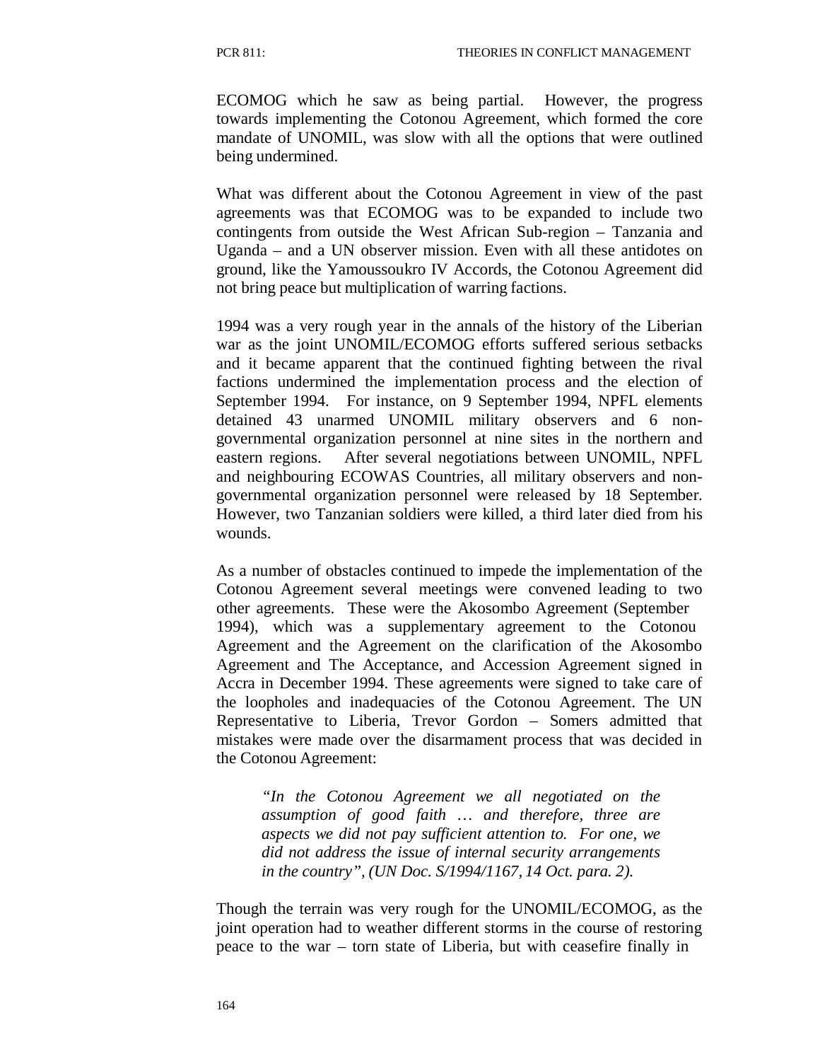ECOMOG which he saw as being partial. However, the progress towards implementing the Cotonou Agreement, which formed the core mandate of UNOMIL, was slow with all the options that were outlined being undermined.

What was different about the Cotonou Agreement in view of the past agreements was that ECOMOG was to be expanded to include two contingents from outside the West African Sub-region – Tanzania and Uganda – and a UN observer mission. Even with all these antidotes on ground, like the Yamoussoukro IV Accords, the Cotonou Agreement did not bring peace but multiplication of warring factions.

1994 was a very rough year in the annals of the history of the Liberian war as the joint UNOMIL/ECOMOG efforts suffered serious setbacks and it became apparent that the continued fighting between the rival factions undermined the implementation process and the election of September 1994. For instance, on 9 September 1994, NPFL elements detained 43 unarmed UNOMIL military observers and 6 non-governmental organization personnel at nine sites in the northern and eastern regions. After several negotiations between UNOMIL, NPFL and neighbouring ECOWAS Countries, all military observers and non-governmental organization personnel were released by 18 September. However, two Tanzanian soldiers were killed, a third later died from his wounds.

As a number of obstacles continued to impede the implementation of the Cotonou Agreement several meetings were convened leading to two other agreements. These were the Akosombo Agreement (September 1994), which was a supplementary agreement to the Cotonou Agreement and the Agreement on the clarification of the Akosombo Agreement and The Acceptance, and Accession Agreement signed in Accra in December 1994. These agreements were signed to take care of the loopholes and inadequacies of the Cotonou Agreement. The UN Representative to Liberia, Trevor Gordon – Somers admitted that mistakes were made over the disarmament process that was decided in the Cotonou Agreement:

> *"In the Cotonou Agreement we all negotiated on the assumption of good faith … and therefore, three are aspects we did not pay sufficient attention to. For one, we did not address the issue of internal security arrangements in the country", (UN Doc. S/1994/1167, 14 Oct. para. 2).*

Though the terrain was very rough for the UNOMIL/ECOMOG, as the joint operation had to weather different storms in the course of restoring peace to the war – torn state of Liberia, but with ceasefire finally in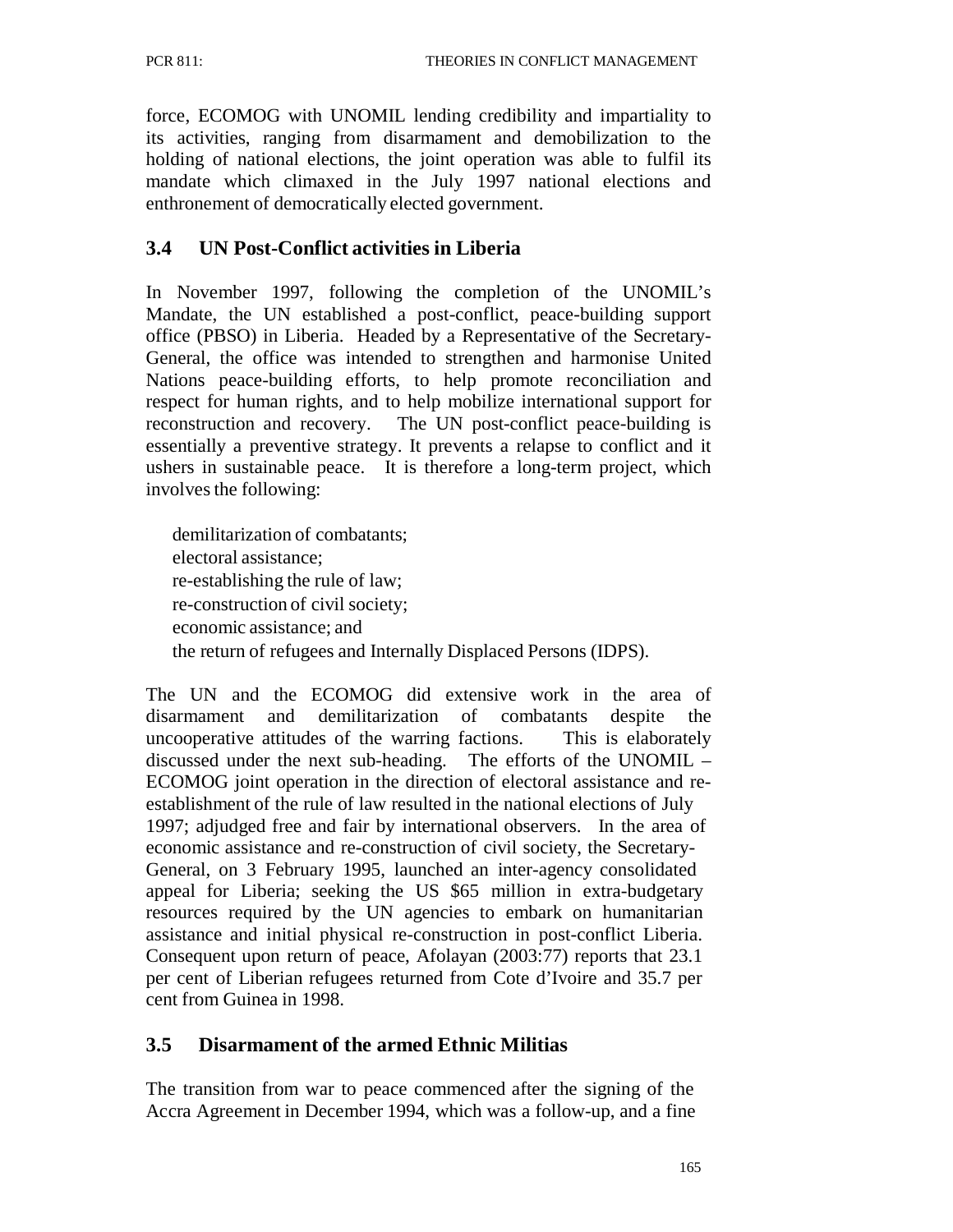force, ECOMOG with UNOMIL lending credibility and impartiality to its activities, ranging from disarmament and demobilization to the holding of national elections, the joint operation was able to fulfil its mandate which climaxed in the July 1997 national elections and enthronement of democratically elected government.

## 3.4 UN Post-Conflict activities in Liberia

In November 1997, following the completion of the UNOMIL's Mandate, the UN established a post-conflict, peace-building support office (PBSO) in Liberia. Headed by a Representative of the Secretary-General, the office was intended to strengthen and harmonise United Nations peace-building efforts, to help promote reconciliation and respect for human rights, and to help mobilize international support for reconstruction and recovery. The UN post-conflict peace-building is essentially a preventive strategy. It prevents a relapse to conflict and it ushers in sustainable peace. It is therefore a long-term project, which involves the following:

- demilitarization of combatants;
- electoral assistance;
- re-establishing the rule of law;
- re-construction of civil society;
- economic assistance; and
- the return of refugees and Internally Displaced Persons (IDPS).

The UN and the ECOMOG did extensive work in the area of disarmament and demilitarization of combatants despite the uncooperative attitudes of the warring factions. This is elaborately discussed under the next sub-heading. The efforts of the UNOMIL – ECOMOG joint operation in the direction of electoral assistance and re-establishment of the rule of law resulted in the national elections of July 1997; adjudged free and fair by international observers. In the area of economic assistance and re-construction of civil society, the Secretary-General, on 3 February 1995, launched an inter-agency consolidated appeal for Liberia; seeking the US $65 million in extra-budgetary resources required by the UN agencies to embark on humanitarian assistance and initial physical re-construction in post-conflict Liberia. Consequent upon return of peace, Afolayan (2003:77) reports that 23.1 per cent of Liberian refugees returned from Cote d'Ivoire and 35.7 per cent from Guinea in 1998.

## 3.5 Disarmament of the armed Ethnic Militias

The transition from war to peace commenced after the signing of the Accra Agreement in December 1994, which was a follow-up, and a fine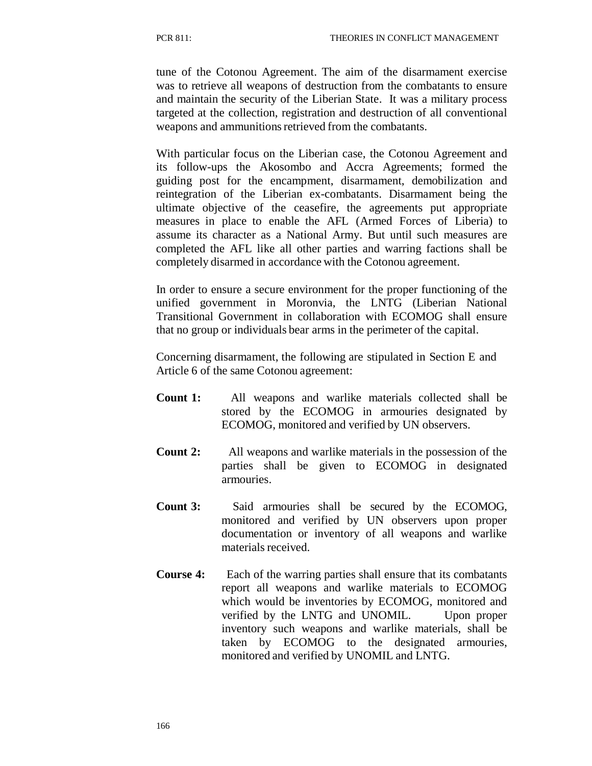tune of the Cotonou Agreement. The aim of the disarmament exercise was to retrieve all weapons of destruction from the combatants to ensure and maintain the security of the Liberian State. It was a military process targeted at the collection, registration and destruction of all conventional weapons and ammunitions retrieved from the combatants.

With particular focus on the Liberian case, the Cotonou Agreement and its follow-ups the Akosombo and Accra Agreements; formed the guiding post for the encampment, disarmament, demobilization and reintegration of the Liberian ex-combatants. Disarmament being the ultimate objective of the ceasefire, the agreements put appropriate measures in place to enable the AFL (Armed Forces of Liberia) to assume its character as a National Army. But until such measures are completed the AFL like all other parties and warring factions shall be completely disarmed in accordance with the Cotonou agreement.

In order to ensure a secure environment for the proper functioning of the unified government in Moronvia, the LNTG (Liberian National Transitional Government in collaboration with ECOMOG shall ensure that no group or individuals bear arms in the perimeter of the capital.

Concerning disarmament, the following are stipulated in Section E and Article 6 of the same Cotonou agreement:

**Count 1:** All weapons and warlike materials collected shall be stored by the ECOMOG in armouries designated by ECOMOG, monitored and verified by UN observers.

**Count 2:** All weapons and warlike materials in the possession of the parties shall be given to ECOMOG in designated armouries.

**Count 3:** Said armouries shall be secured by the ECOMOG, monitored and verified by UN observers upon proper documentation or inventory of all weapons and warlike materials received.

**Course 4:** Each of the warring parties shall ensure that its combatants report all weapons and warlike materials to ECOMOG which would be inventories by ECOMOG, monitored and verified by the LNTG and UNOMIL. Upon proper inventory such weapons and warlike materials, shall be taken by ECOMOG to the designated armouries, monitored and verified by UNOMIL and LNTG.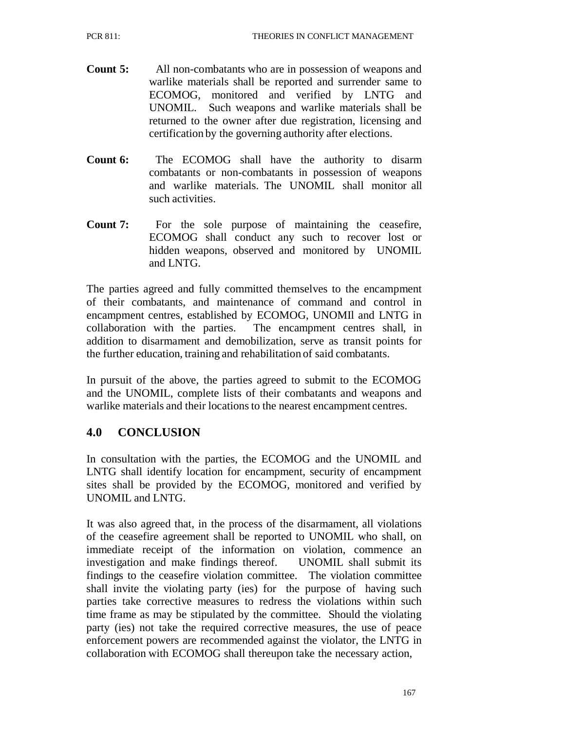**Count 5:** All non-combatants who are in possession of weapons and warlike materials shall be reported and surrender same to ECOMOG, monitored and verified by LNTG and UNOMIL. Such weapons and warlike materials shall be returned to the owner after due registration, licensing and certification by the governing authority after elections.

**Count 6:** The ECOMOG shall have the authority to disarm combatants or non-combatants in possession of weapons and warlike materials. The UNOMIL shall monitor all such activities.

**Count 7:** For the sole purpose of maintaining the ceasefire, ECOMOG shall conduct any such to recover lost or hidden weapons, observed and monitored by UNOMIL and LNTG.

The parties agreed and fully committed themselves to the encampment of their combatants, and maintenance of command and control in encampment centres, established by ECOMOG, UNOMIl and LNTG in collaboration with the parties. The encampment centres shall, in addition to disarmament and demobilization, serve as transit points for the further education, training and rehabilitation of said combatants.

In pursuit of the above, the parties agreed to submit to the ECOMOG and the UNOMIL, complete lists of their combatants and weapons and warlike materials and their locations to the nearest encampment centres.

## 4.0 CONCLUSION

In consultation with the parties, the ECOMOG and the UNOMIL and LNTG shall identify location for encampment, security of encampment sites shall be provided by the ECOMOG, monitored and verified by UNOMIL and LNTG.

It was also agreed that, in the process of the disarmament, all violations of the ceasefire agreement shall be reported to UNOMIL who shall, on immediate receipt of the information on violation, commence an investigation and make findings thereof. UNOMIL shall submit its findings to the ceasefire violation committee. The violation committee shall invite the violating party (ies) for the purpose of having such parties take corrective measures to redress the violations within such time frame as may be stipulated by the committee. Should the violating party (ies) not take the required corrective measures, the use of peace enforcement powers are recommended against the violator, the LNTG in collaboration with ECOMOG shall thereupon take the necessary action,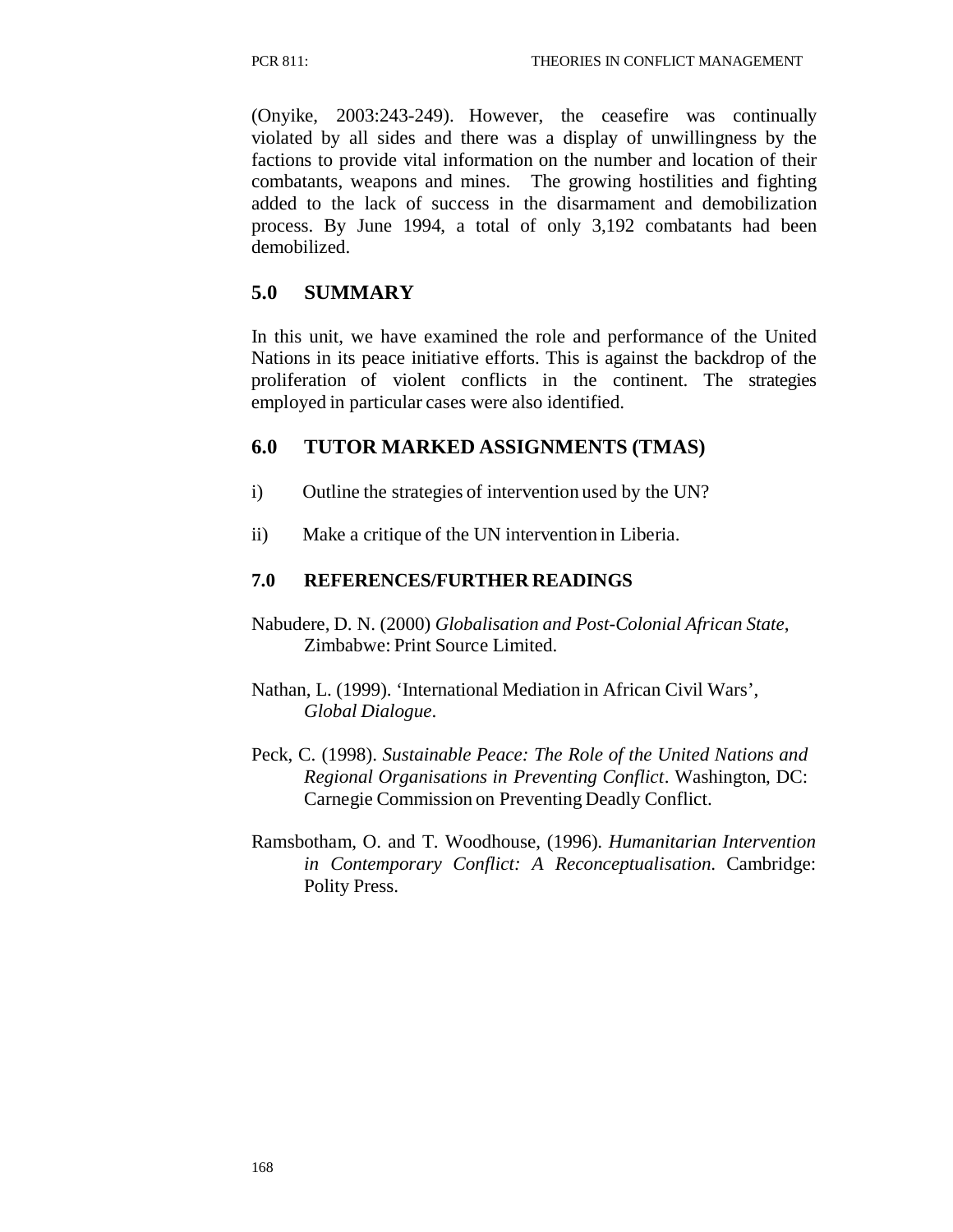(Onyike, 2003:243-249). However, the ceasefire was continually violated by all sides and there was a display of unwillingness by the factions to provide vital information on the number and location of their combatants, weapons and mines. The growing hostilities and fighting added to the lack of success in the disarmament and demobilization process. By June 1994, a total of only 3,192 combatants had been demobilized.

## 5.0 SUMMARY

In this unit, we have examined the role and performance of the United Nations in its peace initiative efforts. This is against the backdrop of the proliferation of violent conflicts in the continent. The strategies employed in particular cases were also identified.

## 6.0 TUTOR MARKED ASSIGNMENTS (TMAS)

i) Outline the strategies of intervention used by the UN?

ii) Make a critique of the UN intervention in Liberia.

## 7.0 REFERENCES/FURTHER READINGS

Nabudere, D. N. (2000) *Globalisation and Post-Colonial African State*, Zimbabwe: Print Source Limited.

Nathan, L. (1999). 'International Mediation in African Civil Wars', *Global Dialogue*.

Peck, C. (1998). *Sustainable Peace: The Role of the United Nations and Regional Organisations in Preventing Conflict*. Washington, DC: Carnegie Commission on Preventing Deadly Conflict.

Ramsbotham, O. and T. Woodhouse, (1996). *Humanitarian Intervention in Contemporary Conflict: A Reconceptualisation.* Cambridge: Polity Press.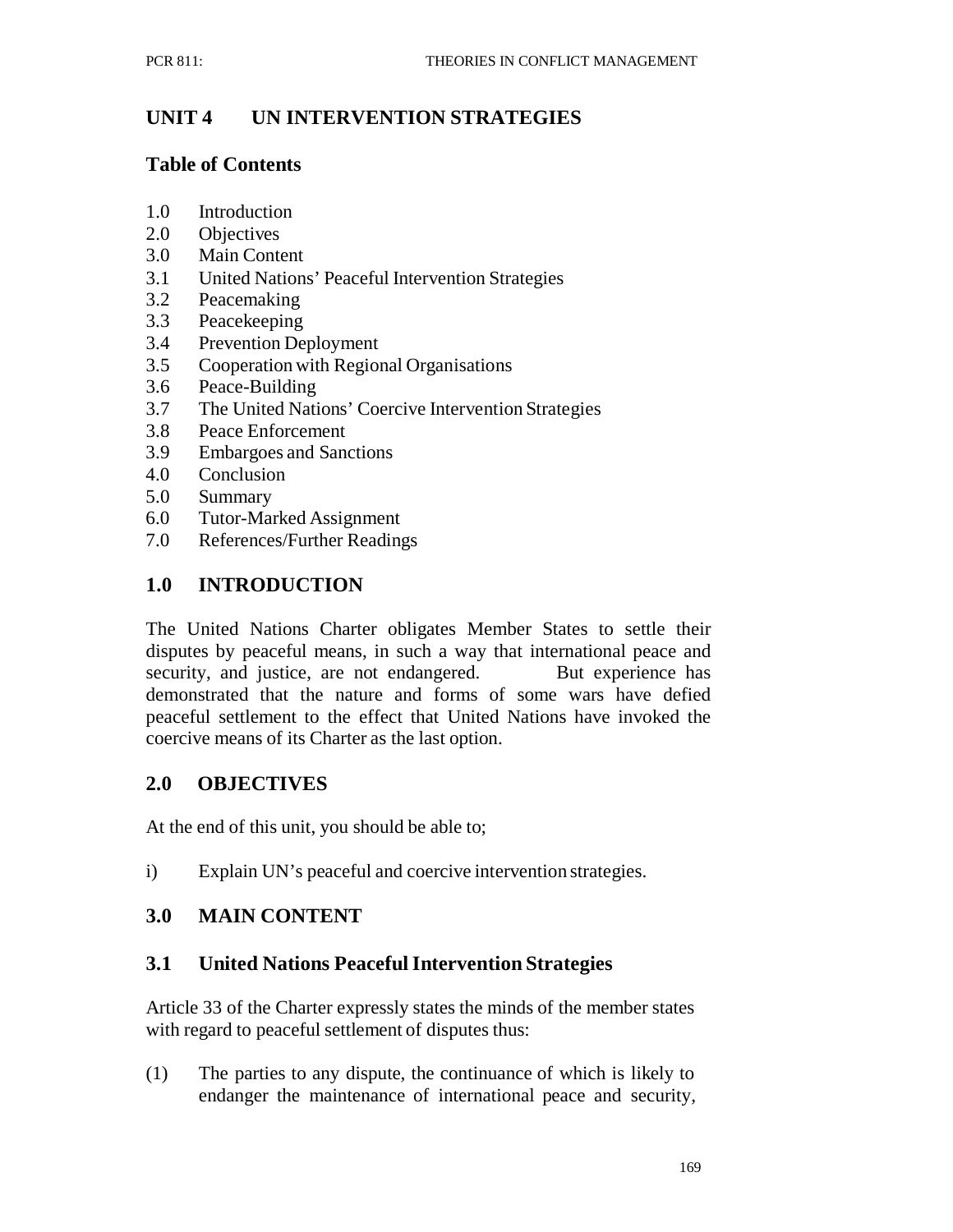# UNIT 4 UN INTERVENTION STRATEGIES

## Table of Contents

1.0 Introduction
2.0 Objectives
3.0 Main Content
3.1 United Nations' Peaceful Intervention Strategies
3.2 Peacemaking
3.3 Peacekeeping
3.4 Prevention Deployment
3.5 Cooperation with Regional Organisations
3.6 Peace-Building
3.7 The United Nations' Coercive Intervention Strategies
3.8 Peace Enforcement
3.9 Embargoes and Sanctions
4.0 Conclusion
5.0 Summary
6.0 Tutor-Marked Assignment
7.0 References/Further Readings

## 1.0 INTRODUCTION

The United Nations Charter obligates Member States to settle their disputes by peaceful means, in such a way that international peace and security, and justice, are not endangered. But experience has demonstrated that the nature and forms of some wars have defied peaceful settlement to the effect that United Nations have invoked the coercive means of its Charter as the last option.

## 2.0 OBJECTIVES

At the end of this unit, you should be able to;

i) Explain UN's peaceful and coercive intervention strategies.

## 3.0 MAIN CONTENT

### 3.1 United Nations Peaceful Intervention Strategies

Article 33 of the Charter expressly states the minds of the member states with regard to peaceful settlement of disputes thus:

(1) The parties to any dispute, the continuance of which is likely to endanger the maintenance of international peace and security,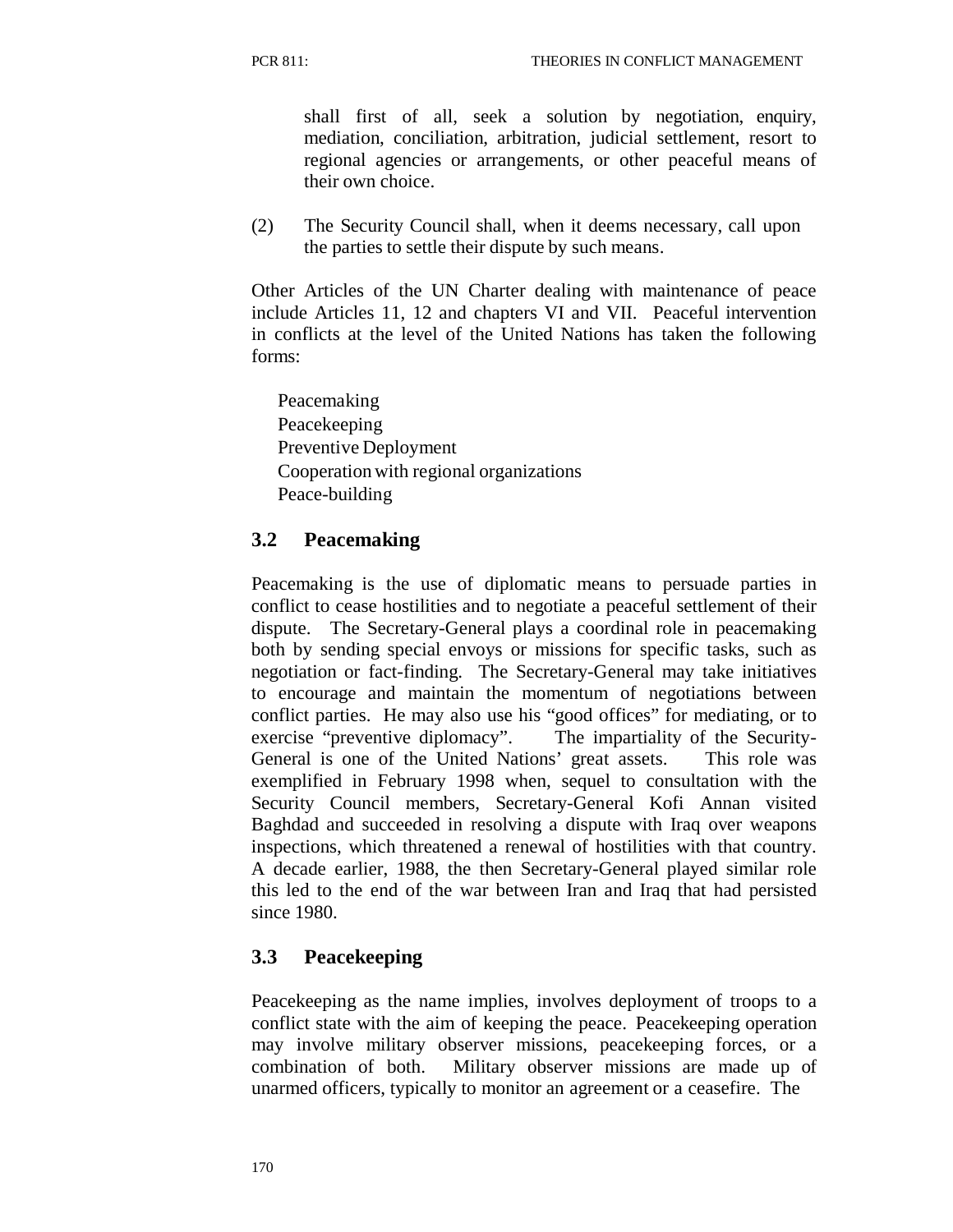shall first of all, seek a solution by negotiation, enquiry, mediation, conciliation, arbitration, judicial settlement, resort to regional agencies or arrangements, or other peaceful means of their own choice.

(2) The Security Council shall, when it deems necessary, call upon the parties to settle their dispute by such means.

Other Articles of the UN Charter dealing with maintenance of peace include Articles 11, 12 and chapters VI and VII. Peaceful intervention in conflicts at the level of the United Nations has taken the following forms:

- Peacemaking
- Peacekeeping
- Preventive Deployment
- Cooperation with regional organizations
- Peace-building

## 3.2 Peacemaking

Peacemaking is the use of diplomatic means to persuade parties in conflict to cease hostilities and to negotiate a peaceful settlement of their dispute. The Secretary-General plays a coordinal role in peacemaking both by sending special envoys or missions for specific tasks, such as negotiation or fact-finding. The Secretary-General may take initiatives to encourage and maintain the momentum of negotiations between conflict parties. He may also use his "good offices" for mediating, or to exercise "preventive diplomacy". The impartiality of the Security-General is one of the United Nations' great assets. This role was exemplified in February 1998 when, sequel to consultation with the Security Council members, Secretary-General Kofi Annan visited Baghdad and succeeded in resolving a dispute with Iraq over weapons inspections, which threatened a renewal of hostilities with that country. A decade earlier, 1988, the then Secretary-General played similar role this led to the end of the war between Iran and Iraq that had persisted since 1980.

## 3.3 Peacekeeping

Peacekeeping as the name implies, involves deployment of troops to a conflict state with the aim of keeping the peace. Peacekeeping operation may involve military observer missions, peacekeeping forces, or a combination of both. Military observer missions are made up of unarmed officers, typically to monitor an agreement or a ceasefire. The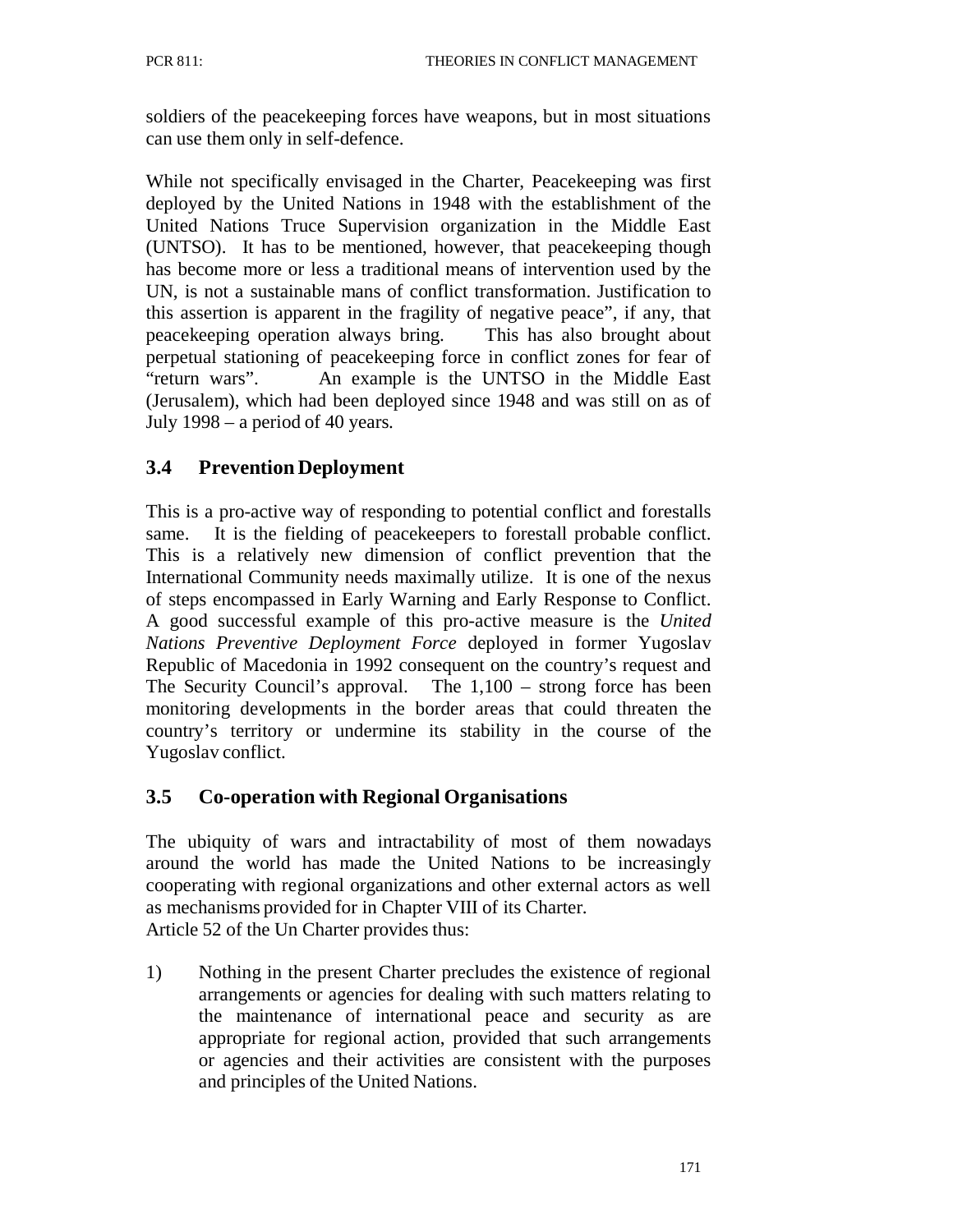soldiers of the peacekeeping forces have weapons, but in most situations can use them only in self-defence.

While not specifically envisaged in the Charter, Peacekeeping was first deployed by the United Nations in 1948 with the establishment of the United Nations Truce Supervision organization in the Middle East (UNTSO). It has to be mentioned, however, that peacekeeping though has become more or less a traditional means of intervention used by the UN, is not a sustainable mans of conflict transformation. Justification to this assertion is apparent in the fragility of negative peace", if any, that peacekeeping operation always bring. This has also brought about perpetual stationing of peacekeeping force in conflict zones for fear of "return wars". An example is the UNTSO in the Middle East (Jerusalem), which had been deployed since 1948 and was still on as of July 1998 – a period of 40 years.

## 3.4 Prevention Deployment

This is a pro-active way of responding to potential conflict and forestalls same. It is the fielding of peacekeepers to forestall probable conflict. This is a relatively new dimension of conflict prevention that the International Community needs maximally utilize. It is one of the nexus of steps encompassed in Early Warning and Early Response to Conflict. A good successful example of this pro-active measure is the *United Nations Preventive Deployment Force* deployed in former Yugoslav Republic of Macedonia in 1992 consequent on the country's request and The Security Council's approval. The 1,100 – strong force has been monitoring developments in the border areas that could threaten the country's territory or undermine its stability in the course of the Yugoslav conflict.

## 3.5 Co-operation with Regional Organisations

The ubiquity of wars and intractability of most of them nowadays around the world has made the United Nations to be increasingly cooperating with regional organizations and other external actors as well as mechanisms provided for in Chapter VIII of its Charter.
Article 52 of the Un Charter provides thus:

1) Nothing in the present Charter precludes the existence of regional arrangements or agencies for dealing with such matters relating to the maintenance of international peace and security as are appropriate for regional action, provided that such arrangements or agencies and their activities are consistent with the purposes and principles of the United Nations.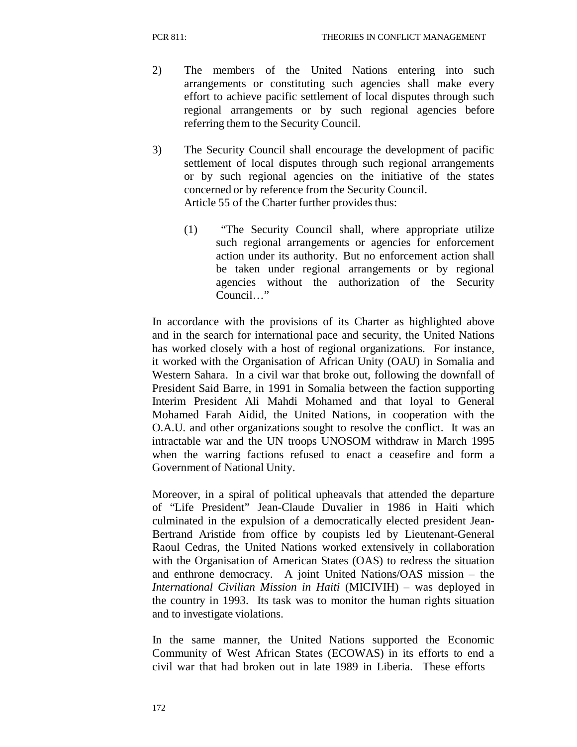2) The members of the United Nations entering into such arrangements or constituting such agencies shall make every effort to achieve pacific settlement of local disputes through such regional arrangements or by such regional agencies before referring them to the Security Council.

3) The Security Council shall encourage the development of pacific settlement of local disputes through such regional arrangements or by such regional agencies on the initiative of the states concerned or by reference from the Security Council.
   Article 55 of the Charter further provides thus:

   (1) "The Security Council shall, where appropriate utilize such regional arrangements or agencies for enforcement action under its authority. But no enforcement action shall be taken under regional arrangements or by regional agencies without the authorization of the Security Council…"

In accordance with the provisions of its Charter as highlighted above and in the search for international pace and security, the United Nations has worked closely with a host of regional organizations. For instance, it worked with the Organisation of African Unity (OAU) in Somalia and Western Sahara. In a civil war that broke out, following the downfall of President Said Barre, in 1991 in Somalia between the faction supporting Interim President Ali Mahdi Mohamed and that loyal to General Mohamed Farah Aidid, the United Nations, in cooperation with the O.A.U. and other organizations sought to resolve the conflict. It was an intractable war and the UN troops UNOSOM withdraw in March 1995 when the warring factions refused to enact a ceasefire and form a Government of National Unity.

Moreover, in a spiral of political upheavals that attended the departure of "Life President" Jean-Claude Duvalier in 1986 in Haiti which culminated in the expulsion of a democratically elected president Jean-Bertrand Aristide from office by coupists led by Lieutenant-General Raoul Cedras, the United Nations worked extensively in collaboration with the Organisation of American States (OAS) to redress the situation and enthrone democracy. A joint United Nations/OAS mission – the *International Civilian Mission in Haiti* (MICIVIH) – was deployed in the country in 1993. Its task was to monitor the human rights situation and to investigate violations.

In the same manner, the United Nations supported the Economic Community of West African States (ECOWAS) in its efforts to end a civil war that had broken out in late 1989 in Liberia. These efforts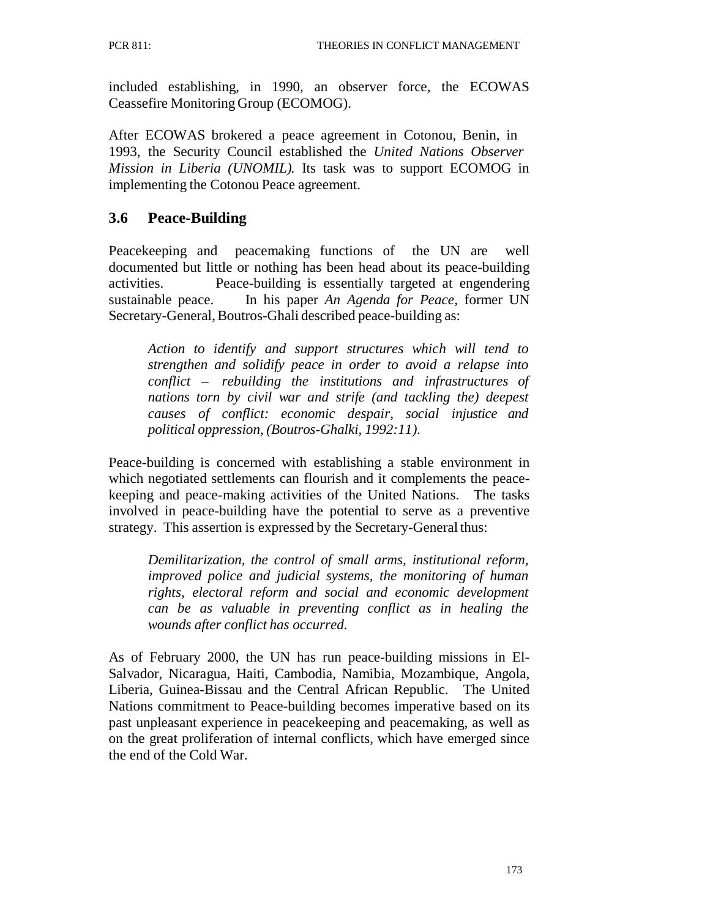included establishing, in 1990, an observer force, the ECOWAS Ceassefire Monitoring Group (ECOMOG).

After ECOWAS brokered a peace agreement in Cotonou, Benin, in 1993, the Security Council established the *United Nations Observer Mission in Liberia (UNOMIL).* Its task was to support ECOMOG in implementing the Cotonou Peace agreement.

## 3.6 Peace-Building

Peacekeeping and peacemaking functions of the UN are well documented but little or nothing has been head about its peace-building activities. Peace-building is essentially targeted at engendering sustainable peace. In his paper *An Agenda for Peace,* former UN Secretary-General, Boutros-Ghali described peace-building as:

> *Action to identify and support structures which will tend to strengthen and solidify peace in order to avoid a relapse into conflict – rebuilding the institutions and infrastructures of nations torn by civil war and strife (and tackling the) deepest causes of conflict: economic despair, social injustice and political oppression, (Boutros-Ghalki, 1992:11).*

Peace-building is concerned with establishing a stable environment in which negotiated settlements can flourish and it complements the peace-keeping and peace-making activities of the United Nations. The tasks involved in peace-building have the potential to serve as a preventive strategy. This assertion is expressed by the Secretary-General thus:

> *Demilitarization, the control of small arms, institutional reform, improved police and judicial systems, the monitoring of human rights, electoral reform and social and economic development can be as valuable in preventing conflict as in healing the wounds after conflict has occurred.*

As of February 2000, the UN has run peace-building missions in El-Salvador, Nicaragua, Haiti, Cambodia, Namibia, Mozambique, Angola, Liberia, Guinea-Bissau and the Central African Republic. The United Nations commitment to Peace-building becomes imperative based on its past unpleasant experience in peacekeeping and peacemaking, as well as on the great proliferation of internal conflicts, which have emerged since the end of the Cold War.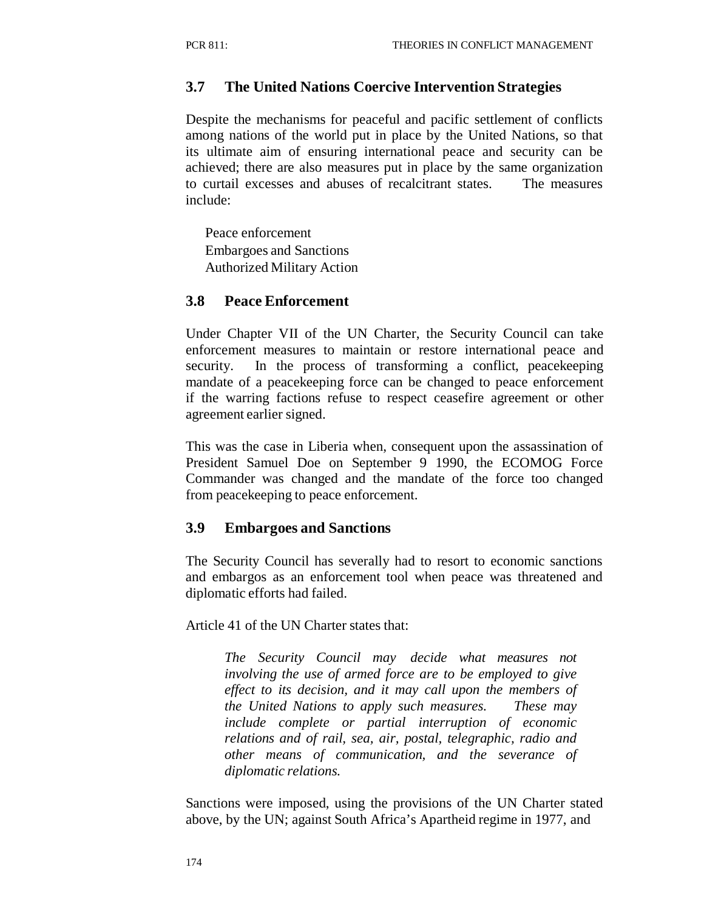### 3.7 The United Nations Coercive Intervention Strategies

Despite the mechanisms for peaceful and pacific settlement of conflicts among nations of the world put in place by the United Nations, so that its ultimate aim of ensuring international peace and security can be achieved; there are also measures put in place by the same organization to curtail excesses and abuses of recalcitrant states. The measures include:

- Peace enforcement
- Embargoes and Sanctions
- Authorized Military Action

### 3.8 Peace Enforcement

Under Chapter VII of the UN Charter, the Security Council can take enforcement measures to maintain or restore international peace and security. In the process of transforming a conflict, peacekeeping mandate of a peacekeeping force can be changed to peace enforcement if the warring factions refuse to respect ceasefire agreement or other agreement earlier signed.

This was the case in Liberia when, consequent upon the assassination of President Samuel Doe on September 9 1990, the ECOMOG Force Commander was changed and the mandate of the force too changed from peacekeeping to peace enforcement.

### 3.9 Embargoes and Sanctions

The Security Council has severally had to resort to economic sanctions and embargos as an enforcement tool when peace was threatened and diplomatic efforts had failed.

Article 41 of the UN Charter states that:

> *The Security Council may decide what measures not involving the use of armed force are to be employed to give effect to its decision, and it may call upon the members of the United Nations to apply such measures. These may include complete or partial interruption of economic relations and of rail, sea, air, postal, telegraphic, radio and other means of communication, and the severance of diplomatic relations.*

Sanctions were imposed, using the provisions of the UN Charter stated above, by the UN; against South Africa's Apartheid regime in 1977, and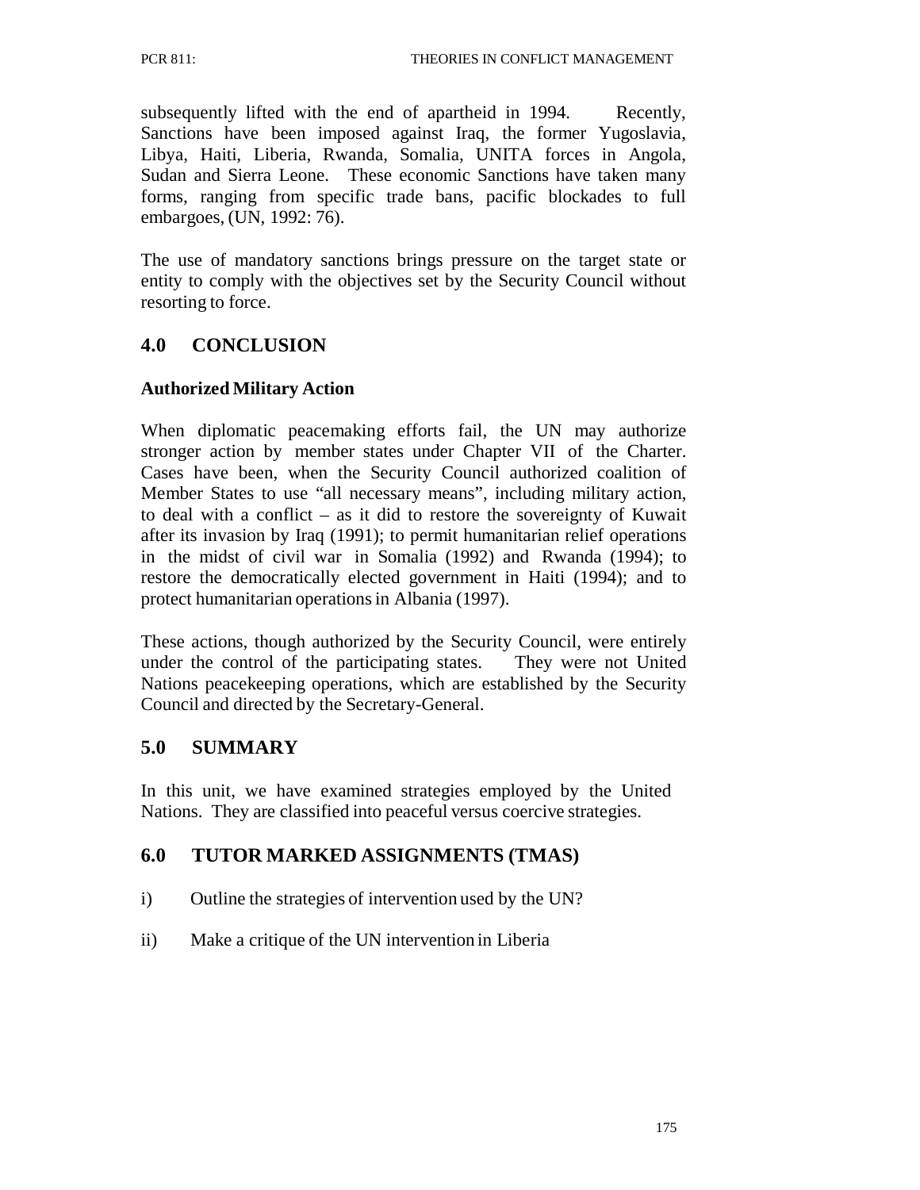subsequently lifted with the end of apartheid in 1994. Recently, Sanctions have been imposed against Iraq, the former Yugoslavia, Libya, Haiti, Liberia, Rwanda, Somalia, UNITA forces in Angola, Sudan and Sierra Leone. These economic Sanctions have taken many forms, ranging from specific trade bans, pacific blockades to full embargoes, (UN, 1992: 76).

The use of mandatory sanctions brings pressure on the target state or entity to comply with the objectives set by the Security Council without resorting to force.

## 4.0 CONCLUSION

**Authorized Military Action**

When diplomatic peacemaking efforts fail, the UN may authorize stronger action by member states under Chapter VII of the Charter. Cases have been, when the Security Council authorized coalition of Member States to use "all necessary means", including military action, to deal with a conflict – as it did to restore the sovereignty of Kuwait after its invasion by Iraq (1991); to permit humanitarian relief operations in the midst of civil war in Somalia (1992) and Rwanda (1994); to restore the democratically elected government in Haiti (1994); and to protect humanitarian operations in Albania (1997).

These actions, though authorized by the Security Council, were entirely under the control of the participating states. They were not United Nations peacekeeping operations, which are established by the Security Council and directed by the Secretary-General.

## 5.0 SUMMARY

In this unit, we have examined strategies employed by the United Nations. They are classified into peaceful versus coercive strategies.

## 6.0 TUTOR MARKED ASSIGNMENTS (TMAS)

i) Outline the strategies of intervention used by the UN?

ii) Make a critique of the UN intervention in Liberia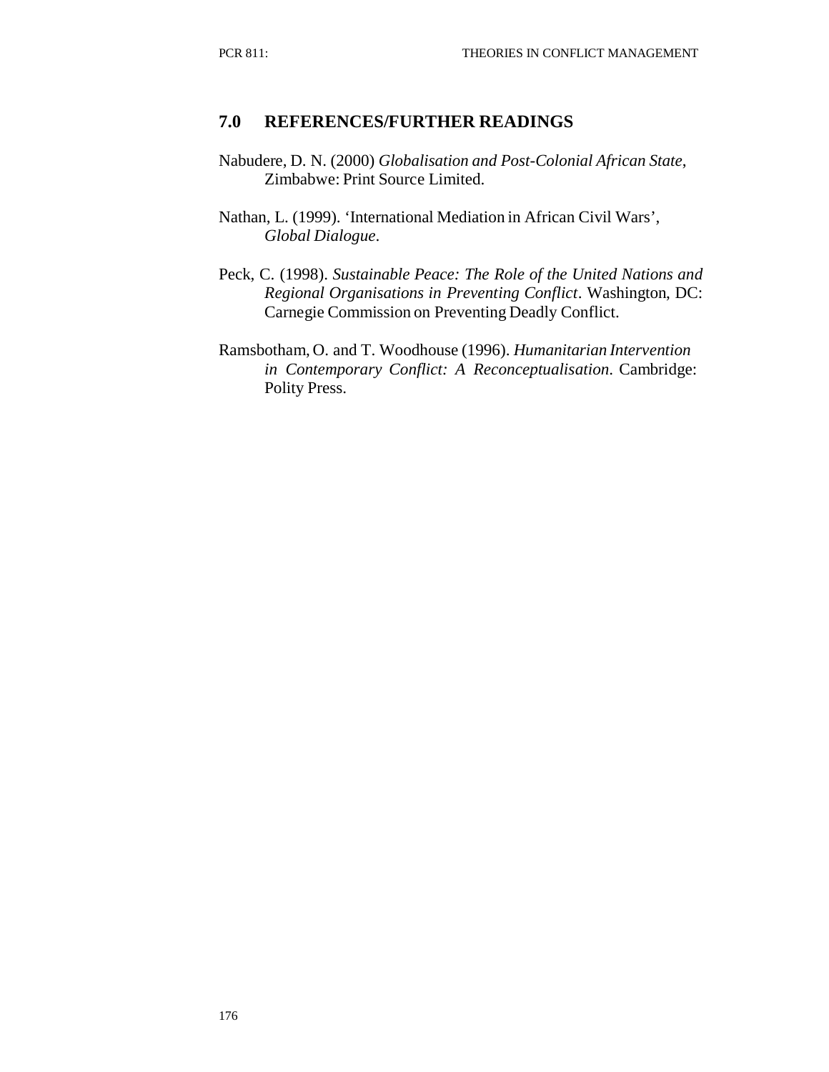## 7.0 REFERENCES/FURTHER READINGS

Nabudere, D. N. (2000) *Globalisation and Post-Colonial African State*, Zimbabwe: Print Source Limited.

Nathan, L. (1999). 'International Mediation in African Civil Wars', *Global Dialogue*.

Peck, C. (1998). *Sustainable Peace: The Role of the United Nations and Regional Organisations in Preventing Conflict*. Washington, DC: Carnegie Commission on Preventing Deadly Conflict.

Ramsbotham, O. and T. Woodhouse (1996). *Humanitarian Intervention in Contemporary Conflict: A Reconceptualisation*. Cambridge: Polity Press.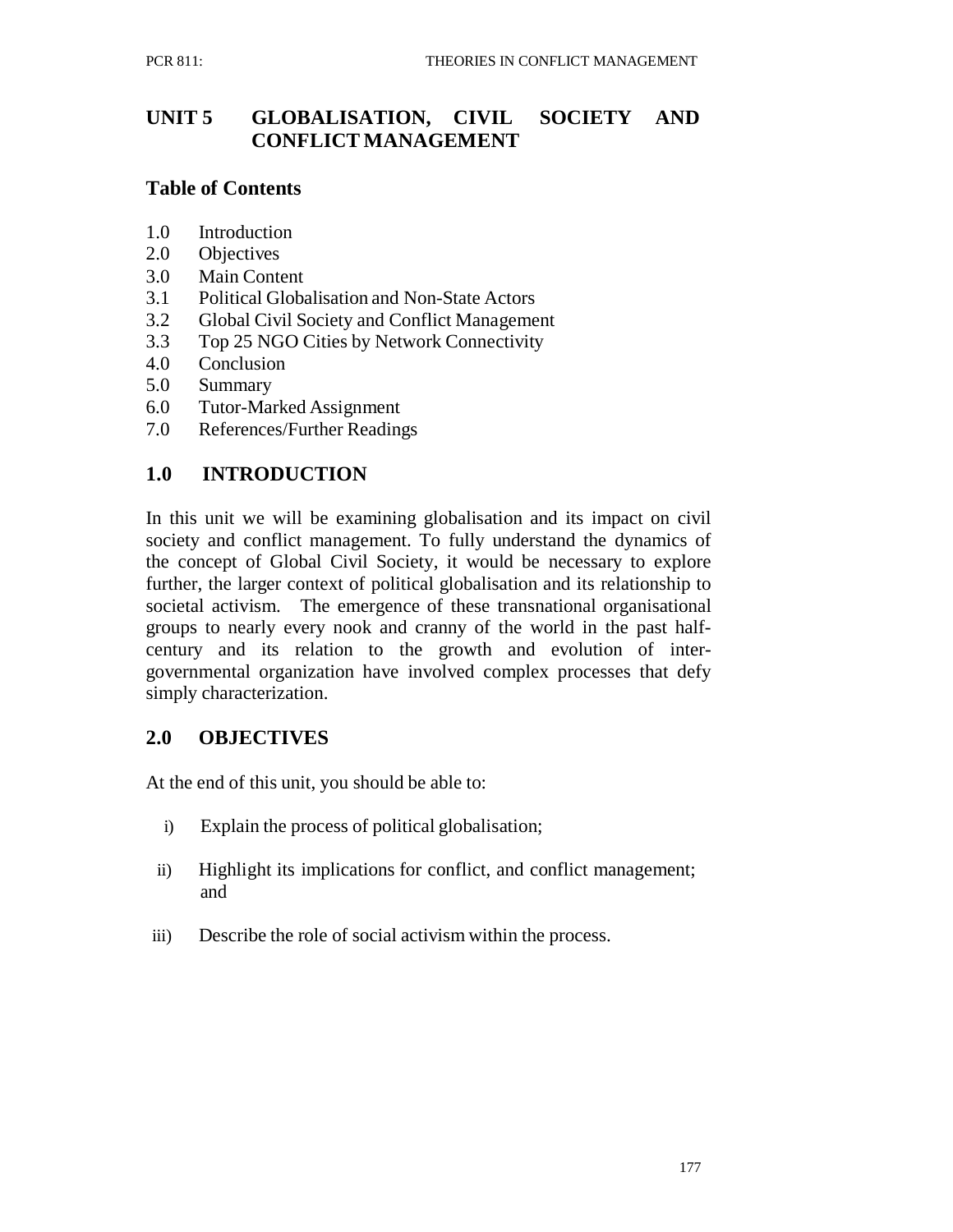# UNIT 5 GLOBALISATION, CIVIL SOCIETY AND CONFLICT MANAGEMENT

## Table of Contents

1.0 Introduction
2.0 Objectives
3.0 Main Content
3.1 Political Globalisation and Non-State Actors
3.2 Global Civil Society and Conflict Management
3.3 Top 25 NGO Cities by Network Connectivity
4.0 Conclusion
5.0 Summary
6.0 Tutor-Marked Assignment
7.0 References/Further Readings

## 1.0 INTRODUCTION

In this unit we will be examining globalisation and its impact on civil society and conflict management. To fully understand the dynamics of the concept of Global Civil Society, it would be necessary to explore further, the larger context of political globalisation and its relationship to societal activism. The emergence of these transnational organisational groups to nearly every nook and cranny of the world in the past half-century and its relation to the growth and evolution of inter-governmental organization have involved complex processes that defy simply characterization.

## 2.0 OBJECTIVES

At the end of this unit, you should be able to:

i) Explain the process of political globalisation;

ii) Highlight its implications for conflict, and conflict management; and

iii) Describe the role of social activism within the process.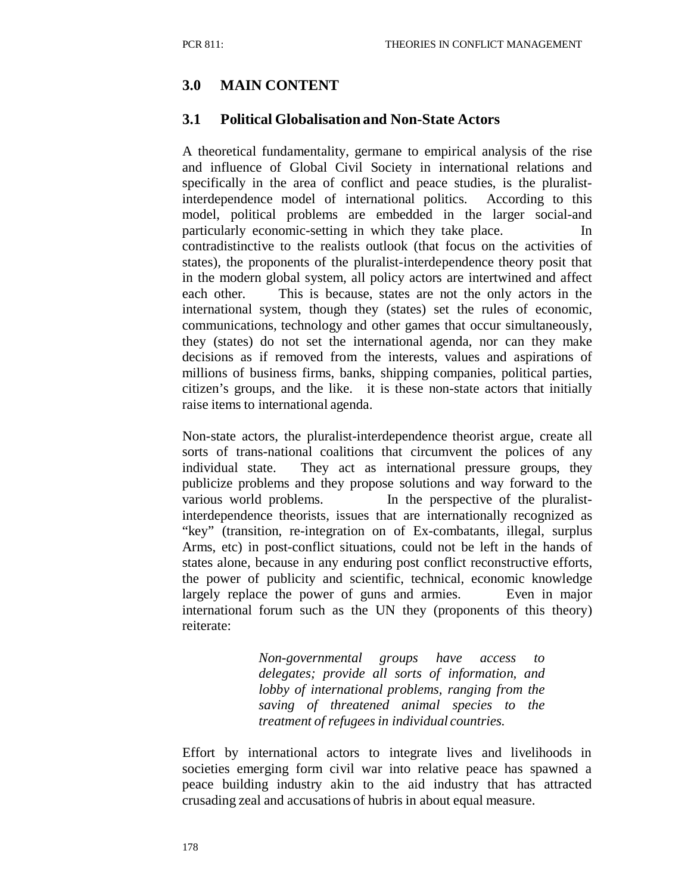## 3.0 MAIN CONTENT

### 3.1 Political Globalisation and Non-State Actors

A theoretical fundamentality, germane to empirical analysis of the rise and influence of Global Civil Society in international relations and specifically in the area of conflict and peace studies, is the pluralist-interdependence model of international politics. According to this model, political problems are embedded in the larger social-and particularly economic-setting in which they take place. In contradistinctive to the realists outlook (that focus on the activities of states), the proponents of the pluralist-interdependence theory posit that in the modern global system, all policy actors are intertwined and affect each other. This is because, states are not the only actors in the international system, though they (states) set the rules of economic, communications, technology and other games that occur simultaneously, they (states) do not set the international agenda, nor can they make decisions as if removed from the interests, values and aspirations of millions of business firms, banks, shipping companies, political parties, citizen's groups, and the like. it is these non-state actors that initially raise items to international agenda.

Non-state actors, the pluralist-interdependence theorist argue, create all sorts of trans-national coalitions that circumvent the polices of any individual state. They act as international pressure groups, they publicize problems and they propose solutions and way forward to the various world problems. In the perspective of the pluralist-interdependence theorists, issues that are internationally recognized as "key" (transition, re-integration on of Ex-combatants, illegal, surplus Arms, etc) in post-conflict situations, could not be left in the hands of states alone, because in any enduring post conflict reconstructive efforts, the power of publicity and scientific, technical, economic knowledge largely replace the power of guns and armies. Even in major international forum such as the UN they (proponents of this theory) reiterate:

> *Non-governmental groups have access to delegates; provide all sorts of information, and lobby of international problems, ranging from the saving of threatened animal species to the treatment of refugees in individual countries.*

Effort by international actors to integrate lives and livelihoods in societies emerging form civil war into relative peace has spawned a peace building industry akin to the aid industry that has attracted crusading zeal and accusations of hubris in about equal measure.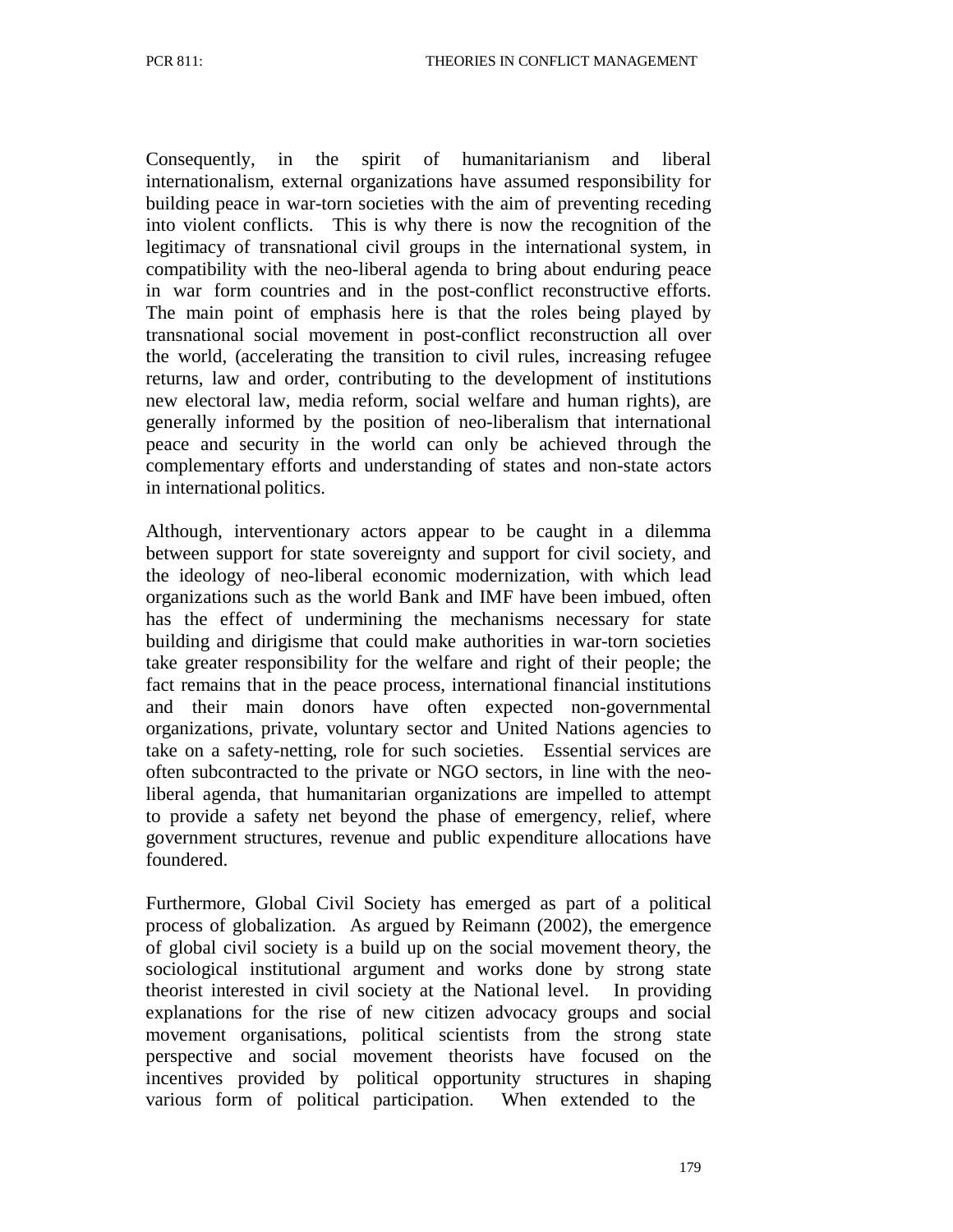Consequently, in the spirit of humanitarianism and liberal internationalism, external organizations have assumed responsibility for building peace in war-torn societies with the aim of preventing receding into violent conflicts. This is why there is now the recognition of the legitimacy of transnational civil groups in the international system, in compatibility with the neo-liberal agenda to bring about enduring peace in war form countries and in the post-conflict reconstructive efforts. The main point of emphasis here is that the roles being played by transnational social movement in post-conflict reconstruction all over the world, (accelerating the transition to civil rules, increasing refugee returns, law and order, contributing to the development of institutions new electoral law, media reform, social welfare and human rights), are generally informed by the position of neo-liberalism that international peace and security in the world can only be achieved through the complementary efforts and understanding of states and non-state actors in international politics.

Although, interventionary actors appear to be caught in a dilemma between support for state sovereignty and support for civil society, and the ideology of neo-liberal economic modernization, with which lead organizations such as the world Bank and IMF have been imbued, often has the effect of undermining the mechanisms necessary for state building and dirigisme that could make authorities in war-torn societies take greater responsibility for the welfare and right of their people; the fact remains that in the peace process, international financial institutions and their main donors have often expected non-governmental organizations, private, voluntary sector and United Nations agencies to take on a safety-netting, role for such societies. Essential services are often subcontracted to the private or NGO sectors, in line with the neo-liberal agenda, that humanitarian organizations are impelled to attempt to provide a safety net beyond the phase of emergency, relief, where government structures, revenue and public expenditure allocations have foundered.

Furthermore, Global Civil Society has emerged as part of a political process of globalization. As argued by Reimann (2002), the emergence of global civil society is a build up on the social movement theory, the sociological institutional argument and works done by strong state theorist interested in civil society at the National level. In providing explanations for the rise of new citizen advocacy groups and social movement organisations, political scientists from the strong state perspective and social movement theorists have focused on the incentives provided by political opportunity structures in shaping various form of political participation. When extended to the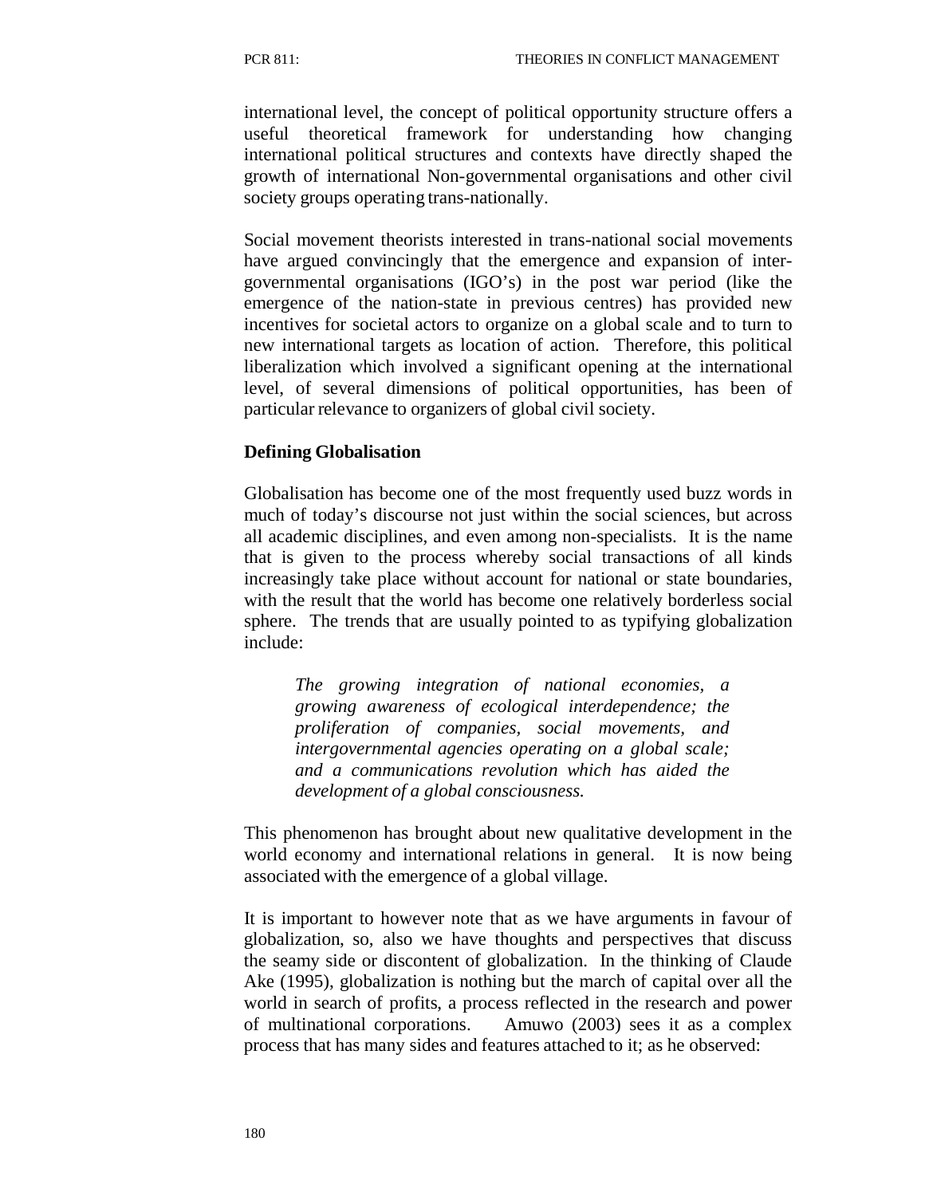international level, the concept of political opportunity structure offers a useful theoretical framework for understanding how changing international political structures and contexts have directly shaped the growth of international Non-governmental organisations and other civil society groups operating trans-nationally.

Social movement theorists interested in trans-national social movements have argued convincingly that the emergence and expansion of inter-governmental organisations (IGO's) in the post war period (like the emergence of the nation-state in previous centres) has provided new incentives for societal actors to organize on a global scale and to turn to new international targets as location of action. Therefore, this political liberalization which involved a significant opening at the international level, of several dimensions of political opportunities, has been of particular relevance to organizers of global civil society.

**Defining Globalisation**

Globalisation has become one of the most frequently used buzz words in much of today's discourse not just within the social sciences, but across all academic disciplines, and even among non-specialists. It is the name that is given to the process whereby social transactions of all kinds increasingly take place without account for national or state boundaries, with the result that the world has become one relatively borderless social sphere. The trends that are usually pointed to as typifying globalization include:

> *The growing integration of national economies, a growing awareness of ecological interdependence; the proliferation of companies, social movements, and intergovernmental agencies operating on a global scale; and a communications revolution which has aided the development of a global consciousness.*

This phenomenon has brought about new qualitative development in the world economy and international relations in general. It is now being associated with the emergence of a global village.

It is important to however note that as we have arguments in favour of globalization, so, also we have thoughts and perspectives that discuss the seamy side or discontent of globalization. In the thinking of Claude Ake (1995), globalization is nothing but the march of capital over all the world in search of profits, a process reflected in the research and power of multinational corporations. Amuwo (2003) sees it as a complex process that has many sides and features attached to it; as he observed: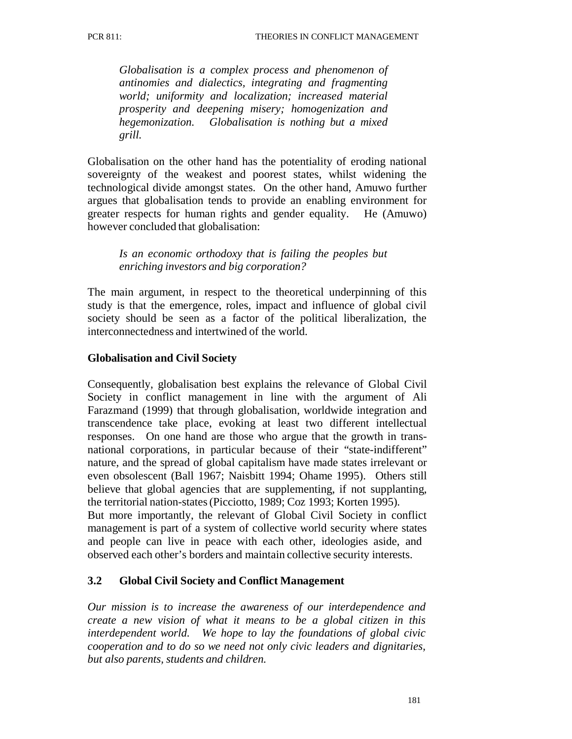> *Globalisation is a complex process and phenomenon of antinomies and dialectics, integrating and fragmenting world; uniformity and localization; increased material prosperity and deepening misery; homogenization and hegemonization. Globalisation is nothing but a mixed grill.*

Globalisation on the other hand has the potentiality of eroding national sovereignty of the weakest and poorest states, whilst widening the technological divide amongst states. On the other hand, Amuwo further argues that globalisation tends to provide an enabling environment for greater respects for human rights and gender equality. He (Amuwo) however concluded that globalisation:

> *Is an economic orthodoxy that is failing the peoples but enriching investors and big corporation?*

The main argument, in respect to the theoretical underpinning of this study is that the emergence, roles, impact and influence of global civil society should be seen as a factor of the political liberalization, the interconnectedness and intertwined of the world.

**Globalisation and Civil Society**

Consequently, globalisation best explains the relevance of Global Civil Society in conflict management in line with the argument of Ali Farazmand (1999) that through globalisation, worldwide integration and transcendence take place, evoking at least two different intellectual responses. On one hand are those who argue that the growth in trans-national corporations, in particular because of their "state-indifferent" nature, and the spread of global capitalism have made states irrelevant or even obsolescent (Ball 1967; Naisbitt 1994; Ohame 1995). Others still believe that global agencies that are supplementing, if not supplanting, the territorial nation-states (Picciotto, 1989; Coz 1993; Korten 1995).
But more importantly, the relevant of Global Civil Society in conflict management is part of a system of collective world security where states and people can live in peace with each other, ideologies aside, and observed each other's borders and maintain collective security interests.

### 3.2 Global Civil Society and Conflict Management

*Our mission is to increase the awareness of our interdependence and create a new vision of what it means to be a global citizen in this interdependent world. We hope to lay the foundations of global civic cooperation and to do so we need not only civic leaders and dignitaries, but also parents, students and children.*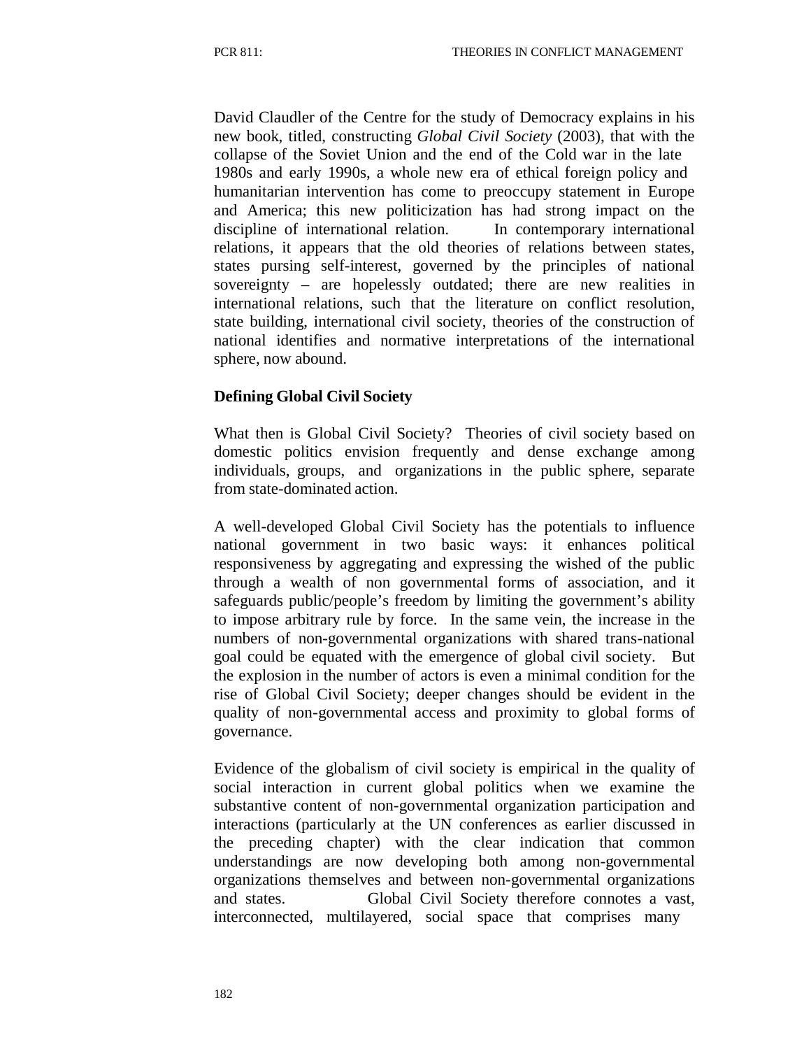David Claudler of the Centre for the study of Democracy explains in his new book, titled, constructing *Global Civil Society* (2003), that with the collapse of the Soviet Union and the end of the Cold war in the late 1980s and early 1990s, a whole new era of ethical foreign policy and humanitarian intervention has come to preoccupy statement in Europe and America; this new politicization has had strong impact on the discipline of international relation. In contemporary international relations, it appears that the old theories of relations between states, states pursing self-interest, governed by the principles of national sovereignty – are hopelessly outdated; there are new realities in international relations, such that the literature on conflict resolution, state building, international civil society, theories of the construction of national identifies and normative interpretations of the international sphere, now abound.

**Defining Global Civil Society**

What then is Global Civil Society? Theories of civil society based on domestic politics envision frequently and dense exchange among individuals, groups, and organizations in the public sphere, separate from state-dominated action.

A well-developed Global Civil Society has the potentials to influence national government in two basic ways: it enhances political responsiveness by aggregating and expressing the wished of the public through a wealth of non governmental forms of association, and it safeguards public/people's freedom by limiting the government's ability to impose arbitrary rule by force. In the same vein, the increase in the numbers of non-governmental organizations with shared trans-national goal could be equated with the emergence of global civil society. But the explosion in the number of actors is even a minimal condition for the rise of Global Civil Society; deeper changes should be evident in the quality of non-governmental access and proximity to global forms of governance.

Evidence of the globalism of civil society is empirical in the quality of social interaction in current global politics when we examine the substantive content of non-governmental organization participation and interactions (particularly at the UN conferences as earlier discussed in the preceding chapter) with the clear indication that common understandings are now developing both among non-governmental organizations themselves and between non-governmental organizations and states. Global Civil Society therefore connotes a vast, interconnected, multilayered, social space that comprises many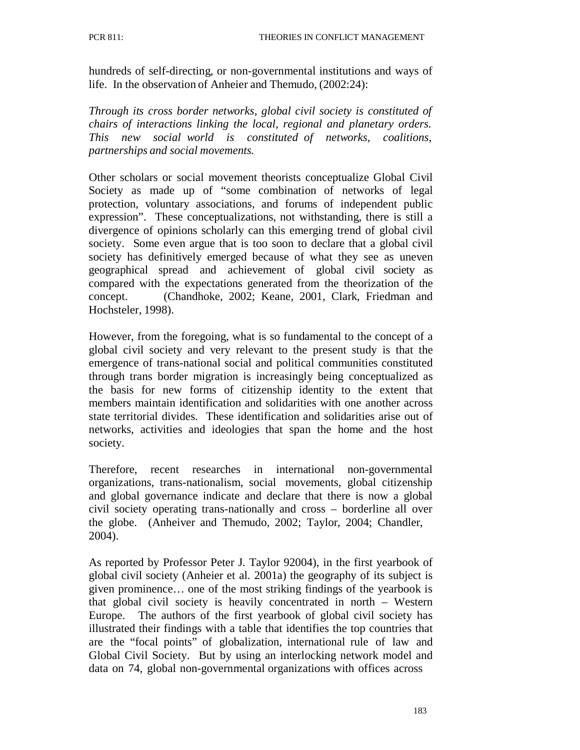hundreds of self-directing, or non-governmental institutions and ways of life. In the observation of Anheier and Themudo, (2002:24):

*Through its cross border networks, global civil society is constituted of chairs of interactions linking the local, regional and planetary orders. This new social world is constituted of networks, coalitions, partnerships and social movements.*

Other scholars or social movement theorists conceptualize Global Civil Society as made up of "some combination of networks of legal protection, voluntary associations, and forums of independent public expression". These conceptualizations, not withstanding, there is still a divergence of opinions scholarly can this emerging trend of global civil society. Some even argue that is too soon to declare that a global civil society has definitively emerged because of what they see as uneven geographical spread and achievement of global civil society as compared with the expectations generated from the theorization of the concept. (Chandhoke, 2002; Keane, 2001, Clark, Friedman and Hochsteler, 1998).

However, from the foregoing, what is so fundamental to the concept of a global civil society and very relevant to the present study is that the emergence of trans-national social and political communities constituted through trans border migration is increasingly being conceptualized as the basis for new forms of citizenship identity to the extent that members maintain identification and solidarities with one another across state territorial divides. These identification and solidarities arise out of networks, activities and ideologies that span the home and the host society.

Therefore, recent researches in international non-governmental organizations, trans-nationalism, social movements, global citizenship and global governance indicate and declare that there is now a global civil society operating trans-nationally and cross – borderline all over the globe. (Anheiver and Themudo, 2002; Taylor, 2004; Chandler, 2004).

As reported by Professor Peter J. Taylor 92004), in the first yearbook of global civil society (Anheier et al. 2001a) the geography of its subject is given prominence… one of the most striking findings of the yearbook is that global civil society is heavily concentrated in north – Western Europe. The authors of the first yearbook of global civil society has illustrated their findings with a table that identifies the top countries that are the "focal points" of globalization, international rule of law and Global Civil Society. But by using an interlocking network model and data on 74, global non-governmental organizations with offices across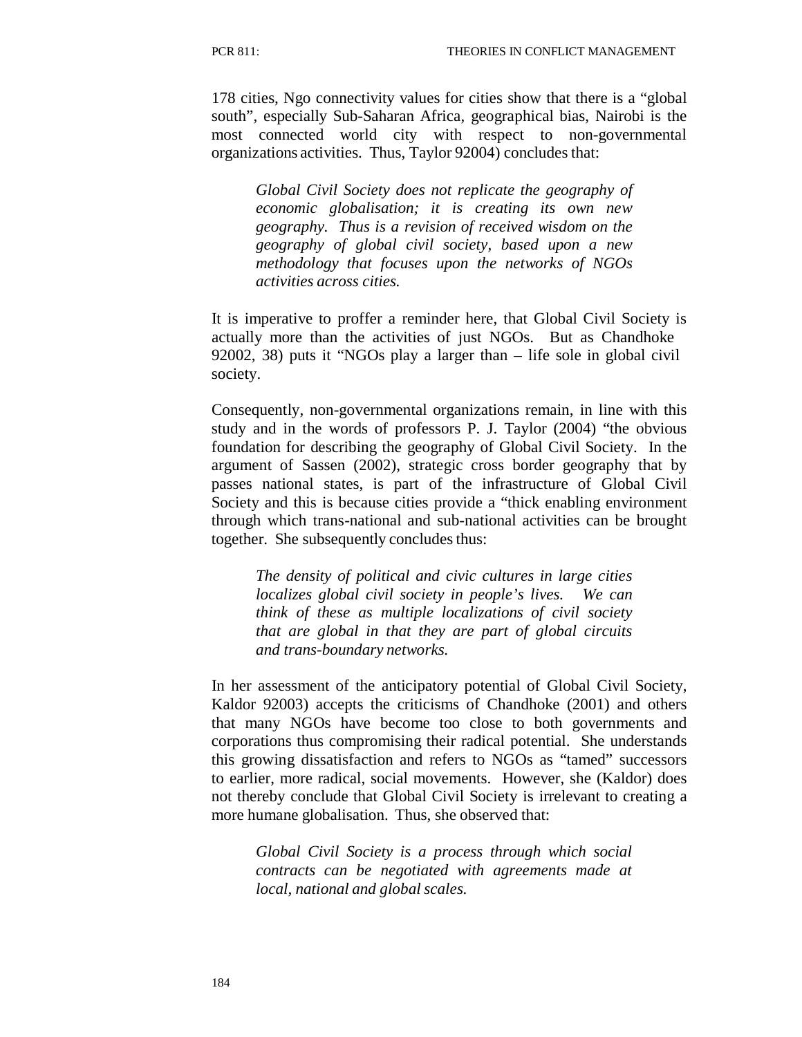178 cities, Ngo connectivity values for cities show that there is a "global south", especially Sub-Saharan Africa, geographical bias, Nairobi is the most connected world city with respect to non-governmental organizations activities. Thus, Taylor 92004) concludes that:

> *Global Civil Society does not replicate the geography of economic globalisation; it is creating its own new geography. Thus is a revision of received wisdom on the geography of global civil society, based upon a new methodology that focuses upon the networks of NGOs activities across cities.*

It is imperative to proffer a reminder here, that Global Civil Society is actually more than the activities of just NGOs. But as Chandhoke 92002, 38) puts it "NGOs play a larger than – life sole in global civil society.

Consequently, non-governmental organizations remain, in line with this study and in the words of professors P. J. Taylor (2004) "the obvious foundation for describing the geography of Global Civil Society. In the argument of Sassen (2002), strategic cross border geography that by passes national states, is part of the infrastructure of Global Civil Society and this is because cities provide a "thick enabling environment through which trans-national and sub-national activities can be brought together. She subsequently concludes thus:

> *The density of political and civic cultures in large cities localizes global civil society in people's lives. We can think of these as multiple localizations of civil society that are global in that they are part of global circuits and trans-boundary networks.*

In her assessment of the anticipatory potential of Global Civil Society, Kaldor 92003) accepts the criticisms of Chandhoke (2001) and others that many NGOs have become too close to both governments and corporations thus compromising their radical potential. She understands this growing dissatisfaction and refers to NGOs as "tamed" successors to earlier, more radical, social movements. However, she (Kaldor) does not thereby conclude that Global Civil Society is irrelevant to creating a more humane globalisation. Thus, she observed that:

> *Global Civil Society is a process through which social contracts can be negotiated with agreements made at local, national and global scales.*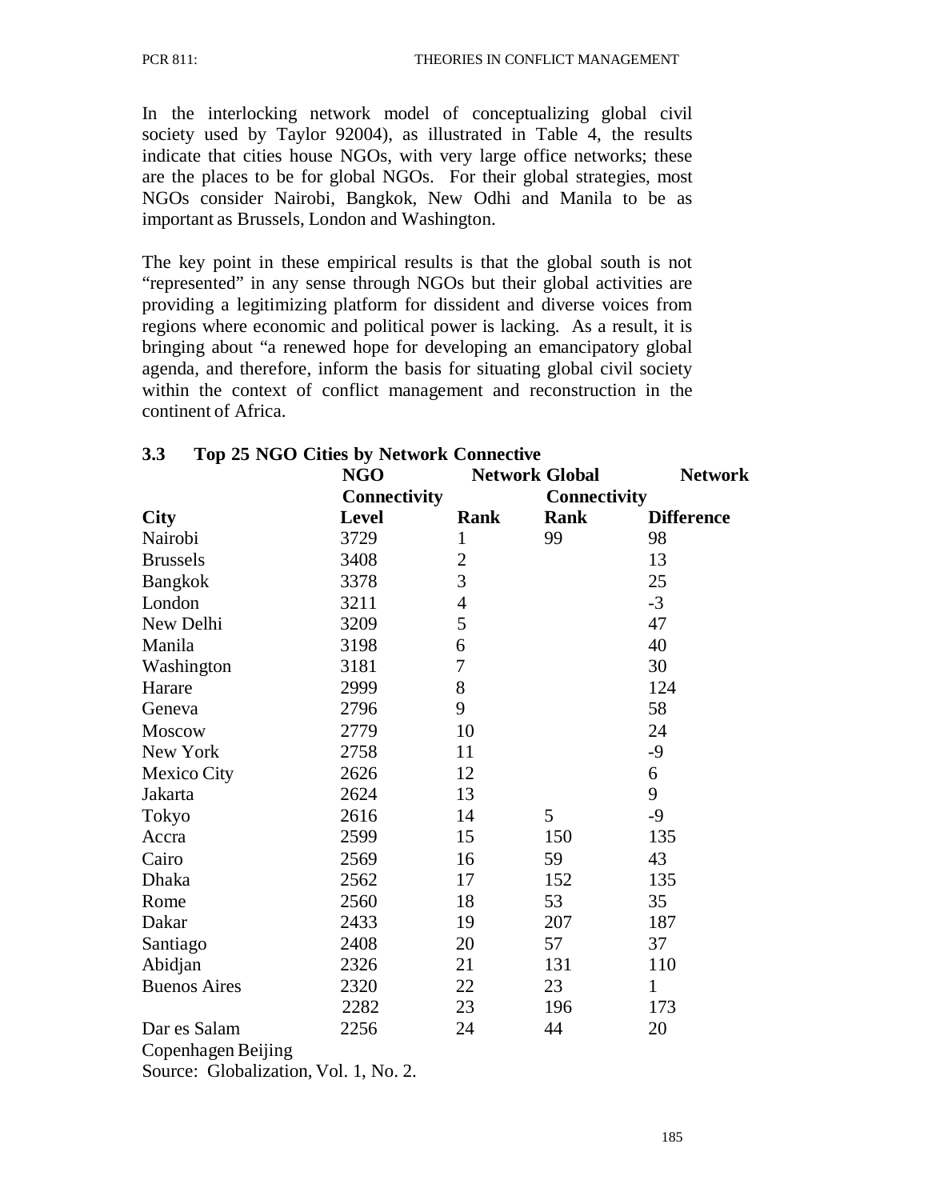In the interlocking network model of conceptualizing global civil society used by Taylor 92004), as illustrated in Table 4, the results indicate that cities house NGOs, with very large office networks; these are the places to be for global NGOs. For their global strategies, most NGOs consider Nairobi, Bangkok, New Odhi and Manila to be as important as Brussels, London and Washington.

The key point in these empirical results is that the global south is not "represented" in any sense through NGOs but their global activities are providing a legitimizing platform for dissident and diverse voices from regions where economic and political power is lacking. As a result, it is bringing about "a renewed hope for developing an emancipatory global agenda, and therefore, inform the basis for situating global civil society within the context of conflict management and reconstruction in the continent of Africa.

## 3.3 Top 25 NGO Cities by Network Connective

| | NGO Connectivity | | Network Global Connectivity | Network |
|---|---|---|---|---|
| **City** | **Level** | **Rank** | **Rank** | **Difference** |
| Nairobi | 3729 | 1 | 99 | 98 |
| Brussels | 3408 | 2 | | 13 |
| Bangkok | 3378 | 3 | | 25 |
| London | 3211 | 4 | | -3 |
| New Delhi | 3209 | 5 | | 47 |
| Manila | 3198 | 6 | | 40 |
| Washington | 3181 | 7 | | 30 |
| Harare | 2999 | 8 | | 124 |
| Geneva | 2796 | 9 | | 58 |
| Moscow | 2779 | 10 | | 24 |
| New York | 2758 | 11 | | -9 |
| Mexico City | 2626 | 12 | | 6 |
| Jakarta | 2624 | 13 | | 9 |
| Tokyo | 2616 | 14 | 5 | -9 |
| Accra | 2599 | 15 | 150 | 135 |
| Cairo | 2569 | 16 | 59 | 43 |
| Dhaka | 2562 | 17 | 152 | 135 |
| Rome | 2560 | 18 | 53 | 35 |
| Dakar | 2433 | 19 | 207 | 187 |
| Santiago | 2408 | 20 | 57 | 37 |
| Abidjan | 2326 | 21 | 131 | 110 |
| Buenos Aires | 2320 | 22 | 23 | 1 |
| | 2282 | 23 | 196 | 173 |
| Dar es Salam | 2256 | 24 | 44 | 20 |

Copenhagen Beijing

Source: Globalization, Vol. 1, No. 2.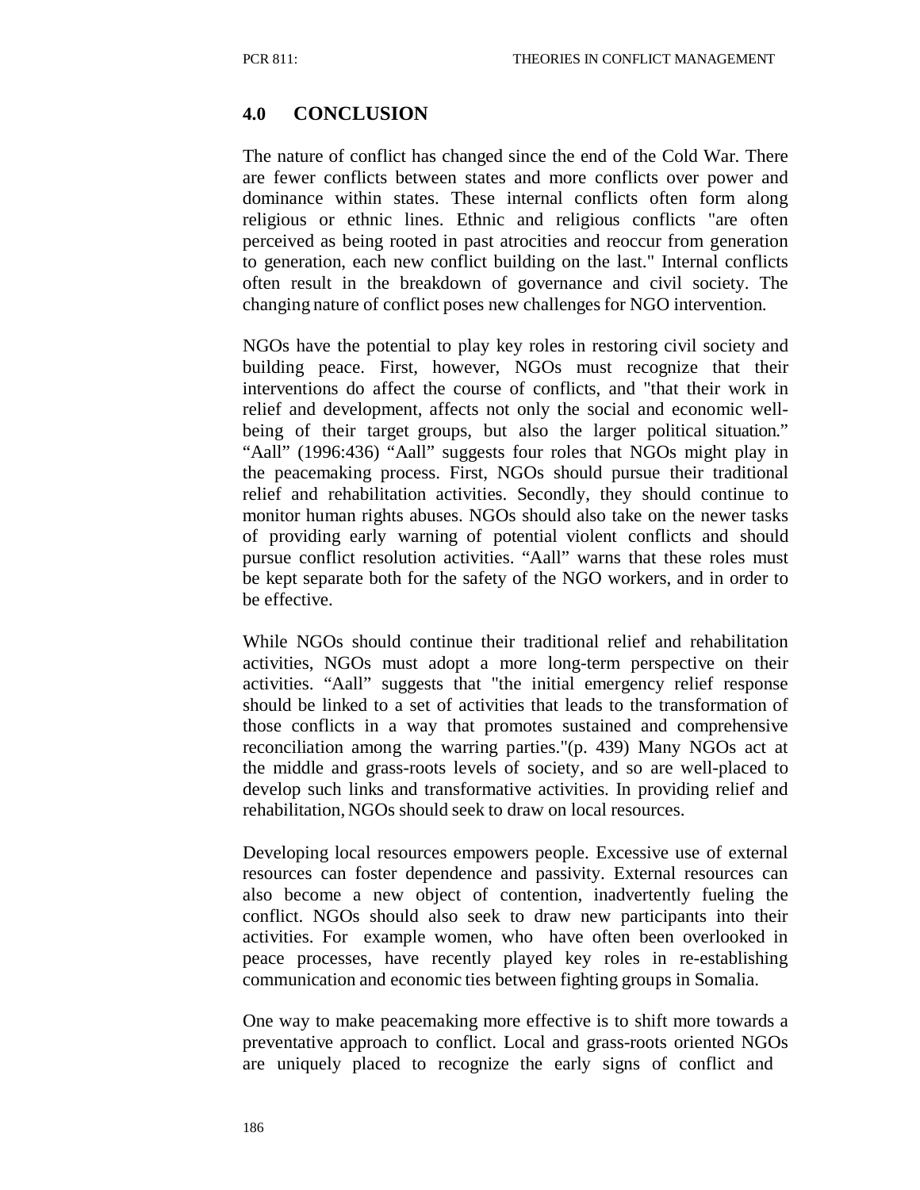## 4.0 CONCLUSION

The nature of conflict has changed since the end of the Cold War. There are fewer conflicts between states and more conflicts over power and dominance within states. These internal conflicts often form along religious or ethnic lines. Ethnic and religious conflicts "are often perceived as being rooted in past atrocities and reoccur from generation to generation, each new conflict building on the last." Internal conflicts often result in the breakdown of governance and civil society. The changing nature of conflict poses new challenges for NGO intervention.

NGOs have the potential to play key roles in restoring civil society and building peace. First, however, NGOs must recognize that their interventions do affect the course of conflicts, and "that their work in relief and development, affects not only the social and economic well-being of their target groups, but also the larger political situation." "Aall" (1996:436) "Aall" suggests four roles that NGOs might play in the peacemaking process. First, NGOs should pursue their traditional relief and rehabilitation activities. Secondly, they should continue to monitor human rights abuses. NGOs should also take on the newer tasks of providing early warning of potential violent conflicts and should pursue conflict resolution activities. "Aall" warns that these roles must be kept separate both for the safety of the NGO workers, and in order to be effective.

While NGOs should continue their traditional relief and rehabilitation activities, NGOs must adopt a more long-term perspective on their activities. "Aall" suggests that "the initial emergency relief response should be linked to a set of activities that leads to the transformation of those conflicts in a way that promotes sustained and comprehensive reconciliation among the warring parties."(p. 439) Many NGOs act at the middle and grass-roots levels of society, and so are well-placed to develop such links and transformative activities. In providing relief and rehabilitation, NGOs should seek to draw on local resources.

Developing local resources empowers people. Excessive use of external resources can foster dependence and passivity. External resources can also become a new object of contention, inadvertently fueling the conflict. NGOs should also seek to draw new participants into their activities. For example women, who have often been overlooked in peace processes, have recently played key roles in re-establishing communication and economic ties between fighting groups in Somalia.

One way to make peacemaking more effective is to shift more towards a preventative approach to conflict. Local and grass-roots oriented NGOs are uniquely placed to recognize the early signs of conflict and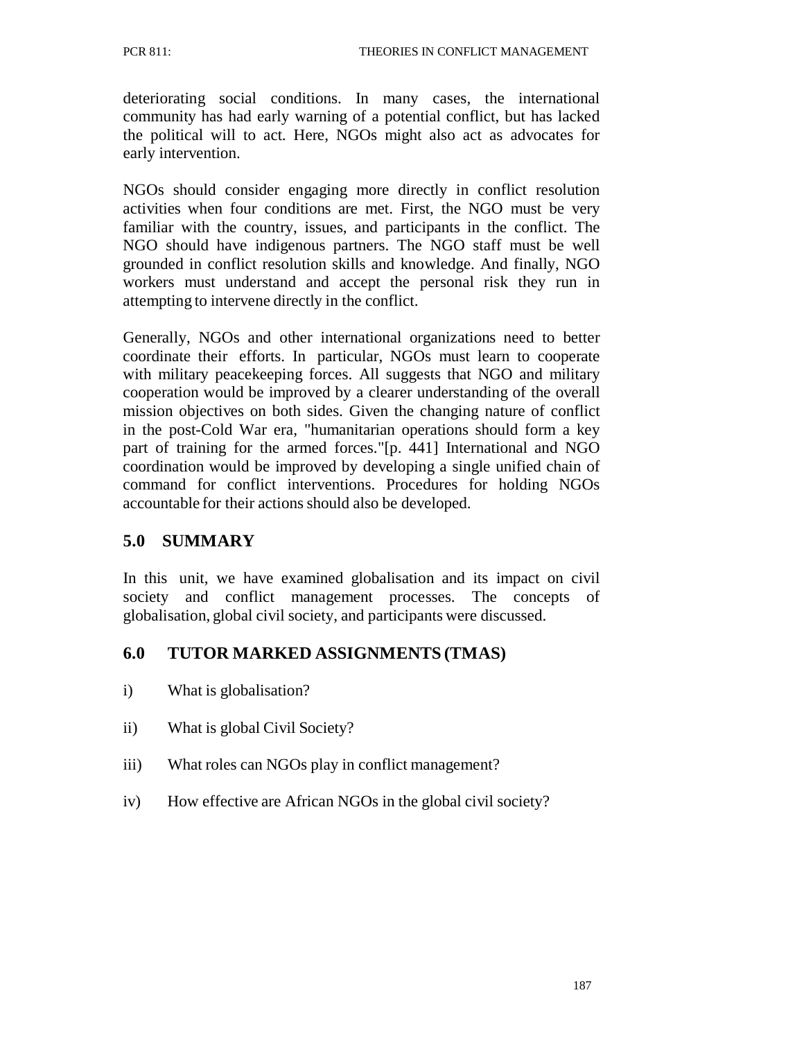deteriorating social conditions. In many cases, the international community has had early warning of a potential conflict, but has lacked the political will to act. Here, NGOs might also act as advocates for early intervention.

NGOs should consider engaging more directly in conflict resolution activities when four conditions are met. First, the NGO must be very familiar with the country, issues, and participants in the conflict. The NGO should have indigenous partners. The NGO staff must be well grounded in conflict resolution skills and knowledge. And finally, NGO workers must understand and accept the personal risk they run in attempting to intervene directly in the conflict.

Generally, NGOs and other international organizations need to better coordinate their efforts. In particular, NGOs must learn to cooperate with military peacekeeping forces. All suggests that NGO and military cooperation would be improved by a clearer understanding of the overall mission objectives on both sides. Given the changing nature of conflict in the post-Cold War era, "humanitarian operations should form a key part of training for the armed forces."[p. 441] International and NGO coordination would be improved by developing a single unified chain of command for conflict interventions. Procedures for holding NGOs accountable for their actions should also be developed.

## 5.0 SUMMARY

In this unit, we have examined globalisation and its impact on civil society and conflict management processes. The concepts of globalisation, global civil society, and participants were discussed.

## 6.0 TUTOR MARKED ASSIGNMENTS (TMAS)

i) What is globalisation?

ii) What is global Civil Society?

iii) What roles can NGOs play in conflict management?

iv) How effective are African NGOs in the global civil society?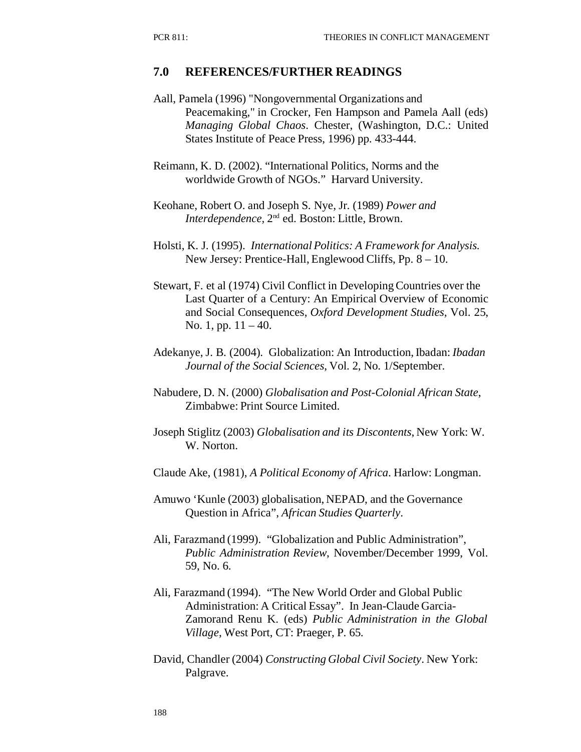## 7.0 REFERENCES/FURTHER READINGS

Aall, Pamela (1996) "Nongovernmental Organizations and Peacemaking," in Crocker, Fen Hampson and Pamela Aall (eds) *Managing Global Chaos*. Chester, (Washington, D.C.: United States Institute of Peace Press, 1996) pp. 433-444.

Reimann, K. D. (2002). "International Politics, Norms and the worldwide Growth of NGOs." Harvard University.

Keohane, Robert O. and Joseph S. Nye, Jr. (1989) *Power and Interdependence,* 2nd ed. Boston: Little, Brown.

Holsti, K. J. (1995). *International Politics: A Framework for Analysis.* New Jersey: Prentice-Hall, Englewood Cliffs, Pp. 8 – 10.

Stewart, F. et al (1974) Civil Conflict in Developing Countries over the Last Quarter of a Century: An Empirical Overview of Economic and Social Consequences, *Oxford Development Studies,* Vol. 25, No. 1, pp. 11 – 40.

Adekanye, J. B. (2004). Globalization: An Introduction, Ibadan: *Ibadan Journal of the Social Sciences*, Vol. 2, No. 1/September.

Nabudere, D. N. (2000) *Globalisation and Post-Colonial African State*, Zimbabwe: Print Source Limited.

Joseph Stiglitz (2003) *Globalisation and its Discontents*, New York: W. W. Norton.

Claude Ake, (1981), *A Political Economy of Africa*. Harlow: Longman.

Amuwo 'Kunle (2003) globalisation, NEPAD, and the Governance Question in Africa", *African Studies Quarterly*.

Ali, Farazmand (1999). "Globalization and Public Administration", *Public Administration Review*, November/December 1999, Vol. 59, No. 6.

Ali, Farazmand (1994). "The New World Order and Global Public Administration: A Critical Essay". In Jean-Claude Garcia-Zamorand Renu K. (eds) *Public Administration in the Global Village*, West Port, CT: Praeger, P. 65.

David, Chandler (2004) *Constructing Global Civil Society*. New York: Palgrave.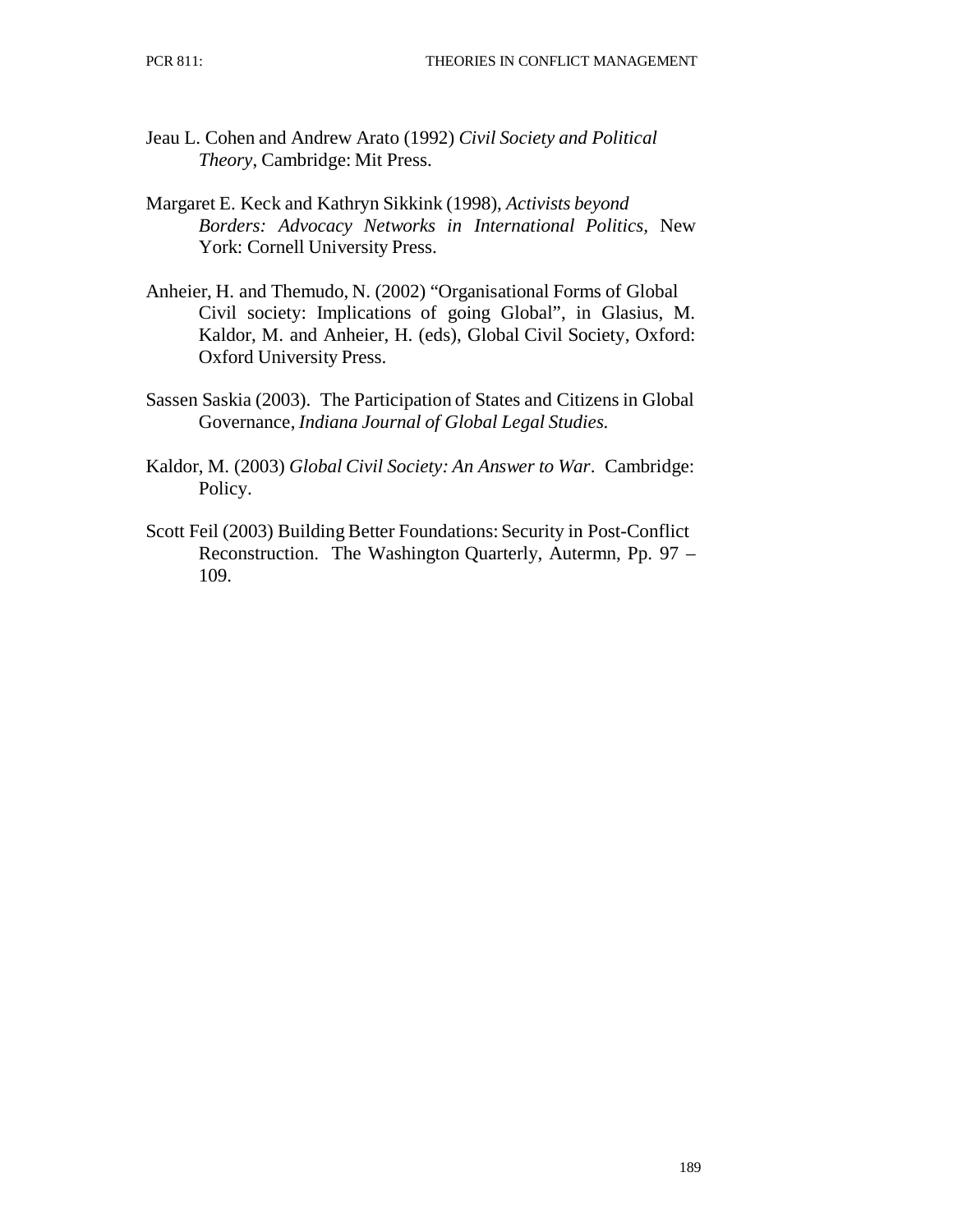Jeau L. Cohen and Andrew Arato (1992) *Civil Society and Political Theory*, Cambridge: Mit Press.

Margaret E. Keck and Kathryn Sikkink (1998), *Activists beyond Borders: Advocacy Networks in International Politics,* New York: Cornell University Press.

Anheier, H. and Themudo, N. (2002) "Organisational Forms of Global Civil society: Implications of going Global", in Glasius, M. Kaldor, M. and Anheier, H. (eds), Global Civil Society, Oxford: Oxford University Press.

Sassen Saskia (2003). The Participation of States and Citizens in Global Governance, *Indiana Journal of Global Legal Studies.*

Kaldor, M. (2003) *Global Civil Society: An Answer to War*. Cambridge: Policy.

Scott Feil (2003) Building Better Foundations: Security in Post-Conflict Reconstruction. The Washington Quarterly, Autermn, Pp. 97 – 109.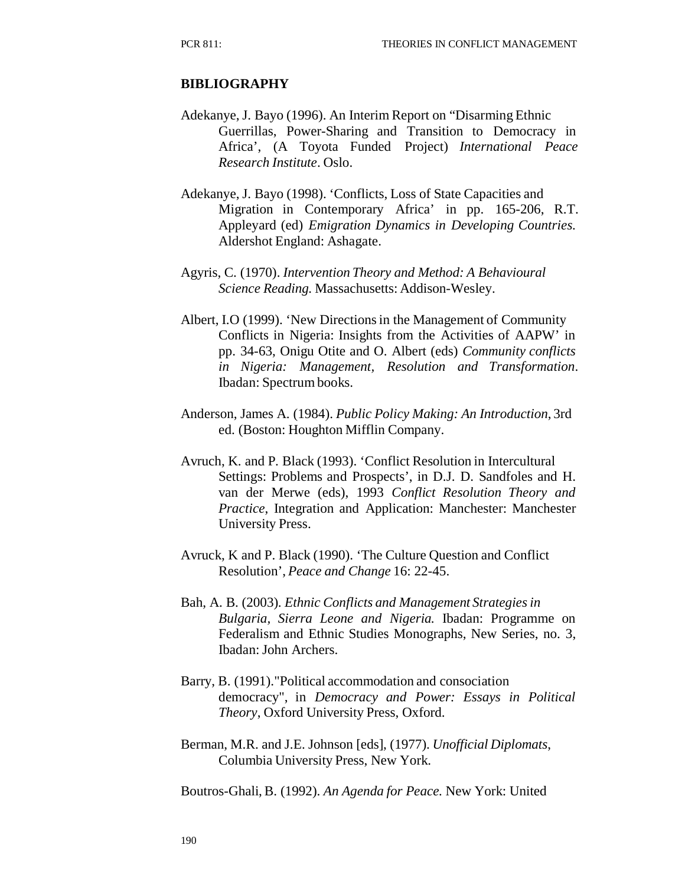## BIBLIOGRAPHY

Adekanye, J. Bayo (1996). An Interim Report on "Disarming Ethnic Guerrillas, Power-Sharing and Transition to Democracy in Africa', (A Toyota Funded Project) *International Peace Research Institute*. Oslo.

Adekanye, J. Bayo (1998). 'Conflicts, Loss of State Capacities and Migration in Contemporary Africa' in pp. 165-206, R.T. Appleyard (ed) *Emigration Dynamics in Developing Countries.* Aldershot England: Ashagate.

Agyris, C. (1970). *Intervention Theory and Method: A Behavioural Science Reading.* Massachusetts: Addison-Wesley.

Albert, I.O (1999). 'New Directions in the Management of Community Conflicts in Nigeria: Insights from the Activities of AAPW' in pp. 34-63, Onigu Otite and O. Albert (eds) *Community conflicts in Nigeria: Management, Resolution and Transformation*. Ibadan: Spectrum books.

Anderson, James A. (1984). *Public Policy Making: An Introduction*, 3rd ed. (Boston: Houghton Mifflin Company.

Avruch, K. and P. Black (1993). 'Conflict Resolution in Intercultural Settings: Problems and Prospects', in D.J. D. Sandfoles and H. van der Merwe (eds), 1993 *Conflict Resolution Theory and Practice*, Integration and Application: Manchester: Manchester University Press.

Avruck, K and P. Black (1990). 'The Culture Question and Conflict Resolution', *Peace and Change* 16: 22-45.

Bah, A. B. (2003). *Ethnic Conflicts and Management Strategies in Bulgaria, Sierra Leone and Nigeria.* Ibadan: Programme on Federalism and Ethnic Studies Monographs, New Series, no. 3, Ibadan: John Archers.

Barry, B. (1991)."Political accommodation and consociation democracy", in *Democracy and Power: Essays in Political Theory*, Oxford University Press, Oxford.

Berman, M.R. and J.E. Johnson [eds], (1977). *Unofficial Diplomats*, Columbia University Press, New York.

Boutros-Ghali, B. (1992). *An Agenda for Peace.* New York: United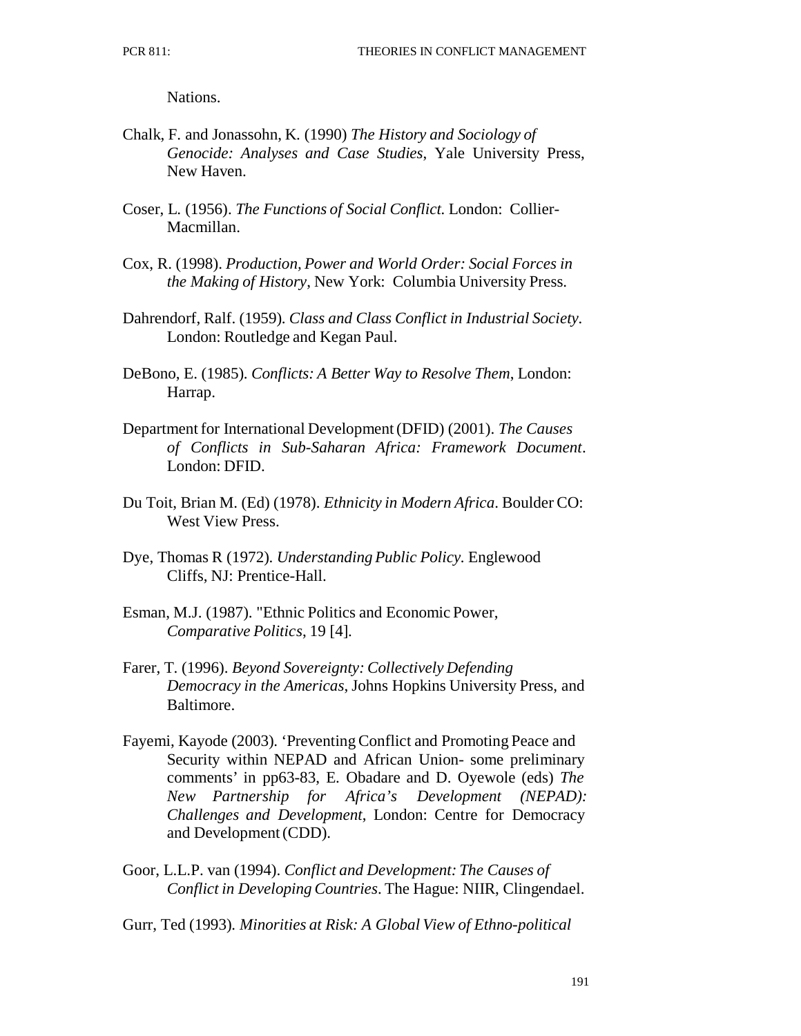Nations.

Chalk, F. and Jonassohn, K. (1990) *The History and Sociology of Genocide: Analyses and Case Studies*, Yale University Press, New Haven.

Coser, L. (1956). *The Functions of Social Conflict*. London: Collier-Macmillan.

Cox, R. (1998). *Production, Power and World Order: Social Forces in the Making of History*, New York: Columbia University Press.

Dahrendorf, Ralf. (1959). *Class and Class Conflict in Industrial Society*. London: Routledge and Kegan Paul.

DeBono, E. (1985). *Conflicts: A Better Way to Resolve Them*, London: Harrap.

Department for International Development (DFID) (2001). *The Causes of Conflicts in Sub-Saharan Africa: Framework Document*. London: DFID.

Du Toit, Brian M. (Ed) (1978). *Ethnicity in Modern Africa*. Boulder CO: West View Press.

Dye, Thomas R (1972). *Understanding Public Policy*. Englewood Cliffs, NJ: Prentice-Hall.

Esman, M.J. (1987). "Ethnic Politics and Economic Power, *Comparative Politics*, 19 [4].

Farer, T. (1996). *Beyond Sovereignty: Collectively Defending Democracy in the Americas*, Johns Hopkins University Press, and Baltimore.

Fayemi, Kayode (2003). 'Preventing Conflict and Promoting Peace and Security within NEPAD and African Union- some preliminary comments' in pp63-83, E. Obadare and D. Oyewole (eds) *The New Partnership for Africa's Development (NEPAD): Challenges and Development*, London: Centre for Democracy and Development (CDD).

Goor, L.L.P. van (1994). *Conflict and Development: The Causes of Conflict in Developing Countries*. The Hague: NIIR, Clingendael.

Gurr, Ted (1993). *Minorities at Risk: A Global View of Ethno-political*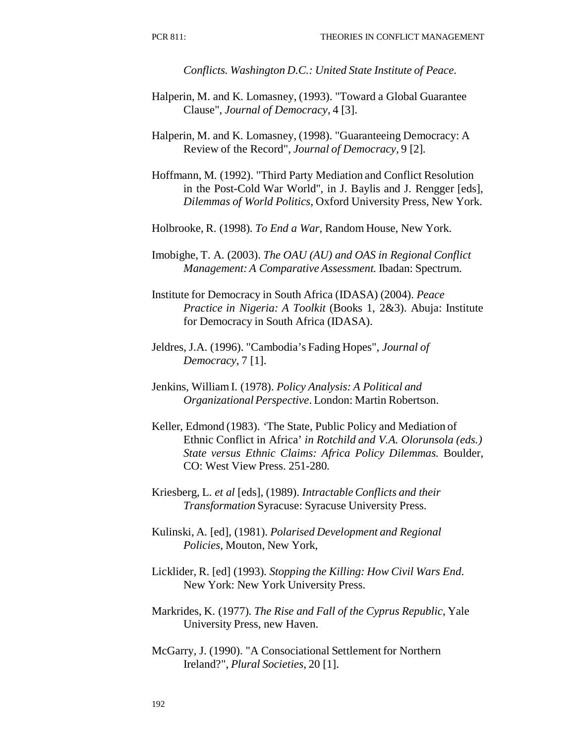*Conflicts. Washington D.C.: United State Institute of Peace.*

Halperin, M. and K. Lomasney, (1993). "Toward a Global Guarantee Clause", *Journal of Democracy*, 4 [3].

Halperin, M. and K. Lomasney, (1998). "Guaranteeing Democracy: A Review of the Record", *Journal of Democracy,* 9 [2].

Hoffmann, M. (1992). "Third Party Mediation and Conflict Resolution in the Post-Cold War World", in J. Baylis and J. Rengger [eds], *Dilemmas of World Politics*, Oxford University Press, New York.

Holbrooke, R. (1998). *To End a War*, Random House, New York.

Imobighe, T. A. (2003). *The OAU (AU) and OAS in Regional Conflict Management: A Comparative Assessment.* Ibadan: Spectrum.

Institute for Democracy in South Africa (IDASA) (2004). *Peace Practice in Nigeria: A Toolkit* (Books 1, 2&3). Abuja: Institute for Democracy in South Africa (IDASA).

Jeldres, J.A. (1996). "Cambodia's Fading Hopes", *Journal of Democracy*, 7 [1].

Jenkins, William I. (1978). *Policy Analysis: A Political and Organizational Perspective*. London: Martin Robertson.

Keller, Edmond (1983). 'The State, Public Policy and Mediation of Ethnic Conflict in Africa' *in Rotchild and V.A. Olorunsola (eds.) State versus Ethnic Claims: Africa Policy Dilemmas.* Boulder, CO: West View Press. 251-280.

Kriesberg, L. *et al* [eds], (1989). *Intractable Conflicts and their Transformation* Syracuse: Syracuse University Press.

Kulinski, A. [ed], (1981). *Polarised Development and Regional Policies*, Mouton, New York,

Licklider, R. [ed] (1993). *Stopping the Killing: How Civil Wars End*. New York: New York University Press.

Markrides, K. (1977). *The Rise and Fall of the Cyprus Republic*, Yale University Press, new Haven.

McGarry, J. (1990). "A Consociational Settlement for Northern Ireland?", *Plural Societies*, 20 [1].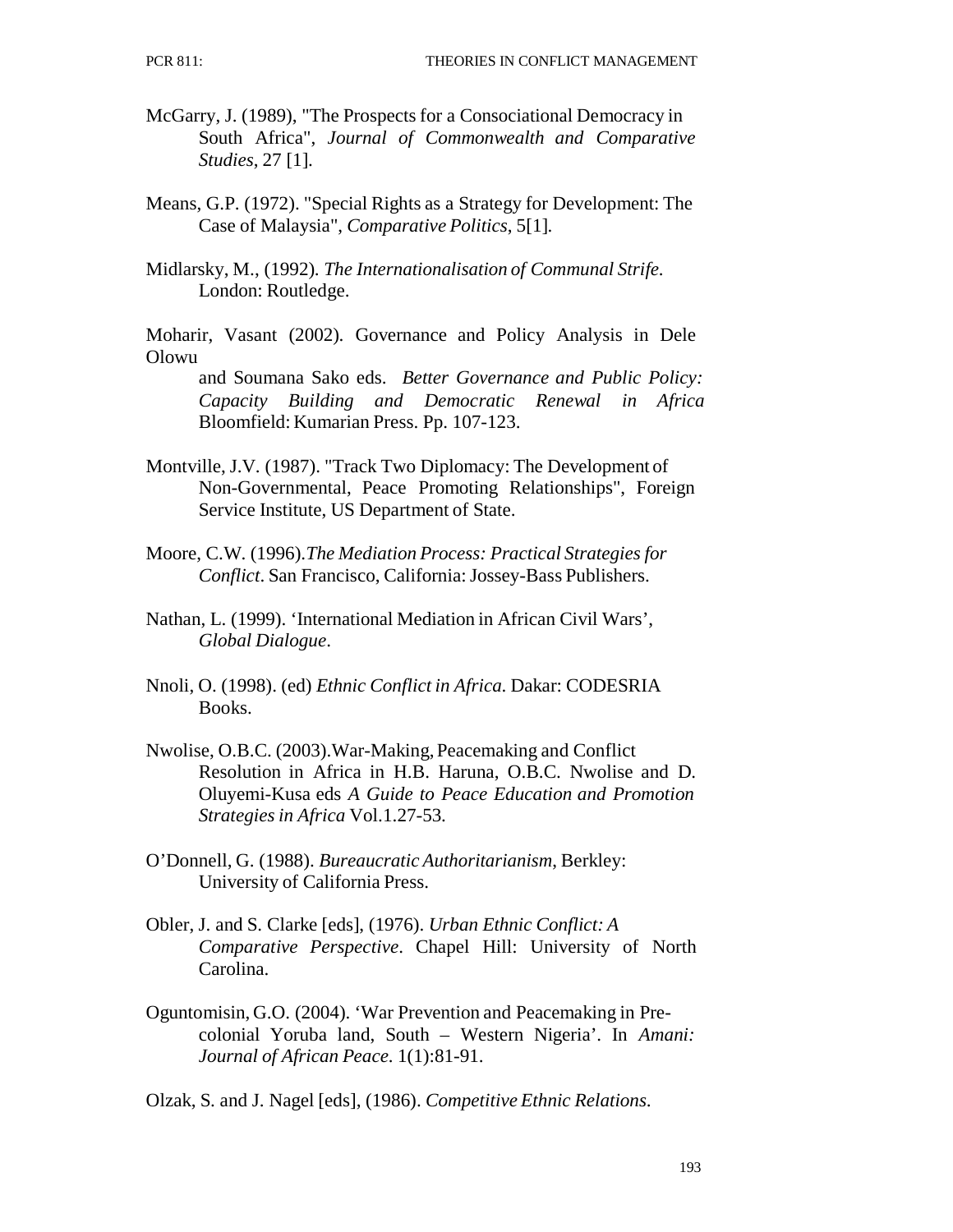McGarry, J. (1989), "The Prospects for a Consociational Democracy in South Africa", *Journal of Commonwealth and Comparative Studies*, 27 [1].

Means, G.P. (1972). "Special Rights as a Strategy for Development: The Case of Malaysia", *Comparative Politics*, 5[1].

Midlarsky, M., (1992). *The Internationalisation of Communal Strife*. London: Routledge.

Moharir, Vasant (2002). Governance and Policy Analysis in Dele Olowu and Soumana Sako eds. *Better Governance and Public Policy: Capacity Building and Democratic Renewal in Africa* Bloomfield: Kumarian Press. Pp. 107-123.

Montville, J.V. (1987). "Track Two Diplomacy: The Development of Non-Governmental, Peace Promoting Relationships", Foreign Service Institute, US Department of State.

Moore, C.W. (1996).*The Mediation Process: Practical Strategies for Conflict*. San Francisco, California: Jossey-Bass Publishers.

Nathan, L. (1999). 'International Mediation in African Civil Wars', *Global Dialogue*.

Nnoli, O. (1998). (ed) *Ethnic Conflict in Africa*. Dakar: CODESRIA Books.

Nwolise, O.B.C. (2003).War-Making, Peacemaking and Conflict Resolution in Africa in H.B. Haruna, O.B.C. Nwolise and D. Oluyemi-Kusa eds *A Guide to Peace Education and Promotion Strategies in Africa* Vol.1.27-53.

O'Donnell, G. (1988). *Bureaucratic Authoritarianism*, Berkley: University of California Press.

Obler, J. and S. Clarke [eds], (1976). *Urban Ethnic Conflict: A Comparative Perspective*. Chapel Hill: University of North Carolina.

Oguntomisin, G.O. (2004). 'War Prevention and Peacemaking in Pre-colonial Yoruba land, South – Western Nigeria'. In *Amani: Journal of African Peace*. 1(1):81-91.

Olzak, S. and J. Nagel [eds], (1986). *Competitive Ethnic Relations*.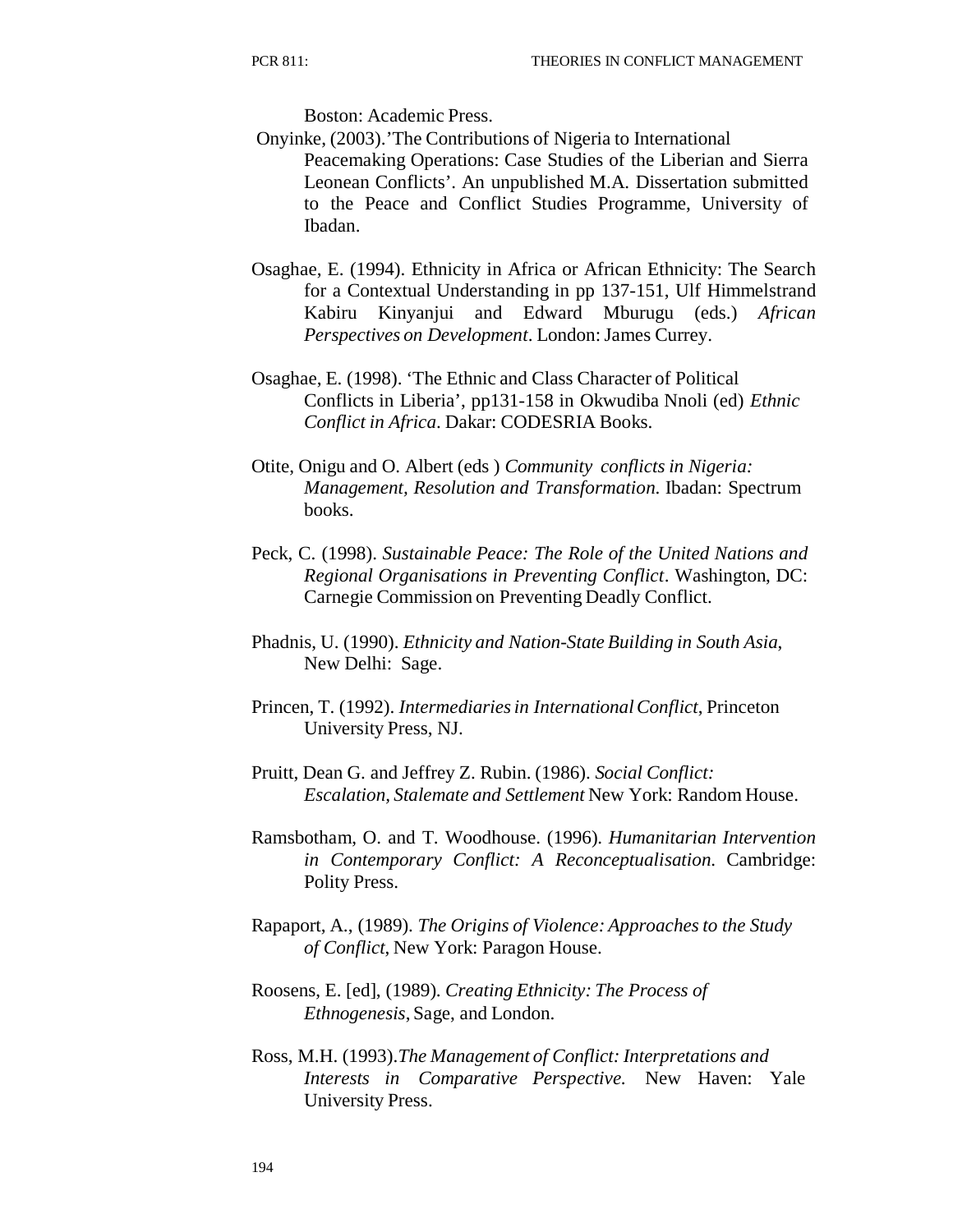Boston: Academic Press.

Onyinke, (2003).'The Contributions of Nigeria to International Peacemaking Operations: Case Studies of the Liberian and Sierra Leonean Conflicts'. An unpublished M.A. Dissertation submitted to the Peace and Conflict Studies Programme, University of Ibadan.

Osaghae, E. (1994). Ethnicity in Africa or African Ethnicity: The Search for a Contextual Understanding in pp 137-151, Ulf Himmelstrand Kabiru Kinyanjui and Edward Mburugu (eds.) *African Perspectives on Development*. London: James Currey.

Osaghae, E. (1998). 'The Ethnic and Class Character of Political Conflicts in Liberia', pp131-158 in Okwudiba Nnoli (ed) *Ethnic Conflict in Africa*. Dakar: CODESRIA Books.

Otite, Onigu and O. Albert (eds ) *Community conflicts in Nigeria: Management, Resolution and Transformation*. Ibadan: Spectrum books.

Peck, C. (1998). *Sustainable Peace: The Role of the United Nations and Regional Organisations in Preventing Conflict*. Washington, DC: Carnegie Commission on Preventing Deadly Conflict.

Phadnis, U. (1990). *Ethnicity and Nation-State Building in South Asia*, New Delhi: Sage.

Princen, T. (1992). *Intermediaries in International Conflict*, Princeton University Press, NJ.

Pruitt, Dean G. and Jeffrey Z. Rubin. (1986). *Social Conflict: Escalation, Stalemate and Settlement* New York: Random House.

Ramsbotham, O. and T. Woodhouse. (1996). *Humanitarian Intervention in Contemporary Conflict: A Reconceptualisation*. Cambridge: Polity Press.

Rapaport, A., (1989). *The Origins of Violence: Approaches to the Study of Conflict*, New York: Paragon House.

Roosens, E. [ed], (1989). *Creating Ethnicity: The Process of Ethnogenesis*, Sage, and London.

Ross, M.H. (1993).*The Management of Conflict: Interpretations and Interests in Comparative Perspective*. New Haven: Yale University Press.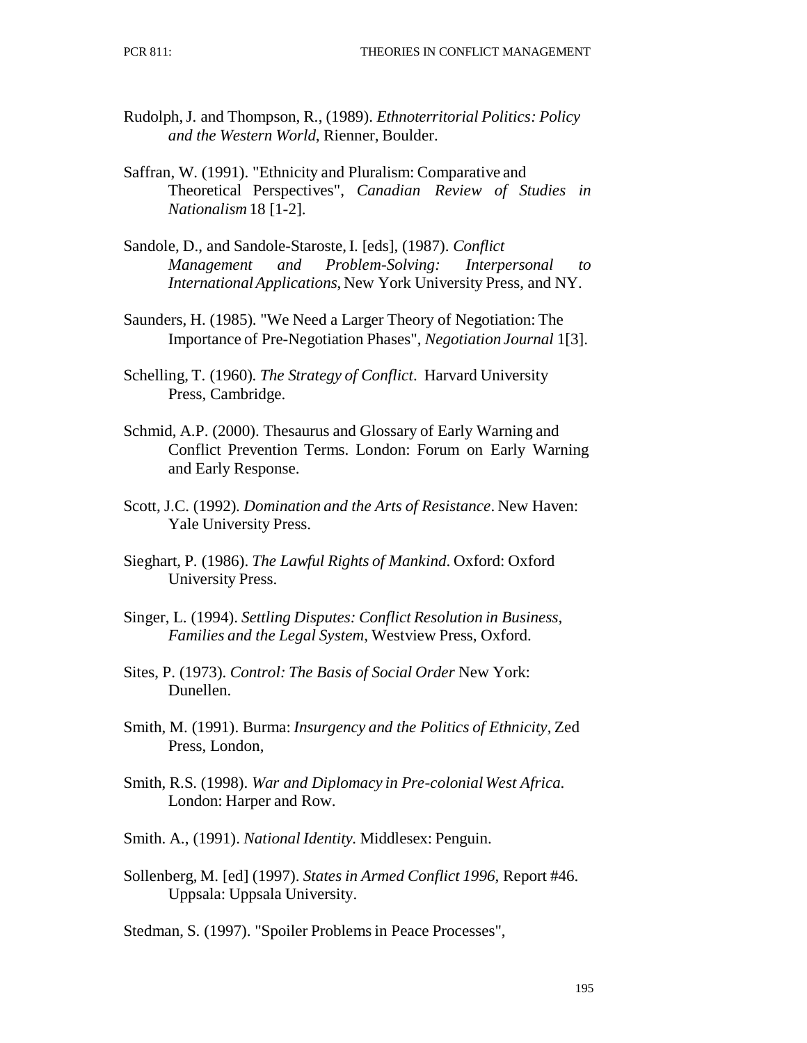Rudolph, J. and Thompson, R., (1989). *Ethnoterritorial Politics: Policy and the Western World*, Rienner, Boulder.

Saffran, W. (1991). "Ethnicity and Pluralism: Comparative and Theoretical Perspectives", *Canadian Review of Studies in Nationalism* 18 [1-2].

Sandole, D., and Sandole-Staroste, I. [eds], (1987). *Conflict Management and Problem-Solving: Interpersonal to International Applications*, New York University Press, and NY.

Saunders, H. (1985). "We Need a Larger Theory of Negotiation: The Importance of Pre-Negotiation Phases", *Negotiation Journal* 1[3].

Schelling, T. (1960). *The Strategy of Conflict*. Harvard University Press, Cambridge.

Schmid, A.P. (2000). Thesaurus and Glossary of Early Warning and Conflict Prevention Terms. London: Forum on Early Warning and Early Response.

Scott, J.C. (1992). *Domination and the Arts of Resistance*. New Haven: Yale University Press.

Sieghart, P. (1986). *The Lawful Rights of Mankind*. Oxford: Oxford University Press.

Singer, L. (1994). *Settling Disputes: Conflict Resolution in Business, Families and the Legal System*, Westview Press, Oxford.

Sites, P. (1973). *Control: The Basis of Social Order* New York: Dunellen.

Smith, M. (1991). Burma: *Insurgency and the Politics of Ethnicity*, Zed Press, London,

Smith, R.S. (1998). *War and Diplomacy in Pre-colonial West Africa*. London: Harper and Row.

Smith. A., (1991). *National Identity*. Middlesex: Penguin.

Sollenberg, M. [ed] (1997). *States in Armed Conflict 1996*, Report #46. Uppsala: Uppsala University.

Stedman, S. (1997). "Spoiler Problems in Peace Processes",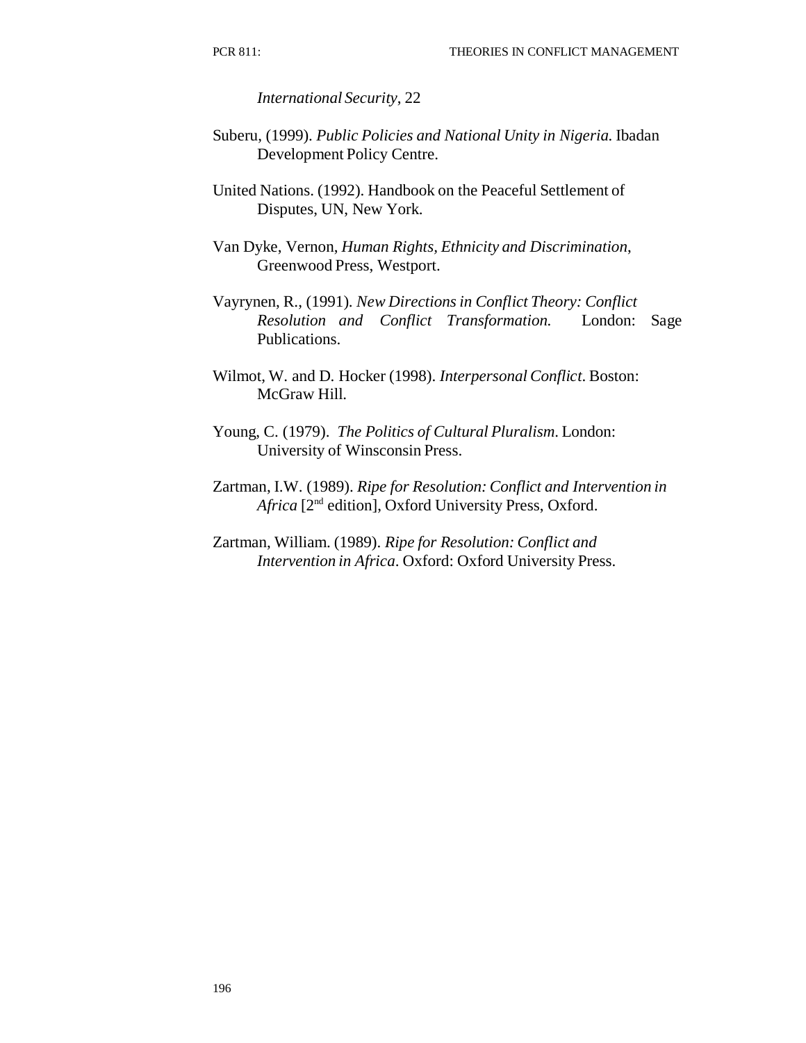*International Security*, 22

Suberu, (1999). *Public Policies and National Unity in Nigeria.* Ibadan Development Policy Centre.

United Nations. (1992). Handbook on the Peaceful Settlement of Disputes, UN, New York.

Van Dyke, Vernon, *Human Rights, Ethnicity and Discrimination*, Greenwood Press, Westport.

Vayrynen, R., (1991). *New Directions in Conflict Theory: Conflict Resolution and Conflict Transformation.* London: Sage Publications.

Wilmot, W. and D. Hocker (1998). *Interpersonal Conflict*. Boston: McGraw Hill.

Young, C. (1979). *The Politics of Cultural Pluralism*. London: University of Winsconsin Press.

Zartman, I.W. (1989). *Ripe for Resolution: Conflict and Intervention in Africa* [2nd edition], Oxford University Press, Oxford.

Zartman, William. (1989). *Ripe for Resolution: Conflict and Intervention in Africa*. Oxford: Oxford University Press.